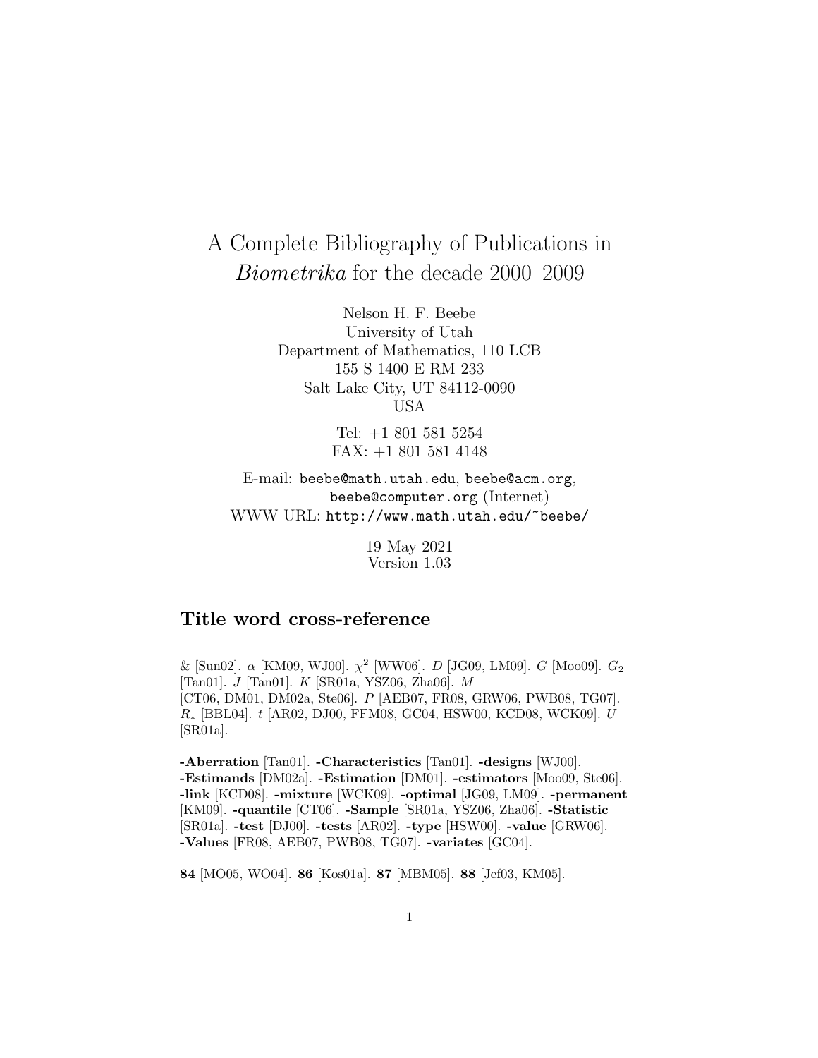# A Complete Bibliography of Publications in *Biometrika* for the decade 2000–2009

Nelson H. F. Beebe
University of Utah
Department of Mathematics, 110 LCB
155 S 1400 E RM 233
Salt Lake City, UT 84112-0090
USA

Tel: +1 801 581 5254
FAX: +1 801 581 4148

E-mail: `beebe@math.utah.edu`, `beebe@acm.org`, `beebe@computer.org` (Internet)
WWW URL: `http://www.math.utah.edu/~beebe/`

19 May 2021
Version 1.03

## Title word cross-reference

& [Sun02]. $\alpha$ [KM09, WJ00]. $\chi^2$ [WW06]. $D$ [JG09, LM09]. $G$ [Moo09]. $G_2$ [Tan01]. $J$ [Tan01]. $K$ [SR01a, YSZ06, Zha06]. $M$ [CT06, DM01, DM02a, Ste06]. $P$ [AEB07, FR08, GRW06, PWB08, TG07]. $R_*$ [BBL04]. $t$ [AR02, DJ00, FFM08, GC04, HSW00, KCD08, WCK09]. $U$ [SR01a].

**-Aberration** [Tan01]. **-Characteristics** [Tan01]. **-designs** [WJ00]. **-Estimands** [DM02a]. **-Estimation** [DM01]. **-estimators** [Moo09, Ste06]. **-link** [KCD08]. **-mixture** [WCK09]. **-optimal** [JG09, LM09]. **-permanent** [KM09]. **-quantile** [CT06]. **-Sample** [SR01a, YSZ06, Zha06]. **-Statistic** [SR01a]. **-test** [DJ00]. **-tests** [AR02]. **-type** [HSW00]. **-value** [GRW06]. **-Values** [FR08, AEB07, PWB08, TG07]. **-variates** [GC04].

**84** [MO05, WO04]. **86** [Kos01a]. **87** [MBM05]. **88** [Jef03, KM05].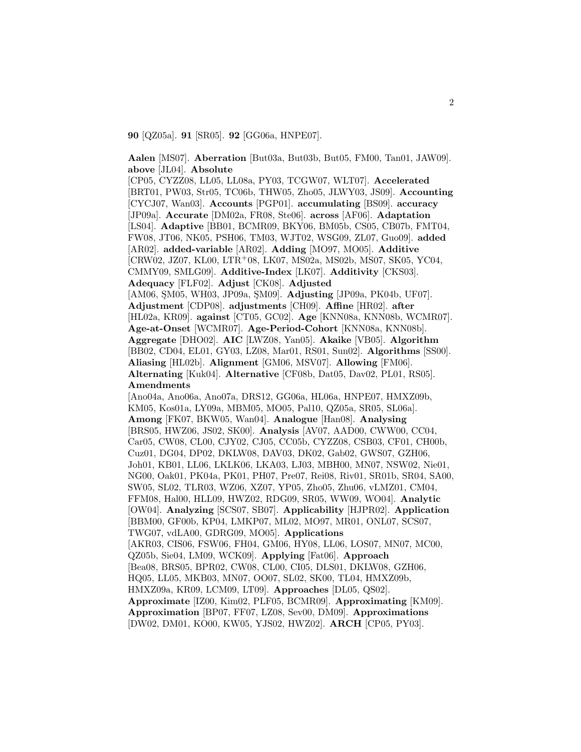**90** [QZ05a]. **91** [SR05]. **92** [GG06a, HNPE07].

**Aalen** [MS07]. **Aberration** [But03a, But03b, But05, FM00, Tan01, JAW09]. **above** [JL04]. **Absolute** [CP05, CYZZ08, LL05, LL08a, PY03, TCGW07, WLT07]. **Accelerated** [BRT01, PW03, Str05, TC06b, THW05, Zho05, JLWY03, JS09]. **Accounting** [CYCJ07, Wan03]. **Accounts** [PGP01]. **accumulating** [BS09]. **accuracy** [JP09a]. **Accurate** [DM02a, FR08, Ste06]. **across** [AF06]. **Adaptation** [LS04]. **Adaptive** [BB01, BCMR09, BKY06, BM05b, CS05, CB07b, FMT04, FW08, JT06, NK05, PSH06, TM03, WJT02, WSG09, ZL07, Guo09]. **added** [AR02]. **added-variable** [AR02]. **Adding** [MO97, MO05]. **Additive** [CRW02, JZ07, KL00, LTR$^{+}$08, LK07, MS02a, MS02b, MS07, SK05, YC04, CMMY09, SMLG09]. **Additive-Index** [LK07]. **Additivity** [CKS03]. **Adequacy** [FLF02]. **Adjust** [CK08]. **Adjusted** [AM06, ŞM05, WH03, JP09a, ŞM09]. **Adjusting** [JP09a, PK04b, UF07]. **Adjustment** [CDP08]. **adjustments** [CH09]. **Affine** [HR02]. **after** [HL02a, KR09]. **against** [CT05, GC02]. **Age** [KNN08a, KNN08b, WCMR07]. **Age-at-Onset** [WCMR07]. **Age-Period-Cohort** [KNN08a, KNN08b]. **Aggregate** [DHO02]. **AIC** [LWZ08, Yan05]. **Akaike** [VB05]. **Algorithm** [BB02, CD04, EL01, GY03, LZ08, Mar01, RS01, Sun02]. **Algorithms** [SS00]. **Aliasing** [HL02b]. **Alignment** [GM06, MSV07]. **Allowing** [FM06]. **Alternating** [Kuk04]. **Alternative** [CF08b, Dat05, Dav02, PL01, RS05]. **Amendments** [Ano04a, Ano06a, Ano07a, DRS12, GG06a, HL06a, HNPE07, HMXZ09b, KM05, Kos01a, LY09a, MBM05, MO05, Pal10, QZ05a, SR05, SL06a]. **Among** [FK07, BKW05, Wan04]. **Analogue** [Han08]. **Analysing** [BRS05, HWZ06, JS02, SK00]. **Analysis** [AV07, AAD00, CWW00, CC04, Car05, CW08, CL00, CJY02, CJ05, CC05b, CYZZ08, CSB03, CF01, CH00b, Cuz01, DG04, DP02, DKLW08, DAV03, DK02, Gab02, GWS07, GZH06, Joh01, KB01, LL06, LKLK06, LKA03, LJ03, MBH00, MN07, NSW02, Nie01, NG00, Oak01, PK04a, PK01, PH07, Pre07, Rei08, Riv01, SR01b, SR04, SA00, SW05, SL02, TLR03, WZ06, XZ07, YP05, Zho05, Zhu06, vLMZ01, CM04, FFM08, Hal00, HLL09, HWZ02, RDG09, SR05, WW09, WO04]. **Analytic** [OW04]. **Analyzing** [SCS07, SB07]. **Applicability** [HJPR02]. **Application** [BBM00, GF00b, KP04, LMKP07, ML02, MO97, MR01, ONL07, SCS07, TWG07, vdLA00, GDRG09, MO05]. **Applications** [AKR03, CIS06, FSW06, FH04, GM06, HY08, LL06, LOS07, MN07, MC00, QZ05b, Sie04, LM09, WCK09]. **Applying** [Fat06]. **Approach** [Bea08, BRS05, BPR02, CW08, CL00, CI05, DLS01, DKLW08, GZH06, HQ05, LL05, MKB03, MN07, OO07, SL02, SK00, TL04, HMXZ09b, HMXZ09a, KR09, LCM09, LT09]. **Approaches** [DL05, QS02]. **Approximate** [IZ00, Kim02, PLF05, BCMR09]. **Approximating** [KM09]. **Approximation** [BP07, FF07, LZ08, Sev00, DM09]. **Approximations** [DW02, DM01, KO00, KW05, YJS02, HWZ02]. **ARCH** [CP05, PY03].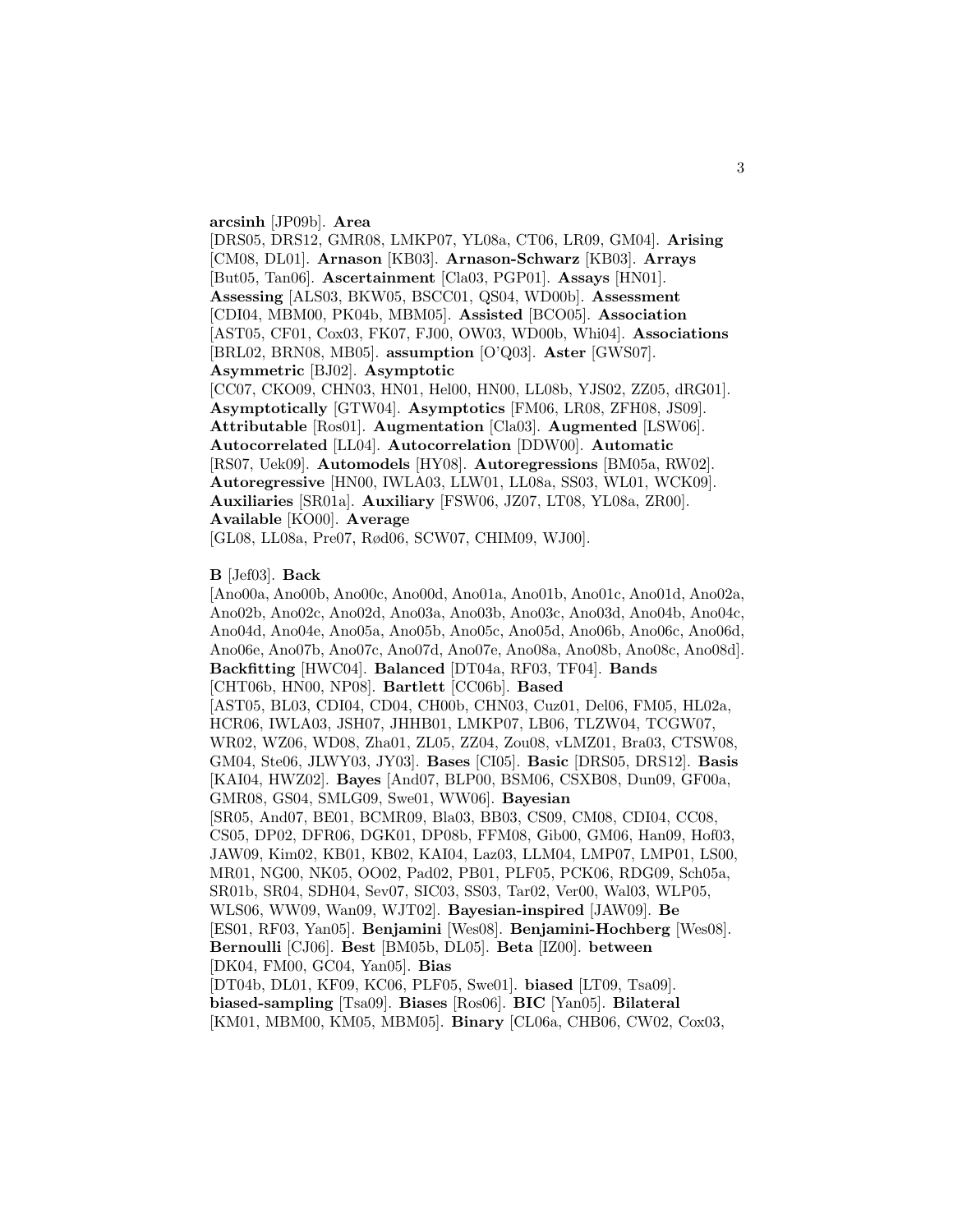**arcsinh** [JP09b]. **Area** [DRS05, DRS12, GMR08, LMKP07, YL08a, CT06, LR09, GM04]. **Arising** [CM08, DL01]. **Arnason** [KB03]. **Arnason-Schwarz** [KB03]. **Arrays** [But05, Tan06]. **Ascertainment** [Cla03, PGP01]. **Assays** [HN01]. **Assessing** [ALS03, BKW05, BSCC01, QS04, WD00b]. **Assessment** [CDI04, MBM00, PK04b, MBM05]. **Assisted** [BCO05]. **Association** [AST05, CF01, Cox03, FK07, FJ00, OW03, WD00b, Whi04]. **Associations** [BRL02, BRN08, MB05]. **assumption** [O'Q03]. **Aster** [GWS07]. **Asymmetric** [BJ02]. **Asymptotic** [CC07, CKO09, CHN03, HN01, Hel00, HN00, LL08b, YJS02, ZZ05, dRG01]. **Asymptotically** [GTW04]. **Asymptotics** [FM06, LR08, ZFH08, JS09]. **Attributable** [Ros01]. **Augmentation** [Cla03]. **Augmented** [LSW06]. **Autocorrelated** [LL04]. **Autocorrelation** [DDW00]. **Automatic** [RS07, Uek09]. **Automodels** [HY08]. **Autoregressions** [BM05a, RW02]. **Autoregressive** [HN00, IWLA03, LLW01, LL08a, SS03, WL01, WCK09]. **Auxiliaries** [SR01a]. **Auxiliary** [FSW06, JZ07, LT08, YL08a, ZR00]. **Available** [KO00]. **Average** [GL08, LL08a, Pre07, Rød06, SCW07, CHIM09, WJ00].

**B** [Jef03]. **Back** [Ano00a, Ano00b, Ano00c, Ano00d, Ano01a, Ano01b, Ano01c, Ano01d, Ano02a, Ano02b, Ano02c, Ano02d, Ano03a, Ano03b, Ano03c, Ano03d, Ano04b, Ano04c, Ano04d, Ano04e, Ano05a, Ano05b, Ano05c, Ano05d, Ano06b, Ano06c, Ano06d, Ano06e, Ano07b, Ano07c, Ano07d, Ano07e, Ano08a, Ano08b, Ano08c, Ano08d]. **Backfitting** [HWC04]. **Balanced** [DT04a, RF03, TF04]. **Bands** [CHT06b, HN00, NP08]. **Bartlett** [CC06b]. **Based** [AST05, BL03, CDI04, CD04, CH00b, CHN03, Cuz01, Del06, FM05, HL02a, HCR06, IWLA03, JSH07, JHHB01, LMKP07, LB06, TLZW04, TCGW07, WR02, WZ06, WD08, Zha01, ZL05, ZZ04, Zou08, vLMZ01, Bra03, CTSW08, GM04, Ste06, JLWY03, JY03]. **Bases** [CI05]. **Basic** [DRS05, DRS12]. **Basis** [KAI04, HWZ02]. **Bayes** [And07, BLP00, BSM06, CSXB08, Dun09, GF00a, GMR08, GS04, SMLG09, Swe01, WW06]. **Bayesian** [SR05, And07, BE01, BCMR09, Bla03, BB03, CS09, CM08, CDI04, CC08, CS05, DP02, DFR06, DGK01, DP08b, FFM08, Gib00, GM06, Han09, Hof03, JAW09, Kim02, KB01, KB02, KAI04, Laz03, LLM04, LMP07, LMP01, LS00, MR01, NG00, NK05, OO02, Pad02, PB01, PLF05, PCK06, RDG09, Sch05a, SR01b, SR04, SDH04, Sev07, SIC03, SS03, Tar02, Ver00, Wal03, WLP05, WLS06, WW09, Wan09, WJT02]. **Bayesian-inspired** [JAW09]. **Be** [ES01, RF03, Yan05]. **Benjamini** [Wes08]. **Benjamini-Hochberg** [Wes08]. **Bernoulli** [CJ06]. **Best** [BM05b, DL05]. **Beta** [IZ00]. **between** [DK04, FM00, GC04, Yan05]. **Bias** [DT04b, DL01, KF09, KC06, PLF05, Swe01]. **biased** [LT09, Tsa09]. **biased-sampling** [Tsa09]. **Biases** [Ros06]. **BIC** [Yan05]. **Bilateral** [KM01, MBM00, KM05, MBM05]. **Binary** [CL06a, CHB06, CW02, Cox03,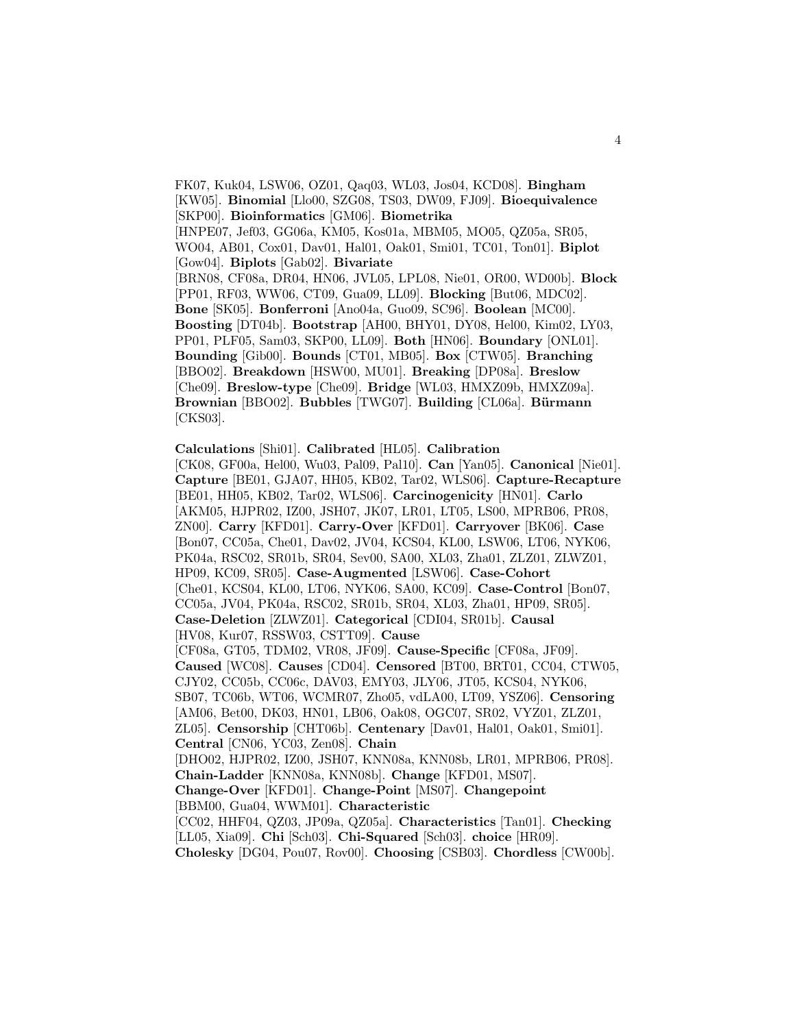FK07, Kuk04, LSW06, OZ01, Qaq03, WL03, Jos04, KCD08]. **Bingham** [KW05]. **Binomial** [Llo00, SZG08, TS03, DW09, FJ09]. **Bioequivalence** [SKP00]. **Bioinformatics** [GM06]. **Biometrika** [HNPE07, Jef03, GG06a, KM05, Kos01a, MBM05, MO05, QZ05a, SR05, WO04, AB01, Cox01, Dav01, Hal01, Oak01, Smi01, TC01, Ton01]. **Biplot** [Gow04]. **Biplots** [Gab02]. **Bivariate** [BRN08, CF08a, DR04, HN06, JVL05, LPL08, Nie01, OR00, WD00b]. **Block** [PP01, RF03, WW06, CT09, Gua09, LL09]. **Blocking** [But06, MDC02]. **Bone** [SK05]. **Bonferroni** [Ano04a, Guo09, SC96]. **Boolean** [MC00]. **Boosting** [DT04b]. **Bootstrap** [AH00, BHY01, DY08, Hel00, Kim02, LY03, PP01, PLF05, Sam03, SKP00, LL09]. **Both** [HN06]. **Boundary** [ONL01]. **Bounding** [Gib00]. **Bounds** [CT01, MB05]. **Box** [CTW05]. **Branching** [BBO02]. **Breakdown** [HSW00, MU01]. **Breaking** [DP08a]. **Breslow** [Che09]. **Breslow-type** [Che09]. **Bridge** [WL03, HMXZ09b, HMXZ09a]. **Brownian** [BBO02]. **Bubbles** [TWG07]. **Building** [CL06a]. **Bürmann** [CKS03].

**Calculations** [Shi01]. **Calibrated** [HL05]. **Calibration** [CK08, GF00a, Hel00, Wu03, Pal09, Pal10]. **Can** [Yan05]. **Canonical** [Nie01]. **Capture** [BE01, GJA07, HH05, KB02, Tar02, WLS06]. **Capture-Recapture** [BE01, HH05, KB02, Tar02, WLS06]. **Carcinogenicity** [HN01]. **Carlo** [AKM05, HJPR02, IZ00, JSH07, JK07, LR01, LT05, LS00, MPRB06, PR08, ZN00]. **Carry** [KFD01]. **Carry-Over** [KFD01]. **Carryover** [BK06]. **Case** [Bon07, CC05a, Che01, Dav02, JV04, KCS04, KL00, LSW06, LT06, NYK06, PK04a, RSC02, SR01b, SR04, Sev00, SA00, XL03, Zha01, ZLZ01, ZLWZ01, HP09, KC09, SR05]. **Case-Augmented** [LSW06]. **Case-Cohort** [Che01, KCS04, KL00, LT06, NYK06, SA00, KC09]. **Case-Control** [Bon07, CC05a, JV04, PK04a, RSC02, SR01b, SR04, XL03, Zha01, HP09, SR05]. **Case-Deletion** [ZLWZ01]. **Categorical** [CDI04, SR01b]. **Causal** [HV08, Kur07, RSSW03, CSTT09]. **Cause** [CF08a, GT05, TDM02, VR08, JF09]. **Cause-Specific** [CF08a, JF09]. **Caused** [WC08]. **Causes** [CD04]. **Censored** [BT00, BRT01, CC04, CTW05, CJY02, CC05b, CC06c, DAV03, EMY03, JLY06, JT05, KCS04, NYK06, SB07, TC06b, WT06, WCMR07, Zho05, vdLA00, LT09, YSZ06]. **Censoring** [AM06, Bet00, DK03, HN01, LB06, Oak08, OGC07, SR02, VYZ01, ZLZ01, ZL05]. **Censorship** [CHT06b]. **Centenary** [Dav01, Hal01, Oak01, Smi01]. **Central** [CN06, YC03, Zen08]. **Chain** [DHO02, HJPR02, IZ00, JSH07, KNN08a, KNN08b, LR01, MPRB06, PR08]. **Chain-Ladder** [KNN08a, KNN08b]. **Change** [KFD01, MS07]. **Change-Over** [KFD01]. **Change-Point** [MS07]. **Changepoint** [BBM00, Gua04, WWM01]. **Characteristic** [CC02, HHF04, QZ03, JP09a, QZ05a]. **Characteristics** [Tan01]. **Checking** [LL05, Xia09]. **Chi** [Sch03]. **Chi-Squared** [Sch03]. **choice** [HR09]. **Cholesky** [DG04, Pou07, Rov00]. **Choosing** [CSB03]. **Chordless** [CW00b].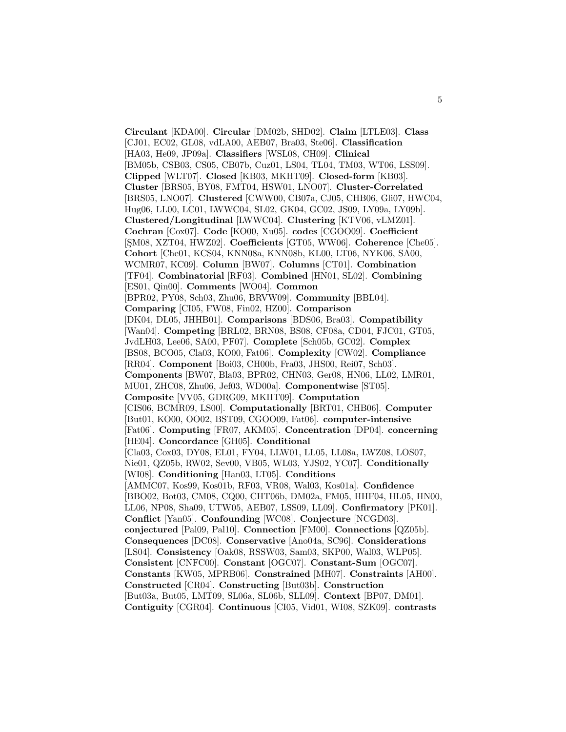**Circulant** [KDA00]. **Circular** [DM02b, SHD02]. **Claim** [LTLE03]. **Class** [CJ01, EC02, GL08, vdLA00, AEB07, Bra03, Ste06]. **Classification** [HA03, He09, JP09a]. **Classifiers** [WSL08, CH09]. **Clinical** [BM05b, CSB03, CS05, CB07b, Cuz01, LS04, TL04, TM03, WT06, LSS09]. **Clipped** [WLT07]. **Closed** [KB03, MKHT09]. **Closed-form** [KB03]. **Cluster** [BRS05, BY08, FMT04, HSW01, LNO07]. **Cluster-Correlated** [BRS05, LNO07]. **Clustered** [CWW00, CB07a, CJ05, CHB06, Gli07, HWC04, Hug06, LL00, LC01, LWWC04, SL02, GK04, GC02, JS09, LY09a, LY09b]. **Clustered/Longitudinal** [LWWC04]. **Clustering** [KTV06, vLMZ01]. **Cochran** [Cox07]. **Code** [KO00, Xu05]. **codes** [CGOO09]. **Coefficient** [ŞM08, XZT04, HWZ02]. **Coefficients** [GT05, WW06]. **Coherence** [Che05]. **Cohort** [Che01, KCS04, KNN08a, KNN08b, KL00, LT06, NYK06, SA00, WCMR07, KC09]. **Column** [BW07]. **Columns** [CT01]. **Combination** [TF04]. **Combinatorial** [RF03]. **Combined** [HN01, SL02]. **Combining** [ES01, Qin00]. **Comments** [WO04]. **Common** [BPR02, PY08, Sch03, Zhu06, BRVW09]. **Community** [BBL04]. **Comparing** [CI05, FW08, Fin02, HZ00]. **Comparison** [DK04, DL05, JHHB01]. **Comparisons** [BDS06, Bra03]. **Compatibility** [Wan04]. **Competing** [BRL02, BRN08, BS08, CF08a, CD04, FJC01, GT05, JvdLH03, Lee06, SA00, PF07]. **Complete** [Sch05b, GC02]. **Complex** [BS08, BCO05, Cla03, KO00, Fat06]. **Complexity** [CW02]. **Compliance** [RR04]. **Component** [Boi03, CH00b, Fra03, JHS00, Rei07, Sch03]. **Components** [BW07, Bla03, BPR02, CHN03, Ger08, HN06, LL02, LMR01, MU01, ZHC08, Zhu06, Jef03, WD00a]. **Componentwise** [ST05]. **Composite** [VV05, GDRG09, MKHT09]. **Computation** [CIS06, BCMR09, LS00]. **Computationally** [BRT01, CHB06]. **Computer** [But01, KO00, OO02, BST09, CGOO09, Fat06]. **computer-intensive** [Fat06]. **Computing** [FR07, AKM05]. **Concentration** [DP04]. **concerning** [HE04]. **Concordance** [GH05]. **Conditional** [Cla03, Cox03, DY08, EL01, FY04, LLW01, LL05, LL08a, LWZ08, LOS07, Nie01, QZ05b, RW02, Sev00, VB05, WL03, YJS02, YC07]. **Conditionally** [WI08]. **Conditioning** [Han03, LT05]. **Conditions** [AMMC07, Kos99, Kos01b, RF03, VR08, Wal03, Kos01a]. **Confidence** [BBO02, Bot03, CM08, CQ00, CHT06b, DM02a, FM05, HHF04, HL05, HN00, LL06, NP08, Sha09, UTW05, AEB07, LSS09, LL09]. **Confirmatory** [PK01]. **Conflict** [Yan05]. **Confounding** [WC08]. **Conjecture** [NCGD03]. **conjectured** [Pal09, Pal10]. **Connection** [FM00]. **Connections** [QZ05b]. **Consequences** [DC08]. **Conservative** [Ano04a, SC96]. **Considerations** [LS04]. **Consistency** [Oak08, RSSW03, Sam03, SKP00, Wal03, WLP05]. **Consistent** [CNFC00]. **Constant** [OGC07]. **Constant-Sum** [OGC07]. **Constants** [KW05, MPRB06]. **Constrained** [MH07]. **Constraints** [AH00]. **Constructed** [CR04]. **Constructing** [But03b]. **Construction** [But03a, But05, LMT09, SL06a, SL06b, SLL09]. **Context** [BP07, DM01]. **Contiguity** [CGR04]. **Continuous** [CI05, Vid01, WI08, SZK09]. **contrasts**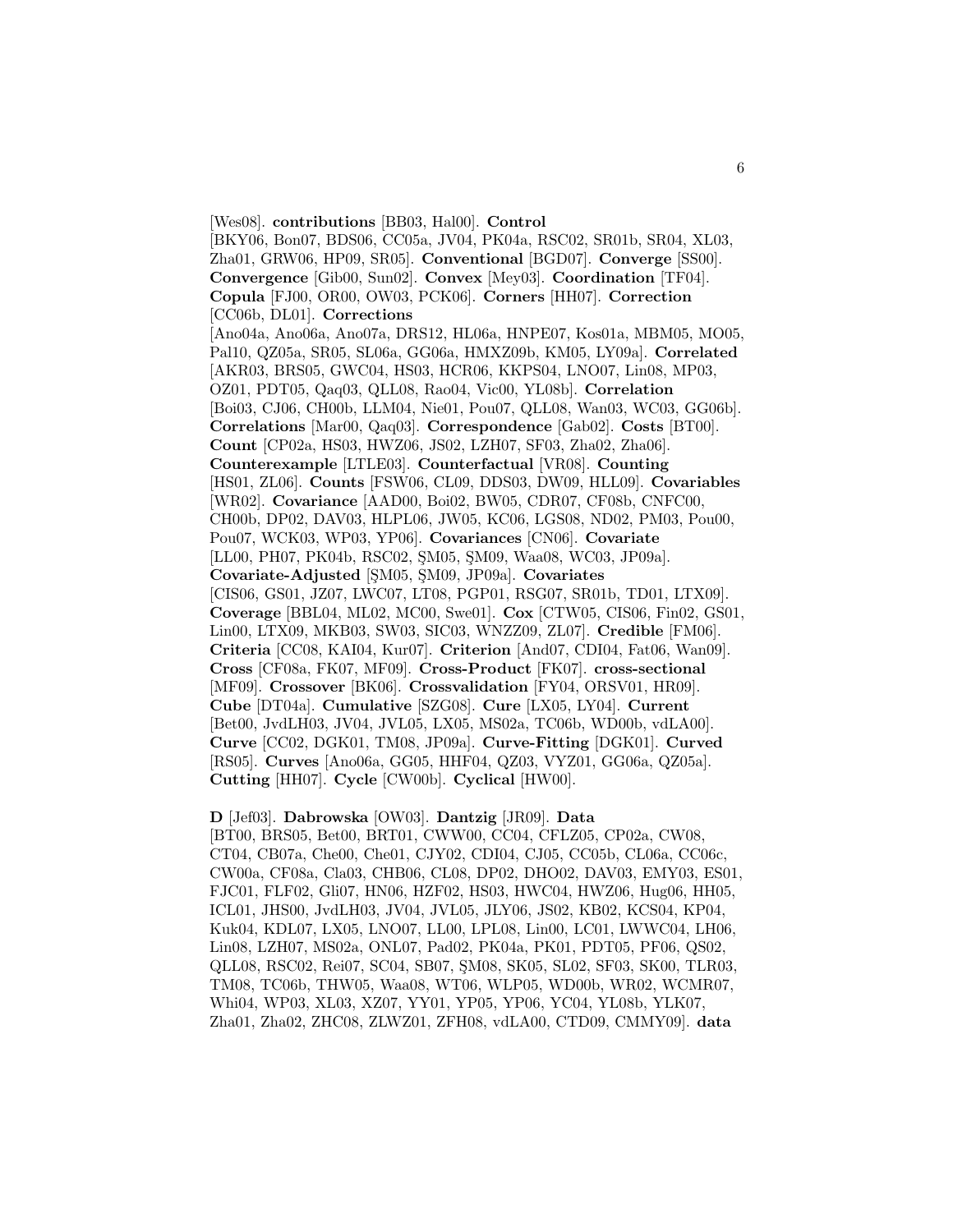[Wes08]. **contributions** [BB03, Hal00]. **Control** [BKY06, Bon07, BDS06, CC05a, JV04, PK04a, RSC02, SR01b, SR04, XL03, Zha01, GRW06, HP09, SR05]. **Conventional** [BGD07]. **Converge** [SS00]. **Convergence** [Gib00, Sun02]. **Convex** [Mey03]. **Coordination** [TF04]. **Copula** [FJ00, OR00, OW03, PCK06]. **Corners** [HH07]. **Correction** [CC06b, DL01]. **Corrections** [Ano04a, Ano06a, Ano07a, DRS12, HL06a, HNPE07, Kos01a, MBM05, MO05, Pal10, QZ05a, SR05, SL06a, GG06a, HMXZ09b, KM05, LY09a]. **Correlated** [AKR03, BRS05, GWC04, HS03, HCR06, KKPS04, LNO07, Lin08, MP03, OZ01, PDT05, Qaq03, QLL08, Rao04, Vic00, YL08b]. **Correlation** [Boi03, CJ06, CH00b, LLM04, Nie01, Pou07, QLL08, Wan03, WC03, GG06b]. **Correlations** [Mar00, Qaq03]. **Correspondence** [Gab02]. **Costs** [BT00]. **Count** [CP02a, HS03, HWZ06, JS02, LZH07, SF03, Zha02, Zha06]. **Counterexample** [LTLE03]. **Counterfactual** [VR08]. **Counting** [HS01, ZL06]. **Counts** [FSW06, CL09, DDS03, DW09, HLL09]. **Covariables** [WR02]. **Covariance** [AAD00, Boi02, BW05, CDR07, CF08b, CNFC00, CH00b, DP02, DAV03, HLPL06, JW05, KC06, LGS08, ND02, PM03, Pou00, Pou07, WCK03, WP03, YP06]. **Covariances** [CN06]. **Covariate** [LL00, PH07, PK04b, RSC02, ŞM05, ŞM09, Waa08, WC03, JP09a]. **Covariate-Adjusted** [ŞM05, ŞM09, JP09a]. **Covariates** [CIS06, GS01, JZ07, LWC07, LT08, PGP01, RSG07, SR01b, TD01, LTX09]. **Coverage** [BBL04, ML02, MC00, Swe01]. **Cox** [CTW05, CIS06, Fin02, GS01, Lin00, LTX09, MKB03, SW03, SIC03, WNZZ09, ZL07]. **Credible** [FM06]. **Criteria** [CC08, KAI04, Kur07]. **Criterion** [And07, CDI04, Fat06, Wan09]. **Cross** [CF08a, FK07, MF09]. **Cross-Product** [FK07]. **cross-sectional** [MF09]. **Crossover** [BK06]. **Crossvalidation** [FY04, ORSV01, HR09]. **Cube** [DT04a]. **Cumulative** [SZG08]. **Cure** [LX05, LY04]. **Current** [Bet00, JvdLH03, JV04, JVL05, LX05, MS02a, TC06b, WD00b, vdLA00]. **Curve** [CC02, DGK01, TM08, JP09a]. **Curve-Fitting** [DGK01]. **Curved** [RS05]. **Curves** [Ano06a, GG05, HHF04, QZ03, VYZ01, GG06a, QZ05a]. **Cutting** [HH07]. **Cycle** [CW00b]. **Cyclical** [HW00].

**D** [Jef03]. **Dabrowska** [OW03]. **Dantzig** [JR09]. **Data** [BT00, BRS05, Bet00, BRT01, CWW00, CC04, CFLZ05, CP02a, CW08, CT04, CB07a, Che00, Che01, CJY02, CDI04, CJ05, CC05b, CL06a, CC06c, CW00a, CF08a, Cla03, CHB06, CL08, DP02, DHO02, DAV03, EMY03, ES01, FJC01, FLF02, Gli07, HN06, HZF02, HS03, HWC04, HWZ06, Hug06, HH05, ICL01, JHS00, JvdLH03, JV04, JVL05, JLY06, JS02, KB02, KCS04, KP04, Kuk04, KDL07, LX05, LNO07, LL00, LPL08, Lin00, LC01, LWWC04, LH06, Lin08, LZH07, MS02a, ONL07, Pad02, PK04a, PK01, PDT05, PF06, QS02, QLL08, RSC02, Rei07, SC04, SB07, ŞM08, SK05, SL02, SF03, SK00, TLR03, TM08, TC06b, THW05, Waa08, WT06, WLP05, WD00b, WR02, WCMR07, Whi04, WP03, XL03, XZ07, YY01, YP05, YP06, YC04, YL08b, YLK07, Zha01, Zha02, ZHC08, ZLWZ01, ZFH08, vdLA00, CTD09, CMMY09]. **data**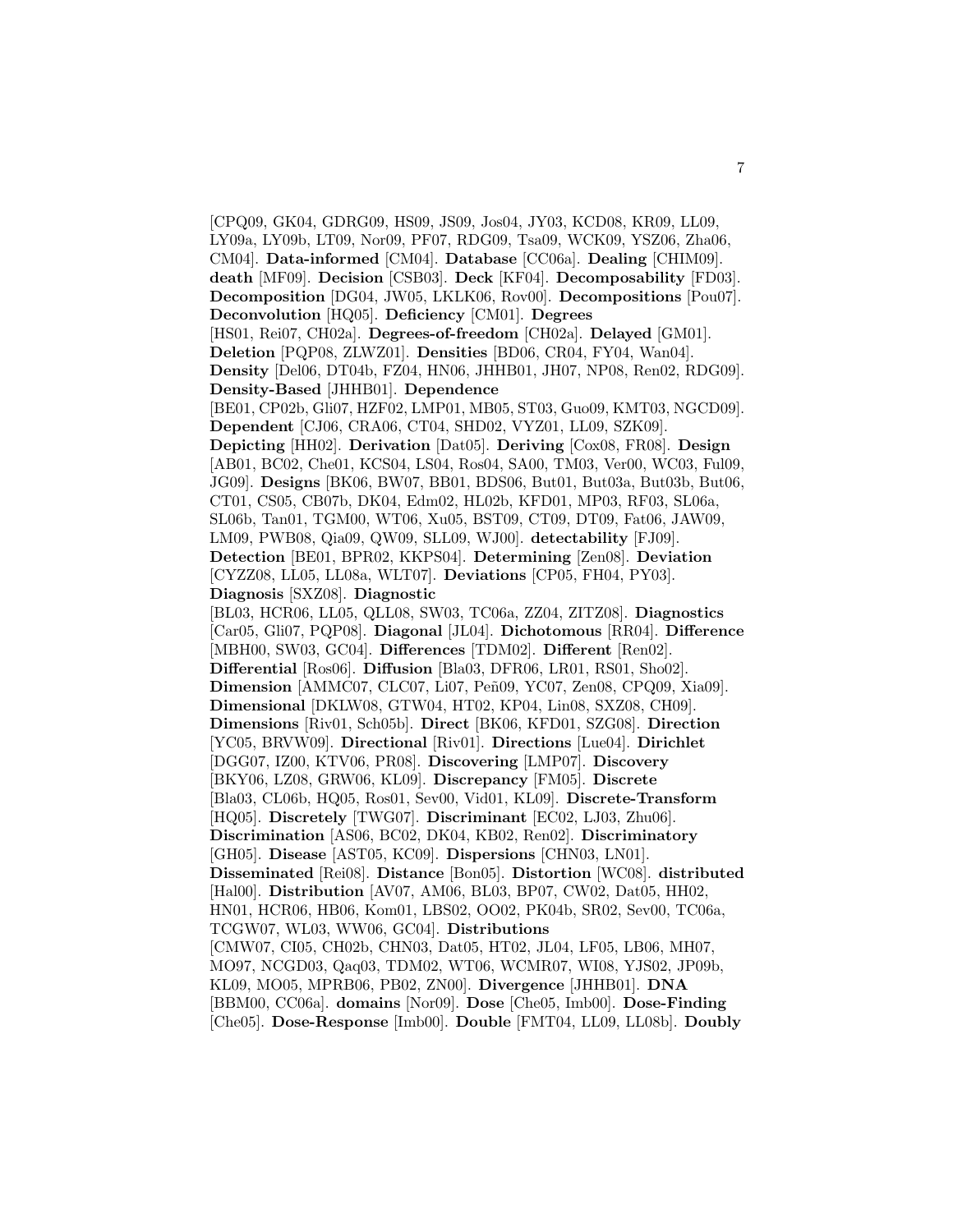[CPQ09, GK04, GDRG09, HS09, JS09, Jos04, JY03, KCD08, KR09, LL09, LY09a, LY09b, LT09, Nor09, PF07, RDG09, Tsa09, WCK09, YSZ06, Zha06, CM04]. **Data-informed** [CM04]. **Database** [CC06a]. **Dealing** [CHIM09]. **death** [MF09]. **Decision** [CSB03]. **Deck** [KF04]. **Decomposability** [FD03]. **Decomposition** [DG04, JW05, LKLK06, Rov00]. **Decompositions** [Pou07]. **Deconvolution** [HQ05]. **Deficiency** [CM01]. **Degrees** [HS01, Rei07, CH02a]. **Degrees-of-freedom** [CH02a]. **Delayed** [GM01]. **Deletion** [PQP08, ZLWZ01]. **Densities** [BD06, CR04, FY04, Wan04]. **Density** [Del06, DT04b, FZ04, HN06, JHHB01, JH07, NP08, Ren02, RDG09]. **Density-Based** [JHHB01]. **Dependence** [BE01, CP02b, Gli07, HZF02, LMP01, MB05, ST03, Guo09, KMT03, NGCD09]. **Dependent** [CJ06, CRA06, CT04, SHD02, VYZ01, LL09, SZK09]. **Depicting** [HH02]. **Derivation** [Dat05]. **Deriving** [Cox08, FR08]. **Design** [AB01, BC02, Che01, KCS04, LS04, Ros04, SA00, TM03, Ver00, WC03, Ful09, JG09]. **Designs** [BK06, BW07, BB01, BDS06, But01, But03a, But03b, But06, CT01, CS05, CB07b, DK04, Edm02, HL02b, KFD01, MP03, RF03, SL06a, SL06b, Tan01, TGM00, WT06, Xu05, BST09, CT09, DT09, Fat06, JAW09, LM09, PWB08, Qia09, QW09, SLL09, WJ00]. **detectability** [FJ09]. **Detection** [BE01, BPR02, KKPS04]. **Determining** [Zen08]. **Deviation** [CYZZ08, LL05, LL08a, WLT07]. **Deviations** [CP05, FH04, PY03]. **Diagnosis** [SXZ08]. **Diagnostic** [BL03, HCR06, LL05, QLL08, SW03, TC06a, ZZ04, ZITZ08]. **Diagnostics** [Car05, Gli07, PQP08]. **Diagonal** [JL04]. **Dichotomous** [RR04]. **Difference** [MBH00, SW03, GC04]. **Differences** [TDM02]. **Different** [Ren02]. **Differential** [Ros06]. **Diffusion** [Bla03, DFR06, LR01, RS01, Sho02]. **Dimension** [AMMC07, CLC07, Li07, Peñ09, YC07, Zen08, CPQ09, Xia09]. **Dimensional** [DKLW08, GTW04, HT02, KP04, Lin08, SXZ08, CH09]. **Dimensions** [Riv01, Sch05b]. **Direct** [BK06, KFD01, SZG08]. **Direction** [YC05, BRVW09]. **Directional** [Riv01]. **Directions** [Lue04]. **Dirichlet** [DGG07, IZ00, KTV06, PR08]. **Discovering** [LMP07]. **Discovery** [BKY06, LZ08, GRW06, KL09]. **Discrepancy** [FM05]. **Discrete** [Bla03, CL06b, HQ05, Ros01, Sev00, Vid01, KL09]. **Discrete-Transform** [HQ05]. **Discretely** [TWG07]. **Discriminant** [EC02, LJ03, Zhu06]. **Discrimination** [AS06, BC02, DK04, KB02, Ren02]. **Discriminatory** [GH05]. **Disease** [AST05, KC09]. **Dispersions** [CHN03, LN01]. **Disseminated** [Rei08]. **Distance** [Bon05]. **Distortion** [WC08]. **distributed** [Hal00]. **Distribution** [AV07, AM06, BL03, BP07, CW02, Dat05, HH02, HN01, HCR06, HB06, Kom01, LBS02, OO02, PK04b, SR02, Sev00, TC06a, TCGW07, WL03, WW06, GC04]. **Distributions** [CMW07, CI05, CH02b, CHN03, Dat05, HT02, JL04, LF05, LB06, MH07, MO97, NCGD03, Qaq03, TDM02, WT06, WCMR07, WI08, YJS02, JP09b, KL09, MO05, MPRB06, PB02, ZN00]. **Divergence** [JHHB01]. **DNA** [BBM00, CC06a]. **domains** [Nor09]. **Dose** [Che05, Imb00]. **Dose-Finding** [Che05]. **Dose-Response** [Imb00]. **Double** [FMT04, LL09, LL08b]. **Doubly**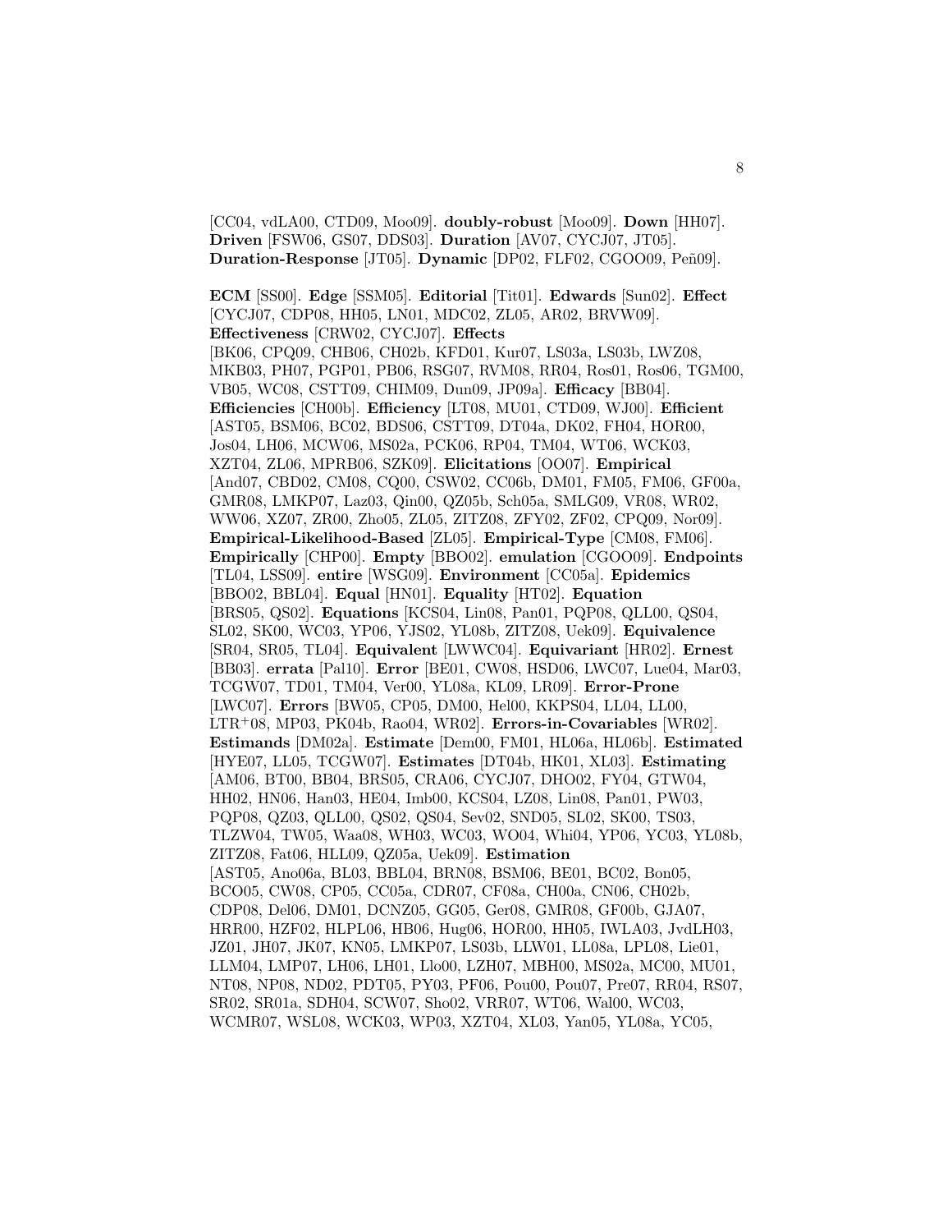[CC04, vdLA00, CTD09, Moo09]. **doubly-robust** [Moo09]. **Down** [HH07]. **Driven** [FSW06, GS07, DDS03]. **Duration** [AV07, CYCJ07, JT05]. **Duration-Response** [JT05]. **Dynamic** [DP02, FLF02, CGOO09, Peñ09].

**ECM** [SS00]. **Edge** [SSM05]. **Editorial** [Tit01]. **Edwards** [Sun02]. **Effect** [CYCJ07, CDP08, HH05, LN01, MDC02, ZL05, AR02, BRVW09]. **Effectiveness** [CRW02, CYCJ07]. **Effects** [BK06, CPQ09, CHB06, CH02b, KFD01, Kur07, LS03a, LS03b, LWZ08, MKB03, PH07, PGP01, PB06, RSG07, RVM08, RR04, Ros01, Ros06, TGM00, VB05, WC08, CSTT09, CHIM09, Dun09, JP09a]. **Efficacy** [BB04]. **Efficiencies** [CH00b]. **Efficiency** [LT08, MU01, CTD09, WJ00]. **Efficient** [AST05, BSM06, BC02, BDS06, CSTT09, DT04a, DK02, FH04, HOR00, Jos04, LH06, MCW06, MS02a, PCK06, RP04, TM04, WT06, WCK03, XZT04, ZL06, MPRB06, SZK09]. **Elicitations** [OO07]. **Empirical** [And07, CBD02, CM08, CQ00, CSW02, CC06b, DM01, FM05, FM06, GF00a, GMR08, LMKP07, Laz03, Qin00, QZ05b, Sch05a, SMLG09, VR08, WR02, WW06, XZ07, ZR00, Zho05, ZL05, ZITZ08, ZFY02, ZF02, CPQ09, Nor09]. **Empirical-Likelihood-Based** [ZL05]. **Empirical-Type** [CM08, FM06]. **Empirically** [CHP00]. **Empty** [BBO02]. **emulation** [CGOO09]. **Endpoints** [TL04, LSS09]. **entire** [WSG09]. **Environment** [CC05a]. **Epidemics** [BBO02, BBL04]. **Equal** [HN01]. **Equality** [HT02]. **Equation** [BRS05, QS02]. **Equations** [KCS04, Lin08, Pan01, PQP08, QLL00, QS04, SL02, SK00, WC03, YP06, YJS02, YL08b, ZITZ08, Uek09]. **Equivalence** [SR04, SR05, TL04]. **Equivalent** [LWWC04]. **Equivariant** [HR02]. **Ernest** [BB03]. **errata** [Pal10]. **Error** [BE01, CW08, HSD06, LWC07, Lue04, Mar03, TCGW07, TD01, TM04, Ver00, YL08a, KL09, LR09]. **Error-Prone** [LWC07]. **Errors** [BW05, CP05, DM00, Hel00, KKPS04, LL04, LL00, LTR+08, MP03, PK04b, Rao04, WR02]. **Errors-in-Covariables** [WR02]. **Estimands** [DM02a]. **Estimate** [Dem00, FM01, HL06a, HL06b]. **Estimated** [HYE07, LL05, TCGW07]. **Estimates** [DT04b, HK01, XL03]. **Estimating** [AM06, BT00, BB04, BRS05, CRA06, CYCJ07, DHO02, FY04, GTW04, HH02, HN06, Han03, HE04, Imb00, KCS04, LZ08, Lin08, Pan01, PW03, PQP08, QZ03, QLL00, QS02, QS04, Sev02, SND05, SL02, SK00, TS03, TLZW04, TW05, Waa08, WH03, WC03, WO04, Whi04, YP06, YC03, YL08b, ZITZ08, Fat06, HLL09, QZ05a, Uek09]. **Estimation** [AST05, Ano06a, BL03, BBL04, BRN08, BSM06, BE01, BC02, Bon05, BCO05, CW08, CP05, CC05a, CDR07, CF08a, CH00a, CN06, CH02b, CDP08, Del06, DM01, DCNZ05, GG05, Ger08, GMR08, GF00b, GJA07, HRR00, HZF02, HLPL06, HB06, Hug06, HOR00, HH05, IWLA03, JvdLH03, JZ01, JH07, JK07, KN05, LMKP07, LS03b, LLW01, LL08a, LPL08, Lie01, LLM04, LMP07, LH06, LH01, Llo00, LZH07, MBH00, MS02a, MC00, MU01, NT08, NP08, ND02, PDT05, PY03, PF06, Pou00, Pou07, Pre07, RR04, RS07, SR02, SR01a, SDH04, SCW07, Sho02, VRR07, WT06, Wal00, WC03, WCMR07, WSL08, WCK03, WP03, XZT04, XL03, Yan05, YL08a, YC05,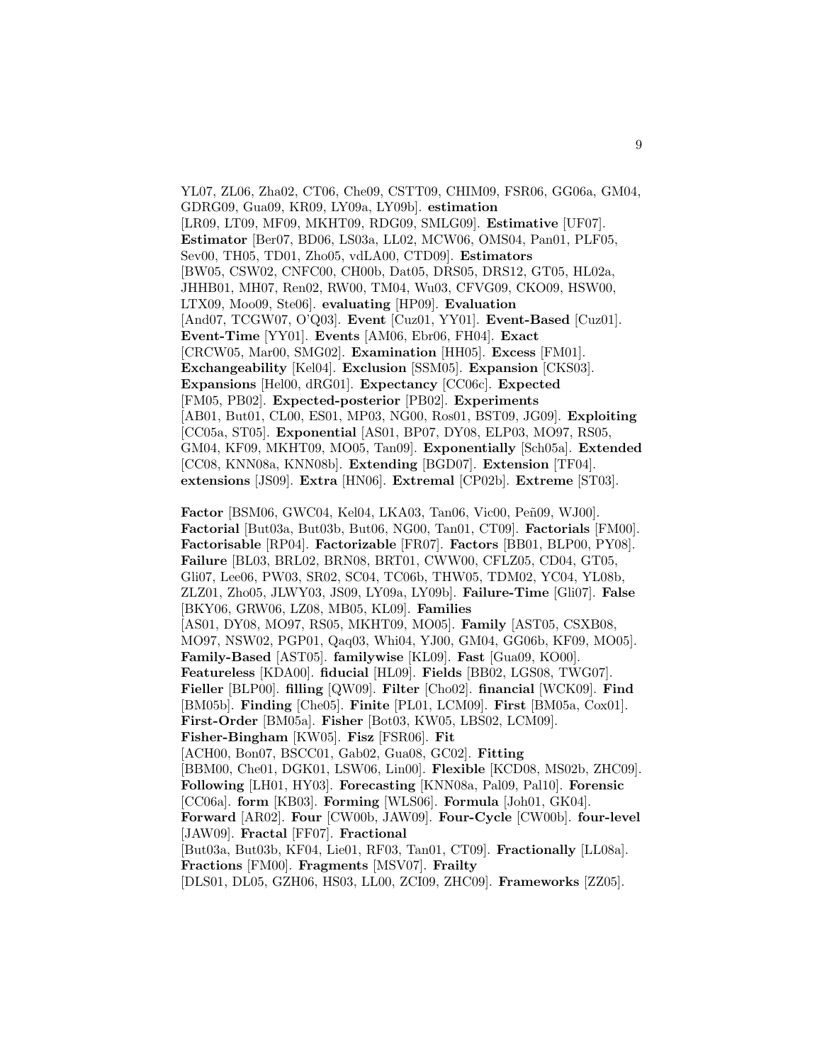YL07, ZL06, Zha02, CT06, Che09, CSTT09, CHIM09, FSR06, GG06a, GM04, GDRG09, Gua09, KR09, LY09a, LY09b]. **estimation** [LR09, LT09, MF09, MKHT09, RDG09, SMLG09]. **Estimative** [UF07]. **Estimator** [Ber07, BD06, LS03a, LL02, MCW06, OMS04, Pan01, PLF05, Sev00, TH05, TD01, Zho05, vdLA00, CTD09]. **Estimators** [BW05, CSW02, CNFC00, CH00b, Dat05, DRS05, DRS12, GT05, HL02a, JHHB01, MH07, Ren02, RW00, TM04, Wu03, CFVG09, CKO09, HSW00, LTX09, Moo09, Ste06]. **evaluating** [HP09]. **Evaluation** [And07, TCGW07, O'Q03]. **Event** [Cuz01, YY01]. **Event-Based** [Cuz01]. **Event-Time** [YY01]. **Events** [AM06, Ebr06, FH04]. **Exact** [CRCW05, Mar00, SMG02]. **Examination** [HH05]. **Excess** [FM01]. **Exchangeability** [Kel04]. **Exclusion** [SSM05]. **Expansion** [CKS03]. **Expansions** [Hel00, dRG01]. **Expectancy** [CC06c]. **Expected** [FM05, PB02]. **Expected-posterior** [PB02]. **Experiments** [AB01, But01, CL00, ES01, MP03, NG00, Ros01, BST09, JG09]. **Exploiting** [CC05a, ST05]. **Exponential** [AS01, BP07, DY08, ELP03, MO97, RS05, GM04, KF09, MKHT09, MO05, Tan09]. **Exponentially** [Sch05a]. **Extended** [CC08, KNN08a, KNN08b]. **Extending** [BGD07]. **Extension** [TF04]. **extensions** [JS09]. **Extra** [HN06]. **Extremal** [CP02b]. **Extreme** [ST03].

**Factor** [BSM06, GWC04, Kel04, LKA03, Tan06, Vic00, Peñ09, WJ00]. **Factorial** [But03a, But03b, But06, NG00, Tan01, CT09]. **Factorials** [FM00]. **Factorisable** [RP04]. **Factorizable** [FR07]. **Factors** [BB01, BLP00, PY08]. **Failure** [BL03, BRL02, BRN08, BRT01, CWW00, CFLZ05, CD04, GT05, Gli07, Lee06, PW03, SR02, SC04, TC06b, THW05, TDM02, YC04, YL08b, ZLZ01, Zho05, JLWY03, JS09, LY09a, LY09b]. **Failure-Time** [Gli07]. **False** [BKY06, GRW06, LZ08, MB05, KL09]. **Families** [AS01, DY08, MO97, RS05, MKHT09, MO05]. **Family** [AST05, CSXB08, MO97, NSW02, PGP01, Qaq03, Whi04, YJ00, GM04, GG06b, KF09, MO05]. **Family-Based** [AST05]. **familywise** [KL09]. **Fast** [Gua09, KO00]. **Featureless** [KDA00]. **fiducial** [HL09]. **Fields** [BB02, LGS08, TWG07]. **Fieller** [BLP00]. **filling** [QW09]. **Filter** [Cho02]. **financial** [WCK09]. **Find** [BM05b]. **Finding** [Che05]. **Finite** [PL01, LCM09]. **First** [BM05a, Cox01]. **First-Order** [BM05a]. **Fisher** [Bot03, KW05, LBS02, LCM09]. **Fisher-Bingham** [KW05]. **Fisz** [FSR06]. **Fit** [ACH00, Bon07, BSCC01, Gab02, Gua08, GC02]. **Fitting** [BBM00, Che01, DGK01, LSW06, Lin00]. **Flexible** [KCD08, MS02b, ZHC09]. **Following** [LH01, HY03]. **Forecasting** [KNN08a, Pal09, Pal10]. **Forensic** [CC06a]. **form** [KB03]. **Forming** [WLS06]. **Formula** [Joh01, GK04]. **Forward** [AR02]. **Four** [CW00b, JAW09]. **Four-Cycle** [CW00b]. **four-level** [JAW09]. **Fractal** [FF07]. **Fractional** [But03a, But03b, KF04, Lie01, RF03, Tan01, CT09]. **Fractionally** [LL08a]. **Fractions** [FM00]. **Fragments** [MSV07]. **Frailty** [DLS01, DL05, GZH06, HS03, LL00, ZCI09, ZHC09]. **Frameworks** [ZZ05].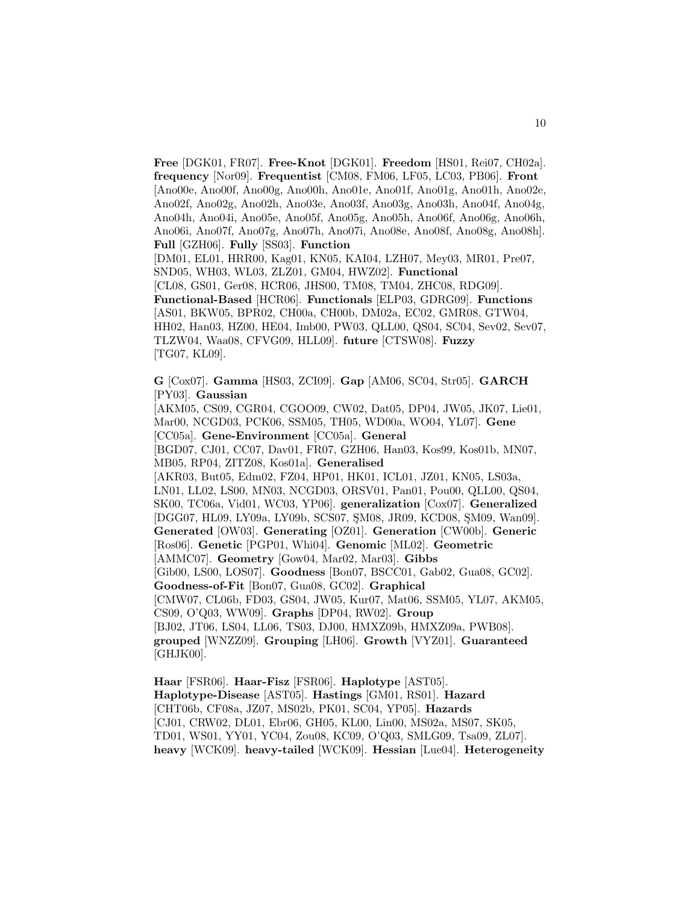**Free** [DGK01, FR07]. **Free-Knot** [DGK01]. **Freedom** [HS01, Rei07, CH02a]. **frequency** [Nor09]. **Frequentist** [CM08, FM06, LF05, LC03, PB06]. **Front** [Ano00e, Ano00f, Ano00g, Ano00h, Ano01e, Ano01f, Ano01g, Ano01h, Ano02e, Ano02f, Ano02g, Ano02h, Ano03e, Ano03f, Ano03g, Ano03h, Ano04f, Ano04g, Ano04h, Ano04i, Ano05e, Ano05f, Ano05g, Ano05h, Ano06f, Ano06g, Ano06h, Ano06i, Ano07f, Ano07g, Ano07h, Ano07i, Ano08e, Ano08f, Ano08g, Ano08h]. **Full** [GZH06]. **Fully** [SS03]. **Function** [DM01, EL01, HRR00, Kag01, KN05, KAI04, LZH07, Mey03, MR01, Pre07, SND05, WH03, WL03, ZLZ01, GM04, HWZ02]. **Functional** [CL08, GS01, Ger08, HCR06, JHS00, TM08, TM04, ZHC08, RDG09]. **Functional-Based** [HCR06]. **Functionals** [ELP03, GDRG09]. **Functions** [AS01, BKW05, BPR02, CH00a, CH00b, DM02a, EC02, GMR08, GTW04, HH02, Han03, HZ00, HE04, Imb00, PW03, QLL00, QS04, SC04, Sev02, Sev07, TLZW04, Waa08, CFVG09, HLL09]. **future** [CTSW08]. **Fuzzy** [TG07, KL09].

**G** [Cox07]. **Gamma** [HS03, ZCI09]. **Gap** [AM06, SC04, Str05]. **GARCH** [PY03]. **Gaussian** [AKM05, CS09, CGR04, CGOO09, CW02, Dat05, DP04, JW05, JK07, Lie01, Mar00, NCGD03, PCK06, SSM05, TH05, WD00a, WO04, YL07]. **Gene** [CC05a]. **Gene-Environment** [CC05a]. **General** [BGD07, CJ01, CC07, Dav01, FR07, GZH06, Han03, Kos99, Kos01b, MN07, MB05, RP04, ZITZ08, Kos01a]. **Generalised** [AKR03, But05, Edm02, FZ04, HP01, HK01, ICL01, JZ01, KN05, LS03a, LN01, LL02, LS00, MN03, NCGD03, ORSV01, Pan01, Pou00, QLL00, QS04, SK00, TC06a, Vid01, WC03, YP06]. **generalization** [Cox07]. **Generalized** [DGG07, HL09, LY09a, LY09b, SCS07, ŞM08, JR09, KCD08, ŞM09, Wan09]. **Generated** [OW03]. **Generating** [OZ01]. **Generation** [CW00b]. **Generic** [Ros06]. **Genetic** [PGP01, Whi04]. **Genomic** [ML02]. **Geometric** [AMMC07]. **Geometry** [Gow04, Mar02, Mar03]. **Gibbs** [Gib00, LS00, LOS07]. **Goodness** [Bon07, BSCC01, Gab02, Gua08, GC02]. **Goodness-of-Fit** [Bon07, Gua08, GC02]. **Graphical** [CMW07, CL06b, FD03, GS04, JW05, Kur07, Mat06, SSM05, YL07, AKM05, CS09, O'Q03, WW09]. **Graphs** [DP04, RW02]. **Group** [BJ02, JT06, LS04, LL06, TS03, DJ00, HMXZ09b, HMXZ09a, PWB08]. **grouped** [WNZZ09]. **Grouping** [LH06]. **Growth** [VYZ01]. **Guaranteed** [GHJK00].

**Haar** [FSR06]. **Haar-Fisz** [FSR06]. **Haplotype** [AST05]. **Haplotype-Disease** [AST05]. **Hastings** [GM01, RS01]. **Hazard** [CHT06b, CF08a, JZ07, MS02b, PK01, SC04, YP05]. **Hazards** [CJ01, CRW02, DL01, Ebr06, GH05, KL00, Lin00, MS02a, MS07, SK05, TD01, WS01, YY01, YC04, Zou08, KC09, O'Q03, SMLG09, Tsa09, ZL07]. **heavy** [WCK09]. **heavy-tailed** [WCK09]. **Hessian** [Lue04]. **Heterogeneity**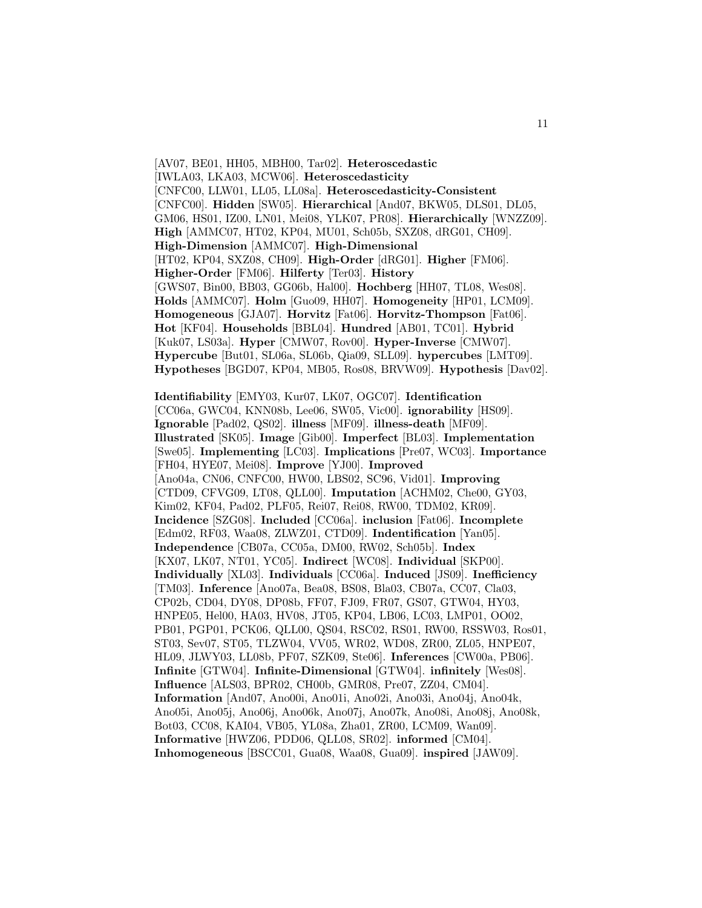[AV07, BE01, HH05, MBH00, Tar02]. **Heteroscedastic** [IWLA03, LKA03, MCW06]. **Heteroscedasticity** [CNFC00, LLW01, LL05, LL08a]. **Heteroscedasticity-Consistent** [CNFC00]. **Hidden** [SW05]. **Hierarchical** [And07, BKW05, DLS01, DL05, GM06, HS01, IZ00, LN01, Mei08, YLK07, PR08]. **Hierarchically** [WNZZ09]. **High** [AMMC07, HT02, KP04, MU01, Sch05b, SXZ08, dRG01, CH09]. **High-Dimension** [AMMC07]. **High-Dimensional** [HT02, KP04, SXZ08, CH09]. **High-Order** [dRG01]. **Higher** [FM06]. **Higher-Order** [FM06]. **Hilferty** [Ter03]. **History** [GWS07, Bin00, BB03, GG06b, Hal00]. **Hochberg** [HH07, TL08, Wes08]. **Holds** [AMMC07]. **Holm** [Guo09, HH07]. **Homogeneity** [HP01, LCM09]. **Homogeneous** [GJA07]. **Horvitz** [Fat06]. **Horvitz-Thompson** [Fat06]. **Hot** [KF04]. **Households** [BBL04]. **Hundred** [AB01, TC01]. **Hybrid** [Kuk07, LS03a]. **Hyper** [CMW07, Rov00]. **Hyper-Inverse** [CMW07]. **Hypercube** [But01, SL06a, SL06b, Qia09, SLL09]. **hypercubes** [LMT09]. **Hypotheses** [BGD07, KP04, MB05, Ros08, BRVW09]. **Hypothesis** [Dav02].

**Identifiability** [EMY03, Kur07, LK07, OGC07]. **Identification** [CC06a, GWC04, KNN08b, Lee06, SW05, Vic00]. **ignorability** [HS09]. **Ignorable** [Pad02, QS02]. **illness** [MF09]. **illness-death** [MF09]. **Illustrated** [SK05]. **Image** [Gib00]. **Imperfect** [BL03]. **Implementation** [Swe05]. **Implementing** [LC03]. **Implications** [Pre07, WC03]. **Importance** [FH04, HYE07, Mei08]. **Improve** [YJ00]. **Improved** [Ano04a, CN06, CNFC00, HW00, LBS02, SC96, Vid01]. **Improving** [CTD09, CFVG09, LT08, QLL00]. **Imputation** [ACHM02, Che00, GY03, Kim02, KF04, Pad02, PLF05, Rei07, Rei08, RW00, TDM02, KR09]. **Incidence** [SZG08]. **Included** [CC06a]. **inclusion** [Fat06]. **Incomplete** [Edm02, RF03, Waa08, ZLWZ01, CTD09]. **Indentification** [Yan05]. **Independence** [CB07a, CC05a, DM00, RW02, Sch05b]. **Index** [KX07, LK07, NT01, YC05]. **Indirect** [WC08]. **Individual** [SKP00]. **Individually** [XL03]. **Individuals** [CC06a]. **Induced** [JS09]. **Inefficiency** [TM03]. **Inference** [Ano07a, Bea08, BS08, Bla03, CB07a, CC07, Cla03, CP02b, CD04, DY08, DP08b, FF07, FJ09, FR07, GS07, GTW04, HY03, HNPE05, Hel00, HA03, HV08, JT05, KP04, LB06, LC03, LMP01, OO02, PB01, PGP01, PCK06, QLL00, QS04, RSC02, RS01, RW00, RSSW03, Ros01, ST03, Sev07, ST05, TLZW04, VV05, WR02, WD08, ZR00, ZL05, HNPE07, HL09, JLWY03, LL08b, PF07, SZK09, Ste06]. **Inferences** [CW00a, PB06]. **Infinite** [GTW04]. **Infinite-Dimensional** [GTW04]. **infinitely** [Wes08]. **Influence** [ALS03, BPR02, CH00b, GMR08, Pre07, ZZ04, CM04]. **Information** [And07, Ano00i, Ano01i, Ano02i, Ano03i, Ano04j, Ano04k, Ano05i, Ano05j, Ano06j, Ano06k, Ano07j, Ano07k, Ano08i, Ano08j, Ano08k, Bot03, CC08, KAI04, VB05, YL08a, Zha01, ZR00, LCM09, Wan09]. **Informative** [HWZ06, PDD06, QLL08, SR02]. **informed** [CM04]. **Inhomogeneous** [BSCC01, Gua08, Waa08, Gua09]. **inspired** [JAW09].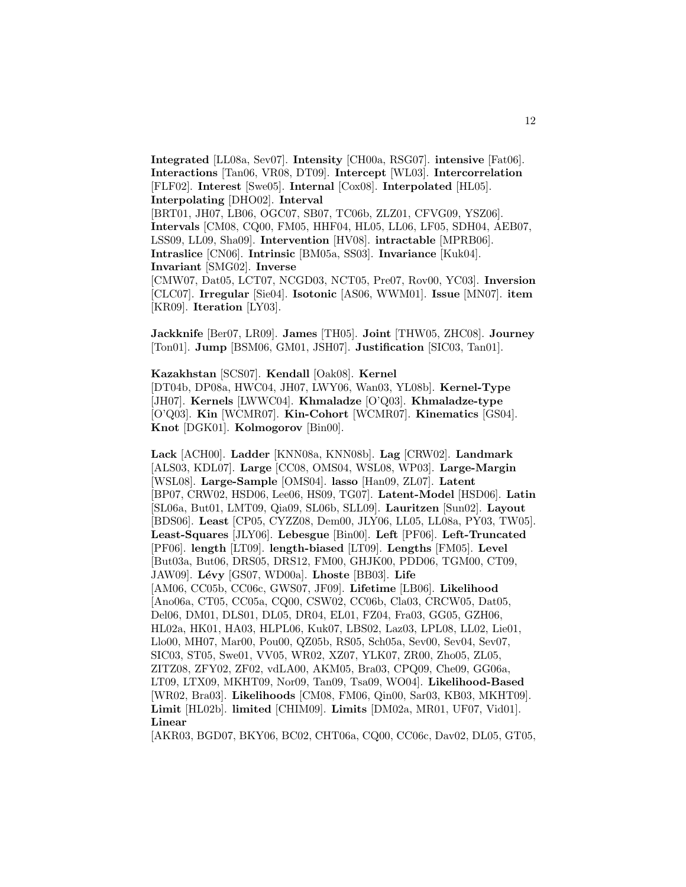**Integrated** [LL08a, Sev07]. **Intensity** [CH00a, RSG07]. **intensive** [Fat06]. **Interactions** [Tan06, VR08, DT09]. **Intercept** [WL03]. **Intercorrelation** [FLF02]. **Interest** [Swe05]. **Internal** [Cox08]. **Interpolated** [HL05]. **Interpolating** [DHO02]. **Interval** [BRT01, JH07, LB06, OGC07, SB07, TC06b, ZLZ01, CFVG09, YSZ06]. **Intervals** [CM08, CQ00, FM05, HHF04, HL05, LL06, LF05, SDH04, AEB07, LSS09, LL09, Sha09]. **Intervention** [HV08]. **intractable** [MPRB06]. **Intraslice** [CN06]. **Intrinsic** [BM05a, SS03]. **Invariance** [Kuk04]. **Invariant** [SMG02]. **Inverse** [CMW07, Dat05, LCT07, NCGD03, NCT05, Pre07, Rov00, YC03]. **Inversion** [CLC07]. **Irregular** [Sie04]. **Isotonic** [AS06, WWM01]. **Issue** [MN07]. **item** [KR09]. **Iteration** [LY03].

**Jackknife** [Ber07, LR09]. **James** [TH05]. **Joint** [THW05, ZHC08]. **Journey** [Ton01]. **Jump** [BSM06, GM01, JSH07]. **Justification** [SIC03, Tan01].

**Kazakhstan** [SCS07]. **Kendall** [Oak08]. **Kernel** [DT04b, DP08a, HWC04, JH07, LWY06, Wan03, YL08b]. **Kernel-Type** [JH07]. **Kernels** [LWWC04]. **Khmaladze** [O'Q03]. **Khmaladze-type** [O'Q03]. **Kin** [WCMR07]. **Kin-Cohort** [WCMR07]. **Kinematics** [GS04]. **Knot** [DGK01]. **Kolmogorov** [Bin00].

**Lack** [ACH00]. **Ladder** [KNN08a, KNN08b]. **Lag** [CRW02]. **Landmark** [ALS03, KDL07]. **Large** [CC08, OMS04, WSL08, WP03]. **Large-Margin** [WSL08]. **Large-Sample** [OMS04]. **lasso** [Han09, ZL07]. **Latent** [BP07, CRW02, HSD06, Lee06, HS09, TG07]. **Latent-Model** [HSD06]. **Latin** [SL06a, But01, LMT09, Qia09, SL06b, SLL09]. **Lauritzen** [Sun02]. **Layout** [BDS06]. **Least** [CP05, CYZZ08, Dem00, JLY06, LL05, LL08a, PY03, TW05]. **Least-Squares** [JLY06]. **Lebesgue** [Bin00]. **Left** [PF06]. **Left-Truncated** [PF06]. **length** [LT09]. **length-biased** [LT09]. **Lengths** [FM05]. **Level** [But03a, But06, DRS05, DRS12, FM00, GHJK00, PDD06, TGM00, CT09, JAW09]. **Lévy** [GS07, WD00a]. **Lhoste** [BB03]. **Life** [AM06, CC05b, CC06c, GWS07, JF09]. **Lifetime** [LB06]. **Likelihood** [Ano06a, CT05, CC05a, CQ00, CSW02, CC06b, Cla03, CRCW05, Dat05, Del06, DM01, DLS01, DL05, DR04, EL01, FZ04, Fra03, GG05, GZH06, HL02a, HK01, HA03, HLPL06, Kuk07, LBS02, Laz03, LPL08, LL02, Lie01, Llo00, MH07, Mar00, Pou00, QZ05b, RS05, Sch05a, Sev00, Sev04, Sev07, SIC03, ST05, Swe01, VV05, WR02, XZ07, YLK07, ZR00, Zho05, ZL05, ZITZ08, ZFY02, ZF02, vdLA00, AKM05, Bra03, CPQ09, Che09, GG06a, LT09, LTX09, MKHT09, Nor09, Tan09, Tsa09, WO04]. **Likelihood-Based** [WR02, Bra03]. **Likelihoods** [CM08, FM06, Qin00, Sar03, KB03, MKHT09]. **Limit** [HL02b]. **limited** [CHIM09]. **Limits** [DM02a, MR01, UF07, Vid01]. **Linear** [AKR03, BGD07, BKY06, BC02, CHT06a, CQ00, CC06c, Dav02, DL05, GT05,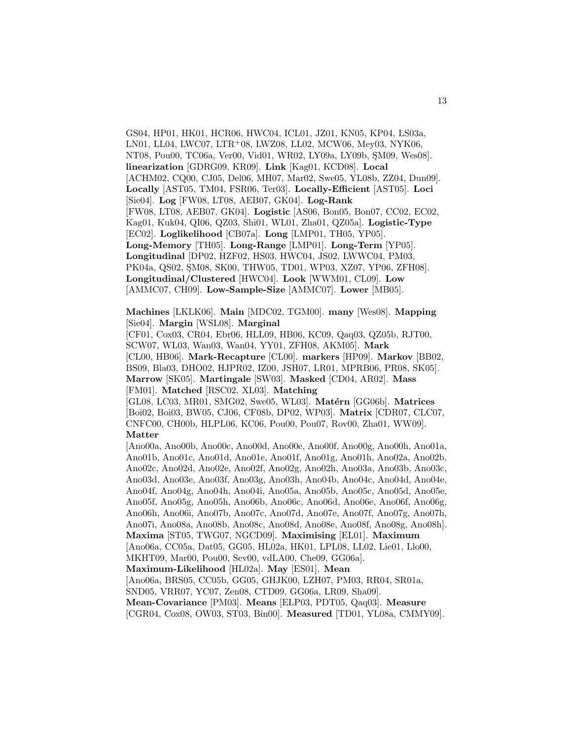GS04, HP01, HK01, HCR06, HWC04, ICL01, JZ01, KN05, KP04, LS03a, LN01, LL04, LWC07, LTR+08, LWZ08, LL02, MCW06, Mey03, NYK06, NT08, Pou00, TC06a, Ver00, Vid01, WR02, LY09a, LY09b, ŞM09, Wes08]. **linearization** [GDRG09, KR09]. **Link** [Kag01, KCD08]. **Local** [ACHM02, CQ00, CJ05, Del06, MH07, Mar02, Swe05, YL08b, ZZ04, Dun09]. **Locally** [AST05, TM04, FSR06, Ter03]. **Locally-Efficient** [AST05]. **Loci** [Sie04]. **Log** [FW08, LT08, AEB07, GK04]. **Log-Rank** [FW08, LT08, AEB07, GK04]. **Logistic** [AS06, Bon05, Bon07, CC02, EC02, Kag01, Kuk04, QI06, QZ03, Shi01, WL01, Zha01, QZ05a]. **Logistic-Type** [EC02]. **Loglikelihood** [CB07a]. **Long** [LMP01, TH05, YP05]. **Long-Memory** [TH05]. **Long-Range** [LMP01]. **Long-Term** [YP05]. **Longitudinal** [DP02, HZF02, HS03, HWC04, JS02, LWWC04, PM03, PK04a, QS02, ŞM08, SK00, THW05, TD01, WP03, XZ07, YP06, ZFH08]. **Longitudinal/Clustered** [HWC04]. **Look** [WWM01, CL09]. **Low** [AMMC07, CH09]. **Low-Sample-Size** [AMMC07]. **Lower** [MB05].

**Machines** [LKLK06]. **Main** [MDC02, TGM00]. **many** [Wes08]. **Mapping** [Sie04]. **Margin** [WSL08]. **Marginal** [CF01, Cox03, CR04, Ebr06, HLL09, HB06, KC09, Qaq03, QZ05b, RJT00, SCW07, WL03, Wan03, Wan04, YY01, ZFH08, AKM05]. **Mark** [CL00, HB06]. **Mark-Recapture** [CL00]. **markers** [HP09]. **Markov** [BB02, BS09, Bla03, DHO02, HJPR02, IZ00, JSH07, LR01, MPRB06, PR08, SK05]. **Marrow** [SK05]. **Martingale** [SW03]. **Masked** [CD04, AR02]. **Mass** [FM01]. **Matched** [RSC02, XL03]. **Matching** [GL08, LC03, MR01, SMG02, Swe05, WL03]. **Matérn** [GG06b]. **Matrices** [Boi02, Boi03, BW05, CJ06, CF08b, DP02, WP03]. **Matrix** [CDR07, CLC07, CNFC00, CH00b, HLPL06, KC06, Pou00, Pou07, Rov00, Zha01, WW09]. **Matter** [Ano00a, Ano00b, Ano00c, Ano00d, Ano00e, Ano00f, Ano00g, Ano00h, Ano01a, Ano01b, Ano01c, Ano01d, Ano01e, Ano01f, Ano01g, Ano01h, Ano02a, Ano02b, Ano02c, Ano02d, Ano02e, Ano02f, Ano02g, Ano02h, Ano03a, Ano03b, Ano03c, Ano03d, Ano03e, Ano03f, Ano03g, Ano03h, Ano04b, Ano04c, Ano04d, Ano04e, Ano04f, Ano04g, Ano04h, Ano04i, Ano05a, Ano05b, Ano05c, Ano05d, Ano05e, Ano05f, Ano05g, Ano05h, Ano06b, Ano06c, Ano06d, Ano06e, Ano06f, Ano06g, Ano06h, Ano06i, Ano07b, Ano07c, Ano07d, Ano07e, Ano07f, Ano07g, Ano07h, Ano07i, Ano08a, Ano08b, Ano08c, Ano08d, Ano08e, Ano08f, Ano08g, Ano08h]. **Maxima** [ST05, TWG07, NGCD09]. **Maximising** [EL01]. **Maximum** [Ano06a, CC05a, Dat05, GG05, HL02a, HK01, LPL08, LL02, Lie01, Llo00, MKHT09, Mar00, Pou00, Sev00, vdLA00, Che09, GG06a]. **Maximum-Likelihood** [HL02a]. **May** [ES01]. **Mean** [Ano06a, BRS05, CC05b, GG05, GHJK00, LZH07, PM03, RR04, SR01a, SND05, VRR07, YC07, Zen08, CTD09, GG06a, LR09, Sha09]. **Mean-Covariance** [PM03]. **Means** [ELP03, PDT05, Qaq03]. **Measure** [CGR04, Cox08, OW03, ST03, Bin00]. **Measured** [TD01, YL08a, CMMY09].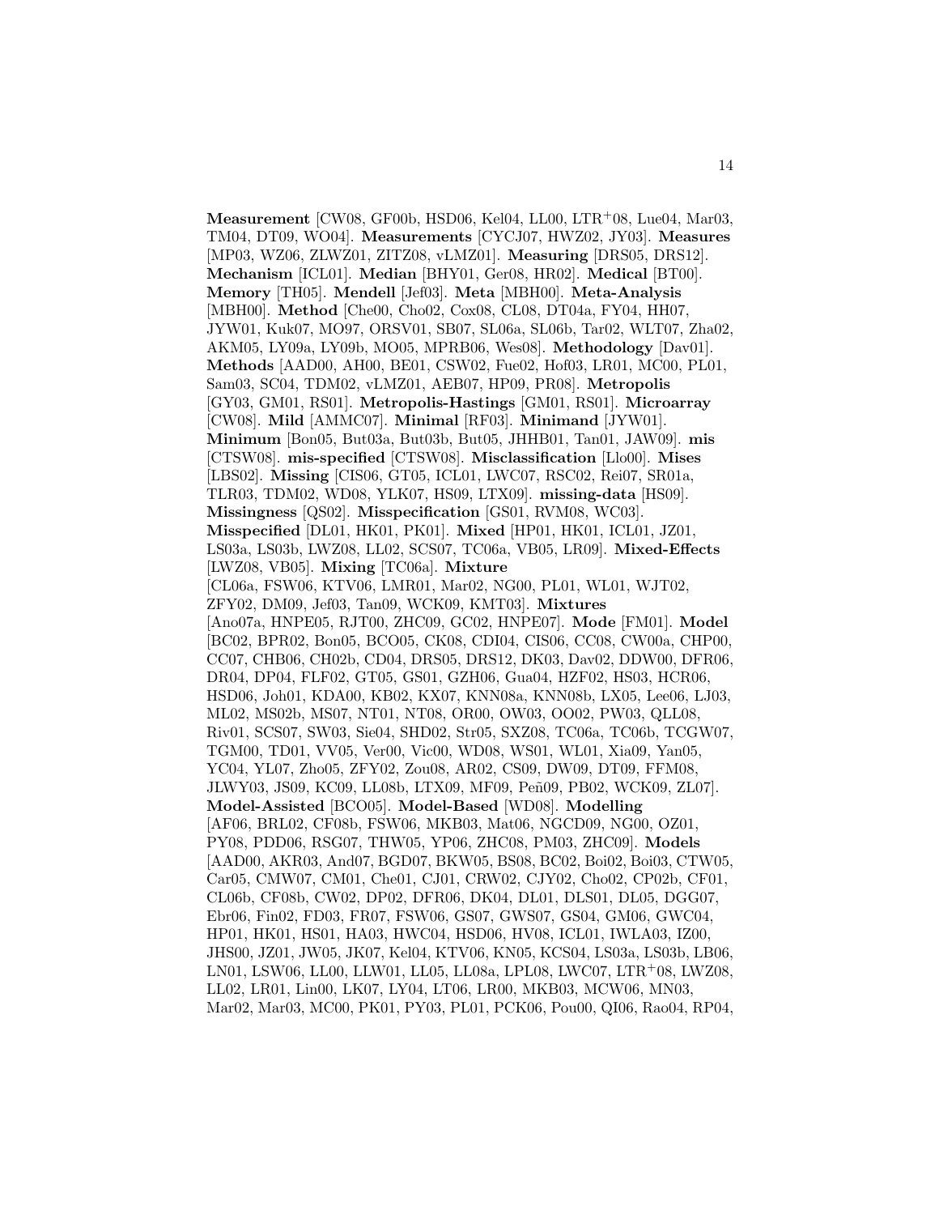**Measurement** [CW08, GF00b, HSD06, Kel04, LL00, LTR+08, Lue04, Mar03, TM04, DT09, WO04]. **Measurements** [CYCJ07, HWZ02, JY03]. **Measures** [MP03, WZ06, ZLWZ01, ZITZ08, vLMZ01]. **Measuring** [DRS05, DRS12]. **Mechanism** [ICL01]. **Median** [BHY01, Ger08, HR02]. **Medical** [BT00]. **Memory** [TH05]. **Mendell** [Jef03]. **Meta** [MBH00]. **Meta-Analysis** [MBH00]. **Method** [Che00, Cho02, Cox08, CL08, DT04a, FY04, HH07, JYW01, Kuk07, MO97, ORSV01, SB07, SL06a, SL06b, Tar02, WLT07, Zha02, AKM05, LY09a, LY09b, MO05, MPRB06, Wes08]. **Methodology** [Dav01]. **Methods** [AAD00, AH00, BE01, CSW02, Fue02, Hof03, LR01, MC00, PL01, Sam03, SC04, TDM02, vLMZ01, AEB07, HP09, PR08]. **Metropolis** [GY03, GM01, RS01]. **Metropolis-Hastings** [GM01, RS01]. **Microarray** [CW08]. **Mild** [AMMC07]. **Minimal** [RF03]. **Minimand** [JYW01]. **Minimum** [Bon05, But03a, But03b, But05, JHHB01, Tan01, JAW09]. **mis** [CTSW08]. **mis-specified** [CTSW08]. **Misclassification** [Llo00]. **Mises** [LBS02]. **Missing** [CIS06, GT05, ICL01, LWC07, RSC02, Rei07, SR01a, TLR03, TDM02, WD08, YLK07, HS09, LTX09]. **missing-data** [HS09]. **Missingness** [QS02]. **Misspecification** [GS01, RVM08, WC03]. **Misspecified** [DL01, HK01, PK01]. **Mixed** [HP01, HK01, ICL01, JZ01, LS03a, LS03b, LWZ08, LL02, SCS07, TC06a, VB05, LR09]. **Mixed-Effects** [LWZ08, VB05]. **Mixing** [TC06a]. **Mixture** [CL06a, FSW06, KTV06, LMR01, Mar02, NG00, PL01, WL01, WJT02, ZFY02, DM09, Jef03, Tan09, WCK09, KMT03]. **Mixtures** [Ano07a, HNPE05, RJT00, ZHC09, GC02, HNPE07]. **Mode** [FM01]. **Model** [BC02, BPR02, Bon05, BCO05, CK08, CDI04, CIS06, CC08, CW00a, CHP00, CC07, CHB06, CH02b, CD04, DRS05, DRS12, DK03, Dav02, DDW00, DFR06, DR04, DP04, FLF02, GT05, GS01, GZH06, Gua04, HZF02, HS03, HCR06, HSD06, Joh01, KDA00, KB02, KX07, KNN08a, KNN08b, LX05, Lee06, LJ03, ML02, MS02b, MS07, NT01, NT08, OR00, OW03, OO02, PW03, QLL08, Riv01, SCS07, SW03, Sie04, SHD02, Str05, SXZ08, TC06a, TC06b, TCGW07, TGM00, TD01, VV05, Ver00, Vic00, WD08, WS01, WL01, Xia09, Yan05, YC04, YL07, Zho05, ZFY02, Zou08, AR02, CS09, DW09, DT09, FFM08, JLWY03, JS09, KC09, LL08b, LTX09, MF09, Peñ09, PB02, WCK09, ZL07]. **Model-Assisted** [BCO05]. **Model-Based** [WD08]. **Modelling** [AF06, BRL02, CF08b, FSW06, MKB03, Mat06, NGCD09, NG00, OZ01, PY08, PDD06, RSG07, THW05, YP06, ZHC08, PM03, ZHC09]. **Models** [AAD00, AKR03, And07, BGD07, BKW05, BS08, BC02, Boi02, Boi03, CTW05, Car05, CMW07, CM01, Che01, CJ01, CRW02, CJY02, Cho02, CP02b, CF01, CL06b, CF08b, CW02, DP02, DFR06, DK04, DL01, DLS01, DL05, DGG07, Ebr06, Fin02, FD03, FR07, FSW06, GS07, GWS07, GS04, GM06, GWC04, HP01, HK01, HS01, HA03, HWC04, HSD06, HV08, ICL01, IWLA03, IZ00, JHS00, JZ01, JW05, JK07, Kel04, KTV06, KN05, KCS04, LS03a, LS03b, LB06, LN01, LSW06, LL00, LLW01, LL05, LL08a, LPL08, LWC07, LTR+08, LWZ08, LL02, LR01, Lin00, LK07, LY04, LT06, LR00, MKB03, MCW06, MN03, Mar02, Mar03, MC00, PK01, PY03, PL01, PCK06, Pou00, QI06, Rao04, RP04,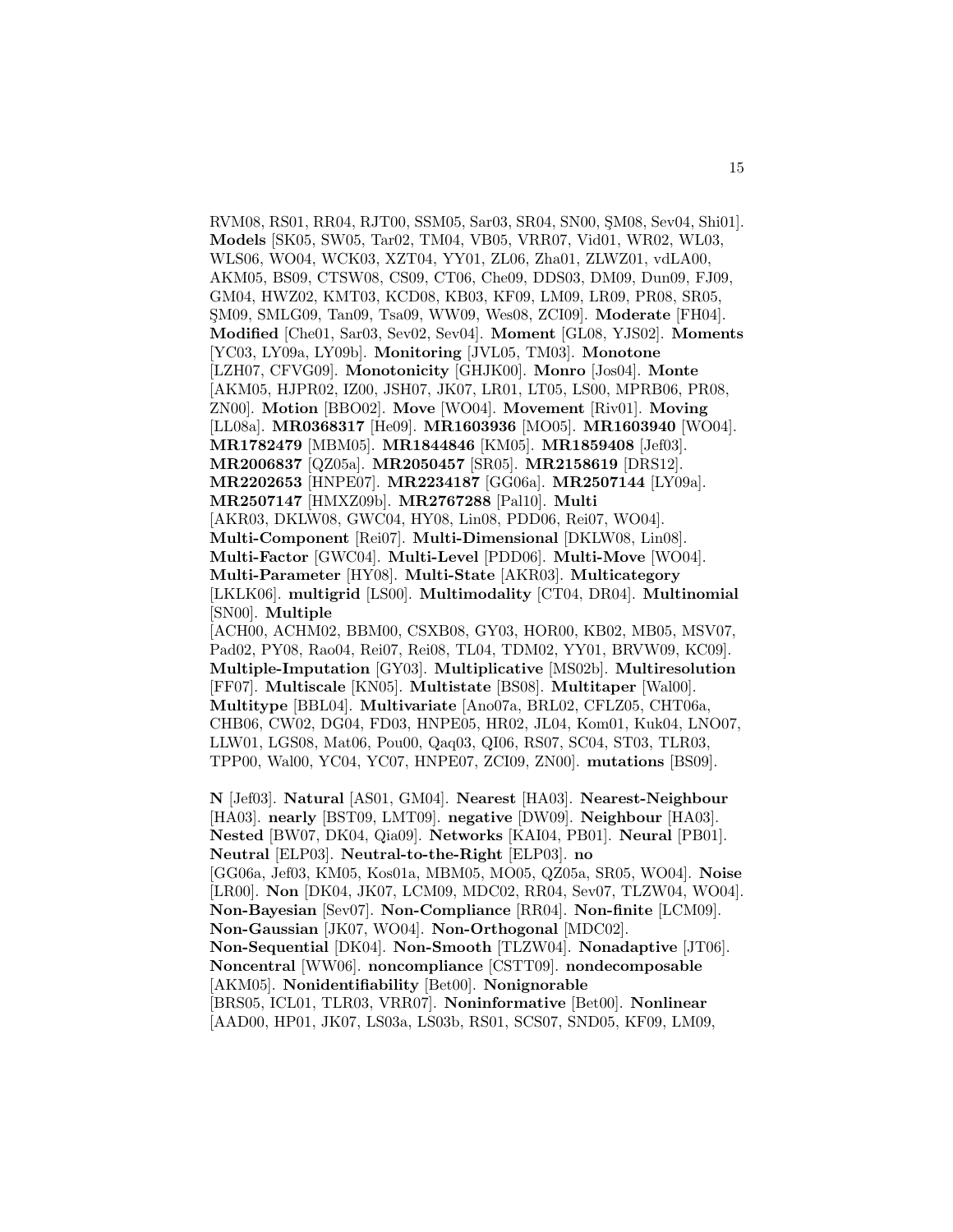RVM08, RS01, RR04, RJT00, SSM05, Sar03, SR04, SN00, ŞM08, Sev04, Shi01]. **Models** [SK05, SW05, Tar02, TM04, VB05, VRR07, Vid01, WR02, WL03, WLS06, WO04, WCK03, XZT04, YY01, ZL06, Zha01, ZLWZ01, vdLA00, AKM05, BS09, CTSW08, CS09, CT06, Che09, DDS03, DM09, Dun09, FJ09, GM04, HWZ02, KMT03, KCD08, KB03, KF09, LM09, LR09, PR08, SR05, ŞM09, SMLG09, Tan09, Tsa09, WW09, Wes08, ZCI09]. **Moderate** [FH04]. **Modified** [Che01, Sar03, Sev02, Sev04]. **Moment** [GL08, YJS02]. **Moments** [YC03, LY09a, LY09b]. **Monitoring** [JVL05, TM03]. **Monotone** [LZH07, CFVG09]. **Monotonicity** [GHJK00]. **Monro** [Jos04]. **Monte** [AKM05, HJPR02, IZ00, JSH07, JK07, LR01, LT05, LS00, MPRB06, PR08, ZN00]. **Motion** [BBO02]. **Move** [WO04]. **Movement** [Riv01]. **Moving** [LL08a]. **MR0368317** [He09]. **MR1603936** [MO05]. **MR1603940** [WO04]. **MR1782479** [MBM05]. **MR1844846** [KM05]. **MR1859408** [Jef03]. **MR2006837** [QZ05a]. **MR2050457** [SR05]. **MR2158619** [DRS12]. **MR2202653** [HNPE07]. **MR2234187** [GG06a]. **MR2507144** [LY09a]. **MR2507147** [HMXZ09b]. **MR2767288** [Pal10]. **Multi** [AKR03, DKLW08, GWC04, HY08, Lin08, PDD06, Rei07, WO04]. **Multi-Component** [Rei07]. **Multi-Dimensional** [DKLW08, Lin08]. **Multi-Factor** [GWC04]. **Multi-Level** [PDD06]. **Multi-Move** [WO04]. **Multi-Parameter** [HY08]. **Multi-State** [AKR03]. **Multicategory** [LKLK06]. **multigrid** [LS00]. **Multimodality** [CT04, DR04]. **Multinomial** [SN00]. **Multiple** [ACH00, ACHM02, BBM00, CSXB08, GY03, HOR00, KB02, MB05, MSV07, Pad02, PY08, Rao04, Rei07, Rei08, TL04, TDM02, YY01, BRVW09, KC09]. **Multiple-Imputation** [GY03]. **Multiplicative** [MS02b]. **Multiresolution** [FF07]. **Multiscale** [KN05]. **Multistate** [BS08]. **Multitaper** [Wal00]. **Multitype** [BBL04]. **Multivariate** [Ano07a, BRL02, CFLZ05, CHT06a, CHB06, CW02, DG04, FD03, HNPE05, HR02, JL04, Kom01, Kuk04, LNO07, LLW01, LGS08, Mat06, Pou00, Qaq03, QI06, RS07, SC04, ST03, TLR03, TPP00, Wal00, YC04, YC07, HNPE07, ZCI09, ZN00]. **mutations** [BS09].

**N** [Jef03]. **Natural** [AS01, GM04]. **Nearest** [HA03]. **Nearest-Neighbour** [HA03]. **nearly** [BST09, LMT09]. **negative** [DW09]. **Neighbour** [HA03]. **Nested** [BW07, DK04, Qia09]. **Networks** [KAI04, PB01]. **Neural** [PB01]. **Neutral** [ELP03]. **Neutral-to-the-Right** [ELP03]. **no** [GG06a, Jef03, KM05, Kos01a, MBM05, MO05, QZ05a, SR05, WO04]. **Noise** [LR00]. **Non** [DK04, JK07, LCM09, MDC02, RR04, Sev07, TLZW04, WO04]. **Non-Bayesian** [Sev07]. **Non-Compliance** [RR04]. **Non-finite** [LCM09]. **Non-Gaussian** [JK07, WO04]. **Non-Orthogonal** [MDC02]. **Non-Sequential** [DK04]. **Non-Smooth** [TLZW04]. **Nonadaptive** [JT06]. **Noncentral** [WW06]. **noncompliance** [CSTT09]. **nondecomposable** [AKM05]. **Nonidentifiability** [Bet00]. **Nonignorable** [BRS05, ICL01, TLR03, VRR07]. **Noninformative** [Bet00]. **Nonlinear** [AAD00, HP01, JK07, LS03a, LS03b, RS01, SCS07, SND05, KF09, LM09,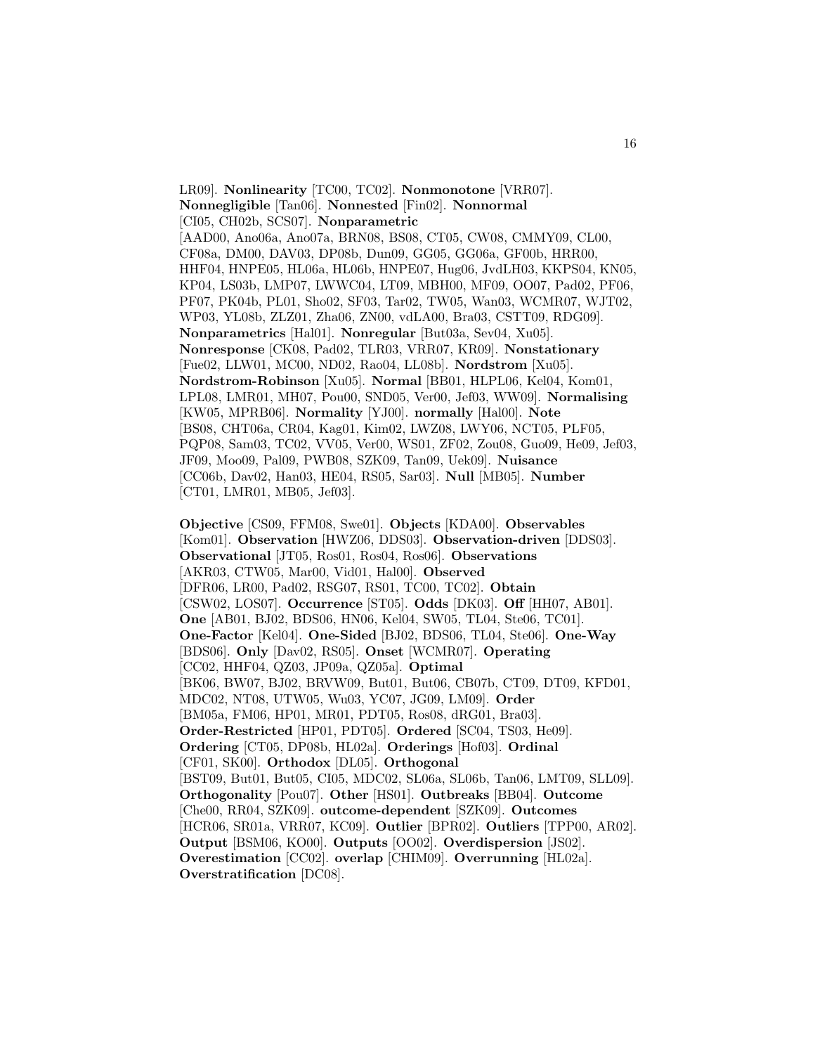LR09]. **Nonlinearity** [TC00, TC02]. **Nonmonotone** [VRR07]. **Nonnegligible** [Tan06]. **Nonnested** [Fin02]. **Nonnormal** [CI05, CH02b, SCS07]. **Nonparametric** [AAD00, Ano06a, Ano07a, BRN08, BS08, CT05, CW08, CMMY09, CL00, CF08a, DM00, DAV03, DP08b, Dun09, GG05, GG06a, GF00b, HRR00, HHF04, HNPE05, HL06a, HL06b, HNPE07, Hug06, JvdLH03, KKPS04, KN05, KP04, LS03b, LMP07, LWWC04, LT09, MBH00, MF09, OO07, Pad02, PF06, PF07, PK04b, PL01, Sho02, SF03, Tar02, TW05, Wan03, WCMR07, WJT02, WP03, YL08b, ZLZ01, Zha06, ZN00, vdLA00, Bra03, CSTT09, RDG09]. **Nonparametrics** [Hal01]. **Nonregular** [But03a, Sev04, Xu05]. **Nonresponse** [CK08, Pad02, TLR03, VRR07, KR09]. **Nonstationary** [Fue02, LLW01, MC00, ND02, Rao04, LL08b]. **Nordstrom** [Xu05]. **Nordstrom-Robinson** [Xu05]. **Normal** [BB01, HLPL06, Kel04, Kom01, LPL08, LMR01, MH07, Pou00, SND05, Ver00, Jef03, WW09]. **Normalising** [KW05, MPRB06]. **Normality** [YJ00]. **normally** [Hal00]. **Note** [BS08, CHT06a, CR04, Kag01, Kim02, LWZ08, LWY06, NCT05, PLF05, PQP08, Sam03, TC02, VV05, Ver00, WS01, ZF02, Zou08, Guo09, He09, Jef03, JF09, Moo09, Pal09, PWB08, SZK09, Tan09, Uek09]. **Nuisance** [CC06b, Dav02, Han03, HE04, RS05, Sar03]. **Null** [MB05]. **Number** [CT01, LMR01, MB05, Jef03].

**Objective** [CS09, FFM08, Swe01]. **Objects** [KDA00]. **Observables** [Kom01]. **Observation** [HWZ06, DDS03]. **Observation-driven** [DDS03]. **Observational** [JT05, Ros01, Ros04, Ros06]. **Observations** [AKR03, CTW05, Mar00, Vid01, Hal00]. **Observed** [DFR06, LR00, Pad02, RSG07, RS01, TC00, TC02]. **Obtain** [CSW02, LOS07]. **Occurrence** [ST05]. **Odds** [DK03]. **Off** [HH07, AB01]. **One** [AB01, BJ02, BDS06, HN06, Kel04, SW05, TL04, Ste06, TC01]. **One-Factor** [Kel04]. **One-Sided** [BJ02, BDS06, TL04, Ste06]. **One-Way** [BDS06]. **Only** [Dav02, RS05]. **Onset** [WCMR07]. **Operating** [CC02, HHF04, QZ03, JP09a, QZ05a]. **Optimal** [BK06, BW07, BJ02, BRVW09, But01, But06, CB07b, CT09, DT09, KFD01, MDC02, NT08, UTW05, Wu03, YC07, JG09, LM09]. **Order** [BM05a, FM06, HP01, MR01, PDT05, Ros08, dRG01, Bra03]. **Order-Restricted** [HP01, PDT05]. **Ordered** [SC04, TS03, He09]. **Ordering** [CT05, DP08b, HL02a]. **Orderings** [Hof03]. **Ordinal** [CF01, SK00]. **Orthodox** [DL05]. **Orthogonal** [BST09, But01, But05, CI05, MDC02, SL06a, SL06b, Tan06, LMT09, SLL09]. **Orthogonality** [Pou07]. **Other** [HS01]. **Outbreaks** [BB04]. **Outcome** [Che00, RR04, SZK09]. **outcome-dependent** [SZK09]. **Outcomes** [HCR06, SR01a, VRR07, KC09]. **Outlier** [BPR02]. **Outliers** [TPP00, AR02]. **Output** [BSM06, KO00]. **Outputs** [OO02]. **Overdispersion** [JS02]. **Overestimation** [CC02]. **overlap** [CHIM09]. **Overrunning** [HL02a]. **Overstratification** [DC08].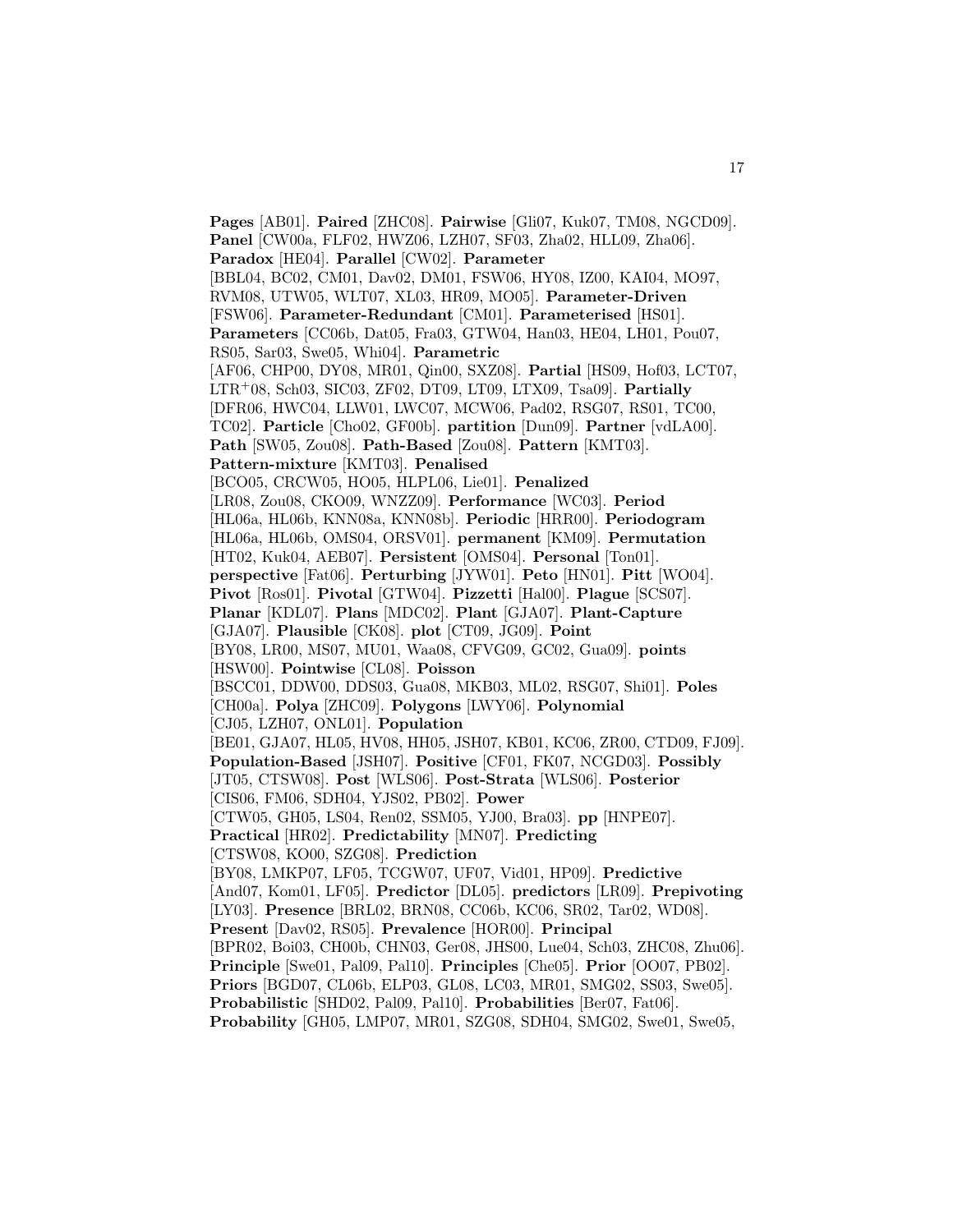**Pages** [AB01]. **Paired** [ZHC08]. **Pairwise** [Gli07, Kuk07, TM08, NGCD09]. **Panel** [CW00a, FLF02, HWZ06, LZH07, SF03, Zha02, HLL09, Zha06]. **Paradox** [HE04]. **Parallel** [CW02]. **Parameter** [BBL04, BC02, CM01, Dav02, DM01, FSW06, HY08, IZ00, KAI04, MO97, RVM08, UTW05, WLT07, XL03, HR09, MO05]. **Parameter-Driven** [FSW06]. **Parameter-Redundant** [CM01]. **Parameterised** [HS01]. **Parameters** [CC06b, Dat05, Fra03, GTW04, Han03, HE04, LH01, Pou07, RS05, Sar03, Swe05, Whi04]. **Parametric** [AF06, CHP00, DY08, MR01, Qin00, SXZ08]. **Partial** [HS09, Hof03, LCT07, LTR$^+$08, Sch03, SIC03, ZF02, DT09, LT09, LTX09, Tsa09]. **Partially** [DFR06, HWC04, LLW01, LWC07, MCW06, Pad02, RSG07, RS01, TC00, TC02]. **Particle** [Cho02, GF00b]. **partition** [Dun09]. **Partner** [vdLA00]. **Path** [SW05, Zou08]. **Path-Based** [Zou08]. **Pattern** [KMT03]. **Pattern-mixture** [KMT03]. **Penalised** [BCO05, CRCW05, HO05, HLPL06, Lie01]. **Penalized** [LR08, Zou08, CKO09, WNZZ09]. **Performance** [WC03]. **Period** [HL06a, HL06b, KNN08a, KNN08b]. **Periodic** [HRR00]. **Periodogram** [HL06a, HL06b, OMS04, ORSV01]. **permanent** [KM09]. **Permutation** [HT02, Kuk04, AEB07]. **Persistent** [OMS04]. **Personal** [Ton01]. **perspective** [Fat06]. **Perturbing** [JYW01]. **Peto** [HN01]. **Pitt** [WO04]. **Pivot** [Ros01]. **Pivotal** [GTW04]. **Pizzetti** [Hal00]. **Plague** [SCS07]. **Planar** [KDL07]. **Plans** [MDC02]. **Plant** [GJA07]. **Plant-Capture** [GJA07]. **Plausible** [CK08]. **plot** [CT09, JG09]. **Point** [BY08, LR00, MS07, MU01, Waa08, CFVG09, GC02, Gua09]. **points** [HSW00]. **Pointwise** [CL08]. **Poisson** [BSCC01, DDW00, DDS03, Gua08, MKB03, ML02, RSG07, Shi01]. **Poles** [CH00a]. **Polya** [ZHC09]. **Polygons** [LWY06]. **Polynomial** [CJ05, LZH07, ONL01]. **Population** [BE01, GJA07, HL05, HV08, HH05, JSH07, KB01, KC06, ZR00, CTD09, FJ09]. **Population-Based** [JSH07]. **Positive** [CF01, FK07, NCGD03]. **Possibly** [JT05, CTSW08]. **Post** [WLS06]. **Post-Strata** [WLS06]. **Posterior** [CIS06, FM06, SDH04, YJS02, PB02]. **Power** [CTW05, GH05, LS04, Ren02, SSM05, YJ00, Bra03]. **pp** [HNPE07]. **Practical** [HR02]. **Predictability** [MN07]. **Predicting** [CTSW08, KO00, SZG08]. **Prediction** [BY08, LMKP07, LF05, TCGW07, UF07, Vid01, HP09]. **Predictive** [And07, Kom01, LF05]. **Predictor** [DL05]. **predictors** [LR09]. **Prepivoting** [LY03]. **Presence** [BRL02, BRN08, CC06b, KC06, SR02, Tar02, WD08]. **Present** [Dav02, RS05]. **Prevalence** [HOR00]. **Principal** [BPR02, Boi03, CH00b, CHN03, Ger08, JHS00, Lue04, Sch03, ZHC08, Zhu06]. **Principle** [Swe01, Pal09, Pal10]. **Principles** [Che05]. **Prior** [OO07, PB02]. **Priors** [BGD07, CL06b, ELP03, GL08, LC03, MR01, SMG02, SS03, Swe05]. **Probabilistic** [SHD02, Pal09, Pal10]. **Probabilities** [Ber07, Fat06]. **Probability** [GH05, LMP07, MR01, SZG08, SDH04, SMG02, Swe01, Swe05,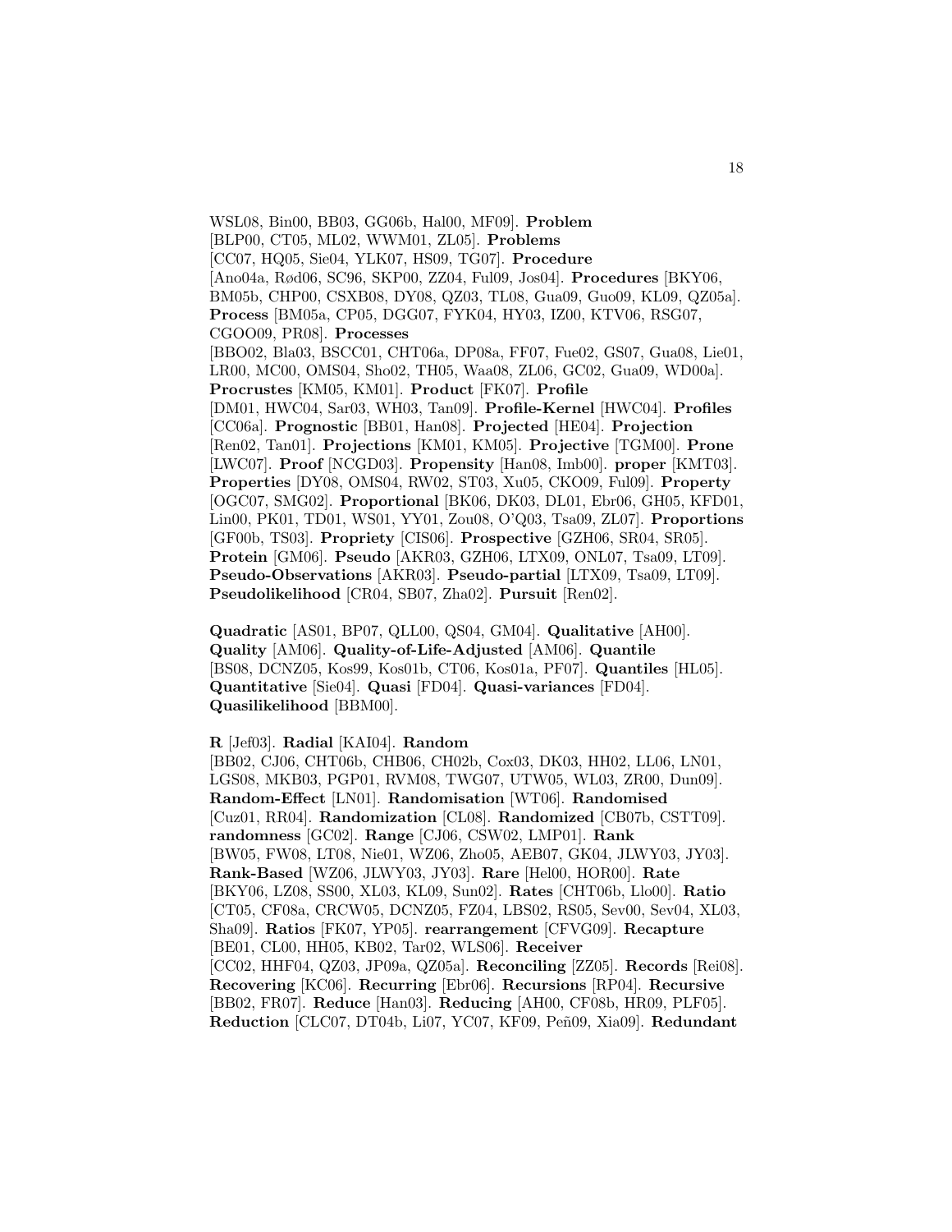WSL08, Bin00, BB03, GG06b, Hal00, MF09]. **Problem** [BLP00, CT05, ML02, WWM01, ZL05]. **Problems** [CC07, HQ05, Sie04, YLK07, HS09, TG07]. **Procedure** [Ano04a, Rød06, SC96, SKP00, ZZ04, Ful09, Jos04]. **Procedures** [BKY06, BM05b, CHP00, CSXB08, DY08, QZ03, TL08, Gua09, Guo09, KL09, QZ05a]. **Process** [BM05a, CP05, DGG07, FYK04, HY03, IZ00, KTV06, RSG07, CGOO09, PR08]. **Processes** [BBO02, Bla03, BSCC01, CHT06a, DP08a, FF07, Fue02, GS07, Gua08, Lie01, LR00, MC00, OMS04, Sho02, TH05, Waa08, ZL06, GC02, Gua09, WD00a]. **Procrustes** [KM05, KM01]. **Product** [FK07]. **Profile** [DM01, HWC04, Sar03, WH03, Tan09]. **Profile-Kernel** [HWC04]. **Profiles** [CC06a]. **Prognostic** [BB01, Han08]. **Projected** [HE04]. **Projection** [Ren02, Tan01]. **Projections** [KM01, KM05]. **Projective** [TGM00]. **Prone** [LWC07]. **Proof** [NCGD03]. **Propensity** [Han08, Imb00]. **proper** [KMT03]. **Properties** [DY08, OMS04, RW02, ST03, Xu05, CKO09, Ful09]. **Property** [OGC07, SMG02]. **Proportional** [BK06, DK03, DL01, Ebr06, GH05, KFD01, Lin00, PK01, TD01, WS01, YY01, Zou08, O'Q03, Tsa09, ZL07]. **Proportions** [GF00b, TS03]. **Propriety** [CIS06]. **Prospective** [GZH06, SR04, SR05]. **Protein** [GM06]. **Pseudo** [AKR03, GZH06, LTX09, ONL07, Tsa09, LT09]. **Pseudo-Observations** [AKR03]. **Pseudo-partial** [LTX09, Tsa09, LT09]. **Pseudolikelihood** [CR04, SB07, Zha02]. **Pursuit** [Ren02].

**Quadratic** [AS01, BP07, QLL00, QS04, GM04]. **Qualitative** [AH00]. **Quality** [AM06]. **Quality-of-Life-Adjusted** [AM06]. **Quantile** [BS08, DCNZ05, Kos99, Kos01b, CT06, Kos01a, PF07]. **Quantiles** [HL05]. **Quantitative** [Sie04]. **Quasi** [FD04]. **Quasi-variances** [FD04]. **Quasilikelihood** [BBM00].

**R** [Jef03]. **Radial** [KAI04]. **Random** [BB02, CJ06, CHT06b, CHB06, CH02b, Cox03, DK03, HH02, LL06, LN01, LGS08, MKB03, PGP01, RVM08, TWG07, UTW05, WL03, ZR00, Dun09]. **Random-Effect** [LN01]. **Randomisation** [WT06]. **Randomised** [Cuz01, RR04]. **Randomization** [CL08]. **Randomized** [CB07b, CSTT09]. **randomness** [GC02]. **Range** [CJ06, CSW02, LMP01]. **Rank** [BW05, FW08, LT08, Nie01, WZ06, Zho05, AEB07, GK04, JLWY03, JY03]. **Rank-Based** [WZ06, JLWY03, JY03]. **Rare** [Hel00, HOR00]. **Rate** [BKY06, LZ08, SS00, XL03, KL09, Sun02]. **Rates** [CHT06b, Llo00]. **Ratio** [CT05, CF08a, CRCW05, DCNZ05, FZ04, LBS02, RS05, Sev00, Sev04, XL03, Sha09]. **Ratios** [FK07, YP05]. **rearrangement** [CFVG09]. **Recapture** [BE01, CL00, HH05, KB02, Tar02, WLS06]. **Receiver** [CC02, HHF04, QZ03, JP09a, QZ05a]. **Reconciling** [ZZ05]. **Records** [Rei08]. **Recovering** [KC06]. **Recurring** [Ebr06]. **Recursions** [RP04]. **Recursive** [BB02, FR07]. **Reduce** [Han03]. **Reducing** [AH00, CF08b, HR09, PLF05]. **Reduction** [CLC07, DT04b, Li07, YC07, KF09, Peñ09, Xia09]. **Redundant**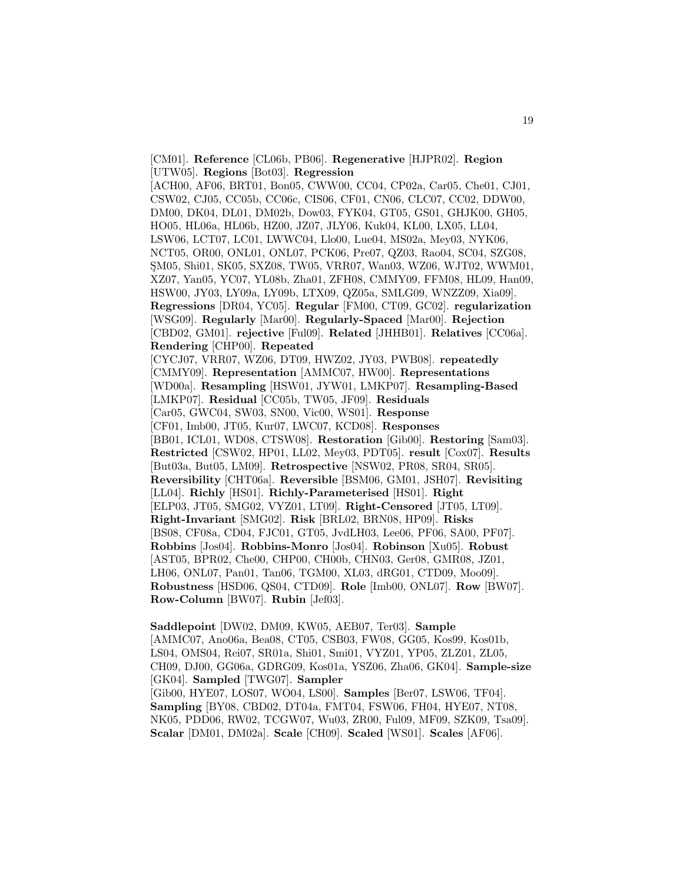[CM01]. **Reference** [CL06b, PB06]. **Regenerative** [HJPR02]. **Region** [UTW05]. **Regions** [Bot03]. **Regression** [ACH00, AF06, BRT01, Bon05, CWW00, CC04, CP02a, Car05, Che01, CJ01, CSW02, CJ05, CC05b, CC06c, CIS06, CF01, CN06, CLC07, CC02, DDW00, DM00, DK04, DL01, DM02b, Dow03, FYK04, GT05, GS01, GHJK00, GH05, HO05, HL06a, HL06b, HZ00, JZ07, JLY06, Kuk04, KL00, LX05, LL04, LSW06, LCT07, LC01, LWWC04, Llo00, Lue04, MS02a, Mey03, NYK06, NCT05, OR00, ONL01, ONL07, PCK06, Pre07, QZ03, Rao04, SC04, SZG08, ŞM05, Shi01, SK05, SXZ08, TW05, VRR07, Wan03, WZ06, WJT02, WWM01, XZ07, Yan05, YC07, YL08b, Zha01, ZFH08, CMMY09, FFM08, HL09, Han09, HSW00, JY03, LY09a, LY09b, LTX09, QZ05a, SMLG09, WNZZ09, Xia09]. **Regressions** [DR04, YC05]. **Regular** [FM00, CT09, GC02]. **regularization** [WSG09]. **Regularly** [Mar00]. **Regularly-Spaced** [Mar00]. **Rejection** [CBD02, GM01]. **rejective** [Ful09]. **Related** [JHHB01]. **Relatives** [CC06a]. **Rendering** [CHP00]. **Repeated** [CYCJ07, VRR07, WZ06, DT09, HWZ02, JY03, PWB08]. **repeatedly** [CMMY09]. **Representation** [AMMC07, HW00]. **Representations** [WD00a]. **Resampling** [HSW01, JYW01, LMKP07]. **Resampling-Based** [LMKP07]. **Residual** [CC05b, TW05, JF09]. **Residuals** [Car05, GWC04, SW03, SN00, Vic00, WS01]. **Response** [CF01, Imb00, JT05, Kur07, LWC07, KCD08]. **Responses** [BB01, ICL01, WD08, CTSW08]. **Restoration** [Gib00]. **Restoring** [Sam03]. **Restricted** [CSW02, HP01, LL02, Mey03, PDT05]. **result** [Cox07]. **Results** [But03a, But05, LM09]. **Retrospective** [NSW02, PR08, SR04, SR05]. **Reversibility** [CHT06a]. **Reversible** [BSM06, GM01, JSH07]. **Revisiting** [LL04]. **Richly** [HS01]. **Richly-Parameterised** [HS01]. **Right** [ELP03, JT05, SMG02, VYZ01, LT09]. **Right-Censored** [JT05, LT09]. **Right-Invariant** [SMG02]. **Risk** [BRL02, BRN08, HP09]. **Risks** [BS08, CF08a, CD04, FJC01, GT05, JvdLH03, Lee06, PF06, SA00, PF07]. **Robbins** [Jos04]. **Robbins-Monro** [Jos04]. **Robinson** [Xu05]. **Robust** [AST05, BPR02, Che00, CHP00, CH00b, CHN03, Ger08, GMR08, JZ01, LH06, ONL07, Pan01, Tan06, TGM00, XL03, dRG01, CTD09, Moo09]. **Robustness** [HSD06, QS04, CTD09]. **Role** [Imb00, ONL07]. **Row** [BW07]. **Row-Column** [BW07]. **Rubin** [Jef03].

**Saddlepoint** [DW02, DM09, KW05, AEB07, Ter03]. **Sample** [AMMC07, Ano06a, Bea08, CT05, CSB03, FW08, GG05, Kos99, Kos01b, LS04, OMS04, Rei07, SR01a, Shi01, Smi01, VYZ01, YP05, ZLZ01, ZL05, CH09, DJ00, GG06a, GDRG09, Kos01a, YSZ06, Zha06, GK04]. **Sample-size** [GK04]. **Sampled** [TWG07]. **Sampler** [Gib00, HYE07, LOS07, WO04, LS00]. **Samples** [Ber07, LSW06, TF04]. **Sampling** [BY08, CBD02, DT04a, FMT04, FSW06, FH04, HYE07, NT08, NK05, PDD06, RW02, TCGW07, Wu03, ZR00, Ful09, MF09, SZK09, Tsa09]. **Scalar** [DM01, DM02a]. **Scale** [CH09]. **Scaled** [WS01]. **Scales** [AF06].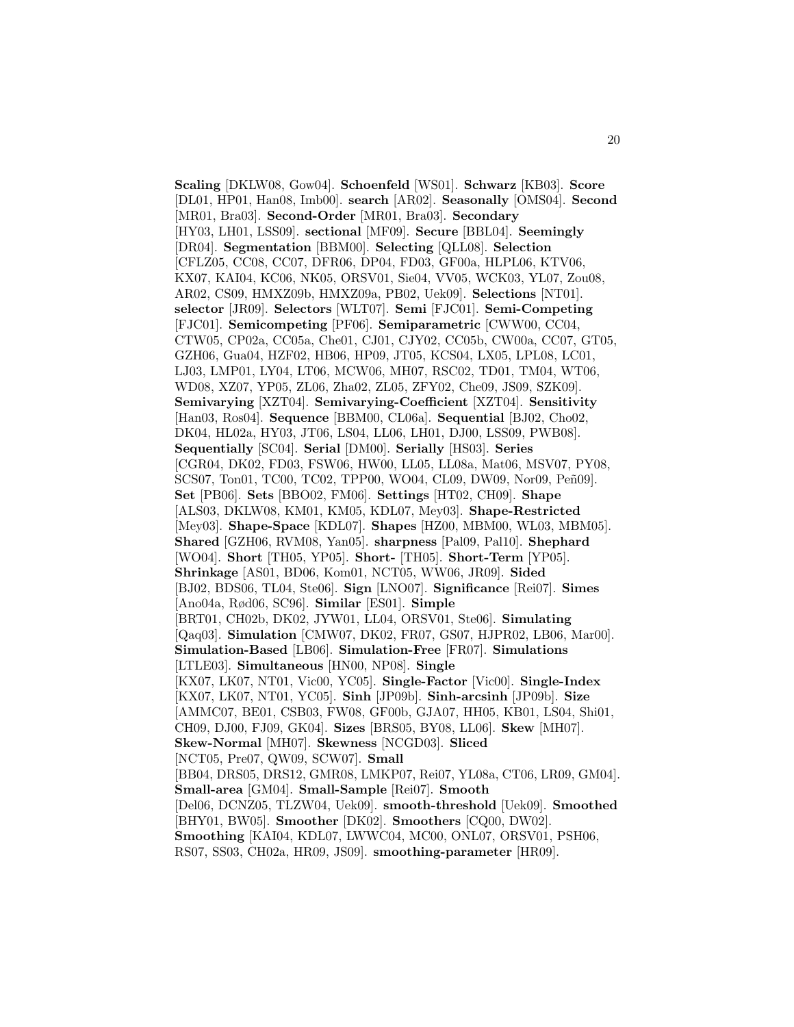**Scaling** [DKLW08, Gow04]. **Schoenfeld** [WS01]. **Schwarz** [KB03]. **Score** [DL01, HP01, Han08, Imb00]. **search** [AR02]. **Seasonally** [OMS04]. **Second** [MR01, Bra03]. **Second-Order** [MR01, Bra03]. **Secondary** [HY03, LH01, LSS09]. **sectional** [MF09]. **Secure** [BBL04]. **Seemingly** [DR04]. **Segmentation** [BBM00]. **Selecting** [QLL08]. **Selection** [CFLZ05, CC08, CC07, DFR06, DP04, FD03, GF00a, HLPL06, KTV06, KX07, KAI04, KC06, NK05, ORSV01, Sie04, VV05, WCK03, YL07, Zou08, AR02, CS09, HMXZ09b, HMXZ09a, PB02, Uek09]. **Selections** [NT01]. **selector** [JR09]. **Selectors** [WLT07]. **Semi** [FJC01]. **Semi-Competing** [FJC01]. **Semicompeting** [PF06]. **Semiparametric** [CWW00, CC04, CTW05, CP02a, CC05a, Che01, CJ01, CJY02, CC05b, CW00a, CC07, GT05, GZH06, Gua04, HZF02, HB06, HP09, JT05, KCS04, LX05, LPL08, LC01, LJ03, LMP01, LY04, LT06, MCW06, MH07, RSC02, TD01, TM04, WT06, WD08, XZ07, YP05, ZL06, Zha02, ZL05, ZFY02, Che09, JS09, SZK09]. **Semivarying** [XZT04]. **Semivarying-Coefficient** [XZT04]. **Sensitivity** [Han03, Ros04]. **Sequence** [BBM00, CL06a]. **Sequential** [BJ02, Cho02, DK04, HL02a, HY03, JT06, LS04, LL06, LH01, DJ00, LSS09, PWB08]. **Sequentially** [SC04]. **Serial** [DM00]. **Serially** [HS03]. **Series** [CGR04, DK02, FD03, FSW06, HW00, LL05, LL08a, Mat06, MSV07, PY08, SCS07, Ton01, TC00, TC02, TPP00, WO04, CL09, DW09, Nor09, Peñ09]. **Set** [PB06]. **Sets** [BBO02, FM06]. **Settings** [HT02, CH09]. **Shape** [ALS03, DKLW08, KM01, KM05, KDL07, Mey03]. **Shape-Restricted** [Mey03]. **Shape-Space** [KDL07]. **Shapes** [HZ00, MBM00, WL03, MBM05]. **Shared** [GZH06, RVM08, Yan05]. **sharpness** [Pal09, Pal10]. **Shephard** [WO04]. **Short** [TH05, YP05]. **Short-** [TH05]. **Short-Term** [YP05]. **Shrinkage** [AS01, BD06, Kom01, NCT05, WW06, JR09]. **Sided** [BJ02, BDS06, TL04, Ste06]. **Sign** [LNO07]. **Significance** [Rei07]. **Simes** [Ano04a, Rød06, SC96]. **Similar** [ES01]. **Simple** [BRT01, CH02b, DK02, JYW01, LL04, ORSV01, Ste06]. **Simulating** [Qaq03]. **Simulation** [CMW07, DK02, FR07, GS07, HJPR02, LB06, Mar00]. **Simulation-Based** [LB06]. **Simulation-Free** [FR07]. **Simulations** [LTLE03]. **Simultaneous** [HN00, NP08]. **Single** [KX07, LK07, NT01, Vic00, YC05]. **Single-Factor** [Vic00]. **Single-Index** [KX07, LK07, NT01, YC05]. **Sinh** [JP09b]. **Sinh-arcsinh** [JP09b]. **Size** [AMMC07, BE01, CSB03, FW08, GF00b, GJA07, HH05, KB01, LS04, Shi01, CH09, DJ00, FJ09, GK04]. **Sizes** [BRS05, BY08, LL06]. **Skew** [MH07]. **Skew-Normal** [MH07]. **Skewness** [NCGD03]. **Sliced** [NCT05, Pre07, QW09, SCW07]. **Small** [BB04, DRS05, DRS12, GMR08, LMKP07, Rei07, YL08a, CT06, LR09, GM04]. **Small-area** [GM04]. **Small-Sample** [Rei07]. **Smooth** [Del06, DCNZ05, TLZW04, Uek09]. **smooth-threshold** [Uek09]. **Smoothed** [BHY01, BW05]. **Smoother** [DK02]. **Smoothers** [CQ00, DW02]. **Smoothing** [KAI04, KDL07, LWWC04, MC00, ONL07, ORSV01, PSH06, RS07, SS03, CH02a, HR09, JS09]. **smoothing-parameter** [HR09].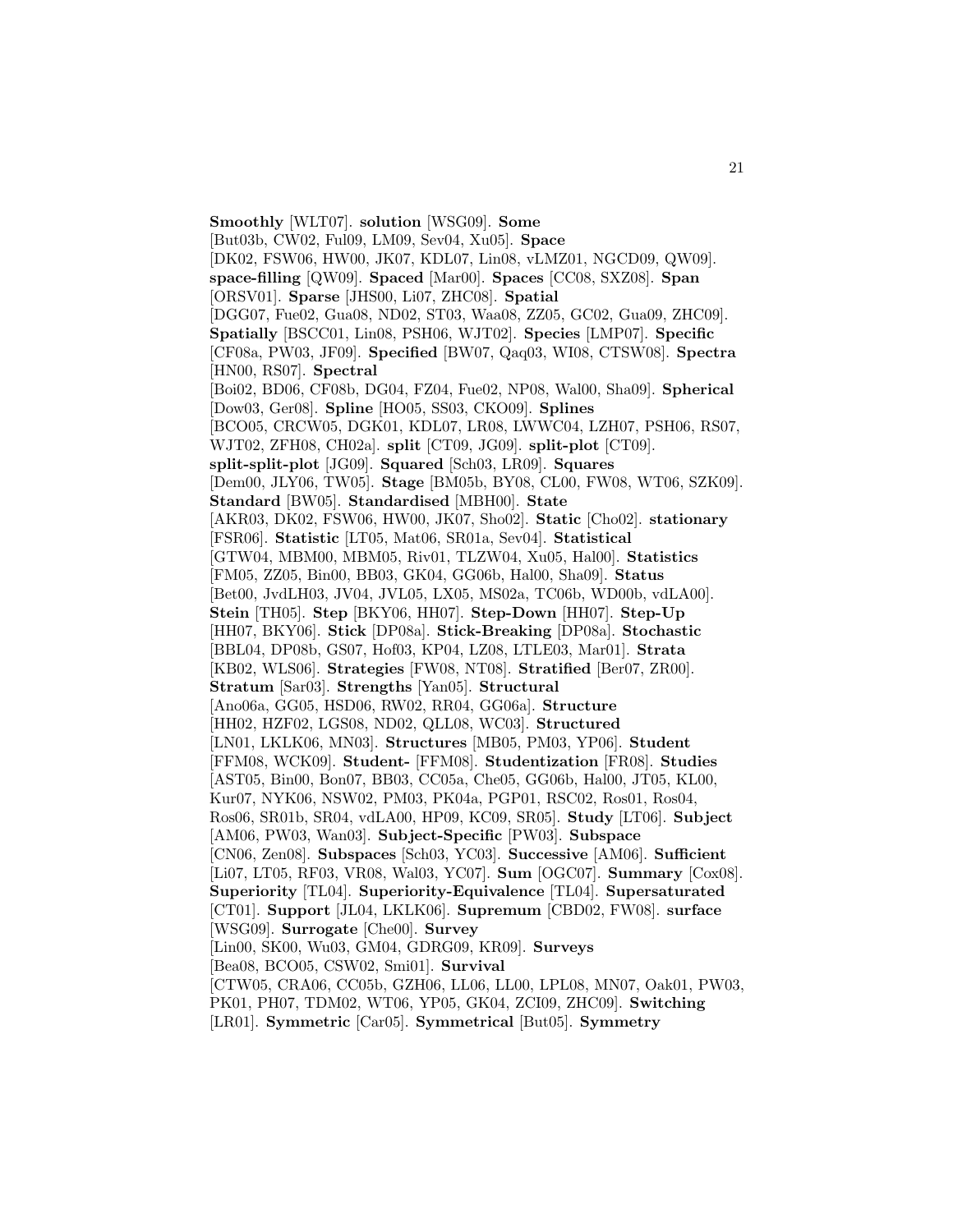**Smoothly** [WLT07]. **solution** [WSG09]. **Some** [But03b, CW02, Ful09, LM09, Sev04, Xu05]. **Space** [DK02, FSW06, HW00, JK07, KDL07, Lin08, vLMZ01, NGCD09, QW09]. **space-filling** [QW09]. **Spaced** [Mar00]. **Spaces** [CC08, SXZ08]. **Span** [ORSV01]. **Sparse** [JHS00, Li07, ZHC08]. **Spatial** [DGG07, Fue02, Gua08, ND02, ST03, Waa08, ZZ05, GC02, Gua09, ZHC09]. **Spatially** [BSCC01, Lin08, PSH06, WJT02]. **Species** [LMP07]. **Specific** [CF08a, PW03, JF09]. **Specified** [BW07, Qaq03, WI08, CTSW08]. **Spectra** [HN00, RS07]. **Spectral** [Boi02, BD06, CF08b, DG04, FZ04, Fue02, NP08, Wal00, Sha09]. **Spherical** [Dow03, Ger08]. **Spline** [HO05, SS03, CKO09]. **Splines** [BCO05, CRCW05, DGK01, KDL07, LR08, LWWC04, LZH07, PSH06, RS07, WJT02, ZFH08, CH02a]. **split** [CT09, JG09]. **split-plot** [CT09]. **split-split-plot** [JG09]. **Squared** [Sch03, LR09]. **Squares** [Dem00, JLY06, TW05]. **Stage** [BM05b, BY08, CL00, FW08, WT06, SZK09]. **Standard** [BW05]. **Standardised** [MBH00]. **State** [AKR03, DK02, FSW06, HW00, JK07, Sho02]. **Static** [Cho02]. **stationary** [FSR06]. **Statistic** [LT05, Mat06, SR01a, Sev04]. **Statistical** [GTW04, MBM00, MBM05, Riv01, TLZW04, Xu05, Hal00]. **Statistics** [FM05, ZZ05, Bin00, BB03, GK04, GG06b, Hal00, Sha09]. **Status** [Bet00, JvdLH03, JV04, JVL05, LX05, MS02a, TC06b, WD00b, vdLA00]. **Stein** [TH05]. **Step** [BKY06, HH07]. **Step-Down** [HH07]. **Step-Up** [HH07, BKY06]. **Stick** [DP08a]. **Stick-Breaking** [DP08a]. **Stochastic** [BBL04, DP08b, GS07, Hof03, KP04, LZ08, LTLE03, Mar01]. **Strata** [KB02, WLS06]. **Strategies** [FW08, NT08]. **Stratified** [Ber07, ZR00]. **Stratum** [Sar03]. **Strengths** [Yan05]. **Structural** [Ano06a, GG05, HSD06, RW02, RR04, GG06a]. **Structure** [HH02, HZF02, LGS08, ND02, QLL08, WC03]. **Structured** [LN01, LKLK06, MN03]. **Structures** [MB05, PM03, YP06]. **Student** [FFM08, WCK09]. **Student-** [FFM08]. **Studentization** [FR08]. **Studies** [AST05, Bin00, Bon07, BB03, CC05a, Che05, GG06b, Hal00, JT05, KL00, Kur07, NYK06, NSW02, PM03, PK04a, PGP01, RSC02, Ros01, Ros04, Ros06, SR01b, SR04, vdLA00, HP09, KC09, SR05]. **Study** [LT06]. **Subject** [AM06, PW03, Wan03]. **Subject-Specific** [PW03]. **Subspace** [CN06, Zen08]. **Subspaces** [Sch03, YC03]. **Successive** [AM06]. **Sufficient** [Li07, LT05, RF03, VR08, Wal03, YC07]. **Sum** [OGC07]. **Summary** [Cox08]. **Superiority** [TL04]. **Superiority-Equivalence** [TL04]. **Supersaturated** [CT01]. **Support** [JL04, LKLK06]. **Supremum** [CBD02, FW08]. **surface** [WSG09]. **Surrogate** [Che00]. **Survey** [Lin00, SK00, Wu03, GM04, GDRG09, KR09]. **Surveys** [Bea08, BCO05, CSW02, Smi01]. **Survival** [CTW05, CRA06, CC05b, GZH06, LL06, LL00, LPL08, MN07, Oak01, PW03, PK01, PH07, TDM02, WT06, YP05, GK04, ZCI09, ZHC09]. **Switching** [LR01]. **Symmetric** [Car05]. **Symmetrical** [But05]. **Symmetry**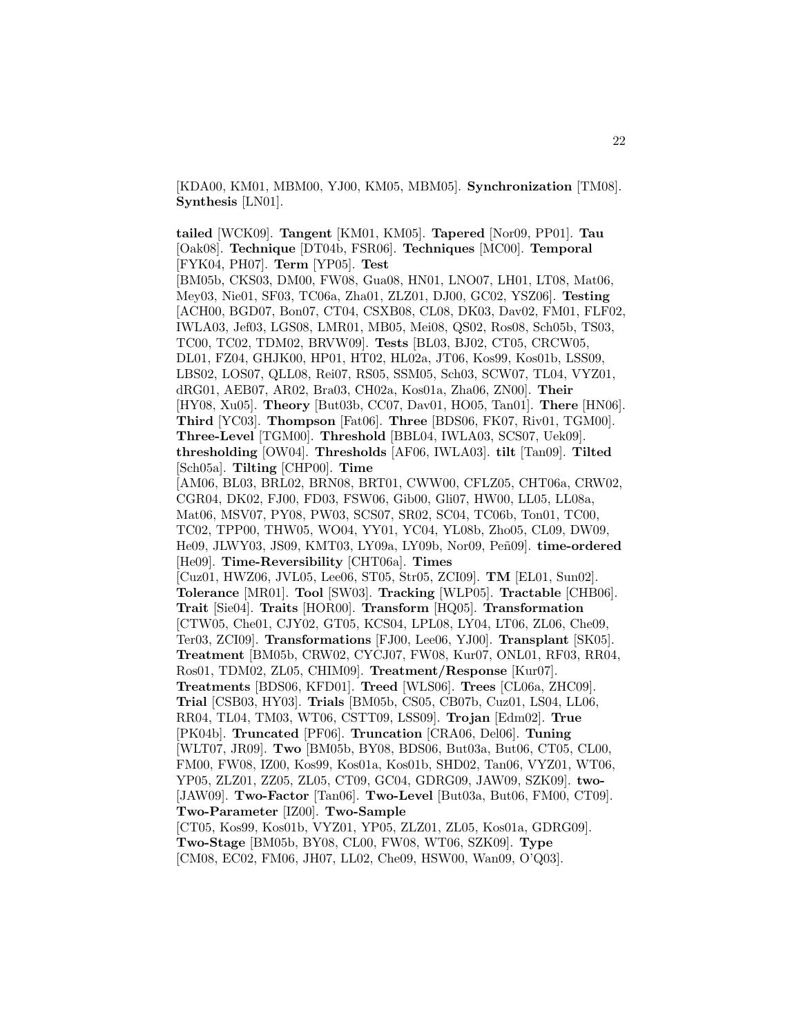[KDA00, KM01, MBM00, YJ00, KM05, MBM05]. **Synchronization** [TM08]. **Synthesis** [LN01].

**tailed** [WCK09]. **Tangent** [KM01, KM05]. **Tapered** [Nor09, PP01]. **Tau** [Oak08]. **Technique** [DT04b, FSR06]. **Techniques** [MC00]. **Temporal** [FYK04, PH07]. **Term** [YP05]. **Test** [BM05b, CKS03, DM00, FW08, Gua08, HN01, LNO07, LH01, LT08, Mat06, Mey03, Nie01, SF03, TC06a, Zha01, ZLZ01, DJ00, GC02, YSZ06]. **Testing** [ACH00, BGD07, Bon07, CT04, CSXB08, CL08, DK03, Dav02, FM01, FLF02, IWLA03, Jef03, LGS08, LMR01, MB05, Mei08, QS02, Ros08, Sch05b, TS03, TC00, TC02, TDM02, BRVW09]. **Tests** [BL03, BJ02, CT05, CRCW05, DL01, FZ04, GHJK00, HP01, HT02, HL02a, JT06, Kos99, Kos01b, LSS09, LBS02, LOS07, QLL08, Rei07, RS05, SSM05, Sch03, SCW07, TL04, VYZ01, dRG01, AEB07, AR02, Bra03, CH02a, Kos01a, Zha06, ZN00]. **Their** [HY08, Xu05]. **Theory** [But03b, CC07, Dav01, HO05, Tan01]. **There** [HN06]. **Third** [YC03]. **Thompson** [Fat06]. **Three** [BDS06, FK07, Riv01, TGM00]. **Three-Level** [TGM00]. **Threshold** [BBL04, IWLA03, SCS07, Uek09]. **thresholding** [OW04]. **Thresholds** [AF06, IWLA03]. **tilt** [Tan09]. **Tilted** [Sch05a]. **Tilting** [CHP00]. **Time** [AM06, BL03, BRL02, BRN08, BRT01, CWW00, CFLZ05, CHT06a, CRW02, CGR04, DK02, FJ00, FD03, FSW06, Gib00, Gli07, HW00, LL05, LL08a, Mat06, MSV07, PY08, PW03, SCS07, SR02, SC04, TC06b, Ton01, TC00, TC02, TPP00, THW05, WO04, YY01, YC04, YL08b, Zho05, CL09, DW09, He09, JLWY03, JS09, KMT03, LY09a, LY09b, Nor09, Peñ09]. **time-ordered** [He09]. **Time-Reversibility** [CHT06a]. **Times** [Cuz01, HWZ06, JVL05, Lee06, ST05, Str05, ZCI09]. **TM** [EL01, Sun02]. **Tolerance** [MR01]. **Tool** [SW03]. **Tracking** [WLP05]. **Tractable** [CHB06]. **Trait** [Sie04]. **Traits** [HOR00]. **Transform** [HQ05]. **Transformation** [CTW05, Che01, CJY02, GT05, KCS04, LPL08, LY04, LT06, ZL06, Che09, Ter03, ZCI09]. **Transformations** [FJ00, Lee06, YJ00]. **Transplant** [SK05]. **Treatment** [BM05b, CRW02, CYCJ07, FW08, Kur07, ONL01, RF03, RR04, Ros01, TDM02, ZL05, CHIM09]. **Treatment/Response** [Kur07]. **Treatments** [BDS06, KFD01]. **Treed** [WLS06]. **Trees** [CL06a, ZHC09]. **Trial** [CSB03, HY03]. **Trials** [BM05b, CS05, CB07b, Cuz01, LS04, LL06, RR04, TL04, TM03, WT06, CSTT09, LSS09]. **Trojan** [Edm02]. **True** [PK04b]. **Truncated** [PF06]. **Truncation** [CRA06, Del06]. **Tuning** [WLT07, JR09]. **Two** [BM05b, BY08, BDS06, But03a, But06, CT05, CL00, FM00, FW08, IZ00, Kos99, Kos01a, Kos01b, SHD02, Tan06, VYZ01, WT06, YP05, ZLZ01, ZZ05, ZL05, CT09, GC04, GDRG09, JAW09, SZK09]. **two-** [JAW09]. **Two-Factor** [Tan06]. **Two-Level** [But03a, But06, FM00, CT09]. **Two-Parameter** [IZ00]. **Two-Sample** [CT05, Kos99, Kos01b, VYZ01, YP05, ZLZ01, ZL05, Kos01a, GDRG09]. **Two-Stage** [BM05b, BY08, CL00, FW08, WT06, SZK09]. **Type** [CM08, EC02, FM06, JH07, LL02, Che09, HSW00, Wan09, O'Q03].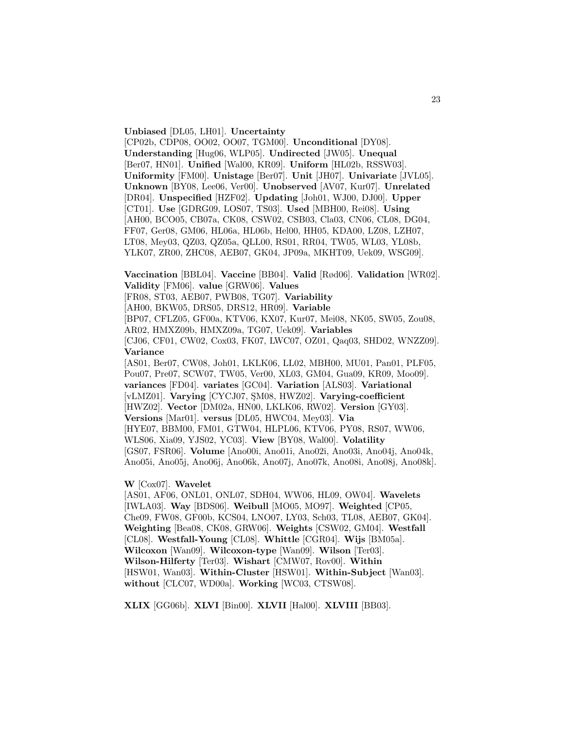**Unbiased** [DL05, LH01]. **Uncertainty** [CP02b, CDP08, OO02, OO07, TGM00]. **Unconditional** [DY08]. **Understanding** [Hug06, WLP05]. **Undirected** [JW05]. **Unequal** [Ber07, HN01]. **Unified** [Wal00, KR09]. **Uniform** [HL02b, RSSW03]. **Uniformity** [FM00]. **Unistage** [Ber07]. **Unit** [JH07]. **Univariate** [JVL05]. **Unknown** [BY08, Lee06, Ver00]. **Unobserved** [AV07, Kur07]. **Unrelated** [DR04]. **Unspecified** [HZF02]. **Updating** [Joh01, WJ00, DJ00]. **Upper** [CT01]. **Use** [GDRG09, LOS07, TS03]. **Used** [MBH00, Rei08]. **Using** [AH00, BCO05, CB07a, CK08, CSW02, CSB03, Cla03, CN06, CL08, DG04, FF07, Ger08, GM06, HL06a, HL06b, Hel00, HH05, KDA00, LZ08, LZH07, LT08, Mey03, QZ03, QZ05a, QLL00, RS01, RR04, TW05, WL03, YL08b, YLK07, ZR00, ZHC08, AEB07, GK04, JP09a, MKHT09, Uek09, WSG09].

**Vaccination** [BBL04]. **Vaccine** [BB04]. **Valid** [Rød06]. **Validation** [WR02]. **Validity** [FM06]. **value** [GRW06]. **Values** [FR08, ST03, AEB07, PWB08, TG07]. **Variability** [AH00, BKW05, DRS05, DRS12, HR09]. **Variable** [BP07, CFLZ05, GF00a, KTV06, KX07, Kur07, Mei08, NK05, SW05, Zou08, AR02, HMXZ09b, HMXZ09a, TG07, Uek09]. **Variables** [CJ06, CF01, CW02, Cox03, FK07, LWC07, OZ01, Qaq03, SHD02, WNZZ09]. **Variance** [AS01, Ber07, CW08, Joh01, LKLK06, LL02, MBH00, MU01, Pan01, PLF05, Pou07, Pre07, SCW07, TW05, Ver00, XL03, GM04, Gua09, KR09, Moo09]. **variances** [FD04]. **variates** [GC04]. **Variation** [ALS03]. **Variational** [vLMZ01]. **Varying** [CYCJ07, ŞM08, HWZ02]. **Varying-coefficient** [HWZ02]. **Vector** [DM02a, HN00, LKLK06, RW02]. **Version** [GY03]. **Versions** [Mar01]. **versus** [DL05, HWC04, Mey03]. **Via** [HYE07, BBM00, FM01, GTW04, HLPL06, KTV06, PY08, RS07, WW06, WLS06, Xia09, YJS02, YC03]. **View** [BY08, Wal00]. **Volatility** [GS07, FSR06]. **Volume** [Ano00i, Ano01i, Ano02i, Ano03i, Ano04j, Ano04k, Ano05i, Ano05j, Ano06j, Ano06k, Ano07j, Ano07k, Ano08i, Ano08j, Ano08k].

**W** [Cox07]. **Wavelet** [AS01, AF06, ONL01, ONL07, SDH04, WW06, HL09, OW04]. **Wavelets** [IWLA03]. **Way** [BDS06]. **Weibull** [MO05, MO97]. **Weighted** [CP05, Che09, FW08, GF00b, KCS04, LNO07, LY03, Sch03, TL08, AEB07, GK04]. **Weighting** [Bea08, CK08, GRW06]. **Weights** [CSW02, GM04]. **Westfall** [CL08]. **Westfall-Young** [CL08]. **Whittle** [CGR04]. **Wijs** [BM05a]. **Wilcoxon** [Wan09]. **Wilcoxon-type** [Wan09]. **Wilson** [Ter03]. **Wilson-Hilferty** [Ter03]. **Wishart** [CMW07, Rov00]. **Within** [HSW01, Wan03]. **Within-Cluster** [HSW01]. **Within-Subject** [Wan03]. **without** [CLC07, WD00a]. **Working** [WC03, CTSW08].

**XLIX** [GG06b]. **XLVI** [Bin00]. **XLVII** [Hal00]. **XLVIII** [BB03].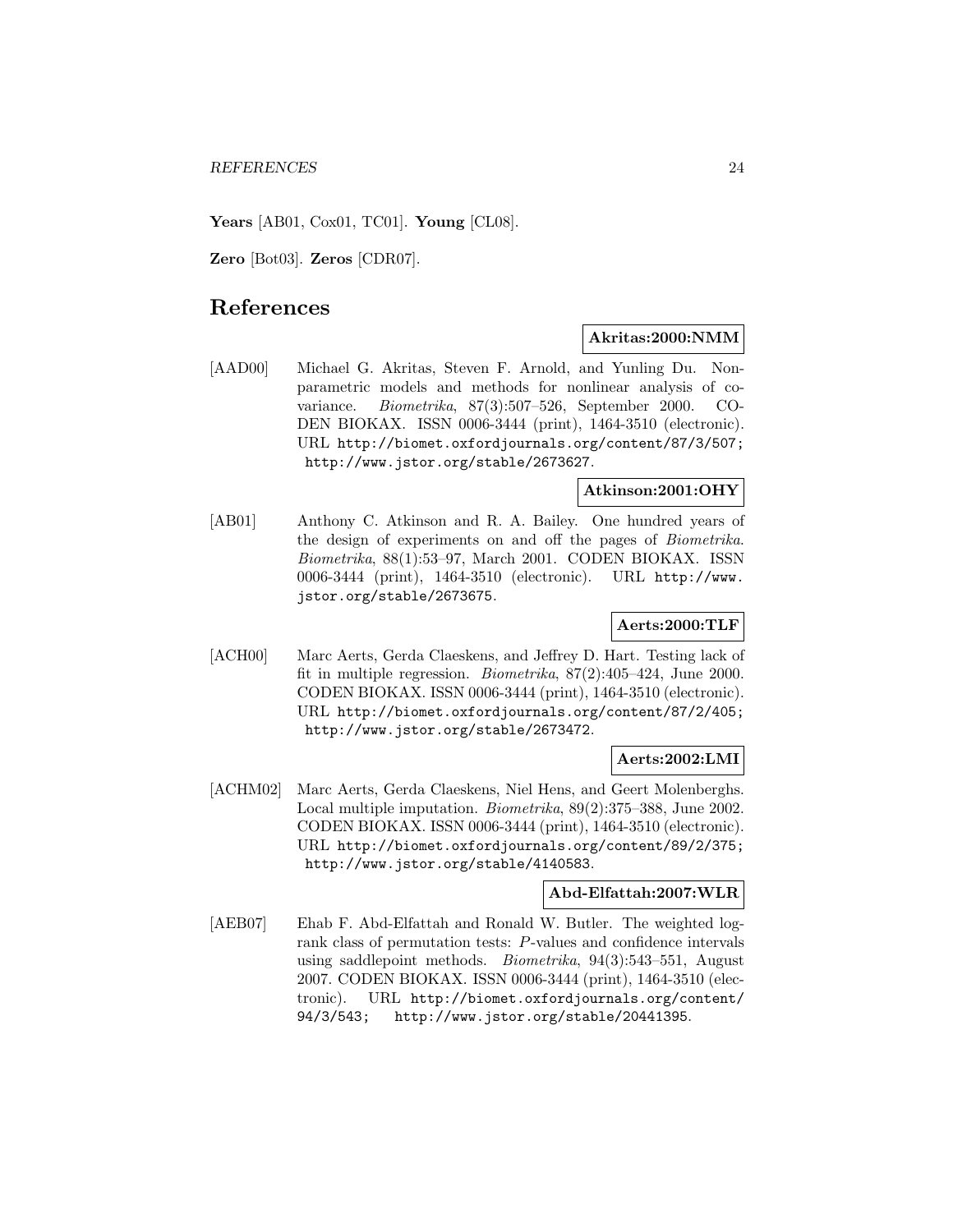**Years** [AB01, Cox01, TC01]. **Young** [CL08].

**Zero** [Bot03]. **Zeros** [CDR07].

# References

**Akritas:2000:NMM**

[AAD00] Michael G. Akritas, Steven F. Arnold, and Yunling Du. Nonparametric models and methods for nonlinear analysis of covariance. *Biometrika*, 87(3):507–526, September 2000. CODEN BIOKAX. ISSN 0006-3444 (print), 1464-3510 (electronic). URL http://biomet.oxfordjournals.org/content/87/3/507; http://www.jstor.org/stable/2673627.

**Atkinson:2001:OHY**

[AB01] Anthony C. Atkinson and R. A. Bailey. One hundred years of the design of experiments on and off the pages of *Biometrika*. *Biometrika*, 88(1):53–97, March 2001. CODEN BIOKAX. ISSN 0006-3444 (print), 1464-3510 (electronic). URL http://www.jstor.org/stable/2673675.

**Aerts:2000:TLF**

[ACH00] Marc Aerts, Gerda Claeskens, and Jeffrey D. Hart. Testing lack of fit in multiple regression. *Biometrika*, 87(2):405–424, June 2000. CODEN BIOKAX. ISSN 0006-3444 (print), 1464-3510 (electronic). URL http://biomet.oxfordjournals.org/content/87/2/405; http://www.jstor.org/stable/2673472.

**Aerts:2002:LMI**

[ACHM02] Marc Aerts, Gerda Claeskens, Niel Hens, and Geert Molenberghs. Local multiple imputation. *Biometrika*, 89(2):375–388, June 2002. CODEN BIOKAX. ISSN 0006-3444 (print), 1464-3510 (electronic). URL http://biomet.oxfordjournals.org/content/89/2/375; http://www.jstor.org/stable/4140583.

**Abd-Elfattah:2007:WLR**

[AEB07] Ehab F. Abd-Elfattah and Ronald W. Butler. The weighted log-rank class of permutation tests: $P$-values and confidence intervals using saddlepoint methods. *Biometrika*, 94(3):543–551, August 2007. CODEN BIOKAX. ISSN 0006-3444 (print), 1464-3510 (electronic). URL http://biomet.oxfordjournals.org/content/94/3/543; http://www.jstor.org/stable/20441395.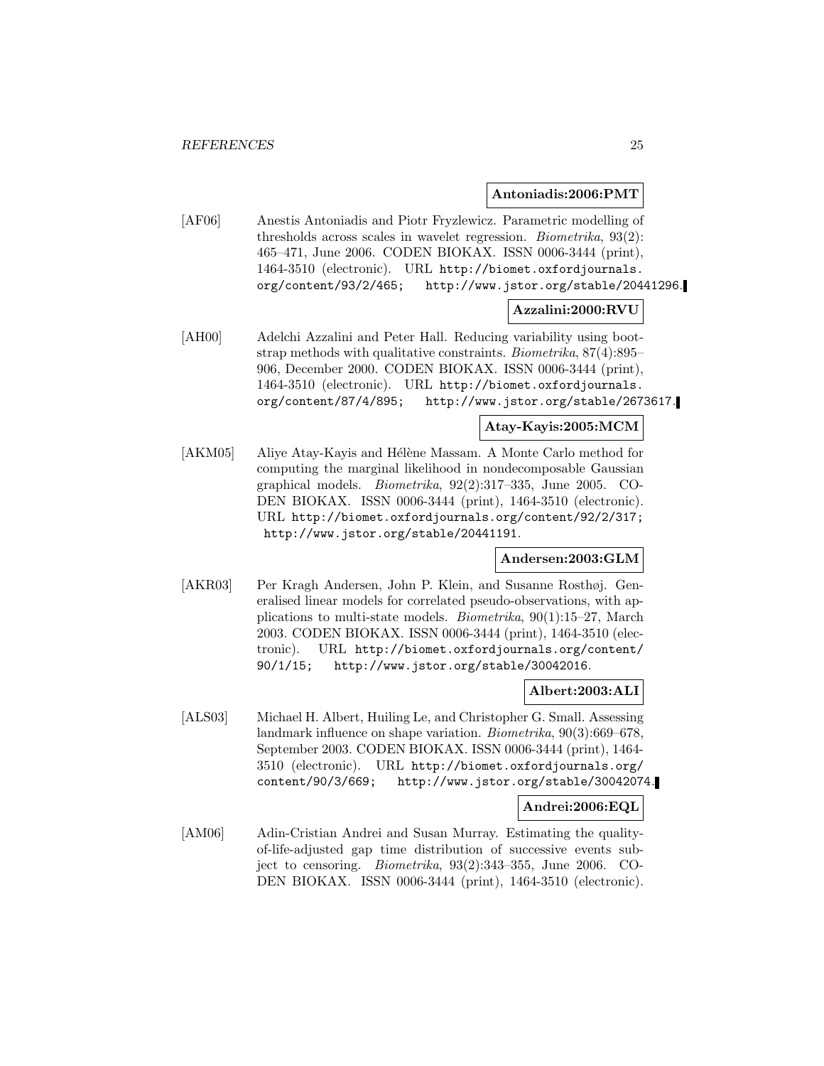**Antoniadis:2006:PMT**

[AF06] Anestis Antoniadis and Piotr Fryzlewicz. Parametric modelling of thresholds across scales in wavelet regression. *Biometrika*, 93(2): 465–471, June 2006. CODEN BIOKAX. ISSN 0006-3444 (print), 1464-3510 (electronic). URL http://biomet.oxfordjournals.org/content/93/2/465; http://www.jstor.org/stable/20441296.

**Azzalini:2000:RVU**

[AH00] Adelchi Azzalini and Peter Hall. Reducing variability using bootstrap methods with qualitative constraints. *Biometrika*, 87(4):895–906, December 2000. CODEN BIOKAX. ISSN 0006-3444 (print), 1464-3510 (electronic). URL http://biomet.oxfordjournals.org/content/87/4/895; http://www.jstor.org/stable/2673617.

**Atay-Kayis:2005:MCM**

[AKM05] Aliye Atay-Kayis and Hélène Massam. A Monte Carlo method for computing the marginal likelihood in nondecomposable Gaussian graphical models. *Biometrika*, 92(2):317–335, June 2005. CODEN BIOKAX. ISSN 0006-3444 (print), 1464-3510 (electronic). URL http://biomet.oxfordjournals.org/content/92/2/317; http://www.jstor.org/stable/20441191.

**Andersen:2003:GLM**

[AKR03] Per Kragh Andersen, John P. Klein, and Susanne Rosthøj. Generalised linear models for correlated pseudo-observations, with applications to multi-state models. *Biometrika*, 90(1):15–27, March 2003. CODEN BIOKAX. ISSN 0006-3444 (print), 1464-3510 (electronic). URL http://biomet.oxfordjournals.org/content/90/1/15; http://www.jstor.org/stable/30042016.

**Albert:2003:ALI**

[ALS03] Michael H. Albert, Huiling Le, and Christopher G. Small. Assessing landmark influence on shape variation. *Biometrika*, 90(3):669–678, September 2003. CODEN BIOKAX. ISSN 0006-3444 (print), 1464-3510 (electronic). URL http://biomet.oxfordjournals.org/content/90/3/669; http://www.jstor.org/stable/30042074.

**Andrei:2006:EQL**

[AM06] Adin-Cristian Andrei and Susan Murray. Estimating the quality-of-life-adjusted gap time distribution of successive events subject to censoring. *Biometrika*, 93(2):343–355, June 2006. CODEN BIOKAX. ISSN 0006-3444 (print), 1464-3510 (electronic).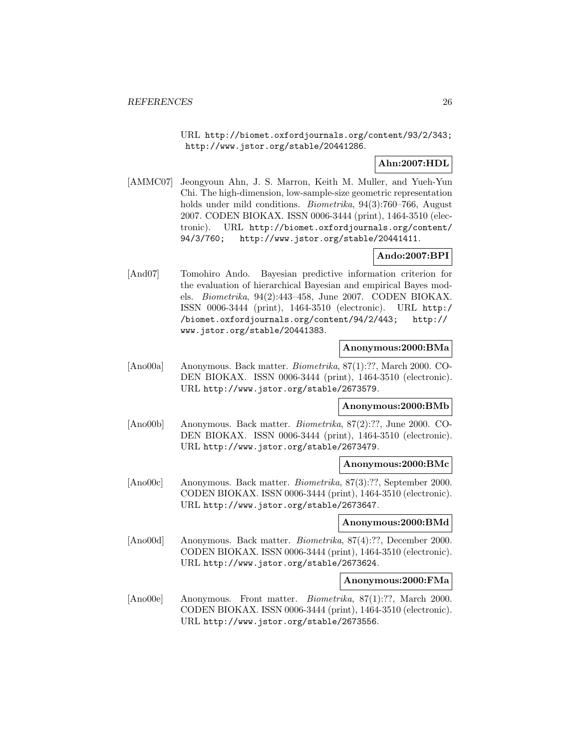URL http://biomet.oxfordjournals.org/content/93/2/343; http://www.jstor.org/stable/20441286.

**Ahn:2007:HDL**

[AMMC07] Jeongyoun Ahn, J. S. Marron, Keith M. Muller, and Yueh-Yun Chi. The high-dimension, low-sample-size geometric representation holds under mild conditions. *Biometrika*, 94(3):760–766, August 2007. CODEN BIOKAX. ISSN 0006-3444 (print), 1464-3510 (electronic). URL http://biomet.oxfordjournals.org/content/94/3/760; http://www.jstor.org/stable/20441411.

**Ando:2007:BPI**

[And07] Tomohiro Ando. Bayesian predictive information criterion for the evaluation of hierarchical Bayesian and empirical Bayes models. *Biometrika*, 94(2):443–458, June 2007. CODEN BIOKAX. ISSN 0006-3444 (print), 1464-3510 (electronic). URL http://biomet.oxfordjournals.org/content/94/2/443; http://www.jstor.org/stable/20441383.

**Anonymous:2000:BMa**

[Ano00a] Anonymous. Back matter. *Biometrika*, 87(1):??, March 2000. CODEN BIOKAX. ISSN 0006-3444 (print), 1464-3510 (electronic). URL http://www.jstor.org/stable/2673579.

**Anonymous:2000:BMb**

[Ano00b] Anonymous. Back matter. *Biometrika*, 87(2):??, June 2000. CODEN BIOKAX. ISSN 0006-3444 (print), 1464-3510 (electronic). URL http://www.jstor.org/stable/2673479.

**Anonymous:2000:BMc**

[Ano00c] Anonymous. Back matter. *Biometrika*, 87(3):??, September 2000. CODEN BIOKAX. ISSN 0006-3444 (print), 1464-3510 (electronic). URL http://www.jstor.org/stable/2673647.

**Anonymous:2000:BMd**

[Ano00d] Anonymous. Back matter. *Biometrika*, 87(4):??, December 2000. CODEN BIOKAX. ISSN 0006-3444 (print), 1464-3510 (electronic). URL http://www.jstor.org/stable/2673624.

**Anonymous:2000:FMa**

[Ano00e] Anonymous. Front matter. *Biometrika*, 87(1):??, March 2000. CODEN BIOKAX. ISSN 0006-3444 (print), 1464-3510 (electronic). URL http://www.jstor.org/stable/2673556.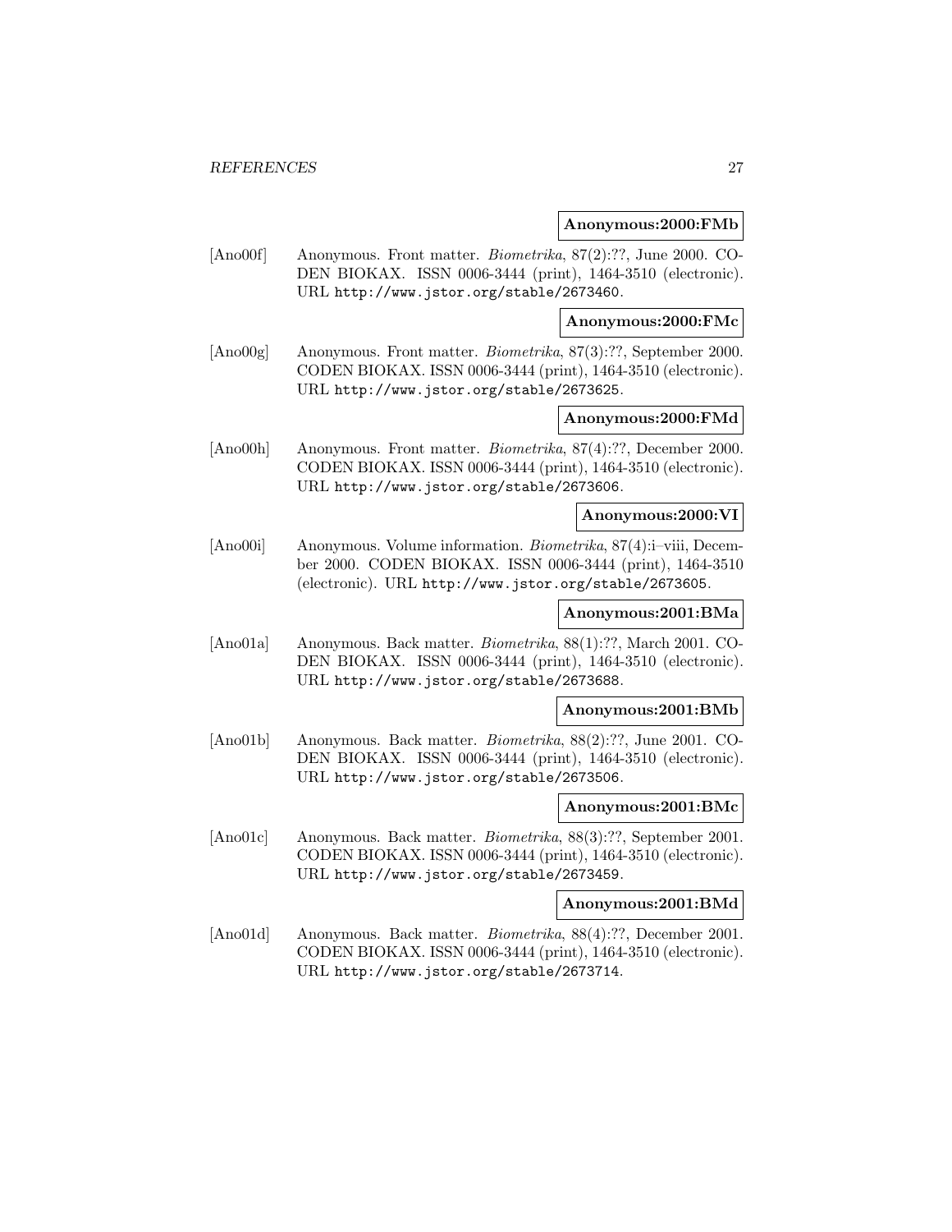**Anonymous:2000:FMb**

[Ano00f] Anonymous. Front matter. *Biometrika*, 87(2):??, June 2000. CODEN BIOKAX. ISSN 0006-3444 (print), 1464-3510 (electronic). URL http://www.jstor.org/stable/2673460.

**Anonymous:2000:FMc**

[Ano00g] Anonymous. Front matter. *Biometrika*, 87(3):??, September 2000. CODEN BIOKAX. ISSN 0006-3444 (print), 1464-3510 (electronic). URL http://www.jstor.org/stable/2673625.

**Anonymous:2000:FMd**

[Ano00h] Anonymous. Front matter. *Biometrika*, 87(4):??, December 2000. CODEN BIOKAX. ISSN 0006-3444 (print), 1464-3510 (electronic). URL http://www.jstor.org/stable/2673606.

**Anonymous:2000:VI**

[Ano00i] Anonymous. Volume information. *Biometrika*, 87(4):i–viii, December 2000. CODEN BIOKAX. ISSN 0006-3444 (print), 1464-3510 (electronic). URL http://www.jstor.org/stable/2673605.

**Anonymous:2001:BMa**

[Ano01a] Anonymous. Back matter. *Biometrika*, 88(1):??, March 2001. CODEN BIOKAX. ISSN 0006-3444 (print), 1464-3510 (electronic). URL http://www.jstor.org/stable/2673688.

**Anonymous:2001:BMb**

[Ano01b] Anonymous. Back matter. *Biometrika*, 88(2):??, June 2001. CODEN BIOKAX. ISSN 0006-3444 (print), 1464-3510 (electronic). URL http://www.jstor.org/stable/2673506.

**Anonymous:2001:BMc**

[Ano01c] Anonymous. Back matter. *Biometrika*, 88(3):??, September 2001. CODEN BIOKAX. ISSN 0006-3444 (print), 1464-3510 (electronic). URL http://www.jstor.org/stable/2673459.

**Anonymous:2001:BMd**

[Ano01d] Anonymous. Back matter. *Biometrika*, 88(4):??, December 2001. CODEN BIOKAX. ISSN 0006-3444 (print), 1464-3510 (electronic). URL http://www.jstor.org/stable/2673714.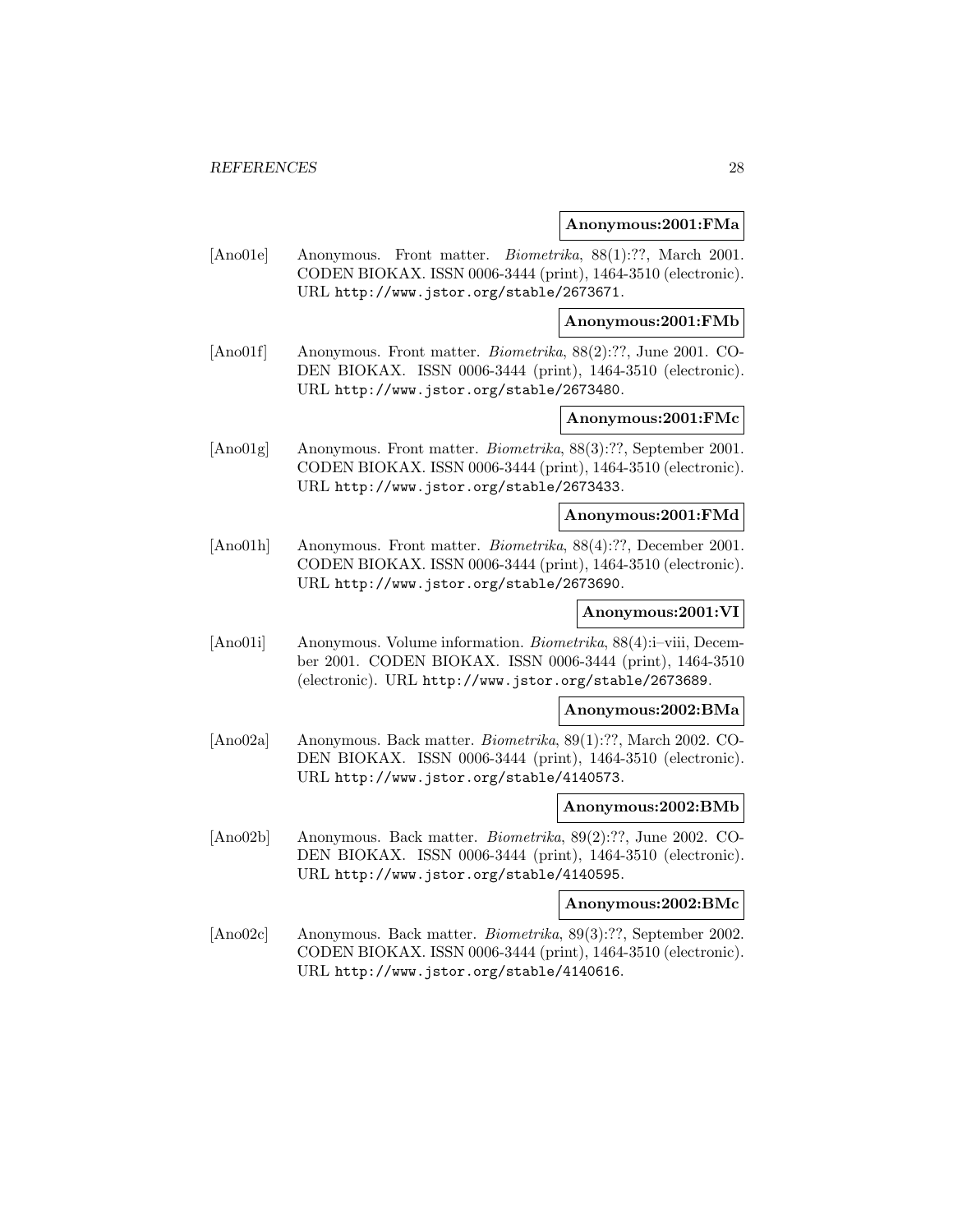**Anonymous:2001:FMa**

[Ano01e] Anonymous. Front matter. *Biometrika*, 88(1):??, March 2001. CODEN BIOKAX. ISSN 0006-3444 (print), 1464-3510 (electronic). URL http://www.jstor.org/stable/2673671.

**Anonymous:2001:FMb**

[Ano01f] Anonymous. Front matter. *Biometrika*, 88(2):??, June 2001. CODEN BIOKAX. ISSN 0006-3444 (print), 1464-3510 (electronic). URL http://www.jstor.org/stable/2673480.

**Anonymous:2001:FMc**

[Ano01g] Anonymous. Front matter. *Biometrika*, 88(3):??, September 2001. CODEN BIOKAX. ISSN 0006-3444 (print), 1464-3510 (electronic). URL http://www.jstor.org/stable/2673433.

**Anonymous:2001:FMd**

[Ano01h] Anonymous. Front matter. *Biometrika*, 88(4):??, December 2001. CODEN BIOKAX. ISSN 0006-3444 (print), 1464-3510 (electronic). URL http://www.jstor.org/stable/2673690.

**Anonymous:2001:VI**

[Ano01i] Anonymous. Volume information. *Biometrika*, 88(4):i–viii, December 2001. CODEN BIOKAX. ISSN 0006-3444 (print), 1464-3510 (electronic). URL http://www.jstor.org/stable/2673689.

**Anonymous:2002:BMa**

[Ano02a] Anonymous. Back matter. *Biometrika*, 89(1):??, March 2002. CODEN BIOKAX. ISSN 0006-3444 (print), 1464-3510 (electronic). URL http://www.jstor.org/stable/4140573.

**Anonymous:2002:BMb**

[Ano02b] Anonymous. Back matter. *Biometrika*, 89(2):??, June 2002. CODEN BIOKAX. ISSN 0006-3444 (print), 1464-3510 (electronic). URL http://www.jstor.org/stable/4140595.

**Anonymous:2002:BMc**

[Ano02c] Anonymous. Back matter. *Biometrika*, 89(3):??, September 2002. CODEN BIOKAX. ISSN 0006-3444 (print), 1464-3510 (electronic). URL http://www.jstor.org/stable/4140616.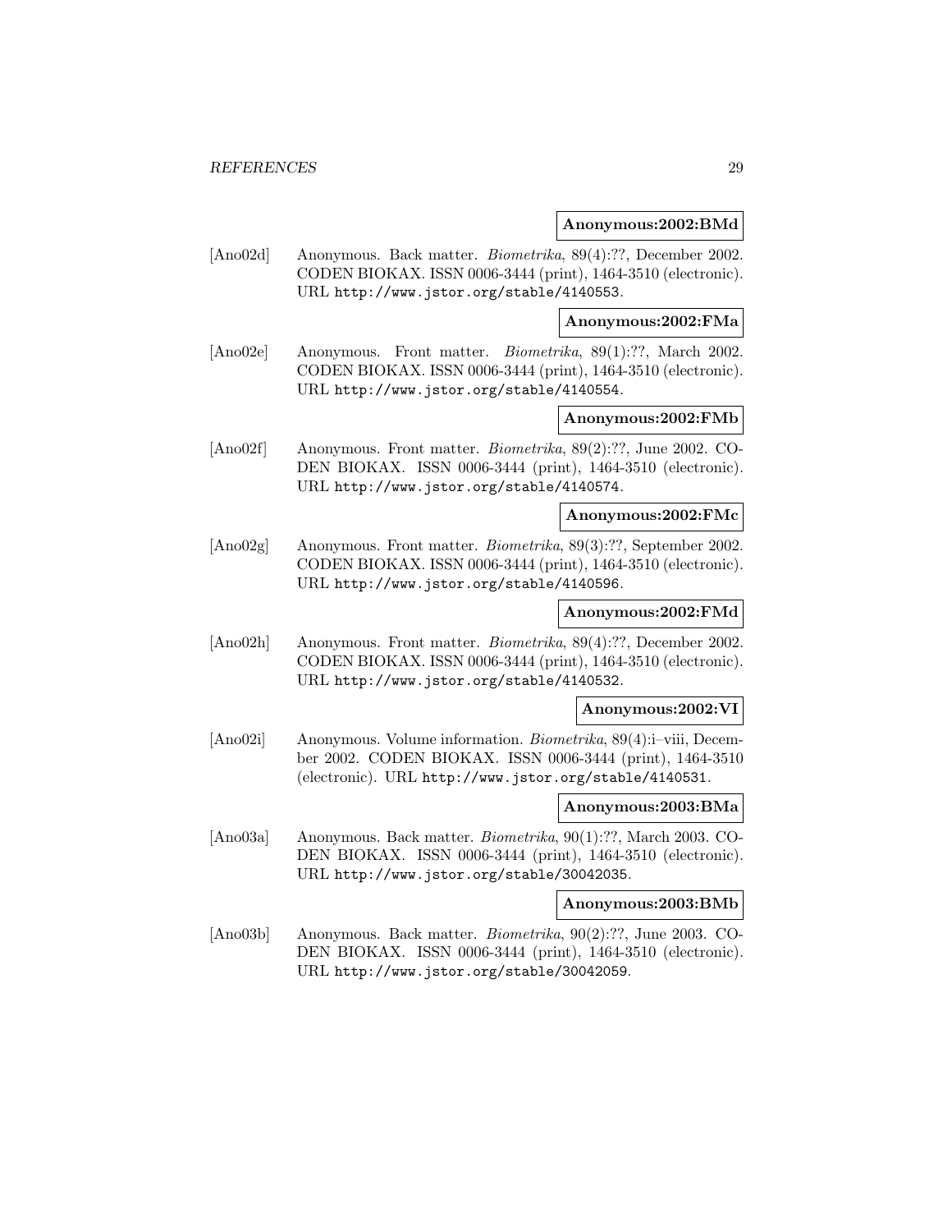**Anonymous:2002:BMd**

[Ano02d] Anonymous. Back matter. *Biometrika*, 89(4):??, December 2002. CODEN BIOKAX. ISSN 0006-3444 (print), 1464-3510 (electronic). URL http://www.jstor.org/stable/4140553.

**Anonymous:2002:FMa**

[Ano02e] Anonymous. Front matter. *Biometrika*, 89(1):??, March 2002. CODEN BIOKAX. ISSN 0006-3444 (print), 1464-3510 (electronic). URL http://www.jstor.org/stable/4140554.

**Anonymous:2002:FMb**

[Ano02f] Anonymous. Front matter. *Biometrika*, 89(2):??, June 2002. CODEN BIOKAX. ISSN 0006-3444 (print), 1464-3510 (electronic). URL http://www.jstor.org/stable/4140574.

**Anonymous:2002:FMc**

[Ano02g] Anonymous. Front matter. *Biometrika*, 89(3):??, September 2002. CODEN BIOKAX. ISSN 0006-3444 (print), 1464-3510 (electronic). URL http://www.jstor.org/stable/4140596.

**Anonymous:2002:FMd**

[Ano02h] Anonymous. Front matter. *Biometrika*, 89(4):??, December 2002. CODEN BIOKAX. ISSN 0006-3444 (print), 1464-3510 (electronic). URL http://www.jstor.org/stable/4140532.

**Anonymous:2002:VI**

[Ano02i] Anonymous. Volume information. *Biometrika*, 89(4):i–viii, December 2002. CODEN BIOKAX. ISSN 0006-3444 (print), 1464-3510 (electronic). URL http://www.jstor.org/stable/4140531.

**Anonymous:2003:BMa**

[Ano03a] Anonymous. Back matter. *Biometrika*, 90(1):??, March 2003. CODEN BIOKAX. ISSN 0006-3444 (print), 1464-3510 (electronic). URL http://www.jstor.org/stable/30042035.

**Anonymous:2003:BMb**

[Ano03b] Anonymous. Back matter. *Biometrika*, 90(2):??, June 2003. CODEN BIOKAX. ISSN 0006-3444 (print), 1464-3510 (electronic). URL http://www.jstor.org/stable/30042059.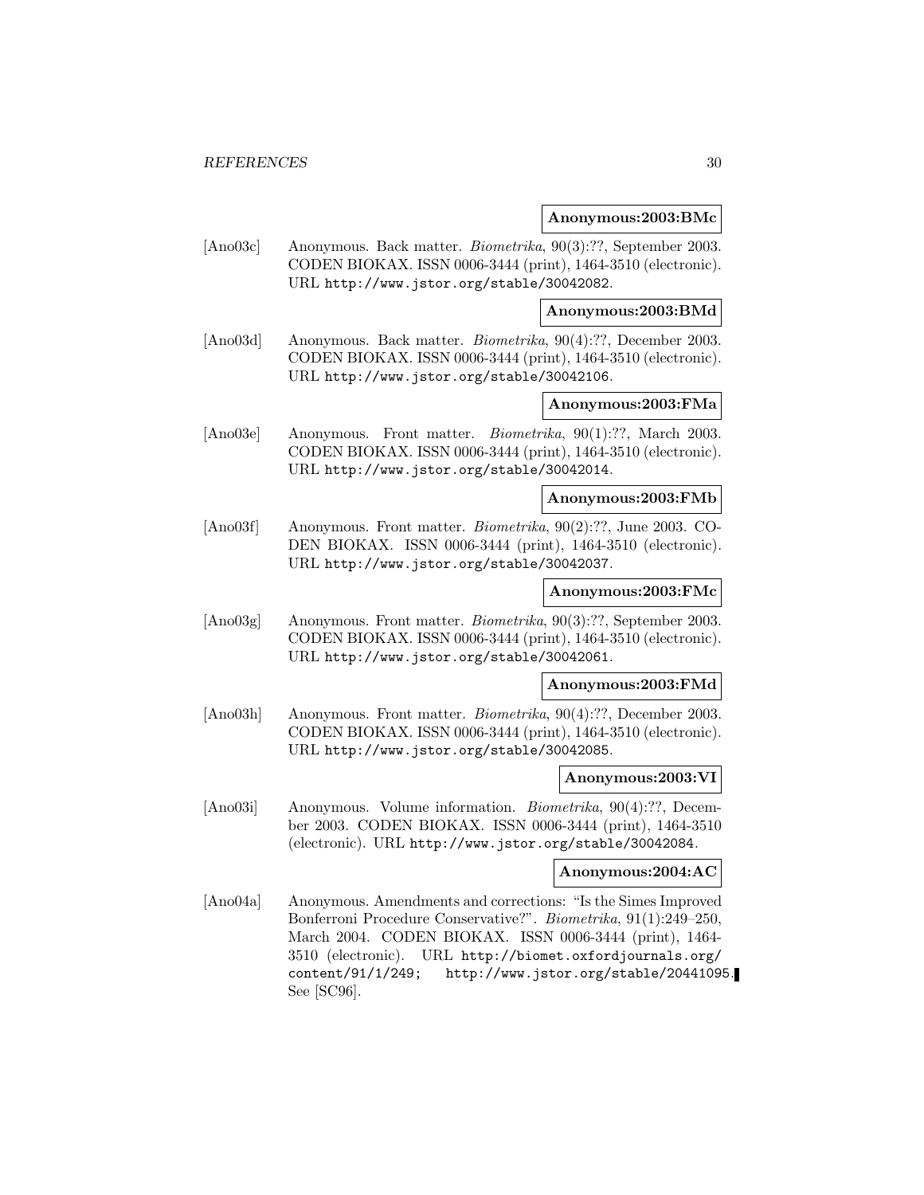**Anonymous:2003:BMc**

[Ano03c] Anonymous. Back matter. *Biometrika*, 90(3):??, September 2003. CODEN BIOKAX. ISSN 0006-3444 (print), 1464-3510 (electronic). URL http://www.jstor.org/stable/30042082.

**Anonymous:2003:BMd**

[Ano03d] Anonymous. Back matter. *Biometrika*, 90(4):??, December 2003. CODEN BIOKAX. ISSN 0006-3444 (print), 1464-3510 (electronic). URL http://www.jstor.org/stable/30042106.

**Anonymous:2003:FMa**

[Ano03e] Anonymous. Front matter. *Biometrika*, 90(1):??, March 2003. CODEN BIOKAX. ISSN 0006-3444 (print), 1464-3510 (electronic). URL http://www.jstor.org/stable/30042014.

**Anonymous:2003:FMb**

[Ano03f] Anonymous. Front matter. *Biometrika*, 90(2):??, June 2003. CODEN BIOKAX. ISSN 0006-3444 (print), 1464-3510 (electronic). URL http://www.jstor.org/stable/30042037.

**Anonymous:2003:FMc**

[Ano03g] Anonymous. Front matter. *Biometrika*, 90(3):??, September 2003. CODEN BIOKAX. ISSN 0006-3444 (print), 1464-3510 (electronic). URL http://www.jstor.org/stable/30042061.

**Anonymous:2003:FMd**

[Ano03h] Anonymous. Front matter. *Biometrika*, 90(4):??, December 2003. CODEN BIOKAX. ISSN 0006-3444 (print), 1464-3510 (electronic). URL http://www.jstor.org/stable/30042085.

**Anonymous:2003:VI**

[Ano03i] Anonymous. Volume information. *Biometrika*, 90(4):??, December 2003. CODEN BIOKAX. ISSN 0006-3444 (print), 1464-3510 (electronic). URL http://www.jstor.org/stable/30042084.

**Anonymous:2004:AC**

[Ano04a] Anonymous. Amendments and corrections: "Is the Simes Improved Bonferroni Procedure Conservative?". *Biometrika*, 91(1):249–250, March 2004. CODEN BIOKAX. ISSN 0006-3444 (print), 1464-3510 (electronic). URL http://biomet.oxfordjournals.org/content/91/1/249; http://www.jstor.org/stable/20441095. See [SC96].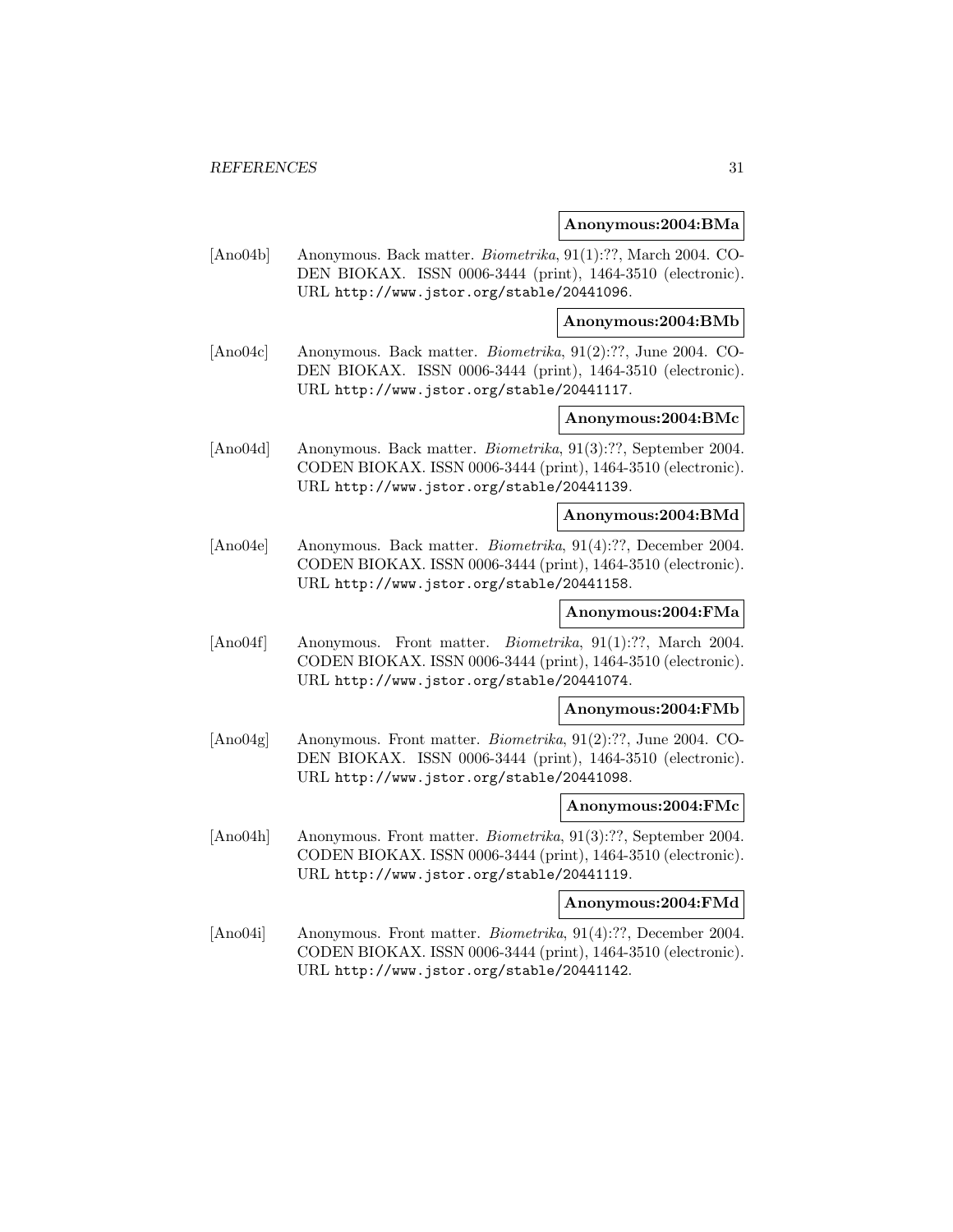**Anonymous:2004:BMa**

[Ano04b] Anonymous. Back matter. *Biometrika*, 91(1):??, March 2004. CODEN BIOKAX. ISSN 0006-3444 (print), 1464-3510 (electronic). URL http://www.jstor.org/stable/20441096.

**Anonymous:2004:BMb**

[Ano04c] Anonymous. Back matter. *Biometrika*, 91(2):??, June 2004. CODEN BIOKAX. ISSN 0006-3444 (print), 1464-3510 (electronic). URL http://www.jstor.org/stable/20441117.

**Anonymous:2004:BMc**

[Ano04d] Anonymous. Back matter. *Biometrika*, 91(3):??, September 2004. CODEN BIOKAX. ISSN 0006-3444 (print), 1464-3510 (electronic). URL http://www.jstor.org/stable/20441139.

**Anonymous:2004:BMd**

[Ano04e] Anonymous. Back matter. *Biometrika*, 91(4):??, December 2004. CODEN BIOKAX. ISSN 0006-3444 (print), 1464-3510 (electronic). URL http://www.jstor.org/stable/20441158.

**Anonymous:2004:FMa**

[Ano04f] Anonymous. Front matter. *Biometrika*, 91(1):??, March 2004. CODEN BIOKAX. ISSN 0006-3444 (print), 1464-3510 (electronic). URL http://www.jstor.org/stable/20441074.

**Anonymous:2004:FMb**

[Ano04g] Anonymous. Front matter. *Biometrika*, 91(2):??, June 2004. CODEN BIOKAX. ISSN 0006-3444 (print), 1464-3510 (electronic). URL http://www.jstor.org/stable/20441098.

**Anonymous:2004:FMc**

[Ano04h] Anonymous. Front matter. *Biometrika*, 91(3):??, September 2004. CODEN BIOKAX. ISSN 0006-3444 (print), 1464-3510 (electronic). URL http://www.jstor.org/stable/20441119.

**Anonymous:2004:FMd**

[Ano04i] Anonymous. Front matter. *Biometrika*, 91(4):??, December 2004. CODEN BIOKAX. ISSN 0006-3444 (print), 1464-3510 (electronic). URL http://www.jstor.org/stable/20441142.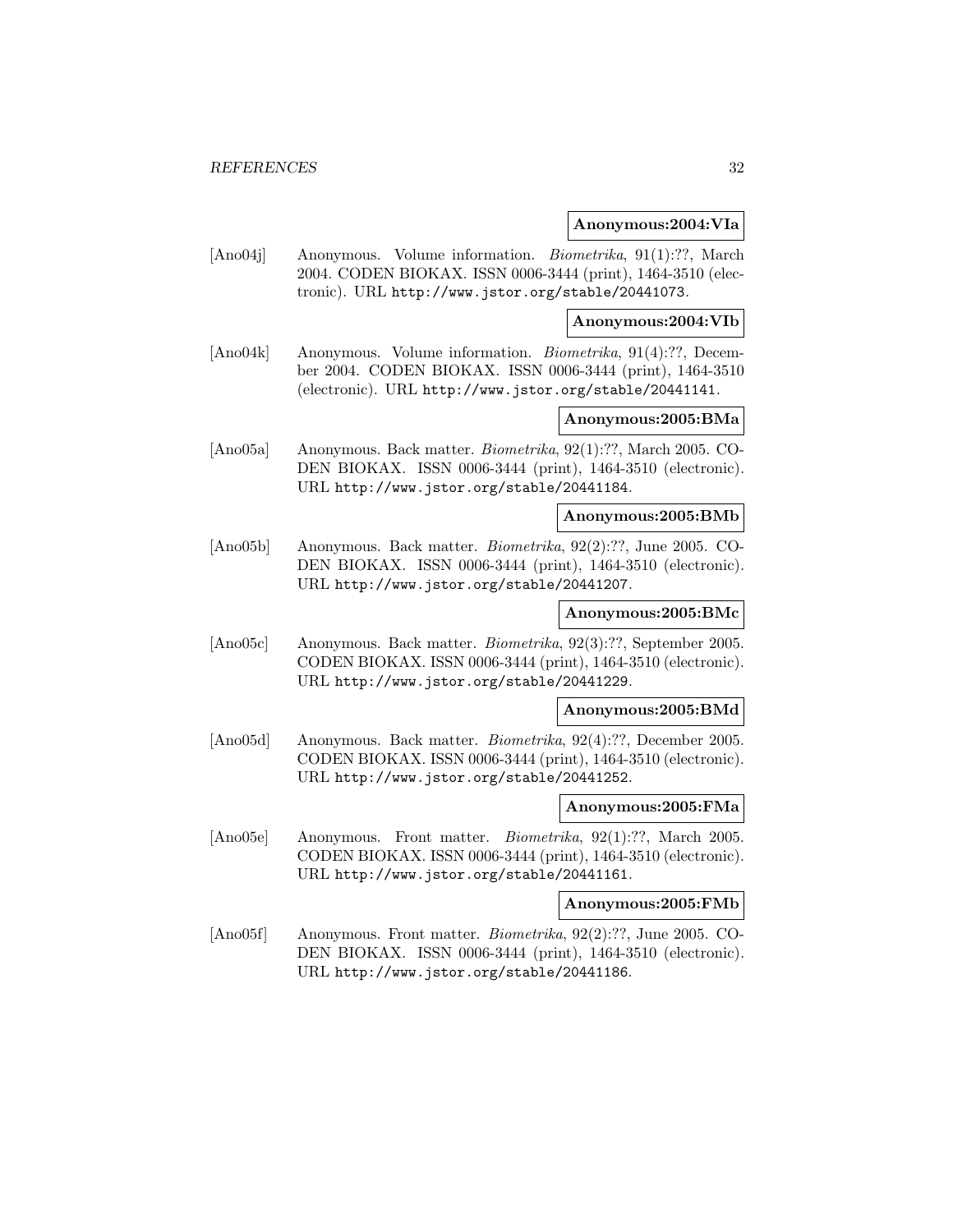**Anonymous:2004:VIa**

[Ano04j] Anonymous. Volume information. *Biometrika*, 91(1):??, March 2004. CODEN BIOKAX. ISSN 0006-3444 (print), 1464-3510 (electronic). URL http://www.jstor.org/stable/20441073.

**Anonymous:2004:VIb**

[Ano04k] Anonymous. Volume information. *Biometrika*, 91(4):??, December 2004. CODEN BIOKAX. ISSN 0006-3444 (print), 1464-3510 (electronic). URL http://www.jstor.org/stable/20441141.

**Anonymous:2005:BMa**

[Ano05a] Anonymous. Back matter. *Biometrika*, 92(1):??, March 2005. CODEN BIOKAX. ISSN 0006-3444 (print), 1464-3510 (electronic). URL http://www.jstor.org/stable/20441184.

**Anonymous:2005:BMb**

[Ano05b] Anonymous. Back matter. *Biometrika*, 92(2):??, June 2005. CODEN BIOKAX. ISSN 0006-3444 (print), 1464-3510 (electronic). URL http://www.jstor.org/stable/20441207.

**Anonymous:2005:BMc**

[Ano05c] Anonymous. Back matter. *Biometrika*, 92(3):??, September 2005. CODEN BIOKAX. ISSN 0006-3444 (print), 1464-3510 (electronic). URL http://www.jstor.org/stable/20441229.

**Anonymous:2005:BMd**

[Ano05d] Anonymous. Back matter. *Biometrika*, 92(4):??, December 2005. CODEN BIOKAX. ISSN 0006-3444 (print), 1464-3510 (electronic). URL http://www.jstor.org/stable/20441252.

**Anonymous:2005:FMa**

[Ano05e] Anonymous. Front matter. *Biometrika*, 92(1):??, March 2005. CODEN BIOKAX. ISSN 0006-3444 (print), 1464-3510 (electronic). URL http://www.jstor.org/stable/20441161.

**Anonymous:2005:FMb**

[Ano05f] Anonymous. Front matter. *Biometrika*, 92(2):??, June 2005. CODEN BIOKAX. ISSN 0006-3444 (print), 1464-3510 (electronic). URL http://www.jstor.org/stable/20441186.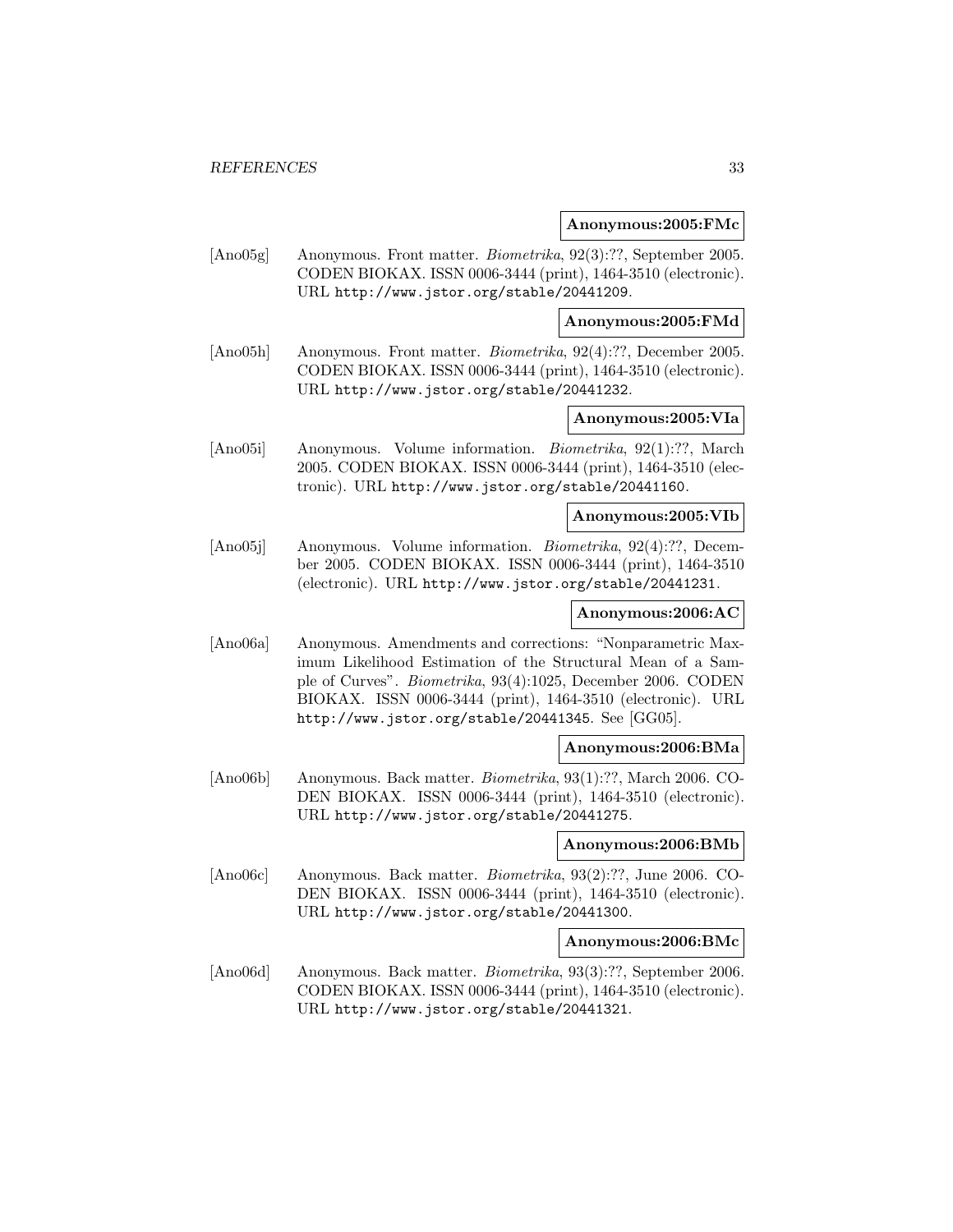**Anonymous:2005:FMc**

[Ano05g] Anonymous. Front matter. *Biometrika*, 92(3):??, September 2005. CODEN BIOKAX. ISSN 0006-3444 (print), 1464-3510 (electronic). URL http://www.jstor.org/stable/20441209.

**Anonymous:2005:FMd**

[Ano05h] Anonymous. Front matter. *Biometrika*, 92(4):??, December 2005. CODEN BIOKAX. ISSN 0006-3444 (print), 1464-3510 (electronic). URL http://www.jstor.org/stable/20441232.

**Anonymous:2005:VIa**

[Ano05i] Anonymous. Volume information. *Biometrika*, 92(1):??, March 2005. CODEN BIOKAX. ISSN 0006-3444 (print), 1464-3510 (electronic). URL http://www.jstor.org/stable/20441160.

**Anonymous:2005:VIb**

[Ano05j] Anonymous. Volume information. *Biometrika*, 92(4):??, December 2005. CODEN BIOKAX. ISSN 0006-3444 (print), 1464-3510 (electronic). URL http://www.jstor.org/stable/20441231.

**Anonymous:2006:AC**

[Ano06a] Anonymous. Amendments and corrections: "Nonparametric Maximum Likelihood Estimation of the Structural Mean of a Sample of Curves". *Biometrika*, 93(4):1025, December 2006. CODEN BIOKAX. ISSN 0006-3444 (print), 1464-3510 (electronic). URL http://www.jstor.org/stable/20441345. See [GG05].

**Anonymous:2006:BMa**

[Ano06b] Anonymous. Back matter. *Biometrika*, 93(1):??, March 2006. CODEN BIOKAX. ISSN 0006-3444 (print), 1464-3510 (electronic). URL http://www.jstor.org/stable/20441275.

**Anonymous:2006:BMb**

[Ano06c] Anonymous. Back matter. *Biometrika*, 93(2):??, June 2006. CODEN BIOKAX. ISSN 0006-3444 (print), 1464-3510 (electronic). URL http://www.jstor.org/stable/20441300.

**Anonymous:2006:BMc**

[Ano06d] Anonymous. Back matter. *Biometrika*, 93(3):??, September 2006. CODEN BIOKAX. ISSN 0006-3444 (print), 1464-3510 (electronic). URL http://www.jstor.org/stable/20441321.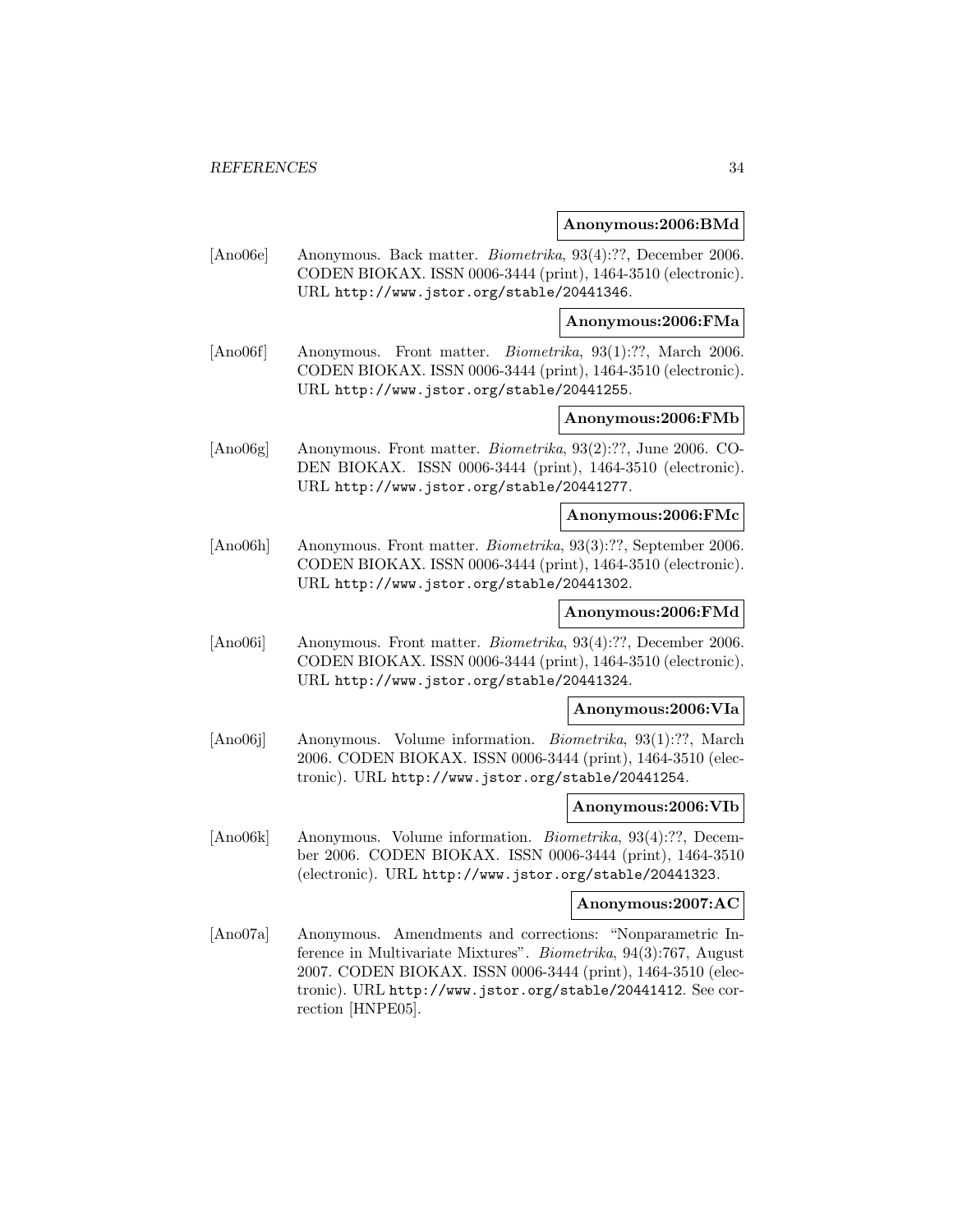**Anonymous:2006:BMd**

[Ano06e] Anonymous. Back matter. *Biometrika*, 93(4):??, December 2006. CODEN BIOKAX. ISSN 0006-3444 (print), 1464-3510 (electronic). URL http://www.jstor.org/stable/20441346.

**Anonymous:2006:FMa**

[Ano06f] Anonymous. Front matter. *Biometrika*, 93(1):??, March 2006. CODEN BIOKAX. ISSN 0006-3444 (print), 1464-3510 (electronic). URL http://www.jstor.org/stable/20441255.

**Anonymous:2006:FMb**

[Ano06g] Anonymous. Front matter. *Biometrika*, 93(2):??, June 2006. CODEN BIOKAX. ISSN 0006-3444 (print), 1464-3510 (electronic). URL http://www.jstor.org/stable/20441277.

**Anonymous:2006:FMc**

[Ano06h] Anonymous. Front matter. *Biometrika*, 93(3):??, September 2006. CODEN BIOKAX. ISSN 0006-3444 (print), 1464-3510 (electronic). URL http://www.jstor.org/stable/20441302.

**Anonymous:2006:FMd**

[Ano06i] Anonymous. Front matter. *Biometrika*, 93(4):??, December 2006. CODEN BIOKAX. ISSN 0006-3444 (print), 1464-3510 (electronic). URL http://www.jstor.org/stable/20441324.

**Anonymous:2006:VIa**

[Ano06j] Anonymous. Volume information. *Biometrika*, 93(1):??, March 2006. CODEN BIOKAX. ISSN 0006-3444 (print), 1464-3510 (electronic). URL http://www.jstor.org/stable/20441254.

**Anonymous:2006:VIb**

[Ano06k] Anonymous. Volume information. *Biometrika*, 93(4):??, December 2006. CODEN BIOKAX. ISSN 0006-3444 (print), 1464-3510 (electronic). URL http://www.jstor.org/stable/20441323.

**Anonymous:2007:AC**

[Ano07a] Anonymous. Amendments and corrections: "Nonparametric Inference in Multivariate Mixtures". *Biometrika*, 94(3):767, August 2007. CODEN BIOKAX. ISSN 0006-3444 (print), 1464-3510 (electronic). URL http://www.jstor.org/stable/20441412. See correction [HNPE05].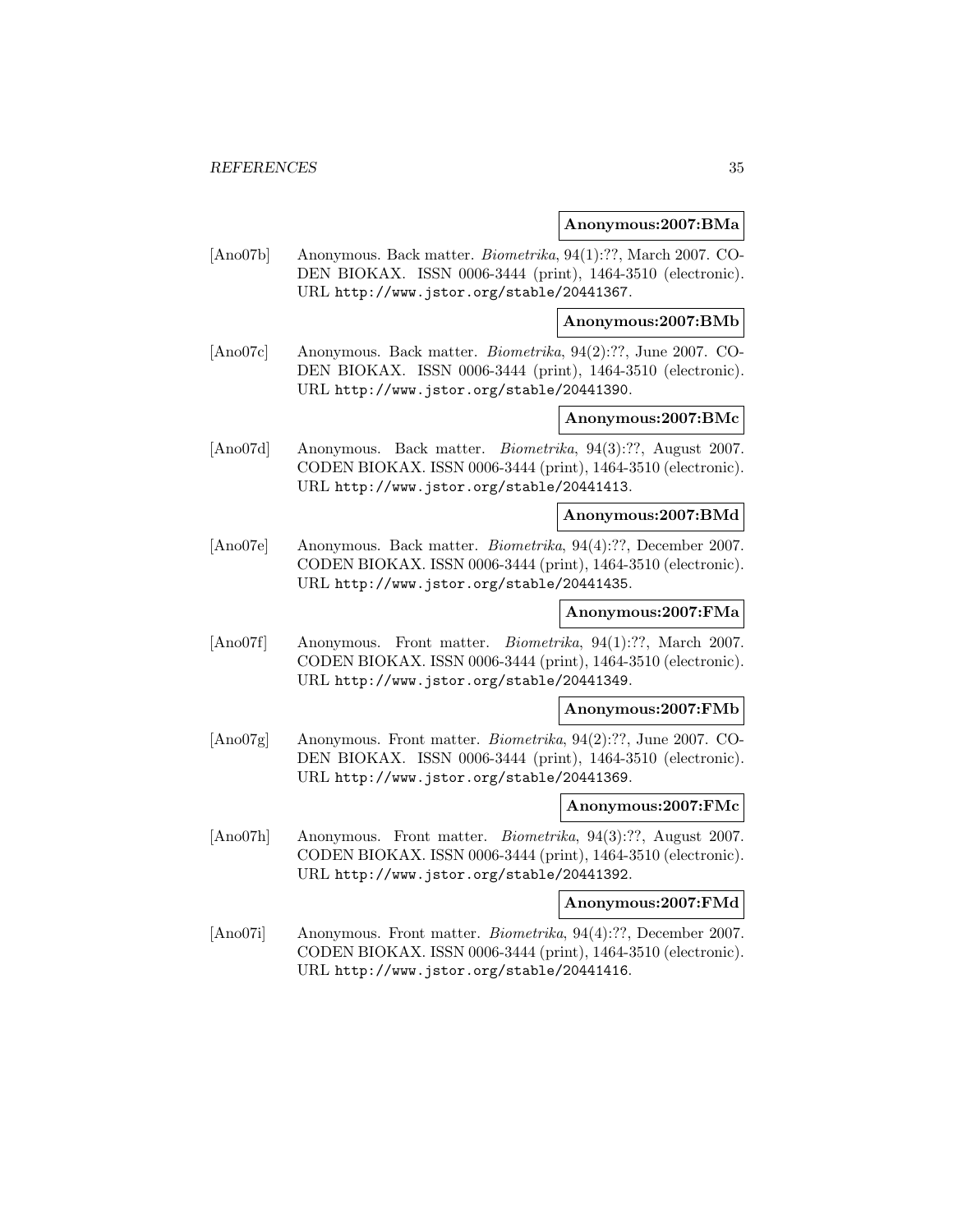**Anonymous:2007:BMa**

[Ano07b] Anonymous. Back matter. *Biometrika*, 94(1):??, March 2007. CODEN BIOKAX. ISSN 0006-3444 (print), 1464-3510 (electronic). URL http://www.jstor.org/stable/20441367.

**Anonymous:2007:BMb**

[Ano07c] Anonymous. Back matter. *Biometrika*, 94(2):??, June 2007. CODEN BIOKAX. ISSN 0006-3444 (print), 1464-3510 (electronic). URL http://www.jstor.org/stable/20441390.

**Anonymous:2007:BMc**

[Ano07d] Anonymous. Back matter. *Biometrika*, 94(3):??, August 2007. CODEN BIOKAX. ISSN 0006-3444 (print), 1464-3510 (electronic). URL http://www.jstor.org/stable/20441413.

**Anonymous:2007:BMd**

[Ano07e] Anonymous. Back matter. *Biometrika*, 94(4):??, December 2007. CODEN BIOKAX. ISSN 0006-3444 (print), 1464-3510 (electronic). URL http://www.jstor.org/stable/20441435.

**Anonymous:2007:FMa**

[Ano07f] Anonymous. Front matter. *Biometrika*, 94(1):??, March 2007. CODEN BIOKAX. ISSN 0006-3444 (print), 1464-3510 (electronic). URL http://www.jstor.org/stable/20441349.

**Anonymous:2007:FMb**

[Ano07g] Anonymous. Front matter. *Biometrika*, 94(2):??, June 2007. CODEN BIOKAX. ISSN 0006-3444 (print), 1464-3510 (electronic). URL http://www.jstor.org/stable/20441369.

**Anonymous:2007:FMc**

[Ano07h] Anonymous. Front matter. *Biometrika*, 94(3):??, August 2007. CODEN BIOKAX. ISSN 0006-3444 (print), 1464-3510 (electronic). URL http://www.jstor.org/stable/20441392.

**Anonymous:2007:FMd**

[Ano07i] Anonymous. Front matter. *Biometrika*, 94(4):??, December 2007. CODEN BIOKAX. ISSN 0006-3444 (print), 1464-3510 (electronic). URL http://www.jstor.org/stable/20441416.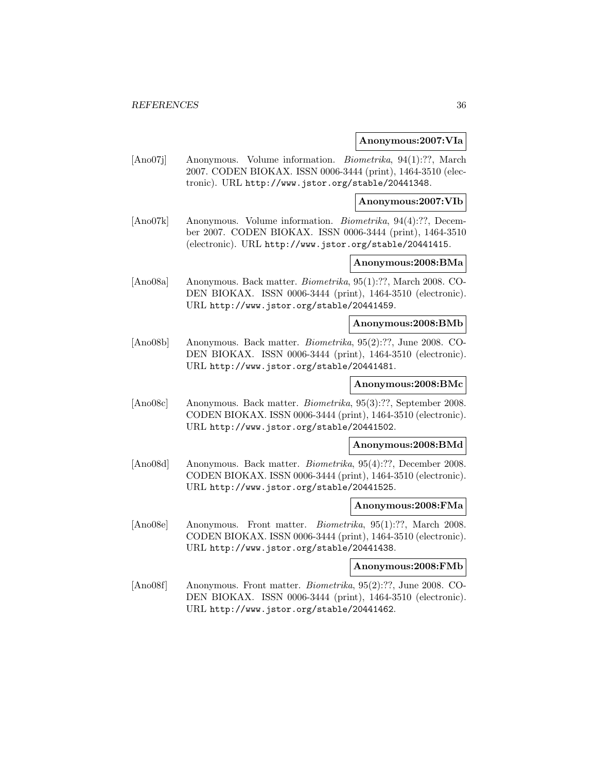**Anonymous:2007:VIa**

[Ano07j] Anonymous. Volume information. *Biometrika*, 94(1):??, March 2007. CODEN BIOKAX. ISSN 0006-3444 (print), 1464-3510 (electronic). URL http://www.jstor.org/stable/20441348.

**Anonymous:2007:VIb**

[Ano07k] Anonymous. Volume information. *Biometrika*, 94(4):??, December 2007. CODEN BIOKAX. ISSN 0006-3444 (print), 1464-3510 (electronic). URL http://www.jstor.org/stable/20441415.

**Anonymous:2008:BMa**

[Ano08a] Anonymous. Back matter. *Biometrika*, 95(1):??, March 2008. CODEN BIOKAX. ISSN 0006-3444 (print), 1464-3510 (electronic). URL http://www.jstor.org/stable/20441459.

**Anonymous:2008:BMb**

[Ano08b] Anonymous. Back matter. *Biometrika*, 95(2):??, June 2008. CODEN BIOKAX. ISSN 0006-3444 (print), 1464-3510 (electronic). URL http://www.jstor.org/stable/20441481.

**Anonymous:2008:BMc**

[Ano08c] Anonymous. Back matter. *Biometrika*, 95(3):??, September 2008. CODEN BIOKAX. ISSN 0006-3444 (print), 1464-3510 (electronic). URL http://www.jstor.org/stable/20441502.

**Anonymous:2008:BMd**

[Ano08d] Anonymous. Back matter. *Biometrika*, 95(4):??, December 2008. CODEN BIOKAX. ISSN 0006-3444 (print), 1464-3510 (electronic). URL http://www.jstor.org/stable/20441525.

**Anonymous:2008:FMa**

[Ano08e] Anonymous. Front matter. *Biometrika*, 95(1):??, March 2008. CODEN BIOKAX. ISSN 0006-3444 (print), 1464-3510 (electronic). URL http://www.jstor.org/stable/20441438.

**Anonymous:2008:FMb**

[Ano08f] Anonymous. Front matter. *Biometrika*, 95(2):??, June 2008. CODEN BIOKAX. ISSN 0006-3444 (print), 1464-3510 (electronic). URL http://www.jstor.org/stable/20441462.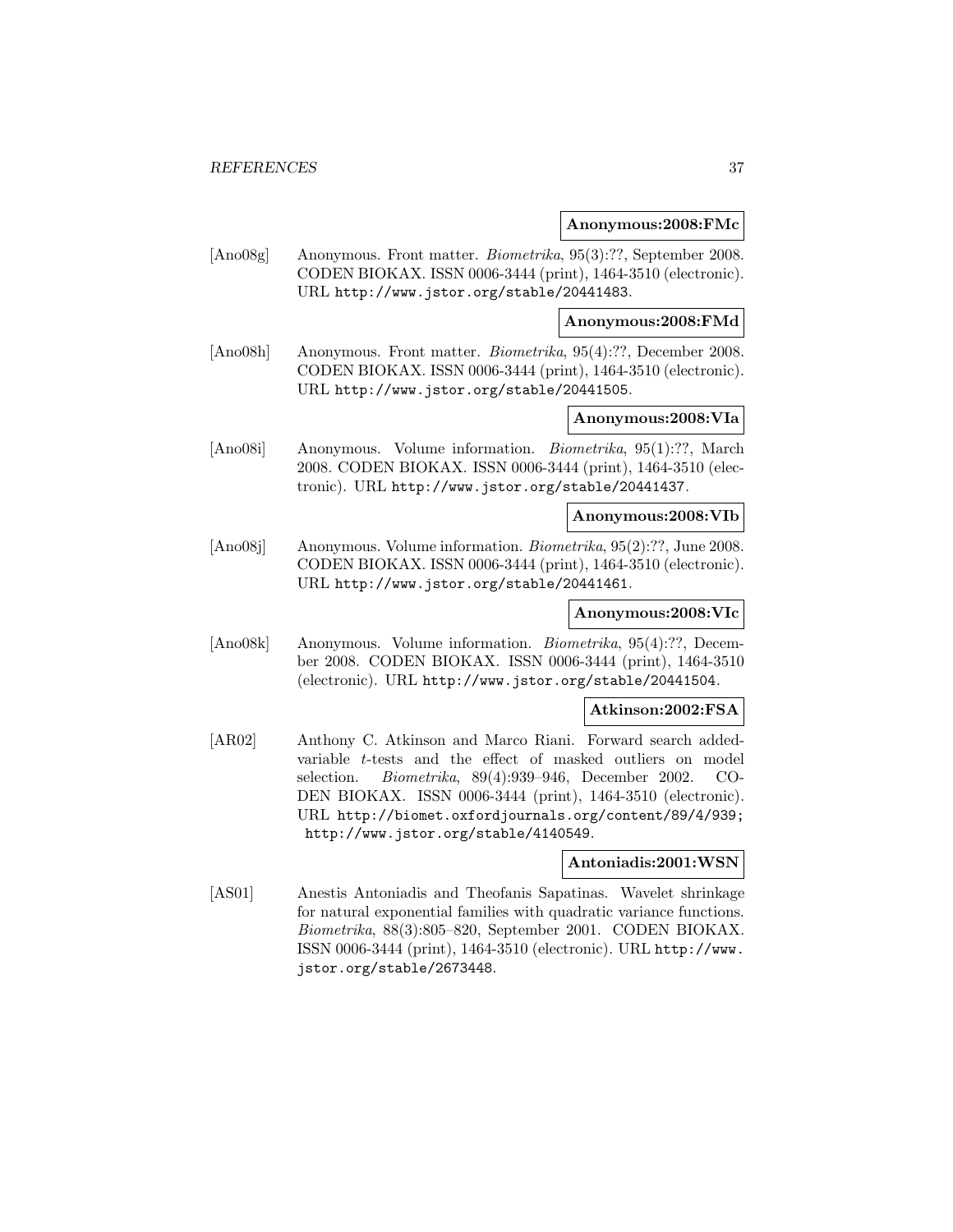**Anonymous:2008:FMc**

[Ano08g] Anonymous. Front matter. *Biometrika*, 95(3):??, September 2008. CODEN BIOKAX. ISSN 0006-3444 (print), 1464-3510 (electronic). URL http://www.jstor.org/stable/20441483.

**Anonymous:2008:FMd**

[Ano08h] Anonymous. Front matter. *Biometrika*, 95(4):??, December 2008. CODEN BIOKAX. ISSN 0006-3444 (print), 1464-3510 (electronic). URL http://www.jstor.org/stable/20441505.

**Anonymous:2008:VIa**

[Ano08i] Anonymous. Volume information. *Biometrika*, 95(1):??, March 2008. CODEN BIOKAX. ISSN 0006-3444 (print), 1464-3510 (electronic). URL http://www.jstor.org/stable/20441437.

**Anonymous:2008:VIb**

[Ano08j] Anonymous. Volume information. *Biometrika*, 95(2):??, June 2008. CODEN BIOKAX. ISSN 0006-3444 (print), 1464-3510 (electronic). URL http://www.jstor.org/stable/20441461.

**Anonymous:2008:VIc**

[Ano08k] Anonymous. Volume information. *Biometrika*, 95(4):??, December 2008. CODEN BIOKAX. ISSN 0006-3444 (print), 1464-3510 (electronic). URL http://www.jstor.org/stable/20441504.

**Atkinson:2002:FSA**

[AR02] Anthony C. Atkinson and Marco Riani. Forward search added-variable $t$-tests and the effect of masked outliers on model selection. *Biometrika*, 89(4):939–946, December 2002. CODEN BIOKAX. ISSN 0006-3444 (print), 1464-3510 (electronic). URL http://biomet.oxfordjournals.org/content/89/4/939; http://www.jstor.org/stable/4140549.

**Antoniadis:2001:WSN**

[AS01] Anestis Antoniadis and Theofanis Sapatinas. Wavelet shrinkage for natural exponential families with quadratic variance functions. *Biometrika*, 88(3):805–820, September 2001. CODEN BIOKAX. ISSN 0006-3444 (print), 1464-3510 (electronic). URL http://www.jstor.org/stable/2673448.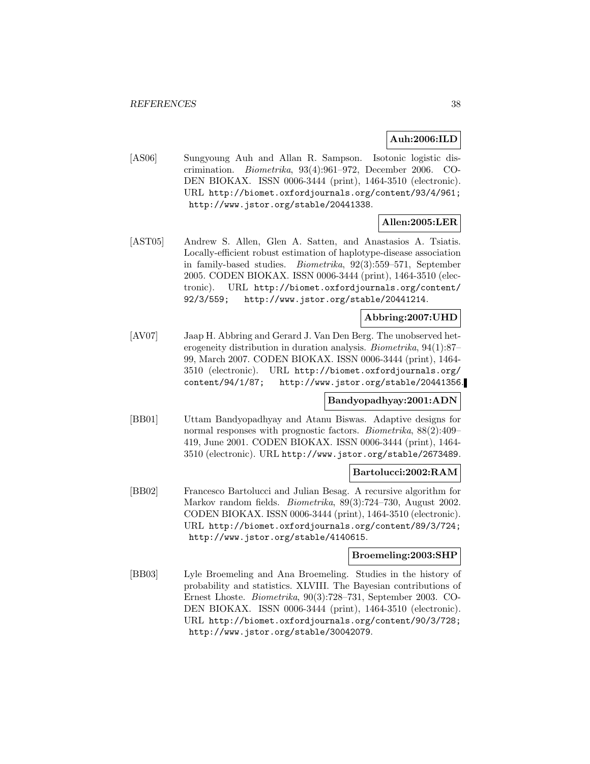**Auh:2006:ILD**

[AS06] Sungyoung Auh and Allan R. Sampson. Isotonic logistic discrimination. *Biometrika*, 93(4):961–972, December 2006. CODEN BIOKAX. ISSN 0006-3444 (print), 1464-3510 (electronic). URL http://biomet.oxfordjournals.org/content/93/4/961; http://www.jstor.org/stable/20441338.

**Allen:2005:LER**

[AST05] Andrew S. Allen, Glen A. Satten, and Anastasios A. Tsiatis. Locally-efficient robust estimation of haplotype-disease association in family-based studies. *Biometrika*, 92(3):559–571, September 2005. CODEN BIOKAX. ISSN 0006-3444 (print), 1464-3510 (electronic). URL http://biomet.oxfordjournals.org/content/92/3/559; http://www.jstor.org/stable/20441214.

**Abbring:2007:UHD**

[AV07] Jaap H. Abbring and Gerard J. Van Den Berg. The unobserved heterogeneity distribution in duration analysis. *Biometrika*, 94(1):87–99, March 2007. CODEN BIOKAX. ISSN 0006-3444 (print), 1464-3510 (electronic). URL http://biomet.oxfordjournals.org/content/94/1/87; http://www.jstor.org/stable/20441356.

**Bandyopadhyay:2001:ADN**

[BB01] Uttam Bandyopadhyay and Atanu Biswas. Adaptive designs for normal responses with prognostic factors. *Biometrika*, 88(2):409–419, June 2001. CODEN BIOKAX. ISSN 0006-3444 (print), 1464-3510 (electronic). URL http://www.jstor.org/stable/2673489.

**Bartolucci:2002:RAM**

[BB02] Francesco Bartolucci and Julian Besag. A recursive algorithm for Markov random fields. *Biometrika*, 89(3):724–730, August 2002. CODEN BIOKAX. ISSN 0006-3444 (print), 1464-3510 (electronic). URL http://biomet.oxfordjournals.org/content/89/3/724; http://www.jstor.org/stable/4140615.

**Broemeling:2003:SHP**

[BB03] Lyle Broemeling and Ana Broemeling. Studies in the history of probability and statistics. XLVIII. The Bayesian contributions of Ernest Lhoste. *Biometrika*, 90(3):728–731, September 2003. CODEN BIOKAX. ISSN 0006-3444 (print), 1464-3510 (electronic). URL http://biomet.oxfordjournals.org/content/90/3/728; http://www.jstor.org/stable/30042079.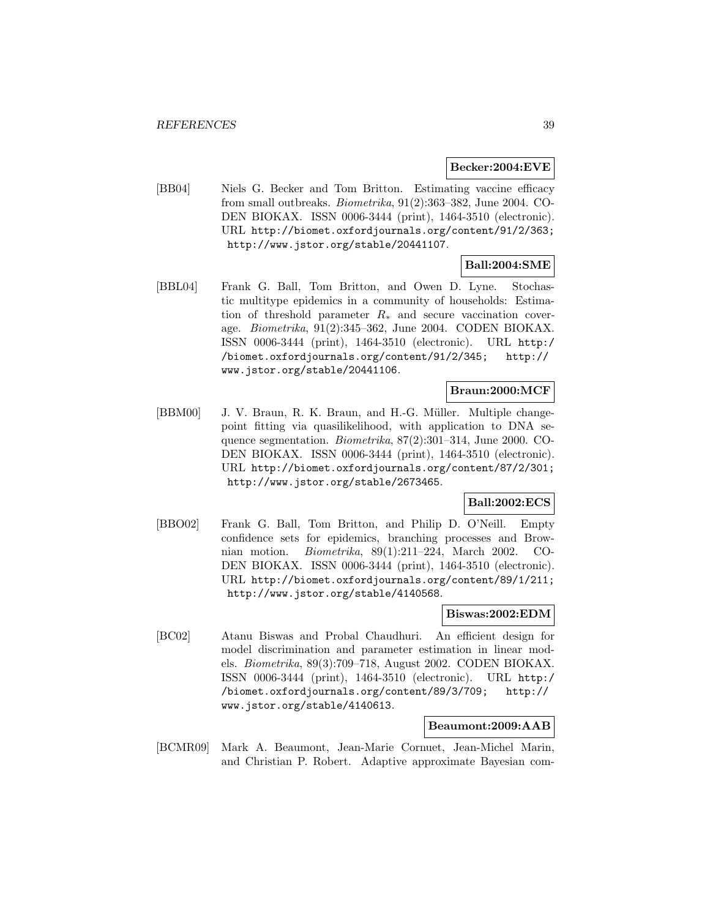**Becker:2004:EVE**

[BB04] Niels G. Becker and Tom Britton. Estimating vaccine efficacy from small outbreaks. *Biometrika*, 91(2):363–382, June 2004. CODEN BIOKAX. ISSN 0006-3444 (print), 1464-3510 (electronic). URL http://biomet.oxfordjournals.org/content/91/2/363; http://www.jstor.org/stable/20441107.

**Ball:2004:SME**

[BBL04] Frank G. Ball, Tom Britton, and Owen D. Lyne. Stochastic multitype epidemics in a community of households: Estimation of threshold parameter $R_*$ and secure vaccination coverage. *Biometrika*, 91(2):345–362, June 2004. CODEN BIOKAX. ISSN 0006-3444 (print), 1464-3510 (electronic). URL http://biomet.oxfordjournals.org/content/91/2/345; http://www.jstor.org/stable/20441106.

**Braun:2000:MCF**

[BBM00] J. V. Braun, R. K. Braun, and H.-G. Müller. Multiple changepoint fitting via quasilikelihood, with application to DNA sequence segmentation. *Biometrika*, 87(2):301–314, June 2000. CODEN BIOKAX. ISSN 0006-3444 (print), 1464-3510 (electronic). URL http://biomet.oxfordjournals.org/content/87/2/301; http://www.jstor.org/stable/2673465.

**Ball:2002:ECS**

[BBO02] Frank G. Ball, Tom Britton, and Philip D. O'Neill. Empty confidence sets for epidemics, branching processes and Brownian motion. *Biometrika*, 89(1):211–224, March 2002. CODEN BIOKAX. ISSN 0006-3444 (print), 1464-3510 (electronic). URL http://biomet.oxfordjournals.org/content/89/1/211; http://www.jstor.org/stable/4140568.

**Biswas:2002:EDM**

[BC02] Atanu Biswas and Probal Chaudhuri. An efficient design for model discrimination and parameter estimation in linear models. *Biometrika*, 89(3):709–718, August 2002. CODEN BIOKAX. ISSN 0006-3444 (print), 1464-3510 (electronic). URL http://biomet.oxfordjournals.org/content/89/3/709; http://www.jstor.org/stable/4140613.

**Beaumont:2009:AAB**

[BCMR09] Mark A. Beaumont, Jean-Marie Cornuet, Jean-Michel Marin, and Christian P. Robert. Adaptive approximate Bayesian com-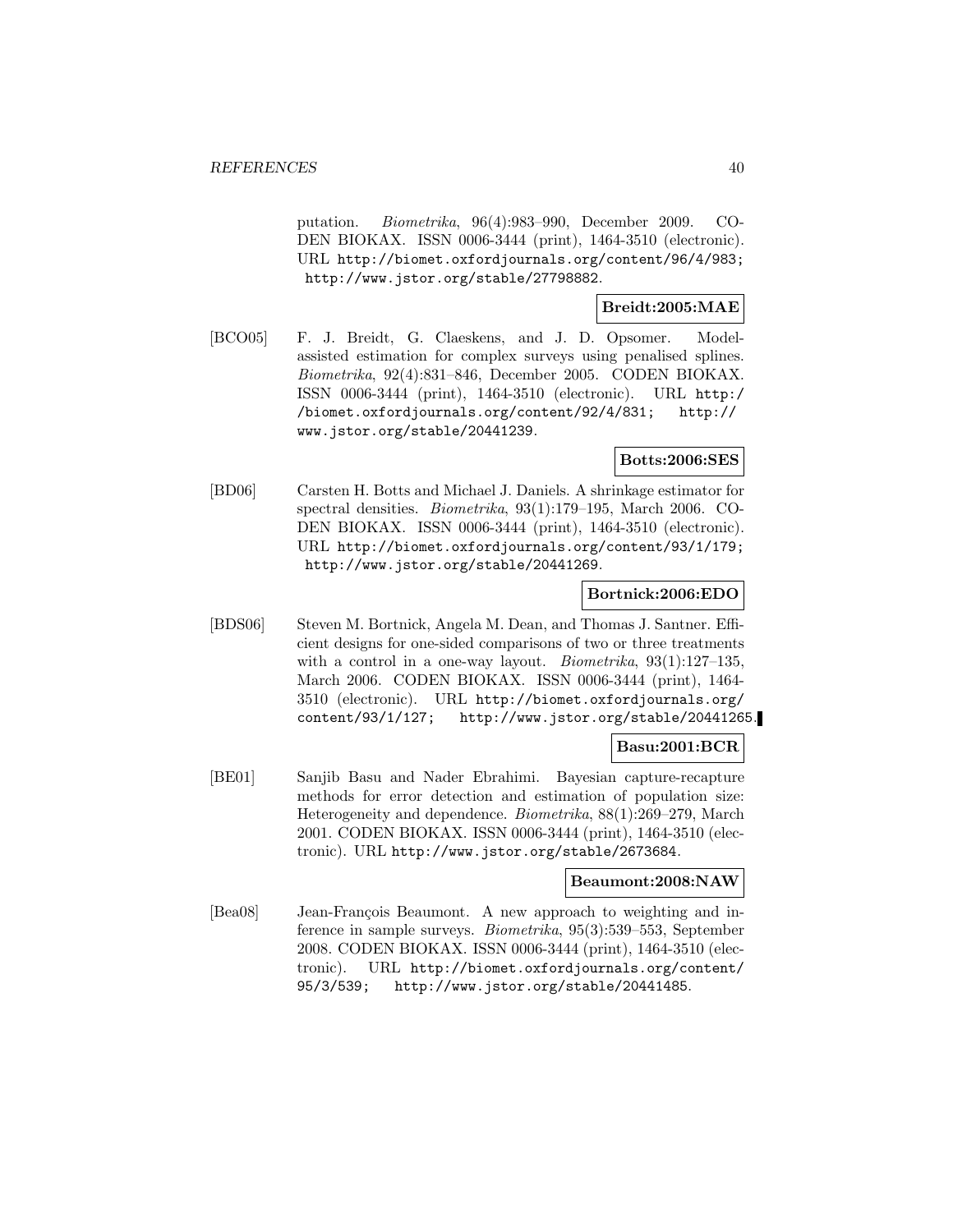putation. *Biometrika*, 96(4):983–990, December 2009. CODEN BIOKAX. ISSN 0006-3444 (print), 1464-3510 (electronic). URL http://biomet.oxfordjournals.org/content/96/4/983; http://www.jstor.org/stable/27798882.

**Breidt:2005:MAE**

[BCO05] F. J. Breidt, G. Claeskens, and J. D. Opsomer. Model-assisted estimation for complex surveys using penalised splines. *Biometrika*, 92(4):831–846, December 2005. CODEN BIOKAX. ISSN 0006-3444 (print), 1464-3510 (electronic). URL http://biomet.oxfordjournals.org/content/92/4/831; http://www.jstor.org/stable/20441239.

**Botts:2006:SES**

[BD06] Carsten H. Botts and Michael J. Daniels. A shrinkage estimator for spectral densities. *Biometrika*, 93(1):179–195, March 2006. CODEN BIOKAX. ISSN 0006-3444 (print), 1464-3510 (electronic). URL http://biomet.oxfordjournals.org/content/93/1/179; http://www.jstor.org/stable/20441269.

**Bortnick:2006:EDO**

[BDS06] Steven M. Bortnick, Angela M. Dean, and Thomas J. Santner. Efficient designs for one-sided comparisons of two or three treatments with a control in a one-way layout. *Biometrika*, 93(1):127–135, March 2006. CODEN BIOKAX. ISSN 0006-3444 (print), 1464-3510 (electronic). URL http://biomet.oxfordjournals.org/content/93/1/127; http://www.jstor.org/stable/20441265.

**Basu:2001:BCR**

[BE01] Sanjib Basu and Nader Ebrahimi. Bayesian capture-recapture methods for error detection and estimation of population size: Heterogeneity and dependence. *Biometrika*, 88(1):269–279, March 2001. CODEN BIOKAX. ISSN 0006-3444 (print), 1464-3510 (electronic). URL http://www.jstor.org/stable/2673684.

**Beaumont:2008:NAW**

[Bea08] Jean-François Beaumont. A new approach to weighting and inference in sample surveys. *Biometrika*, 95(3):539–553, September 2008. CODEN BIOKAX. ISSN 0006-3444 (print), 1464-3510 (electronic). URL http://biomet.oxfordjournals.org/content/95/3/539; http://www.jstor.org/stable/20441485.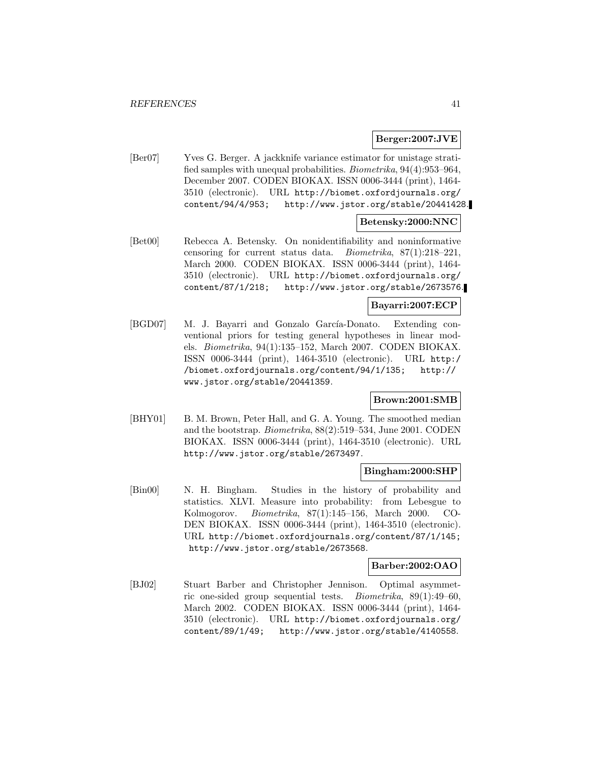**Berger:2007:JVE**

[Ber07] Yves G. Berger. A jackknife variance estimator for unistage stratified samples with unequal probabilities. *Biometrika*, 94(4):953–964, December 2007. CODEN BIOKAX. ISSN 0006-3444 (print), 1464-3510 (electronic). URL http://biomet.oxfordjournals.org/content/94/4/953; http://www.jstor.org/stable/20441428.

**Betensky:2000:NNC**

[Bet00] Rebecca A. Betensky. On nonidentifiability and noninformative censoring for current status data. *Biometrika*, 87(1):218–221, March 2000. CODEN BIOKAX. ISSN 0006-3444 (print), 1464-3510 (electronic). URL http://biomet.oxfordjournals.org/content/87/1/218; http://www.jstor.org/stable/2673576.

**Bayarri:2007:ECP**

[BGD07] M. J. Bayarri and Gonzalo García-Donato. Extending conventional priors for testing general hypotheses in linear models. *Biometrika*, 94(1):135–152, March 2007. CODEN BIOKAX. ISSN 0006-3444 (print), 1464-3510 (electronic). URL http://biomet.oxfordjournals.org/content/94/1/135; http://www.jstor.org/stable/20441359.

**Brown:2001:SMB**

[BHY01] B. M. Brown, Peter Hall, and G. A. Young. The smoothed median and the bootstrap. *Biometrika*, 88(2):519–534, June 2001. CODEN BIOKAX. ISSN 0006-3444 (print), 1464-3510 (electronic). URL http://www.jstor.org/stable/2673497.

**Bingham:2000:SHP**

[Bin00] N. H. Bingham. Studies in the history of probability and statistics. XLVI. Measure into probability: from Lebesgue to Kolmogorov. *Biometrika*, 87(1):145–156, March 2000. CODEN BIOKAX. ISSN 0006-3444 (print), 1464-3510 (electronic). URL http://biomet.oxfordjournals.org/content/87/1/145; http://www.jstor.org/stable/2673568.

**Barber:2002:OAO**

[BJ02] Stuart Barber and Christopher Jennison. Optimal asymmetric one-sided group sequential tests. *Biometrika*, 89(1):49–60, March 2002. CODEN BIOKAX. ISSN 0006-3444 (print), 1464-3510 (electronic). URL http://biomet.oxfordjournals.org/content/89/1/49; http://www.jstor.org/stable/4140558.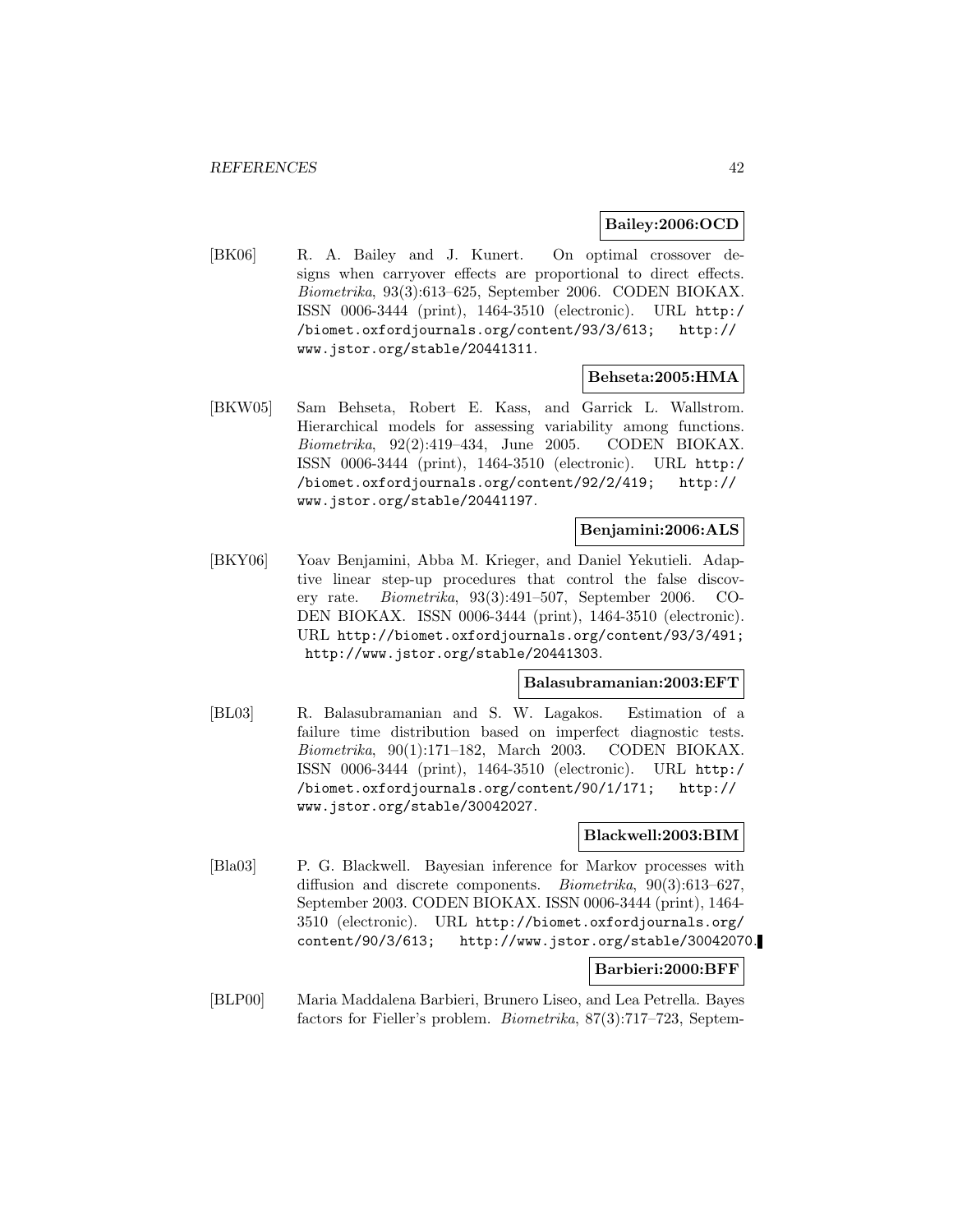**Bailey:2006:OCD**

[BK06] R. A. Bailey and J. Kunert. On optimal crossover designs when carryover effects are proportional to direct effects. *Biometrika*, 93(3):613–625, September 2006. CODEN BIOKAX. ISSN 0006-3444 (print), 1464-3510 (electronic). URL http://biomet.oxfordjournals.org/content/93/3/613; http://www.jstor.org/stable/20441311.

**Behseta:2005:HMA**

[BKW05] Sam Behseta, Robert E. Kass, and Garrick L. Wallstrom. Hierarchical models for assessing variability among functions. *Biometrika*, 92(2):419–434, June 2005. CODEN BIOKAX. ISSN 0006-3444 (print), 1464-3510 (electronic). URL http://biomet.oxfordjournals.org/content/92/2/419; http://www.jstor.org/stable/20441197.

**Benjamini:2006:ALS**

[BKY06] Yoav Benjamini, Abba M. Krieger, and Daniel Yekutieli. Adaptive linear step-up procedures that control the false discovery rate. *Biometrika*, 93(3):491–507, September 2006. CODEN BIOKAX. ISSN 0006-3444 (print), 1464-3510 (electronic). URL http://biomet.oxfordjournals.org/content/93/3/491; http://www.jstor.org/stable/20441303.

**Balasubramanian:2003:EFT**

[BL03] R. Balasubramanian and S. W. Lagakos. Estimation of a failure time distribution based on imperfect diagnostic tests. *Biometrika*, 90(1):171–182, March 2003. CODEN BIOKAX. ISSN 0006-3444 (print), 1464-3510 (electronic). URL http://biomet.oxfordjournals.org/content/90/1/171; http://www.jstor.org/stable/30042027.

**Blackwell:2003:BIM**

[Bla03] P. G. Blackwell. Bayesian inference for Markov processes with diffusion and discrete components. *Biometrika*, 90(3):613–627, September 2003. CODEN BIOKAX. ISSN 0006-3444 (print), 1464-3510 (electronic). URL http://biomet.oxfordjournals.org/content/90/3/613; http://www.jstor.org/stable/30042070.

**Barbieri:2000:BFF**

[BLP00] Maria Maddalena Barbieri, Brunero Liseo, and Lea Petrella. Bayes factors for Fieller's problem. *Biometrika*, 87(3):717–723, Septem-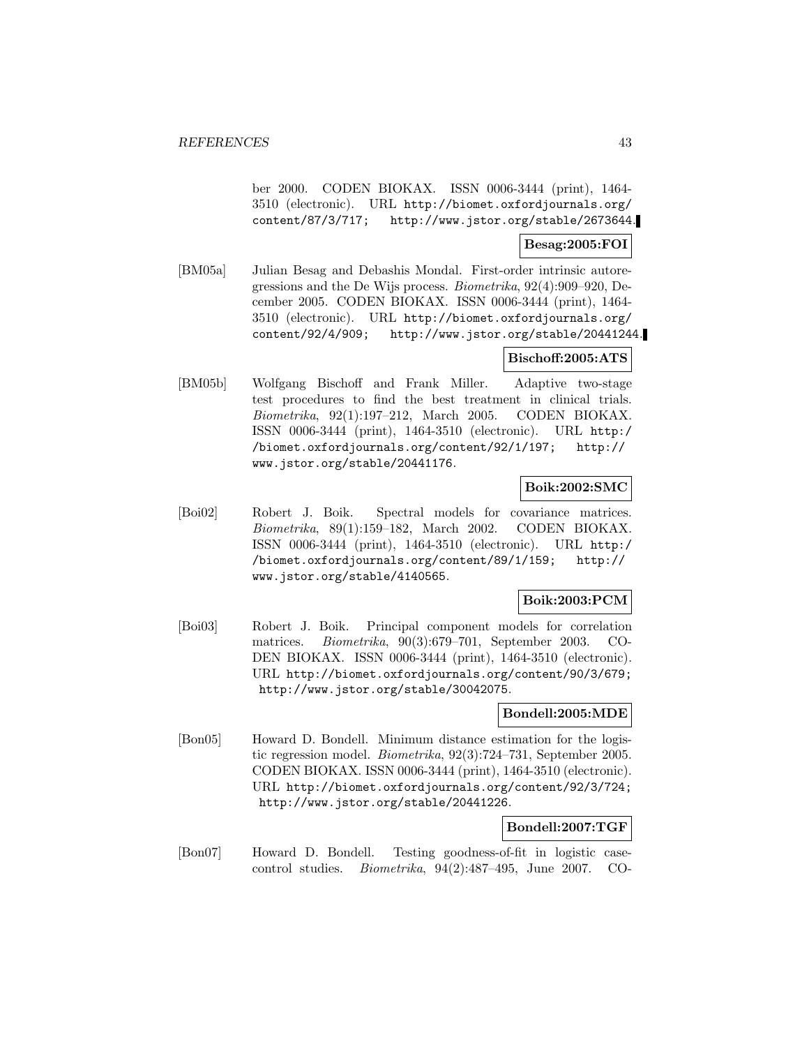ber 2000. CODEN BIOKAX. ISSN 0006-3444 (print), 1464-3510 (electronic). URL http://biomet.oxfordjournals.org/content/87/3/717; http://www.jstor.org/stable/2673644.

**Besag:2005:FOI**

[BM05a] Julian Besag and Debashis Mondal. First-order intrinsic autoregressions and the De Wijs process. *Biometrika*, 92(4):909–920, December 2005. CODEN BIOKAX. ISSN 0006-3444 (print), 1464-3510 (electronic). URL http://biomet.oxfordjournals.org/content/92/4/909; http://www.jstor.org/stable/20441244.

**Bischoff:2005:ATS**

[BM05b] Wolfgang Bischoff and Frank Miller. Adaptive two-stage test procedures to find the best treatment in clinical trials. *Biometrika*, 92(1):197–212, March 2005. CODEN BIOKAX. ISSN 0006-3444 (print), 1464-3510 (electronic). URL http://biomet.oxfordjournals.org/content/92/1/197; http://www.jstor.org/stable/20441176.

**Boik:2002:SMC**

[Boi02] Robert J. Boik. Spectral models for covariance matrices. *Biometrika*, 89(1):159–182, March 2002. CODEN BIOKAX. ISSN 0006-3444 (print), 1464-3510 (electronic). URL http://biomet.oxfordjournals.org/content/89/1/159; http://www.jstor.org/stable/4140565.

**Boik:2003:PCM**

[Boi03] Robert J. Boik. Principal component models for correlation matrices. *Biometrika*, 90(3):679–701, September 2003. CODEN BIOKAX. ISSN 0006-3444 (print), 1464-3510 (electronic). URL http://biomet.oxfordjournals.org/content/90/3/679; http://www.jstor.org/stable/30042075.

**Bondell:2005:MDE**

[Bon05] Howard D. Bondell. Minimum distance estimation for the logistic regression model. *Biometrika*, 92(3):724–731, September 2005. CODEN BIOKAX. ISSN 0006-3444 (print), 1464-3510 (electronic). URL http://biomet.oxfordjournals.org/content/92/3/724; http://www.jstor.org/stable/20441226.

**Bondell:2007:TGF**

[Bon07] Howard D. Bondell. Testing goodness-of-fit in logistic case-control studies. *Biometrika*, 94(2):487–495, June 2007. CO-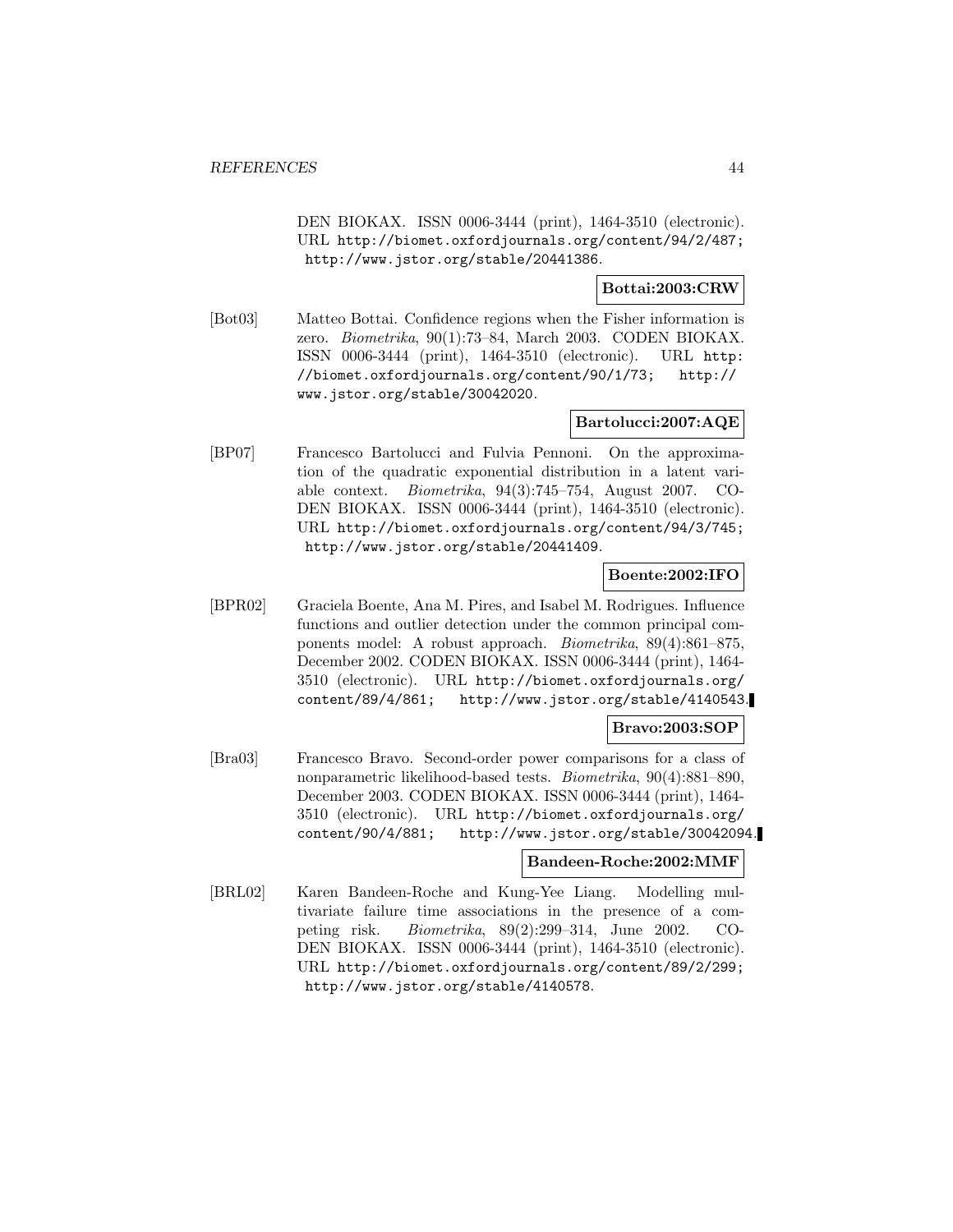DEN BIOKAX. ISSN 0006-3444 (print), 1464-3510 (electronic). URL http://biomet.oxfordjournals.org/content/94/2/487; http://www.jstor.org/stable/20441386.

**Bottai:2003:CRW**

[Bot03] Matteo Bottai. Confidence regions when the Fisher information is zero. *Biometrika*, 90(1):73–84, March 2003. CODEN BIOKAX. ISSN 0006-3444 (print), 1464-3510 (electronic). URL http://biomet.oxfordjournals.org/content/90/1/73; http://www.jstor.org/stable/30042020.

**Bartolucci:2007:AQE**

[BP07] Francesco Bartolucci and Fulvia Pennoni. On the approximation of the quadratic exponential distribution in a latent variable context. *Biometrika*, 94(3):745–754, August 2007. CODEN BIOKAX. ISSN 0006-3444 (print), 1464-3510 (electronic). URL http://biomet.oxfordjournals.org/content/94/3/745; http://www.jstor.org/stable/20441409.

**Boente:2002:IFO**

[BPR02] Graciela Boente, Ana M. Pires, and Isabel M. Rodrigues. Influence functions and outlier detection under the common principal components model: A robust approach. *Biometrika*, 89(4):861–875, December 2002. CODEN BIOKAX. ISSN 0006-3444 (print), 1464-3510 (electronic). URL http://biomet.oxfordjournals.org/content/89/4/861; http://www.jstor.org/stable/4140543.

**Bravo:2003:SOP**

[Bra03] Francesco Bravo. Second-order power comparisons for a class of nonparametric likelihood-based tests. *Biometrika*, 90(4):881–890, December 2003. CODEN BIOKAX. ISSN 0006-3444 (print), 1464-3510 (electronic). URL http://biomet.oxfordjournals.org/content/90/4/881; http://www.jstor.org/stable/30042094.

**Bandeen-Roche:2002:MMF**

[BRL02] Karen Bandeen-Roche and Kung-Yee Liang. Modelling multivariate failure time associations in the presence of a competing risk. *Biometrika*, 89(2):299–314, June 2002. CODEN BIOKAX. ISSN 0006-3444 (print), 1464-3510 (electronic). URL http://biomet.oxfordjournals.org/content/89/2/299; http://www.jstor.org/stable/4140578.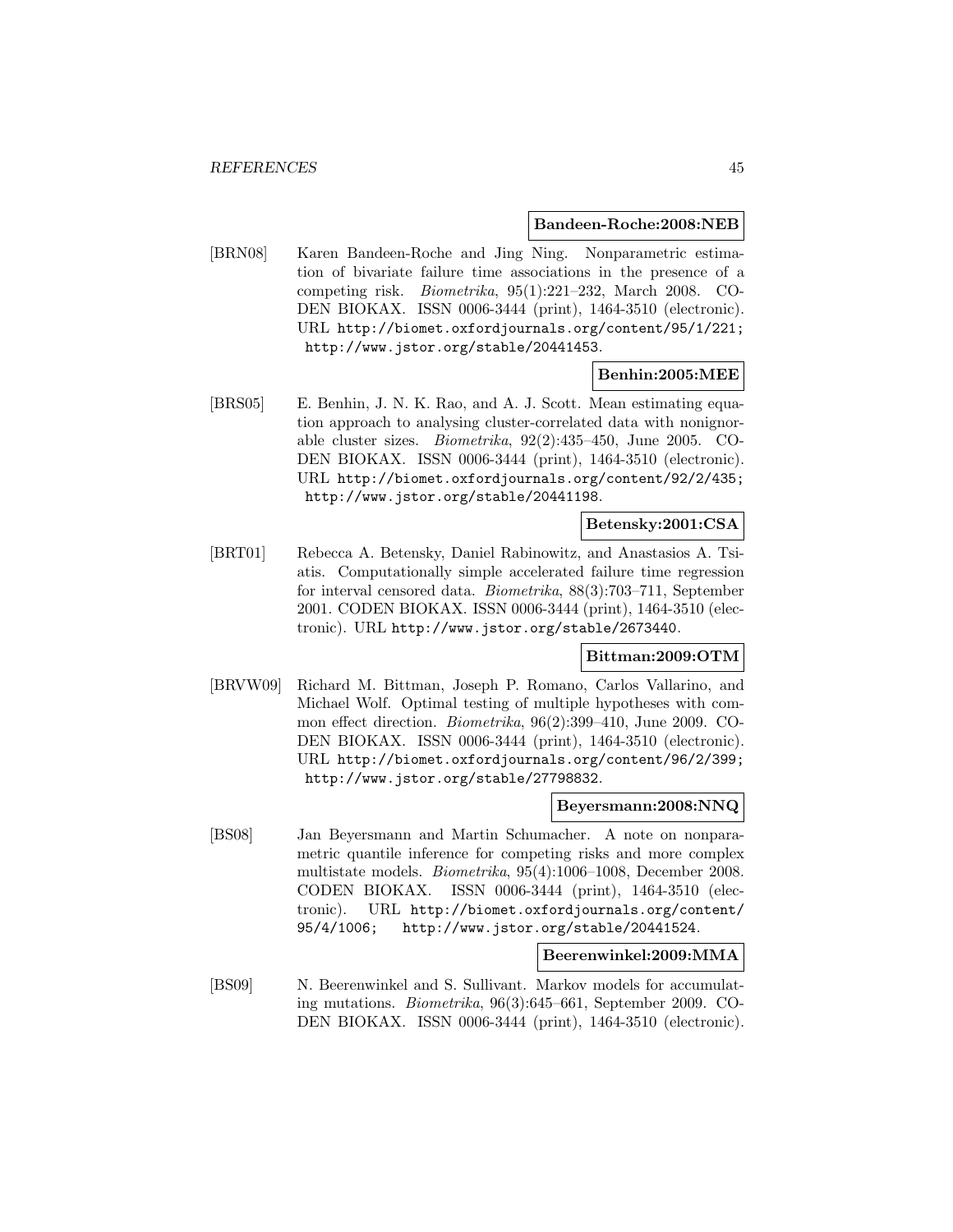**Bandeen-Roche:2008:NEB**

[BRN08] Karen Bandeen-Roche and Jing Ning. Nonparametric estimation of bivariate failure time associations in the presence of a competing risk. *Biometrika*, 95(1):221–232, March 2008. CODEN BIOKAX. ISSN 0006-3444 (print), 1464-3510 (electronic). URL http://biomet.oxfordjournals.org/content/95/1/221; http://www.jstor.org/stable/20441453.

**Benhin:2005:MEE**

[BRS05] E. Benhin, J. N. K. Rao, and A. J. Scott. Mean estimating equation approach to analysing cluster-correlated data with nonignorable cluster sizes. *Biometrika*, 92(2):435–450, June 2005. CODEN BIOKAX. ISSN 0006-3444 (print), 1464-3510 (electronic). URL http://biomet.oxfordjournals.org/content/92/2/435; http://www.jstor.org/stable/20441198.

**Betensky:2001:CSA**

[BRT01] Rebecca A. Betensky, Daniel Rabinowitz, and Anastasios A. Tsiatis. Computationally simple accelerated failure time regression for interval censored data. *Biometrika*, 88(3):703–711, September 2001. CODEN BIOKAX. ISSN 0006-3444 (print), 1464-3510 (electronic). URL http://www.jstor.org/stable/2673440.

**Bittman:2009:OTM**

[BRVW09] Richard M. Bittman, Joseph P. Romano, Carlos Vallarino, and Michael Wolf. Optimal testing of multiple hypotheses with common effect direction. *Biometrika*, 96(2):399–410, June 2009. CODEN BIOKAX. ISSN 0006-3444 (print), 1464-3510 (electronic). URL http://biomet.oxfordjournals.org/content/96/2/399; http://www.jstor.org/stable/27798832.

**Beyersmann:2008:NNQ**

[BS08] Jan Beyersmann and Martin Schumacher. A note on nonparametric quantile inference for competing risks and more complex multistate models. *Biometrika*, 95(4):1006–1008, December 2008. CODEN BIOKAX. ISSN 0006-3444 (print), 1464-3510 (electronic). URL http://biomet.oxfordjournals.org/content/95/4/1006; http://www.jstor.org/stable/20441524.

**Beerenwinkel:2009:MMA**

[BS09] N. Beerenwinkel and S. Sullivant. Markov models for accumulating mutations. *Biometrika*, 96(3):645–661, September 2009. CODEN BIOKAX. ISSN 0006-3444 (print), 1464-3510 (electronic).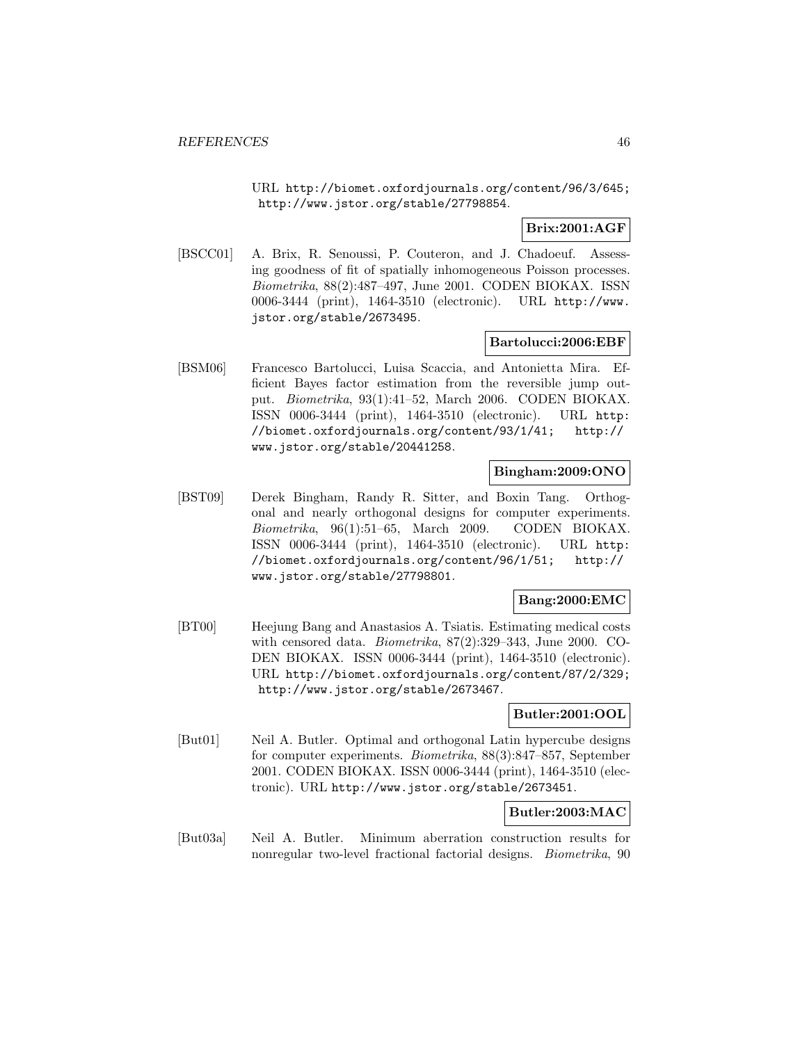URL http://biomet.oxfordjournals.org/content/96/3/645; http://www.jstor.org/stable/27798854.

**Brix:2001:AGF**

[BSCC01] A. Brix, R. Senoussi, P. Couteron, and J. Chadoeuf. Assessing goodness of fit of spatially inhomogeneous Poisson processes. *Biometrika*, 88(2):487–497, June 2001. CODEN BIOKAX. ISSN 0006-3444 (print), 1464-3510 (electronic). URL http://www.jstor.org/stable/2673495.

**Bartolucci:2006:EBF**

[BSM06] Francesco Bartolucci, Luisa Scaccia, and Antonietta Mira. Efficient Bayes factor estimation from the reversible jump output. *Biometrika*, 93(1):41–52, March 2006. CODEN BIOKAX. ISSN 0006-3444 (print), 1464-3510 (electronic). URL http://biomet.oxfordjournals.org/content/93/1/41; http://www.jstor.org/stable/20441258.

**Bingham:2009:ONO**

[BST09] Derek Bingham, Randy R. Sitter, and Boxin Tang. Orthogonal and nearly orthogonal designs for computer experiments. *Biometrika*, 96(1):51–65, March 2009. CODEN BIOKAX. ISSN 0006-3444 (print), 1464-3510 (electronic). URL http://biomet.oxfordjournals.org/content/96/1/51; http://www.jstor.org/stable/27798801.

**Bang:2000:EMC**

[BT00] Heejung Bang and Anastasios A. Tsiatis. Estimating medical costs with censored data. *Biometrika*, 87(2):329–343, June 2000. CODEN BIOKAX. ISSN 0006-3444 (print), 1464-3510 (electronic). URL http://biomet.oxfordjournals.org/content/87/2/329; http://www.jstor.org/stable/2673467.

**Butler:2001:OOL**

[But01] Neil A. Butler. Optimal and orthogonal Latin hypercube designs for computer experiments. *Biometrika*, 88(3):847–857, September 2001. CODEN BIOKAX. ISSN 0006-3444 (print), 1464-3510 (electronic). URL http://www.jstor.org/stable/2673451.

**Butler:2003:MAC**

[But03a] Neil A. Butler. Minimum aberration construction results for nonregular two-level fractional factorial designs. *Biometrika*, 90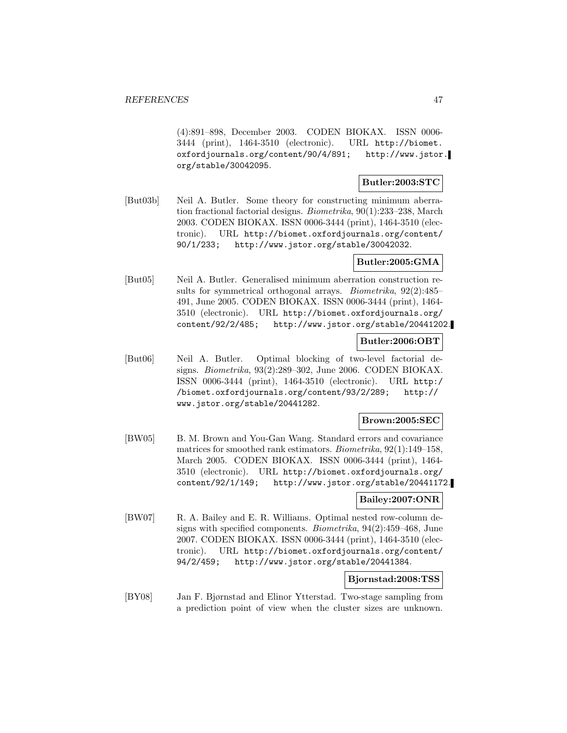(4):891–898, December 2003. CODEN BIOKAX. ISSN 0006-3444 (print), 1464-3510 (electronic). URL http://biomet.oxfordjournals.org/content/90/4/891; http://www.jstor.org/stable/30042095.

**Butler:2003:STC**

[But03b] Neil A. Butler. Some theory for constructing minimum aberration fractional factorial designs. *Biometrika*, 90(1):233–238, March 2003. CODEN BIOKAX. ISSN 0006-3444 (print), 1464-3510 (electronic). URL http://biomet.oxfordjournals.org/content/90/1/233; http://www.jstor.org/stable/30042032.

**Butler:2005:GMA**

[But05] Neil A. Butler. Generalised minimum aberration construction results for symmetrical orthogonal arrays. *Biometrika*, 92(2):485–491, June 2005. CODEN BIOKAX. ISSN 0006-3444 (print), 1464-3510 (electronic). URL http://biomet.oxfordjournals.org/content/92/2/485; http://www.jstor.org/stable/20441202.

**Butler:2006:OBT**

[But06] Neil A. Butler. Optimal blocking of two-level factorial designs. *Biometrika*, 93(2):289–302, June 2006. CODEN BIOKAX. ISSN 0006-3444 (print), 1464-3510 (electronic). URL http://biomet.oxfordjournals.org/content/93/2/289; http://www.jstor.org/stable/20441282.

**Brown:2005:SEC**

[BW05] B. M. Brown and You-Gan Wang. Standard errors and covariance matrices for smoothed rank estimators. *Biometrika*, 92(1):149–158, March 2005. CODEN BIOKAX. ISSN 0006-3444 (print), 1464-3510 (electronic). URL http://biomet.oxfordjournals.org/content/92/1/149; http://www.jstor.org/stable/20441172.

**Bailey:2007:ONR**

[BW07] R. A. Bailey and E. R. Williams. Optimal nested row-column designs with specified components. *Biometrika*, 94(2):459–468, June 2007. CODEN BIOKAX. ISSN 0006-3444 (print), 1464-3510 (electronic). URL http://biomet.oxfordjournals.org/content/94/2/459; http://www.jstor.org/stable/20441384.

**Bjornstad:2008:TSS**

[BY08] Jan F. Bjørnstad and Elinor Ytterstad. Two-stage sampling from a prediction point of view when the cluster sizes are unknown.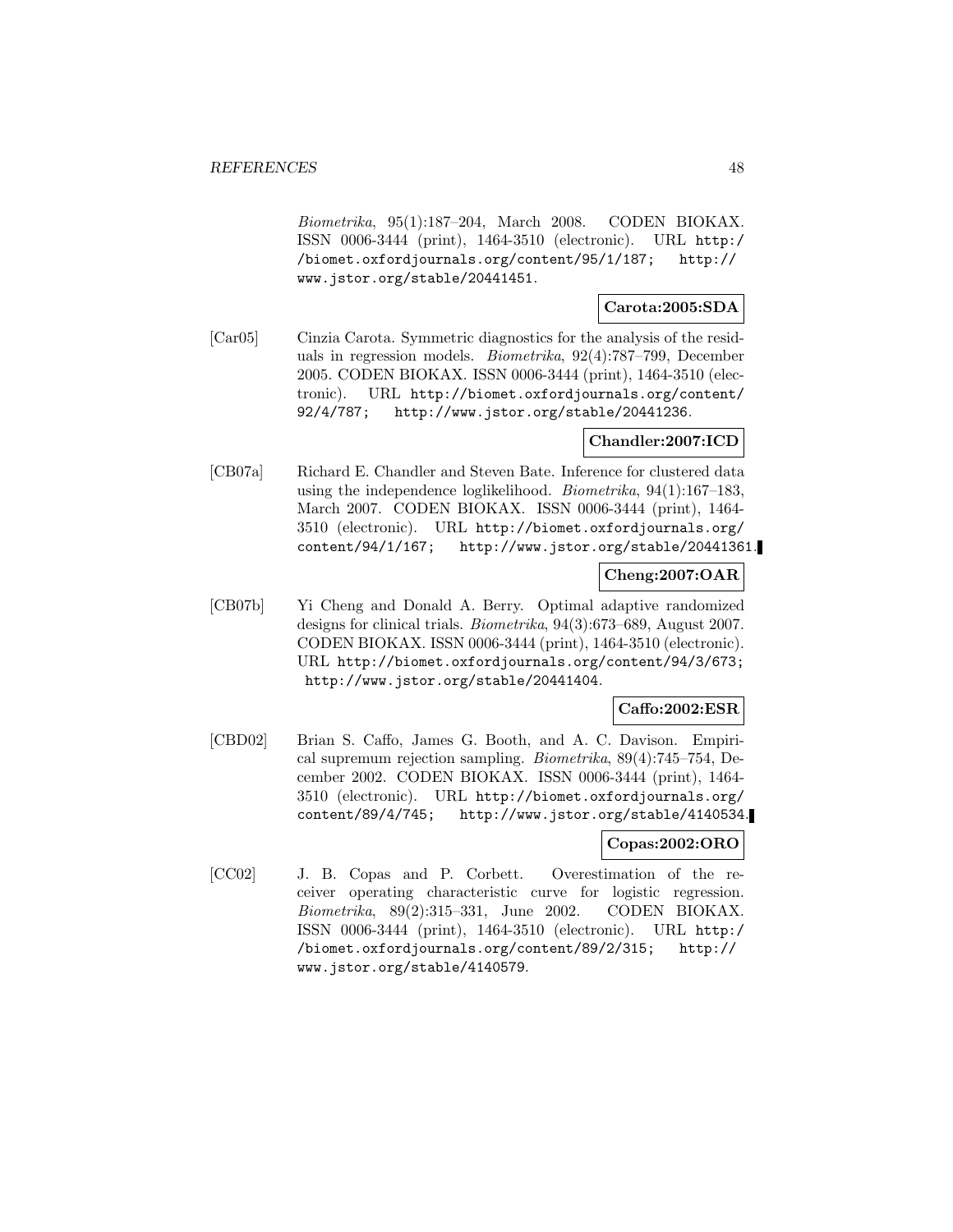*Biometrika*, 95(1):187–204, March 2008. CODEN BIOKAX. ISSN 0006-3444 (print), 1464-3510 (electronic). URL http://biomet.oxfordjournals.org/content/95/1/187; http://www.jstor.org/stable/20441451.

**Carota:2005:SDA**

[Car05] Cinzia Carota. Symmetric diagnostics for the analysis of the residuals in regression models. *Biometrika*, 92(4):787–799, December 2005. CODEN BIOKAX. ISSN 0006-3444 (print), 1464-3510 (electronic). URL http://biomet.oxfordjournals.org/content/92/4/787; http://www.jstor.org/stable/20441236.

**Chandler:2007:ICD**

[CB07a] Richard E. Chandler and Steven Bate. Inference for clustered data using the independence loglikelihood. *Biometrika*, 94(1):167–183, March 2007. CODEN BIOKAX. ISSN 0006-3444 (print), 1464-3510 (electronic). URL http://biomet.oxfordjournals.org/content/94/1/167; http://www.jstor.org/stable/20441361.

**Cheng:2007:OAR**

[CB07b] Yi Cheng and Donald A. Berry. Optimal adaptive randomized designs for clinical trials. *Biometrika*, 94(3):673–689, August 2007. CODEN BIOKAX. ISSN 0006-3444 (print), 1464-3510 (electronic). URL http://biomet.oxfordjournals.org/content/94/3/673; http://www.jstor.org/stable/20441404.

**Caffo:2002:ESR**

[CBD02] Brian S. Caffo, James G. Booth, and A. C. Davison. Empirical supremum rejection sampling. *Biometrika*, 89(4):745–754, December 2002. CODEN BIOKAX. ISSN 0006-3444 (print), 1464-3510 (electronic). URL http://biomet.oxfordjournals.org/content/89/4/745; http://www.jstor.org/stable/4140534.

**Copas:2002:ORO**

[CC02] J. B. Copas and P. Corbett. Overestimation of the receiver operating characteristic curve for logistic regression. *Biometrika*, 89(2):315–331, June 2002. CODEN BIOKAX. ISSN 0006-3444 (print), 1464-3510 (electronic). URL http://biomet.oxfordjournals.org/content/89/2/315; http://www.jstor.org/stable/4140579.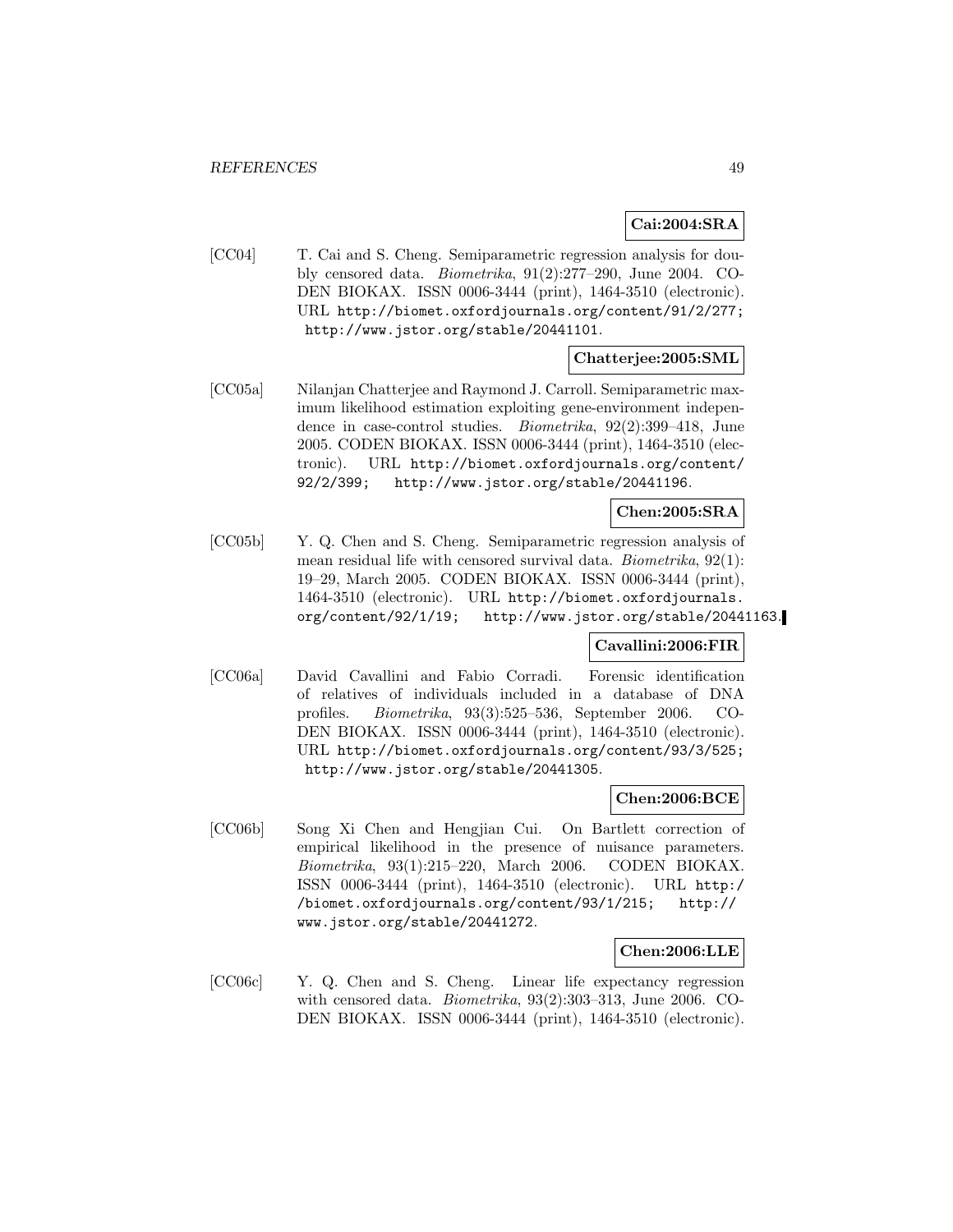**Cai:2004:SRA**

[CC04] T. Cai and S. Cheng. Semiparametric regression analysis for doubly censored data. *Biometrika*, 91(2):277–290, June 2004. CODEN BIOKAX. ISSN 0006-3444 (print), 1464-3510 (electronic). URL http://biomet.oxfordjournals.org/content/91/2/277; http://www.jstor.org/stable/20441101.

**Chatterjee:2005:SML**

[CC05a] Nilanjan Chatterjee and Raymond J. Carroll. Semiparametric maximum likelihood estimation exploiting gene-environment independence in case-control studies. *Biometrika*, 92(2):399–418, June 2005. CODEN BIOKAX. ISSN 0006-3444 (print), 1464-3510 (electronic). URL http://biomet.oxfordjournals.org/content/92/2/399; http://www.jstor.org/stable/20441196.

**Chen:2005:SRA**

[CC05b] Y. Q. Chen and S. Cheng. Semiparametric regression analysis of mean residual life with censored survival data. *Biometrika*, 92(1):19–29, March 2005. CODEN BIOKAX. ISSN 0006-3444 (print), 1464-3510 (electronic). URL http://biomet.oxfordjournals.org/content/92/1/19; http://www.jstor.org/stable/20441163.

**Cavallini:2006:FIR**

[CC06a] David Cavallini and Fabio Corradi. Forensic identification of relatives of individuals included in a database of DNA profiles. *Biometrika*, 93(3):525–536, September 2006. CODEN BIOKAX. ISSN 0006-3444 (print), 1464-3510 (electronic). URL http://biomet.oxfordjournals.org/content/93/3/525; http://www.jstor.org/stable/20441305.

**Chen:2006:BCE**

[CC06b] Song Xi Chen and Hengjian Cui. On Bartlett correction of empirical likelihood in the presence of nuisance parameters. *Biometrika*, 93(1):215–220, March 2006. CODEN BIOKAX. ISSN 0006-3444 (print), 1464-3510 (electronic). URL http://biomet.oxfordjournals.org/content/93/1/215; http://www.jstor.org/stable/20441272.

**Chen:2006:LLE**

[CC06c] Y. Q. Chen and S. Cheng. Linear life expectancy regression with censored data. *Biometrika*, 93(2):303–313, June 2006. CODEN BIOKAX. ISSN 0006-3444 (print), 1464-3510 (electronic).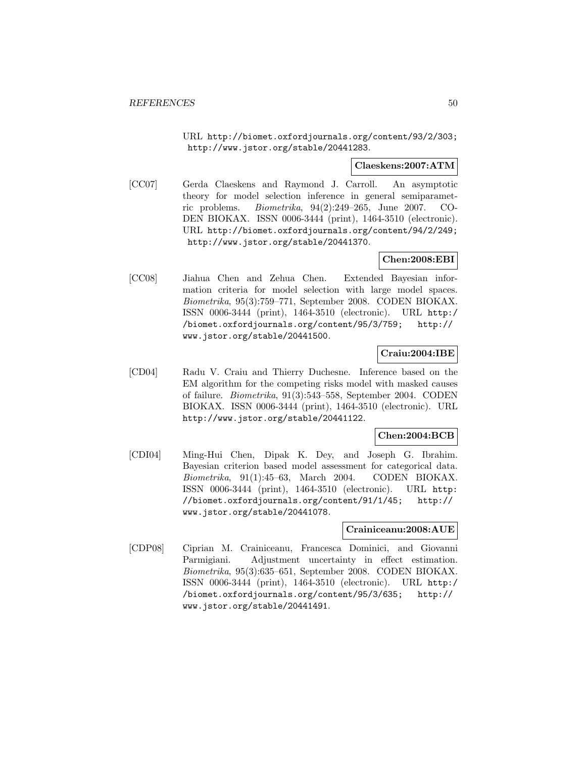URL http://biomet.oxfordjournals.org/content/93/2/303; http://www.jstor.org/stable/20441283.

**Claeskens:2007:ATM**

[CC07] Gerda Claeskens and Raymond J. Carroll. An asymptotic theory for model selection inference in general semiparametric problems. *Biometrika*, 94(2):249–265, June 2007. CODEN BIOKAX. ISSN 0006-3444 (print), 1464-3510 (electronic). URL http://biomet.oxfordjournals.org/content/94/2/249; http://www.jstor.org/stable/20441370.

**Chen:2008:EBI**

[CC08] Jiahua Chen and Zehua Chen. Extended Bayesian information criteria for model selection with large model spaces. *Biometrika*, 95(3):759–771, September 2008. CODEN BIOKAX. ISSN 0006-3444 (print), 1464-3510 (electronic). URL http://biomet.oxfordjournals.org/content/95/3/759; http://www.jstor.org/stable/20441500.

**Craiu:2004:IBE**

[CD04] Radu V. Craiu and Thierry Duchesne. Inference based on the EM algorithm for the competing risks model with masked causes of failure. *Biometrika*, 91(3):543–558, September 2004. CODEN BIOKAX. ISSN 0006-3444 (print), 1464-3510 (electronic). URL http://www.jstor.org/stable/20441122.

**Chen:2004:BCB**

[CDI04] Ming-Hui Chen, Dipak K. Dey, and Joseph G. Ibrahim. Bayesian criterion based model assessment for categorical data. *Biometrika*, 91(1):45–63, March 2004. CODEN BIOKAX. ISSN 0006-3444 (print), 1464-3510 (electronic). URL http://biomet.oxfordjournals.org/content/91/1/45; http://www.jstor.org/stable/20441078.

**Crainiceanu:2008:AUE**

[CDP08] Ciprian M. Crainiceanu, Francesca Dominici, and Giovanni Parmigiani. Adjustment uncertainty in effect estimation. *Biometrika*, 95(3):635–651, September 2008. CODEN BIOKAX. ISSN 0006-3444 (print), 1464-3510 (electronic). URL http://biomet.oxfordjournals.org/content/95/3/635; http://www.jstor.org/stable/20441491.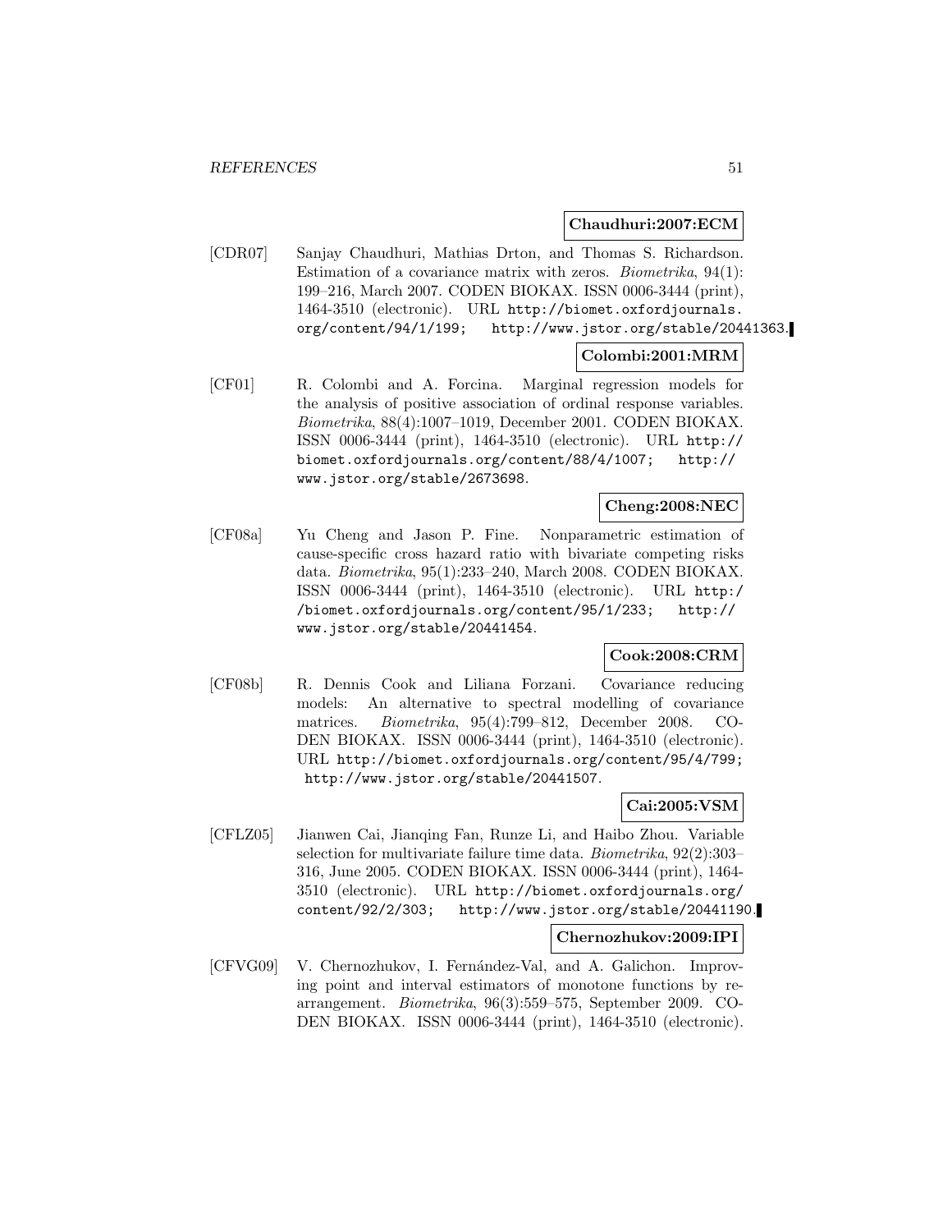**Chaudhuri:2007:ECM**

[CDR07] Sanjay Chaudhuri, Mathias Drton, and Thomas S. Richardson. Estimation of a covariance matrix with zeros. *Biometrika*, 94(1): 199–216, March 2007. CODEN BIOKAX. ISSN 0006-3444 (print), 1464-3510 (electronic). URL http://biomet.oxfordjournals.org/content/94/1/199; http://www.jstor.org/stable/20441363.

**Colombi:2001:MRM**

[CF01] R. Colombi and A. Forcina. Marginal regression models for the analysis of positive association of ordinal response variables. *Biometrika*, 88(4):1007–1019, December 2001. CODEN BIOKAX. ISSN 0006-3444 (print), 1464-3510 (electronic). URL http://biomet.oxfordjournals.org/content/88/4/1007; http://www.jstor.org/stable/2673698.

**Cheng:2008:NEC**

[CF08a] Yu Cheng and Jason P. Fine. Nonparametric estimation of cause-specific cross hazard ratio with bivariate competing risks data. *Biometrika*, 95(1):233–240, March 2008. CODEN BIOKAX. ISSN 0006-3444 (print), 1464-3510 (electronic). URL http://biomet.oxfordjournals.org/content/95/1/233; http://www.jstor.org/stable/20441454.

**Cook:2008:CRM**

[CF08b] R. Dennis Cook and Liliana Forzani. Covariance reducing models: An alternative to spectral modelling of covariance matrices. *Biometrika*, 95(4):799–812, December 2008. CODEN BIOKAX. ISSN 0006-3444 (print), 1464-3510 (electronic). URL http://biomet.oxfordjournals.org/content/95/4/799; http://www.jstor.org/stable/20441507.

**Cai:2005:VSM**

[CFLZ05] Jianwen Cai, Jianqing Fan, Runze Li, and Haibo Zhou. Variable selection for multivariate failure time data. *Biometrika*, 92(2):303–316, June 2005. CODEN BIOKAX. ISSN 0006-3444 (print), 1464-3510 (electronic). URL http://biomet.oxfordjournals.org/content/92/2/303; http://www.jstor.org/stable/20441190.

**Chernozhukov:2009:IPI**

[CFVG09] V. Chernozhukov, I. Fernández-Val, and A. Galichon. Improving point and interval estimators of monotone functions by rearrangement. *Biometrika*, 96(3):559–575, September 2009. CODEN BIOKAX. ISSN 0006-3444 (print), 1464-3510 (electronic).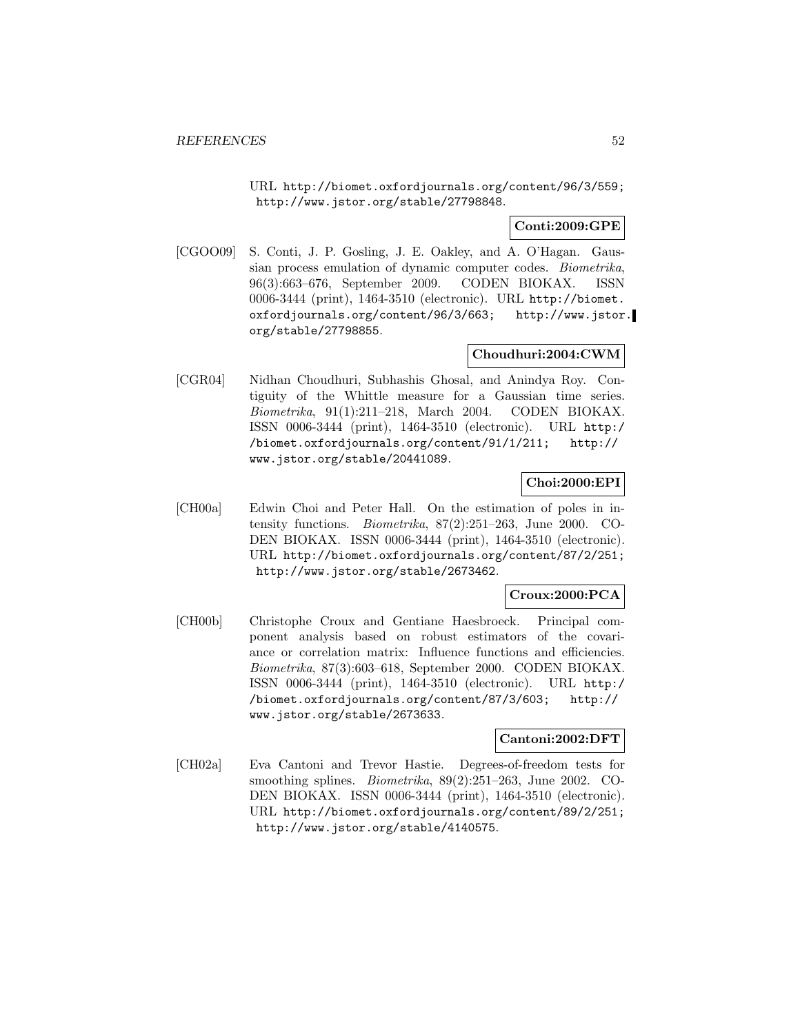URL http://biomet.oxfordjournals.org/content/96/3/559; http://www.jstor.org/stable/27798848.

**Conti:2009:GPE**

[CGOO09] S. Conti, J. P. Gosling, J. E. Oakley, and A. O'Hagan. Gaussian process emulation of dynamic computer codes. *Biometrika*, 96(3):663–676, September 2009. CODEN BIOKAX. ISSN 0006-3444 (print), 1464-3510 (electronic). URL http://biomet.oxfordjournals.org/content/96/3/663; http://www.jstor.org/stable/27798855.

**Choudhuri:2004:CWM**

[CGR04] Nidhan Choudhuri, Subhashis Ghosal, and Anindya Roy. Contiguity of the Whittle measure for a Gaussian time series. *Biometrika*, 91(1):211–218, March 2004. CODEN BIOKAX. ISSN 0006-3444 (print), 1464-3510 (electronic). URL http://biomet.oxfordjournals.org/content/91/1/211; http://www.jstor.org/stable/20441089.

**Choi:2000:EPI**

[CH00a] Edwin Choi and Peter Hall. On the estimation of poles in intensity functions. *Biometrika*, 87(2):251–263, June 2000. CODEN BIOKAX. ISSN 0006-3444 (print), 1464-3510 (electronic). URL http://biomet.oxfordjournals.org/content/87/2/251; http://www.jstor.org/stable/2673462.

**Croux:2000:PCA**

[CH00b] Christophe Croux and Gentiane Haesbroeck. Principal component analysis based on robust estimators of the covariance or correlation matrix: Influence functions and efficiencies. *Biometrika*, 87(3):603–618, September 2000. CODEN BIOKAX. ISSN 0006-3444 (print), 1464-3510 (electronic). URL http://biomet.oxfordjournals.org/content/87/3/603; http://www.jstor.org/stable/2673633.

**Cantoni:2002:DFT**

[CH02a] Eva Cantoni and Trevor Hastie. Degrees-of-freedom tests for smoothing splines. *Biometrika*, 89(2):251–263, June 2002. CODEN BIOKAX. ISSN 0006-3444 (print), 1464-3510 (electronic). URL http://biomet.oxfordjournals.org/content/89/2/251; http://www.jstor.org/stable/4140575.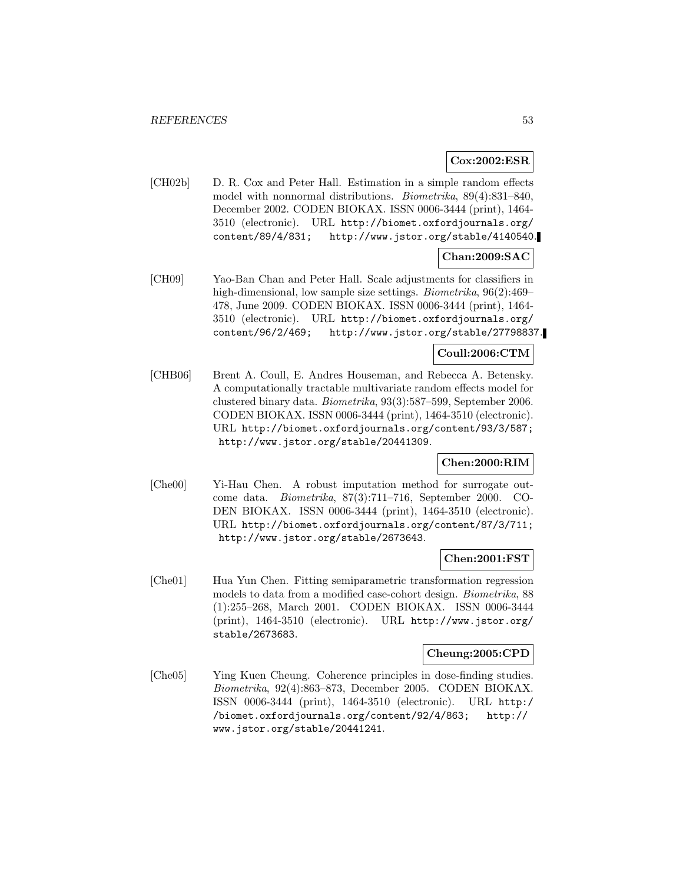**Cox:2002:ESR**

[CH02b] D. R. Cox and Peter Hall. Estimation in a simple random effects model with nonnormal distributions. *Biometrika*, 89(4):831–840, December 2002. CODEN BIOKAX. ISSN 0006-3444 (print), 1464-3510 (electronic). URL http://biomet.oxfordjournals.org/content/89/4/831; http://www.jstor.org/stable/4140540.

**Chan:2009:SAC**

[CH09] Yao-Ban Chan and Peter Hall. Scale adjustments for classifiers in high-dimensional, low sample size settings. *Biometrika*, 96(2):469–478, June 2009. CODEN BIOKAX. ISSN 0006-3444 (print), 1464-3510 (electronic). URL http://biomet.oxfordjournals.org/content/96/2/469; http://www.jstor.org/stable/27798837.

**Coull:2006:CTM**

[CHB06] Brent A. Coull, E. Andres Houseman, and Rebecca A. Betensky. A computationally tractable multivariate random effects model for clustered binary data. *Biometrika*, 93(3):587–599, September 2006. CODEN BIOKAX. ISSN 0006-3444 (print), 1464-3510 (electronic). URL http://biomet.oxfordjournals.org/content/93/3/587; http://www.jstor.org/stable/20441309.

**Chen:2000:RIM**

[Che00] Yi-Hau Chen. A robust imputation method for surrogate outcome data. *Biometrika*, 87(3):711–716, September 2000. CODEN BIOKAX. ISSN 0006-3444 (print), 1464-3510 (electronic). URL http://biomet.oxfordjournals.org/content/87/3/711; http://www.jstor.org/stable/2673643.

**Chen:2001:FST**

[Che01] Hua Yun Chen. Fitting semiparametric transformation regression models to data from a modified case-cohort design. *Biometrika*, 88(1):255–268, March 2001. CODEN BIOKAX. ISSN 0006-3444 (print), 1464-3510 (electronic). URL http://www.jstor.org/stable/2673683.

**Cheung:2005:CPD**

[Che05] Ying Kuen Cheung. Coherence principles in dose-finding studies. *Biometrika*, 92(4):863–873, December 2005. CODEN BIOKAX. ISSN 0006-3444 (print), 1464-3510 (electronic). URL http://biomet.oxfordjournals.org/content/92/4/863; http://www.jstor.org/stable/20441241.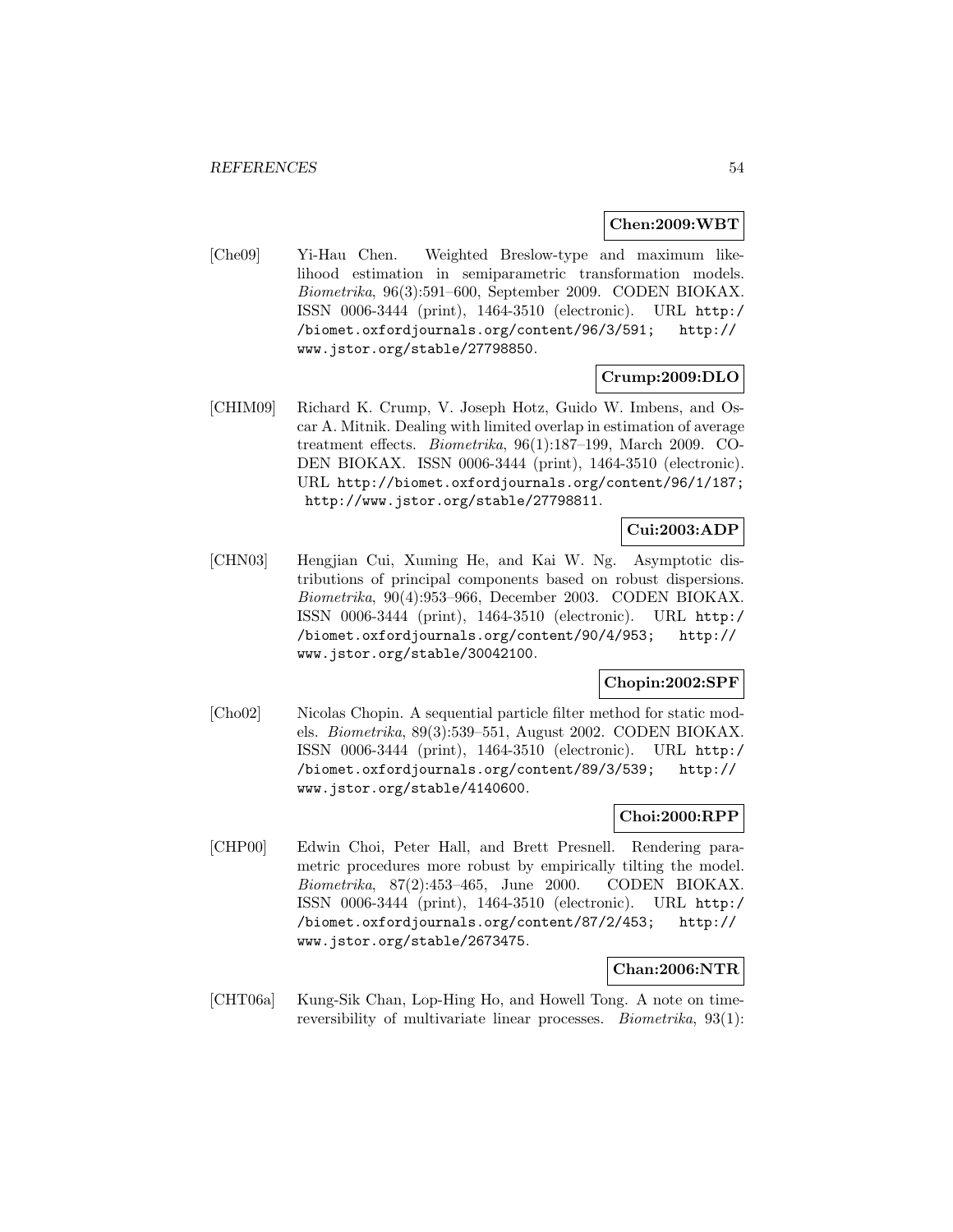**Chen:2009:WBT**

[Che09] Yi-Hau Chen. Weighted Breslow-type and maximum likelihood estimation in semiparametric transformation models. *Biometrika*, 96(3):591–600, September 2009. CODEN BIOKAX. ISSN 0006-3444 (print), 1464-3510 (electronic). URL http://biomet.oxfordjournals.org/content/96/3/591; http://www.jstor.org/stable/27798850.

**Crump:2009:DLO**

[CHIM09] Richard K. Crump, V. Joseph Hotz, Guido W. Imbens, and Oscar A. Mitnik. Dealing with limited overlap in estimation of average treatment effects. *Biometrika*, 96(1):187–199, March 2009. CODEN BIOKAX. ISSN 0006-3444 (print), 1464-3510 (electronic). URL http://biomet.oxfordjournals.org/content/96/1/187; http://www.jstor.org/stable/27798811.

**Cui:2003:ADP**

[CHN03] Hengjian Cui, Xuming He, and Kai W. Ng. Asymptotic distributions of principal components based on robust dispersions. *Biometrika*, 90(4):953–966, December 2003. CODEN BIOKAX. ISSN 0006-3444 (print), 1464-3510 (electronic). URL http://biomet.oxfordjournals.org/content/90/4/953; http://www.jstor.org/stable/30042100.

**Chopin:2002:SPF**

[Cho02] Nicolas Chopin. A sequential particle filter method for static models. *Biometrika*, 89(3):539–551, August 2002. CODEN BIOKAX. ISSN 0006-3444 (print), 1464-3510 (electronic). URL http://biomet.oxfordjournals.org/content/89/3/539; http://www.jstor.org/stable/4140600.

**Choi:2000:RPP**

[CHP00] Edwin Choi, Peter Hall, and Brett Presnell. Rendering parametric procedures more robust by empirically tilting the model. *Biometrika*, 87(2):453–465, June 2000. CODEN BIOKAX. ISSN 0006-3444 (print), 1464-3510 (electronic). URL http://biomet.oxfordjournals.org/content/87/2/453; http://www.jstor.org/stable/2673475.

**Chan:2006:NTR**

[CHT06a] Kung-Sik Chan, Lop-Hing Ho, and Howell Tong. A note on time-reversibility of multivariate linear processes. *Biometrika*, 93(1):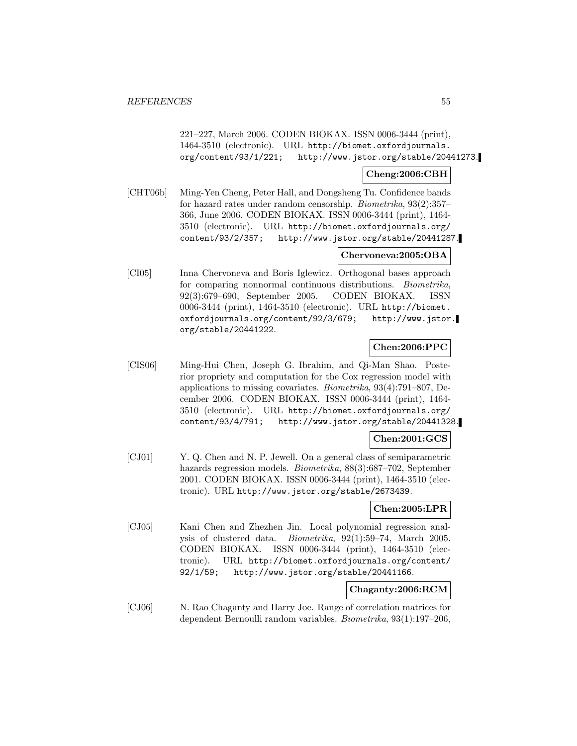221–227, March 2006. CODEN BIOKAX. ISSN 0006-3444 (print), 1464-3510 (electronic). URL http://biomet.oxfordjournals.org/content/93/1/221; http://www.jstor.org/stable/20441273.

**Cheng:2006:CBH**

[CHT06b] Ming-Yen Cheng, Peter Hall, and Dongsheng Tu. Confidence bands for hazard rates under random censorship. *Biometrika*, 93(2):357–366, June 2006. CODEN BIOKAX. ISSN 0006-3444 (print), 1464-3510 (electronic). URL http://biomet.oxfordjournals.org/content/93/2/357; http://www.jstor.org/stable/20441287.

**Chervoneva:2005:OBA**

[CI05] Inna Chervoneva and Boris Iglewicz. Orthogonal bases approach for comparing nonnormal continuous distributions. *Biometrika*, 92(3):679–690, September 2005. CODEN BIOKAX. ISSN 0006-3444 (print), 1464-3510 (electronic). URL http://biomet.oxfordjournals.org/content/92/3/679; http://www.jstor.org/stable/20441222.

**Chen:2006:PPC**

[CIS06] Ming-Hui Chen, Joseph G. Ibrahim, and Qi-Man Shao. Posterior propriety and computation for the Cox regression model with applications to missing covariates. *Biometrika*, 93(4):791–807, December 2006. CODEN BIOKAX. ISSN 0006-3444 (print), 1464-3510 (electronic). URL http://biomet.oxfordjournals.org/content/93/4/791; http://www.jstor.org/stable/20441328.

**Chen:2001:GCS**

[CJ01] Y. Q. Chen and N. P. Jewell. On a general class of semiparametric hazards regression models. *Biometrika*, 88(3):687–702, September 2001. CODEN BIOKAX. ISSN 0006-3444 (print), 1464-3510 (electronic). URL http://www.jstor.org/stable/2673439.

**Chen:2005:LPR**

[CJ05] Kani Chen and Zhezhen Jin. Local polynomial regression analysis of clustered data. *Biometrika*, 92(1):59–74, March 2005. CODEN BIOKAX. ISSN 0006-3444 (print), 1464-3510 (electronic). URL http://biomet.oxfordjournals.org/content/92/1/59; http://www.jstor.org/stable/20441166.

**Chaganty:2006:RCM**

[CJ06] N. Rao Chaganty and Harry Joe. Range of correlation matrices for dependent Bernoulli random variables. *Biometrika*, 93(1):197–206,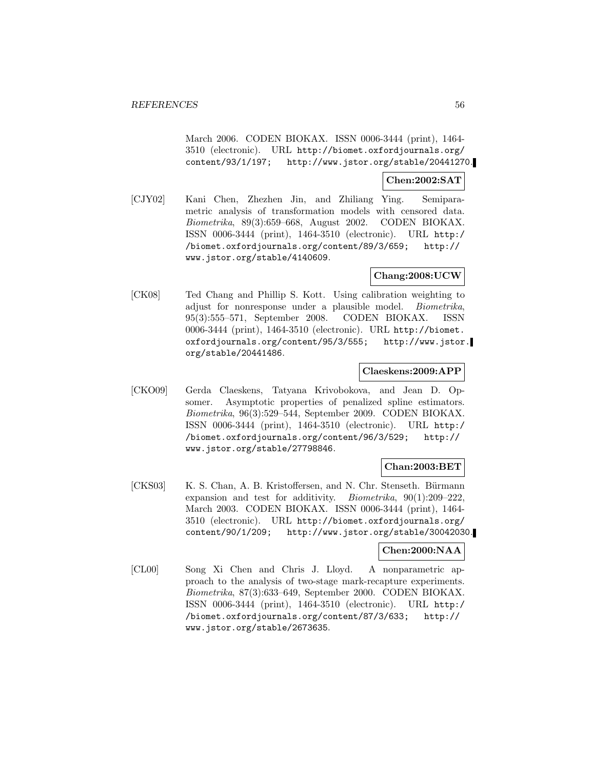March 2006. CODEN BIOKAX. ISSN 0006-3444 (print), 1464-3510 (electronic). URL http://biomet.oxfordjournals.org/content/93/1/197; http://www.jstor.org/stable/20441270.

**Chen:2002:SAT**

[CJY02] Kani Chen, Zhezhen Jin, and Zhiliang Ying. Semiparametric analysis of transformation models with censored data. *Biometrika*, 89(3):659–668, August 2002. CODEN BIOKAX. ISSN 0006-3444 (print), 1464-3510 (electronic). URL http://biomet.oxfordjournals.org/content/89/3/659; http://www.jstor.org/stable/4140609.

**Chang:2008:UCW**

[CK08] Ted Chang and Phillip S. Kott. Using calibration weighting to adjust for nonresponse under a plausible model. *Biometrika*, 95(3):555–571, September 2008. CODEN BIOKAX. ISSN 0006-3444 (print), 1464-3510 (electronic). URL http://biomet.oxfordjournals.org/content/95/3/555; http://www.jstor.org/stable/20441486.

**Claeskens:2009:APP**

[CKO09] Gerda Claeskens, Tatyana Krivobokova, and Jean D. Opsomer. Asymptotic properties of penalized spline estimators. *Biometrika*, 96(3):529–544, September 2009. CODEN BIOKAX. ISSN 0006-3444 (print), 1464-3510 (electronic). URL http://biomet.oxfordjournals.org/content/96/3/529; http://www.jstor.org/stable/27798846.

**Chan:2003:BET**

[CKS03] K. S. Chan, A. B. Kristoffersen, and N. Chr. Stenseth. Bürmann expansion and test for additivity. *Biometrika*, 90(1):209–222, March 2003. CODEN BIOKAX. ISSN 0006-3444 (print), 1464-3510 (electronic). URL http://biomet.oxfordjournals.org/content/90/1/209; http://www.jstor.org/stable/30042030.

**Chen:2000:NAA**

[CL00] Song Xi Chen and Chris J. Lloyd. A nonparametric approach to the analysis of two-stage mark-recapture experiments. *Biometrika*, 87(3):633–649, September 2000. CODEN BIOKAX. ISSN 0006-3444 (print), 1464-3510 (electronic). URL http://biomet.oxfordjournals.org/content/87/3/633; http://www.jstor.org/stable/2673635.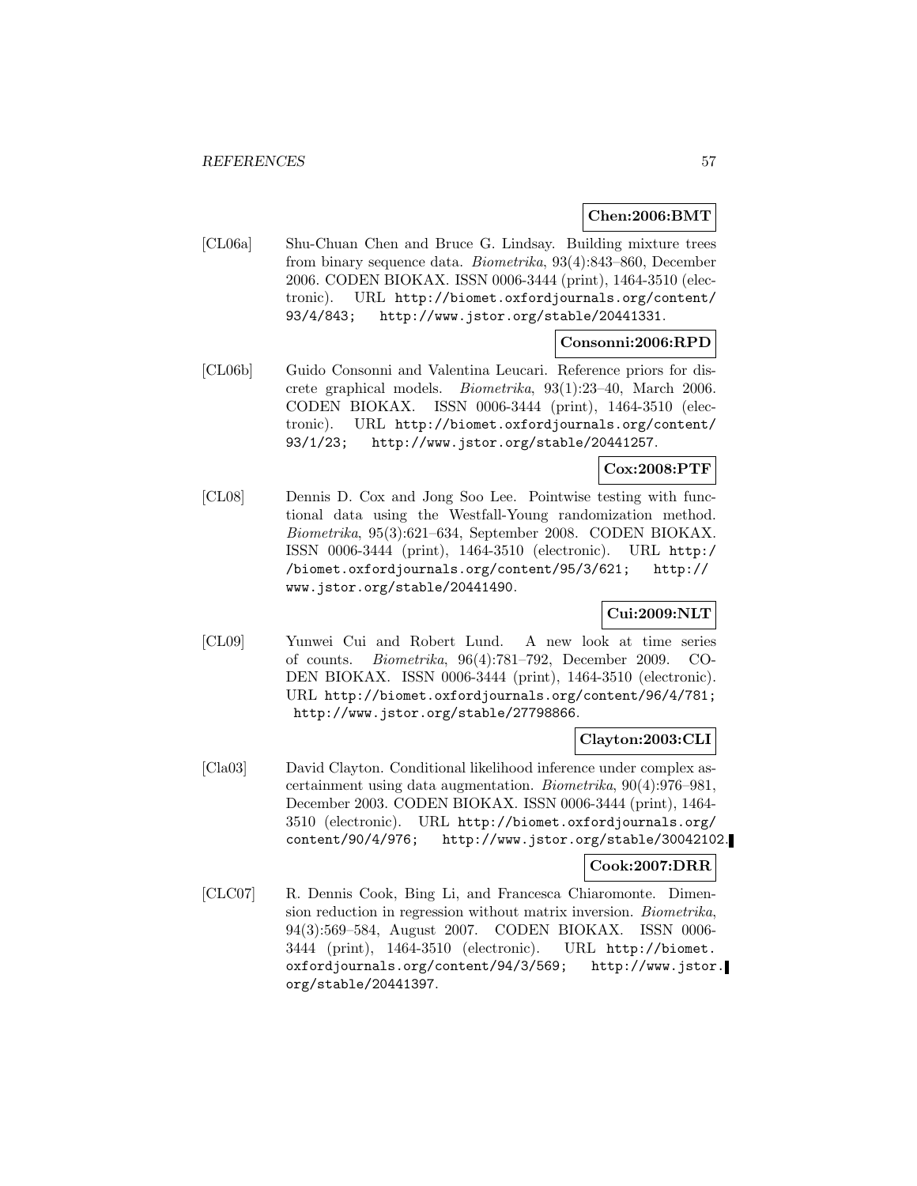**Chen:2006:BMT**

[CL06a] Shu-Chuan Chen and Bruce G. Lindsay. Building mixture trees from binary sequence data. *Biometrika*, 93(4):843–860, December 2006. CODEN BIOKAX. ISSN 0006-3444 (print), 1464-3510 (electronic). URL http://biomet.oxfordjournals.org/content/93/4/843; http://www.jstor.org/stable/20441331.

**Consonni:2006:RPD**

[CL06b] Guido Consonni and Valentina Leucari. Reference priors for discrete graphical models. *Biometrika*, 93(1):23–40, March 2006. CODEN BIOKAX. ISSN 0006-3444 (print), 1464-3510 (electronic). URL http://biomet.oxfordjournals.org/content/93/1/23; http://www.jstor.org/stable/20441257.

**Cox:2008:PTF**

[CL08] Dennis D. Cox and Jong Soo Lee. Pointwise testing with functional data using the Westfall-Young randomization method. *Biometrika*, 95(3):621–634, September 2008. CODEN BIOKAX. ISSN 0006-3444 (print), 1464-3510 (electronic). URL http://biomet.oxfordjournals.org/content/95/3/621; http://www.jstor.org/stable/20441490.

**Cui:2009:NLT**

[CL09] Yunwei Cui and Robert Lund. A new look at time series of counts. *Biometrika*, 96(4):781–792, December 2009. CODEN BIOKAX. ISSN 0006-3444 (print), 1464-3510 (electronic). URL http://biomet.oxfordjournals.org/content/96/4/781; http://www.jstor.org/stable/27798866.

**Clayton:2003:CLI**

[Cla03] David Clayton. Conditional likelihood inference under complex ascertainment using data augmentation. *Biometrika*, 90(4):976–981, December 2003. CODEN BIOKAX. ISSN 0006-3444 (print), 1464-3510 (electronic). URL http://biomet.oxfordjournals.org/content/90/4/976; http://www.jstor.org/stable/30042102.

**Cook:2007:DRR**

[CLC07] R. Dennis Cook, Bing Li, and Francesca Chiaromonte. Dimension reduction in regression without matrix inversion. *Biometrika*, 94(3):569–584, August 2007. CODEN BIOKAX. ISSN 0006-3444 (print), 1464-3510 (electronic). URL http://biomet.oxfordjournals.org/content/94/3/569; http://www.jstor.org/stable/20441397.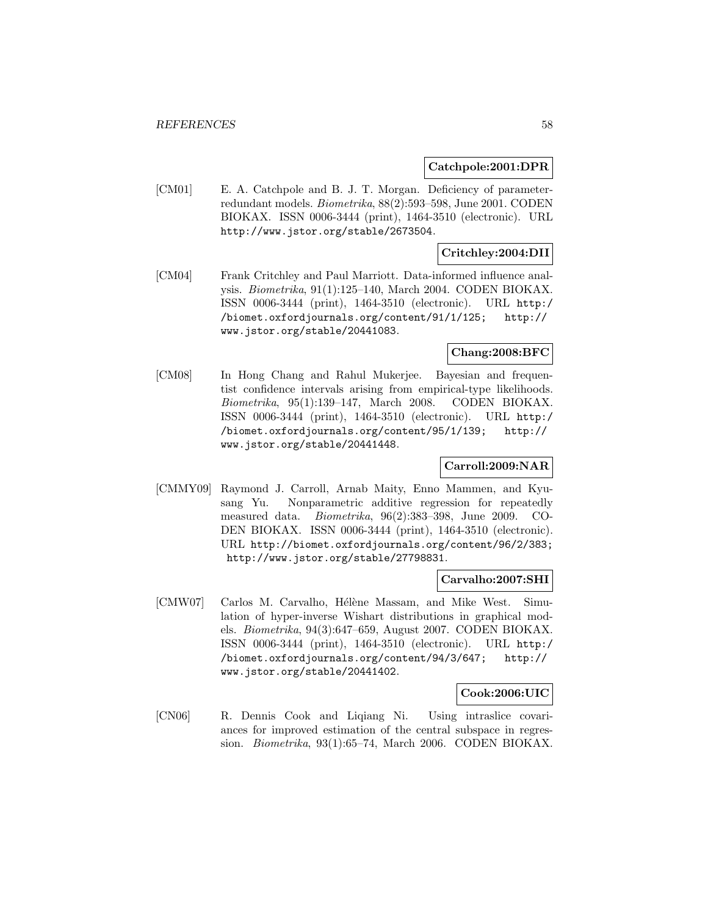**Catchpole:2001:DPR**

[CM01] E. A. Catchpole and B. J. T. Morgan. Deficiency of parameter-redundant models. *Biometrika*, 88(2):593–598, June 2001. CODEN BIOKAX. ISSN 0006-3444 (print), 1464-3510 (electronic). URL http://www.jstor.org/stable/2673504.

**Critchley:2004:DII**

[CM04] Frank Critchley and Paul Marriott. Data-informed influence analysis. *Biometrika*, 91(1):125–140, March 2004. CODEN BIOKAX. ISSN 0006-3444 (print), 1464-3510 (electronic). URL http://biomet.oxfordjournals.org/content/91/1/125; http://www.jstor.org/stable/20441083.

**Chang:2008:BFC**

[CM08] In Hong Chang and Rahul Mukerjee. Bayesian and frequentist confidence intervals arising from empirical-type likelihoods. *Biometrika*, 95(1):139–147, March 2008. CODEN BIOKAX. ISSN 0006-3444 (print), 1464-3510 (electronic). URL http://biomet.oxfordjournals.org/content/95/1/139; http://www.jstor.org/stable/20441448.

**Carroll:2009:NAR**

[CMMY09] Raymond J. Carroll, Arnab Maity, Enno Mammen, and Kyusang Yu. Nonparametric additive regression for repeatedly measured data. *Biometrika*, 96(2):383–398, June 2009. CODEN BIOKAX. ISSN 0006-3444 (print), 1464-3510 (electronic). URL http://biomet.oxfordjournals.org/content/96/2/383; http://www.jstor.org/stable/27798831.

**Carvalho:2007:SHI**

[CMW07] Carlos M. Carvalho, Hélène Massam, and Mike West. Simulation of hyper-inverse Wishart distributions in graphical models. *Biometrika*, 94(3):647–659, August 2007. CODEN BIOKAX. ISSN 0006-3444 (print), 1464-3510 (electronic). URL http://biomet.oxfordjournals.org/content/94/3/647; http://www.jstor.org/stable/20441402.

**Cook:2006:UIC**

[CN06] R. Dennis Cook and Liqiang Ni. Using intraslice covariances for improved estimation of the central subspace in regression. *Biometrika*, 93(1):65–74, March 2006. CODEN BIOKAX.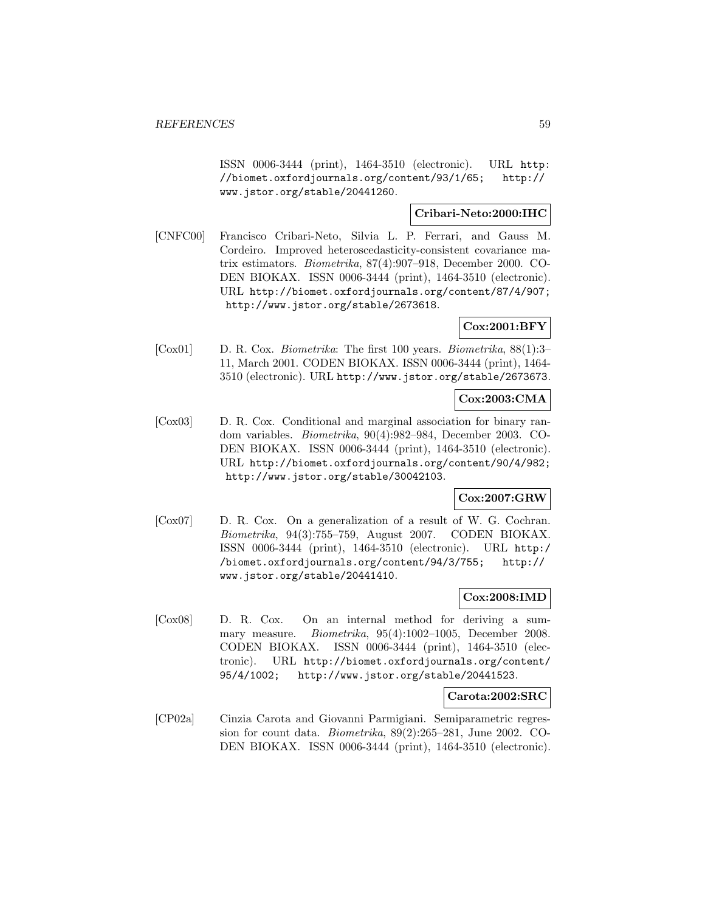ISSN 0006-3444 (print), 1464-3510 (electronic). URL http://biomet.oxfordjournals.org/content/93/1/65; http://www.jstor.org/stable/20441260.

**Cribari-Neto:2000:IHC**

[CNFC00] Francisco Cribari-Neto, Silvia L. P. Ferrari, and Gauss M. Cordeiro. Improved heteroscedasticity-consistent covariance matrix estimators. *Biometrika*, 87(4):907–918, December 2000. CODEN BIOKAX. ISSN 0006-3444 (print), 1464-3510 (electronic). URL http://biomet.oxfordjournals.org/content/87/4/907; http://www.jstor.org/stable/2673618.

**Cox:2001:BFY**

[Cox01] D. R. Cox. *Biometrika*: The first 100 years. *Biometrika*, 88(1):3–11, March 2001. CODEN BIOKAX. ISSN 0006-3444 (print), 1464-3510 (electronic). URL http://www.jstor.org/stable/2673673.

**Cox:2003:CMA**

[Cox03] D. R. Cox. Conditional and marginal association for binary random variables. *Biometrika*, 90(4):982–984, December 2003. CODEN BIOKAX. ISSN 0006-3444 (print), 1464-3510 (electronic). URL http://biomet.oxfordjournals.org/content/90/4/982; http://www.jstor.org/stable/30042103.

**Cox:2007:GRW**

[Cox07] D. R. Cox. On a generalization of a result of W. G. Cochran. *Biometrika*, 94(3):755–759, August 2007. CODEN BIOKAX. ISSN 0006-3444 (print), 1464-3510 (electronic). URL http://biomet.oxfordjournals.org/content/94/3/755; http://www.jstor.org/stable/20441410.

**Cox:2008:IMD**

[Cox08] D. R. Cox. On an internal method for deriving a summary measure. *Biometrika*, 95(4):1002–1005, December 2008. CODEN BIOKAX. ISSN 0006-3444 (print), 1464-3510 (electronic). URL http://biomet.oxfordjournals.org/content/95/4/1002; http://www.jstor.org/stable/20441523.

**Carota:2002:SRC**

[CP02a] Cinzia Carota and Giovanni Parmigiani. Semiparametric regression for count data. *Biometrika*, 89(2):265–281, June 2002. CODEN BIOKAX. ISSN 0006-3444 (print), 1464-3510 (electronic).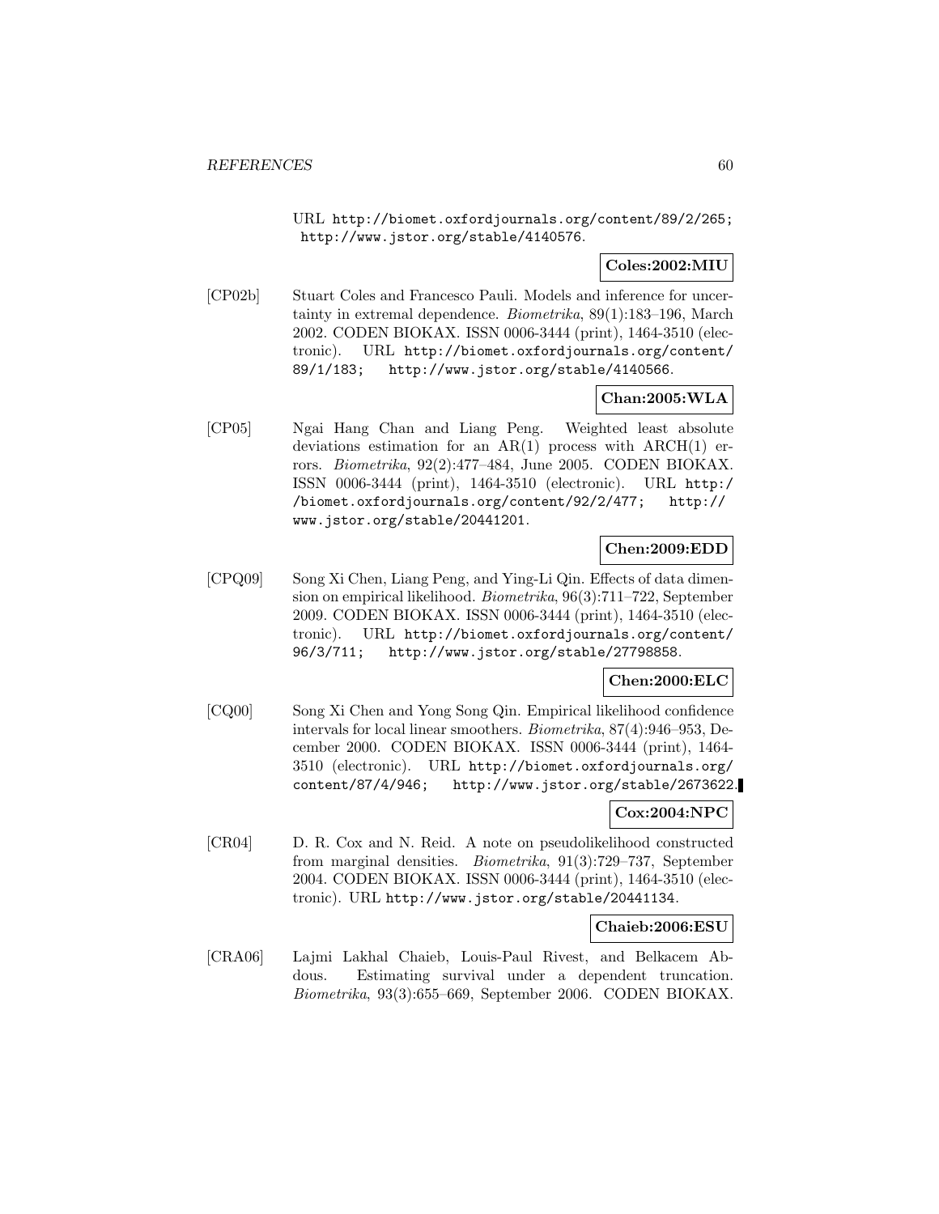URL http://biomet.oxfordjournals.org/content/89/2/265; http://www.jstor.org/stable/4140576.

**Coles:2002:MIU**

[CP02b] Stuart Coles and Francesco Pauli. Models and inference for uncertainty in extremal dependence. *Biometrika*, 89(1):183–196, March 2002. CODEN BIOKAX. ISSN 0006-3444 (print), 1464-3510 (electronic). URL http://biomet.oxfordjournals.org/content/89/1/183; http://www.jstor.org/stable/4140566.

**Chan:2005:WLA**

[CP05] Ngai Hang Chan and Liang Peng. Weighted least absolute deviations estimation for an AR(1) process with ARCH(1) errors. *Biometrika*, 92(2):477–484, June 2005. CODEN BIOKAX. ISSN 0006-3444 (print), 1464-3510 (electronic). URL http://biomet.oxfordjournals.org/content/92/2/477; http://www.jstor.org/stable/20441201.

**Chen:2009:EDD**

[CPQ09] Song Xi Chen, Liang Peng, and Ying-Li Qin. Effects of data dimension on empirical likelihood. *Biometrika*, 96(3):711–722, September 2009. CODEN BIOKAX. ISSN 0006-3444 (print), 1464-3510 (electronic). URL http://biomet.oxfordjournals.org/content/96/3/711; http://www.jstor.org/stable/27798858.

**Chen:2000:ELC**

[CQ00] Song Xi Chen and Yong Song Qin. Empirical likelihood confidence intervals for local linear smoothers. *Biometrika*, 87(4):946–953, December 2000. CODEN BIOKAX. ISSN 0006-3444 (print), 1464-3510 (electronic). URL http://biomet.oxfordjournals.org/content/87/4/946; http://www.jstor.org/stable/2673622.

**Cox:2004:NPC**

[CR04] D. R. Cox and N. Reid. A note on pseudolikelihood constructed from marginal densities. *Biometrika*, 91(3):729–737, September 2004. CODEN BIOKAX. ISSN 0006-3444 (print), 1464-3510 (electronic). URL http://www.jstor.org/stable/20441134.

**Chaieb:2006:ESU**

[CRA06] Lajmi Lakhal Chaieb, Louis-Paul Rivest, and Belkacem Abdous. Estimating survival under a dependent truncation. *Biometrika*, 93(3):655–669, September 2006. CODEN BIOKAX.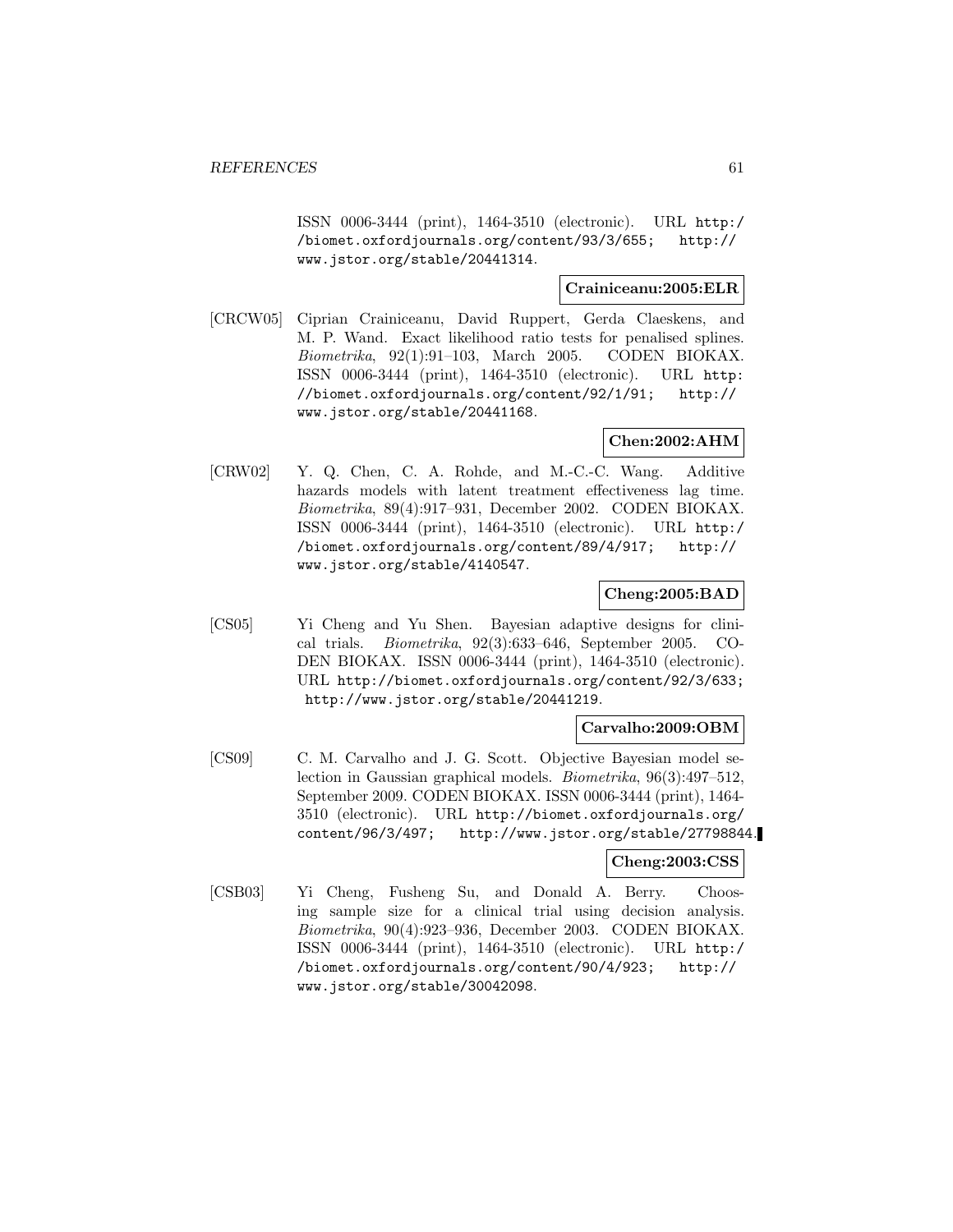ISSN 0006-3444 (print), 1464-3510 (electronic). URL http://biomet.oxfordjournals.org/content/93/3/655; http://www.jstor.org/stable/20441314.

**Crainiceanu:2005:ELR**

[CRCW05] Ciprian Crainiceanu, David Ruppert, Gerda Claeskens, and M. P. Wand. Exact likelihood ratio tests for penalised splines. *Biometrika*, 92(1):91–103, March 2005. CODEN BIOKAX. ISSN 0006-3444 (print), 1464-3510 (electronic). URL http://biomet.oxfordjournals.org/content/92/1/91; http://www.jstor.org/stable/20441168.

**Chen:2002:AHM**

[CRW02] Y. Q. Chen, C. A. Rohde, and M.-C.-C. Wang. Additive hazards models with latent treatment effectiveness lag time. *Biometrika*, 89(4):917–931, December 2002. CODEN BIOKAX. ISSN 0006-3444 (print), 1464-3510 (electronic). URL http://biomet.oxfordjournals.org/content/89/4/917; http://www.jstor.org/stable/4140547.

**Cheng:2005:BAD**

[CS05] Yi Cheng and Yu Shen. Bayesian adaptive designs for clinical trials. *Biometrika*, 92(3):633–646, September 2005. CODEN BIOKAX. ISSN 0006-3444 (print), 1464-3510 (electronic). URL http://biomet.oxfordjournals.org/content/92/3/633; http://www.jstor.org/stable/20441219.

**Carvalho:2009:OBM**

[CS09] C. M. Carvalho and J. G. Scott. Objective Bayesian model selection in Gaussian graphical models. *Biometrika*, 96(3):497–512, September 2009. CODEN BIOKAX. ISSN 0006-3444 (print), 1464-3510 (electronic). URL http://biomet.oxfordjournals.org/content/96/3/497; http://www.jstor.org/stable/27798844.

**Cheng:2003:CSS**

[CSB03] Yi Cheng, Fusheng Su, and Donald A. Berry. Choosing sample size for a clinical trial using decision analysis. *Biometrika*, 90(4):923–936, December 2003. CODEN BIOKAX. ISSN 0006-3444 (print), 1464-3510 (electronic). URL http://biomet.oxfordjournals.org/content/90/4/923; http://www.jstor.org/stable/30042098.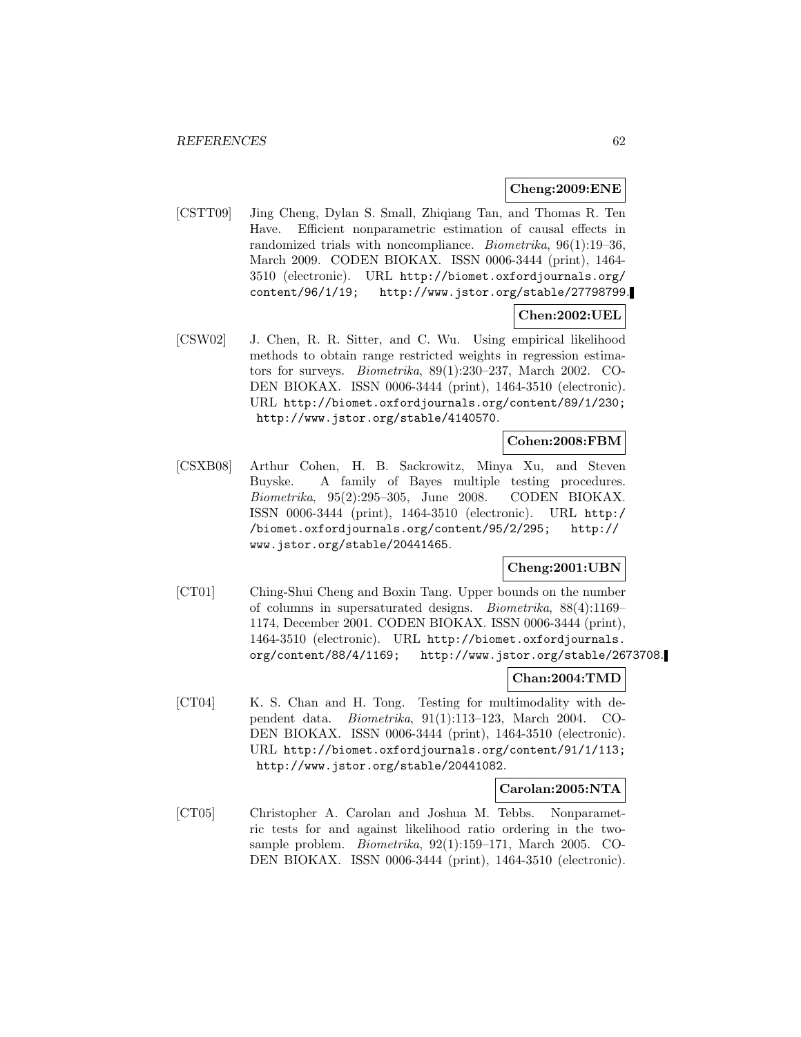**Cheng:2009:ENE**

[CSTT09] Jing Cheng, Dylan S. Small, Zhiqiang Tan, and Thomas R. Ten Have. Efficient nonparametric estimation of causal effects in randomized trials with noncompliance. *Biometrika*, 96(1):19–36, March 2009. CODEN BIOKAX. ISSN 0006-3444 (print), 1464-3510 (electronic). URL `http://biomet.oxfordjournals.org/content/96/1/19`; `http://www.jstor.org/stable/27798799`.

**Chen:2002:UEL**

[CSW02] J. Chen, R. R. Sitter, and C. Wu. Using empirical likelihood methods to obtain range restricted weights in regression estimators for surveys. *Biometrika*, 89(1):230–237, March 2002. CODEN BIOKAX. ISSN 0006-3444 (print), 1464-3510 (electronic). URL `http://biomet.oxfordjournals.org/content/89/1/230`; `http://www.jstor.org/stable/4140570`.

**Cohen:2008:FBM**

[CSXB08] Arthur Cohen, H. B. Sackrowitz, Minya Xu, and Steven Buyske. A family of Bayes multiple testing procedures. *Biometrika*, 95(2):295–305, June 2008. CODEN BIOKAX. ISSN 0006-3444 (print), 1464-3510 (electronic). URL `http://biomet.oxfordjournals.org/content/95/2/295`; `http://www.jstor.org/stable/20441465`.

**Cheng:2001:UBN**

[CT01] Ching-Shui Cheng and Boxin Tang. Upper bounds on the number of columns in supersaturated designs. *Biometrika*, 88(4):1169–1174, December 2001. CODEN BIOKAX. ISSN 0006-3444 (print), 1464-3510 (electronic). URL `http://biomet.oxfordjournals.org/content/88/4/1169`; `http://www.jstor.org/stable/2673708`.

**Chan:2004:TMD**

[CT04] K. S. Chan and H. Tong. Testing for multimodality with dependent data. *Biometrika*, 91(1):113–123, March 2004. CODEN BIOKAX. ISSN 0006-3444 (print), 1464-3510 (electronic). URL `http://biomet.oxfordjournals.org/content/91/1/113`; `http://www.jstor.org/stable/20441082`.

**Carolan:2005:NTA**

[CT05] Christopher A. Carolan and Joshua M. Tebbs. Nonparametric tests for and against likelihood ratio ordering in the two-sample problem. *Biometrika*, 92(1):159–171, March 2005. CODEN BIOKAX. ISSN 0006-3444 (print), 1464-3510 (electronic).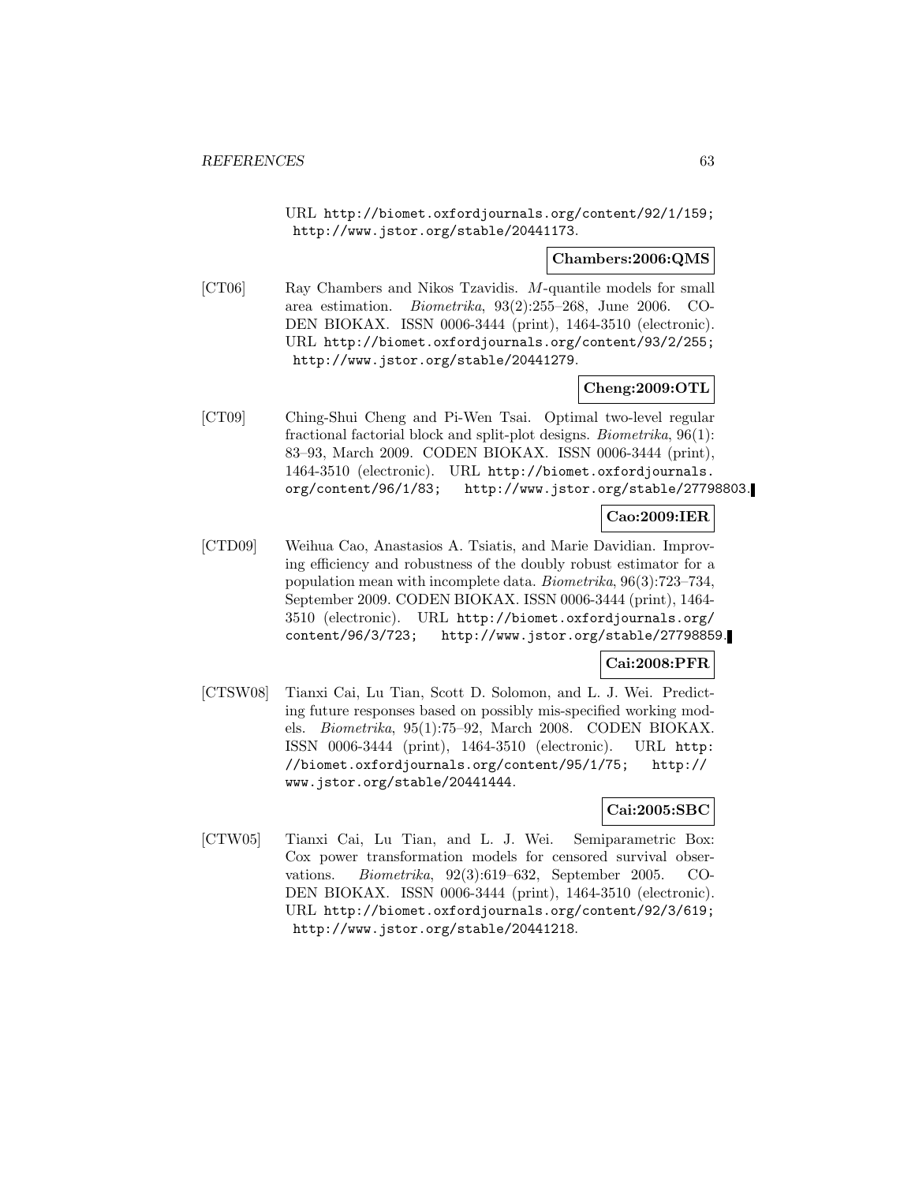URL http://biomet.oxfordjournals.org/content/92/1/159; http://www.jstor.org/stable/20441173.

**Chambers:2006:QMS**

[CT06] Ray Chambers and Nikos Tzavidis. *M*-quantile models for small area estimation. *Biometrika*, 93(2):255–268, June 2006. CODEN BIOKAX. ISSN 0006-3444 (print), 1464-3510 (electronic). URL http://biomet.oxfordjournals.org/content/93/2/255; http://www.jstor.org/stable/20441279.

**Cheng:2009:OTL**

[CT09] Ching-Shui Cheng and Pi-Wen Tsai. Optimal two-level regular fractional factorial block and split-plot designs. *Biometrika*, 96(1): 83–93, March 2009. CODEN BIOKAX. ISSN 0006-3444 (print), 1464-3510 (electronic). URL http://biomet.oxfordjournals.org/content/96/1/83; http://www.jstor.org/stable/27798803.

**Cao:2009:IER**

[CTD09] Weihua Cao, Anastasios A. Tsiatis, and Marie Davidian. Improving efficiency and robustness of the doubly robust estimator for a population mean with incomplete data. *Biometrika*, 96(3):723–734, September 2009. CODEN BIOKAX. ISSN 0006-3444 (print), 1464-3510 (electronic). URL http://biomet.oxfordjournals.org/content/96/3/723; http://www.jstor.org/stable/27798859.

**Cai:2008:PFR**

[CTSW08] Tianxi Cai, Lu Tian, Scott D. Solomon, and L. J. Wei. Predicting future responses based on possibly mis-specified working models. *Biometrika*, 95(1):75–92, March 2008. CODEN BIOKAX. ISSN 0006-3444 (print), 1464-3510 (electronic). URL http://biomet.oxfordjournals.org/content/95/1/75; http://www.jstor.org/stable/20441444.

**Cai:2005:SBC**

[CTW05] Tianxi Cai, Lu Tian, and L. J. Wei. Semiparametric Box: Cox power transformation models for censored survival observations. *Biometrika*, 92(3):619–632, September 2005. CODEN BIOKAX. ISSN 0006-3444 (print), 1464-3510 (electronic). URL http://biomet.oxfordjournals.org/content/92/3/619; http://www.jstor.org/stable/20441218.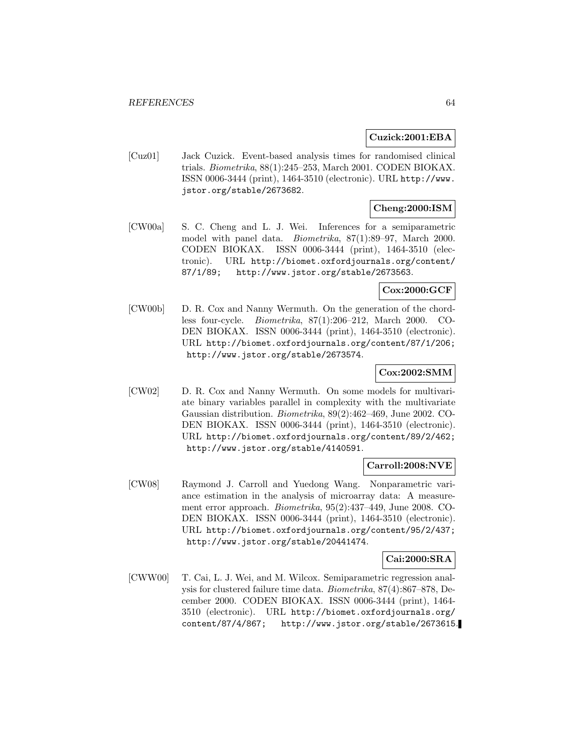**Cuzick:2001:EBA**

[Cuz01] Jack Cuzick. Event-based analysis times for randomised clinical trials. *Biometrika*, 88(1):245–253, March 2001. CODEN BIOKAX. ISSN 0006-3444 (print), 1464-3510 (electronic). URL http://www.jstor.org/stable/2673682.

**Cheng:2000:ISM**

[CW00a] S. C. Cheng and L. J. Wei. Inferences for a semiparametric model with panel data. *Biometrika*, 87(1):89–97, March 2000. CODEN BIOKAX. ISSN 0006-3444 (print), 1464-3510 (electronic). URL http://biomet.oxfordjournals.org/content/87/1/89; http://www.jstor.org/stable/2673563.

**Cox:2000:GCF**

[CW00b] D. R. Cox and Nanny Wermuth. On the generation of the chordless four-cycle. *Biometrika*, 87(1):206–212, March 2000. CODEN BIOKAX. ISSN 0006-3444 (print), 1464-3510 (electronic). URL http://biomet.oxfordjournals.org/content/87/1/206; http://www.jstor.org/stable/2673574.

**Cox:2002:SMM**

[CW02] D. R. Cox and Nanny Wermuth. On some models for multivariate binary variables parallel in complexity with the multivariate Gaussian distribution. *Biometrika*, 89(2):462–469, June 2002. CODEN BIOKAX. ISSN 0006-3444 (print), 1464-3510 (electronic). URL http://biomet.oxfordjournals.org/content/89/2/462; http://www.jstor.org/stable/4140591.

**Carroll:2008:NVE**

[CW08] Raymond J. Carroll and Yuedong Wang. Nonparametric variance estimation in the analysis of microarray data: A measurement error approach. *Biometrika*, 95(2):437–449, June 2008. CODEN BIOKAX. ISSN 0006-3444 (print), 1464-3510 (electronic). URL http://biomet.oxfordjournals.org/content/95/2/437; http://www.jstor.org/stable/20441474.

**Cai:2000:SRA**

[CWW00] T. Cai, L. J. Wei, and M. Wilcox. Semiparametric regression analysis for clustered failure time data. *Biometrika*, 87(4):867–878, December 2000. CODEN BIOKAX. ISSN 0006-3444 (print), 1464-3510 (electronic). URL http://biomet.oxfordjournals.org/content/87/4/867; http://www.jstor.org/stable/2673615.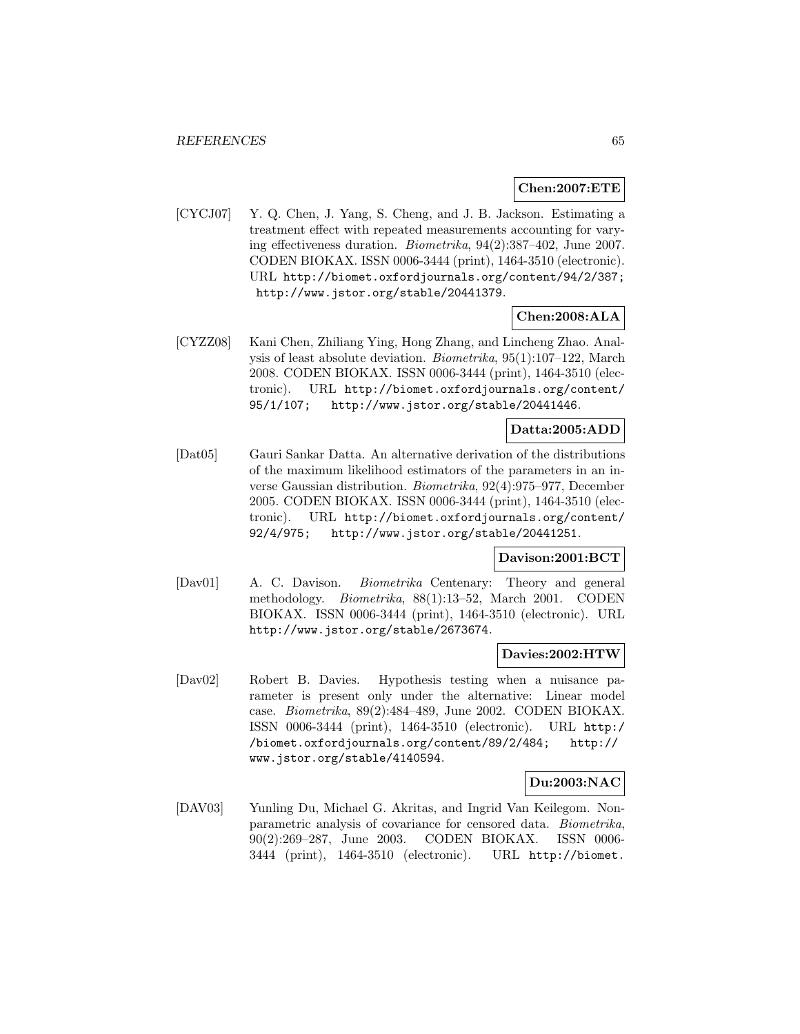**Chen:2007:ETE**

[CYCJ07] Y. Q. Chen, J. Yang, S. Cheng, and J. B. Jackson. Estimating a treatment effect with repeated measurements accounting for varying effectiveness duration. *Biometrika*, 94(2):387–402, June 2007. CODEN BIOKAX. ISSN 0006-3444 (print), 1464-3510 (electronic). URL http://biomet.oxfordjournals.org/content/94/2/387; http://www.jstor.org/stable/20441379.

**Chen:2008:ALA**

[CYZZ08] Kani Chen, Zhiliang Ying, Hong Zhang, and Lincheng Zhao. Analysis of least absolute deviation. *Biometrika*, 95(1):107–122, March 2008. CODEN BIOKAX. ISSN 0006-3444 (print), 1464-3510 (electronic). URL http://biomet.oxfordjournals.org/content/95/1/107; http://www.jstor.org/stable/20441446.

**Datta:2005:ADD**

[Dat05] Gauri Sankar Datta. An alternative derivation of the distributions of the maximum likelihood estimators of the parameters in an inverse Gaussian distribution. *Biometrika*, 92(4):975–977, December 2005. CODEN BIOKAX. ISSN 0006-3444 (print), 1464-3510 (electronic). URL http://biomet.oxfordjournals.org/content/92/4/975; http://www.jstor.org/stable/20441251.

**Davison:2001:BCT**

[Dav01] A. C. Davison. *Biometrika* Centenary: Theory and general methodology. *Biometrika*, 88(1):13–52, March 2001. CODEN BIOKAX. ISSN 0006-3444 (print), 1464-3510 (electronic). URL http://www.jstor.org/stable/2673674.

**Davies:2002:HTW**

[Dav02] Robert B. Davies. Hypothesis testing when a nuisance parameter is present only under the alternative: Linear model case. *Biometrika*, 89(2):484–489, June 2002. CODEN BIOKAX. ISSN 0006-3444 (print), 1464-3510 (electronic). URL http://biomet.oxfordjournals.org/content/89/2/484; http://www.jstor.org/stable/4140594.

**Du:2003:NAC**

[DAV03] Yunling Du, Michael G. Akritas, and Ingrid Van Keilegom. Nonparametric analysis of covariance for censored data. *Biometrika*, 90(2):269–287, June 2003. CODEN BIOKAX. ISSN 0006-3444 (print), 1464-3510 (electronic). URL http://biomet.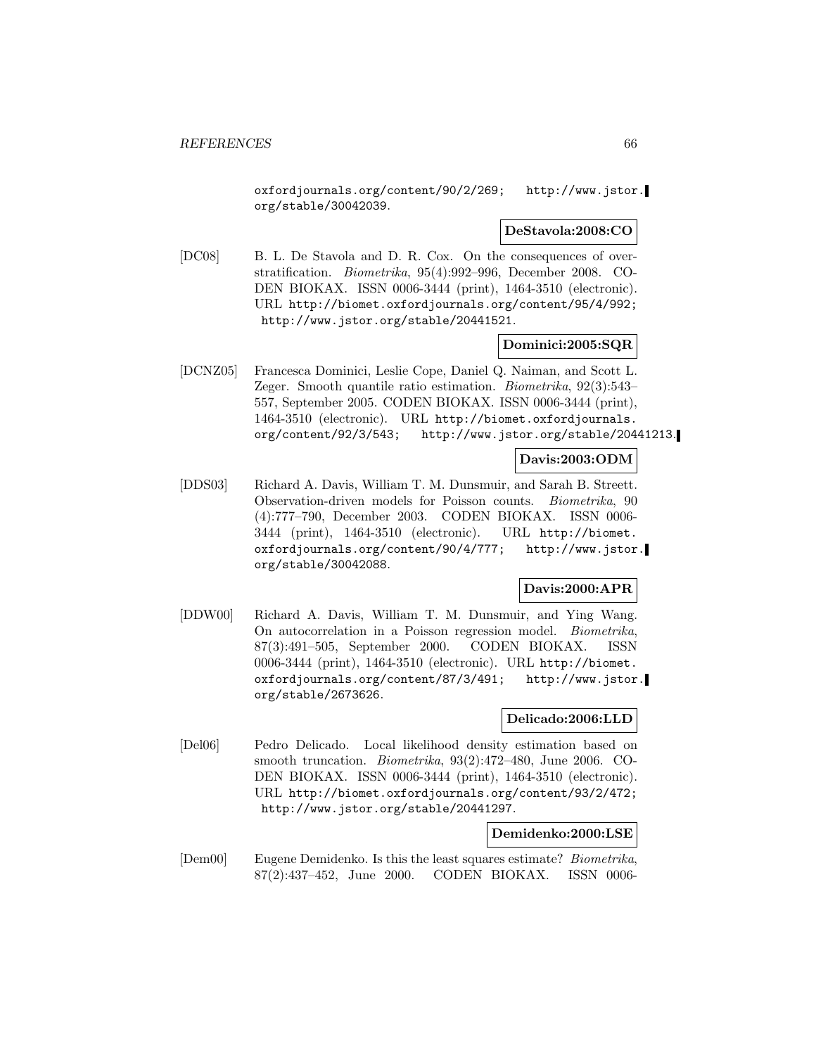oxfordjournals.org/content/90/2/269; http://www.jstor.org/stable/30042039.

**DeStavola:2008:CO**

[DC08] B. L. De Stavola and D. R. Cox. On the consequences of overstratification. *Biometrika*, 95(4):992–996, December 2008. CODEN BIOKAX. ISSN 0006-3444 (print), 1464-3510 (electronic). URL http://biomet.oxfordjournals.org/content/95/4/992; http://www.jstor.org/stable/20441521.

**Dominici:2005:SQR**

[DCNZ05] Francesca Dominici, Leslie Cope, Daniel Q. Naiman, and Scott L. Zeger. Smooth quantile ratio estimation. *Biometrika*, 92(3):543–557, September 2005. CODEN BIOKAX. ISSN 0006-3444 (print), 1464-3510 (electronic). URL http://biomet.oxfordjournals.org/content/92/3/543; http://www.jstor.org/stable/20441213.

**Davis:2003:ODM**

[DDS03] Richard A. Davis, William T. M. Dunsmuir, and Sarah B. Streett. Observation-driven models for Poisson counts. *Biometrika*, 90 (4):777–790, December 2003. CODEN BIOKAX. ISSN 0006-3444 (print), 1464-3510 (electronic). URL http://biomet.oxfordjournals.org/content/90/4/777; http://www.jstor.org/stable/30042088.

**Davis:2000:APR**

[DDW00] Richard A. Davis, William T. M. Dunsmuir, and Ying Wang. On autocorrelation in a Poisson regression model. *Biometrika*, 87(3):491–505, September 2000. CODEN BIOKAX. ISSN 0006-3444 (print), 1464-3510 (electronic). URL http://biomet.oxfordjournals.org/content/87/3/491; http://www.jstor.org/stable/2673626.

**Delicado:2006:LLD**

[Del06] Pedro Delicado. Local likelihood density estimation based on smooth truncation. *Biometrika*, 93(2):472–480, June 2006. CODEN BIOKAX. ISSN 0006-3444 (print), 1464-3510 (electronic). URL http://biomet.oxfordjournals.org/content/93/2/472; http://www.jstor.org/stable/20441297.

**Demidenko:2000:LSE**

[Dem00] Eugene Demidenko. Is this the least squares estimate? *Biometrika*, 87(2):437–452, June 2000. CODEN BIOKAX. ISSN 0006-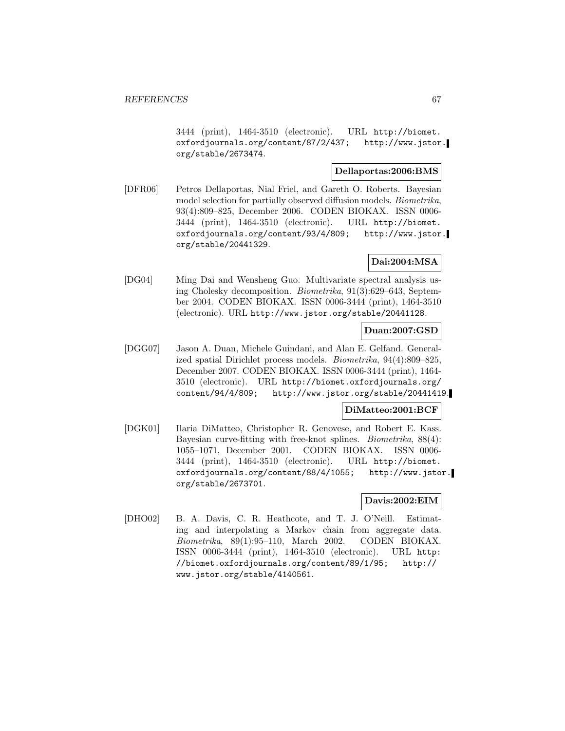3444 (print), 1464-3510 (electronic). URL http://biomet.oxfordjournals.org/content/87/2/437; http://www.jstor.org/stable/2673474.

**Dellaportas:2006:BMS**

[DFR06] Petros Dellaportas, Nial Friel, and Gareth O. Roberts. Bayesian model selection for partially observed diffusion models. *Biometrika*, 93(4):809–825, December 2006. CODEN BIOKAX. ISSN 0006-3444 (print), 1464-3510 (electronic). URL http://biomet.oxfordjournals.org/content/93/4/809; http://www.jstor.org/stable/20441329.

**Dai:2004:MSA**

[DG04] Ming Dai and Wensheng Guo. Multivariate spectral analysis using Cholesky decomposition. *Biometrika*, 91(3):629–643, September 2004. CODEN BIOKAX. ISSN 0006-3444 (print), 1464-3510 (electronic). URL http://www.jstor.org/stable/20441128.

**Duan:2007:GSD**

[DGG07] Jason A. Duan, Michele Guindani, and Alan E. Gelfand. Generalized spatial Dirichlet process models. *Biometrika*, 94(4):809–825, December 2007. CODEN BIOKAX. ISSN 0006-3444 (print), 1464-3510 (electronic). URL http://biomet.oxfordjournals.org/content/94/4/809; http://www.jstor.org/stable/20441419.

**DiMatteo:2001:BCF**

[DGK01] Ilaria DiMatteo, Christopher R. Genovese, and Robert E. Kass. Bayesian curve-fitting with free-knot splines. *Biometrika*, 88(4):1055–1071, December 2001. CODEN BIOKAX. ISSN 0006-3444 (print), 1464-3510 (electronic). URL http://biomet.oxfordjournals.org/content/88/4/1055; http://www.jstor.org/stable/2673701.

**Davis:2002:EIM**

[DHO02] B. A. Davis, C. R. Heathcote, and T. J. O'Neill. Estimating and interpolating a Markov chain from aggregate data. *Biometrika*, 89(1):95–110, March 2002. CODEN BIOKAX. ISSN 0006-3444 (print), 1464-3510 (electronic). URL http://biomet.oxfordjournals.org/content/89/1/95; http://www.jstor.org/stable/4140561.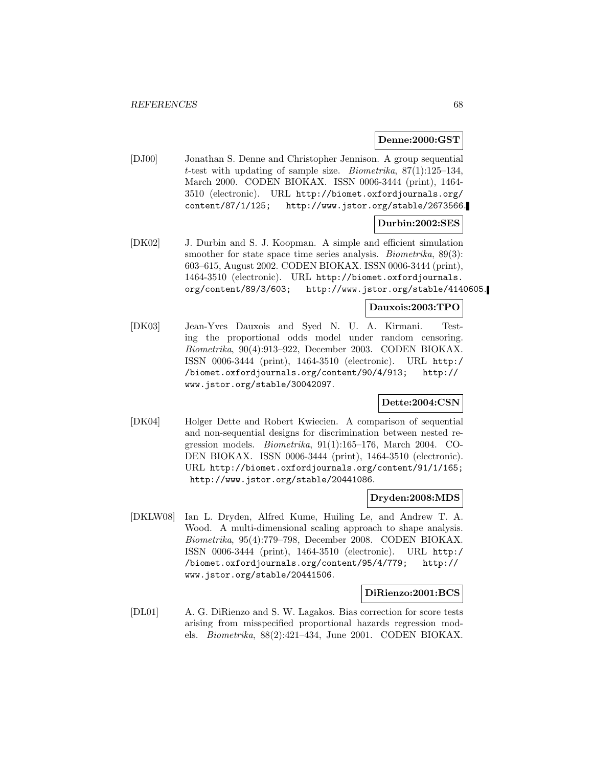**Denne:2000:GST**

[DJ00] Jonathan S. Denne and Christopher Jennison. A group sequential $t$-test with updating of sample size. *Biometrika*, 87(1):125–134, March 2000. CODEN BIOKAX. ISSN 0006-3444 (print), 1464-3510 (electronic). URL http://biomet.oxfordjournals.org/content/87/1/125; http://www.jstor.org/stable/2673566.

**Durbin:2002:SES**

[DK02] J. Durbin and S. J. Koopman. A simple and efficient simulation smoother for state space time series analysis. *Biometrika*, 89(3):603–615, August 2002. CODEN BIOKAX. ISSN 0006-3444 (print), 1464-3510 (electronic). URL http://biomet.oxfordjournals.org/content/89/3/603; http://www.jstor.org/stable/4140605.

**Dauxois:2003:TPO**

[DK03] Jean-Yves Dauxois and Syed N. U. A. Kirmani. Testing the proportional odds model under random censoring. *Biometrika*, 90(4):913–922, December 2003. CODEN BIOKAX. ISSN 0006-3444 (print), 1464-3510 (electronic). URL http://biomet.oxfordjournals.org/content/90/4/913; http://www.jstor.org/stable/30042097.

**Dette:2004:CSN**

[DK04] Holger Dette and Robert Kwiecien. A comparison of sequential and non-sequential designs for discrimination between nested regression models. *Biometrika*, 91(1):165–176, March 2004. CODEN BIOKAX. ISSN 0006-3444 (print), 1464-3510 (electronic). URL http://biomet.oxfordjournals.org/content/91/1/165; http://www.jstor.org/stable/20441086.

**Dryden:2008:MDS**

[DKLW08] Ian L. Dryden, Alfred Kume, Huiling Le, and Andrew T. A. Wood. A multi-dimensional scaling approach to shape analysis. *Biometrika*, 95(4):779–798, December 2008. CODEN BIOKAX. ISSN 0006-3444 (print), 1464-3510 (electronic). URL http://biomet.oxfordjournals.org/content/95/4/779; http://www.jstor.org/stable/20441506.

**DiRienzo:2001:BCS**

[DL01] A. G. DiRienzo and S. W. Lagakos. Bias correction for score tests arising from misspecified proportional hazards regression models. *Biometrika*, 88(2):421–434, June 2001. CODEN BIOKAX.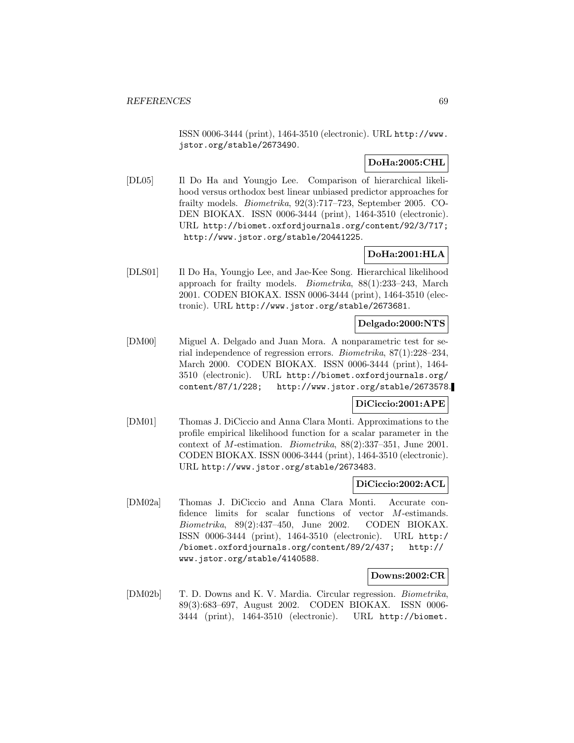ISSN 0006-3444 (print), 1464-3510 (electronic). URL http://www.jstor.org/stable/2673490.

**DoHa:2005:CHL**

[DL05] Il Do Ha and Youngjo Lee. Comparison of hierarchical likelihood versus orthodox best linear unbiased predictor approaches for frailty models. *Biometrika*, 92(3):717–723, September 2005. CODEN BIOKAX. ISSN 0006-3444 (print), 1464-3510 (electronic). URL http://biomet.oxfordjournals.org/content/92/3/717; http://www.jstor.org/stable/20441225.

**DoHa:2001:HLA**

[DLS01] Il Do Ha, Youngjo Lee, and Jae-Kee Song. Hierarchical likelihood approach for frailty models. *Biometrika*, 88(1):233–243, March 2001. CODEN BIOKAX. ISSN 0006-3444 (print), 1464-3510 (electronic). URL http://www.jstor.org/stable/2673681.

**Delgado:2000:NTS**

[DM00] Miguel A. Delgado and Juan Mora. A nonparametric test for serial independence of regression errors. *Biometrika*, 87(1):228–234, March 2000. CODEN BIOKAX. ISSN 0006-3444 (print), 1464-3510 (electronic). URL http://biomet.oxfordjournals.org/content/87/1/228; http://www.jstor.org/stable/2673578.

**DiCiccio:2001:APE**

[DM01] Thomas J. DiCiccio and Anna Clara Monti. Approximations to the profile empirical likelihood function for a scalar parameter in the context of $M$-estimation. *Biometrika*, 88(2):337–351, June 2001. CODEN BIOKAX. ISSN 0006-3444 (print), 1464-3510 (electronic). URL http://www.jstor.org/stable/2673483.

**DiCiccio:2002:ACL**

[DM02a] Thomas J. DiCiccio and Anna Clara Monti. Accurate confidence limits for scalar functions of vector $M$-estimands. *Biometrika*, 89(2):437–450, June 2002. CODEN BIOKAX. ISSN 0006-3444 (print), 1464-3510 (electronic). URL http://biomet.oxfordjournals.org/content/89/2/437; http://www.jstor.org/stable/4140588.

**Downs:2002:CR**

[DM02b] T. D. Downs and K. V. Mardia. Circular regression. *Biometrika*, 89(3):683–697, August 2002. CODEN BIOKAX. ISSN 0006-3444 (print), 1464-3510 (electronic). URL http://biomet.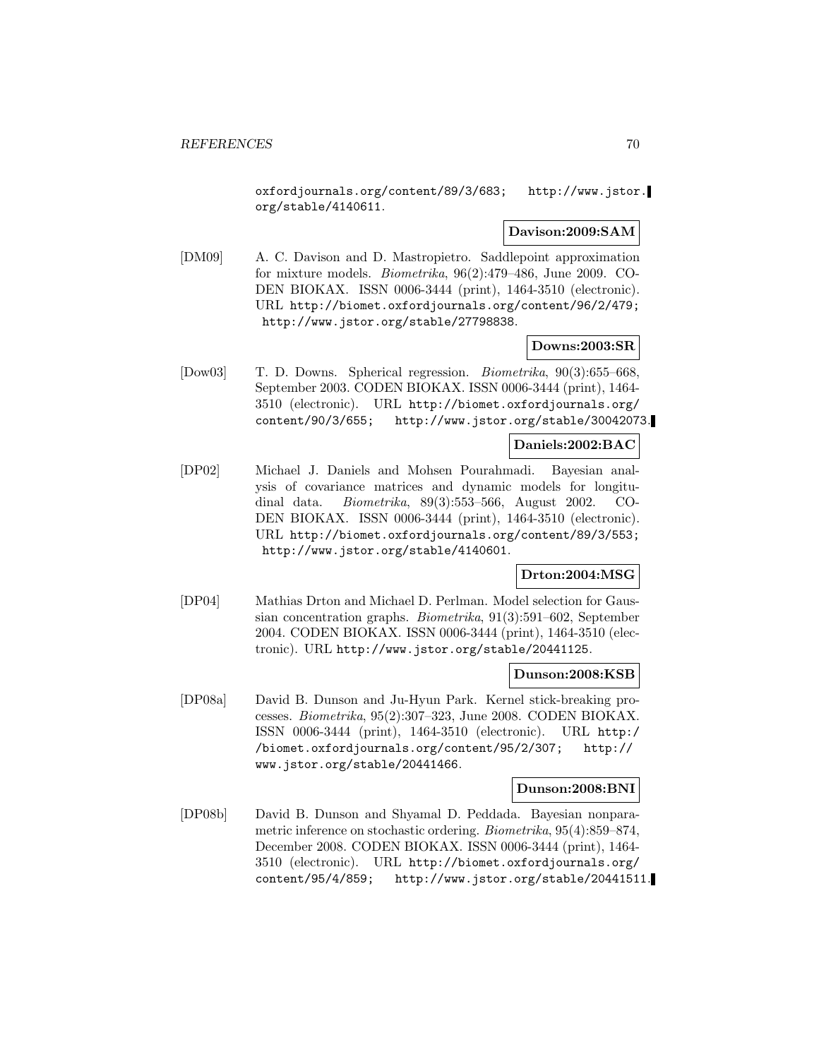oxfordjournals.org/content/89/3/683; http://www.jstor.org/stable/4140611.

**Davison:2009:SAM**

[DM09] A. C. Davison and D. Mastropietro. Saddlepoint approximation for mixture models. *Biometrika*, 96(2):479–486, June 2009. CODEN BIOKAX. ISSN 0006-3444 (print), 1464-3510 (electronic). URL http://biomet.oxfordjournals.org/content/96/2/479; http://www.jstor.org/stable/27798838.

**Downs:2003:SR**

[Dow03] T. D. Downs. Spherical regression. *Biometrika*, 90(3):655–668, September 2003. CODEN BIOKAX. ISSN 0006-3444 (print), 1464-3510 (electronic). URL http://biomet.oxfordjournals.org/content/90/3/655; http://www.jstor.org/stable/30042073.

**Daniels:2002:BAC**

[DP02] Michael J. Daniels and Mohsen Pourahmadi. Bayesian analysis of covariance matrices and dynamic models for longitudinal data. *Biometrika*, 89(3):553–566, August 2002. CODEN BIOKAX. ISSN 0006-3444 (print), 1464-3510 (electronic). URL http://biomet.oxfordjournals.org/content/89/3/553; http://www.jstor.org/stable/4140601.

**Drton:2004:MSG**

[DP04] Mathias Drton and Michael D. Perlman. Model selection for Gaussian concentration graphs. *Biometrika*, 91(3):591–602, September 2004. CODEN BIOKAX. ISSN 0006-3444 (print), 1464-3510 (electronic). URL http://www.jstor.org/stable/20441125.

**Dunson:2008:KSB**

[DP08a] David B. Dunson and Ju-Hyun Park. Kernel stick-breaking processes. *Biometrika*, 95(2):307–323, June 2008. CODEN BIOKAX. ISSN 0006-3444 (print), 1464-3510 (electronic). URL http://biomet.oxfordjournals.org/content/95/2/307; http://www.jstor.org/stable/20441466.

**Dunson:2008:BNI**

[DP08b] David B. Dunson and Shyamal D. Peddada. Bayesian nonparametric inference on stochastic ordering. *Biometrika*, 95(4):859–874, December 2008. CODEN BIOKAX. ISSN 0006-3444 (print), 1464-3510 (electronic). URL http://biomet.oxfordjournals.org/content/95/4/859; http://www.jstor.org/stable/20441511.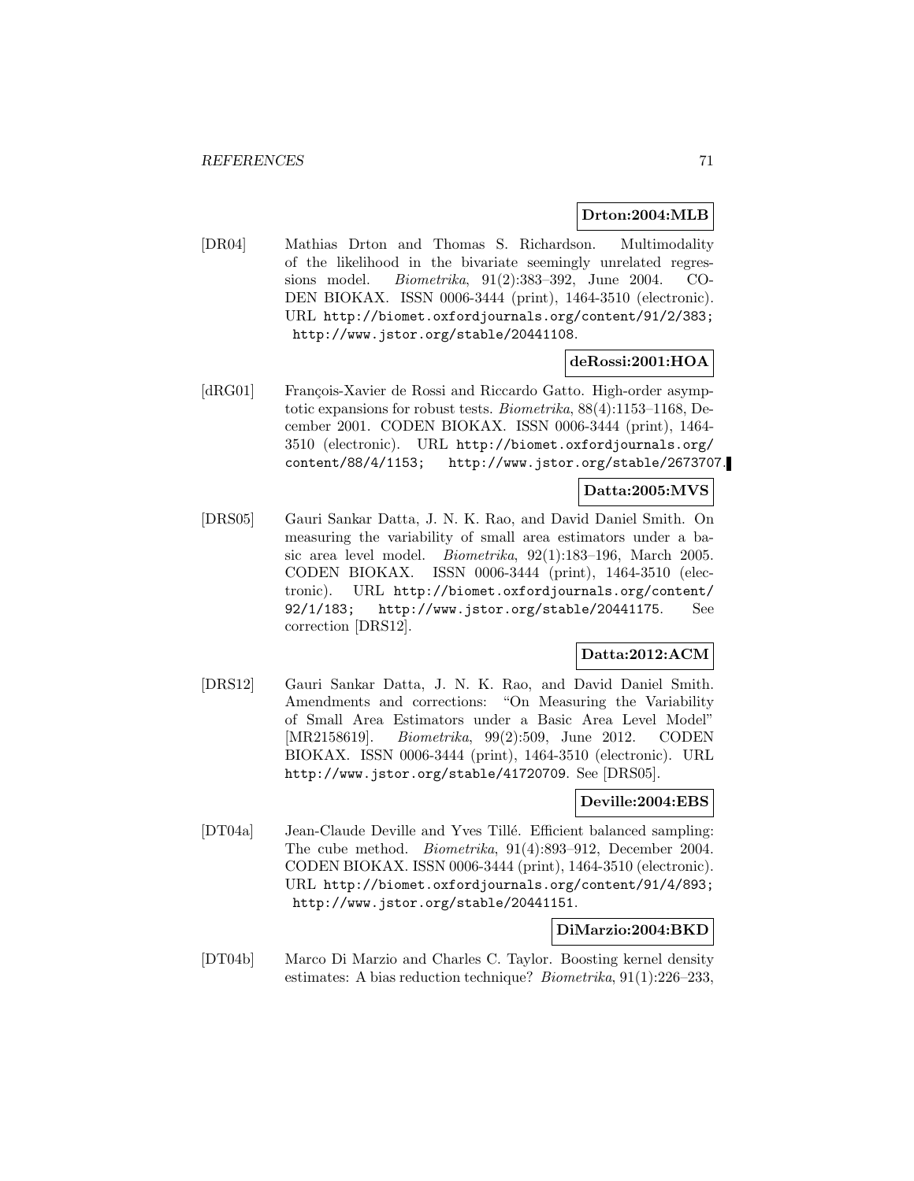**Drton:2004:MLB**

[DR04] Mathias Drton and Thomas S. Richardson. Multimodality of the likelihood in the bivariate seemingly unrelated regressions model. *Biometrika*, 91(2):383–392, June 2004. CODEN BIOKAX. ISSN 0006-3444 (print), 1464-3510 (electronic). URL http://biomet.oxfordjournals.org/content/91/2/383; http://www.jstor.org/stable/20441108.

**deRossi:2001:HOA**

[dRG01] François-Xavier de Rossi and Riccardo Gatto. High-order asymptotic expansions for robust tests. *Biometrika*, 88(4):1153–1168, December 2001. CODEN BIOKAX. ISSN 0006-3444 (print), 1464-3510 (electronic). URL http://biomet.oxfordjournals.org/content/88/4/1153; http://www.jstor.org/stable/2673707.

**Datta:2005:MVS**

[DRS05] Gauri Sankar Datta, J. N. K. Rao, and David Daniel Smith. On measuring the variability of small area estimators under a basic area level model. *Biometrika*, 92(1):183–196, March 2005. CODEN BIOKAX. ISSN 0006-3444 (print), 1464-3510 (electronic). URL http://biomet.oxfordjournals.org/content/92/1/183; http://www.jstor.org/stable/20441175. See correction [DRS12].

**Datta:2012:ACM**

[DRS12] Gauri Sankar Datta, J. N. K. Rao, and David Daniel Smith. Amendments and corrections: "On Measuring the Variability of Small Area Estimators under a Basic Area Level Model" [MR2158619]. *Biometrika*, 99(2):509, June 2012. CODEN BIOKAX. ISSN 0006-3444 (print), 1464-3510 (electronic). URL http://www.jstor.org/stable/41720709. See [DRS05].

**Deville:2004:EBS**

[DT04a] Jean-Claude Deville and Yves Tillé. Efficient balanced sampling: The cube method. *Biometrika*, 91(4):893–912, December 2004. CODEN BIOKAX. ISSN 0006-3444 (print), 1464-3510 (electronic). URL http://biomet.oxfordjournals.org/content/91/4/893; http://www.jstor.org/stable/20441151.

**DiMarzio:2004:BKD**

[DT04b] Marco Di Marzio and Charles C. Taylor. Boosting kernel density estimates: A bias reduction technique? *Biometrika*, 91(1):226–233,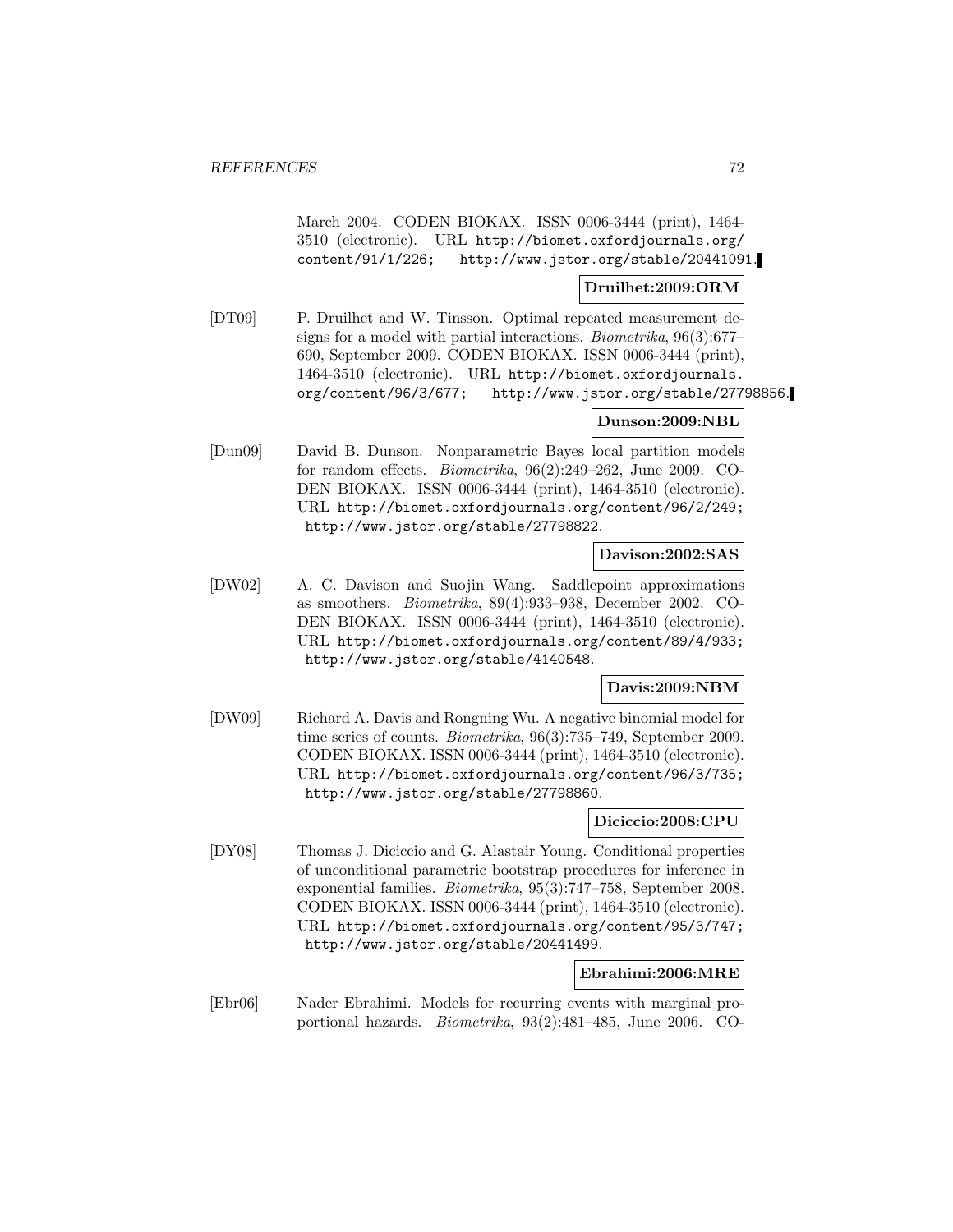March 2004. CODEN BIOKAX. ISSN 0006-3444 (print), 1464-3510 (electronic). URL http://biomet.oxfordjournals.org/content/91/1/226; http://www.jstor.org/stable/20441091.

**Druilhet:2009:ORM**

[DT09] P. Druilhet and W. Tinsson. Optimal repeated measurement designs for a model with partial interactions. *Biometrika*, 96(3):677–690, September 2009. CODEN BIOKAX. ISSN 0006-3444 (print), 1464-3510 (electronic). URL http://biomet.oxfordjournals.org/content/96/3/677; http://www.jstor.org/stable/27798856.

**Dunson:2009:NBL**

[Dun09] David B. Dunson. Nonparametric Bayes local partition models for random effects. *Biometrika*, 96(2):249–262, June 2009. CODEN BIOKAX. ISSN 0006-3444 (print), 1464-3510 (electronic). URL http://biomet.oxfordjournals.org/content/96/2/249; http://www.jstor.org/stable/27798822.

**Davison:2002:SAS**

[DW02] A. C. Davison and Suojin Wang. Saddlepoint approximations as smoothers. *Biometrika*, 89(4):933–938, December 2002. CODEN BIOKAX. ISSN 0006-3444 (print), 1464-3510 (electronic). URL http://biomet.oxfordjournals.org/content/89/4/933; http://www.jstor.org/stable/4140548.

**Davis:2009:NBM**

[DW09] Richard A. Davis and Rongning Wu. A negative binomial model for time series of counts. *Biometrika*, 96(3):735–749, September 2009. CODEN BIOKAX. ISSN 0006-3444 (print), 1464-3510 (electronic). URL http://biomet.oxfordjournals.org/content/96/3/735; http://www.jstor.org/stable/27798860.

**Diciccio:2008:CPU**

[DY08] Thomas J. Diciccio and G. Alastair Young. Conditional properties of unconditional parametric bootstrap procedures for inference in exponential families. *Biometrika*, 95(3):747–758, September 2008. CODEN BIOKAX. ISSN 0006-3444 (print), 1464-3510 (electronic). URL http://biomet.oxfordjournals.org/content/95/3/747; http://www.jstor.org/stable/20441499.

**Ebrahimi:2006:MRE**

[Ebr06] Nader Ebrahimi. Models for recurring events with marginal proportional hazards. *Biometrika*, 93(2):481–485, June 2006. CO-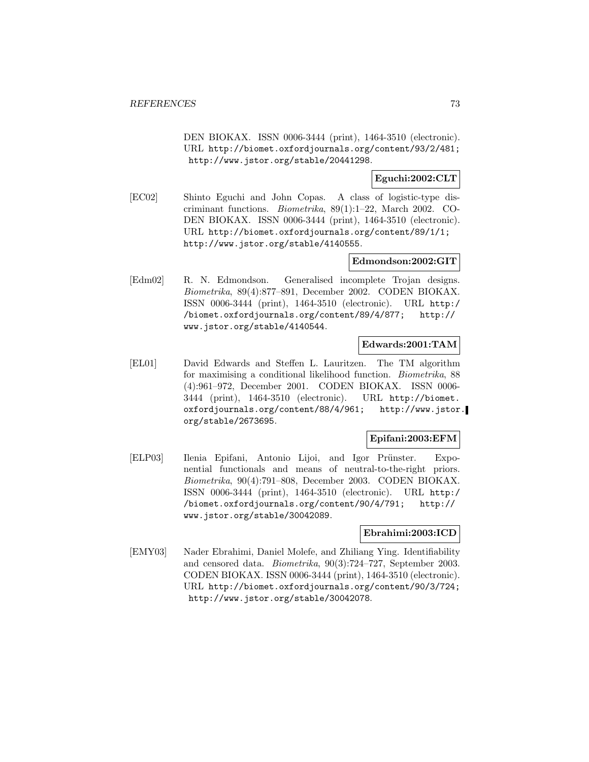DEN BIOKAX. ISSN 0006-3444 (print), 1464-3510 (electronic). URL http://biomet.oxfordjournals.org/content/93/2/481; http://www.jstor.org/stable/20441298.

**Eguchi:2002:CLT**

[EC02] Shinto Eguchi and John Copas. A class of logistic-type discriminant functions. *Biometrika*, 89(1):1–22, March 2002. CODEN BIOKAX. ISSN 0006-3444 (print), 1464-3510 (electronic). URL http://biomet.oxfordjournals.org/content/89/1/1; http://www.jstor.org/stable/4140555.

**Edmondson:2002:GIT**

[Edm02] R. N. Edmondson. Generalised incomplete Trojan designs. *Biometrika*, 89(4):877–891, December 2002. CODEN BIOKAX. ISSN 0006-3444 (print), 1464-3510 (electronic). URL http://biomet.oxfordjournals.org/content/89/4/877; http://www.jstor.org/stable/4140544.

**Edwards:2001:TAM**

[EL01] David Edwards and Steffen L. Lauritzen. The TM algorithm for maximising a conditional likelihood function. *Biometrika*, 88 (4):961–972, December 2001. CODEN BIOKAX. ISSN 0006-3444 (print), 1464-3510 (electronic). URL http://biomet.oxfordjournals.org/content/88/4/961; http://www.jstor.org/stable/2673695.

**Epifani:2003:EFM**

[ELP03] Ilenia Epifani, Antonio Lijoi, and Igor Prünster. Exponential functionals and means of neutral-to-the-right priors. *Biometrika*, 90(4):791–808, December 2003. CODEN BIOKAX. ISSN 0006-3444 (print), 1464-3510 (electronic). URL http://biomet.oxfordjournals.org/content/90/4/791; http://www.jstor.org/stable/30042089.

**Ebrahimi:2003:ICD**

[EMY03] Nader Ebrahimi, Daniel Molefe, and Zhiliang Ying. Identifiability and censored data. *Biometrika*, 90(3):724–727, September 2003. CODEN BIOKAX. ISSN 0006-3444 (print), 1464-3510 (electronic). URL http://biomet.oxfordjournals.org/content/90/3/724; http://www.jstor.org/stable/30042078.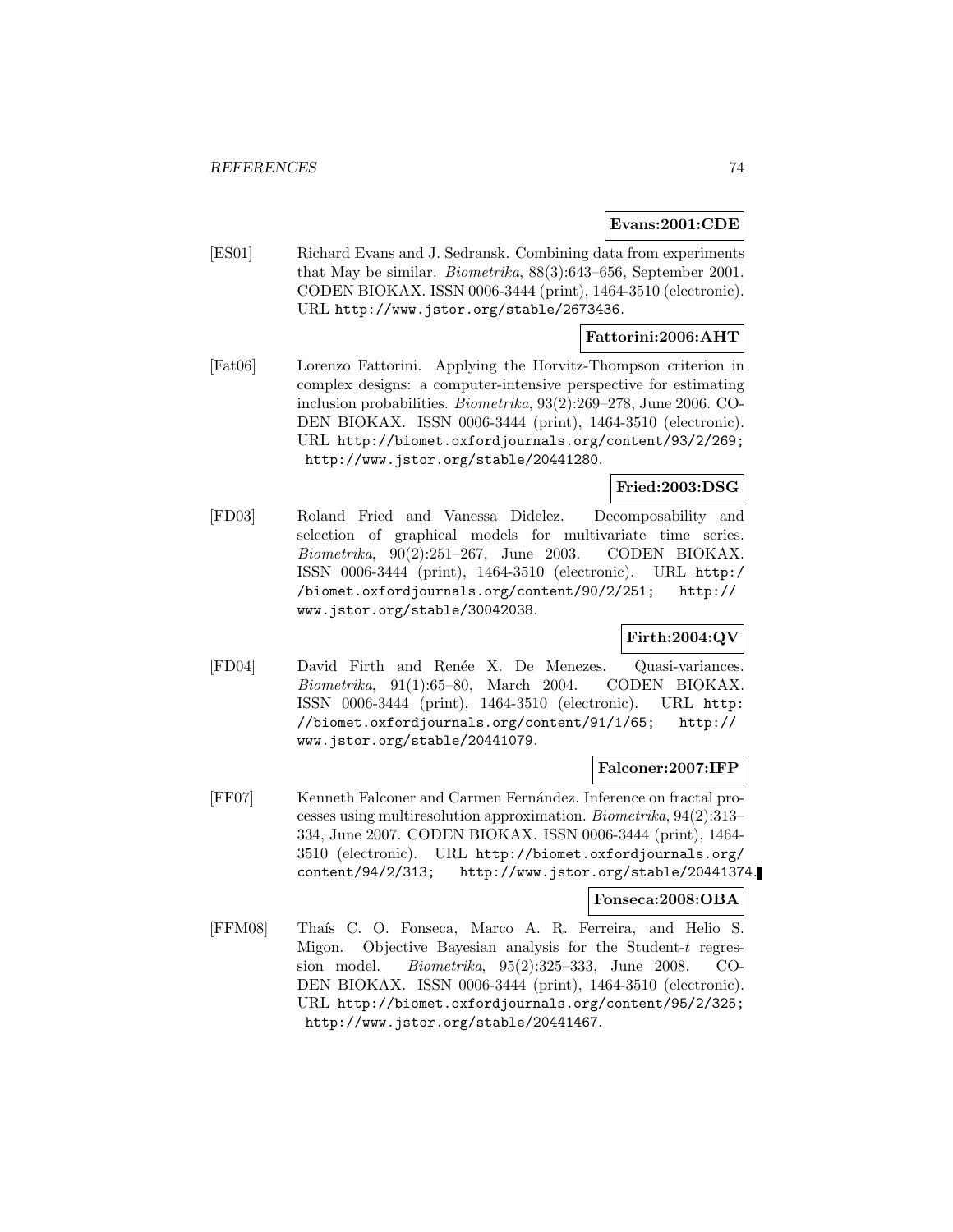**Evans:2001:CDE**

[ES01] Richard Evans and J. Sedransk. Combining data from experiments that May be similar. *Biometrika*, 88(3):643–656, September 2001. CODEN BIOKAX. ISSN 0006-3444 (print), 1464-3510 (electronic). URL http://www.jstor.org/stable/2673436.

**Fattorini:2006:AHT**

[Fat06] Lorenzo Fattorini. Applying the Horvitz-Thompson criterion in complex designs: a computer-intensive perspective for estimating inclusion probabilities. *Biometrika*, 93(2):269–278, June 2006. CODEN BIOKAX. ISSN 0006-3444 (print), 1464-3510 (electronic). URL http://biomet.oxfordjournals.org/content/93/2/269; http://www.jstor.org/stable/20441280.

**Fried:2003:DSG**

[FD03] Roland Fried and Vanessa Didelez. Decomposability and selection of graphical models for multivariate time series. *Biometrika*, 90(2):251–267, June 2003. CODEN BIOKAX. ISSN 0006-3444 (print), 1464-3510 (electronic). URL http://biomet.oxfordjournals.org/content/90/2/251; http://www.jstor.org/stable/30042038.

**Firth:2004:QV**

[FD04] David Firth and Renée X. De Menezes. Quasi-variances. *Biometrika*, 91(1):65–80, March 2004. CODEN BIOKAX. ISSN 0006-3444 (print), 1464-3510 (electronic). URL http://biomet.oxfordjournals.org/content/91/1/65; http://www.jstor.org/stable/20441079.

**Falconer:2007:IFP**

[FF07] Kenneth Falconer and Carmen Fernández. Inference on fractal processes using multiresolution approximation. *Biometrika*, 94(2):313–334, June 2007. CODEN BIOKAX. ISSN 0006-3444 (print), 1464-3510 (electronic). URL http://biomet.oxfordjournals.org/content/94/2/313; http://www.jstor.org/stable/20441374.

**Fonseca:2008:OBA**

[FFM08] Thaís C. O. Fonseca, Marco A. R. Ferreira, and Helio S. Migon. Objective Bayesian analysis for the Student-$t$ regression model. *Biometrika*, 95(2):325–333, June 2008. CODEN BIOKAX. ISSN 0006-3444 (print), 1464-3510 (electronic). URL http://biomet.oxfordjournals.org/content/95/2/325; http://www.jstor.org/stable/20441467.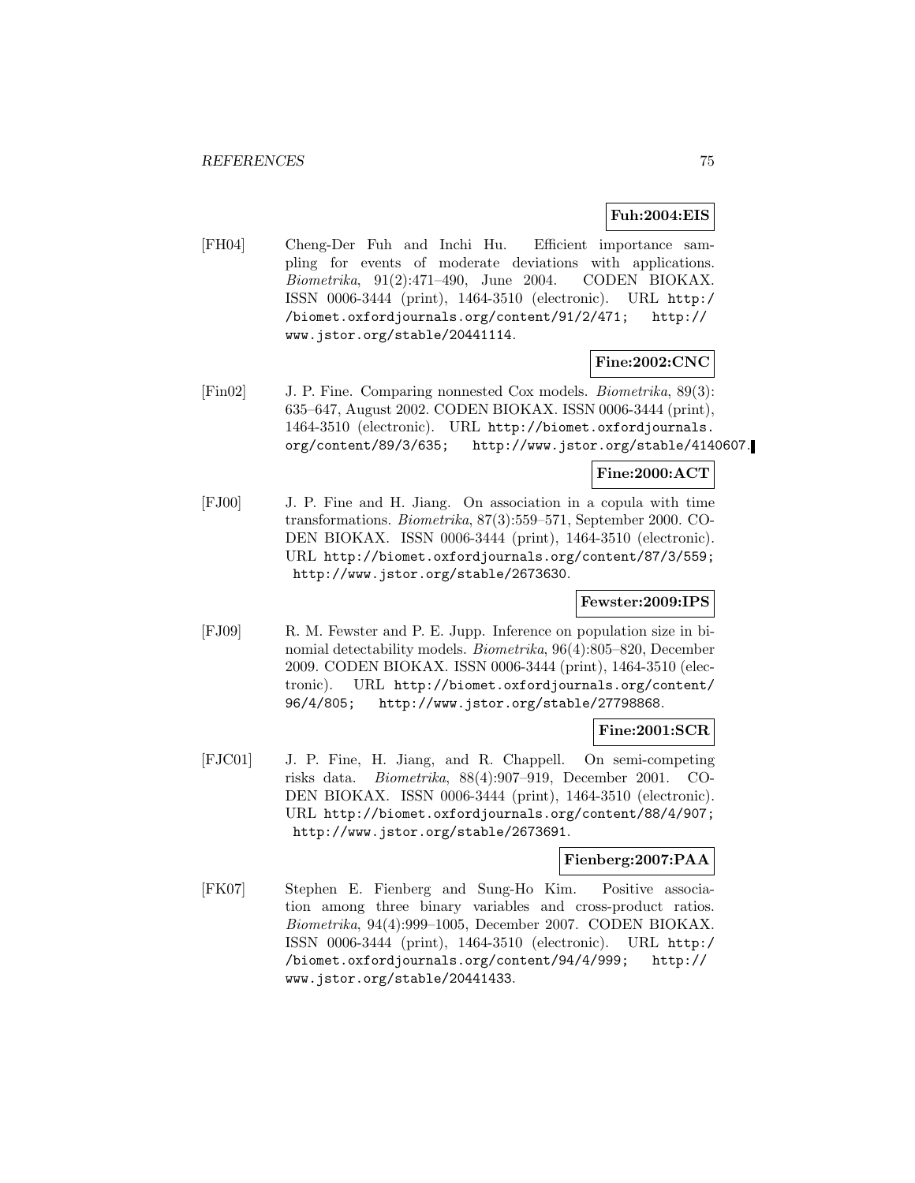**Fuh:2004:EIS**

[FH04] Cheng-Der Fuh and Inchi Hu. Efficient importance sampling for events of moderate deviations with applications. *Biometrika*, 91(2):471–490, June 2004. CODEN BIOKAX. ISSN 0006-3444 (print), 1464-3510 (electronic). URL http://biomet.oxfordjournals.org/content/91/2/471; http://www.jstor.org/stable/20441114.

**Fine:2002:CNC**

[Fin02] J. P. Fine. Comparing nonnested Cox models. *Biometrika*, 89(3): 635–647, August 2002. CODEN BIOKAX. ISSN 0006-3444 (print), 1464-3510 (electronic). URL http://biomet.oxfordjournals.org/content/89/3/635; http://www.jstor.org/stable/4140607.

**Fine:2000:ACT**

[FJ00] J. P. Fine and H. Jiang. On association in a copula with time transformations. *Biometrika*, 87(3):559–571, September 2000. CODEN BIOKAX. ISSN 0006-3444 (print), 1464-3510 (electronic). URL http://biomet.oxfordjournals.org/content/87/3/559; http://www.jstor.org/stable/2673630.

**Fewster:2009:IPS**

[FJ09] R. M. Fewster and P. E. Jupp. Inference on population size in binomial detectability models. *Biometrika*, 96(4):805–820, December 2009. CODEN BIOKAX. ISSN 0006-3444 (print), 1464-3510 (electronic). URL http://biomet.oxfordjournals.org/content/96/4/805; http://www.jstor.org/stable/27798868.

**Fine:2001:SCR**

[FJC01] J. P. Fine, H. Jiang, and R. Chappell. On semi-competing risks data. *Biometrika*, 88(4):907–919, December 2001. CODEN BIOKAX. ISSN 0006-3444 (print), 1464-3510 (electronic). URL http://biomet.oxfordjournals.org/content/88/4/907; http://www.jstor.org/stable/2673691.

**Fienberg:2007:PAA**

[FK07] Stephen E. Fienberg and Sung-Ho Kim. Positive association among three binary variables and cross-product ratios. *Biometrika*, 94(4):999–1005, December 2007. CODEN BIOKAX. ISSN 0006-3444 (print), 1464-3510 (electronic). URL http://biomet.oxfordjournals.org/content/94/4/999; http://www.jstor.org/stable/20441433.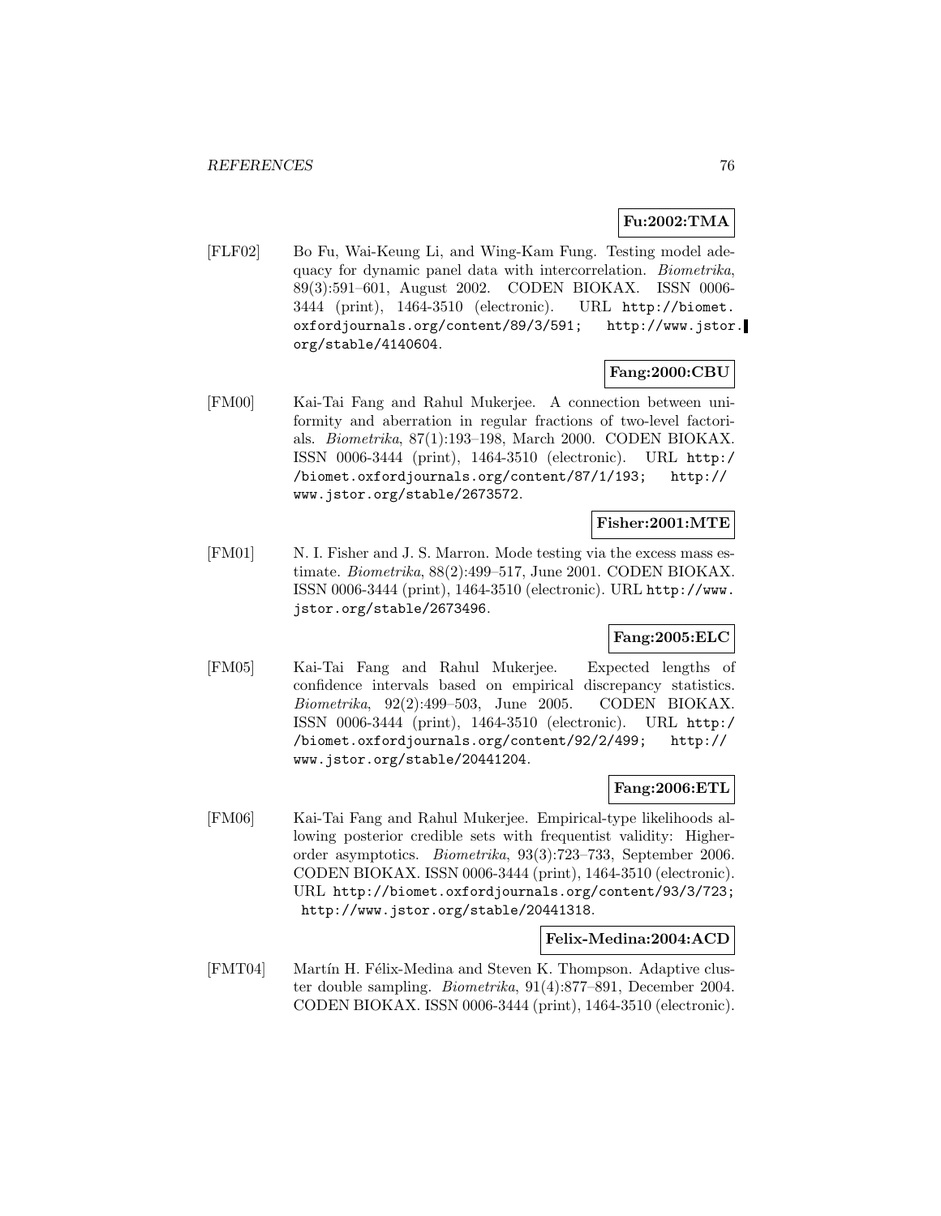**Fu:2002:TMA**

[FLF02] Bo Fu, Wai-Keung Li, and Wing-Kam Fung. Testing model adequacy for dynamic panel data with intercorrelation. *Biometrika*, 89(3):591–601, August 2002. CODEN BIOKAX. ISSN 0006-3444 (print), 1464-3510 (electronic). URL http://biomet.oxfordjournals.org/content/89/3/591; http://www.jstor.org/stable/4140604.

**Fang:2000:CBU**

[FM00] Kai-Tai Fang and Rahul Mukerjee. A connection between uniformity and aberration in regular fractions of two-level factorials. *Biometrika*, 87(1):193–198, March 2000. CODEN BIOKAX. ISSN 0006-3444 (print), 1464-3510 (electronic). URL http://biomet.oxfordjournals.org/content/87/1/193; http://www.jstor.org/stable/2673572.

**Fisher:2001:MTE**

[FM01] N. I. Fisher and J. S. Marron. Mode testing via the excess mass estimate. *Biometrika*, 88(2):499–517, June 2001. CODEN BIOKAX. ISSN 0006-3444 (print), 1464-3510 (electronic). URL http://www.jstor.org/stable/2673496.

**Fang:2005:ELC**

[FM05] Kai-Tai Fang and Rahul Mukerjee. Expected lengths of confidence intervals based on empirical discrepancy statistics. *Biometrika*, 92(2):499–503, June 2005. CODEN BIOKAX. ISSN 0006-3444 (print), 1464-3510 (electronic). URL http://biomet.oxfordjournals.org/content/92/2/499; http://www.jstor.org/stable/20441204.

**Fang:2006:ETL**

[FM06] Kai-Tai Fang and Rahul Mukerjee. Empirical-type likelihoods allowing posterior credible sets with frequentist validity: Higher-order asymptotics. *Biometrika*, 93(3):723–733, September 2006. CODEN BIOKAX. ISSN 0006-3444 (print), 1464-3510 (electronic). URL http://biomet.oxfordjournals.org/content/93/3/723; http://www.jstor.org/stable/20441318.

**Felix-Medina:2004:ACD**

[FMT04] Martín H. Félix-Medina and Steven K. Thompson. Adaptive cluster double sampling. *Biometrika*, 91(4):877–891, December 2004. CODEN BIOKAX. ISSN 0006-3444 (print), 1464-3510 (electronic).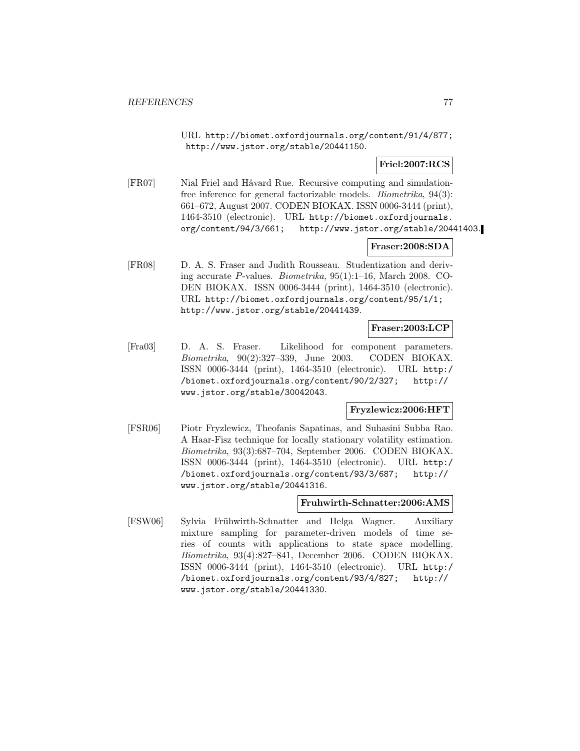URL http://biomet.oxfordjournals.org/content/91/4/877; http://www.jstor.org/stable/20441150.

**Friel:2007:RCS**

[FR07] Nial Friel and Håvard Rue. Recursive computing and simulation-free inference for general factorizable models. *Biometrika*, 94(3): 661–672, August 2007. CODEN BIOKAX. ISSN 0006-3444 (print), 1464-3510 (electronic). URL http://biomet.oxfordjournals.org/content/94/3/661; http://www.jstor.org/stable/20441403.

**Fraser:2008:SDA**

[FR08] D. A. S. Fraser and Judith Rousseau. Studentization and deriving accurate $P$-values. *Biometrika*, 95(1):1–16, March 2008. CODEN BIOKAX. ISSN 0006-3444 (print), 1464-3510 (electronic). URL http://biomet.oxfordjournals.org/content/95/1/1; http://www.jstor.org/stable/20441439.

**Fraser:2003:LCP**

[Fra03] D. A. S. Fraser. Likelihood for component parameters. *Biometrika*, 90(2):327–339, June 2003. CODEN BIOKAX. ISSN 0006-3444 (print), 1464-3510 (electronic). URL http://biomet.oxfordjournals.org/content/90/2/327; http://www.jstor.org/stable/30042043.

**Fryzlewicz:2006:HFT**

[FSR06] Piotr Fryzlewicz, Theofanis Sapatinas, and Suhasini Subba Rao. A Haar-Fisz technique for locally stationary volatility estimation. *Biometrika*, 93(3):687–704, September 2006. CODEN BIOKAX. ISSN 0006-3444 (print), 1464-3510 (electronic). URL http://biomet.oxfordjournals.org/content/93/3/687; http://www.jstor.org/stable/20441316.

**Fruhwirth-Schnatter:2006:AMS**

[FSW06] Sylvia Frühwirth-Schnatter and Helga Wagner. Auxiliary mixture sampling for parameter-driven models of time series of counts with applications to state space modelling. *Biometrika*, 93(4):827–841, December 2006. CODEN BIOKAX. ISSN 0006-3444 (print), 1464-3510 (electronic). URL http://biomet.oxfordjournals.org/content/93/4/827; http://www.jstor.org/stable/20441330.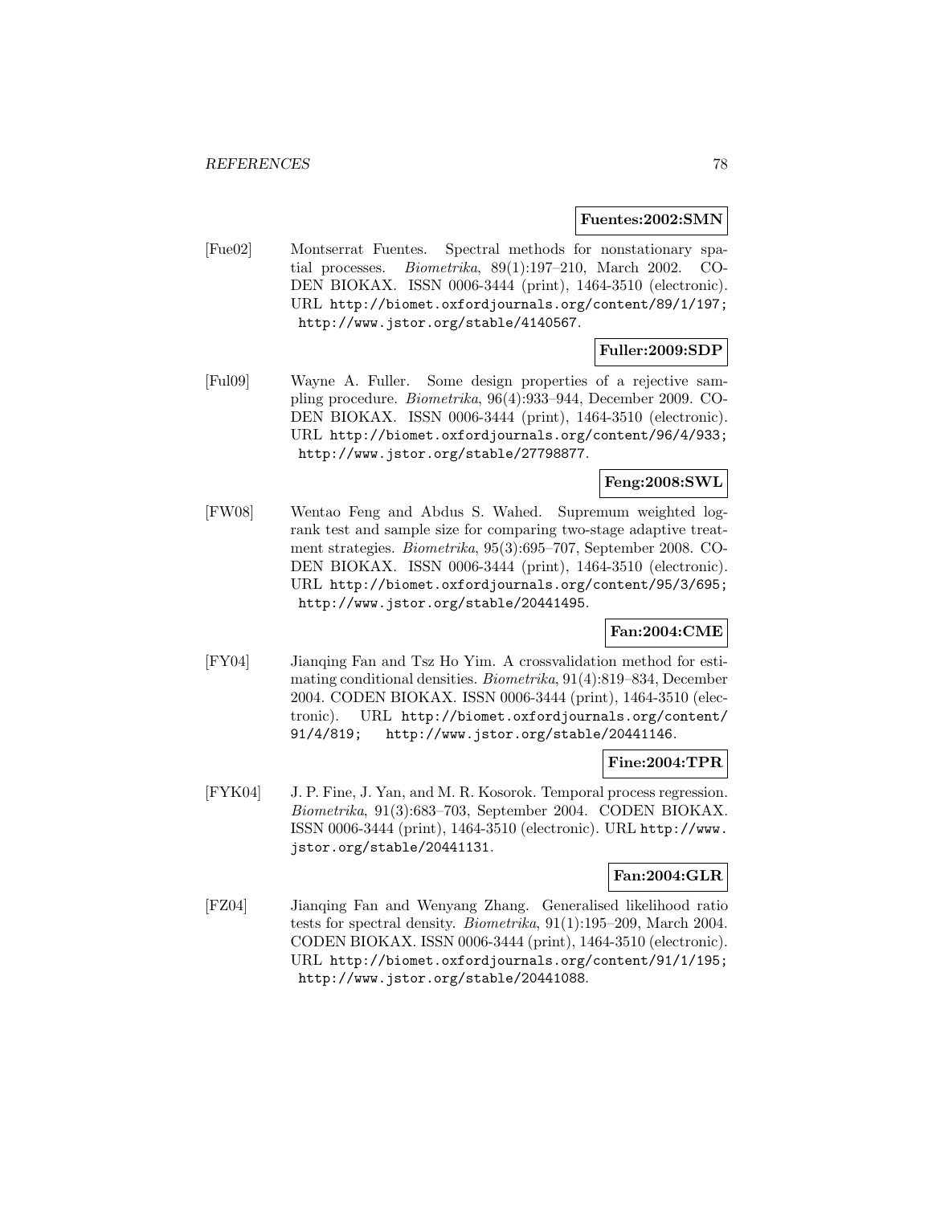**Fuentes:2002:SMN**

[Fue02] Montserrat Fuentes. Spectral methods for nonstationary spatial processes. *Biometrika*, 89(1):197–210, March 2002. CODEN BIOKAX. ISSN 0006-3444 (print), 1464-3510 (electronic). URL http://biomet.oxfordjournals.org/content/89/1/197; http://www.jstor.org/stable/4140567.

**Fuller:2009:SDP**

[Ful09] Wayne A. Fuller. Some design properties of a rejective sampling procedure. *Biometrika*, 96(4):933–944, December 2009. CODEN BIOKAX. ISSN 0006-3444 (print), 1464-3510 (electronic). URL http://biomet.oxfordjournals.org/content/96/4/933; http://www.jstor.org/stable/27798877.

**Feng:2008:SWL**

[FW08] Wentao Feng and Abdus S. Wahed. Supremum weighted log-rank test and sample size for comparing two-stage adaptive treatment strategies. *Biometrika*, 95(3):695–707, September 2008. CODEN BIOKAX. ISSN 0006-3444 (print), 1464-3510 (electronic). URL http://biomet.oxfordjournals.org/content/95/3/695; http://www.jstor.org/stable/20441495.

**Fan:2004:CME**

[FY04] Jianqing Fan and Tsz Ho Yim. A crossvalidation method for estimating conditional densities. *Biometrika*, 91(4):819–834, December 2004. CODEN BIOKAX. ISSN 0006-3444 (print), 1464-3510 (electronic). URL http://biomet.oxfordjournals.org/content/91/4/819; http://www.jstor.org/stable/20441146.

**Fine:2004:TPR**

[FYK04] J. P. Fine, J. Yan, and M. R. Kosorok. Temporal process regression. *Biometrika*, 91(3):683–703, September 2004. CODEN BIOKAX. ISSN 0006-3444 (print), 1464-3510 (electronic). URL http://www.jstor.org/stable/20441131.

**Fan:2004:GLR**

[FZ04] Jianqing Fan and Wenyang Zhang. Generalised likelihood ratio tests for spectral density. *Biometrika*, 91(1):195–209, March 2004. CODEN BIOKAX. ISSN 0006-3444 (print), 1464-3510 (electronic). URL http://biomet.oxfordjournals.org/content/91/1/195; http://www.jstor.org/stable/20441088.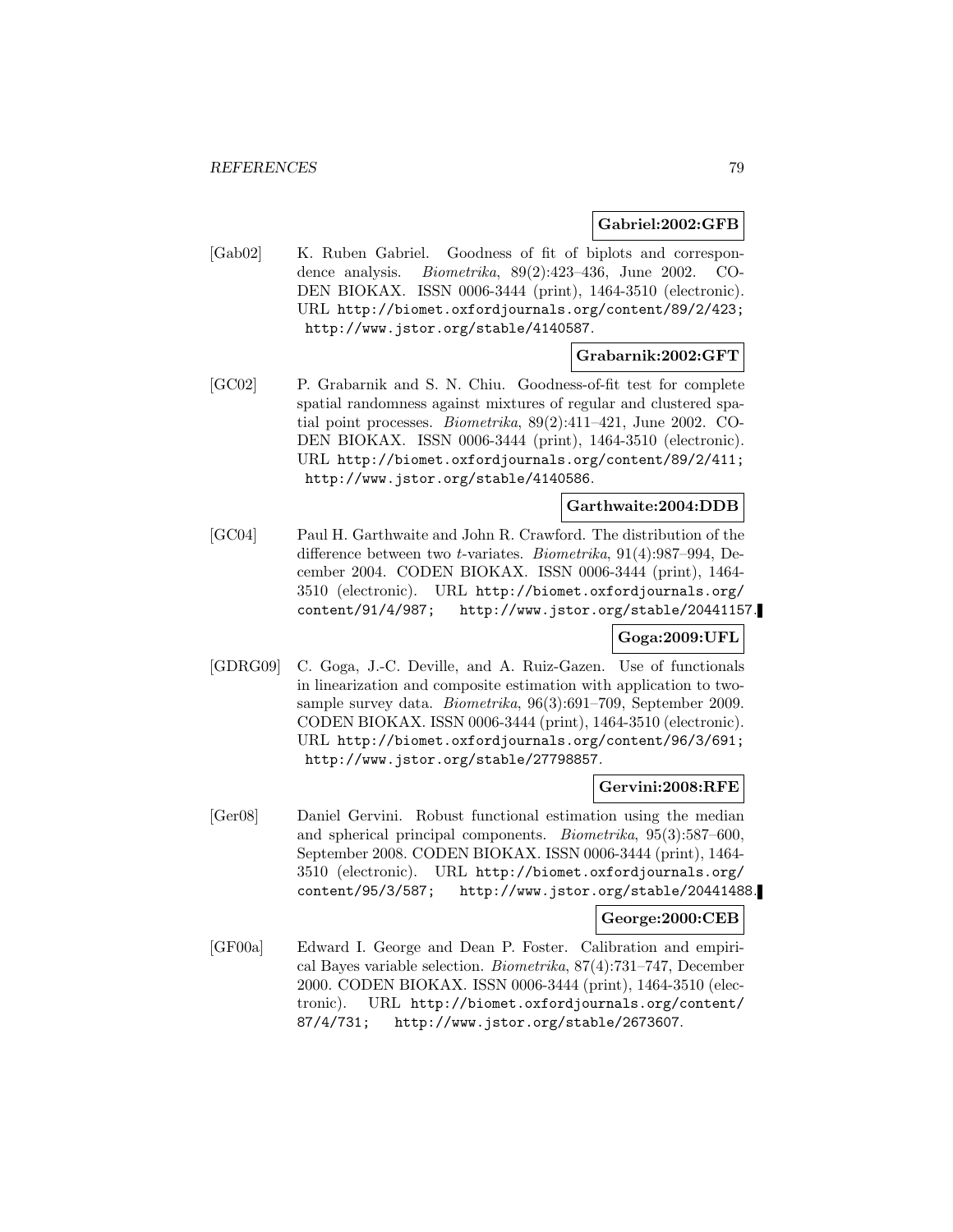**Gabriel:2002:GFB**

[Gab02] K. Ruben Gabriel. Goodness of fit of biplots and correspondence analysis. *Biometrika*, 89(2):423–436, June 2002. CODEN BIOKAX. ISSN 0006-3444 (print), 1464-3510 (electronic). URL http://biomet.oxfordjournals.org/content/89/2/423; http://www.jstor.org/stable/4140587.

**Grabarnik:2002:GFT**

[GC02] P. Grabarnik and S. N. Chiu. Goodness-of-fit test for complete spatial randomness against mixtures of regular and clustered spatial point processes. *Biometrika*, 89(2):411–421, June 2002. CODEN BIOKAX. ISSN 0006-3444 (print), 1464-3510 (electronic). URL http://biomet.oxfordjournals.org/content/89/2/411; http://www.jstor.org/stable/4140586.

**Garthwaite:2004:DDB**

[GC04] Paul H. Garthwaite and John R. Crawford. The distribution of the difference between two $t$-variates. *Biometrika*, 91(4):987–994, December 2004. CODEN BIOKAX. ISSN 0006-3444 (print), 1464-3510 (electronic). URL http://biomet.oxfordjournals.org/content/91/4/987; http://www.jstor.org/stable/20441157.

**Goga:2009:UFL**

[GDRG09] C. Goga, J.-C. Deville, and A. Ruiz-Gazen. Use of functionals in linearization and composite estimation with application to two-sample survey data. *Biometrika*, 96(3):691–709, September 2009. CODEN BIOKAX. ISSN 0006-3444 (print), 1464-3510 (electronic). URL http://biomet.oxfordjournals.org/content/96/3/691; http://www.jstor.org/stable/27798857.

**Gervini:2008:RFE**

[Ger08] Daniel Gervini. Robust functional estimation using the median and spherical principal components. *Biometrika*, 95(3):587–600, September 2008. CODEN BIOKAX. ISSN 0006-3444 (print), 1464-3510 (electronic). URL http://biomet.oxfordjournals.org/content/95/3/587; http://www.jstor.org/stable/20441488.

**George:2000:CEB**

[GF00a] Edward I. George and Dean P. Foster. Calibration and empirical Bayes variable selection. *Biometrika*, 87(4):731–747, December 2000. CODEN BIOKAX. ISSN 0006-3444 (print), 1464-3510 (electronic). URL http://biomet.oxfordjournals.org/content/87/4/731; http://www.jstor.org/stable/2673607.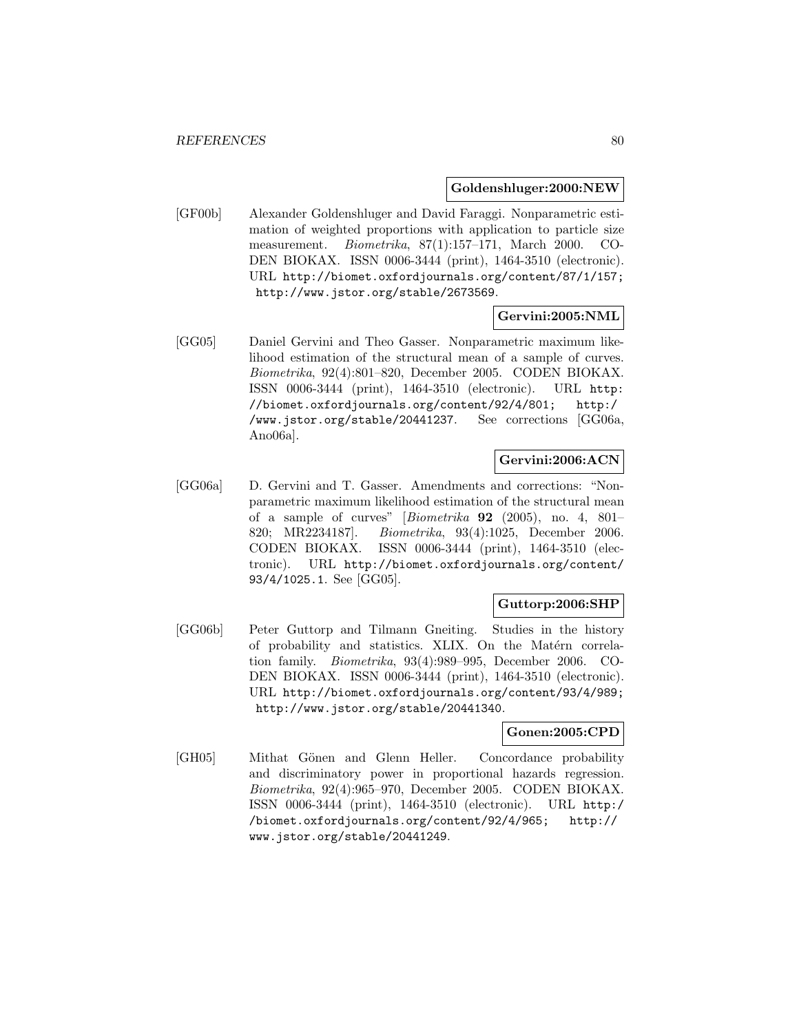**Goldenshluger:2000:NEW**

[GF00b] Alexander Goldenshluger and David Faraggi. Nonparametric estimation of weighted proportions with application to particle size measurement. *Biometrika*, 87(1):157–171, March 2000. CODEN BIOKAX. ISSN 0006-3444 (print), 1464-3510 (electronic). URL `http://biomet.oxfordjournals.org/content/87/1/157; http://www.jstor.org/stable/2673569`.

**Gervini:2005:NML**

[GG05] Daniel Gervini and Theo Gasser. Nonparametric maximum likelihood estimation of the structural mean of a sample of curves. *Biometrika*, 92(4):801–820, December 2005. CODEN BIOKAX. ISSN 0006-3444 (print), 1464-3510 (electronic). URL `http://biomet.oxfordjournals.org/content/92/4/801; http://www.jstor.org/stable/20441237`. See corrections [GG06a, Ano06a].

**Gervini:2006:ACN**

[GG06a] D. Gervini and T. Gasser. Amendments and corrections: "Nonparametric maximum likelihood estimation of the structural mean of a sample of curves" [*Biometrika* **92** (2005), no. 4, 801–820; MR2234187]. *Biometrika*, 93(4):1025, December 2006. CODEN BIOKAX. ISSN 0006-3444 (print), 1464-3510 (electronic). URL `http://biomet.oxfordjournals.org/content/93/4/1025.1`. See [GG05].

**Guttorp:2006:SHP**

[GG06b] Peter Guttorp and Tilmann Gneiting. Studies in the history of probability and statistics. XLIX. On the Matérn correlation family. *Biometrika*, 93(4):989–995, December 2006. CODEN BIOKAX. ISSN 0006-3444 (print), 1464-3510 (electronic). URL `http://biomet.oxfordjournals.org/content/93/4/989; http://www.jstor.org/stable/20441340`.

**Gonen:2005:CPD**

[GH05] Mithat Gönen and Glenn Heller. Concordance probability and discriminatory power in proportional hazards regression. *Biometrika*, 92(4):965–970, December 2005. CODEN BIOKAX. ISSN 0006-3444 (print), 1464-3510 (electronic). URL `http://biomet.oxfordjournals.org/content/92/4/965; http://www.jstor.org/stable/20441249`.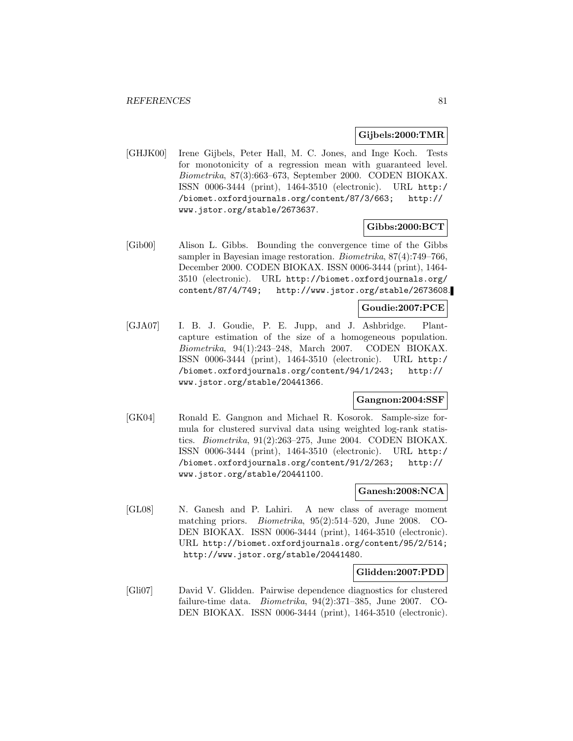**Gijbels:2000:TMR**

[GHJK00] Irene Gijbels, Peter Hall, M. C. Jones, and Inge Koch. Tests for monotonicity of a regression mean with guaranteed level. *Biometrika*, 87(3):663–673, September 2000. CODEN BIOKAX. ISSN 0006-3444 (print), 1464-3510 (electronic). URL http://biomet.oxfordjournals.org/content/87/3/663; http://www.jstor.org/stable/2673637.

**Gibbs:2000:BCT**

[Gib00] Alison L. Gibbs. Bounding the convergence time of the Gibbs sampler in Bayesian image restoration. *Biometrika*, 87(4):749–766, December 2000. CODEN BIOKAX. ISSN 0006-3444 (print), 1464-3510 (electronic). URL http://biomet.oxfordjournals.org/content/87/4/749; http://www.jstor.org/stable/2673608.

**Goudie:2007:PCE**

[GJA07] I. B. J. Goudie, P. E. Jupp, and J. Ashbridge. Plant-capture estimation of the size of a homogeneous population. *Biometrika*, 94(1):243–248, March 2007. CODEN BIOKAX. ISSN 0006-3444 (print), 1464-3510 (electronic). URL http://biomet.oxfordjournals.org/content/94/1/243; http://www.jstor.org/stable/20441366.

**Gangnon:2004:SSF**

[GK04] Ronald E. Gangnon and Michael R. Kosorok. Sample-size formula for clustered survival data using weighted log-rank statistics. *Biometrika*, 91(2):263–275, June 2004. CODEN BIOKAX. ISSN 0006-3444 (print), 1464-3510 (electronic). URL http://biomet.oxfordjournals.org/content/91/2/263; http://www.jstor.org/stable/20441100.

**Ganesh:2008:NCA**

[GL08] N. Ganesh and P. Lahiri. A new class of average moment matching priors. *Biometrika*, 95(2):514–520, June 2008. CODEN BIOKAX. ISSN 0006-3444 (print), 1464-3510 (electronic). URL http://biomet.oxfordjournals.org/content/95/2/514; http://www.jstor.org/stable/20441480.

**Glidden:2007:PDD**

[Gli07] David V. Glidden. Pairwise dependence diagnostics for clustered failure-time data. *Biometrika*, 94(2):371–385, June 2007. CODEN BIOKAX. ISSN 0006-3444 (print), 1464-3510 (electronic).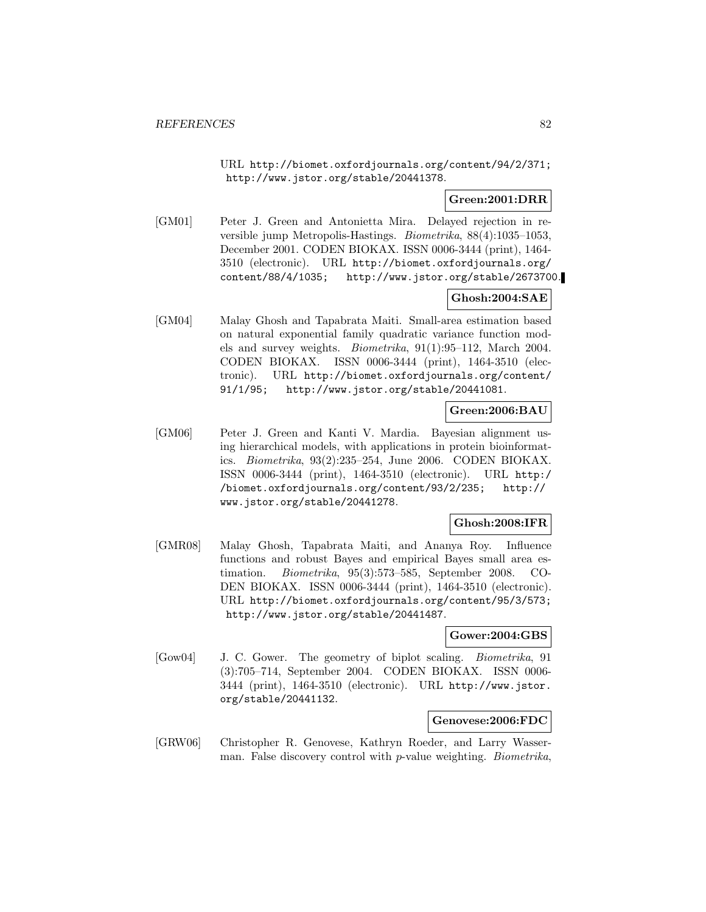URL http://biomet.oxfordjournals.org/content/94/2/371; http://www.jstor.org/stable/20441378.

**Green:2001:DRR**

[GM01] Peter J. Green and Antonietta Mira. Delayed rejection in reversible jump Metropolis-Hastings. *Biometrika*, 88(4):1035–1053, December 2001. CODEN BIOKAX. ISSN 0006-3444 (print), 1464-3510 (electronic). URL http://biomet.oxfordjournals.org/content/88/4/1035; http://www.jstor.org/stable/2673700.

**Ghosh:2004:SAE**

[GM04] Malay Ghosh and Tapabrata Maiti. Small-area estimation based on natural exponential family quadratic variance function models and survey weights. *Biometrika*, 91(1):95–112, March 2004. CODEN BIOKAX. ISSN 0006-3444 (print), 1464-3510 (electronic). URL http://biomet.oxfordjournals.org/content/91/1/95; http://www.jstor.org/stable/20441081.

**Green:2006:BAU**

[GM06] Peter J. Green and Kanti V. Mardia. Bayesian alignment using hierarchical models, with applications in protein bioinformatics. *Biometrika*, 93(2):235–254, June 2006. CODEN BIOKAX. ISSN 0006-3444 (print), 1464-3510 (electronic). URL http://biomet.oxfordjournals.org/content/93/2/235; http://www.jstor.org/stable/20441278.

**Ghosh:2008:IFR**

[GMR08] Malay Ghosh, Tapabrata Maiti, and Ananya Roy. Influence functions and robust Bayes and empirical Bayes small area estimation. *Biometrika*, 95(3):573–585, September 2008. CODEN BIOKAX. ISSN 0006-3444 (print), 1464-3510 (electronic). URL http://biomet.oxfordjournals.org/content/95/3/573; http://www.jstor.org/stable/20441487.

**Gower:2004:GBS**

[Gow04] J. C. Gower. The geometry of biplot scaling. *Biometrika*, 91 (3):705–714, September 2004. CODEN BIOKAX. ISSN 0006-3444 (print), 1464-3510 (electronic). URL http://www.jstor.org/stable/20441132.

**Genovese:2006:FDC**

[GRW06] Christopher R. Genovese, Kathryn Roeder, and Larry Wasserman. False discovery control with $p$-value weighting. *Biometrika*,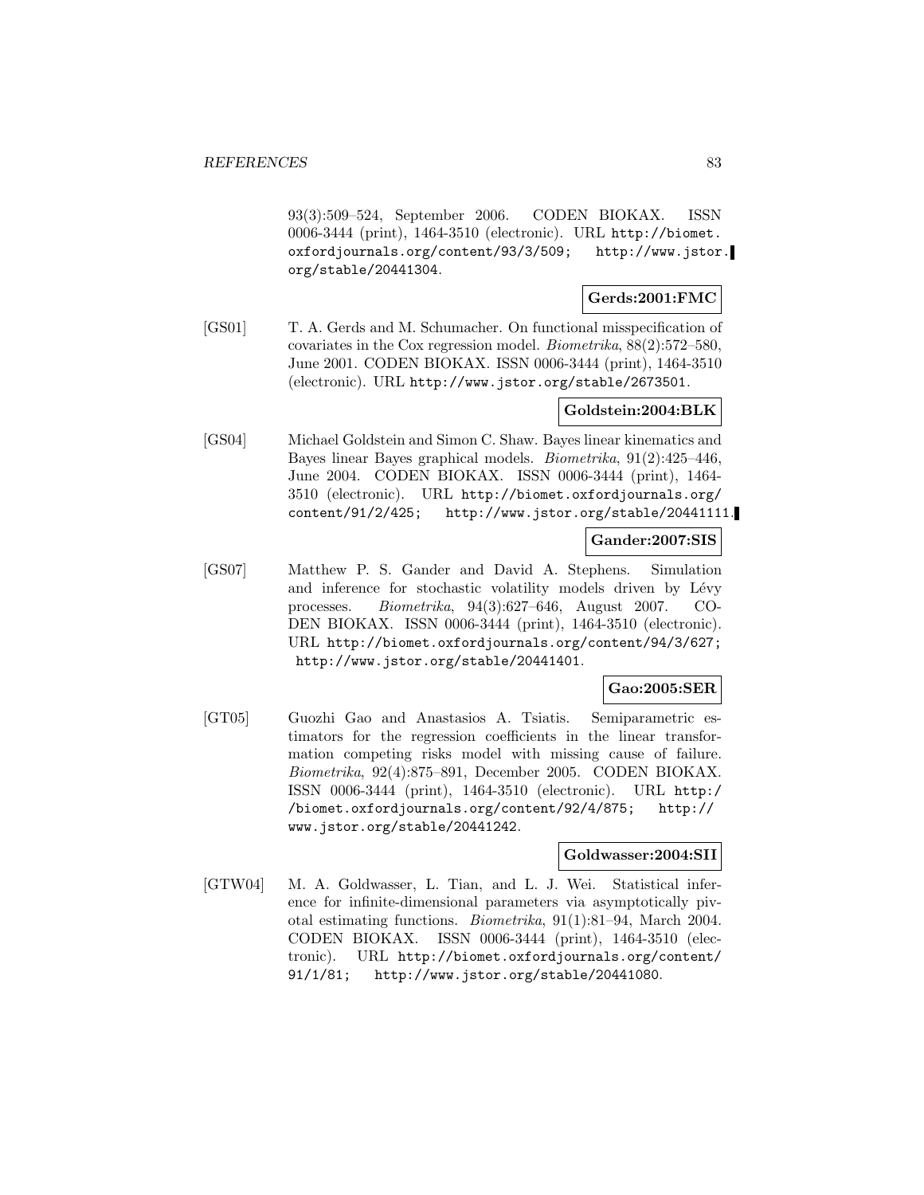93(3):509–524, September 2006. CODEN BIOKAX. ISSN 0006-3444 (print), 1464-3510 (electronic). URL http://biomet.oxfordjournals.org/content/93/3/509; http://www.jstor.org/stable/20441304.

**Gerds:2001:FMC**

[GS01] T. A. Gerds and M. Schumacher. On functional misspecification of covariates in the Cox regression model. *Biometrika*, 88(2):572–580, June 2001. CODEN BIOKAX. ISSN 0006-3444 (print), 1464-3510 (electronic). URL http://www.jstor.org/stable/2673501.

**Goldstein:2004:BLK**

[GS04] Michael Goldstein and Simon C. Shaw. Bayes linear kinematics and Bayes linear Bayes graphical models. *Biometrika*, 91(2):425–446, June 2004. CODEN BIOKAX. ISSN 0006-3444 (print), 1464-3510 (electronic). URL http://biomet.oxfordjournals.org/content/91/2/425; http://www.jstor.org/stable/20441111.

**Gander:2007:SIS**

[GS07] Matthew P. S. Gander and David A. Stephens. Simulation and inference for stochastic volatility models driven by Lévy processes. *Biometrika*, 94(3):627–646, August 2007. CODEN BIOKAX. ISSN 0006-3444 (print), 1464-3510 (electronic). URL http://biomet.oxfordjournals.org/content/94/3/627; http://www.jstor.org/stable/20441401.

**Gao:2005:SER**

[GT05] Guozhi Gao and Anastasios A. Tsiatis. Semiparametric estimators for the regression coefficients in the linear transformation competing risks model with missing cause of failure. *Biometrika*, 92(4):875–891, December 2005. CODEN BIOKAX. ISSN 0006-3444 (print), 1464-3510 (electronic). URL http://biomet.oxfordjournals.org/content/92/4/875; http://www.jstor.org/stable/20441242.

**Goldwasser:2004:SII**

[GTW04] M. A. Goldwasser, L. Tian, and L. J. Wei. Statistical inference for infinite-dimensional parameters via asymptotically pivotal estimating functions. *Biometrika*, 91(1):81–94, March 2004. CODEN BIOKAX. ISSN 0006-3444 (print), 1464-3510 (electronic). URL http://biomet.oxfordjournals.org/content/91/1/81; http://www.jstor.org/stable/20441080.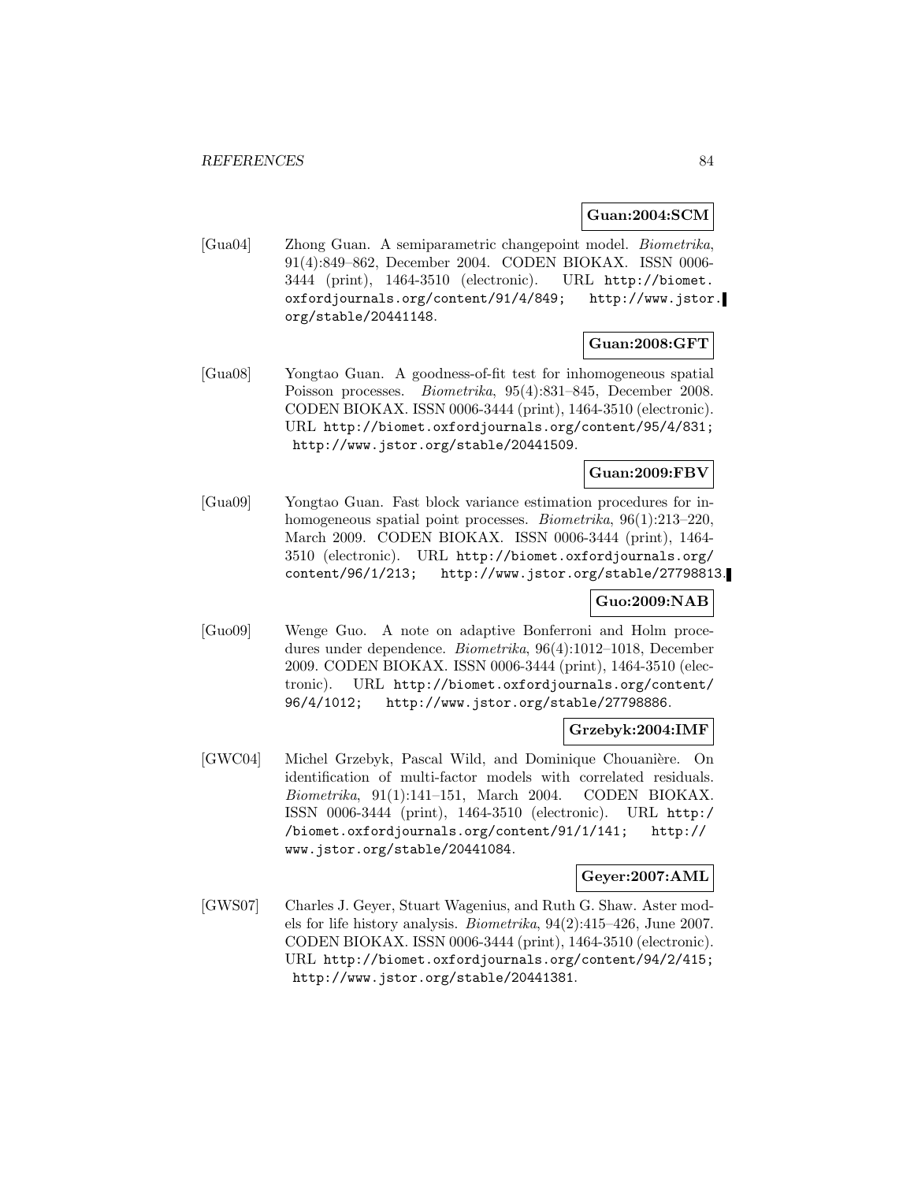**Guan:2004:SCM**

[Gua04] Zhong Guan. A semiparametric changepoint model. *Biometrika*, 91(4):849–862, December 2004. CODEN BIOKAX. ISSN 0006-3444 (print), 1464-3510 (electronic). URL http://biomet.oxfordjournals.org/content/91/4/849; http://www.jstor.org/stable/20441148.

**Guan:2008:GFT**

[Gua08] Yongtao Guan. A goodness-of-fit test for inhomogeneous spatial Poisson processes. *Biometrika*, 95(4):831–845, December 2008. CODEN BIOKAX. ISSN 0006-3444 (print), 1464-3510 (electronic). URL http://biomet.oxfordjournals.org/content/95/4/831; http://www.jstor.org/stable/20441509.

**Guan:2009:FBV**

[Gua09] Yongtao Guan. Fast block variance estimation procedures for inhomogeneous spatial point processes. *Biometrika*, 96(1):213–220, March 2009. CODEN BIOKAX. ISSN 0006-3444 (print), 1464-3510 (electronic). URL http://biomet.oxfordjournals.org/content/96/1/213; http://www.jstor.org/stable/27798813.

**Guo:2009:NAB**

[Guo09] Wenge Guo. A note on adaptive Bonferroni and Holm procedures under dependence. *Biometrika*, 96(4):1012–1018, December 2009. CODEN BIOKAX. ISSN 0006-3444 (print), 1464-3510 (electronic). URL http://biomet.oxfordjournals.org/content/96/4/1012; http://www.jstor.org/stable/27798886.

**Grzebyk:2004:IMF**

[GWC04] Michel Grzebyk, Pascal Wild, and Dominique Chouanière. On identification of multi-factor models with correlated residuals. *Biometrika*, 91(1):141–151, March 2004. CODEN BIOKAX. ISSN 0006-3444 (print), 1464-3510 (electronic). URL http://biomet.oxfordjournals.org/content/91/1/141; http://www.jstor.org/stable/20441084.

**Geyer:2007:AML**

[GWS07] Charles J. Geyer, Stuart Wagenius, and Ruth G. Shaw. Aster models for life history analysis. *Biometrika*, 94(2):415–426, June 2007. CODEN BIOKAX. ISSN 0006-3444 (print), 1464-3510 (electronic). URL http://biomet.oxfordjournals.org/content/94/2/415; http://www.jstor.org/stable/20441381.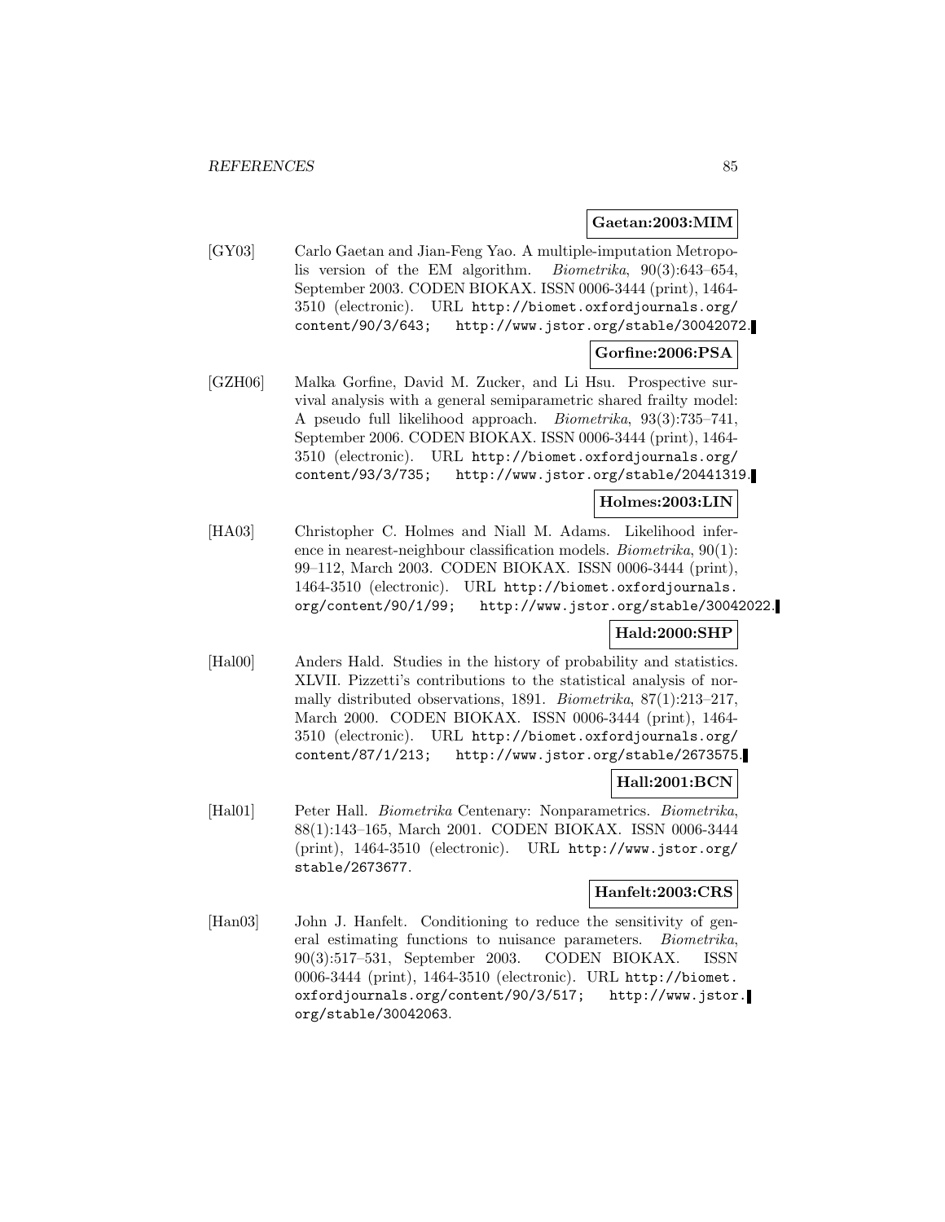**Gaetan:2003:MIM**

[GY03] Carlo Gaetan and Jian-Feng Yao. A multiple-imputation Metropolis version of the EM algorithm. *Biometrika*, 90(3):643–654, September 2003. CODEN BIOKAX. ISSN 0006-3444 (print), 1464-3510 (electronic). URL http://biomet.oxfordjournals.org/content/90/3/643; http://www.jstor.org/stable/30042072.

**Gorfine:2006:PSA**

[GZH06] Malka Gorfine, David M. Zucker, and Li Hsu. Prospective survival analysis with a general semiparametric shared frailty model: A pseudo full likelihood approach. *Biometrika*, 93(3):735–741, September 2006. CODEN BIOKAX. ISSN 0006-3444 (print), 1464-3510 (electronic). URL http://biomet.oxfordjournals.org/content/93/3/735; http://www.jstor.org/stable/20441319.

**Holmes:2003:LIN**

[HA03] Christopher C. Holmes and Niall M. Adams. Likelihood inference in nearest-neighbour classification models. *Biometrika*, 90(1):99–112, March 2003. CODEN BIOKAX. ISSN 0006-3444 (print), 1464-3510 (electronic). URL http://biomet.oxfordjournals.org/content/90/1/99; http://www.jstor.org/stable/30042022.

**Hald:2000:SHP**

[Hal00] Anders Hald. Studies in the history of probability and statistics. XLVII. Pizzetti's contributions to the statistical analysis of normally distributed observations, 1891. *Biometrika*, 87(1):213–217, March 2000. CODEN BIOKAX. ISSN 0006-3444 (print), 1464-3510 (electronic). URL http://biomet.oxfordjournals.org/content/87/1/213; http://www.jstor.org/stable/2673575.

**Hall:2001:BCN**

[Hal01] Peter Hall. *Biometrika* Centenary: Nonparametrics. *Biometrika*, 88(1):143–165, March 2001. CODEN BIOKAX. ISSN 0006-3444 (print), 1464-3510 (electronic). URL http://www.jstor.org/stable/2673677.

**Hanfelt:2003:CRS**

[Han03] John J. Hanfelt. Conditioning to reduce the sensitivity of general estimating functions to nuisance parameters. *Biometrika*, 90(3):517–531, September 2003. CODEN BIOKAX. ISSN 0006-3444 (print), 1464-3510 (electronic). URL http://biomet.oxfordjournals.org/content/90/3/517; http://www.jstor.org/stable/30042063.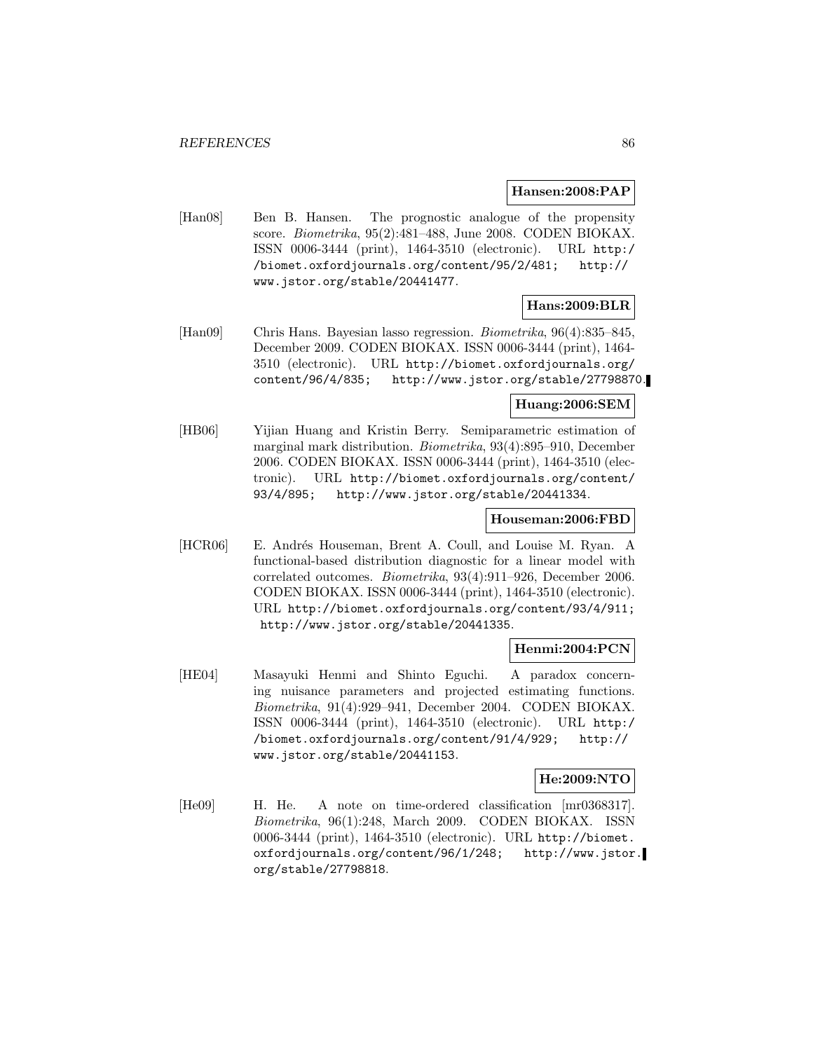**Hansen:2008:PAP**

[Han08] Ben B. Hansen. The prognostic analogue of the propensity score. *Biometrika*, 95(2):481–488, June 2008. CODEN BIOKAX. ISSN 0006-3444 (print), 1464-3510 (electronic). URL http://biomet.oxfordjournals.org/content/95/2/481; http://www.jstor.org/stable/20441477.

**Hans:2009:BLR**

[Han09] Chris Hans. Bayesian lasso regression. *Biometrika*, 96(4):835–845, December 2009. CODEN BIOKAX. ISSN 0006-3444 (print), 1464-3510 (electronic). URL http://biomet.oxfordjournals.org/content/96/4/835; http://www.jstor.org/stable/27798870.

**Huang:2006:SEM**

[HB06] Yijian Huang and Kristin Berry. Semiparametric estimation of marginal mark distribution. *Biometrika*, 93(4):895–910, December 2006. CODEN BIOKAX. ISSN 0006-3444 (print), 1464-3510 (electronic). URL http://biomet.oxfordjournals.org/content/93/4/895; http://www.jstor.org/stable/20441334.

**Houseman:2006:FBD**

[HCR06] E. Andrés Houseman, Brent A. Coull, and Louise M. Ryan. A functional-based distribution diagnostic for a linear model with correlated outcomes. *Biometrika*, 93(4):911–926, December 2006. CODEN BIOKAX. ISSN 0006-3444 (print), 1464-3510 (electronic). URL http://biomet.oxfordjournals.org/content/93/4/911; http://www.jstor.org/stable/20441335.

**Henmi:2004:PCN**

[HE04] Masayuki Henmi and Shinto Eguchi. A paradox concerning nuisance parameters and projected estimating functions. *Biometrika*, 91(4):929–941, December 2004. CODEN BIOKAX. ISSN 0006-3444 (print), 1464-3510 (electronic). URL http://biomet.oxfordjournals.org/content/91/4/929; http://www.jstor.org/stable/20441153.

**He:2009:NTO**

[He09] H. He. A note on time-ordered classification [mr0368317]. *Biometrika*, 96(1):248, March 2009. CODEN BIOKAX. ISSN 0006-3444 (print), 1464-3510 (electronic). URL http://biomet.oxfordjournals.org/content/96/1/248; http://www.jstor.org/stable/27798818.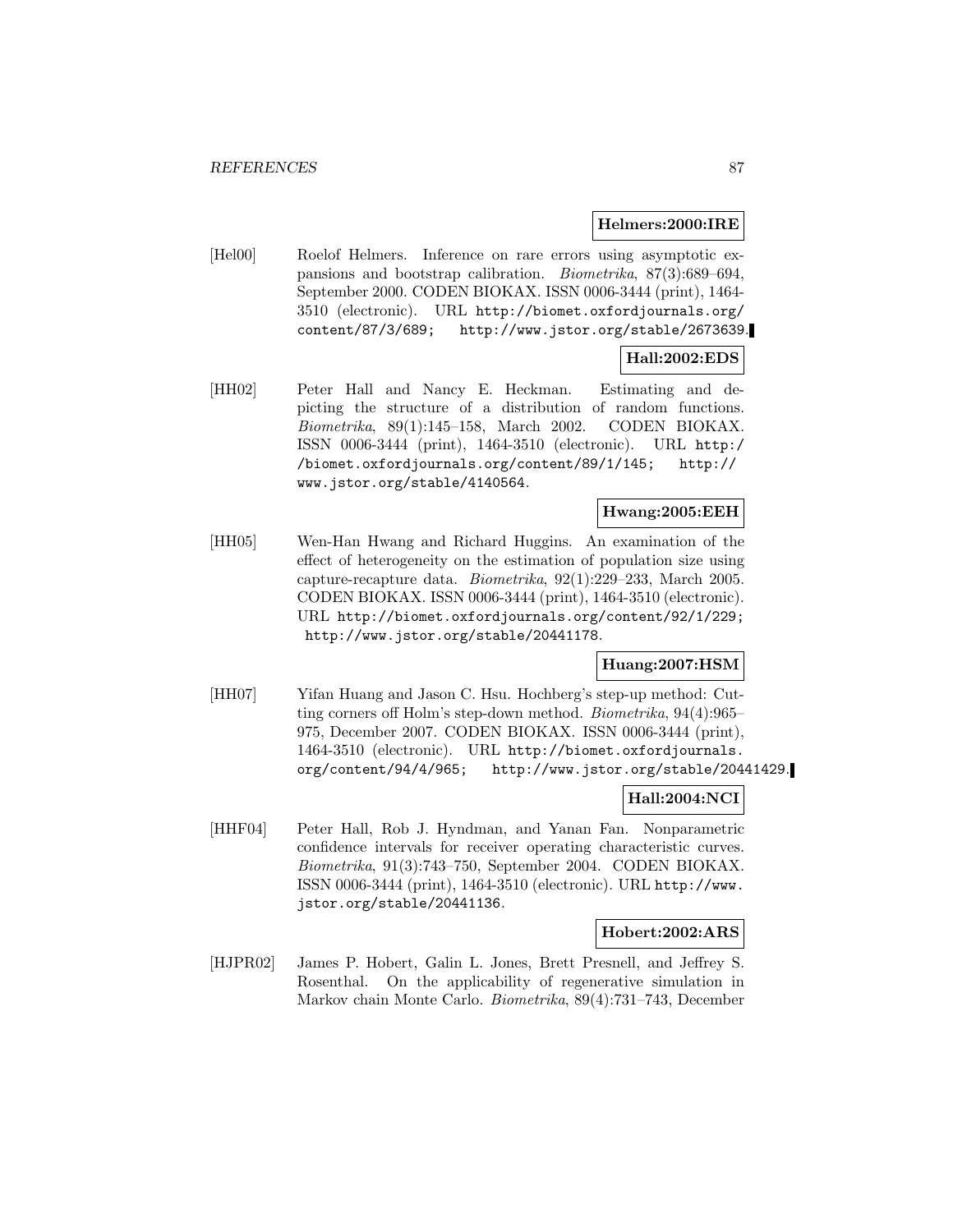**Helmers:2000:IRE**

[Hel00] Roelof Helmers. Inference on rare errors using asymptotic expansions and bootstrap calibration. *Biometrika*, 87(3):689–694, September 2000. CODEN BIOKAX. ISSN 0006-3444 (print), 1464-3510 (electronic). URL http://biomet.oxfordjournals.org/content/87/3/689; http://www.jstor.org/stable/2673639.

**Hall:2002:EDS**

[HH02] Peter Hall and Nancy E. Heckman. Estimating and depicting the structure of a distribution of random functions. *Biometrika*, 89(1):145–158, March 2002. CODEN BIOKAX. ISSN 0006-3444 (print), 1464-3510 (electronic). URL http://biomet.oxfordjournals.org/content/89/1/145; http://www.jstor.org/stable/4140564.

**Hwang:2005:EEH**

[HH05] Wen-Han Hwang and Richard Huggins. An examination of the effect of heterogeneity on the estimation of population size using capture-recapture data. *Biometrika*, 92(1):229–233, March 2005. CODEN BIOKAX. ISSN 0006-3444 (print), 1464-3510 (electronic). URL http://biomet.oxfordjournals.org/content/92/1/229; http://www.jstor.org/stable/20441178.

**Huang:2007:HSM**

[HH07] Yifan Huang and Jason C. Hsu. Hochberg's step-up method: Cutting corners off Holm's step-down method. *Biometrika*, 94(4):965–975, December 2007. CODEN BIOKAX. ISSN 0006-3444 (print), 1464-3510 (electronic). URL http://biomet.oxfordjournals.org/content/94/4/965; http://www.jstor.org/stable/20441429.

**Hall:2004:NCI**

[HHF04] Peter Hall, Rob J. Hyndman, and Yanan Fan. Nonparametric confidence intervals for receiver operating characteristic curves. *Biometrika*, 91(3):743–750, September 2004. CODEN BIOKAX. ISSN 0006-3444 (print), 1464-3510 (electronic). URL http://www.jstor.org/stable/20441136.

**Hobert:2002:ARS**

[HJPR02] James P. Hobert, Galin L. Jones, Brett Presnell, and Jeffrey S. Rosenthal. On the applicability of regenerative simulation in Markov chain Monte Carlo. *Biometrika*, 89(4):731–743, December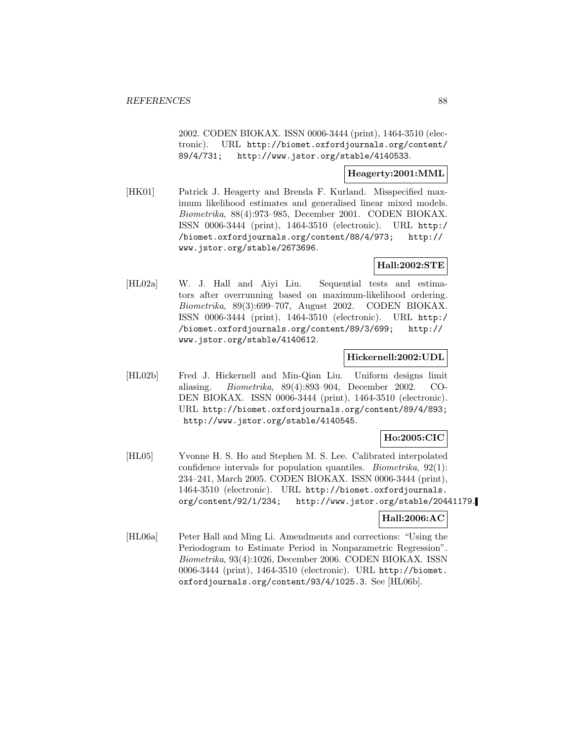2002. CODEN BIOKAX. ISSN 0006-3444 (print), 1464-3510 (electronic). URL http://biomet.oxfordjournals.org/content/89/4/731; http://www.jstor.org/stable/4140533.

**Heagerty:2001:MML**

[HK01] Patrick J. Heagerty and Brenda F. Kurland. Misspecified maximum likelihood estimates and generalised linear mixed models. *Biometrika*, 88(4):973–985, December 2001. CODEN BIOKAX. ISSN 0006-3444 (print), 1464-3510 (electronic). URL http://biomet.oxfordjournals.org/content/88/4/973; http://www.jstor.org/stable/2673696.

**Hall:2002:STE**

[HL02a] W. J. Hall and Aiyi Liu. Sequential tests and estimators after overrunning based on maximum-likelihood ordering. *Biometrika*, 89(3):699–707, August 2002. CODEN BIOKAX. ISSN 0006-3444 (print), 1464-3510 (electronic). URL http://biomet.oxfordjournals.org/content/89/3/699; http://www.jstor.org/stable/4140612.

**Hickernell:2002:UDL**

[HL02b] Fred J. Hickernell and Min-Qian Liu. Uniform designs limit aliasing. *Biometrika*, 89(4):893–904, December 2002. CODEN BIOKAX. ISSN 0006-3444 (print), 1464-3510 (electronic). URL http://biomet.oxfordjournals.org/content/89/4/893; http://www.jstor.org/stable/4140545.

**Ho:2005:CIC**

[HL05] Yvonne H. S. Ho and Stephen M. S. Lee. Calibrated interpolated confidence intervals for population quantiles. *Biometrika*, 92(1): 234–241, March 2005. CODEN BIOKAX. ISSN 0006-3444 (print), 1464-3510 (electronic). URL http://biomet.oxfordjournals.org/content/92/1/234; http://www.jstor.org/stable/20441179.

**Hall:2006:AC**

[HL06a] Peter Hall and Ming Li. Amendments and corrections: "Using the Periodogram to Estimate Period in Nonparametric Regression". *Biometrika*, 93(4):1026, December 2006. CODEN BIOKAX. ISSN 0006-3444 (print), 1464-3510 (electronic). URL http://biomet.oxfordjournals.org/content/93/4/1025.3. See [HL06b].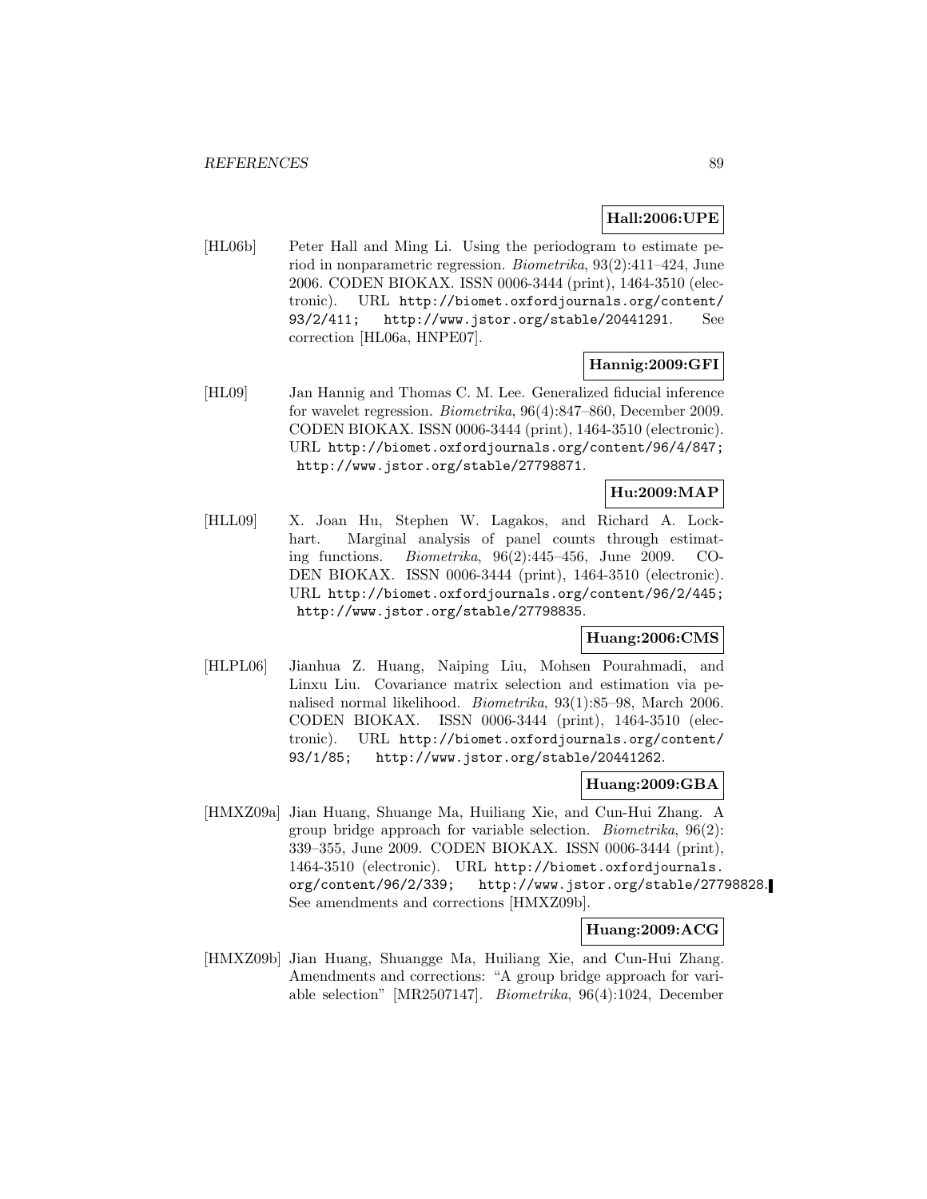**Hall:2006:UPE**

[HL06b] Peter Hall and Ming Li. Using the periodogram to estimate period in nonparametric regression. *Biometrika*, 93(2):411–424, June 2006. CODEN BIOKAX. ISSN 0006-3444 (print), 1464-3510 (electronic). URL http://biomet.oxfordjournals.org/content/93/2/411; http://www.jstor.org/stable/20441291. See correction [HL06a, HNPE07].

**Hannig:2009:GFI**

[HL09] Jan Hannig and Thomas C. M. Lee. Generalized fiducial inference for wavelet regression. *Biometrika*, 96(4):847–860, December 2009. CODEN BIOKAX. ISSN 0006-3444 (print), 1464-3510 (electronic). URL http://biomet.oxfordjournals.org/content/96/4/847; http://www.jstor.org/stable/27798871.

**Hu:2009:MAP**

[HLL09] X. Joan Hu, Stephen W. Lagakos, and Richard A. Lockhart. Marginal analysis of panel counts through estimating functions. *Biometrika*, 96(2):445–456, June 2009. CODEN BIOKAX. ISSN 0006-3444 (print), 1464-3510 (electronic). URL http://biomet.oxfordjournals.org/content/96/2/445; http://www.jstor.org/stable/27798835.

**Huang:2006:CMS**

[HLPL06] Jianhua Z. Huang, Naiping Liu, Mohsen Pourahmadi, and Linxu Liu. Covariance matrix selection and estimation via penalised normal likelihood. *Biometrika*, 93(1):85–98, March 2006. CODEN BIOKAX. ISSN 0006-3444 (print), 1464-3510 (electronic). URL http://biomet.oxfordjournals.org/content/93/1/85; http://www.jstor.org/stable/20441262.

**Huang:2009:GBA**

[HMXZ09a] Jian Huang, Shuange Ma, Huiliang Xie, and Cun-Hui Zhang. A group bridge approach for variable selection. *Biometrika*, 96(2): 339–355, June 2009. CODEN BIOKAX. ISSN 0006-3444 (print), 1464-3510 (electronic). URL http://biomet.oxfordjournals.org/content/96/2/339; http://www.jstor.org/stable/27798828. See amendments and corrections [HMXZ09b].

**Huang:2009:ACG**

[HMXZ09b] Jian Huang, Shuangge Ma, Huiliang Xie, and Cun-Hui Zhang. Amendments and corrections: "A group bridge approach for variable selection" [MR2507147]. *Biometrika*, 96(4):1024, December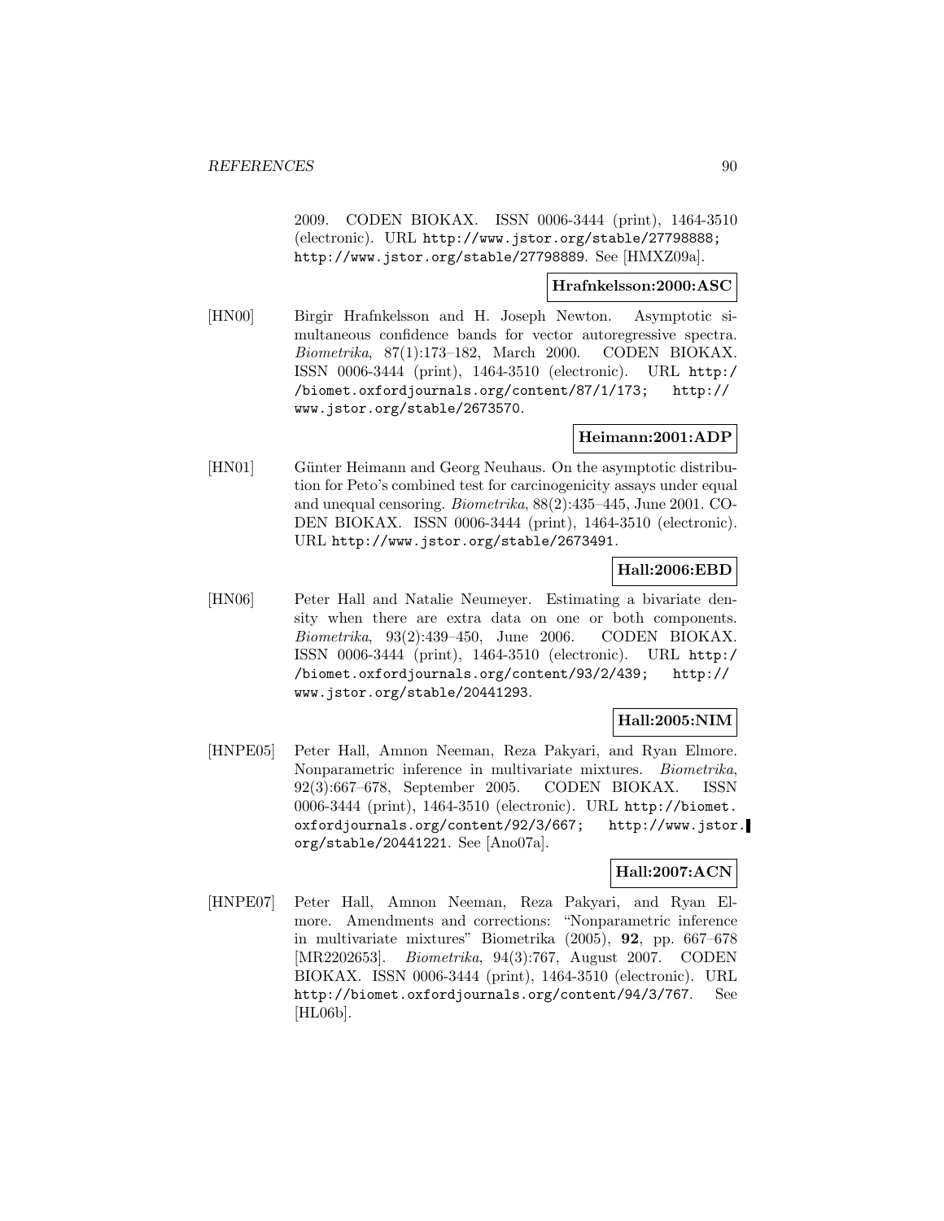2009. CODEN BIOKAX. ISSN 0006-3444 (print), 1464-3510 (electronic). URL http://www.jstor.org/stable/27798888; http://www.jstor.org/stable/27798889. See [HMXZ09a].

**Hrafnkelsson:2000:ASC**

[HN00] Birgir Hrafnkelsson and H. Joseph Newton. Asymptotic simultaneous confidence bands for vector autoregressive spectra. *Biometrika*, 87(1):173–182, March 2000. CODEN BIOKAX. ISSN 0006-3444 (print), 1464-3510 (electronic). URL http://biomet.oxfordjournals.org/content/87/1/173; http://www.jstor.org/stable/2673570.

**Heimann:2001:ADP**

[HN01] Günter Heimann and Georg Neuhaus. On the asymptotic distribution for Peto's combined test for carcinogenicity assays under equal and unequal censoring. *Biometrika*, 88(2):435–445, June 2001. CODEN BIOKAX. ISSN 0006-3444 (print), 1464-3510 (electronic). URL http://www.jstor.org/stable/2673491.

**Hall:2006:EBD**

[HN06] Peter Hall and Natalie Neumeyer. Estimating a bivariate density when there are extra data on one or both components. *Biometrika*, 93(2):439–450, June 2006. CODEN BIOKAX. ISSN 0006-3444 (print), 1464-3510 (electronic). URL http://biomet.oxfordjournals.org/content/93/2/439; http://www.jstor.org/stable/20441293.

**Hall:2005:NIM**

[HNPE05] Peter Hall, Amnon Neeman, Reza Pakyari, and Ryan Elmore. Nonparametric inference in multivariate mixtures. *Biometrika*, 92(3):667–678, September 2005. CODEN BIOKAX. ISSN 0006-3444 (print), 1464-3510 (electronic). URL http://biomet.oxfordjournals.org/content/92/3/667; http://www.jstor.org/stable/20441221. See [Ano07a].

**Hall:2007:ACN**

[HNPE07] Peter Hall, Amnon Neeman, Reza Pakyari, and Ryan Elmore. Amendments and corrections: "Nonparametric inference in multivariate mixtures" Biometrika (2005), **92**, pp. 667–678 [MR2202653]. *Biometrika*, 94(3):767, August 2007. CODEN BIOKAX. ISSN 0006-3444 (print), 1464-3510 (electronic). URL http://biomet.oxfordjournals.org/content/94/3/767. See [HL06b].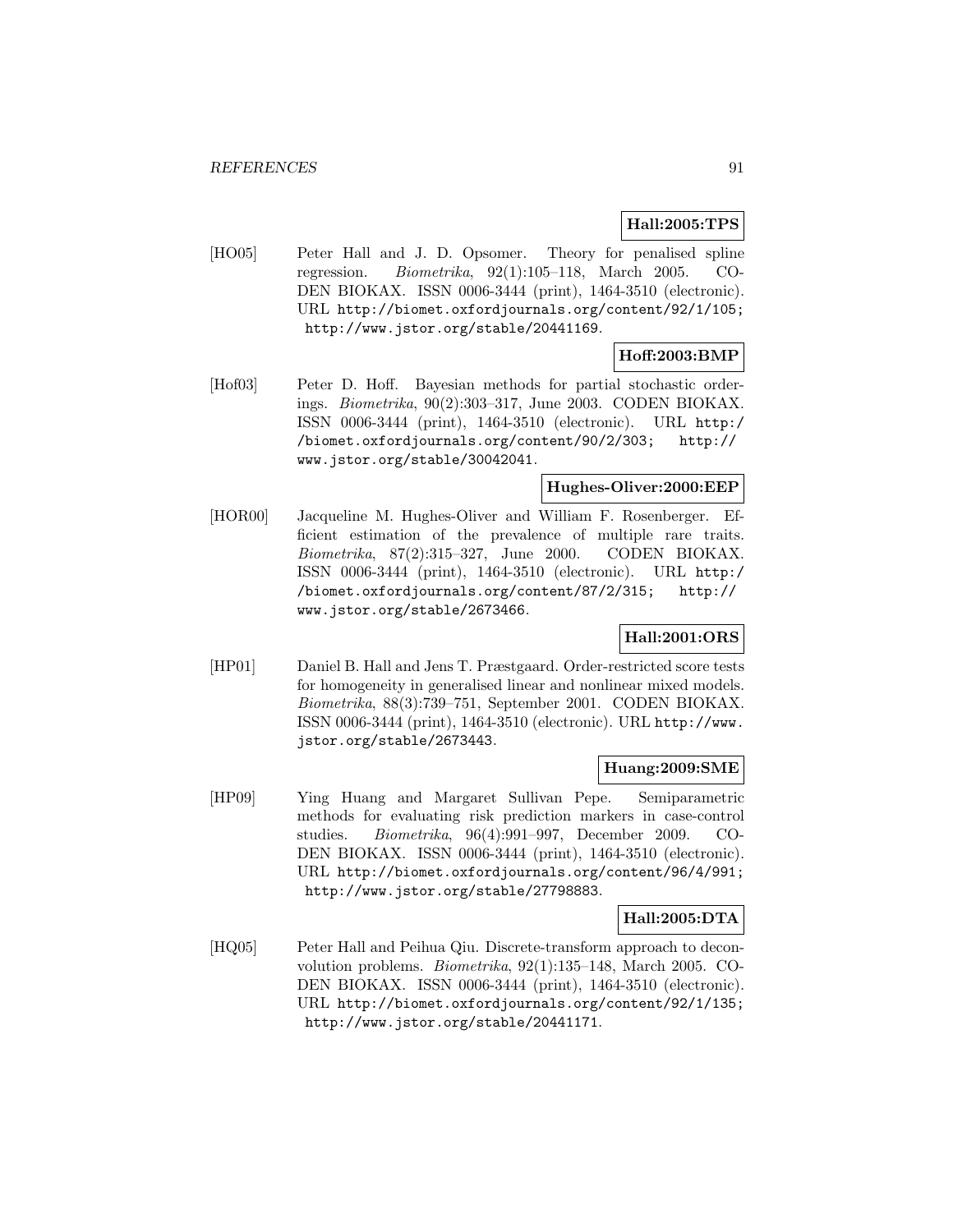**Hall:2005:TPS**

[HO05] Peter Hall and J. D. Opsomer. Theory for penalised spline regression. *Biometrika*, 92(1):105–118, March 2005. CODEN BIOKAX. ISSN 0006-3444 (print), 1464-3510 (electronic). URL http://biomet.oxfordjournals.org/content/92/1/105; http://www.jstor.org/stable/20441169.

**Hoff:2003:BMP**

[Hof03] Peter D. Hoff. Bayesian methods for partial stochastic orderings. *Biometrika*, 90(2):303–317, June 2003. CODEN BIOKAX. ISSN 0006-3444 (print), 1464-3510 (electronic). URL http://biomet.oxfordjournals.org/content/90/2/303; http://www.jstor.org/stable/30042041.

**Hughes-Oliver:2000:EEP**

[HOR00] Jacqueline M. Hughes-Oliver and William F. Rosenberger. Efficient estimation of the prevalence of multiple rare traits. *Biometrika*, 87(2):315–327, June 2000. CODEN BIOKAX. ISSN 0006-3444 (print), 1464-3510 (electronic). URL http://biomet.oxfordjournals.org/content/87/2/315; http://www.jstor.org/stable/2673466.

**Hall:2001:ORS**

[HP01] Daniel B. Hall and Jens T. Præstgaard. Order-restricted score tests for homogeneity in generalised linear and nonlinear mixed models. *Biometrika*, 88(3):739–751, September 2001. CODEN BIOKAX. ISSN 0006-3444 (print), 1464-3510 (electronic). URL http://www.jstor.org/stable/2673443.

**Huang:2009:SME**

[HP09] Ying Huang and Margaret Sullivan Pepe. Semiparametric methods for evaluating risk prediction markers in case-control studies. *Biometrika*, 96(4):991–997, December 2009. CODEN BIOKAX. ISSN 0006-3444 (print), 1464-3510 (electronic). URL http://biomet.oxfordjournals.org/content/96/4/991; http://www.jstor.org/stable/27798883.

**Hall:2005:DTA**

[HQ05] Peter Hall and Peihua Qiu. Discrete-transform approach to deconvolution problems. *Biometrika*, 92(1):135–148, March 2005. CODEN BIOKAX. ISSN 0006-3444 (print), 1464-3510 (electronic). URL http://biomet.oxfordjournals.org/content/92/1/135; http://www.jstor.org/stable/20441171.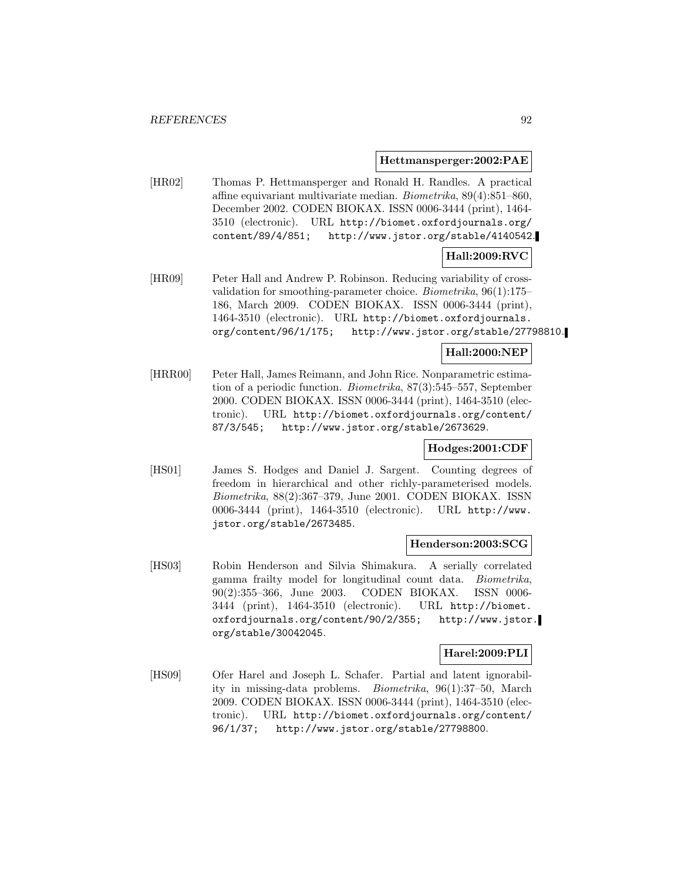**Hettmansperger:2002:PAE**

[HR02] Thomas P. Hettmansperger and Ronald H. Randles. A practical affine equivariant multivariate median. *Biometrika*, 89(4):851–860, December 2002. CODEN BIOKAX. ISSN 0006-3444 (print), 1464-3510 (electronic). URL http://biomet.oxfordjournals.org/content/89/4/851; http://www.jstor.org/stable/4140542.

**Hall:2009:RVC**

[HR09] Peter Hall and Andrew P. Robinson. Reducing variability of cross-validation for smoothing-parameter choice. *Biometrika*, 96(1):175–186, March 2009. CODEN BIOKAX. ISSN 0006-3444 (print), 1464-3510 (electronic). URL http://biomet.oxfordjournals.org/content/96/1/175; http://www.jstor.org/stable/27798810.

**Hall:2000:NEP**

[HRR00] Peter Hall, James Reimann, and John Rice. Nonparametric estimation of a periodic function. *Biometrika*, 87(3):545–557, September 2000. CODEN BIOKAX. ISSN 0006-3444 (print), 1464-3510 (electronic). URL http://biomet.oxfordjournals.org/content/87/3/545; http://www.jstor.org/stable/2673629.

**Hodges:2001:CDF**

[HS01] James S. Hodges and Daniel J. Sargent. Counting degrees of freedom in hierarchical and other richly-parameterised models. *Biometrika*, 88(2):367–379, June 2001. CODEN BIOKAX. ISSN 0006-3444 (print), 1464-3510 (electronic). URL http://www.jstor.org/stable/2673485.

**Henderson:2003:SCG**

[HS03] Robin Henderson and Silvia Shimakura. A serially correlated gamma frailty model for longitudinal count data. *Biometrika*, 90(2):355–366, June 2003. CODEN BIOKAX. ISSN 0006-3444 (print), 1464-3510 (electronic). URL http://biomet.oxfordjournals.org/content/90/2/355; http://www.jstor.org/stable/30042045.

**Harel:2009:PLI**

[HS09] Ofer Harel and Joseph L. Schafer. Partial and latent ignorability in missing-data problems. *Biometrika*, 96(1):37–50, March 2009. CODEN BIOKAX. ISSN 0006-3444 (print), 1464-3510 (electronic). URL http://biomet.oxfordjournals.org/content/96/1/37; http://www.jstor.org/stable/27798800.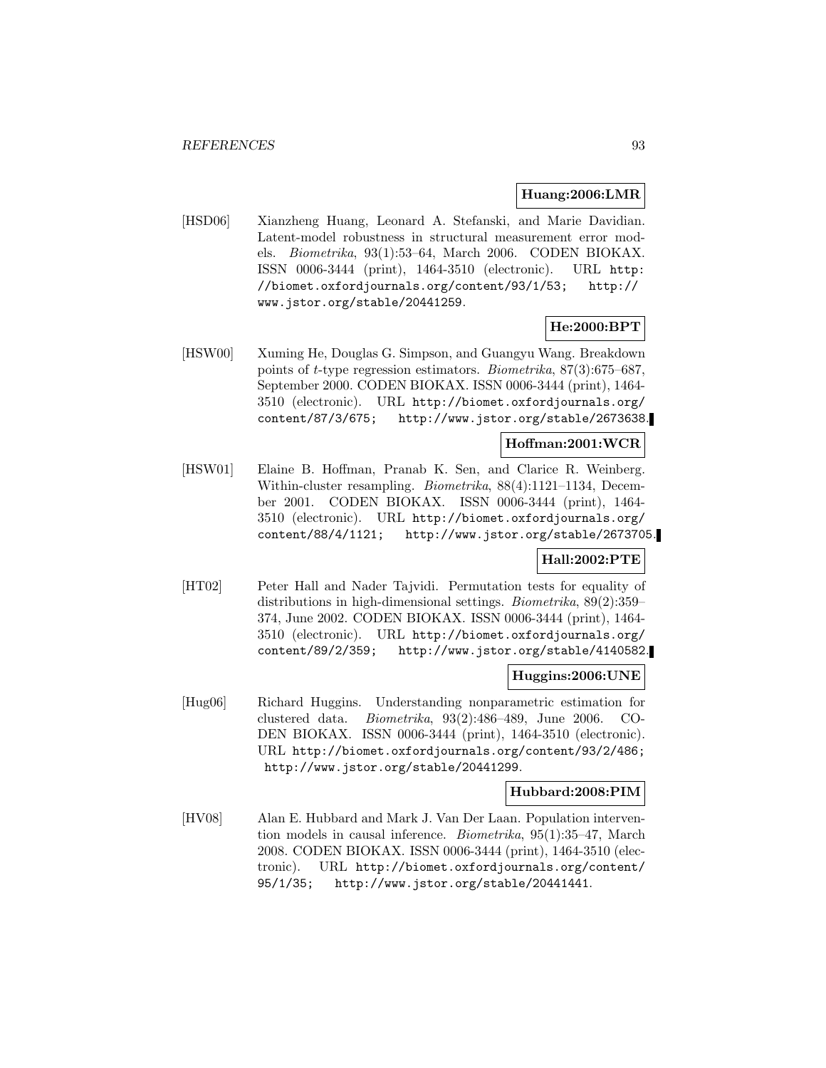**Huang:2006:LMR**

[HSD06] Xianzheng Huang, Leonard A. Stefanski, and Marie Davidian. Latent-model robustness in structural measurement error models. *Biometrika*, 93(1):53–64, March 2006. CODEN BIOKAX. ISSN 0006-3444 (print), 1464-3510 (electronic). URL http://biomet.oxfordjournals.org/content/93/1/53; http://www.jstor.org/stable/20441259.

**He:2000:BPT**

[HSW00] Xuming He, Douglas G. Simpson, and Guangyu Wang. Breakdown points of $t$-type regression estimators. *Biometrika*, 87(3):675–687, September 2000. CODEN BIOKAX. ISSN 0006-3444 (print), 1464-3510 (electronic). URL http://biomet.oxfordjournals.org/content/87/3/675; http://www.jstor.org/stable/2673638.

**Hoffman:2001:WCR**

[HSW01] Elaine B. Hoffman, Pranab K. Sen, and Clarice R. Weinberg. Within-cluster resampling. *Biometrika*, 88(4):1121–1134, December 2001. CODEN BIOKAX. ISSN 0006-3444 (print), 1464-3510 (electronic). URL http://biomet.oxfordjournals.org/content/88/4/1121; http://www.jstor.org/stable/2673705.

**Hall:2002:PTE**

[HT02] Peter Hall and Nader Tajvidi. Permutation tests for equality of distributions in high-dimensional settings. *Biometrika*, 89(2):359–374, June 2002. CODEN BIOKAX. ISSN 0006-3444 (print), 1464-3510 (electronic). URL http://biomet.oxfordjournals.org/content/89/2/359; http://www.jstor.org/stable/4140582.

**Huggins:2006:UNE**

[Hug06] Richard Huggins. Understanding nonparametric estimation for clustered data. *Biometrika*, 93(2):486–489, June 2006. CODEN BIOKAX. ISSN 0006-3444 (print), 1464-3510 (electronic). URL http://biomet.oxfordjournals.org/content/93/2/486; http://www.jstor.org/stable/20441299.

**Hubbard:2008:PIM**

[HV08] Alan E. Hubbard and Mark J. Van Der Laan. Population intervention models in causal inference. *Biometrika*, 95(1):35–47, March 2008. CODEN BIOKAX. ISSN 0006-3444 (print), 1464-3510 (electronic). URL http://biomet.oxfordjournals.org/content/95/1/35; http://www.jstor.org/stable/20441441.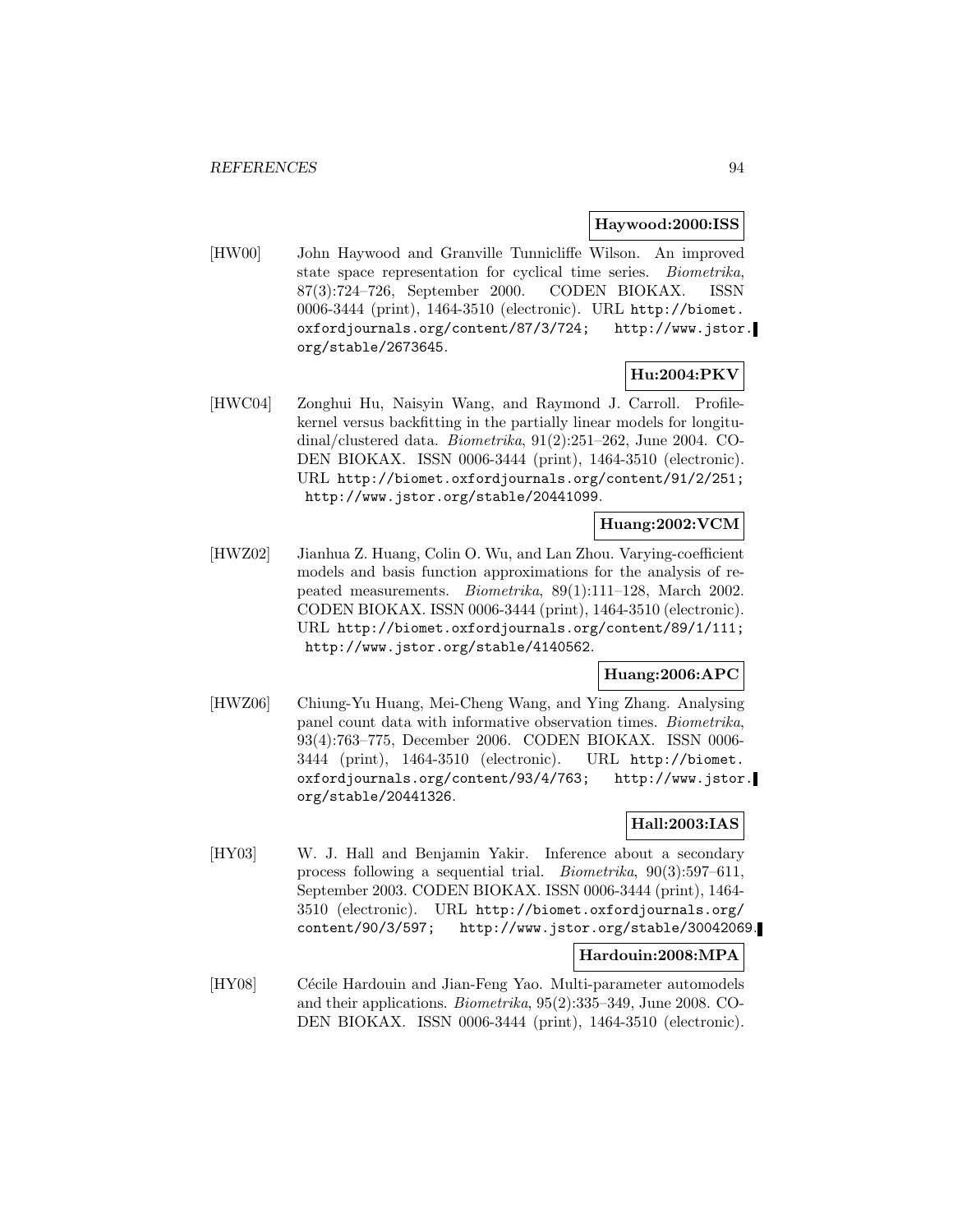**Haywood:2000:ISS**

[HW00] John Haywood and Granville Tunnicliffe Wilson. An improved state space representation for cyclical time series. *Biometrika*, 87(3):724–726, September 2000. CODEN BIOKAX. ISSN 0006-3444 (print), 1464-3510 (electronic). URL http://biomet.oxfordjournals.org/content/87/3/724; http://www.jstor.org/stable/2673645.

**Hu:2004:PKV**

[HWC04] Zonghui Hu, Naisyin Wang, and Raymond J. Carroll. Profile-kernel versus backfitting in the partially linear models for longitudinal/clustered data. *Biometrika*, 91(2):251–262, June 2004. CODEN BIOKAX. ISSN 0006-3444 (print), 1464-3510 (electronic). URL http://biomet.oxfordjournals.org/content/91/2/251; http://www.jstor.org/stable/20441099.

**Huang:2002:VCM**

[HWZ02] Jianhua Z. Huang, Colin O. Wu, and Lan Zhou. Varying-coefficient models and basis function approximations for the analysis of repeated measurements. *Biometrika*, 89(1):111–128, March 2002. CODEN BIOKAX. ISSN 0006-3444 (print), 1464-3510 (electronic). URL http://biomet.oxfordjournals.org/content/89/1/111; http://www.jstor.org/stable/4140562.

**Huang:2006:APC**

[HWZ06] Chiung-Yu Huang, Mei-Cheng Wang, and Ying Zhang. Analysing panel count data with informative observation times. *Biometrika*, 93(4):763–775, December 2006. CODEN BIOKAX. ISSN 0006-3444 (print), 1464-3510 (electronic). URL http://biomet.oxfordjournals.org/content/93/4/763; http://www.jstor.org/stable/20441326.

**Hall:2003:IAS**

[HY03] W. J. Hall and Benjamin Yakir. Inference about a secondary process following a sequential trial. *Biometrika*, 90(3):597–611, September 2003. CODEN BIOKAX. ISSN 0006-3444 (print), 1464-3510 (electronic). URL http://biomet.oxfordjournals.org/content/90/3/597; http://www.jstor.org/stable/30042069.

**Hardouin:2008:MPA**

[HY08] Cécile Hardouin and Jian-Feng Yao. Multi-parameter automodels and their applications. *Biometrika*, 95(2):335–349, June 2008. CODEN BIOKAX. ISSN 0006-3444 (print), 1464-3510 (electronic).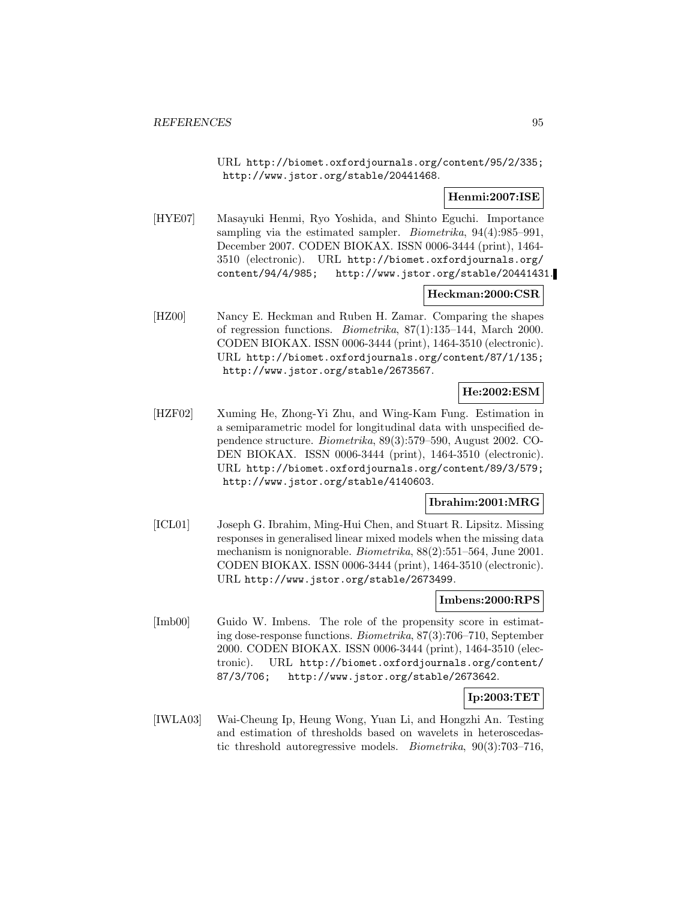URL http://biomet.oxfordjournals.org/content/95/2/335; http://www.jstor.org/stable/20441468.

**Henmi:2007:ISE**

[HYE07] Masayuki Henmi, Ryo Yoshida, and Shinto Eguchi. Importance sampling via the estimated sampler. *Biometrika*, 94(4):985–991, December 2007. CODEN BIOKAX. ISSN 0006-3444 (print), 1464-3510 (electronic). URL http://biomet.oxfordjournals.org/content/94/4/985; http://www.jstor.org/stable/20441431.

**Heckman:2000:CSR**

[HZ00] Nancy E. Heckman and Ruben H. Zamar. Comparing the shapes of regression functions. *Biometrika*, 87(1):135–144, March 2000. CODEN BIOKAX. ISSN 0006-3444 (print), 1464-3510 (electronic). URL http://biomet.oxfordjournals.org/content/87/1/135; http://www.jstor.org/stable/2673567.

**He:2002:ESM**

[HZF02] Xuming He, Zhong-Yi Zhu, and Wing-Kam Fung. Estimation in a semiparametric model for longitudinal data with unspecified dependence structure. *Biometrika*, 89(3):579–590, August 2002. CODEN BIOKAX. ISSN 0006-3444 (print), 1464-3510 (electronic). URL http://biomet.oxfordjournals.org/content/89/3/579; http://www.jstor.org/stable/4140603.

**Ibrahim:2001:MRG**

[ICL01] Joseph G. Ibrahim, Ming-Hui Chen, and Stuart R. Lipsitz. Missing responses in generalised linear mixed models when the missing data mechanism is nonignorable. *Biometrika*, 88(2):551–564, June 2001. CODEN BIOKAX. ISSN 0006-3444 (print), 1464-3510 (electronic). URL http://www.jstor.org/stable/2673499.

**Imbens:2000:RPS**

[Imb00] Guido W. Imbens. The role of the propensity score in estimating dose-response functions. *Biometrika*, 87(3):706–710, September 2000. CODEN BIOKAX. ISSN 0006-3444 (print), 1464-3510 (electronic). URL http://biomet.oxfordjournals.org/content/87/3/706; http://www.jstor.org/stable/2673642.

**Ip:2003:TET**

[IWLA03] Wai-Cheung Ip, Heung Wong, Yuan Li, and Hongzhi An. Testing and estimation of thresholds based on wavelets in heteroscedastic threshold autoregressive models. *Biometrika*, 90(3):703–716,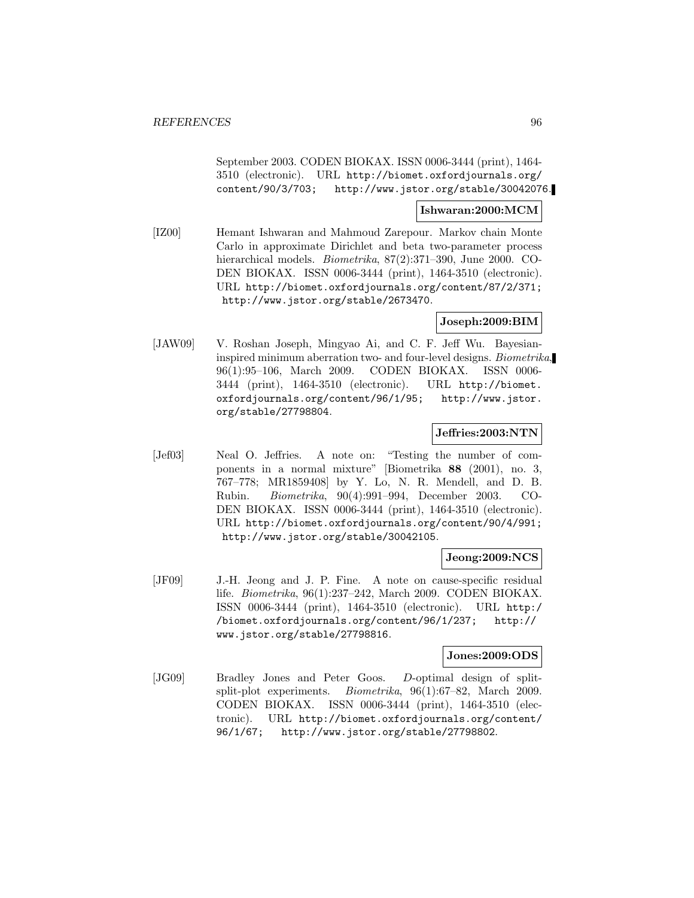September 2003. CODEN BIOKAX. ISSN 0006-3444 (print), 1464-3510 (electronic). URL http://biomet.oxfordjournals.org/content/90/3/703; http://www.jstor.org/stable/30042076.

**Ishwaran:2000:MCM**

[IZ00] Hemant Ishwaran and Mahmoud Zarepour. Markov chain Monte Carlo in approximate Dirichlet and beta two-parameter process hierarchical models. *Biometrika*, 87(2):371–390, June 2000. CODEN BIOKAX. ISSN 0006-3444 (print), 1464-3510 (electronic). URL http://biomet.oxfordjournals.org/content/87/2/371; http://www.jstor.org/stable/2673470.

**Joseph:2009:BIM**

[JAW09] V. Roshan Joseph, Mingyao Ai, and C. F. Jeff Wu. Bayesian-inspired minimum aberration two- and four-level designs. *Biometrika*, 96(1):95–106, March 2009. CODEN BIOKAX. ISSN 0006-3444 (print), 1464-3510 (electronic). URL http://biomet.oxfordjournals.org/content/96/1/95; http://www.jstor.org/stable/27798804.

**Jeffries:2003:NTN**

[Jef03] Neal O. Jeffries. A note on: "Testing the number of components in a normal mixture" [Biometrika **88** (2001), no. 3, 767–778; MR1859408] by Y. Lo, N. R. Mendell, and D. B. Rubin. *Biometrika*, 90(4):991–994, December 2003. CODEN BIOKAX. ISSN 0006-3444 (print), 1464-3510 (electronic). URL http://biomet.oxfordjournals.org/content/90/4/991; http://www.jstor.org/stable/30042105.

**Jeong:2009:NCS**

[JF09] J.-H. Jeong and J. P. Fine. A note on cause-specific residual life. *Biometrika*, 96(1):237–242, March 2009. CODEN BIOKAX. ISSN 0006-3444 (print), 1464-3510 (electronic). URL http://biomet.oxfordjournals.org/content/96/1/237; http://www.jstor.org/stable/27798816.

**Jones:2009:ODS**

[JG09] Bradley Jones and Peter Goos. *D*-optimal design of split-split-plot experiments. *Biometrika*, 96(1):67–82, March 2009. CODEN BIOKAX. ISSN 0006-3444 (print), 1464-3510 (electronic). URL http://biomet.oxfordjournals.org/content/96/1/67; http://www.jstor.org/stable/27798802.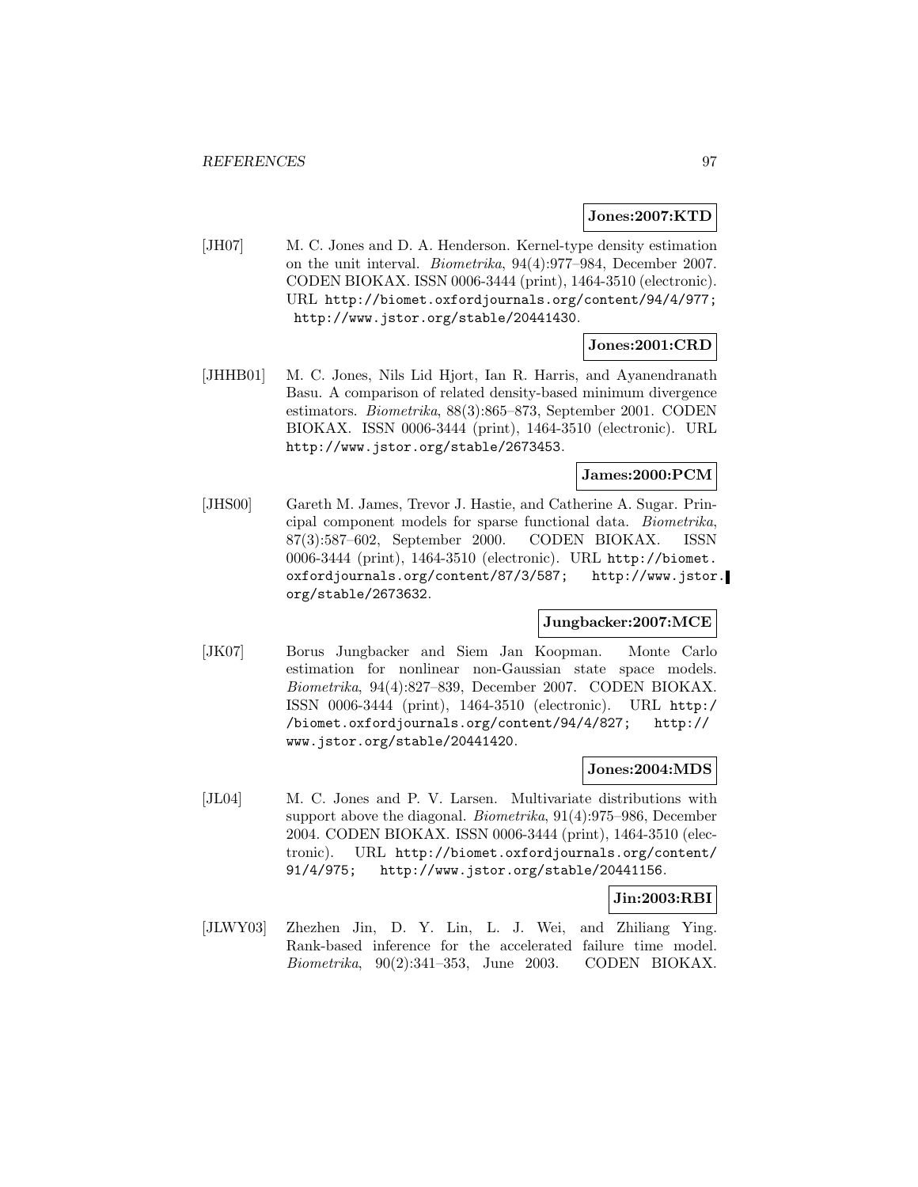**Jones:2007:KTD**

[JH07] M. C. Jones and D. A. Henderson. Kernel-type density estimation on the unit interval. *Biometrika*, 94(4):977–984, December 2007. CODEN BIOKAX. ISSN 0006-3444 (print), 1464-3510 (electronic). URL http://biomet.oxfordjournals.org/content/94/4/977; http://www.jstor.org/stable/20441430.

**Jones:2001:CRD**

[JHHB01] M. C. Jones, Nils Lid Hjort, Ian R. Harris, and Ayanendranath Basu. A comparison of related density-based minimum divergence estimators. *Biometrika*, 88(3):865–873, September 2001. CODEN BIOKAX. ISSN 0006-3444 (print), 1464-3510 (electronic). URL http://www.jstor.org/stable/2673453.

**James:2000:PCM**

[JHS00] Gareth M. James, Trevor J. Hastie, and Catherine A. Sugar. Principal component models for sparse functional data. *Biometrika*, 87(3):587–602, September 2000. CODEN BIOKAX. ISSN 0006-3444 (print), 1464-3510 (electronic). URL http://biomet.oxfordjournals.org/content/87/3/587; http://www.jstor.org/stable/2673632.

**Jungbacker:2007:MCE**

[JK07] Borus Jungbacker and Siem Jan Koopman. Monte Carlo estimation for nonlinear non-Gaussian state space models. *Biometrika*, 94(4):827–839, December 2007. CODEN BIOKAX. ISSN 0006-3444 (print), 1464-3510 (electronic). URL http://biomet.oxfordjournals.org/content/94/4/827; http://www.jstor.org/stable/20441420.

**Jones:2004:MDS**

[JL04] M. C. Jones and P. V. Larsen. Multivariate distributions with support above the diagonal. *Biometrika*, 91(4):975–986, December 2004. CODEN BIOKAX. ISSN 0006-3444 (print), 1464-3510 (electronic). URL http://biomet.oxfordjournals.org/content/91/4/975; http://www.jstor.org/stable/20441156.

**Jin:2003:RBI**

[JLWY03] Zhezhen Jin, D. Y. Lin, L. J. Wei, and Zhiliang Ying. Rank-based inference for the accelerated failure time model. *Biometrika*, 90(2):341–353, June 2003. CODEN BIOKAX.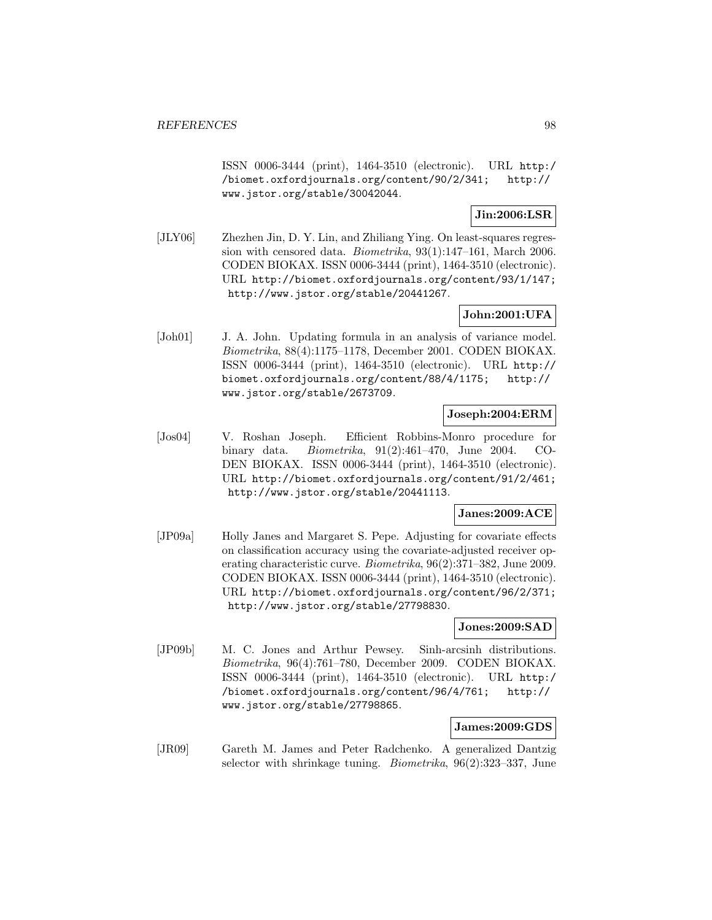ISSN 0006-3444 (print), 1464-3510 (electronic). URL http://biomet.oxfordjournals.org/content/90/2/341; http://www.jstor.org/stable/30042044.

**Jin:2006:LSR**

[JLY06] Zhezhen Jin, D. Y. Lin, and Zhiliang Ying. On least-squares regression with censored data. *Biometrika*, 93(1):147–161, March 2006. CODEN BIOKAX. ISSN 0006-3444 (print), 1464-3510 (electronic). URL http://biomet.oxfordjournals.org/content/93/1/147; http://www.jstor.org/stable/20441267.

**John:2001:UFA**

[Joh01] J. A. John. Updating formula in an analysis of variance model. *Biometrika*, 88(4):1175–1178, December 2001. CODEN BIOKAX. ISSN 0006-3444 (print), 1464-3510 (electronic). URL http://biomet.oxfordjournals.org/content/88/4/1175; http://www.jstor.org/stable/2673709.

**Joseph:2004:ERM**

[Jos04] V. Roshan Joseph. Efficient Robbins-Monro procedure for binary data. *Biometrika*, 91(2):461–470, June 2004. CODEN BIOKAX. ISSN 0006-3444 (print), 1464-3510 (electronic). URL http://biomet.oxfordjournals.org/content/91/2/461; http://www.jstor.org/stable/20441113.

**Janes:2009:ACE**

[JP09a] Holly Janes and Margaret S. Pepe. Adjusting for covariate effects on classification accuracy using the covariate-adjusted receiver operating characteristic curve. *Biometrika*, 96(2):371–382, June 2009. CODEN BIOKAX. ISSN 0006-3444 (print), 1464-3510 (electronic). URL http://biomet.oxfordjournals.org/content/96/2/371; http://www.jstor.org/stable/27798830.

**Jones:2009:SAD**

[JP09b] M. C. Jones and Arthur Pewsey. Sinh-arcsinh distributions. *Biometrika*, 96(4):761–780, December 2009. CODEN BIOKAX. ISSN 0006-3444 (print), 1464-3510 (electronic). URL http://biomet.oxfordjournals.org/content/96/4/761; http://www.jstor.org/stable/27798865.

**James:2009:GDS**

[JR09] Gareth M. James and Peter Radchenko. A generalized Dantzig selector with shrinkage tuning. *Biometrika*, 96(2):323–337, June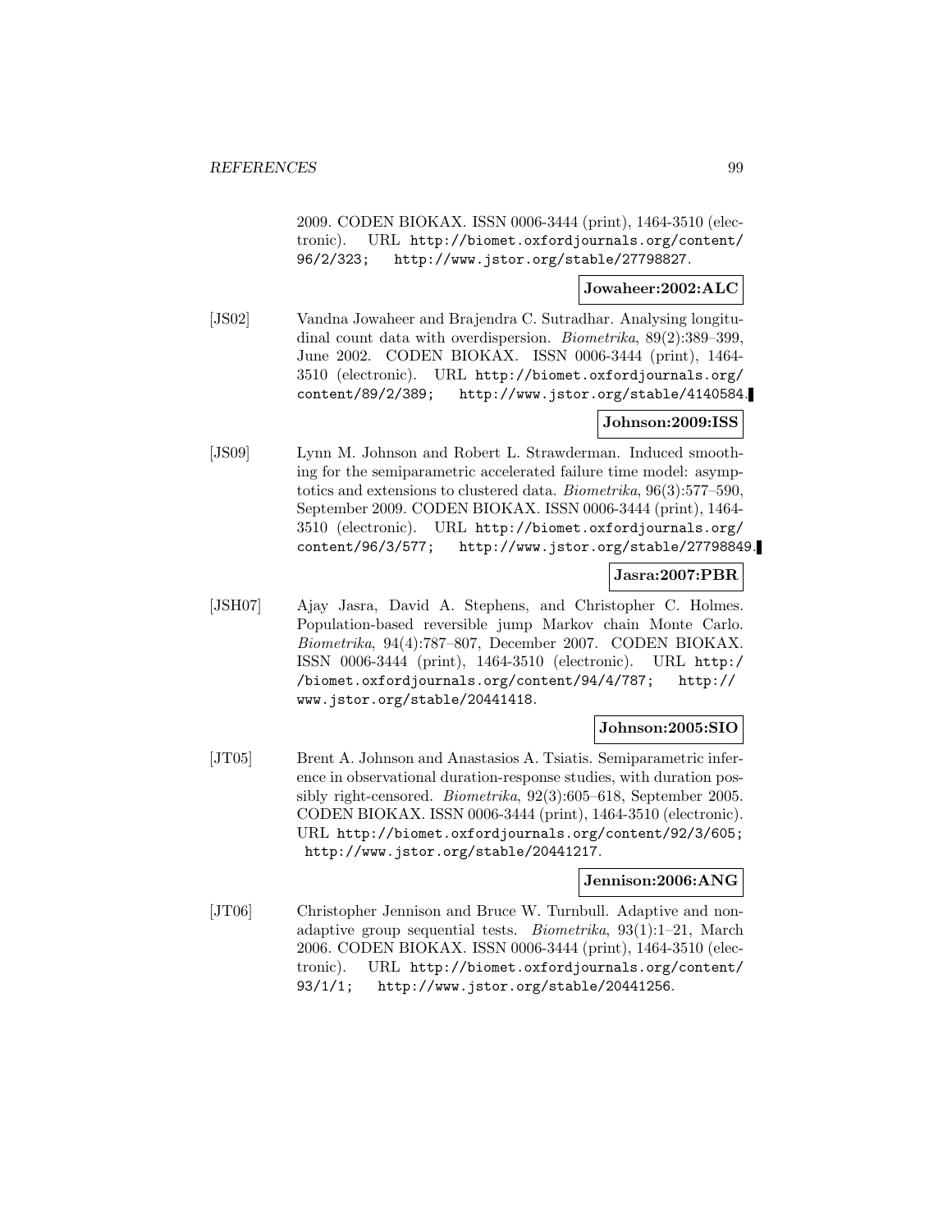2009. CODEN BIOKAX. ISSN 0006-3444 (print), 1464-3510 (electronic). URL http://biomet.oxfordjournals.org/content/96/2/323; http://www.jstor.org/stable/27798827.

**Jowaheer:2002:ALC**

[JS02] Vandna Jowaheer and Brajendra C. Sutradhar. Analysing longitudinal count data with overdispersion. *Biometrika*, 89(2):389–399, June 2002. CODEN BIOKAX. ISSN 0006-3444 (print), 1464-3510 (electronic). URL http://biomet.oxfordjournals.org/content/89/2/389; http://www.jstor.org/stable/4140584.

**Johnson:2009:ISS**

[JS09] Lynn M. Johnson and Robert L. Strawderman. Induced smoothing for the semiparametric accelerated failure time model: asymptotics and extensions to clustered data. *Biometrika*, 96(3):577–590, September 2009. CODEN BIOKAX. ISSN 0006-3444 (print), 1464-3510 (electronic). URL http://biomet.oxfordjournals.org/content/96/3/577; http://www.jstor.org/stable/27798849.

**Jasra:2007:PBR**

[JSH07] Ajay Jasra, David A. Stephens, and Christopher C. Holmes. Population-based reversible jump Markov chain Monte Carlo. *Biometrika*, 94(4):787–807, December 2007. CODEN BIOKAX. ISSN 0006-3444 (print), 1464-3510 (electronic). URL http://biomet.oxfordjournals.org/content/94/4/787; http://www.jstor.org/stable/20441418.

**Johnson:2005:SIO**

[JT05] Brent A. Johnson and Anastasios A. Tsiatis. Semiparametric inference in observational duration-response studies, with duration possibly right-censored. *Biometrika*, 92(3):605–618, September 2005. CODEN BIOKAX. ISSN 0006-3444 (print), 1464-3510 (electronic). URL http://biomet.oxfordjournals.org/content/92/3/605; http://www.jstor.org/stable/20441217.

**Jennison:2006:ANG**

[JT06] Christopher Jennison and Bruce W. Turnbull. Adaptive and nonadaptive group sequential tests. *Biometrika*, 93(1):1–21, March 2006. CODEN BIOKAX. ISSN 0006-3444 (print), 1464-3510 (electronic). URL http://biomet.oxfordjournals.org/content/93/1/1; http://www.jstor.org/stable/20441256.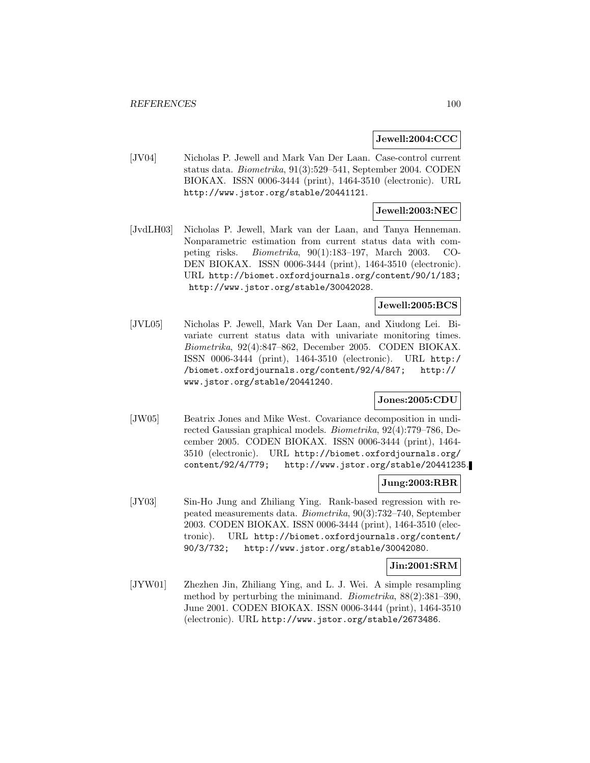**Jewell:2004:CCC**

[JV04] Nicholas P. Jewell and Mark Van Der Laan. Case-control current status data. *Biometrika*, 91(3):529–541, September 2004. CODEN BIOKAX. ISSN 0006-3444 (print), 1464-3510 (electronic). URL http://www.jstor.org/stable/20441121.

**Jewell:2003:NEC**

[JvdLH03] Nicholas P. Jewell, Mark van der Laan, and Tanya Henneman. Nonparametric estimation from current status data with competing risks. *Biometrika*, 90(1):183–197, March 2003. CODEN BIOKAX. ISSN 0006-3444 (print), 1464-3510 (electronic). URL http://biomet.oxfordjournals.org/content/90/1/183; http://www.jstor.org/stable/30042028.

**Jewell:2005:BCS**

[JVL05] Nicholas P. Jewell, Mark Van Der Laan, and Xiudong Lei. Bivariate current status data with univariate monitoring times. *Biometrika*, 92(4):847–862, December 2005. CODEN BIOKAX. ISSN 0006-3444 (print), 1464-3510 (electronic). URL http://biomet.oxfordjournals.org/content/92/4/847; http://www.jstor.org/stable/20441240.

**Jones:2005:CDU**

[JW05] Beatrix Jones and Mike West. Covariance decomposition in undirected Gaussian graphical models. *Biometrika*, 92(4):779–786, December 2005. CODEN BIOKAX. ISSN 0006-3444 (print), 1464-3510 (electronic). URL http://biomet.oxfordjournals.org/content/92/4/779; http://www.jstor.org/stable/20441235.

**Jung:2003:RBR**

[JY03] Sin-Ho Jung and Zhiliang Ying. Rank-based regression with repeated measurements data. *Biometrika*, 90(3):732–740, September 2003. CODEN BIOKAX. ISSN 0006-3444 (print), 1464-3510 (electronic). URL http://biomet.oxfordjournals.org/content/90/3/732; http://www.jstor.org/stable/30042080.

**Jin:2001:SRM**

[JYW01] Zhezhen Jin, Zhiliang Ying, and L. J. Wei. A simple resampling method by perturbing the minimand. *Biometrika*, 88(2):381–390, June 2001. CODEN BIOKAX. ISSN 0006-3444 (print), 1464-3510 (electronic). URL http://www.jstor.org/stable/2673486.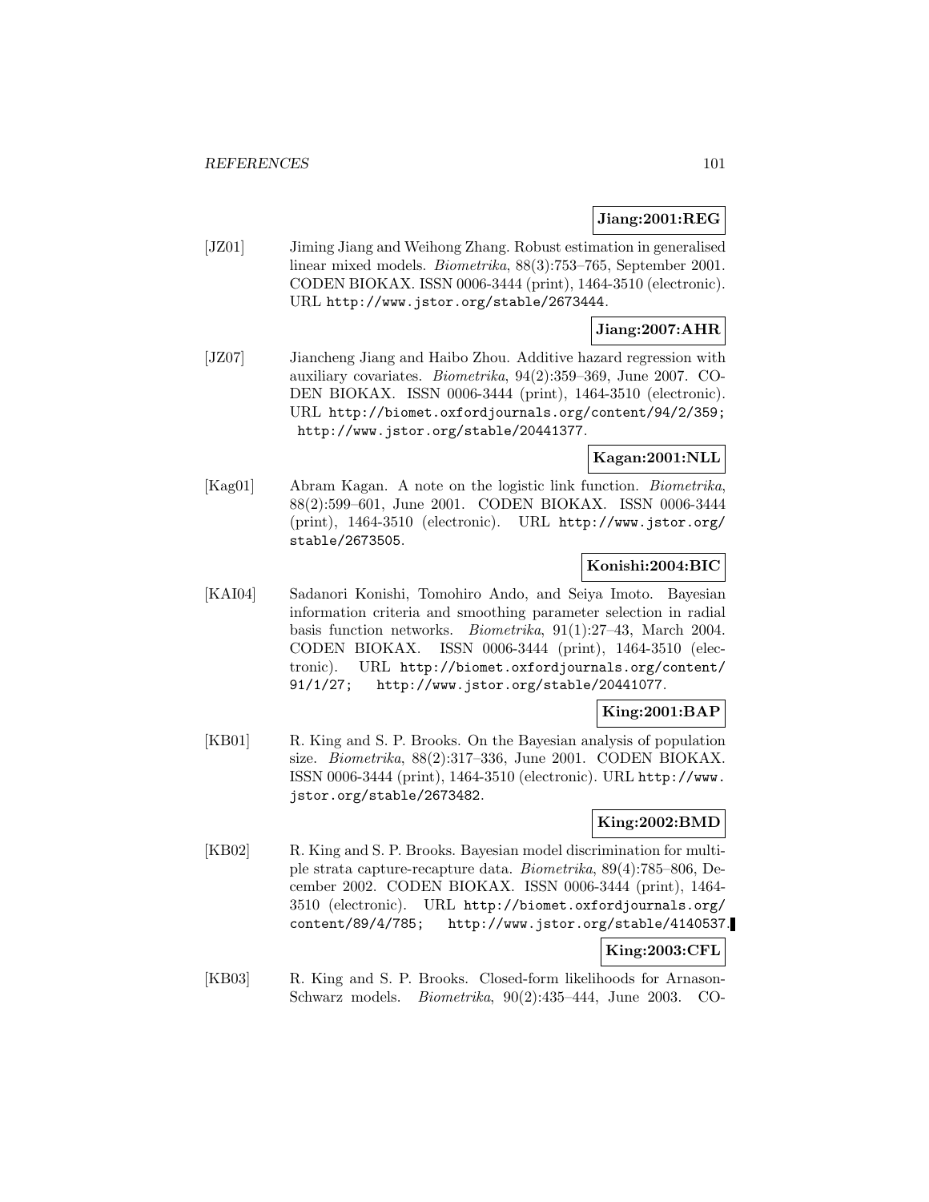**Jiang:2001:REG**

[JZ01] Jiming Jiang and Weihong Zhang. Robust estimation in generalised linear mixed models. *Biometrika*, 88(3):753–765, September 2001. CODEN BIOKAX. ISSN 0006-3444 (print), 1464-3510 (electronic). URL http://www.jstor.org/stable/2673444.

**Jiang:2007:AHR**

[JZ07] Jiancheng Jiang and Haibo Zhou. Additive hazard regression with auxiliary covariates. *Biometrika*, 94(2):359–369, June 2007. CODEN BIOKAX. ISSN 0006-3444 (print), 1464-3510 (electronic). URL http://biomet.oxfordjournals.org/content/94/2/359; http://www.jstor.org/stable/20441377.

**Kagan:2001:NLL**

[Kag01] Abram Kagan. A note on the logistic link function. *Biometrika*, 88(2):599–601, June 2001. CODEN BIOKAX. ISSN 0006-3444 (print), 1464-3510 (electronic). URL http://www.jstor.org/stable/2673505.

**Konishi:2004:BIC**

[KAI04] Sadanori Konishi, Tomohiro Ando, and Seiya Imoto. Bayesian information criteria and smoothing parameter selection in radial basis function networks. *Biometrika*, 91(1):27–43, March 2004. CODEN BIOKAX. ISSN 0006-3444 (print), 1464-3510 (electronic). URL http://biomet.oxfordjournals.org/content/91/1/27; http://www.jstor.org/stable/20441077.

**King:2001:BAP**

[KB01] R. King and S. P. Brooks. On the Bayesian analysis of population size. *Biometrika*, 88(2):317–336, June 2001. CODEN BIOKAX. ISSN 0006-3444 (print), 1464-3510 (electronic). URL http://www.jstor.org/stable/2673482.

**King:2002:BMD**

[KB02] R. King and S. P. Brooks. Bayesian model discrimination for multiple strata capture-recapture data. *Biometrika*, 89(4):785–806, December 2002. CODEN BIOKAX. ISSN 0006-3444 (print), 1464-3510 (electronic). URL http://biomet.oxfordjournals.org/content/89/4/785; http://www.jstor.org/stable/4140537.

**King:2003:CFL**

[KB03] R. King and S. P. Brooks. Closed-form likelihoods for Arnason-Schwarz models. *Biometrika*, 90(2):435–444, June 2003. CO-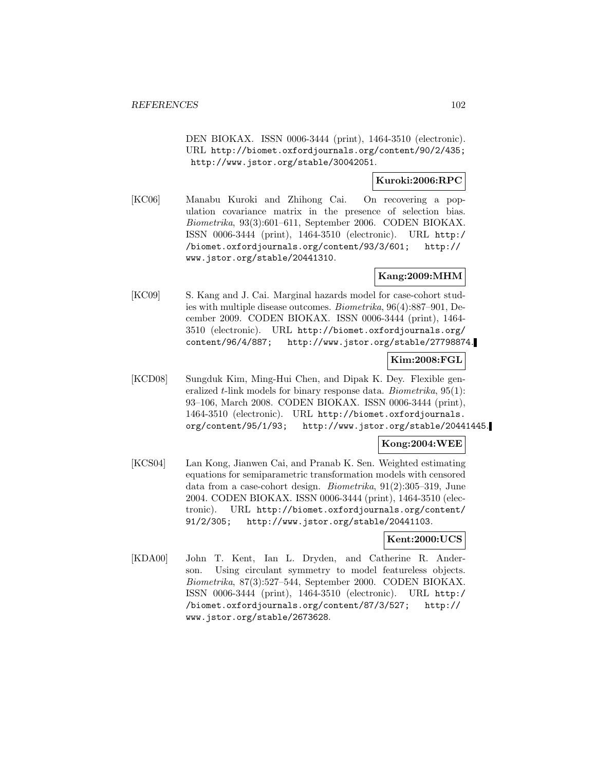DEN BIOKAX. ISSN 0006-3444 (print), 1464-3510 (electronic). URL http://biomet.oxfordjournals.org/content/90/2/435; http://www.jstor.org/stable/30042051.

**Kuroki:2006:RPC**

[KC06] Manabu Kuroki and Zhihong Cai. On recovering a population covariance matrix in the presence of selection bias. *Biometrika*, 93(3):601–611, September 2006. CODEN BIOKAX. ISSN 0006-3444 (print), 1464-3510 (electronic). URL http://biomet.oxfordjournals.org/content/93/3/601; http://www.jstor.org/stable/20441310.

**Kang:2009:MHM**

[KC09] S. Kang and J. Cai. Marginal hazards model for case-cohort studies with multiple disease outcomes. *Biometrika*, 96(4):887–901, December 2009. CODEN BIOKAX. ISSN 0006-3444 (print), 1464-3510 (electronic). URL http://biomet.oxfordjournals.org/content/96/4/887; http://www.jstor.org/stable/27798874.

**Kim:2008:FGL**

[KCD08] Sungduk Kim, Ming-Hui Chen, and Dipak K. Dey. Flexible generalized $t$-link models for binary response data. *Biometrika*, 95(1): 93–106, March 2008. CODEN BIOKAX. ISSN 0006-3444 (print), 1464-3510 (electronic). URL http://biomet.oxfordjournals.org/content/95/1/93; http://www.jstor.org/stable/20441445.

**Kong:2004:WEE**

[KCS04] Lan Kong, Jianwen Cai, and Pranab K. Sen. Weighted estimating equations for semiparametric transformation models with censored data from a case-cohort design. *Biometrika*, 91(2):305–319, June 2004. CODEN BIOKAX. ISSN 0006-3444 (print), 1464-3510 (electronic). URL http://biomet.oxfordjournals.org/content/91/2/305; http://www.jstor.org/stable/20441103.

**Kent:2000:UCS**

[KDA00] John T. Kent, Ian L. Dryden, and Catherine R. Anderson. Using circulant symmetry to model featureless objects. *Biometrika*, 87(3):527–544, September 2000. CODEN BIOKAX. ISSN 0006-3444 (print), 1464-3510 (electronic). URL http://biomet.oxfordjournals.org/content/87/3/527; http://www.jstor.org/stable/2673628.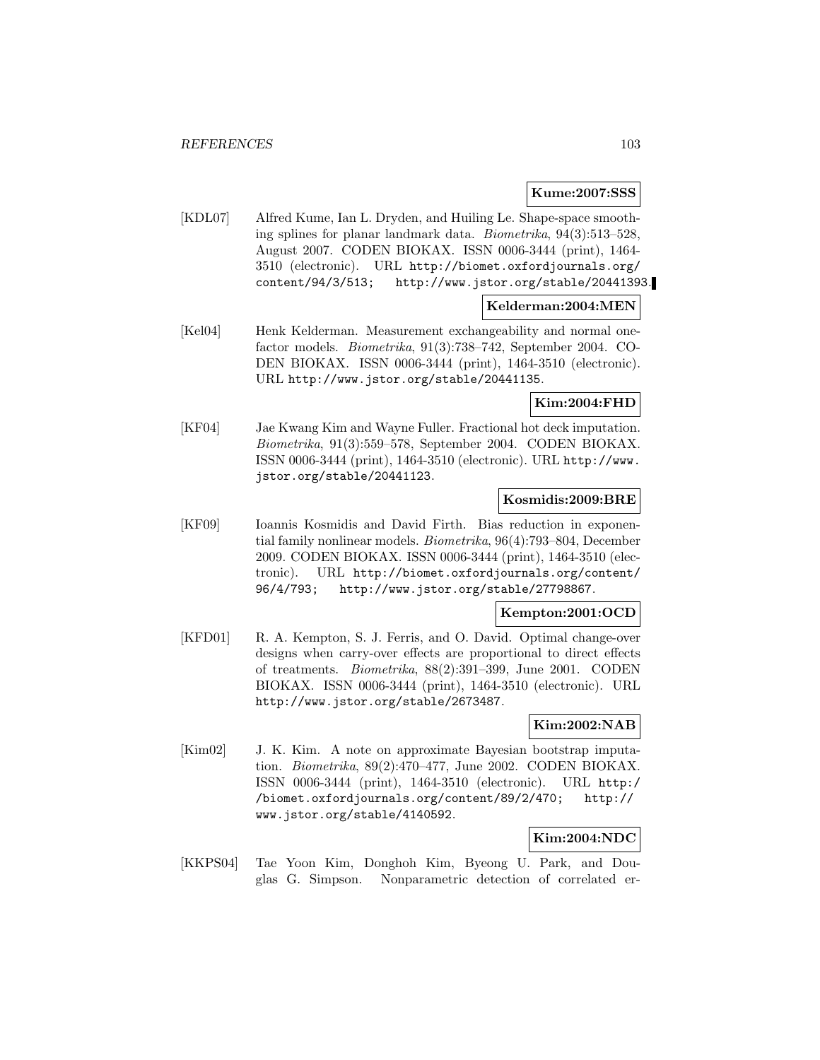**Kume:2007:SSS**

[KDL07] Alfred Kume, Ian L. Dryden, and Huiling Le. Shape-space smoothing splines for planar landmark data. *Biometrika*, 94(3):513–528, August 2007. CODEN BIOKAX. ISSN 0006-3444 (print), 1464-3510 (electronic). URL http://biomet.oxfordjournals.org/content/94/3/513; http://www.jstor.org/stable/20441393.

**Kelderman:2004:MEN**

[Kel04] Henk Kelderman. Measurement exchangeability and normal one-factor models. *Biometrika*, 91(3):738–742, September 2004. CODEN BIOKAX. ISSN 0006-3444 (print), 1464-3510 (electronic). URL http://www.jstor.org/stable/20441135.

**Kim:2004:FHD**

[KF04] Jae Kwang Kim and Wayne Fuller. Fractional hot deck imputation. *Biometrika*, 91(3):559–578, September 2004. CODEN BIOKAX. ISSN 0006-3444 (print), 1464-3510 (electronic). URL http://www.jstor.org/stable/20441123.

**Kosmidis:2009:BRE**

[KF09] Ioannis Kosmidis and David Firth. Bias reduction in exponential family nonlinear models. *Biometrika*, 96(4):793–804, December 2009. CODEN BIOKAX. ISSN 0006-3444 (print), 1464-3510 (electronic). URL http://biomet.oxfordjournals.org/content/96/4/793; http://www.jstor.org/stable/27798867.

**Kempton:2001:OCD**

[KFD01] R. A. Kempton, S. J. Ferris, and O. David. Optimal change-over designs when carry-over effects are proportional to direct effects of treatments. *Biometrika*, 88(2):391–399, June 2001. CODEN BIOKAX. ISSN 0006-3444 (print), 1464-3510 (electronic). URL http://www.jstor.org/stable/2673487.

**Kim:2002:NAB**

[Kim02] J. K. Kim. A note on approximate Bayesian bootstrap imputation. *Biometrika*, 89(2):470–477, June 2002. CODEN BIOKAX. ISSN 0006-3444 (print), 1464-3510 (electronic). URL http://biomet.oxfordjournals.org/content/89/2/470; http://www.jstor.org/stable/4140592.

**Kim:2004:NDC**

[KKPS04] Tae Yoon Kim, Donghoh Kim, Byeong U. Park, and Douglas G. Simpson. Nonparametric detection of correlated er-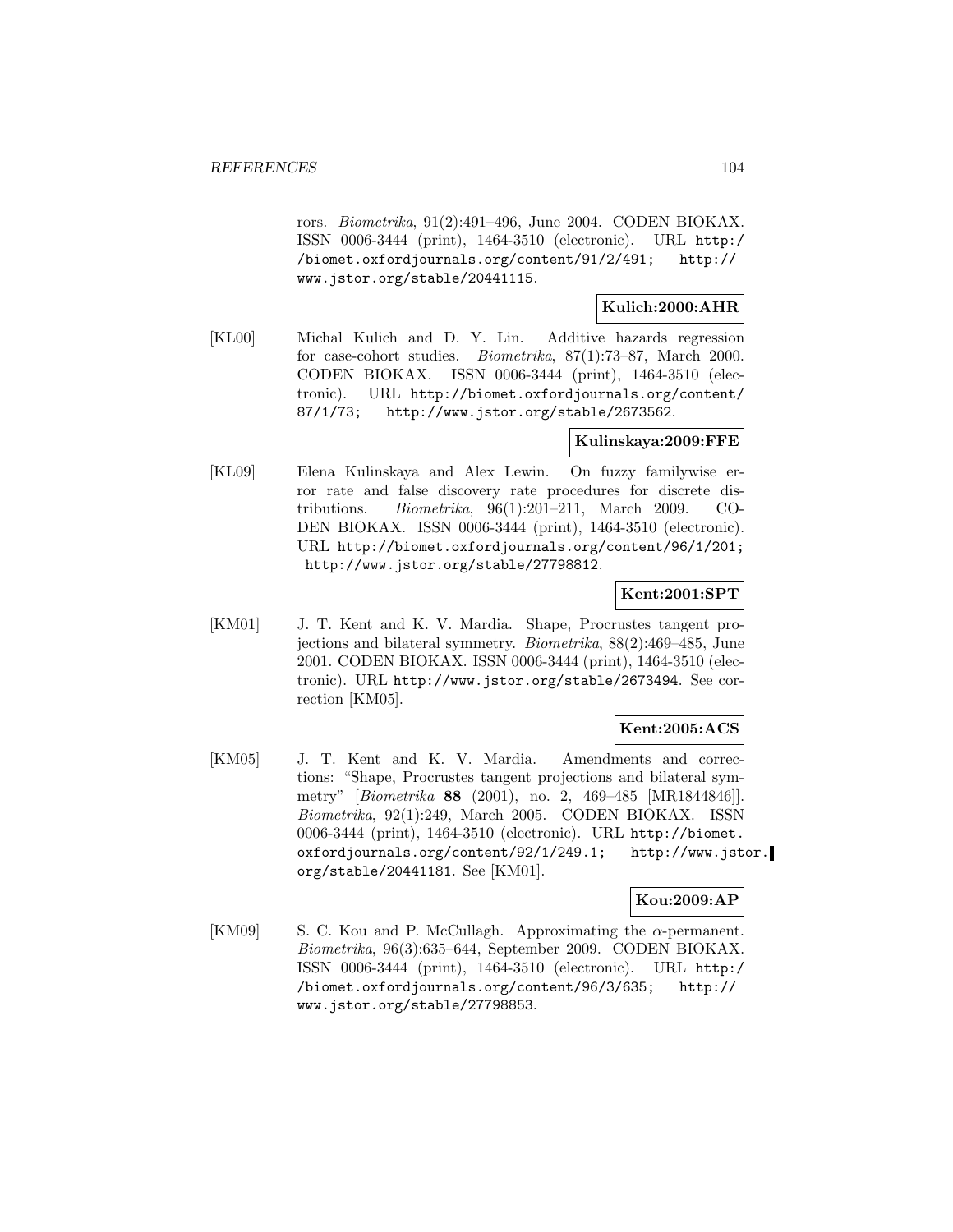rors. *Biometrika*, 91(2):491–496, June 2004. CODEN BIOKAX. ISSN 0006-3444 (print), 1464-3510 (electronic). URL http://biomet.oxfordjournals.org/content/91/2/491; http://www.jstor.org/stable/20441115.

**Kulich:2000:AHR**

[KL00] Michal Kulich and D. Y. Lin. Additive hazards regression for case-cohort studies. *Biometrika*, 87(1):73–87, March 2000. CODEN BIOKAX. ISSN 0006-3444 (print), 1464-3510 (electronic). URL http://biomet.oxfordjournals.org/content/87/1/73; http://www.jstor.org/stable/2673562.

**Kulinskaya:2009:FFE**

[KL09] Elena Kulinskaya and Alex Lewin. On fuzzy familywise error rate and false discovery rate procedures for discrete distributions. *Biometrika*, 96(1):201–211, March 2009. CODEN BIOKAX. ISSN 0006-3444 (print), 1464-3510 (electronic). URL http://biomet.oxfordjournals.org/content/96/1/201; http://www.jstor.org/stable/27798812.

**Kent:2001:SPT**

[KM01] J. T. Kent and K. V. Mardia. Shape, Procrustes tangent projections and bilateral symmetry. *Biometrika*, 88(2):469–485, June 2001. CODEN BIOKAX. ISSN 0006-3444 (print), 1464-3510 (electronic). URL http://www.jstor.org/stable/2673494. See correction [KM05].

**Kent:2005:ACS**

[KM05] J. T. Kent and K. V. Mardia. Amendments and corrections: "Shape, Procrustes tangent projections and bilateral symmetry" [*Biometrika* **88** (2001), no. 2, 469–485 [MR1844846]]. *Biometrika*, 92(1):249, March 2005. CODEN BIOKAX. ISSN 0006-3444 (print), 1464-3510 (electronic). URL http://biomet.oxfordjournals.org/content/92/1/249.1; http://www.jstor.org/stable/20441181. See [KM01].

**Kou:2009:AP**

[KM09] S. C. Kou and P. McCullagh. Approximating the $\alpha$-permanent. *Biometrika*, 96(3):635–644, September 2009. CODEN BIOKAX. ISSN 0006-3444 (print), 1464-3510 (electronic). URL http://biomet.oxfordjournals.org/content/96/3/635; http://www.jstor.org/stable/27798853.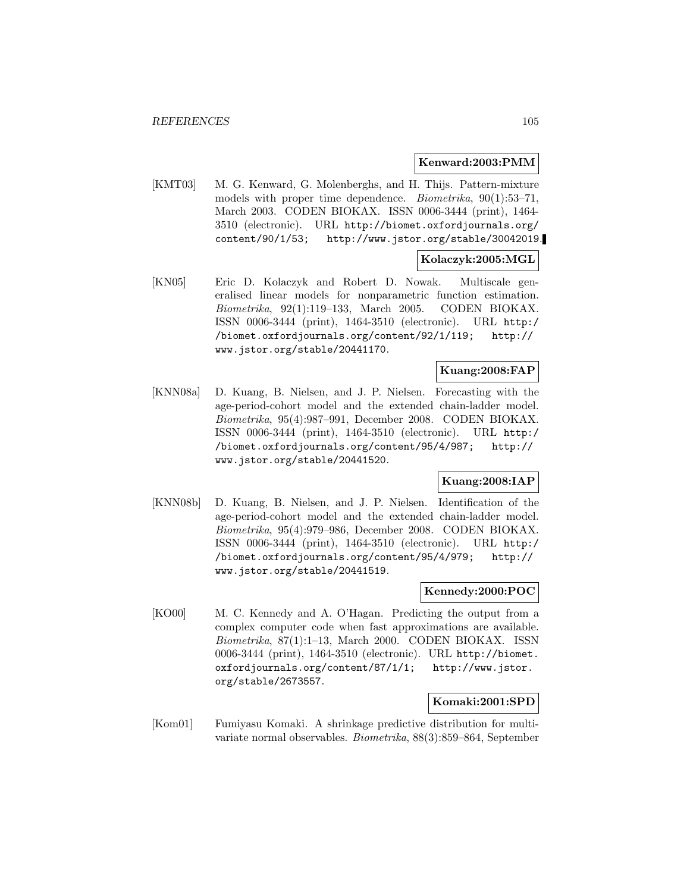**Kenward:2003:PMM**

[KMT03] M. G. Kenward, G. Molenberghs, and H. Thijs. Pattern-mixture models with proper time dependence. *Biometrika*, 90(1):53–71, March 2003. CODEN BIOKAX. ISSN 0006-3444 (print), 1464-3510 (electronic). URL http://biomet.oxfordjournals.org/content/90/1/53; http://www.jstor.org/stable/30042019.

**Kolaczyk:2005:MGL**

[KN05] Eric D. Kolaczyk and Robert D. Nowak. Multiscale generalised linear models for nonparametric function estimation. *Biometrika*, 92(1):119–133, March 2005. CODEN BIOKAX. ISSN 0006-3444 (print), 1464-3510 (electronic). URL http://biomet.oxfordjournals.org/content/92/1/119; http://www.jstor.org/stable/20441170.

**Kuang:2008:FAP**

[KNN08a] D. Kuang, B. Nielsen, and J. P. Nielsen. Forecasting with the age-period-cohort model and the extended chain-ladder model. *Biometrika*, 95(4):987–991, December 2008. CODEN BIOKAX. ISSN 0006-3444 (print), 1464-3510 (electronic). URL http://biomet.oxfordjournals.org/content/95/4/987; http://www.jstor.org/stable/20441520.

**Kuang:2008:IAP**

[KNN08b] D. Kuang, B. Nielsen, and J. P. Nielsen. Identification of the age-period-cohort model and the extended chain-ladder model. *Biometrika*, 95(4):979–986, December 2008. CODEN BIOKAX. ISSN 0006-3444 (print), 1464-3510 (electronic). URL http://biomet.oxfordjournals.org/content/95/4/979; http://www.jstor.org/stable/20441519.

**Kennedy:2000:POC**

[KO00] M. C. Kennedy and A. O'Hagan. Predicting the output from a complex computer code when fast approximations are available. *Biometrika*, 87(1):1–13, March 2000. CODEN BIOKAX. ISSN 0006-3444 (print), 1464-3510 (electronic). URL http://biomet.oxfordjournals.org/content/87/1/1; http://www.jstor.org/stable/2673557.

**Komaki:2001:SPD**

[Kom01] Fumiyasu Komaki. A shrinkage predictive distribution for multivariate normal observables. *Biometrika*, 88(3):859–864, September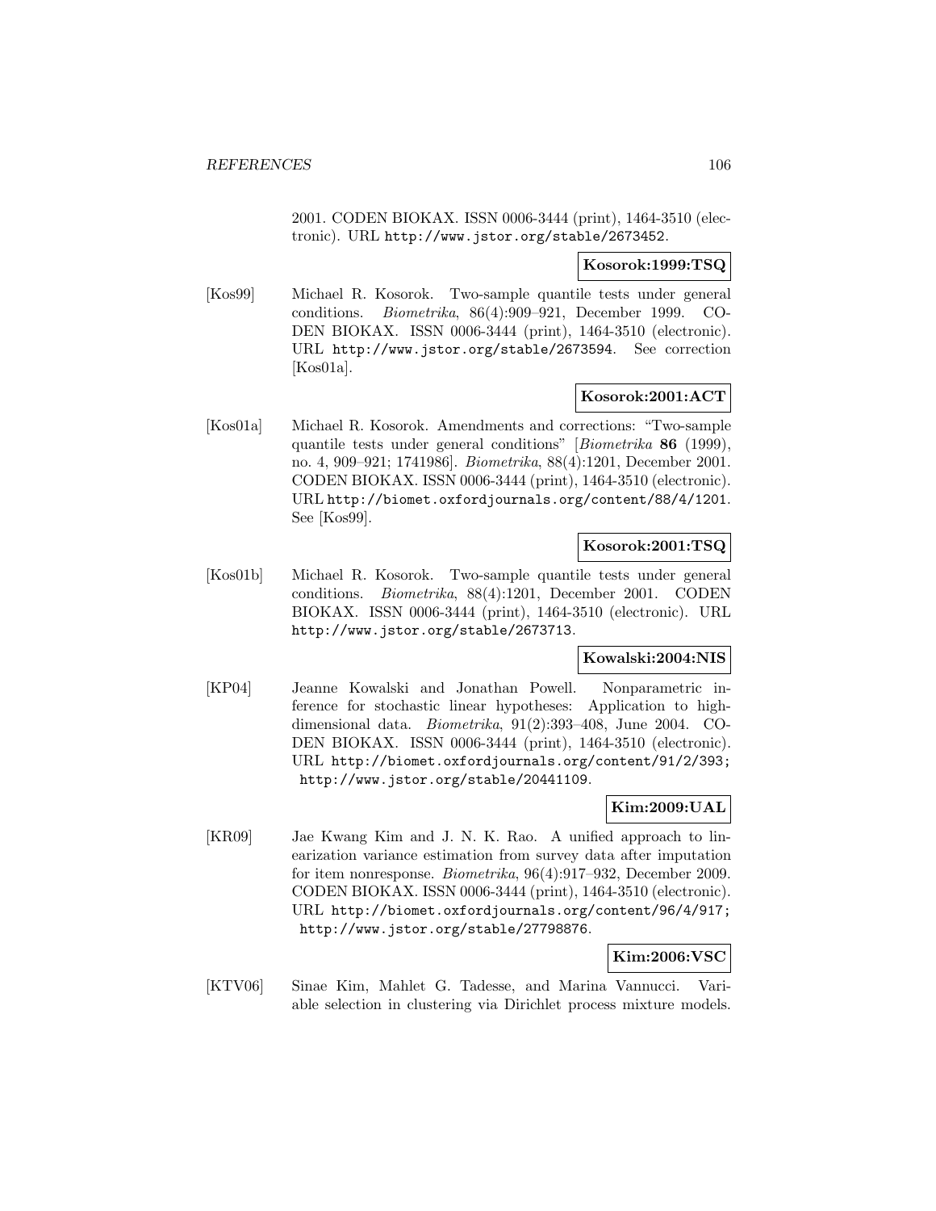2001. CODEN BIOKAX. ISSN 0006-3444 (print), 1464-3510 (electronic). URL http://www.jstor.org/stable/2673452.

**Kosorok:1999:TSQ**

[Kos99] Michael R. Kosorok. Two-sample quantile tests under general conditions. *Biometrika*, 86(4):909–921, December 1999. CODEN BIOKAX. ISSN 0006-3444 (print), 1464-3510 (electronic). URL http://www.jstor.org/stable/2673594. See correction [Kos01a].

**Kosorok:2001:ACT**

[Kos01a] Michael R. Kosorok. Amendments and corrections: "Two-sample quantile tests under general conditions" [*Biometrika* **86** (1999), no. 4, 909–921; 1741986]. *Biometrika*, 88(4):1201, December 2001. CODEN BIOKAX. ISSN 0006-3444 (print), 1464-3510 (electronic). URL http://biomet.oxfordjournals.org/content/88/4/1201. See [Kos99].

**Kosorok:2001:TSQ**

[Kos01b] Michael R. Kosorok. Two-sample quantile tests under general conditions. *Biometrika*, 88(4):1201, December 2001. CODEN BIOKAX. ISSN 0006-3444 (print), 1464-3510 (electronic). URL http://www.jstor.org/stable/2673713.

**Kowalski:2004:NIS**

[KP04] Jeanne Kowalski and Jonathan Powell. Nonparametric inference for stochastic linear hypotheses: Application to high-dimensional data. *Biometrika*, 91(2):393–408, June 2004. CODEN BIOKAX. ISSN 0006-3444 (print), 1464-3510 (electronic). URL http://biomet.oxfordjournals.org/content/91/2/393; http://www.jstor.org/stable/20441109.

**Kim:2009:UAL**

[KR09] Jae Kwang Kim and J. N. K. Rao. A unified approach to linearization variance estimation from survey data after imputation for item nonresponse. *Biometrika*, 96(4):917–932, December 2009. CODEN BIOKAX. ISSN 0006-3444 (print), 1464-3510 (electronic). URL http://biomet.oxfordjournals.org/content/96/4/917; http://www.jstor.org/stable/27798876.

**Kim:2006:VSC**

[KTV06] Sinae Kim, Mahlet G. Tadesse, and Marina Vannucci. Variable selection in clustering via Dirichlet process mixture models.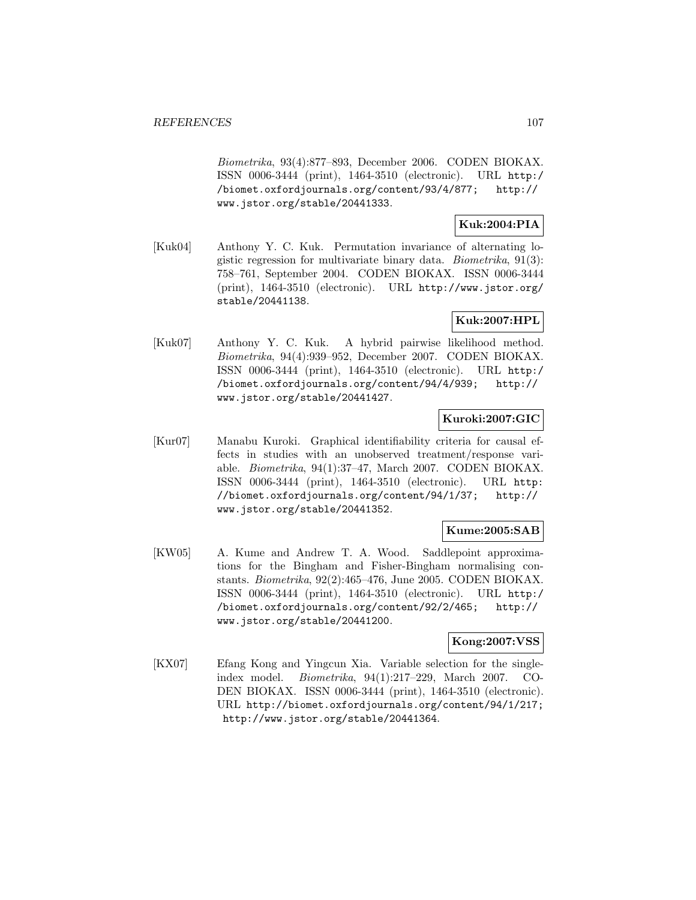*Biometrika*, 93(4):877–893, December 2006. CODEN BIOKAX. ISSN 0006-3444 (print), 1464-3510 (electronic). URL http://biomet.oxfordjournals.org/content/93/4/877; http://www.jstor.org/stable/20441333.

**Kuk:2004:PIA**

[Kuk04] Anthony Y. C. Kuk. Permutation invariance of alternating logistic regression for multivariate binary data. *Biometrika*, 91(3): 758–761, September 2004. CODEN BIOKAX. ISSN 0006-3444 (print), 1464-3510 (electronic). URL http://www.jstor.org/stable/20441138.

**Kuk:2007:HPL**

[Kuk07] Anthony Y. C. Kuk. A hybrid pairwise likelihood method. *Biometrika*, 94(4):939–952, December 2007. CODEN BIOKAX. ISSN 0006-3444 (print), 1464-3510 (electronic). URL http://biomet.oxfordjournals.org/content/94/4/939; http://www.jstor.org/stable/20441427.

**Kuroki:2007:GIC**

[Kur07] Manabu Kuroki. Graphical identifiability criteria for causal effects in studies with an unobserved treatment/response variable. *Biometrika*, 94(1):37–47, March 2007. CODEN BIOKAX. ISSN 0006-3444 (print), 1464-3510 (electronic). URL http://biomet.oxfordjournals.org/content/94/1/37; http://www.jstor.org/stable/20441352.

**Kume:2005:SAB**

[KW05] A. Kume and Andrew T. A. Wood. Saddlepoint approximations for the Bingham and Fisher-Bingham normalising constants. *Biometrika*, 92(2):465–476, June 2005. CODEN BIOKAX. ISSN 0006-3444 (print), 1464-3510 (electronic). URL http://biomet.oxfordjournals.org/content/92/2/465; http://www.jstor.org/stable/20441200.

**Kong:2007:VSS**

[KX07] Efang Kong and Yingcun Xia. Variable selection for the single-index model. *Biometrika*, 94(1):217–229, March 2007. CODEN BIOKAX. ISSN 0006-3444 (print), 1464-3510 (electronic). URL http://biomet.oxfordjournals.org/content/94/1/217; http://www.jstor.org/stable/20441364.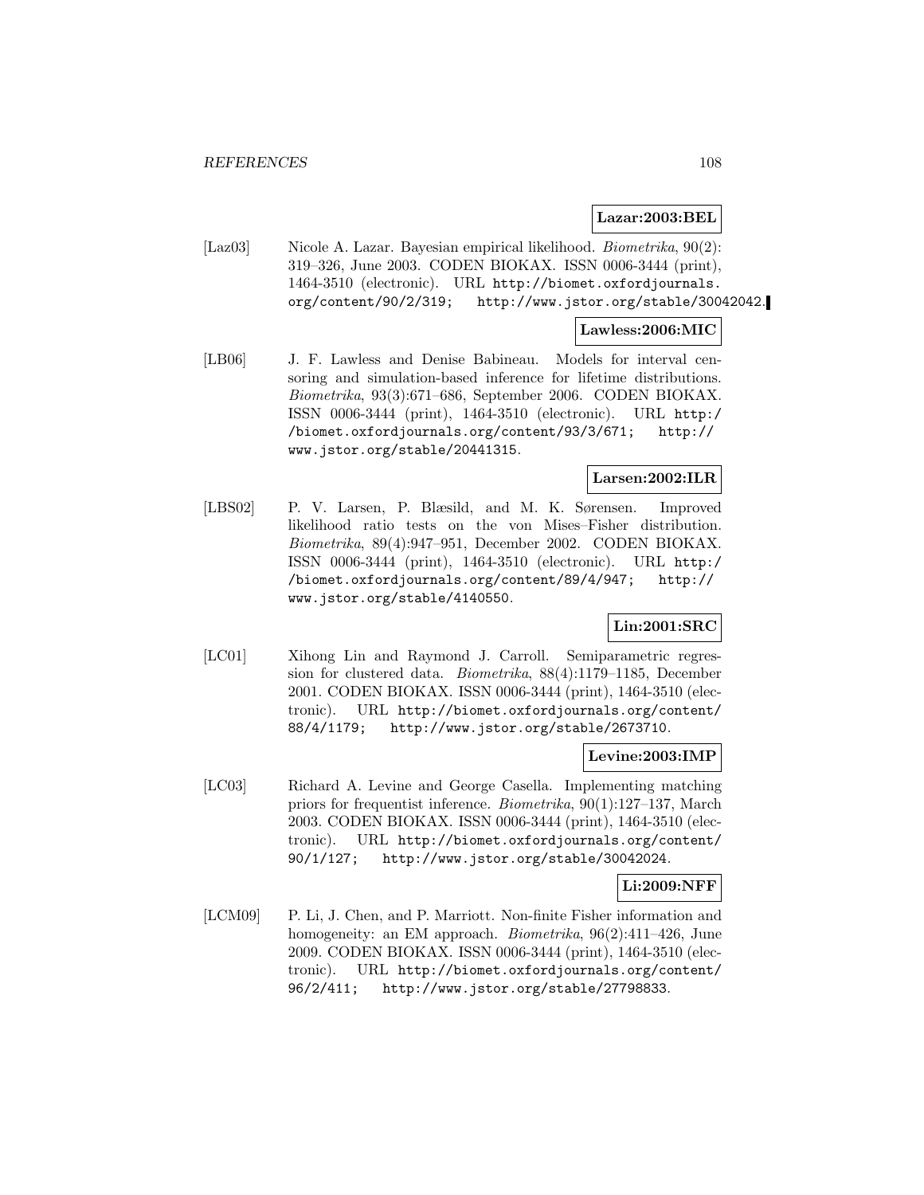**Lazar:2003:BEL**

[Laz03] Nicole A. Lazar. Bayesian empirical likelihood. *Biometrika*, 90(2): 319–326, June 2003. CODEN BIOKAX. ISSN 0006-3444 (print), 1464-3510 (electronic). URL http://biomet.oxfordjournals.org/content/90/2/319; http://www.jstor.org/stable/30042042.

**Lawless:2006:MIC**

[LB06] J. F. Lawless and Denise Babineau. Models for interval censoring and simulation-based inference for lifetime distributions. *Biometrika*, 93(3):671–686, September 2006. CODEN BIOKAX. ISSN 0006-3444 (print), 1464-3510 (electronic). URL http://biomet.oxfordjournals.org/content/93/3/671; http://www.jstor.org/stable/20441315.

**Larsen:2002:ILR**

[LBS02] P. V. Larsen, P. Blæsild, and M. K. Sørensen. Improved likelihood ratio tests on the von Mises–Fisher distribution. *Biometrika*, 89(4):947–951, December 2002. CODEN BIOKAX. ISSN 0006-3444 (print), 1464-3510 (electronic). URL http://biomet.oxfordjournals.org/content/89/4/947; http://www.jstor.org/stable/4140550.

**Lin:2001:SRC**

[LC01] Xihong Lin and Raymond J. Carroll. Semiparametric regression for clustered data. *Biometrika*, 88(4):1179–1185, December 2001. CODEN BIOKAX. ISSN 0006-3444 (print), 1464-3510 (electronic). URL http://biomet.oxfordjournals.org/content/88/4/1179; http://www.jstor.org/stable/2673710.

**Levine:2003:IMP**

[LC03] Richard A. Levine and George Casella. Implementing matching priors for frequentist inference. *Biometrika*, 90(1):127–137, March 2003. CODEN BIOKAX. ISSN 0006-3444 (print), 1464-3510 (electronic). URL http://biomet.oxfordjournals.org/content/90/1/127; http://www.jstor.org/stable/30042024.

**Li:2009:NFF**

[LCM09] P. Li, J. Chen, and P. Marriott. Non-finite Fisher information and homogeneity: an EM approach. *Biometrika*, 96(2):411–426, June 2009. CODEN BIOKAX. ISSN 0006-3444 (print), 1464-3510 (electronic). URL http://biomet.oxfordjournals.org/content/96/2/411; http://www.jstor.org/stable/27798833.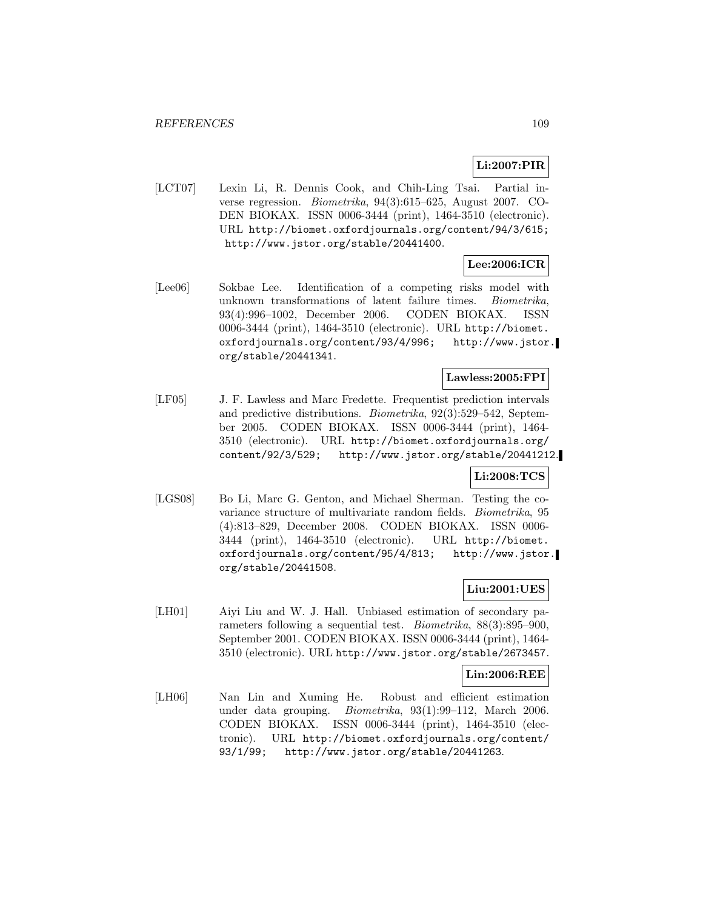**Li:2007:PIR**

[LCT07] Lexin Li, R. Dennis Cook, and Chih-Ling Tsai. Partial inverse regression. *Biometrika*, 94(3):615–625, August 2007. CODEN BIOKAX. ISSN 0006-3444 (print), 1464-3510 (electronic). URL http://biomet.oxfordjournals.org/content/94/3/615; http://www.jstor.org/stable/20441400.

**Lee:2006:ICR**

[Lee06] Sokbae Lee. Identification of a competing risks model with unknown transformations of latent failure times. *Biometrika*, 93(4):996–1002, December 2006. CODEN BIOKAX. ISSN 0006-3444 (print), 1464-3510 (electronic). URL http://biomet.oxfordjournals.org/content/93/4/996; http://www.jstor.org/stable/20441341.

**Lawless:2005:FPI**

[LF05] J. F. Lawless and Marc Fredette. Frequentist prediction intervals and predictive distributions. *Biometrika*, 92(3):529–542, September 2005. CODEN BIOKAX. ISSN 0006-3444 (print), 1464-3510 (electronic). URL http://biomet.oxfordjournals.org/content/92/3/529; http://www.jstor.org/stable/20441212.

**Li:2008:TCS**

[LGS08] Bo Li, Marc G. Genton, and Michael Sherman. Testing the covariance structure of multivariate random fields. *Biometrika*, 95(4):813–829, December 2008. CODEN BIOKAX. ISSN 0006-3444 (print), 1464-3510 (electronic). URL http://biomet.oxfordjournals.org/content/95/4/813; http://www.jstor.org/stable/20441508.

**Liu:2001:UES**

[LH01] Aiyi Liu and W. J. Hall. Unbiased estimation of secondary parameters following a sequential test. *Biometrika*, 88(3):895–900, September 2001. CODEN BIOKAX. ISSN 0006-3444 (print), 1464-3510 (electronic). URL http://www.jstor.org/stable/2673457.

**Lin:2006:REE**

[LH06] Nan Lin and Xuming He. Robust and efficient estimation under data grouping. *Biometrika*, 93(1):99–112, March 2006. CODEN BIOKAX. ISSN 0006-3444 (print), 1464-3510 (electronic). URL http://biomet.oxfordjournals.org/content/93/1/99; http://www.jstor.org/stable/20441263.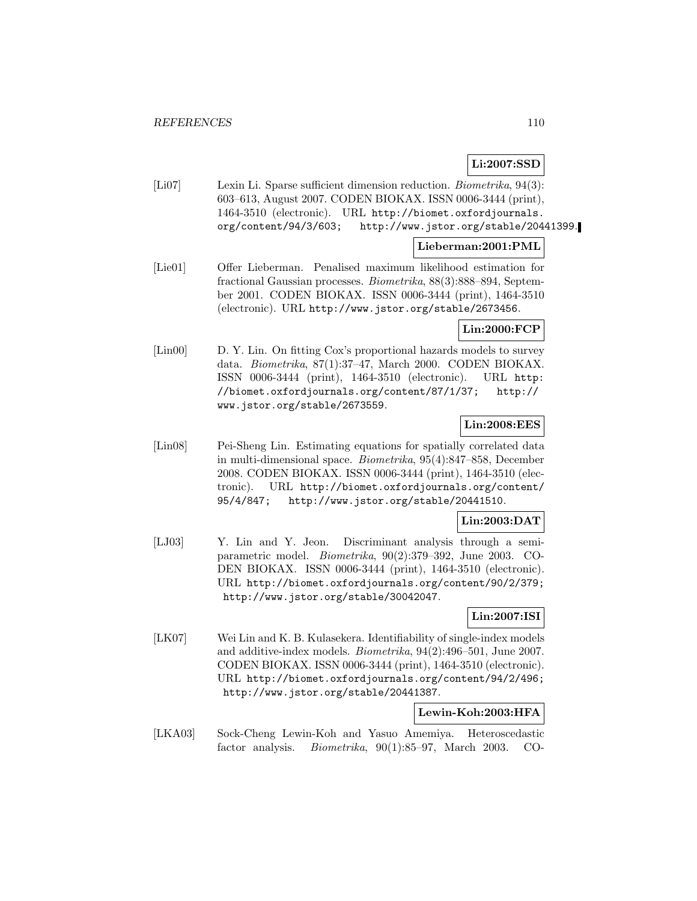**Li:2007:SSD**

[Li07] Lexin Li. Sparse sufficient dimension reduction. *Biometrika*, 94(3): 603–613, August 2007. CODEN BIOKAX. ISSN 0006-3444 (print), 1464-3510 (electronic). URL http://biomet.oxfordjournals.org/content/94/3/603; http://www.jstor.org/stable/20441399.

**Lieberman:2001:PML**

[Lie01] Offer Lieberman. Penalised maximum likelihood estimation for fractional Gaussian processes. *Biometrika*, 88(3):888–894, September 2001. CODEN BIOKAX. ISSN 0006-3444 (print), 1464-3510 (electronic). URL http://www.jstor.org/stable/2673456.

**Lin:2000:FCP**

[Lin00] D. Y. Lin. On fitting Cox's proportional hazards models to survey data. *Biometrika*, 87(1):37–47, March 2000. CODEN BIOKAX. ISSN 0006-3444 (print), 1464-3510 (electronic). URL http://biomet.oxfordjournals.org/content/87/1/37; http://www.jstor.org/stable/2673559.

**Lin:2008:EES**

[Lin08] Pei-Sheng Lin. Estimating equations for spatially correlated data in multi-dimensional space. *Biometrika*, 95(4):847–858, December 2008. CODEN BIOKAX. ISSN 0006-3444 (print), 1464-3510 (electronic). URL http://biomet.oxfordjournals.org/content/95/4/847; http://www.jstor.org/stable/20441510.

**Lin:2003:DAT**

[LJ03] Y. Lin and Y. Jeon. Discriminant analysis through a semiparametric model. *Biometrika*, 90(2):379–392, June 2003. CODEN BIOKAX. ISSN 0006-3444 (print), 1464-3510 (electronic). URL http://biomet.oxfordjournals.org/content/90/2/379; http://www.jstor.org/stable/30042047.

**Lin:2007:ISI**

[LK07] Wei Lin and K. B. Kulasekera. Identifiability of single-index models and additive-index models. *Biometrika*, 94(2):496–501, June 2007. CODEN BIOKAX. ISSN 0006-3444 (print), 1464-3510 (electronic). URL http://biomet.oxfordjournals.org/content/94/2/496; http://www.jstor.org/stable/20441387.

**Lewin-Koh:2003:HFA**

[LKA03] Sock-Cheng Lewin-Koh and Yasuo Amemiya. Heteroscedastic factor analysis. *Biometrika*, 90(1):85–97, March 2003. CO-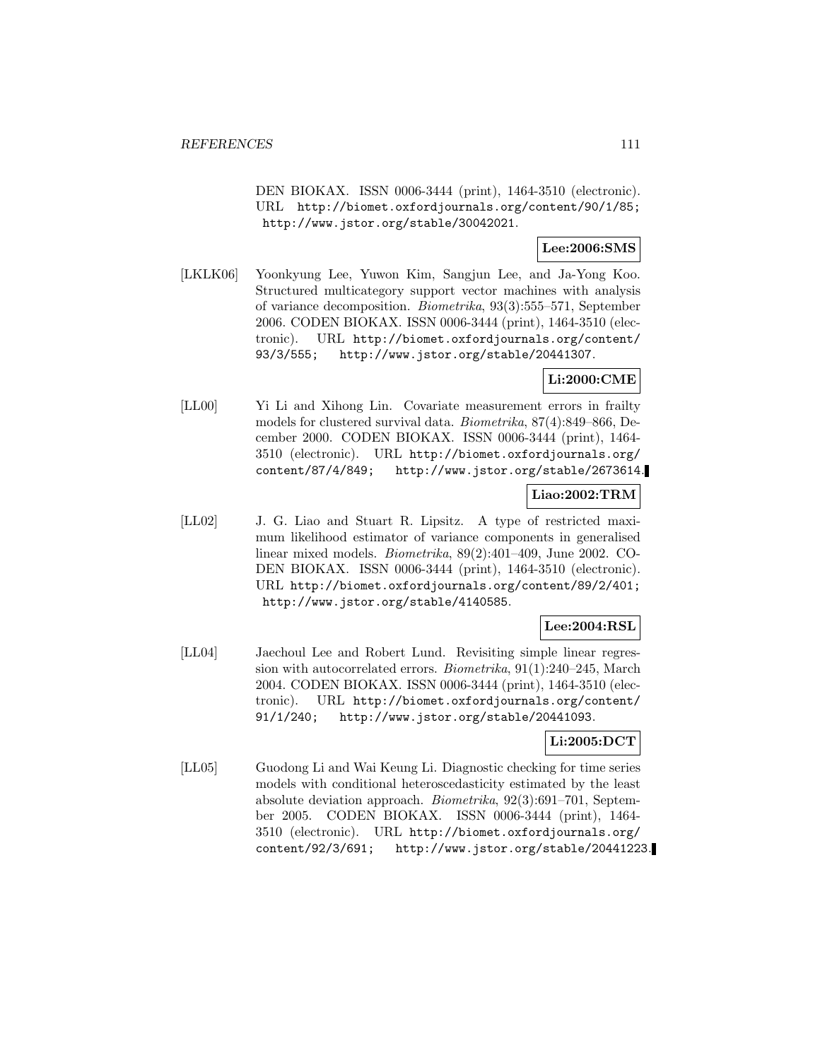DEN BIOKAX. ISSN 0006-3444 (print), 1464-3510 (electronic). URL http://biomet.oxfordjournals.org/content/90/1/85; http://www.jstor.org/stable/30042021.

**Lee:2006:SMS**

[LKLK06] Yoonkyung Lee, Yuwon Kim, Sangjun Lee, and Ja-Yong Koo. Structured multicategory support vector machines with analysis of variance decomposition. *Biometrika*, 93(3):555–571, September 2006. CODEN BIOKAX. ISSN 0006-3444 (print), 1464-3510 (electronic). URL http://biomet.oxfordjournals.org/content/93/3/555; http://www.jstor.org/stable/20441307.

**Li:2000:CME**

[LL00] Yi Li and Xihong Lin. Covariate measurement errors in frailty models for clustered survival data. *Biometrika*, 87(4):849–866, December 2000. CODEN BIOKAX. ISSN 0006-3444 (print), 1464-3510 (electronic). URL http://biomet.oxfordjournals.org/content/87/4/849; http://www.jstor.org/stable/2673614.

**Liao:2002:TRM**

[LL02] J. G. Liao and Stuart R. Lipsitz. A type of restricted maximum likelihood estimator of variance components in generalised linear mixed models. *Biometrika*, 89(2):401–409, June 2002. CODEN BIOKAX. ISSN 0006-3444 (print), 1464-3510 (electronic). URL http://biomet.oxfordjournals.org/content/89/2/401; http://www.jstor.org/stable/4140585.

**Lee:2004:RSL**

[LL04] Jaechoul Lee and Robert Lund. Revisiting simple linear regression with autocorrelated errors. *Biometrika*, 91(1):240–245, March 2004. CODEN BIOKAX. ISSN 0006-3444 (print), 1464-3510 (electronic). URL http://biomet.oxfordjournals.org/content/91/1/240; http://www.jstor.org/stable/20441093.

**Li:2005:DCT**

[LL05] Guodong Li and Wai Keung Li. Diagnostic checking for time series models with conditional heteroscedasticity estimated by the least absolute deviation approach. *Biometrika*, 92(3):691–701, September 2005. CODEN BIOKAX. ISSN 0006-3444 (print), 1464-3510 (electronic). URL http://biomet.oxfordjournals.org/content/92/3/691; http://www.jstor.org/stable/20441223.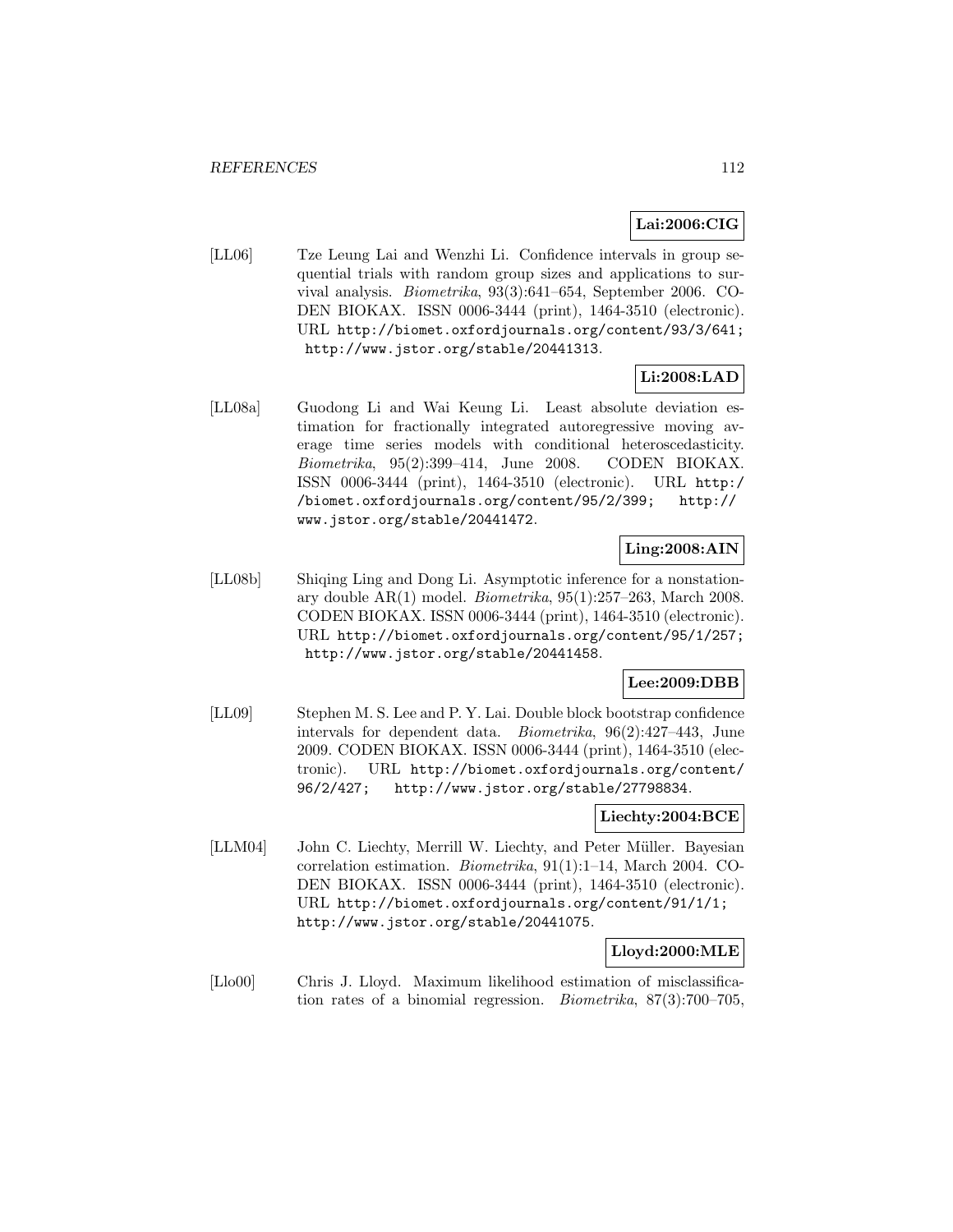**Lai:2006:CIG**

[LL06] Tze Leung Lai and Wenzhi Li. Confidence intervals in group sequential trials with random group sizes and applications to survival analysis. *Biometrika*, 93(3):641–654, September 2006. CODEN BIOKAX. ISSN 0006-3444 (print), 1464-3510 (electronic). URL http://biomet.oxfordjournals.org/content/93/3/641; http://www.jstor.org/stable/20441313.

**Li:2008:LAD**

[LL08a] Guodong Li and Wai Keung Li. Least absolute deviation estimation for fractionally integrated autoregressive moving average time series models with conditional heteroscedasticity. *Biometrika*, 95(2):399–414, June 2008. CODEN BIOKAX. ISSN 0006-3444 (print), 1464-3510 (electronic). URL http://biomet.oxfordjournals.org/content/95/2/399; http://www.jstor.org/stable/20441472.

**Ling:2008:AIN**

[LL08b] Shiqing Ling and Dong Li. Asymptotic inference for a nonstationary double AR(1) model. *Biometrika*, 95(1):257–263, March 2008. CODEN BIOKAX. ISSN 0006-3444 (print), 1464-3510 (electronic). URL http://biomet.oxfordjournals.org/content/95/1/257; http://www.jstor.org/stable/20441458.

**Lee:2009:DBB**

[LL09] Stephen M. S. Lee and P. Y. Lai. Double block bootstrap confidence intervals for dependent data. *Biometrika*, 96(2):427–443, June 2009. CODEN BIOKAX. ISSN 0006-3444 (print), 1464-3510 (electronic). URL http://biomet.oxfordjournals.org/content/96/2/427; http://www.jstor.org/stable/27798834.

**Liechty:2004:BCE**

[LLM04] John C. Liechty, Merrill W. Liechty, and Peter Müller. Bayesian correlation estimation. *Biometrika*, 91(1):1–14, March 2004. CODEN BIOKAX. ISSN 0006-3444 (print), 1464-3510 (electronic). URL http://biomet.oxfordjournals.org/content/91/1/1; http://www.jstor.org/stable/20441075.

**Lloyd:2000:MLE**

[Llo00] Chris J. Lloyd. Maximum likelihood estimation of misclassification rates of a binomial regression. *Biometrika*, 87(3):700–705,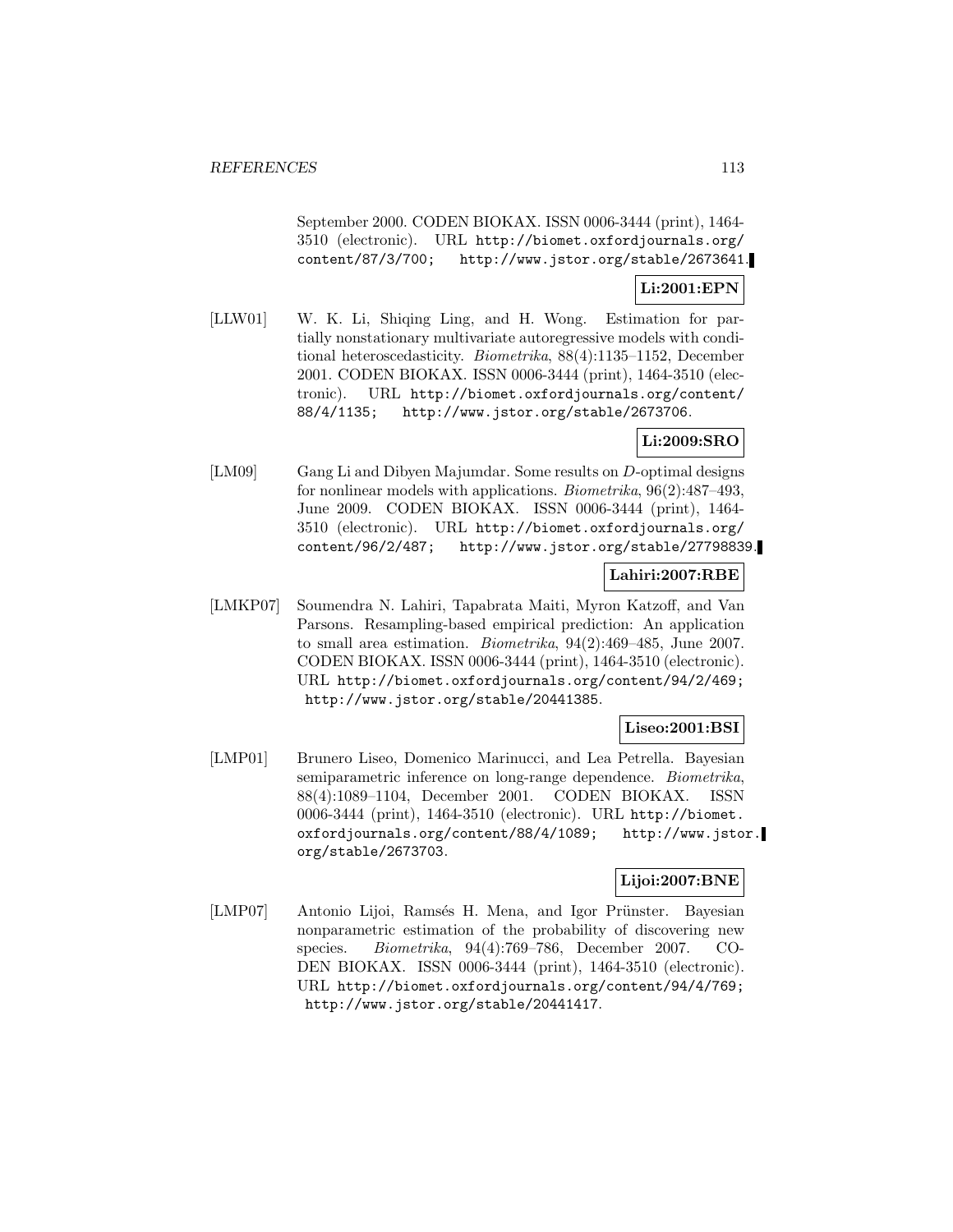September 2000. CODEN BIOKAX. ISSN 0006-3444 (print), 1464-3510 (electronic). URL http://biomet.oxfordjournals.org/content/87/3/700; http://www.jstor.org/stable/2673641.

**Li:2001:EPN**

[LLW01] W. K. Li, Shiqing Ling, and H. Wong. Estimation for partially nonstationary multivariate autoregressive models with conditional heteroscedasticity. *Biometrika*, 88(4):1135–1152, December 2001. CODEN BIOKAX. ISSN 0006-3444 (print), 1464-3510 (electronic). URL http://biomet.oxfordjournals.org/content/88/4/1135; http://www.jstor.org/stable/2673706.

**Li:2009:SRO**

[LM09] Gang Li and Dibyen Majumdar. Some results on $D$-optimal designs for nonlinear models with applications. *Biometrika*, 96(2):487–493, June 2009. CODEN BIOKAX. ISSN 0006-3444 (print), 1464-3510 (electronic). URL http://biomet.oxfordjournals.org/content/96/2/487; http://www.jstor.org/stable/27798839.

**Lahiri:2007:RBE**

[LMKP07] Soumendra N. Lahiri, Tapabrata Maiti, Myron Katzoff, and Van Parsons. Resampling-based empirical prediction: An application to small area estimation. *Biometrika*, 94(2):469–485, June 2007. CODEN BIOKAX. ISSN 0006-3444 (print), 1464-3510 (electronic). URL http://biomet.oxfordjournals.org/content/94/2/469; http://www.jstor.org/stable/20441385.

**Liseo:2001:BSI**

[LMP01] Brunero Liseo, Domenico Marinucci, and Lea Petrella. Bayesian semiparametric inference on long-range dependence. *Biometrika*, 88(4):1089–1104, December 2001. CODEN BIOKAX. ISSN 0006-3444 (print), 1464-3510 (electronic). URL http://biomet.oxfordjournals.org/content/88/4/1089; http://www.jstor.org/stable/2673703.

**Lijoi:2007:BNE**

[LMP07] Antonio Lijoi, Ramsés H. Mena, and Igor Prünster. Bayesian nonparametric estimation of the probability of discovering new species. *Biometrika*, 94(4):769–786, December 2007. CODEN BIOKAX. ISSN 0006-3444 (print), 1464-3510 (electronic). URL http://biomet.oxfordjournals.org/content/94/4/769; http://www.jstor.org/stable/20441417.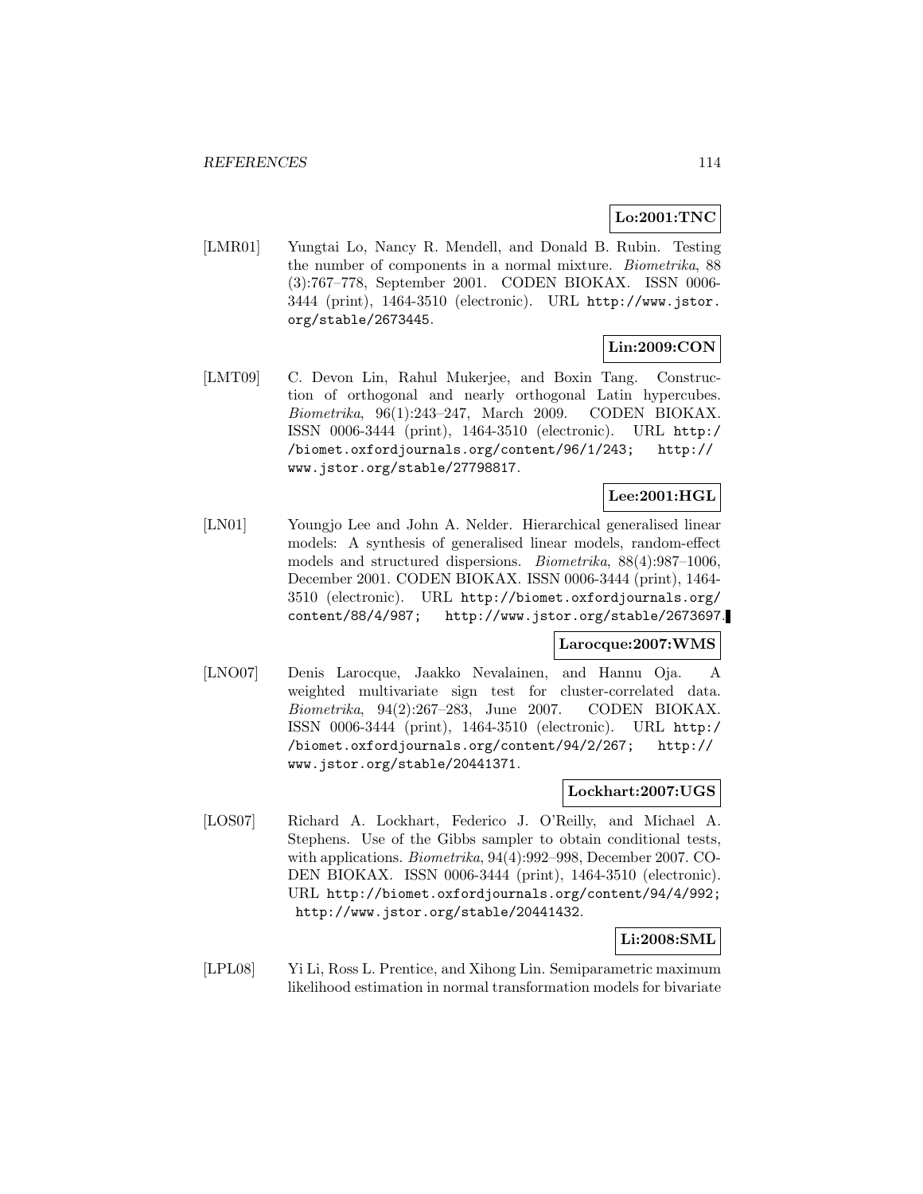**Lo:2001:TNC**

[LMR01] Yungtai Lo, Nancy R. Mendell, and Donald B. Rubin. Testing the number of components in a normal mixture. *Biometrika*, 88 (3):767–778, September 2001. CODEN BIOKAX. ISSN 0006-3444 (print), 1464-3510 (electronic). URL http://www.jstor.org/stable/2673445.

**Lin:2009:CON**

[LMT09] C. Devon Lin, Rahul Mukerjee, and Boxin Tang. Construction of orthogonal and nearly orthogonal Latin hypercubes. *Biometrika*, 96(1):243–247, March 2009. CODEN BIOKAX. ISSN 0006-3444 (print), 1464-3510 (electronic). URL http://biomet.oxfordjournals.org/content/96/1/243; http://www.jstor.org/stable/27798817.

**Lee:2001:HGL**

[LN01] Youngjo Lee and John A. Nelder. Hierarchical generalised linear models: A synthesis of generalised linear models, random-effect models and structured dispersions. *Biometrika*, 88(4):987–1006, December 2001. CODEN BIOKAX. ISSN 0006-3444 (print), 1464-3510 (electronic). URL http://biomet.oxfordjournals.org/content/88/4/987; http://www.jstor.org/stable/2673697.

**Larocque:2007:WMS**

[LNO07] Denis Larocque, Jaakko Nevalainen, and Hannu Oja. A weighted multivariate sign test for cluster-correlated data. *Biometrika*, 94(2):267–283, June 2007. CODEN BIOKAX. ISSN 0006-3444 (print), 1464-3510 (electronic). URL http://biomet.oxfordjournals.org/content/94/2/267; http://www.jstor.org/stable/20441371.

**Lockhart:2007:UGS**

[LOS07] Richard A. Lockhart, Federico J. O'Reilly, and Michael A. Stephens. Use of the Gibbs sampler to obtain conditional tests, with applications. *Biometrika*, 94(4):992–998, December 2007. CODEN BIOKAX. ISSN 0006-3444 (print), 1464-3510 (electronic). URL http://biomet.oxfordjournals.org/content/94/4/992; http://www.jstor.org/stable/20441432.

**Li:2008:SML**

[LPL08] Yi Li, Ross L. Prentice, and Xihong Lin. Semiparametric maximum likelihood estimation in normal transformation models for bivariate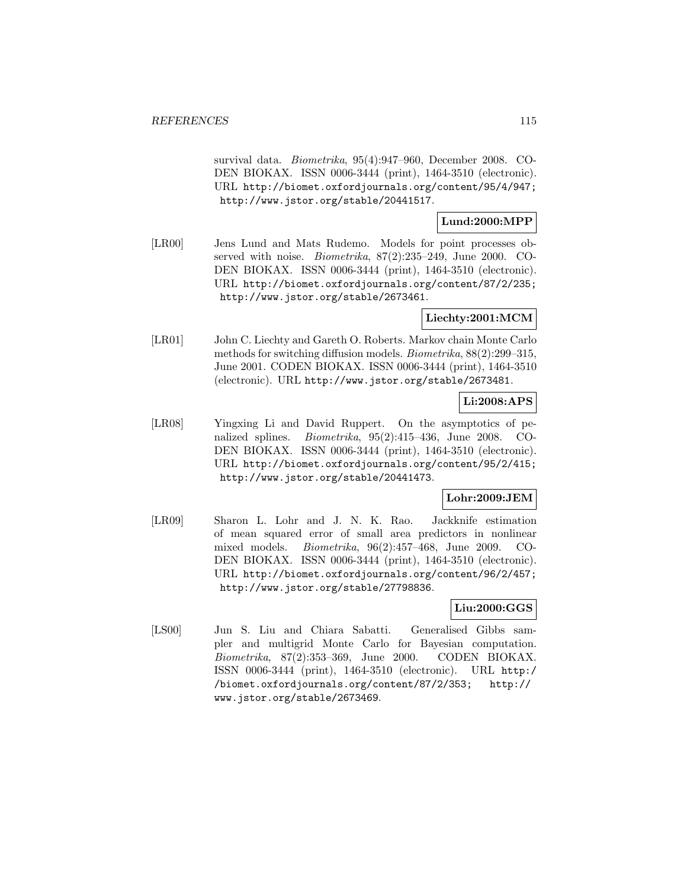survival data. *Biometrika*, 95(4):947–960, December 2008. CODEN BIOKAX. ISSN 0006-3444 (print), 1464-3510 (electronic). URL http://biomet.oxfordjournals.org/content/95/4/947; http://www.jstor.org/stable/20441517.

**Lund:2000:MPP**

[LR00] Jens Lund and Mats Rudemo. Models for point processes observed with noise. *Biometrika*, 87(2):235–249, June 2000. CODEN BIOKAX. ISSN 0006-3444 (print), 1464-3510 (electronic). URL http://biomet.oxfordjournals.org/content/87/2/235; http://www.jstor.org/stable/2673461.

**Liechty:2001:MCM**

[LR01] John C. Liechty and Gareth O. Roberts. Markov chain Monte Carlo methods for switching diffusion models. *Biometrika*, 88(2):299–315, June 2001. CODEN BIOKAX. ISSN 0006-3444 (print), 1464-3510 (electronic). URL http://www.jstor.org/stable/2673481.

**Li:2008:APS**

[LR08] Yingxing Li and David Ruppert. On the asymptotics of penalized splines. *Biometrika*, 95(2):415–436, June 2008. CODEN BIOKAX. ISSN 0006-3444 (print), 1464-3510 (electronic). URL http://biomet.oxfordjournals.org/content/95/2/415; http://www.jstor.org/stable/20441473.

**Lohr:2009:JEM**

[LR09] Sharon L. Lohr and J. N. K. Rao. Jackknife estimation of mean squared error of small area predictors in nonlinear mixed models. *Biometrika*, 96(2):457–468, June 2009. CODEN BIOKAX. ISSN 0006-3444 (print), 1464-3510 (electronic). URL http://biomet.oxfordjournals.org/content/96/2/457; http://www.jstor.org/stable/27798836.

**Liu:2000:GGS**

[LS00] Jun S. Liu and Chiara Sabatti. Generalised Gibbs sampler and multigrid Monte Carlo for Bayesian computation. *Biometrika*, 87(2):353–369, June 2000. CODEN BIOKAX. ISSN 0006-3444 (print), 1464-3510 (electronic). URL http://biomet.oxfordjournals.org/content/87/2/353; http://www.jstor.org/stable/2673469.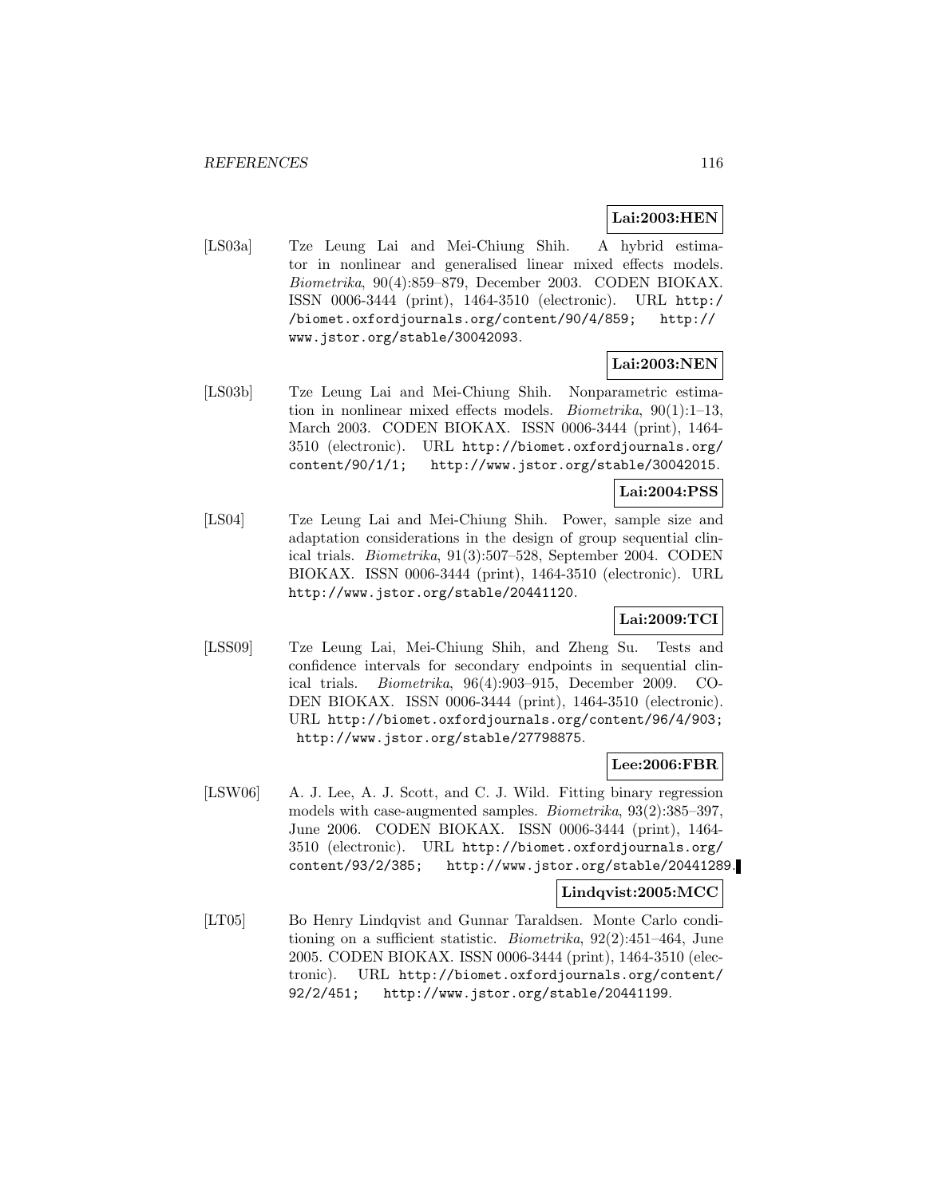**Lai:2003:HEN**

[LS03a] Tze Leung Lai and Mei-Chiung Shih. A hybrid estimator in nonlinear and generalised linear mixed effects models. *Biometrika*, 90(4):859–879, December 2003. CODEN BIOKAX. ISSN 0006-3444 (print), 1464-3510 (electronic). URL http://biomet.oxfordjournals.org/content/90/4/859; http://www.jstor.org/stable/30042093.

**Lai:2003:NEN**

[LS03b] Tze Leung Lai and Mei-Chiung Shih. Nonparametric estimation in nonlinear mixed effects models. *Biometrika*, 90(1):1–13, March 2003. CODEN BIOKAX. ISSN 0006-3444 (print), 1464-3510 (electronic). URL http://biomet.oxfordjournals.org/content/90/1/1; http://www.jstor.org/stable/30042015.

**Lai:2004:PSS**

[LS04] Tze Leung Lai and Mei-Chiung Shih. Power, sample size and adaptation considerations in the design of group sequential clinical trials. *Biometrika*, 91(3):507–528, September 2004. CODEN BIOKAX. ISSN 0006-3444 (print), 1464-3510 (electronic). URL http://www.jstor.org/stable/20441120.

**Lai:2009:TCI**

[LSS09] Tze Leung Lai, Mei-Chiung Shih, and Zheng Su. Tests and confidence intervals for secondary endpoints in sequential clinical trials. *Biometrika*, 96(4):903–915, December 2009. CODEN BIOKAX. ISSN 0006-3444 (print), 1464-3510 (electronic). URL http://biomet.oxfordjournals.org/content/96/4/903; http://www.jstor.org/stable/27798875.

**Lee:2006:FBR**

[LSW06] A. J. Lee, A. J. Scott, and C. J. Wild. Fitting binary regression models with case-augmented samples. *Biometrika*, 93(2):385–397, June 2006. CODEN BIOKAX. ISSN 0006-3444 (print), 1464-3510 (electronic). URL http://biomet.oxfordjournals.org/content/93/2/385; http://www.jstor.org/stable/20441289.

**Lindqvist:2005:MCC**

[LT05] Bo Henry Lindqvist and Gunnar Taraldsen. Monte Carlo conditioning on a sufficient statistic. *Biometrika*, 92(2):451–464, June 2005. CODEN BIOKAX. ISSN 0006-3444 (print), 1464-3510 (electronic). URL http://biomet.oxfordjournals.org/content/92/2/451; http://www.jstor.org/stable/20441199.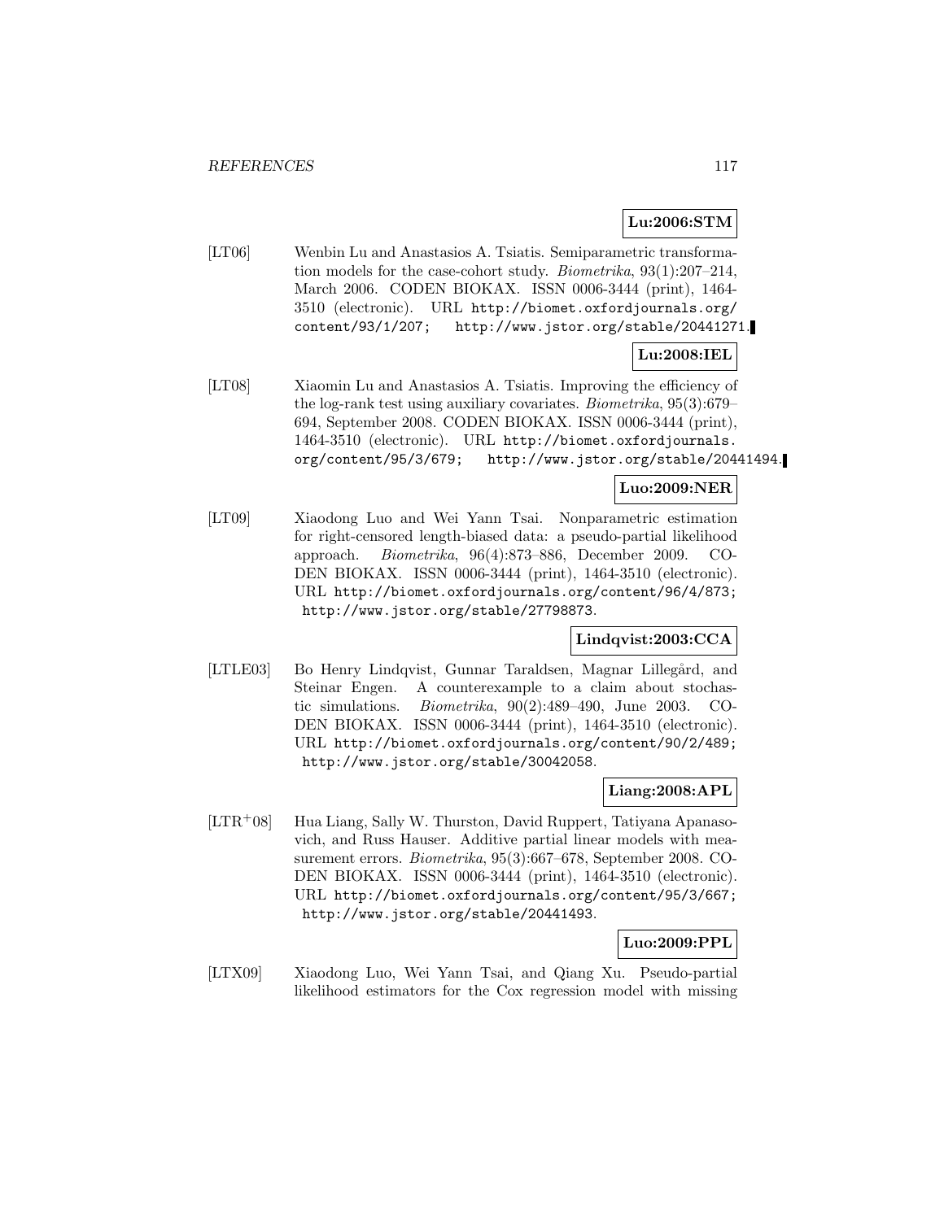**Lu:2006:STM**

[LT06] Wenbin Lu and Anastasios A. Tsiatis. Semiparametric transformation models for the case-cohort study. *Biometrika*, 93(1):207–214, March 2006. CODEN BIOKAX. ISSN 0006-3444 (print), 1464-3510 (electronic). URL http://biomet.oxfordjournals.org/content/93/1/207; http://www.jstor.org/stable/20441271.

**Lu:2008:IEL**

[LT08] Xiaomin Lu and Anastasios A. Tsiatis. Improving the efficiency of the log-rank test using auxiliary covariates. *Biometrika*, 95(3):679–694, September 2008. CODEN BIOKAX. ISSN 0006-3444 (print), 1464-3510 (electronic). URL http://biomet.oxfordjournals.org/content/95/3/679; http://www.jstor.org/stable/20441494.

**Luo:2009:NER**

[LT09] Xiaodong Luo and Wei Yann Tsai. Nonparametric estimation for right-censored length-biased data: a pseudo-partial likelihood approach. *Biometrika*, 96(4):873–886, December 2009. CODEN BIOKAX. ISSN 0006-3444 (print), 1464-3510 (electronic). URL http://biomet.oxfordjournals.org/content/96/4/873; http://www.jstor.org/stable/27798873.

**Lindqvist:2003:CCA**

[LTLE03] Bo Henry Lindqvist, Gunnar Taraldsen, Magnar Lillegård, and Steinar Engen. A counterexample to a claim about stochastic simulations. *Biometrika*, 90(2):489–490, June 2003. CODEN BIOKAX. ISSN 0006-3444 (print), 1464-3510 (electronic). URL http://biomet.oxfordjournals.org/content/90/2/489; http://www.jstor.org/stable/30042058.

**Liang:2008:APL**

[LTR+08] Hua Liang, Sally W. Thurston, David Ruppert, Tatiyana Apanasovich, and Russ Hauser. Additive partial linear models with measurement errors. *Biometrika*, 95(3):667–678, September 2008. CODEN BIOKAX. ISSN 0006-3444 (print), 1464-3510 (electronic). URL http://biomet.oxfordjournals.org/content/95/3/667; http://www.jstor.org/stable/20441493.

**Luo:2009:PPL**

[LTX09] Xiaodong Luo, Wei Yann Tsai, and Qiang Xu. Pseudo-partial likelihood estimators for the Cox regression model with missing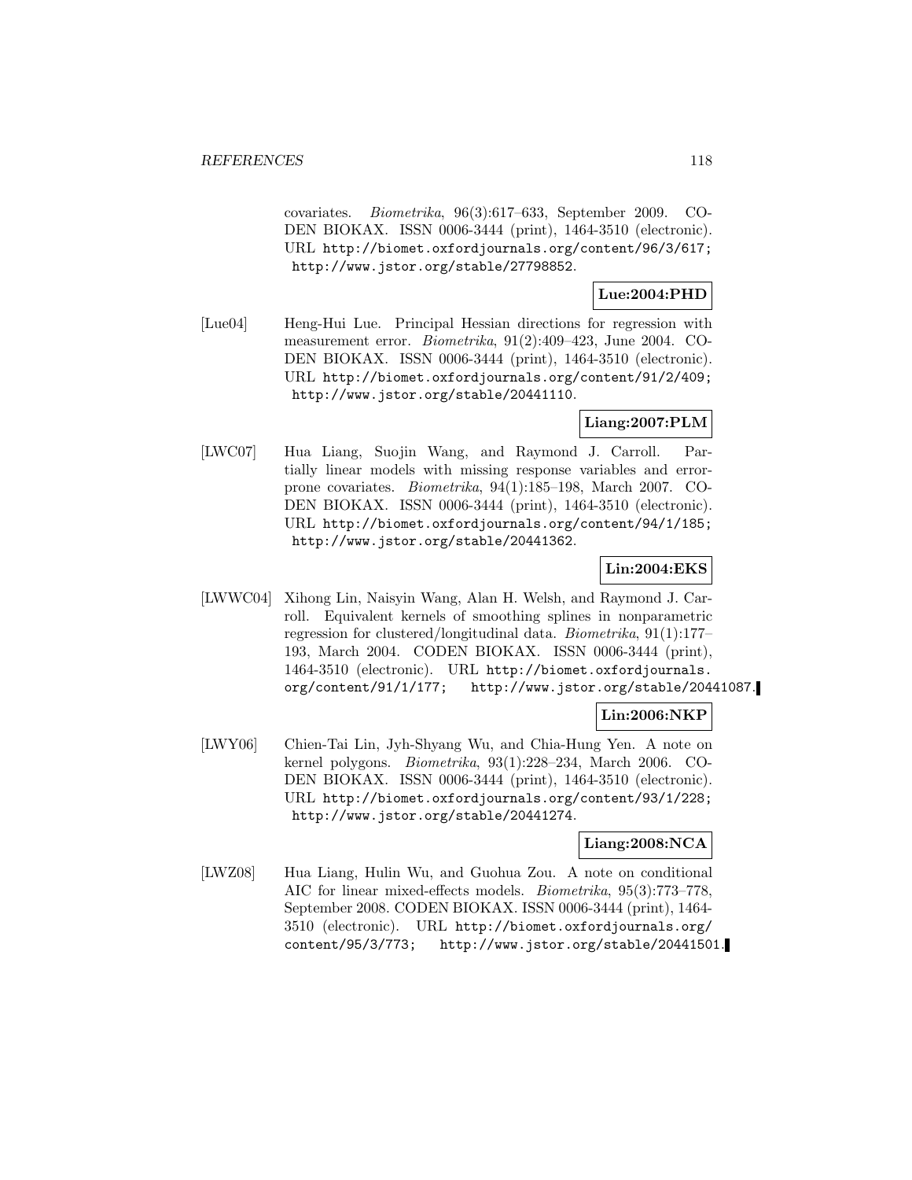covariates. *Biometrika*, 96(3):617–633, September 2009. CODEN BIOKAX. ISSN 0006-3444 (print), 1464-3510 (electronic). URL http://biomet.oxfordjournals.org/content/96/3/617; http://www.jstor.org/stable/27798852.

**Lue:2004:PHD**

[Lue04] Heng-Hui Lue. Principal Hessian directions for regression with measurement error. *Biometrika*, 91(2):409–423, June 2004. CODEN BIOKAX. ISSN 0006-3444 (print), 1464-3510 (electronic). URL http://biomet.oxfordjournals.org/content/91/2/409; http://www.jstor.org/stable/20441110.

**Liang:2007:PLM**

[LWC07] Hua Liang, Suojin Wang, and Raymond J. Carroll. Partially linear models with missing response variables and error-prone covariates. *Biometrika*, 94(1):185–198, March 2007. CODEN BIOKAX. ISSN 0006-3444 (print), 1464-3510 (electronic). URL http://biomet.oxfordjournals.org/content/94/1/185; http://www.jstor.org/stable/20441362.

**Lin:2004:EKS**

[LWWC04] Xihong Lin, Naisyin Wang, Alan H. Welsh, and Raymond J. Carroll. Equivalent kernels of smoothing splines in nonparametric regression for clustered/longitudinal data. *Biometrika*, 91(1):177–193, March 2004. CODEN BIOKAX. ISSN 0006-3444 (print), 1464-3510 (electronic). URL http://biomet.oxfordjournals.org/content/91/1/177; http://www.jstor.org/stable/20441087.

**Lin:2006:NKP**

[LWY06] Chien-Tai Lin, Jyh-Shyang Wu, and Chia-Hung Yen. A note on kernel polygons. *Biometrika*, 93(1):228–234, March 2006. CODEN BIOKAX. ISSN 0006-3444 (print), 1464-3510 (electronic). URL http://biomet.oxfordjournals.org/content/93/1/228; http://www.jstor.org/stable/20441274.

**Liang:2008:NCA**

[LWZ08] Hua Liang, Hulin Wu, and Guohua Zou. A note on conditional AIC for linear mixed-effects models. *Biometrika*, 95(3):773–778, September 2008. CODEN BIOKAX. ISSN 0006-3444 (print), 1464-3510 (electronic). URL http://biomet.oxfordjournals.org/content/95/3/773; http://www.jstor.org/stable/20441501.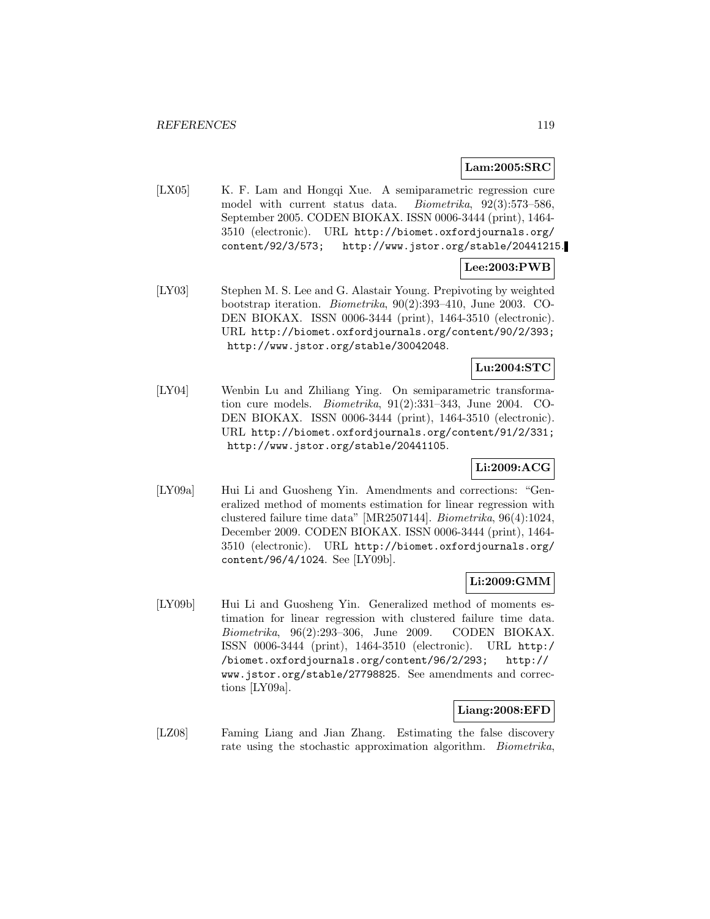**Lam:2005:SRC**

[LX05] K. F. Lam and Hongqi Xue. A semiparametric regression cure model with current status data. *Biometrika*, 92(3):573–586, September 2005. CODEN BIOKAX. ISSN 0006-3444 (print), 1464-3510 (electronic). URL http://biomet.oxfordjournals.org/content/92/3/573; http://www.jstor.org/stable/20441215.

**Lee:2003:PWB**

[LY03] Stephen M. S. Lee and G. Alastair Young. Prepivoting by weighted bootstrap iteration. *Biometrika*, 90(2):393–410, June 2003. CODEN BIOKAX. ISSN 0006-3444 (print), 1464-3510 (electronic). URL http://biomet.oxfordjournals.org/content/90/2/393; http://www.jstor.org/stable/30042048.

**Lu:2004:STC**

[LY04] Wenbin Lu and Zhiliang Ying. On semiparametric transformation cure models. *Biometrika*, 91(2):331–343, June 2004. CODEN BIOKAX. ISSN 0006-3444 (print), 1464-3510 (electronic). URL http://biomet.oxfordjournals.org/content/91/2/331; http://www.jstor.org/stable/20441105.

**Li:2009:ACG**

[LY09a] Hui Li and Guosheng Yin. Amendments and corrections: "Generalized method of moments estimation for linear regression with clustered failure time data" [MR2507144]. *Biometrika*, 96(4):1024, December 2009. CODEN BIOKAX. ISSN 0006-3444 (print), 1464-3510 (electronic). URL http://biomet.oxfordjournals.org/content/96/4/1024. See [LY09b].

**Li:2009:GMM**

[LY09b] Hui Li and Guosheng Yin. Generalized method of moments estimation for linear regression with clustered failure time data. *Biometrika*, 96(2):293–306, June 2009. CODEN BIOKAX. ISSN 0006-3444 (print), 1464-3510 (electronic). URL http://biomet.oxfordjournals.org/content/96/2/293; http://www.jstor.org/stable/27798825. See amendments and corrections [LY09a].

**Liang:2008:EFD**

[LZ08] Faming Liang and Jian Zhang. Estimating the false discovery rate using the stochastic approximation algorithm. *Biometrika*,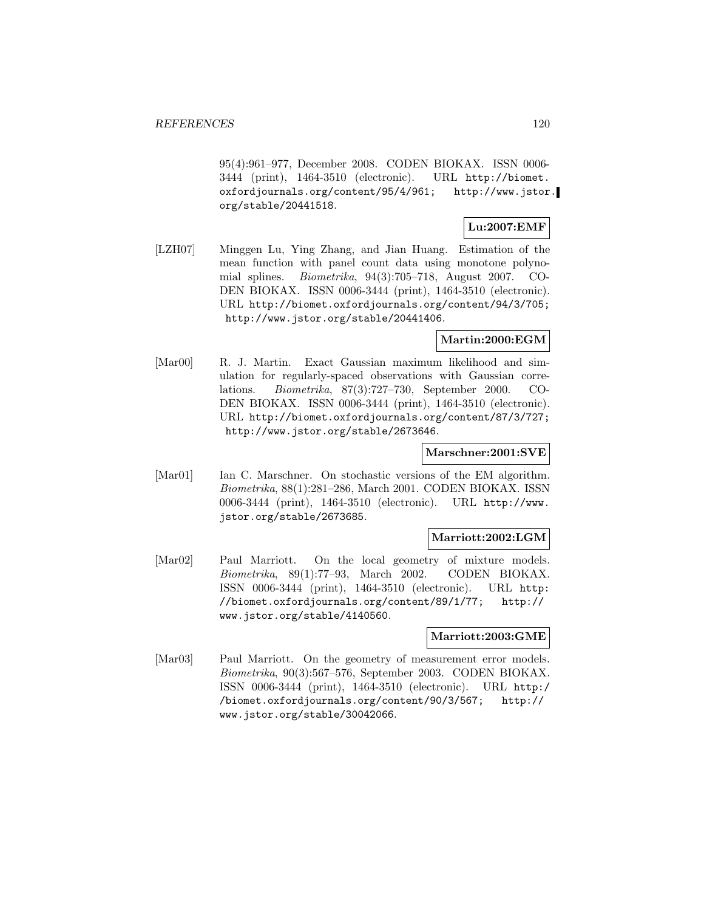95(4):961–977, December 2008. CODEN BIOKAX. ISSN 0006-3444 (print), 1464-3510 (electronic). URL http://biomet.oxfordjournals.org/content/95/4/961; http://www.jstor.org/stable/20441518.

**Lu:2007:EMF**

[LZH07] Minggen Lu, Ying Zhang, and Jian Huang. Estimation of the mean function with panel count data using monotone polynomial splines. *Biometrika*, 94(3):705–718, August 2007. CODEN BIOKAX. ISSN 0006-3444 (print), 1464-3510 (electronic). URL http://biomet.oxfordjournals.org/content/94/3/705; http://www.jstor.org/stable/20441406.

**Martin:2000:EGM**

[Mar00] R. J. Martin. Exact Gaussian maximum likelihood and simulation for regularly-spaced observations with Gaussian correlations. *Biometrika*, 87(3):727–730, September 2000. CODEN BIOKAX. ISSN 0006-3444 (print), 1464-3510 (electronic). URL http://biomet.oxfordjournals.org/content/87/3/727; http://www.jstor.org/stable/2673646.

**Marschner:2001:SVE**

[Mar01] Ian C. Marschner. On stochastic versions of the EM algorithm. *Biometrika*, 88(1):281–286, March 2001. CODEN BIOKAX. ISSN 0006-3444 (print), 1464-3510 (electronic). URL http://www.jstor.org/stable/2673685.

**Marriott:2002:LGM**

[Mar02] Paul Marriott. On the local geometry of mixture models. *Biometrika*, 89(1):77–93, March 2002. CODEN BIOKAX. ISSN 0006-3444 (print), 1464-3510 (electronic). URL http://biomet.oxfordjournals.org/content/89/1/77; http://www.jstor.org/stable/4140560.

**Marriott:2003:GME**

[Mar03] Paul Marriott. On the geometry of measurement error models. *Biometrika*, 90(3):567–576, September 2003. CODEN BIOKAX. ISSN 0006-3444 (print), 1464-3510 (electronic). URL http://biomet.oxfordjournals.org/content/90/3/567; http://www.jstor.org/stable/30042066.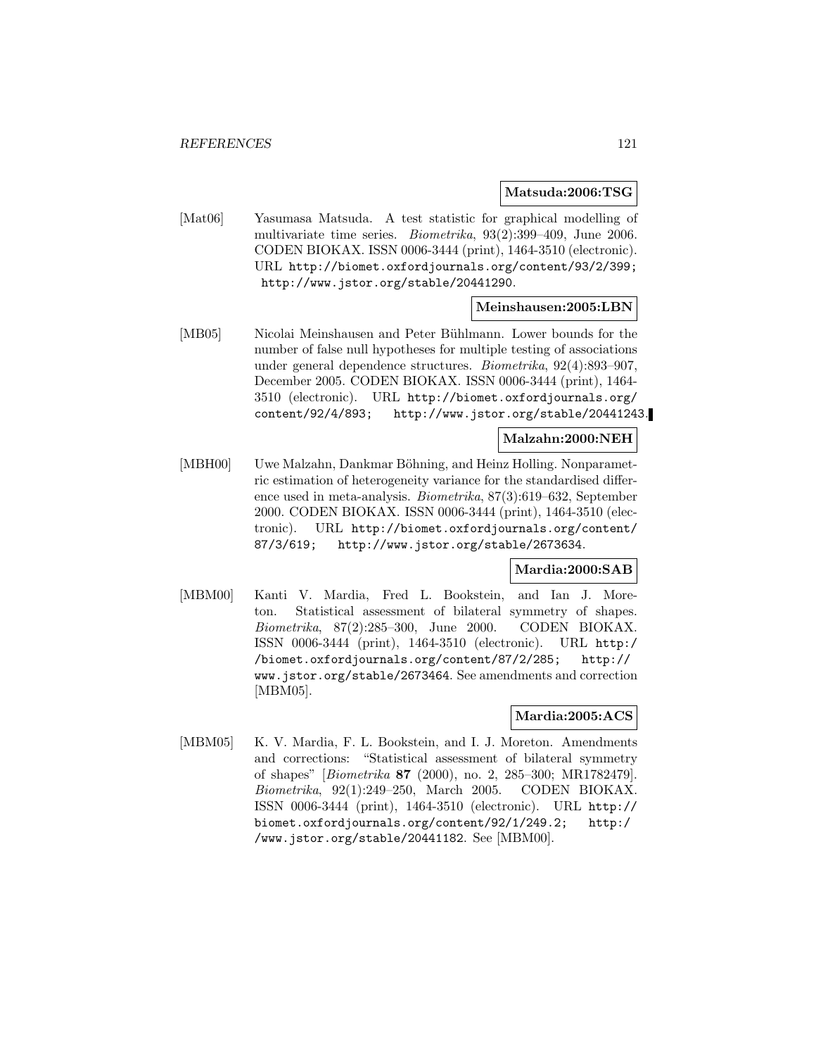**Matsuda:2006:TSG**

[Mat06] Yasumasa Matsuda. A test statistic for graphical modelling of multivariate time series. *Biometrika*, 93(2):399–409, June 2006. CODEN BIOKAX. ISSN 0006-3444 (print), 1464-3510 (electronic). URL http://biomet.oxfordjournals.org/content/93/2/399; http://www.jstor.org/stable/20441290.

**Meinshausen:2005:LBN**

[MB05] Nicolai Meinshausen and Peter Bühlmann. Lower bounds for the number of false null hypotheses for multiple testing of associations under general dependence structures. *Biometrika*, 92(4):893–907, December 2005. CODEN BIOKAX. ISSN 0006-3444 (print), 1464-3510 (electronic). URL http://biomet.oxfordjournals.org/content/92/4/893; http://www.jstor.org/stable/20441243.

**Malzahn:2000:NEH**

[MBH00] Uwe Malzahn, Dankmar Böhning, and Heinz Holling. Nonparametric estimation of heterogeneity variance for the standardised difference used in meta-analysis. *Biometrika*, 87(3):619–632, September 2000. CODEN BIOKAX. ISSN 0006-3444 (print), 1464-3510 (electronic). URL http://biomet.oxfordjournals.org/content/87/3/619; http://www.jstor.org/stable/2673634.

**Mardia:2000:SAB**

[MBM00] Kanti V. Mardia, Fred L. Bookstein, and Ian J. Moreton. Statistical assessment of bilateral symmetry of shapes. *Biometrika*, 87(2):285–300, June 2000. CODEN BIOKAX. ISSN 0006-3444 (print), 1464-3510 (electronic). URL http://biomet.oxfordjournals.org/content/87/2/285; http://www.jstor.org/stable/2673464. See amendments and correction [MBM05].

**Mardia:2005:ACS**

[MBM05] K. V. Mardia, F. L. Bookstein, and I. J. Moreton. Amendments and corrections: "Statistical assessment of bilateral symmetry of shapes" [*Biometrika* **87** (2000), no. 2, 285–300; MR1782479]. *Biometrika*, 92(1):249–250, March 2005. CODEN BIOKAX. ISSN 0006-3444 (print), 1464-3510 (electronic). URL http://biomet.oxfordjournals.org/content/92/1/249.2; http://www.jstor.org/stable/20441182. See [MBM00].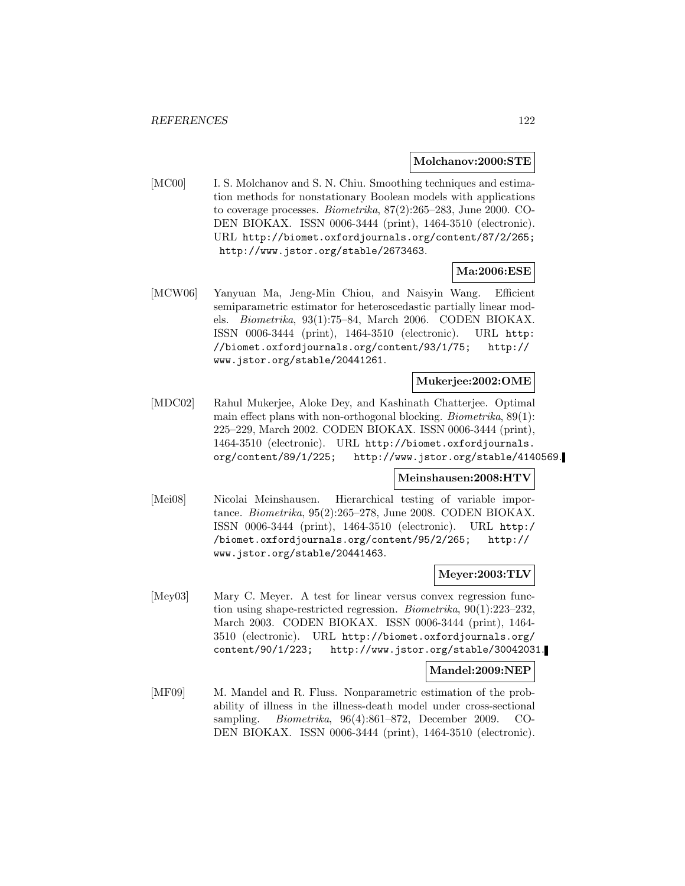**Molchanov:2000:STE**

[MC00] I. S. Molchanov and S. N. Chiu. Smoothing techniques and estimation methods for nonstationary Boolean models with applications to coverage processes. *Biometrika*, 87(2):265–283, June 2000. CODEN BIOKAX. ISSN 0006-3444 (print), 1464-3510 (electronic). URL `http://biomet.oxfordjournals.org/content/87/2/265; http://www.jstor.org/stable/2673463`.

**Ma:2006:ESE**

[MCW06] Yanyuan Ma, Jeng-Min Chiou, and Naisyin Wang. Efficient semiparametric estimator for heteroscedastic partially linear models. *Biometrika*, 93(1):75–84, March 2006. CODEN BIOKAX. ISSN 0006-3444 (print), 1464-3510 (electronic). URL `http://biomet.oxfordjournals.org/content/93/1/75; http://www.jstor.org/stable/20441261`.

**Mukerjee:2002:OME**

[MDC02] Rahul Mukerjee, Aloke Dey, and Kashinath Chatterjee. Optimal main effect plans with non-orthogonal blocking. *Biometrika*, 89(1):225–229, March 2002. CODEN BIOKAX. ISSN 0006-3444 (print), 1464-3510 (electronic). URL `http://biomet.oxfordjournals.org/content/89/1/225; http://www.jstor.org/stable/4140569`.

**Meinshausen:2008:HTV**

[Mei08] Nicolai Meinshausen. Hierarchical testing of variable importance. *Biometrika*, 95(2):265–278, June 2008. CODEN BIOKAX. ISSN 0006-3444 (print), 1464-3510 (electronic). URL `http://biomet.oxfordjournals.org/content/95/2/265; http://www.jstor.org/stable/20441463`.

**Meyer:2003:TLV**

[Mey03] Mary C. Meyer. A test for linear versus convex regression function using shape-restricted regression. *Biometrika*, 90(1):223–232, March 2003. CODEN BIOKAX. ISSN 0006-3444 (print), 1464-3510 (electronic). URL `http://biomet.oxfordjournals.org/content/90/1/223; http://www.jstor.org/stable/30042031`.

**Mandel:2009:NEP**

[MF09] M. Mandel and R. Fluss. Nonparametric estimation of the probability of illness in the illness-death model under cross-sectional sampling. *Biometrika*, 96(4):861–872, December 2009. CODEN BIOKAX. ISSN 0006-3444 (print), 1464-3510 (electronic).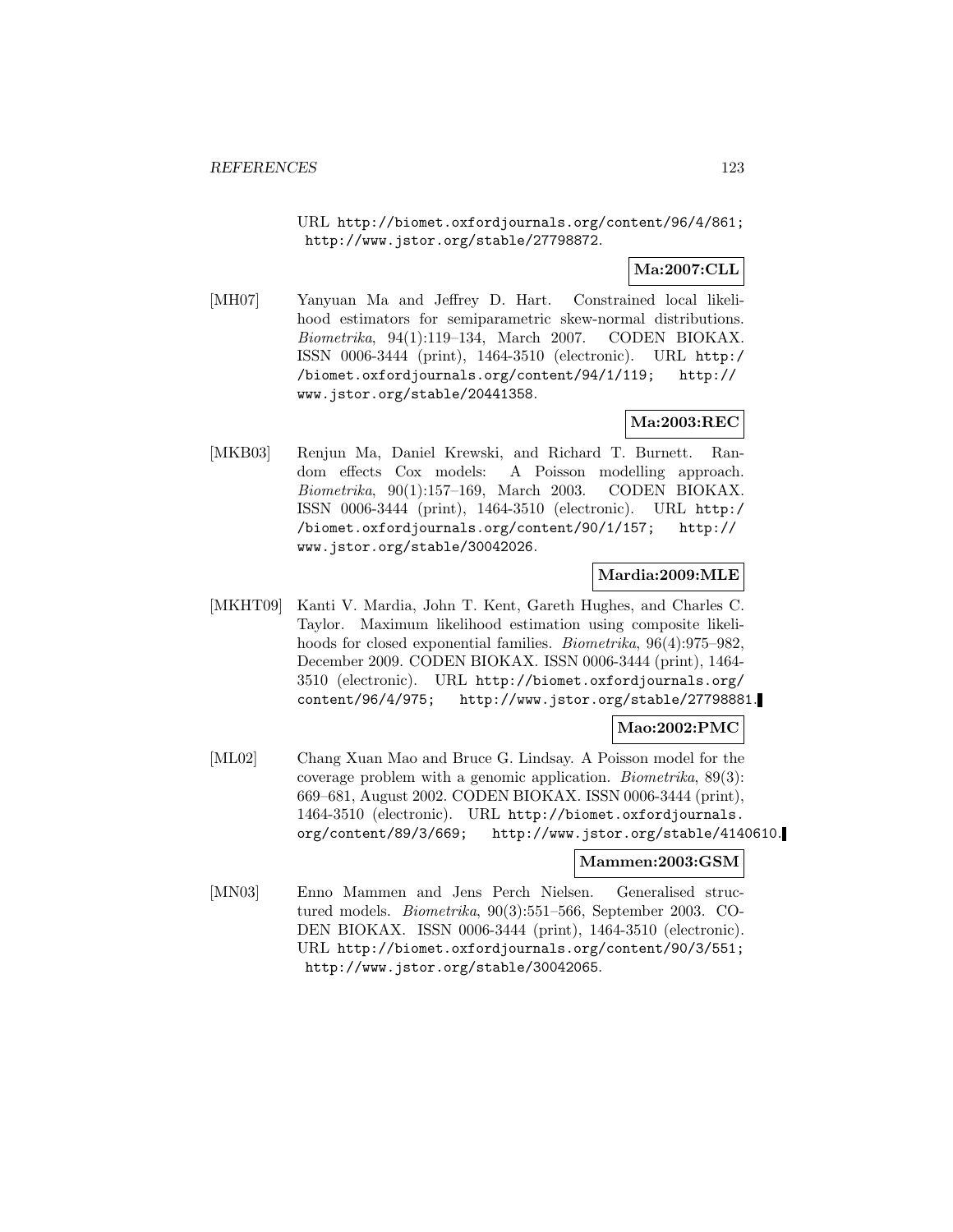URL http://biomet.oxfordjournals.org/content/96/4/861; http://www.jstor.org/stable/27798872.

**Ma:2007:CLL**

[MH07] Yanyuan Ma and Jeffrey D. Hart. Constrained local likelihood estimators for semiparametric skew-normal distributions. *Biometrika*, 94(1):119–134, March 2007. CODEN BIOKAX. ISSN 0006-3444 (print), 1464-3510 (electronic). URL http://biomet.oxfordjournals.org/content/94/1/119; http://www.jstor.org/stable/20441358.

**Ma:2003:REC**

[MKB03] Renjun Ma, Daniel Krewski, and Richard T. Burnett. Random effects Cox models: A Poisson modelling approach. *Biometrika*, 90(1):157–169, March 2003. CODEN BIOKAX. ISSN 0006-3444 (print), 1464-3510 (electronic). URL http://biomet.oxfordjournals.org/content/90/1/157; http://www.jstor.org/stable/30042026.

**Mardia:2009:MLE**

[MKHT09] Kanti V. Mardia, John T. Kent, Gareth Hughes, and Charles C. Taylor. Maximum likelihood estimation using composite likelihoods for closed exponential families. *Biometrika*, 96(4):975–982, December 2009. CODEN BIOKAX. ISSN 0006-3444 (print), 1464-3510 (electronic). URL http://biomet.oxfordjournals.org/content/96/4/975; http://www.jstor.org/stable/27798881.

**Mao:2002:PMC**

[ML02] Chang Xuan Mao and Bruce G. Lindsay. A Poisson model for the coverage problem with a genomic application. *Biometrika*, 89(3):669–681, August 2002. CODEN BIOKAX. ISSN 0006-3444 (print), 1464-3510 (electronic). URL http://biomet.oxfordjournals.org/content/89/3/669; http://www.jstor.org/stable/4140610.

**Mammen:2003:GSM**

[MN03] Enno Mammen and Jens Perch Nielsen. Generalised structured models. *Biometrika*, 90(3):551–566, September 2003. CODEN BIOKAX. ISSN 0006-3444 (print), 1464-3510 (electronic). URL http://biomet.oxfordjournals.org/content/90/3/551; http://www.jstor.org/stable/30042065.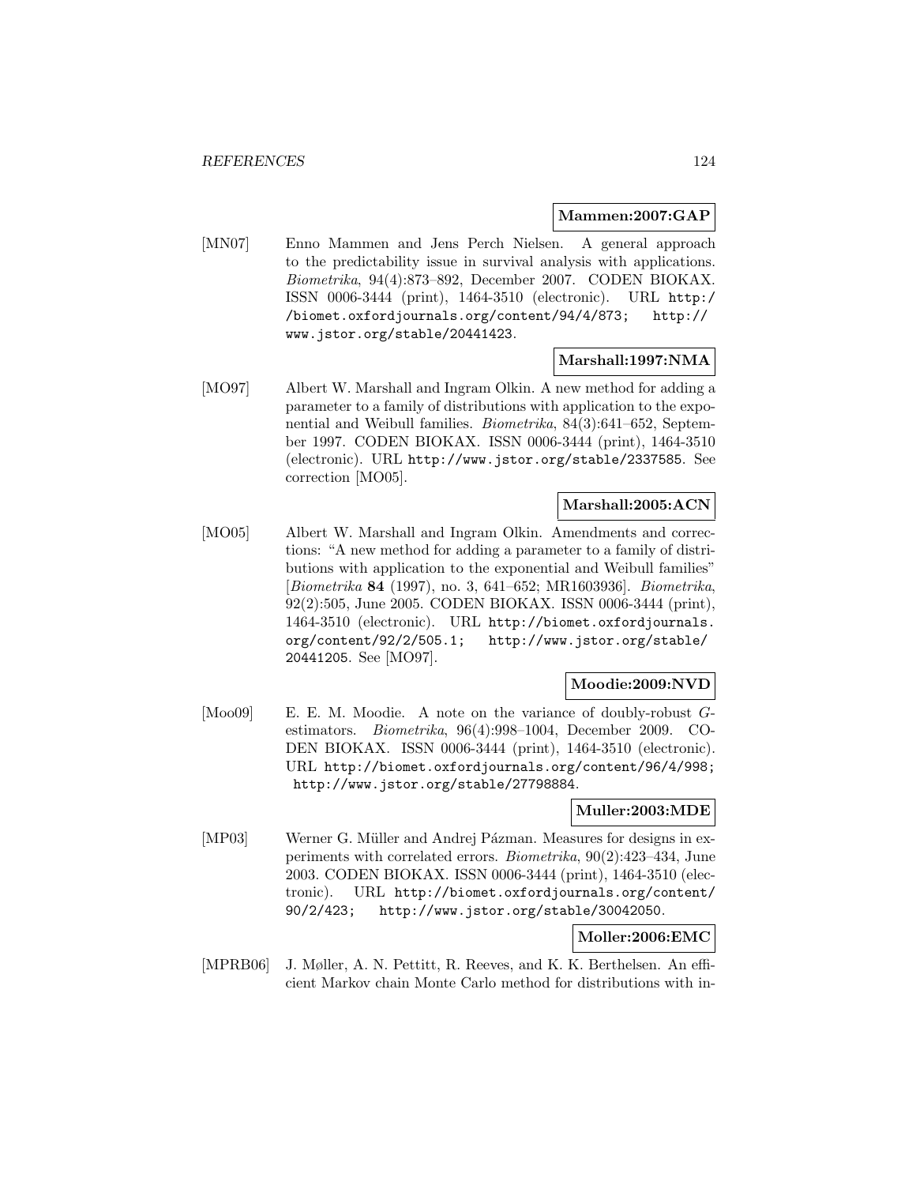**Mammen:2007:GAP**

[MN07] Enno Mammen and Jens Perch Nielsen. A general approach to the predictability issue in survival analysis with applications. *Biometrika*, 94(4):873–892, December 2007. CODEN BIOKAX. ISSN 0006-3444 (print), 1464-3510 (electronic). URL http://biomet.oxfordjournals.org/content/94/4/873; http://www.jstor.org/stable/20441423.

**Marshall:1997:NMA**

[MO97] Albert W. Marshall and Ingram Olkin. A new method for adding a parameter to a family of distributions with application to the exponential and Weibull families. *Biometrika*, 84(3):641–652, September 1997. CODEN BIOKAX. ISSN 0006-3444 (print), 1464-3510 (electronic). URL http://www.jstor.org/stable/2337585. See correction [MO05].

**Marshall:2005:ACN**

[MO05] Albert W. Marshall and Ingram Olkin. Amendments and corrections: "A new method for adding a parameter to a family of distributions with application to the exponential and Weibull families" [*Biometrika* **84** (1997), no. 3, 641–652; MR1603936]. *Biometrika*, 92(2):505, June 2005. CODEN BIOKAX. ISSN 0006-3444 (print), 1464-3510 (electronic). URL http://biomet.oxfordjournals.org/content/92/2/505.1; http://www.jstor.org/stable/20441205. See [MO97].

**Moodie:2009:NVD**

[Moo09] E. E. M. Moodie. A note on the variance of doubly-robust $G$-estimators. *Biometrika*, 96(4):998–1004, December 2009. CODEN BIOKAX. ISSN 0006-3444 (print), 1464-3510 (electronic). URL http://biomet.oxfordjournals.org/content/96/4/998; http://www.jstor.org/stable/27798884.

**Muller:2003:MDE**

[MP03] Werner G. Müller and Andrej Pázman. Measures for designs in experiments with correlated errors. *Biometrika*, 90(2):423–434, June 2003. CODEN BIOKAX. ISSN 0006-3444 (print), 1464-3510 (electronic). URL http://biomet.oxfordjournals.org/content/90/2/423; http://www.jstor.org/stable/30042050.

**Moller:2006:EMC**

[MPRB06] J. Møller, A. N. Pettitt, R. Reeves, and K. K. Berthelsen. An efficient Markov chain Monte Carlo method for distributions with in-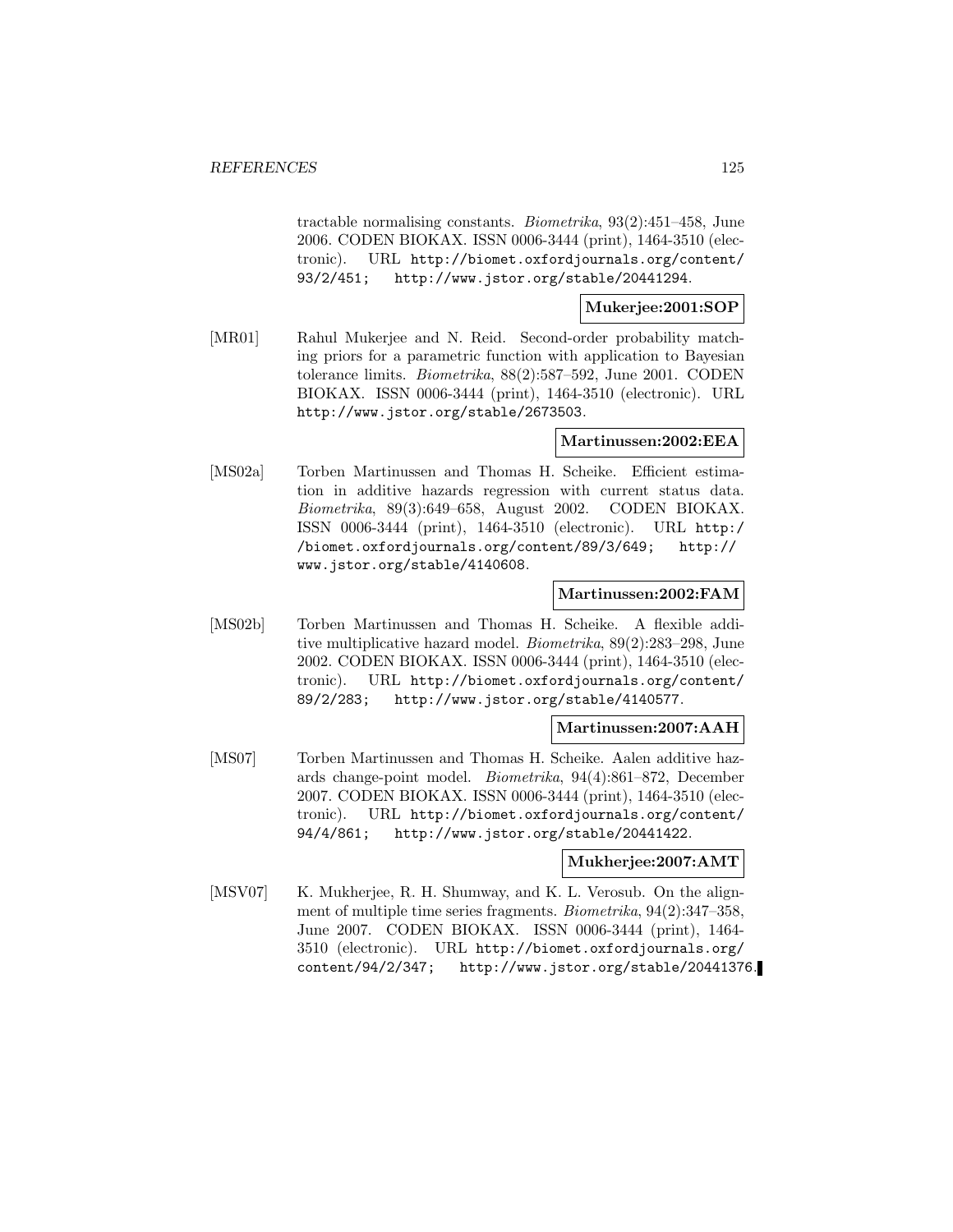tractable normalising constants. *Biometrika*, 93(2):451–458, June 2006. CODEN BIOKAX. ISSN 0006-3444 (print), 1464-3510 (electronic). URL http://biomet.oxfordjournals.org/content/93/2/451; http://www.jstor.org/stable/20441294.

**Mukerjee:2001:SOP**

[MR01] Rahul Mukerjee and N. Reid. Second-order probability matching priors for a parametric function with application to Bayesian tolerance limits. *Biometrika*, 88(2):587–592, June 2001. CODEN BIOKAX. ISSN 0006-3444 (print), 1464-3510 (electronic). URL http://www.jstor.org/stable/2673503.

**Martinussen:2002:EEA**

[MS02a] Torben Martinussen and Thomas H. Scheike. Efficient estimation in additive hazards regression with current status data. *Biometrika*, 89(3):649–658, August 2002. CODEN BIOKAX. ISSN 0006-3444 (print), 1464-3510 (electronic). URL http://biomet.oxfordjournals.org/content/89/3/649; http://www.jstor.org/stable/4140608.

**Martinussen:2002:FAM**

[MS02b] Torben Martinussen and Thomas H. Scheike. A flexible additive multiplicative hazard model. *Biometrika*, 89(2):283–298, June 2002. CODEN BIOKAX. ISSN 0006-3444 (print), 1464-3510 (electronic). URL http://biomet.oxfordjournals.org/content/89/2/283; http://www.jstor.org/stable/4140577.

**Martinussen:2007:AAH**

[MS07] Torben Martinussen and Thomas H. Scheike. Aalen additive hazards change-point model. *Biometrika*, 94(4):861–872, December 2007. CODEN BIOKAX. ISSN 0006-3444 (print), 1464-3510 (electronic). URL http://biomet.oxfordjournals.org/content/94/4/861; http://www.jstor.org/stable/20441422.

**Mukherjee:2007:AMT**

[MSV07] K. Mukherjee, R. H. Shumway, and K. L. Verosub. On the alignment of multiple time series fragments. *Biometrika*, 94(2):347–358, June 2007. CODEN BIOKAX. ISSN 0006-3444 (print), 1464-3510 (electronic). URL http://biomet.oxfordjournals.org/content/94/2/347; http://www.jstor.org/stable/20441376.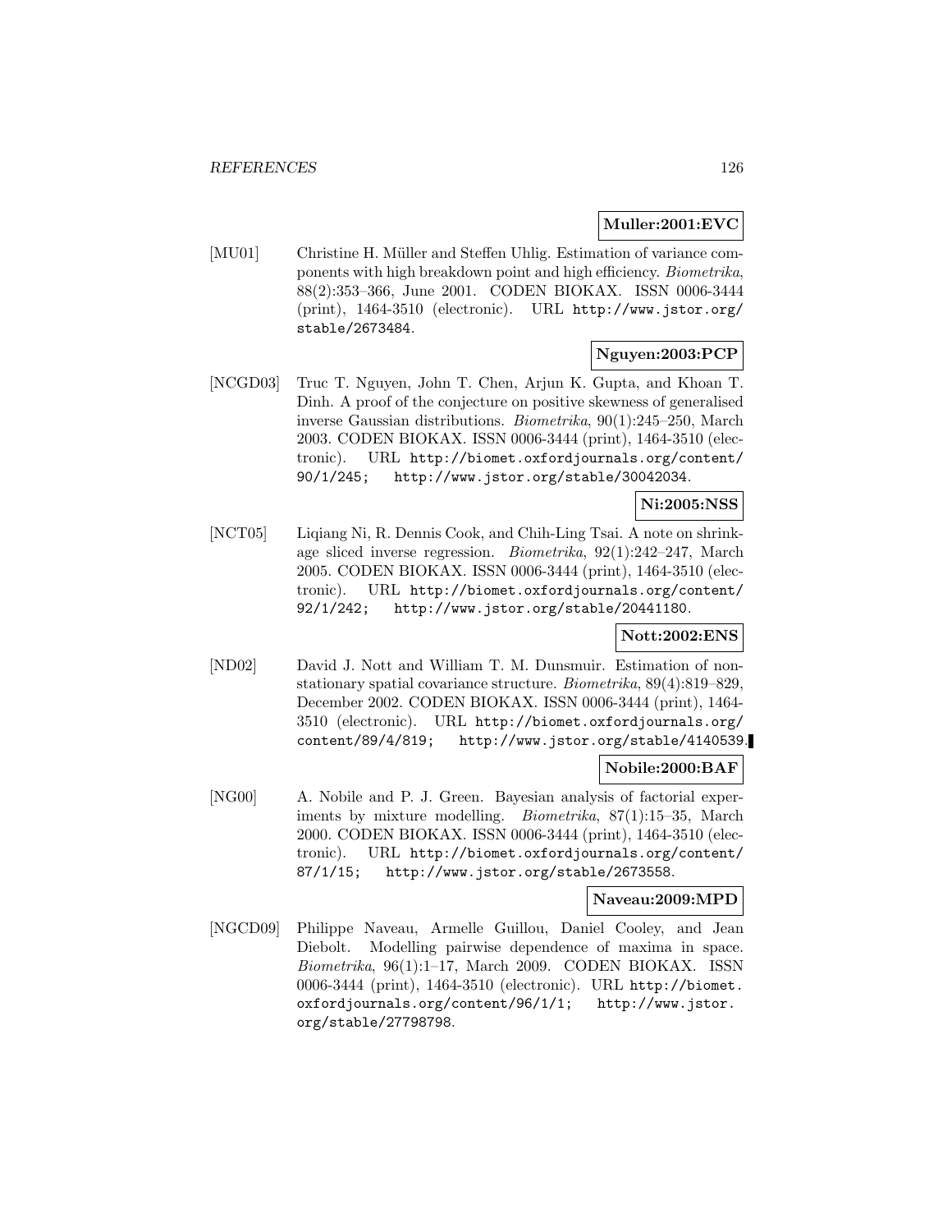**Muller:2001:EVC**

[MU01] Christine H. Müller and Steffen Uhlig. Estimation of variance components with high breakdown point and high efficiency. *Biometrika*, 88(2):353–366, June 2001. CODEN BIOKAX. ISSN 0006-3444 (print), 1464-3510 (electronic). URL http://www.jstor.org/stable/2673484.

**Nguyen:2003:PCP**

[NCGD03] Truc T. Nguyen, John T. Chen, Arjun K. Gupta, and Khoan T. Dinh. A proof of the conjecture on positive skewness of generalised inverse Gaussian distributions. *Biometrika*, 90(1):245–250, March 2003. CODEN BIOKAX. ISSN 0006-3444 (print), 1464-3510 (electronic). URL http://biomet.oxfordjournals.org/content/90/1/245; http://www.jstor.org/stable/30042034.

**Ni:2005:NSS**

[NCT05] Liqiang Ni, R. Dennis Cook, and Chih-Ling Tsai. A note on shrinkage sliced inverse regression. *Biometrika*, 92(1):242–247, March 2005. CODEN BIOKAX. ISSN 0006-3444 (print), 1464-3510 (electronic). URL http://biomet.oxfordjournals.org/content/92/1/242; http://www.jstor.org/stable/20441180.

**Nott:2002:ENS**

[ND02] David J. Nott and William T. M. Dunsmuir. Estimation of nonstationary spatial covariance structure. *Biometrika*, 89(4):819–829, December 2002. CODEN BIOKAX. ISSN 0006-3444 (print), 1464-3510 (electronic). URL http://biomet.oxfordjournals.org/content/89/4/819; http://www.jstor.org/stable/4140539.

**Nobile:2000:BAF**

[NG00] A. Nobile and P. J. Green. Bayesian analysis of factorial experiments by mixture modelling. *Biometrika*, 87(1):15–35, March 2000. CODEN BIOKAX. ISSN 0006-3444 (print), 1464-3510 (electronic). URL http://biomet.oxfordjournals.org/content/87/1/15; http://www.jstor.org/stable/2673558.

**Naveau:2009:MPD**

[NGCD09] Philippe Naveau, Armelle Guillou, Daniel Cooley, and Jean Diebolt. Modelling pairwise dependence of maxima in space. *Biometrika*, 96(1):1–17, March 2009. CODEN BIOKAX. ISSN 0006-3444 (print), 1464-3510 (electronic). URL http://biomet.oxfordjournals.org/content/96/1/1; http://www.jstor.org/stable/27798798.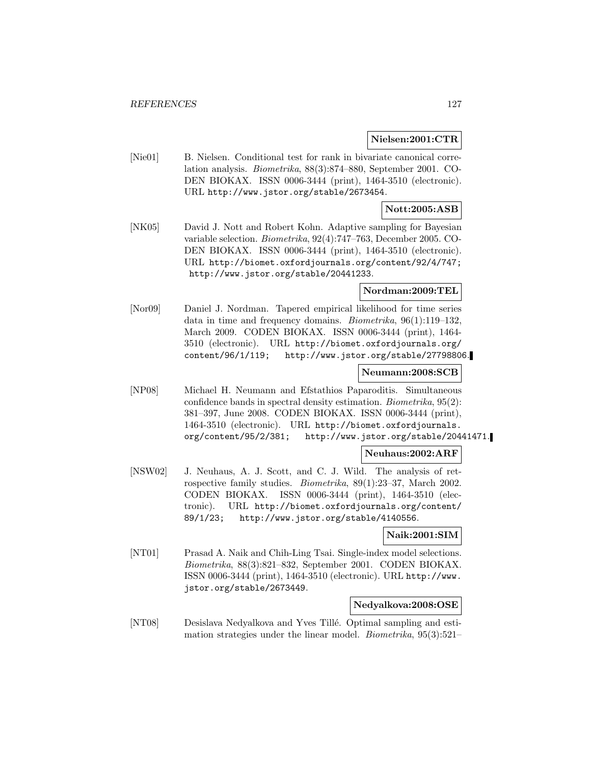**Nielsen:2001:CTR**

[Nie01] B. Nielsen. Conditional test for rank in bivariate canonical correlation analysis. *Biometrika*, 88(3):874–880, September 2001. CODEN BIOKAX. ISSN 0006-3444 (print), 1464-3510 (electronic). URL http://www.jstor.org/stable/2673454.

**Nott:2005:ASB**

[NK05] David J. Nott and Robert Kohn. Adaptive sampling for Bayesian variable selection. *Biometrika*, 92(4):747–763, December 2005. CODEN BIOKAX. ISSN 0006-3444 (print), 1464-3510 (electronic). URL http://biomet.oxfordjournals.org/content/92/4/747; http://www.jstor.org/stable/20441233.

**Nordman:2009:TEL**

[Nor09] Daniel J. Nordman. Tapered empirical likelihood for time series data in time and frequency domains. *Biometrika*, 96(1):119–132, March 2009. CODEN BIOKAX. ISSN 0006-3444 (print), 1464-3510 (electronic). URL http://biomet.oxfordjournals.org/content/96/1/119; http://www.jstor.org/stable/27798806.

**Neumann:2008:SCB**

[NP08] Michael H. Neumann and Efstathios Paparoditis. Simultaneous confidence bands in spectral density estimation. *Biometrika*, 95(2):381–397, June 2008. CODEN BIOKAX. ISSN 0006-3444 (print), 1464-3510 (electronic). URL http://biomet.oxfordjournals.org/content/95/2/381; http://www.jstor.org/stable/20441471.

**Neuhaus:2002:ARF**

[NSW02] J. Neuhaus, A. J. Scott, and C. J. Wild. The analysis of retrospective family studies. *Biometrika*, 89(1):23–37, March 2002. CODEN BIOKAX. ISSN 0006-3444 (print), 1464-3510 (electronic). URL http://biomet.oxfordjournals.org/content/89/1/23; http://www.jstor.org/stable/4140556.

**Naik:2001:SIM**

[NT01] Prasad A. Naik and Chih-Ling Tsai. Single-index model selections. *Biometrika*, 88(3):821–832, September 2001. CODEN BIOKAX. ISSN 0006-3444 (print), 1464-3510 (electronic). URL http://www.jstor.org/stable/2673449.

**Nedyalkova:2008:OSE**

[NT08] Desislava Nedyalkova and Yves Tillé. Optimal sampling and estimation strategies under the linear model. *Biometrika*, 95(3):521–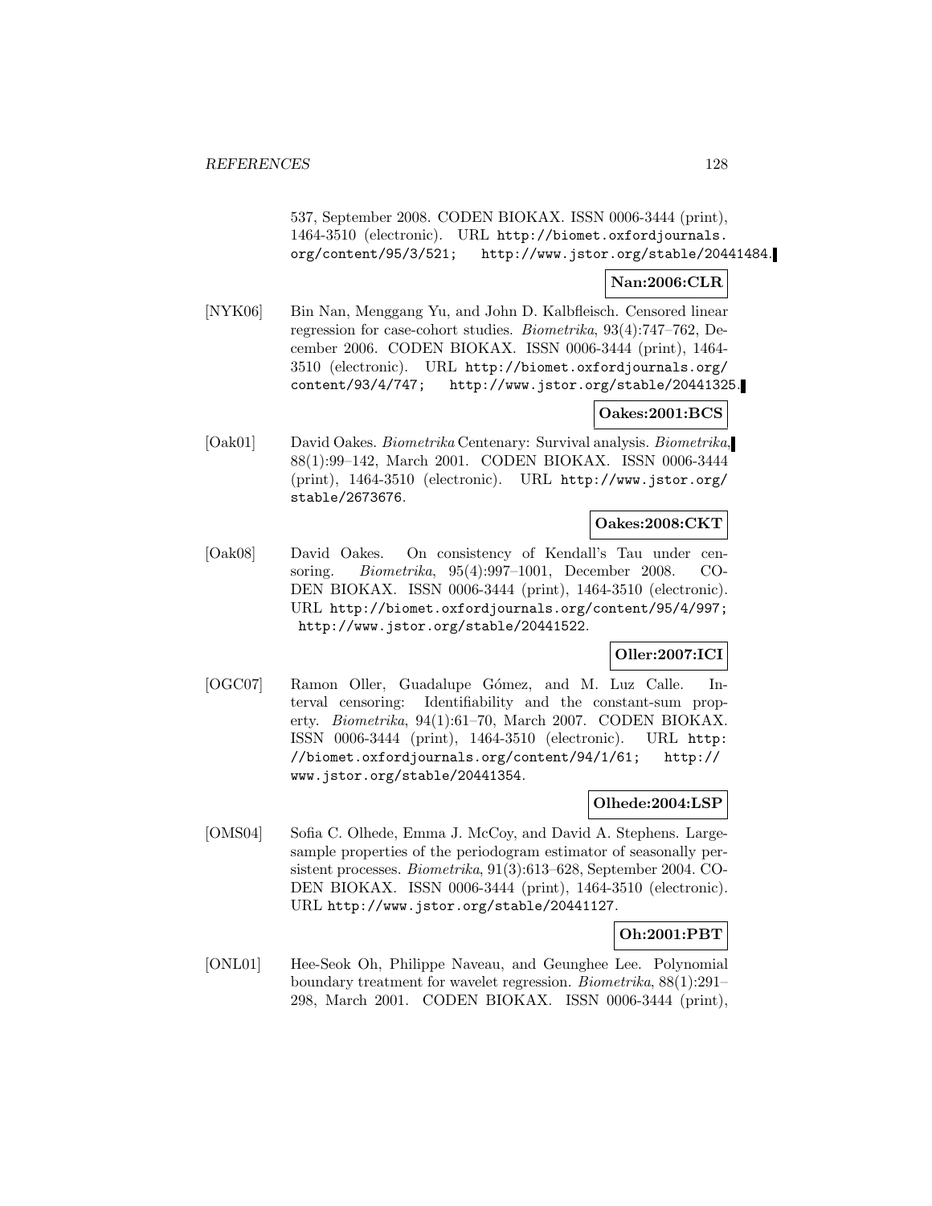537, September 2008. CODEN BIOKAX. ISSN 0006-3444 (print), 1464-3510 (electronic). URL http://biomet.oxfordjournals.org/content/95/3/521; http://www.jstor.org/stable/20441484.

**Nan:2006:CLR**

[NYK06] Bin Nan, Menggang Yu, and John D. Kalbfleisch. Censored linear regression for case-cohort studies. *Biometrika*, 93(4):747–762, December 2006. CODEN BIOKAX. ISSN 0006-3444 (print), 1464-3510 (electronic). URL http://biomet.oxfordjournals.org/content/93/4/747; http://www.jstor.org/stable/20441325.

**Oakes:2001:BCS**

[Oak01] David Oakes. *Biometrika* Centenary: Survival analysis. *Biometrika*, 88(1):99–142, March 2001. CODEN BIOKAX. ISSN 0006-3444 (print), 1464-3510 (electronic). URL http://www.jstor.org/stable/2673676.

**Oakes:2008:CKT**

[Oak08] David Oakes. On consistency of Kendall's Tau under censoring. *Biometrika*, 95(4):997–1001, December 2008. CODEN BIOKAX. ISSN 0006-3444 (print), 1464-3510 (electronic). URL http://biomet.oxfordjournals.org/content/95/4/997; http://www.jstor.org/stable/20441522.

**Oller:2007:ICI**

[OGC07] Ramon Oller, Guadalupe Gómez, and M. Luz Calle. Interval censoring: Identifiability and the constant-sum property. *Biometrika*, 94(1):61–70, March 2007. CODEN BIOKAX. ISSN 0006-3444 (print), 1464-3510 (electronic). URL http://biomet.oxfordjournals.org/content/94/1/61; http://www.jstor.org/stable/20441354.

**Olhede:2004:LSP**

[OMS04] Sofia C. Olhede, Emma J. McCoy, and David A. Stephens. Large-sample properties of the periodogram estimator of seasonally persistent processes. *Biometrika*, 91(3):613–628, September 2004. CODEN BIOKAX. ISSN 0006-3444 (print), 1464-3510 (electronic). URL http://www.jstor.org/stable/20441127.

**Oh:2001:PBT**

[ONL01] Hee-Seok Oh, Philippe Naveau, and Geunghee Lee. Polynomial boundary treatment for wavelet regression. *Biometrika*, 88(1):291–298, March 2001. CODEN BIOKAX. ISSN 0006-3444 (print),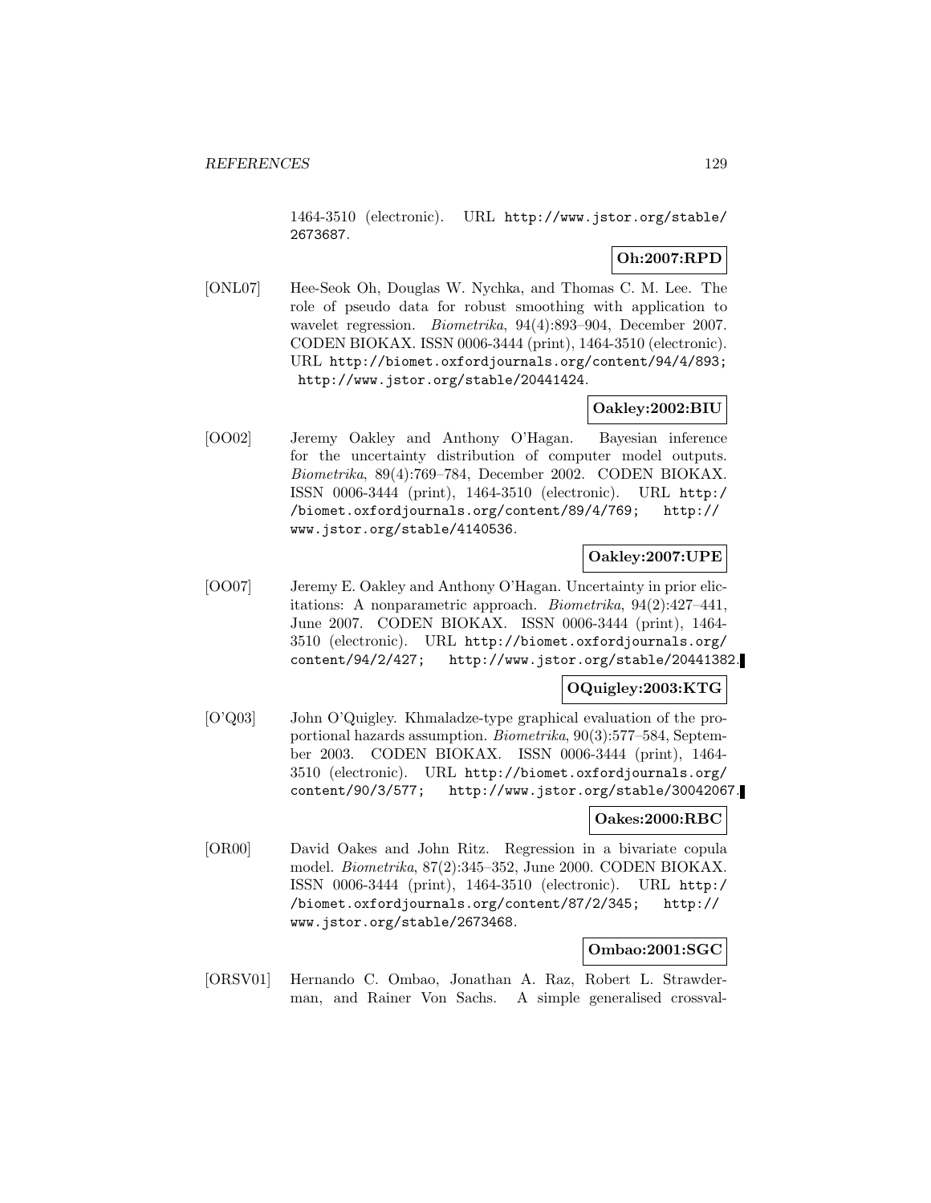1464-3510 (electronic). URL http://www.jstor.org/stable/2673687.

**Oh:2007:RPD**

[ONL07] Hee-Seok Oh, Douglas W. Nychka, and Thomas C. M. Lee. The role of pseudo data for robust smoothing with application to wavelet regression. *Biometrika*, 94(4):893–904, December 2007. CODEN BIOKAX. ISSN 0006-3444 (print), 1464-3510 (electronic). URL http://biomet.oxfordjournals.org/content/94/4/893; http://www.jstor.org/stable/20441424.

**Oakley:2002:BIU**

[OO02] Jeremy Oakley and Anthony O'Hagan. Bayesian inference for the uncertainty distribution of computer model outputs. *Biometrika*, 89(4):769–784, December 2002. CODEN BIOKAX. ISSN 0006-3444 (print), 1464-3510 (electronic). URL http://biomet.oxfordjournals.org/content/89/4/769; http://www.jstor.org/stable/4140536.

**Oakley:2007:UPE**

[OO07] Jeremy E. Oakley and Anthony O'Hagan. Uncertainty in prior elicitations: A nonparametric approach. *Biometrika*, 94(2):427–441, June 2007. CODEN BIOKAX. ISSN 0006-3444 (print), 1464-3510 (electronic). URL http://biomet.oxfordjournals.org/content/94/2/427; http://www.jstor.org/stable/20441382.

**OQuigley:2003:KTG**

[O'Q03] John O'Quigley. Khmaladze-type graphical evaluation of the proportional hazards assumption. *Biometrika*, 90(3):577–584, September 2003. CODEN BIOKAX. ISSN 0006-3444 (print), 1464-3510 (electronic). URL http://biomet.oxfordjournals.org/content/90/3/577; http://www.jstor.org/stable/30042067.

**Oakes:2000:RBC**

[OR00] David Oakes and John Ritz. Regression in a bivariate copula model. *Biometrika*, 87(2):345–352, June 2000. CODEN BIOKAX. ISSN 0006-3444 (print), 1464-3510 (electronic). URL http://biomet.oxfordjournals.org/content/87/2/345; http://www.jstor.org/stable/2673468.

**Ombao:2001:SGC**

[ORSV01] Hernando C. Ombao, Jonathan A. Raz, Robert L. Strawderman, and Rainer Von Sachs. A simple generalised crossval-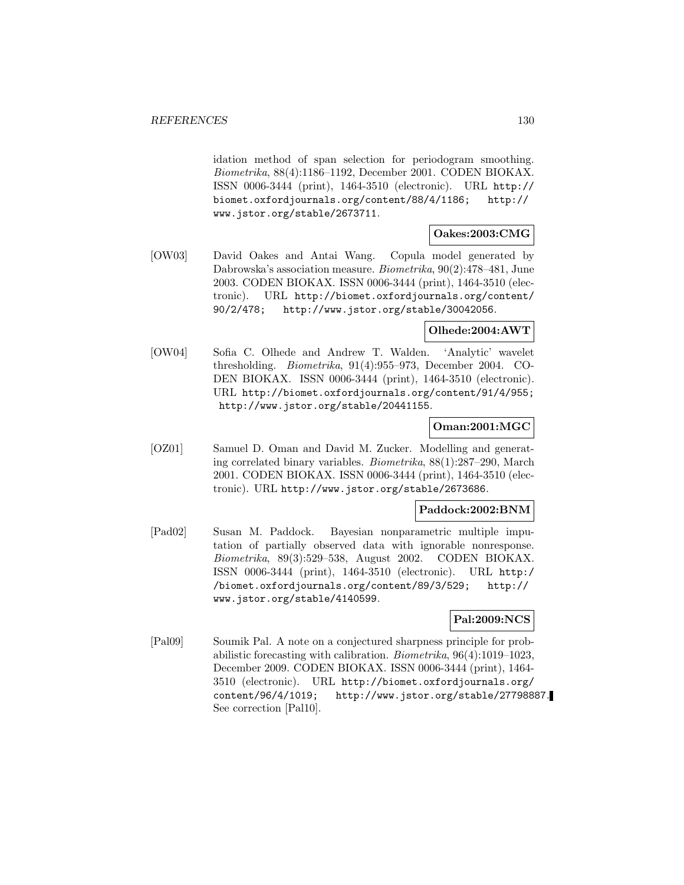idation method of span selection for periodogram smoothing. *Biometrika*, 88(4):1186–1192, December 2001. CODEN BIOKAX. ISSN 0006-3444 (print), 1464-3510 (electronic). URL http://biomet.oxfordjournals.org/content/88/4/1186; http://www.jstor.org/stable/2673711.

**Oakes:2003:CMG**

[OW03] David Oakes and Antai Wang. Copula model generated by Dabrowska's association measure. *Biometrika*, 90(2):478–481, June 2003. CODEN BIOKAX. ISSN 0006-3444 (print), 1464-3510 (electronic). URL http://biomet.oxfordjournals.org/content/90/2/478; http://www.jstor.org/stable/30042056.

**Olhede:2004:AWT**

[OW04] Sofia C. Olhede and Andrew T. Walden. 'Analytic' wavelet thresholding. *Biometrika*, 91(4):955–973, December 2004. CODEN BIOKAX. ISSN 0006-3444 (print), 1464-3510 (electronic). URL http://biomet.oxfordjournals.org/content/91/4/955; http://www.jstor.org/stable/20441155.

**Oman:2001:MGC**

[OZ01] Samuel D. Oman and David M. Zucker. Modelling and generating correlated binary variables. *Biometrika*, 88(1):287–290, March 2001. CODEN BIOKAX. ISSN 0006-3444 (print), 1464-3510 (electronic). URL http://www.jstor.org/stable/2673686.

**Paddock:2002:BNM**

[Pad02] Susan M. Paddock. Bayesian nonparametric multiple imputation of partially observed data with ignorable nonresponse. *Biometrika*, 89(3):529–538, August 2002. CODEN BIOKAX. ISSN 0006-3444 (print), 1464-3510 (electronic). URL http://biomet.oxfordjournals.org/content/89/3/529; http://www.jstor.org/stable/4140599.

**Pal:2009:NCS**

[Pal09] Soumik Pal. A note on a conjectured sharpness principle for probabilistic forecasting with calibration. *Biometrika*, 96(4):1019–1023, December 2009. CODEN BIOKAX. ISSN 0006-3444 (print), 1464-3510 (electronic). URL http://biomet.oxfordjournals.org/content/96/4/1019; http://www.jstor.org/stable/27798887. See correction [Pal10].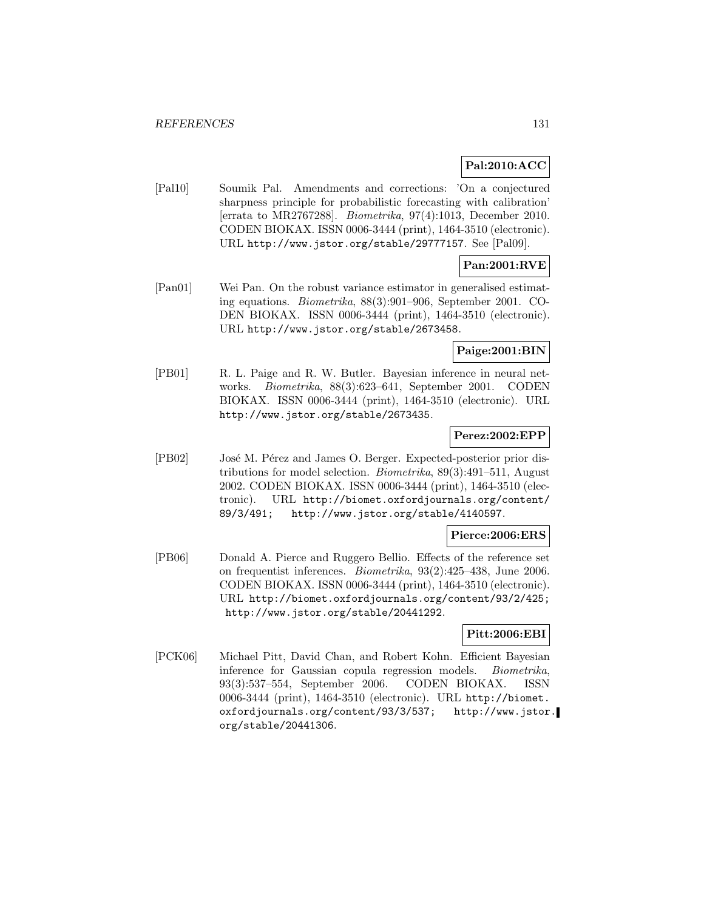**Pal:2010:ACC**

[Pal10] Soumik Pal. Amendments and corrections: 'On a conjectured sharpness principle for probabilistic forecasting with calibration' [errata to MR2767288]. *Biometrika*, 97(4):1013, December 2010. CODEN BIOKAX. ISSN 0006-3444 (print), 1464-3510 (electronic). URL http://www.jstor.org/stable/29777157. See [Pal09].

**Pan:2001:RVE**

[Pan01] Wei Pan. On the robust variance estimator in generalised estimating equations. *Biometrika*, 88(3):901–906, September 2001. CODEN BIOKAX. ISSN 0006-3444 (print), 1464-3510 (electronic). URL http://www.jstor.org/stable/2673458.

**Paige:2001:BIN**

[PB01] R. L. Paige and R. W. Butler. Bayesian inference in neural networks. *Biometrika*, 88(3):623–641, September 2001. CODEN BIOKAX. ISSN 0006-3444 (print), 1464-3510 (electronic). URL http://www.jstor.org/stable/2673435.

**Perez:2002:EPP**

[PB02] José M. Pérez and James O. Berger. Expected-posterior prior distributions for model selection. *Biometrika*, 89(3):491–511, August 2002. CODEN BIOKAX. ISSN 0006-3444 (print), 1464-3510 (electronic). URL http://biomet.oxfordjournals.org/content/89/3/491; http://www.jstor.org/stable/4140597.

**Pierce:2006:ERS**

[PB06] Donald A. Pierce and Ruggero Bellio. Effects of the reference set on frequentist inferences. *Biometrika*, 93(2):425–438, June 2006. CODEN BIOKAX. ISSN 0006-3444 (print), 1464-3510 (electronic). URL http://biomet.oxfordjournals.org/content/93/2/425; http://www.jstor.org/stable/20441292.

**Pitt:2006:EBI**

[PCK06] Michael Pitt, David Chan, and Robert Kohn. Efficient Bayesian inference for Gaussian copula regression models. *Biometrika*, 93(3):537–554, September 2006. CODEN BIOKAX. ISSN 0006-3444 (print), 1464-3510 (electronic). URL http://biomet.oxfordjournals.org/content/93/3/537; http://www.jstor.org/stable/20441306.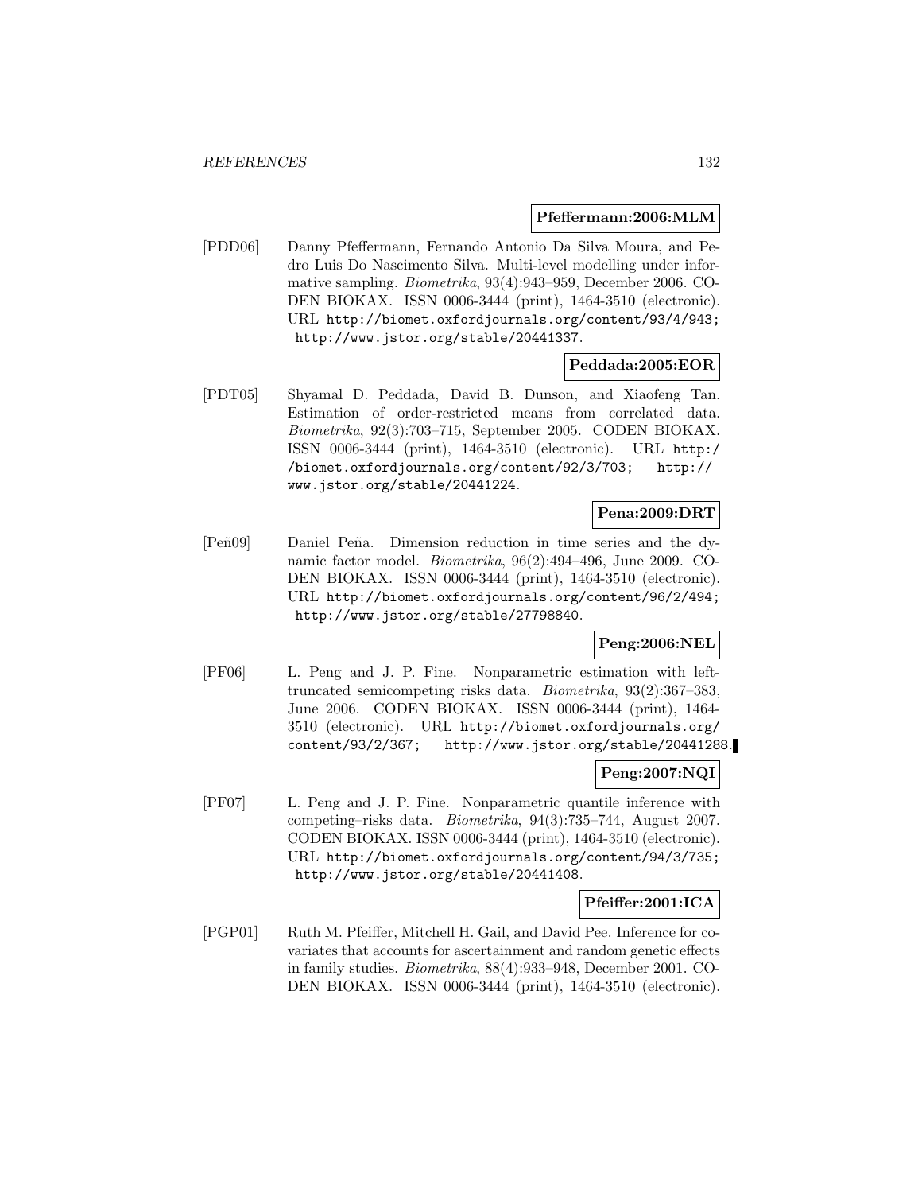**Pfeffermann:2006:MLM**

[PDD06] Danny Pfeffermann, Fernando Antonio Da Silva Moura, and Pedro Luis Do Nascimento Silva. Multi-level modelling under informative sampling. *Biometrika*, 93(4):943–959, December 2006. CODEN BIOKAX. ISSN 0006-3444 (print), 1464-3510 (electronic). URL http://biomet.oxfordjournals.org/content/93/4/943; http://www.jstor.org/stable/20441337.

**Peddada:2005:EOR**

[PDT05] Shyamal D. Peddada, David B. Dunson, and Xiaofeng Tan. Estimation of order-restricted means from correlated data. *Biometrika*, 92(3):703–715, September 2005. CODEN BIOKAX. ISSN 0006-3444 (print), 1464-3510 (electronic). URL http://biomet.oxfordjournals.org/content/92/3/703; http://www.jstor.org/stable/20441224.

**Pena:2009:DRT**

[Peñ09] Daniel Peña. Dimension reduction in time series and the dynamic factor model. *Biometrika*, 96(2):494–496, June 2009. CODEN BIOKAX. ISSN 0006-3444 (print), 1464-3510 (electronic). URL http://biomet.oxfordjournals.org/content/96/2/494; http://www.jstor.org/stable/27798840.

**Peng:2006:NEL**

[PF06] L. Peng and J. P. Fine. Nonparametric estimation with left-truncated semicompeting risks data. *Biometrika*, 93(2):367–383, June 2006. CODEN BIOKAX. ISSN 0006-3444 (print), 1464-3510 (electronic). URL http://biomet.oxfordjournals.org/content/93/2/367; http://www.jstor.org/stable/20441288.

**Peng:2007:NQI**

[PF07] L. Peng and J. P. Fine. Nonparametric quantile inference with competing–risks data. *Biometrika*, 94(3):735–744, August 2007. CODEN BIOKAX. ISSN 0006-3444 (print), 1464-3510 (electronic). URL http://biomet.oxfordjournals.org/content/94/3/735; http://www.jstor.org/stable/20441408.

**Pfeiffer:2001:ICA**

[PGP01] Ruth M. Pfeiffer, Mitchell H. Gail, and David Pee. Inference for covariates that accounts for ascertainment and random genetic effects in family studies. *Biometrika*, 88(4):933–948, December 2001. CODEN BIOKAX. ISSN 0006-3444 (print), 1464-3510 (electronic).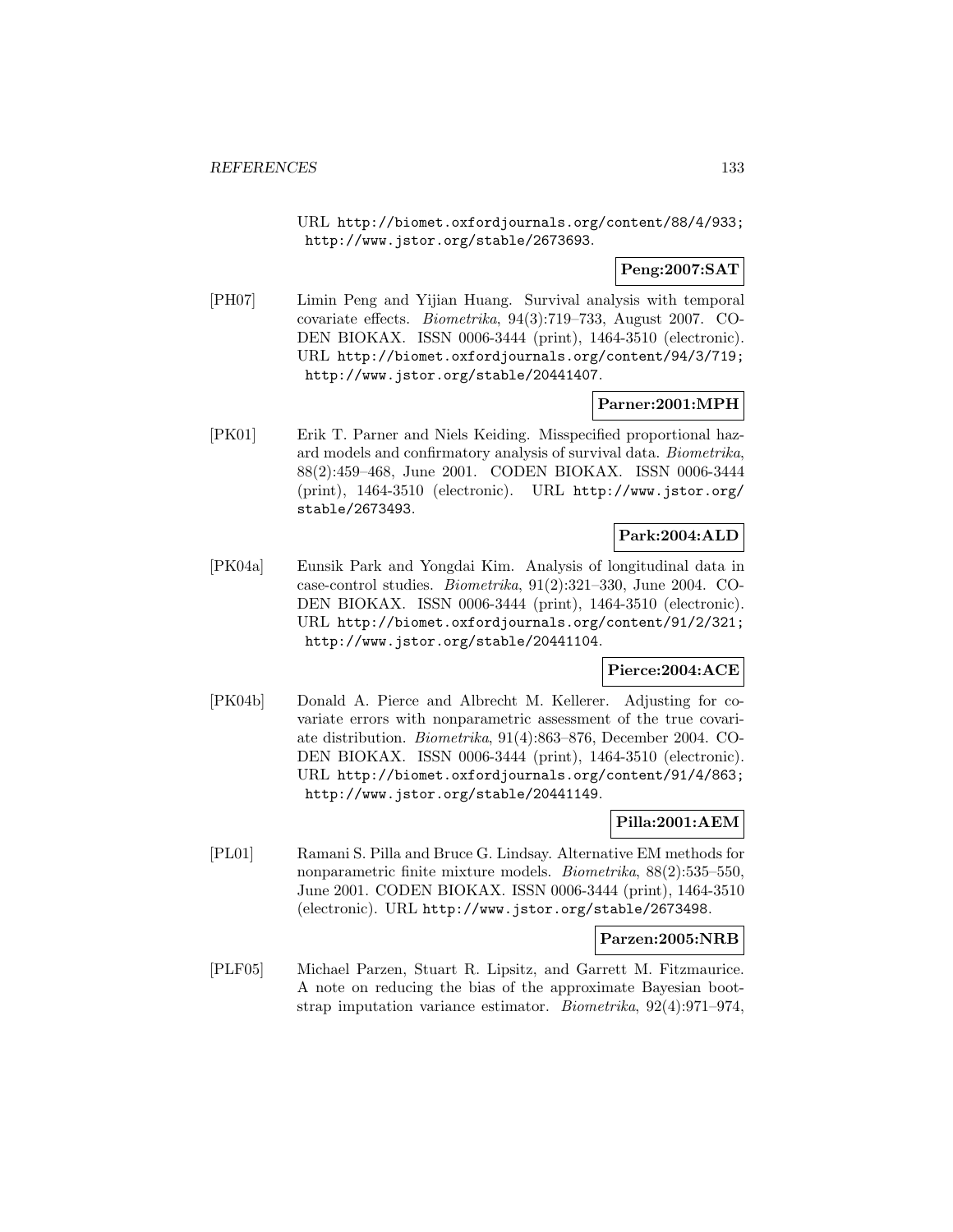URL http://biomet.oxfordjournals.org/content/88/4/933; http://www.jstor.org/stable/2673693.

**Peng:2007:SAT**

[PH07] Limin Peng and Yijian Huang. Survival analysis with temporal covariate effects. *Biometrika*, 94(3):719–733, August 2007. CODEN BIOKAX. ISSN 0006-3444 (print), 1464-3510 (electronic). URL http://biomet.oxfordjournals.org/content/94/3/719; http://www.jstor.org/stable/20441407.

**Parner:2001:MPH**

[PK01] Erik T. Parner and Niels Keiding. Misspecified proportional hazard models and confirmatory analysis of survival data. *Biometrika*, 88(2):459–468, June 2001. CODEN BIOKAX. ISSN 0006-3444 (print), 1464-3510 (electronic). URL http://www.jstor.org/stable/2673493.

**Park:2004:ALD**

[PK04a] Eunsik Park and Yongdai Kim. Analysis of longitudinal data in case-control studies. *Biometrika*, 91(2):321–330, June 2004. CODEN BIOKAX. ISSN 0006-3444 (print), 1464-3510 (electronic). URL http://biomet.oxfordjournals.org/content/91/2/321; http://www.jstor.org/stable/20441104.

**Pierce:2004:ACE**

[PK04b] Donald A. Pierce and Albrecht M. Kellerer. Adjusting for covariate errors with nonparametric assessment of the true covariate distribution. *Biometrika*, 91(4):863–876, December 2004. CODEN BIOKAX. ISSN 0006-3444 (print), 1464-3510 (electronic). URL http://biomet.oxfordjournals.org/content/91/4/863; http://www.jstor.org/stable/20441149.

**Pilla:2001:AEM**

[PL01] Ramani S. Pilla and Bruce G. Lindsay. Alternative EM methods for nonparametric finite mixture models. *Biometrika*, 88(2):535–550, June 2001. CODEN BIOKAX. ISSN 0006-3444 (print), 1464-3510 (electronic). URL http://www.jstor.org/stable/2673498.

**Parzen:2005:NRB**

[PLF05] Michael Parzen, Stuart R. Lipsitz, and Garrett M. Fitzmaurice. A note on reducing the bias of the approximate Bayesian bootstrap imputation variance estimator. *Biometrika*, 92(4):971–974,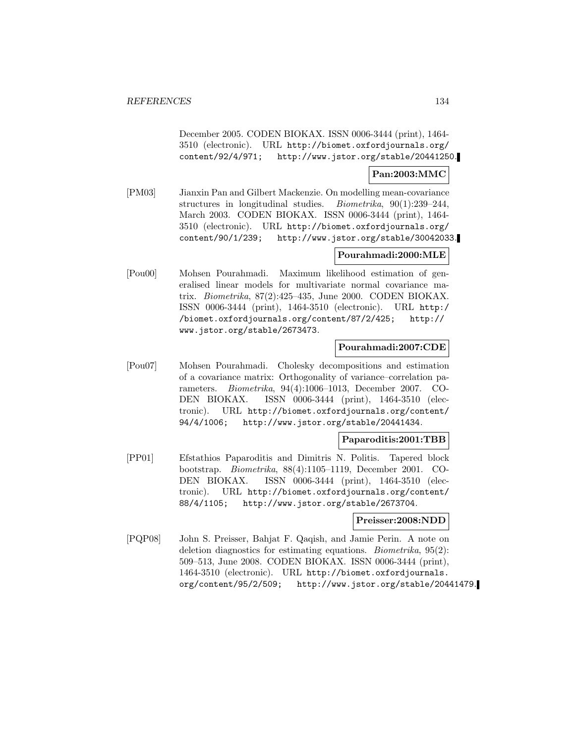December 2005. CODEN BIOKAX. ISSN 0006-3444 (print), 1464-3510 (electronic). URL http://biomet.oxfordjournals.org/content/92/4/971; http://www.jstor.org/stable/20441250.

**Pan:2003:MMC**

[PM03] Jianxin Pan and Gilbert Mackenzie. On modelling mean-covariance structures in longitudinal studies. *Biometrika*, 90(1):239–244, March 2003. CODEN BIOKAX. ISSN 0006-3444 (print), 1464-3510 (electronic). URL http://biomet.oxfordjournals.org/content/90/1/239; http://www.jstor.org/stable/30042033.

**Pourahmadi:2000:MLE**

[Pou00] Mohsen Pourahmadi. Maximum likelihood estimation of generalised linear models for multivariate normal covariance matrix. *Biometrika*, 87(2):425–435, June 2000. CODEN BIOKAX. ISSN 0006-3444 (print), 1464-3510 (electronic). URL http://biomet.oxfordjournals.org/content/87/2/425; http://www.jstor.org/stable/2673473.

**Pourahmadi:2007:CDE**

[Pou07] Mohsen Pourahmadi. Cholesky decompositions and estimation of a covariance matrix: Orthogonality of variance–correlation parameters. *Biometrika*, 94(4):1006–1013, December 2007. CODEN BIOKAX. ISSN 0006-3444 (print), 1464-3510 (electronic). URL http://biomet.oxfordjournals.org/content/94/4/1006; http://www.jstor.org/stable/20441434.

**Paparoditis:2001:TBB**

[PP01] Efstathios Paparoditis and Dimitris N. Politis. Tapered block bootstrap. *Biometrika*, 88(4):1105–1119, December 2001. CODEN BIOKAX. ISSN 0006-3444 (print), 1464-3510 (electronic). URL http://biomet.oxfordjournals.org/content/88/4/1105; http://www.jstor.org/stable/2673704.

**Preisser:2008:NDD**

[PQP08] John S. Preisser, Bahjat F. Qaqish, and Jamie Perin. A note on deletion diagnostics for estimating equations. *Biometrika*, 95(2):509–513, June 2008. CODEN BIOKAX. ISSN 0006-3444 (print), 1464-3510 (electronic). URL http://biomet.oxfordjournals.org/content/95/2/509; http://www.jstor.org/stable/20441479.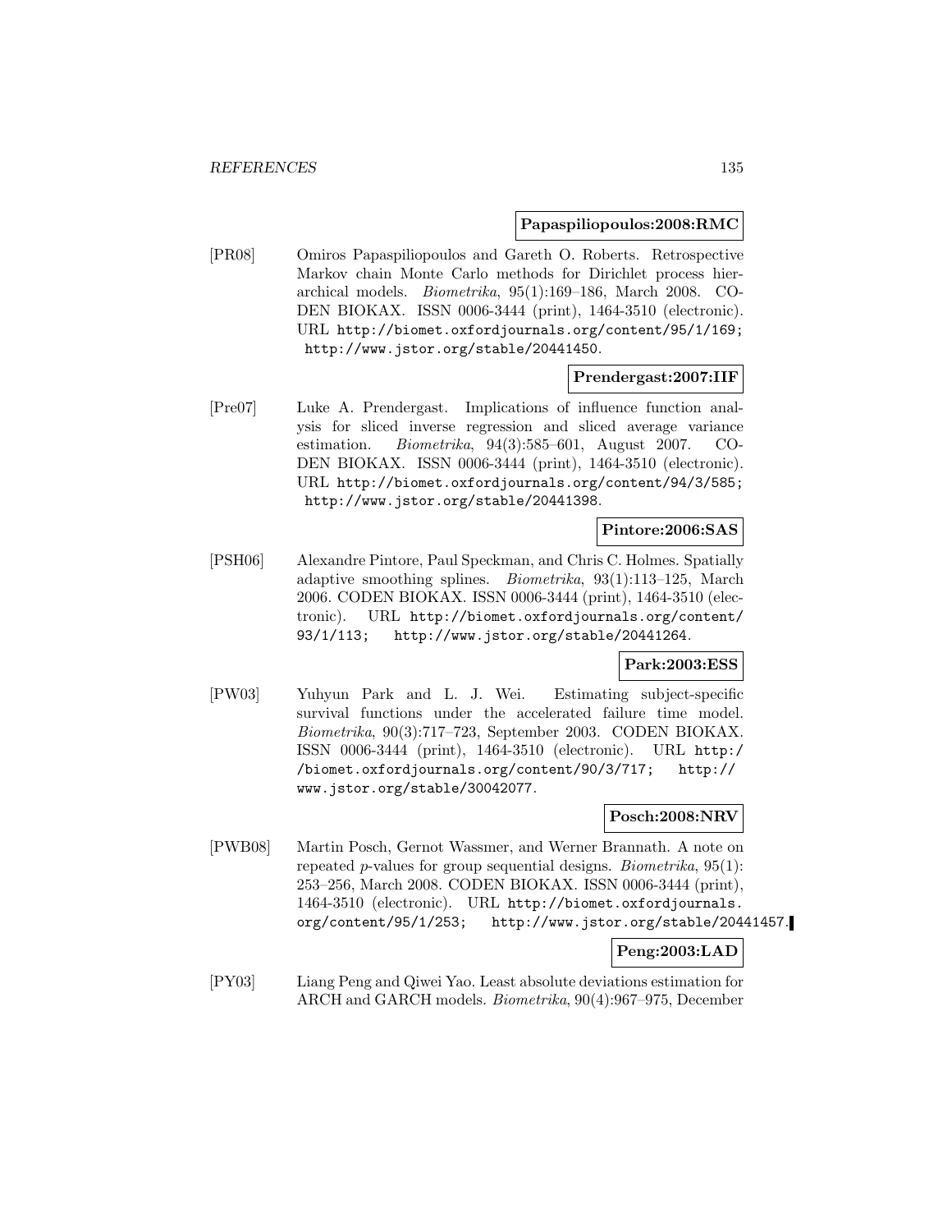**Papaspiliopoulos:2008:RMC**

[PR08] Omiros Papaspiliopoulos and Gareth O. Roberts. Retrospective Markov chain Monte Carlo methods for Dirichlet process hierarchical models. *Biometrika*, 95(1):169–186, March 2008. CODEN BIOKAX. ISSN 0006-3444 (print), 1464-3510 (electronic). URL http://biomet.oxfordjournals.org/content/95/1/169; http://www.jstor.org/stable/20441450.

**Prendergast:2007:IIF**

[Pre07] Luke A. Prendergast. Implications of influence function analysis for sliced inverse regression and sliced average variance estimation. *Biometrika*, 94(3):585–601, August 2007. CODEN BIOKAX. ISSN 0006-3444 (print), 1464-3510 (electronic). URL http://biomet.oxfordjournals.org/content/94/3/585; http://www.jstor.org/stable/20441398.

**Pintore:2006:SAS**

[PSH06] Alexandre Pintore, Paul Speckman, and Chris C. Holmes. Spatially adaptive smoothing splines. *Biometrika*, 93(1):113–125, March 2006. CODEN BIOKAX. ISSN 0006-3444 (print), 1464-3510 (electronic). URL http://biomet.oxfordjournals.org/content/93/1/113; http://www.jstor.org/stable/20441264.

**Park:2003:ESS**

[PW03] Yuhyun Park and L. J. Wei. Estimating subject-specific survival functions under the accelerated failure time model. *Biometrika*, 90(3):717–723, September 2003. CODEN BIOKAX. ISSN 0006-3444 (print), 1464-3510 (electronic). URL http://biomet.oxfordjournals.org/content/90/3/717; http://www.jstor.org/stable/30042077.

**Posch:2008:NRV**

[PWB08] Martin Posch, Gernot Wassmer, and Werner Brannath. A note on repeated $p$-values for group sequential designs. *Biometrika*, 95(1): 253–256, March 2008. CODEN BIOKAX. ISSN 0006-3444 (print), 1464-3510 (electronic). URL http://biomet.oxfordjournals.org/content/95/1/253; http://www.jstor.org/stable/20441457.

**Peng:2003:LAD**

[PY03] Liang Peng and Qiwei Yao. Least absolute deviations estimation for ARCH and GARCH models. *Biometrika*, 90(4):967–975, December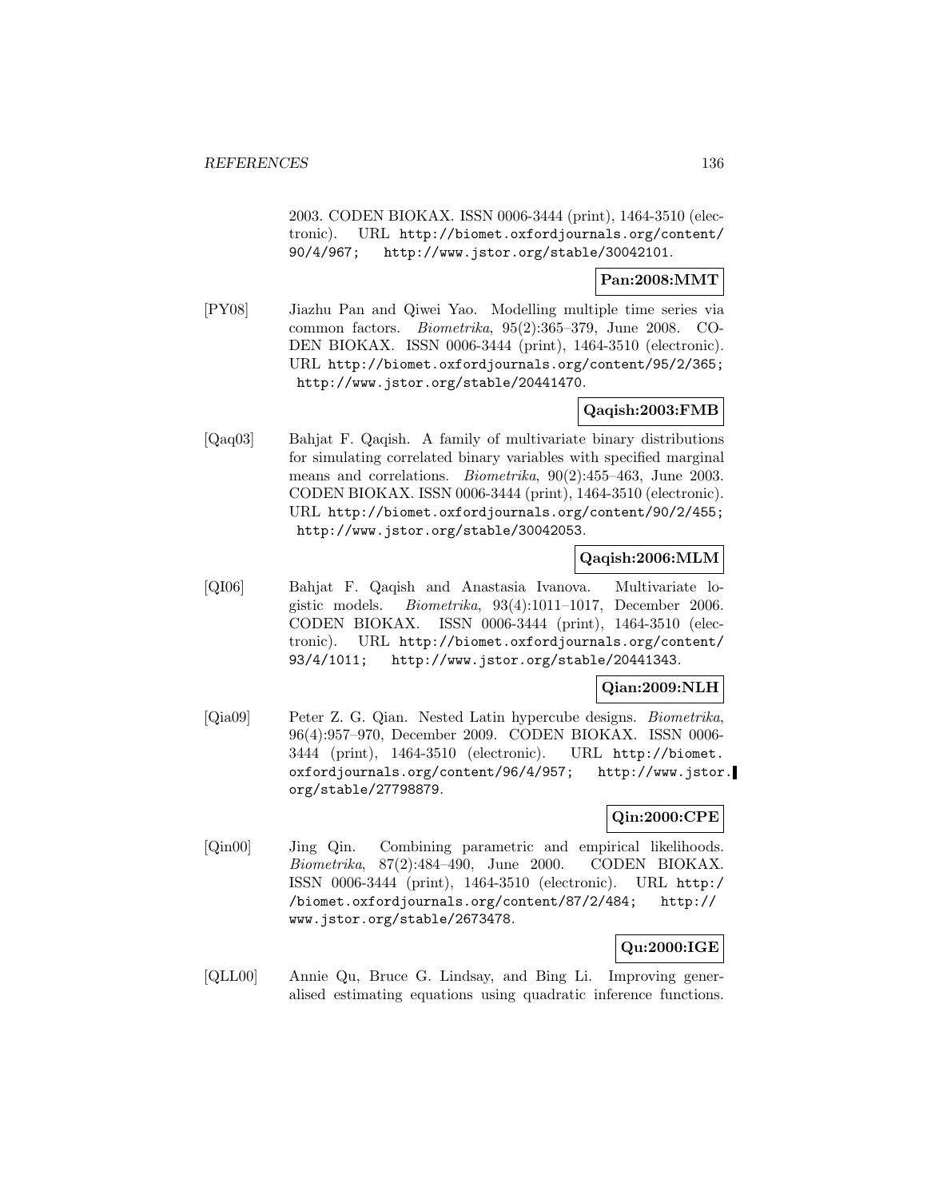2003. CODEN BIOKAX. ISSN 0006-3444 (print), 1464-3510 (electronic). URL http://biomet.oxfordjournals.org/content/90/4/967; http://www.jstor.org/stable/30042101.

**Pan:2008:MMT**

[PY08] Jiazhu Pan and Qiwei Yao. Modelling multiple time series via common factors. *Biometrika*, 95(2):365–379, June 2008. CODEN BIOKAX. ISSN 0006-3444 (print), 1464-3510 (electronic). URL http://biomet.oxfordjournals.org/content/95/2/365; http://www.jstor.org/stable/20441470.

**Qaqish:2003:FMB**

[Qaq03] Bahjat F. Qaqish. A family of multivariate binary distributions for simulating correlated binary variables with specified marginal means and correlations. *Biometrika*, 90(2):455–463, June 2003. CODEN BIOKAX. ISSN 0006-3444 (print), 1464-3510 (electronic). URL http://biomet.oxfordjournals.org/content/90/2/455; http://www.jstor.org/stable/30042053.

**Qaqish:2006:MLM**

[QI06] Bahjat F. Qaqish and Anastasia Ivanova. Multivariate logistic models. *Biometrika*, 93(4):1011–1017, December 2006. CODEN BIOKAX. ISSN 0006-3444 (print), 1464-3510 (electronic). URL http://biomet.oxfordjournals.org/content/93/4/1011; http://www.jstor.org/stable/20441343.

**Qian:2009:NLH**

[Qia09] Peter Z. G. Qian. Nested Latin hypercube designs. *Biometrika*, 96(4):957–970, December 2009. CODEN BIOKAX. ISSN 0006-3444 (print), 1464-3510 (electronic). URL http://biomet.oxfordjournals.org/content/96/4/957; http://www.jstor.org/stable/27798879.

**Qin:2000:CPE**

[Qin00] Jing Qin. Combining parametric and empirical likelihoods. *Biometrika*, 87(2):484–490, June 2000. CODEN BIOKAX. ISSN 0006-3444 (print), 1464-3510 (electronic). URL http://biomet.oxfordjournals.org/content/87/2/484; http://www.jstor.org/stable/2673478.

**Qu:2000:IGE**

[QLL00] Annie Qu, Bruce G. Lindsay, and Bing Li. Improving generalised estimating equations using quadratic inference functions.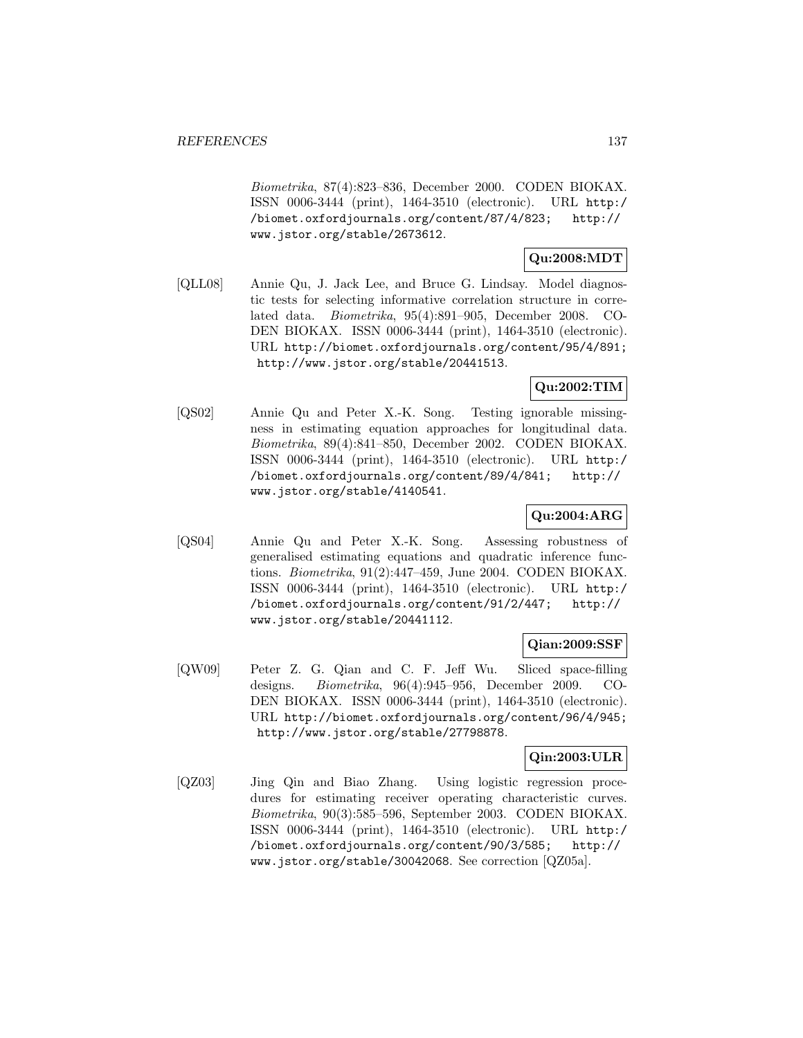*Biometrika*, 87(4):823–836, December 2000. CODEN BIOKAX. ISSN 0006-3444 (print), 1464-3510 (electronic). URL http://biomet.oxfordjournals.org/content/87/4/823; http://www.jstor.org/stable/2673612.

**Qu:2008:MDT**

[QLL08] Annie Qu, J. Jack Lee, and Bruce G. Lindsay. Model diagnostic tests for selecting informative correlation structure in correlated data. *Biometrika*, 95(4):891–905, December 2008. CODEN BIOKAX. ISSN 0006-3444 (print), 1464-3510 (electronic). URL http://biomet.oxfordjournals.org/content/95/4/891; http://www.jstor.org/stable/20441513.

**Qu:2002:TIM**

[QS02] Annie Qu and Peter X.-K. Song. Testing ignorable missingness in estimating equation approaches for longitudinal data. *Biometrika*, 89(4):841–850, December 2002. CODEN BIOKAX. ISSN 0006-3444 (print), 1464-3510 (electronic). URL http://biomet.oxfordjournals.org/content/89/4/841; http://www.jstor.org/stable/4140541.

**Qu:2004:ARG**

[QS04] Annie Qu and Peter X.-K. Song. Assessing robustness of generalised estimating equations and quadratic inference functions. *Biometrika*, 91(2):447–459, June 2004. CODEN BIOKAX. ISSN 0006-3444 (print), 1464-3510 (electronic). URL http://biomet.oxfordjournals.org/content/91/2/447; http://www.jstor.org/stable/20441112.

**Qian:2009:SSF**

[QW09] Peter Z. G. Qian and C. F. Jeff Wu. Sliced space-filling designs. *Biometrika*, 96(4):945–956, December 2009. CODEN BIOKAX. ISSN 0006-3444 (print), 1464-3510 (electronic). URL http://biomet.oxfordjournals.org/content/96/4/945; http://www.jstor.org/stable/27798878.

**Qin:2003:ULR**

[QZ03] Jing Qin and Biao Zhang. Using logistic regression procedures for estimating receiver operating characteristic curves. *Biometrika*, 90(3):585–596, September 2003. CODEN BIOKAX. ISSN 0006-3444 (print), 1464-3510 (electronic). URL http://biomet.oxfordjournals.org/content/90/3/585; http://www.jstor.org/stable/30042068. See correction [QZ05a].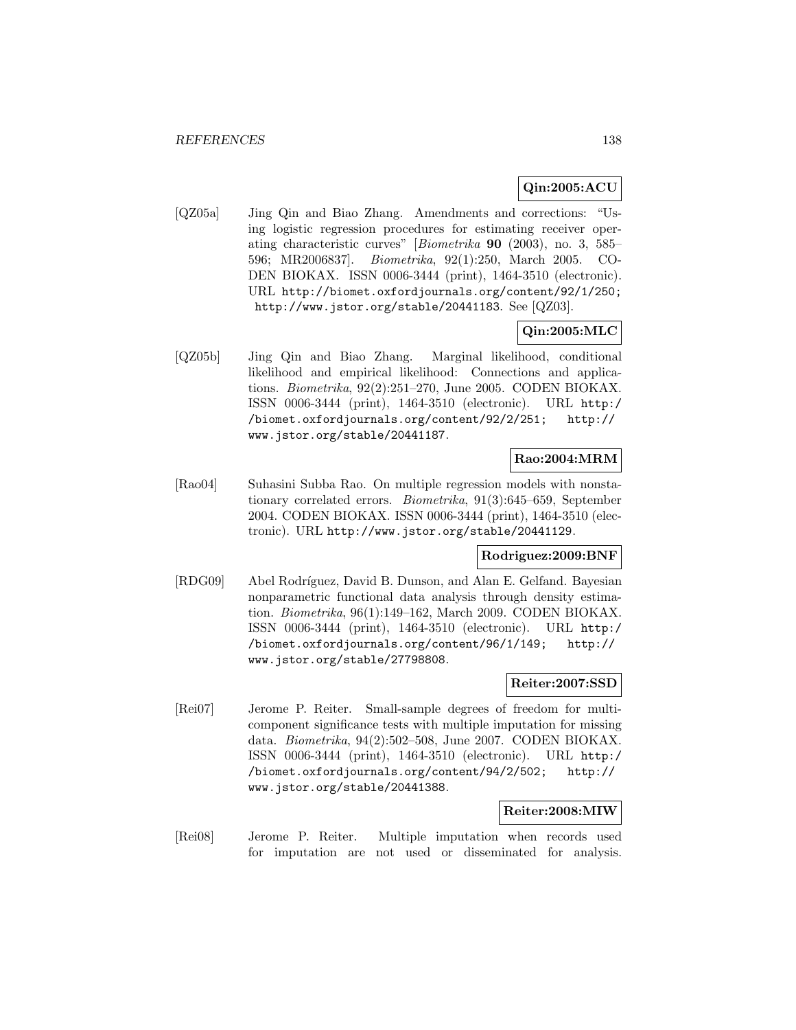**Qin:2005:ACU**

[QZ05a] Jing Qin and Biao Zhang. Amendments and corrections: "Using logistic regression procedures for estimating receiver operating characteristic curves" [*Biometrika* **90** (2003), no. 3, 585–596; MR2006837]. *Biometrika*, 92(1):250, March 2005. CODEN BIOKAX. ISSN 0006-3444 (print), 1464-3510 (electronic). URL http://biomet.oxfordjournals.org/content/92/1/250; http://www.jstor.org/stable/20441183. See [QZ03].

**Qin:2005:MLC**

[QZ05b] Jing Qin and Biao Zhang. Marginal likelihood, conditional likelihood and empirical likelihood: Connections and applications. *Biometrika*, 92(2):251–270, June 2005. CODEN BIOKAX. ISSN 0006-3444 (print), 1464-3510 (electronic). URL http://biomet.oxfordjournals.org/content/92/2/251; http://www.jstor.org/stable/20441187.

**Rao:2004:MRM**

[Rao04] Suhasini Subba Rao. On multiple regression models with nonstationary correlated errors. *Biometrika*, 91(3):645–659, September 2004. CODEN BIOKAX. ISSN 0006-3444 (print), 1464-3510 (electronic). URL http://www.jstor.org/stable/20441129.

**Rodriguez:2009:BNF**

[RDG09] Abel Rodríguez, David B. Dunson, and Alan E. Gelfand. Bayesian nonparametric functional data analysis through density estimation. *Biometrika*, 96(1):149–162, March 2009. CODEN BIOKAX. ISSN 0006-3444 (print), 1464-3510 (electronic). URL http://biomet.oxfordjournals.org/content/96/1/149; http://www.jstor.org/stable/27798808.

**Reiter:2007:SSD**

[Rei07] Jerome P. Reiter. Small-sample degrees of freedom for multi-component significance tests with multiple imputation for missing data. *Biometrika*, 94(2):502–508, June 2007. CODEN BIOKAX. ISSN 0006-3444 (print), 1464-3510 (electronic). URL http://biomet.oxfordjournals.org/content/94/2/502; http://www.jstor.org/stable/20441388.

**Reiter:2008:MIW**

[Rei08] Jerome P. Reiter. Multiple imputation when records used for imputation are not used or disseminated for analysis.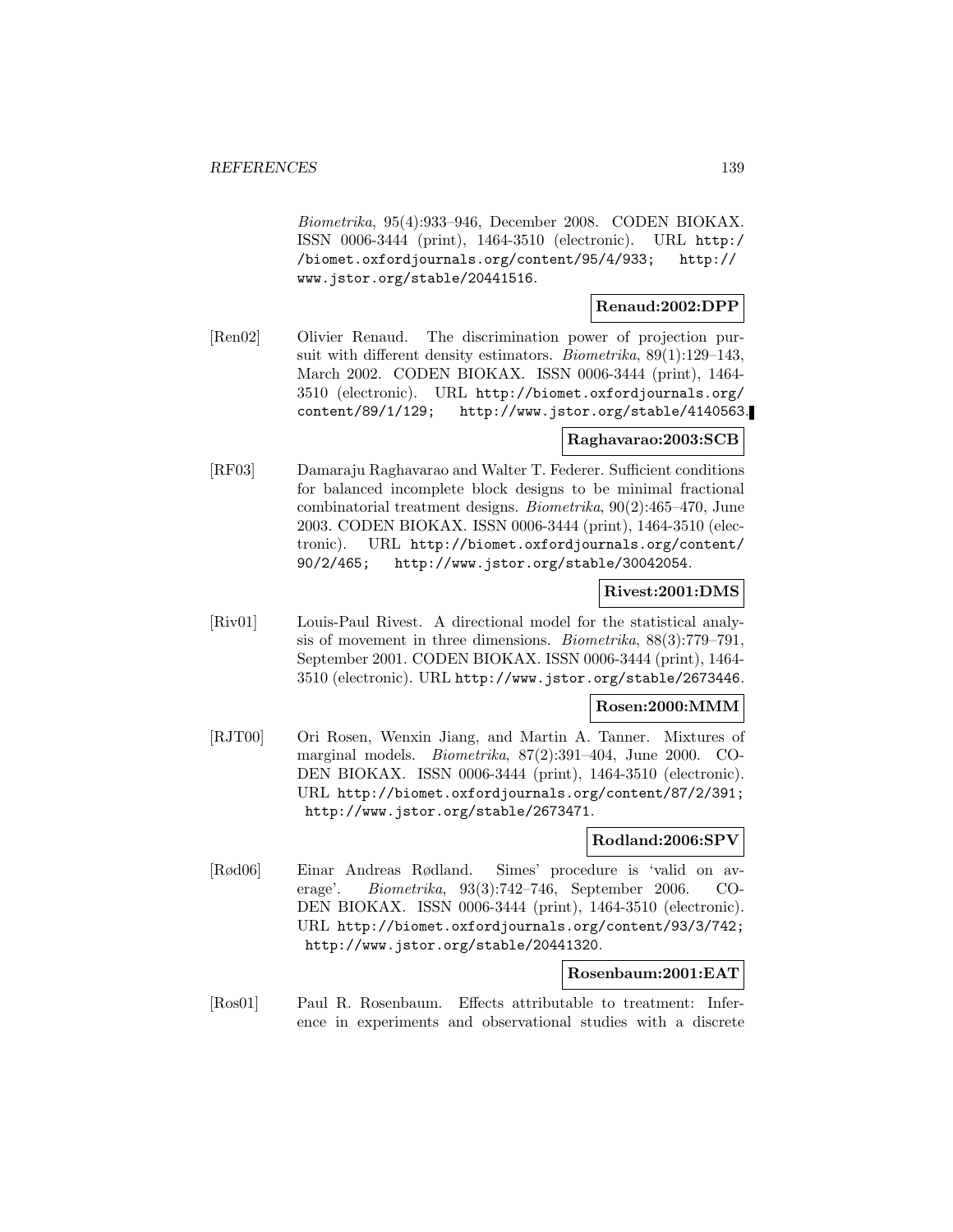*Biometrika*, 95(4):933–946, December 2008. CODEN BIOKAX. ISSN 0006-3444 (print), 1464-3510 (electronic). URL http://biomet.oxfordjournals.org/content/95/4/933; http://www.jstor.org/stable/20441516.

**Renaud:2002:DPP**

[Ren02] Olivier Renaud. The discrimination power of projection pursuit with different density estimators. *Biometrika*, 89(1):129–143, March 2002. CODEN BIOKAX. ISSN 0006-3444 (print), 1464-3510 (electronic). URL http://biomet.oxfordjournals.org/content/89/1/129; http://www.jstor.org/stable/4140563.

**Raghavarao:2003:SCB**

[RF03] Damaraju Raghavarao and Walter T. Federer. Sufficient conditions for balanced incomplete block designs to be minimal fractional combinatorial treatment designs. *Biometrika*, 90(2):465–470, June 2003. CODEN BIOKAX. ISSN 0006-3444 (print), 1464-3510 (electronic). URL http://biomet.oxfordjournals.org/content/90/2/465; http://www.jstor.org/stable/30042054.

**Rivest:2001:DMS**

[Riv01] Louis-Paul Rivest. A directional model for the statistical analysis of movement in three dimensions. *Biometrika*, 88(3):779–791, September 2001. CODEN BIOKAX. ISSN 0006-3444 (print), 1464-3510 (electronic). URL http://www.jstor.org/stable/2673446.

**Rosen:2000:MMM**

[RJT00] Ori Rosen, Wenxin Jiang, and Martin A. Tanner. Mixtures of marginal models. *Biometrika*, 87(2):391–404, June 2000. CODEN BIOKAX. ISSN 0006-3444 (print), 1464-3510 (electronic). URL http://biomet.oxfordjournals.org/content/87/2/391; http://www.jstor.org/stable/2673471.

**Rodland:2006:SPV**

[Rød06] Einar Andreas Rødland. Simes' procedure is 'valid on average'. *Biometrika*, 93(3):742–746, September 2006. CODEN BIOKAX. ISSN 0006-3444 (print), 1464-3510 (electronic). URL http://biomet.oxfordjournals.org/content/93/3/742; http://www.jstor.org/stable/20441320.

**Rosenbaum:2001:EAT**

[Ros01] Paul R. Rosenbaum. Effects attributable to treatment: Inference in experiments and observational studies with a discrete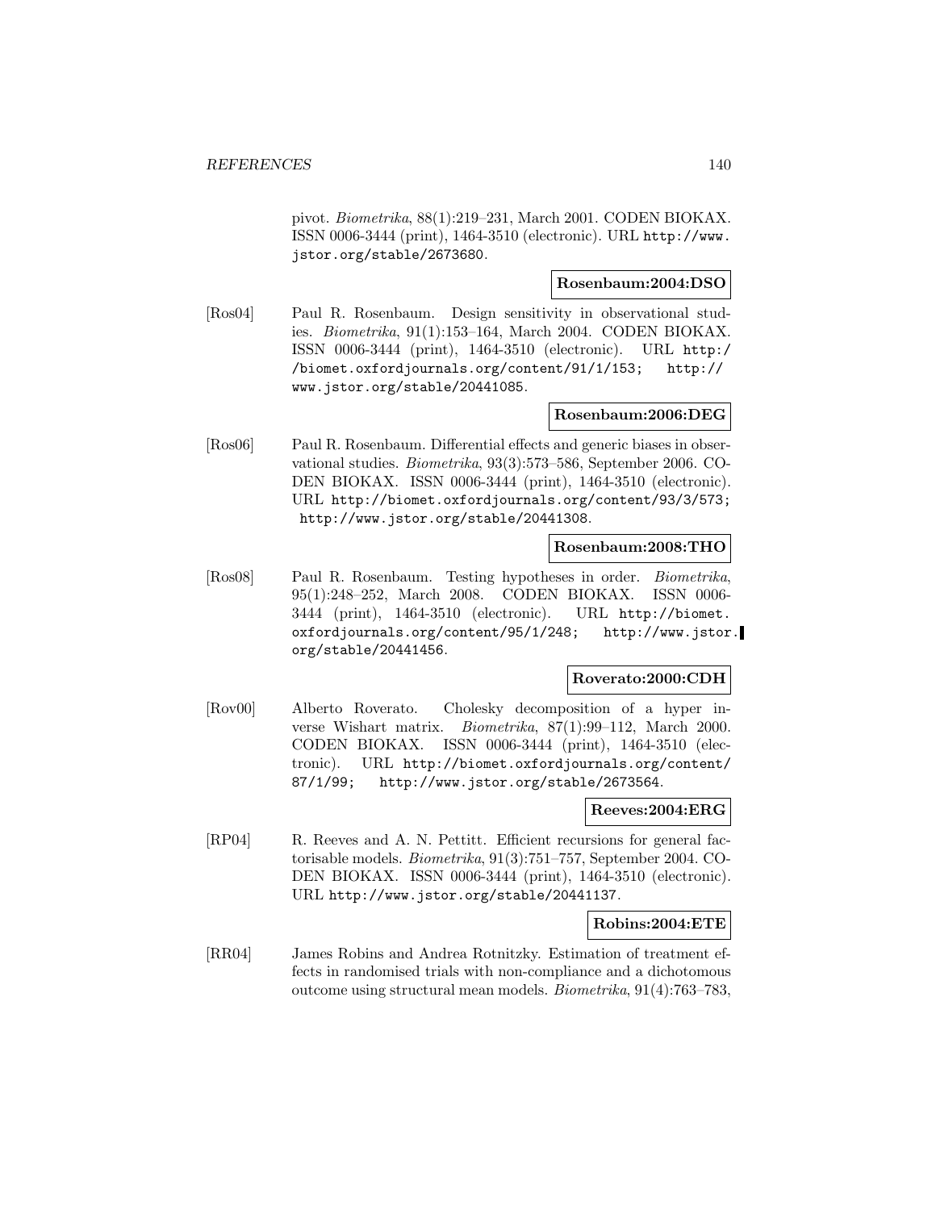pivot. *Biometrika*, 88(1):219–231, March 2001. CODEN BIOKAX. ISSN 0006-3444 (print), 1464-3510 (electronic). URL http://www.jstor.org/stable/2673680.

**Rosenbaum:2004:DSO**

[Ros04] Paul R. Rosenbaum. Design sensitivity in observational studies. *Biometrika*, 91(1):153–164, March 2004. CODEN BIOKAX. ISSN 0006-3444 (print), 1464-3510 (electronic). URL http://biomet.oxfordjournals.org/content/91/1/153; http://www.jstor.org/stable/20441085.

**Rosenbaum:2006:DEG**

[Ros06] Paul R. Rosenbaum. Differential effects and generic biases in observational studies. *Biometrika*, 93(3):573–586, September 2006. CODEN BIOKAX. ISSN 0006-3444 (print), 1464-3510 (electronic). URL http://biomet.oxfordjournals.org/content/93/3/573; http://www.jstor.org/stable/20441308.

**Rosenbaum:2008:THO**

[Ros08] Paul R. Rosenbaum. Testing hypotheses in order. *Biometrika*, 95(1):248–252, March 2008. CODEN BIOKAX. ISSN 0006-3444 (print), 1464-3510 (electronic). URL http://biomet.oxfordjournals.org/content/95/1/248; http://www.jstor.org/stable/20441456.

**Roverato:2000:CDH**

[Rov00] Alberto Roverato. Cholesky decomposition of a hyper inverse Wishart matrix. *Biometrika*, 87(1):99–112, March 2000. CODEN BIOKAX. ISSN 0006-3444 (print), 1464-3510 (electronic). URL http://biomet.oxfordjournals.org/content/87/1/99; http://www.jstor.org/stable/2673564.

**Reeves:2004:ERG**

[RP04] R. Reeves and A. N. Pettitt. Efficient recursions for general factorisable models. *Biometrika*, 91(3):751–757, September 2004. CODEN BIOKAX. ISSN 0006-3444 (print), 1464-3510 (electronic). URL http://www.jstor.org/stable/20441137.

**Robins:2004:ETE**

[RR04] James Robins and Andrea Rotnitzky. Estimation of treatment effects in randomised trials with non-compliance and a dichotomous outcome using structural mean models. *Biometrika*, 91(4):763–783,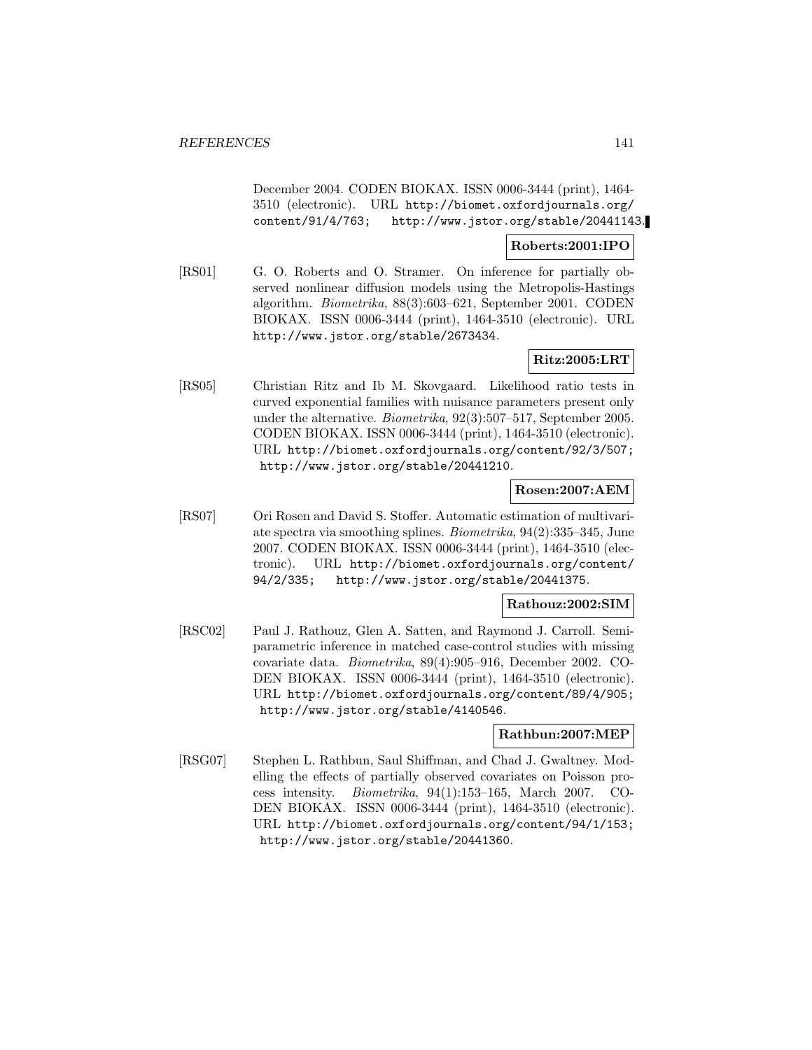December 2004. CODEN BIOKAX. ISSN 0006-3444 (print), 1464-3510 (electronic). URL http://biomet.oxfordjournals.org/content/91/4/763; http://www.jstor.org/stable/20441143.

**Roberts:2001:IPO**

[RS01] G. O. Roberts and O. Stramer. On inference for partially observed nonlinear diffusion models using the Metropolis-Hastings algorithm. *Biometrika*, 88(3):603–621, September 2001. CODEN BIOKAX. ISSN 0006-3444 (print), 1464-3510 (electronic). URL http://www.jstor.org/stable/2673434.

**Ritz:2005:LRT**

[RS05] Christian Ritz and Ib M. Skovgaard. Likelihood ratio tests in curved exponential families with nuisance parameters present only under the alternative. *Biometrika*, 92(3):507–517, September 2005. CODEN BIOKAX. ISSN 0006-3444 (print), 1464-3510 (electronic). URL http://biomet.oxfordjournals.org/content/92/3/507; http://www.jstor.org/stable/20441210.

**Rosen:2007:AEM**

[RS07] Ori Rosen and David S. Stoffer. Automatic estimation of multivariate spectra via smoothing splines. *Biometrika*, 94(2):335–345, June 2007. CODEN BIOKAX. ISSN 0006-3444 (print), 1464-3510 (electronic). URL http://biomet.oxfordjournals.org/content/94/2/335; http://www.jstor.org/stable/20441375.

**Rathouz:2002:SIM**

[RSC02] Paul J. Rathouz, Glen A. Satten, and Raymond J. Carroll. Semiparametric inference in matched case-control studies with missing covariate data. *Biometrika*, 89(4):905–916, December 2002. CODEN BIOKAX. ISSN 0006-3444 (print), 1464-3510 (electronic). URL http://biomet.oxfordjournals.org/content/89/4/905; http://www.jstor.org/stable/4140546.

**Rathbun:2007:MEP**

[RSG07] Stephen L. Rathbun, Saul Shiffman, and Chad J. Gwaltney. Modelling the effects of partially observed covariates on Poisson process intensity. *Biometrika*, 94(1):153–165, March 2007. CODEN BIOKAX. ISSN 0006-3444 (print), 1464-3510 (electronic). URL http://biomet.oxfordjournals.org/content/94/1/153; http://www.jstor.org/stable/20441360.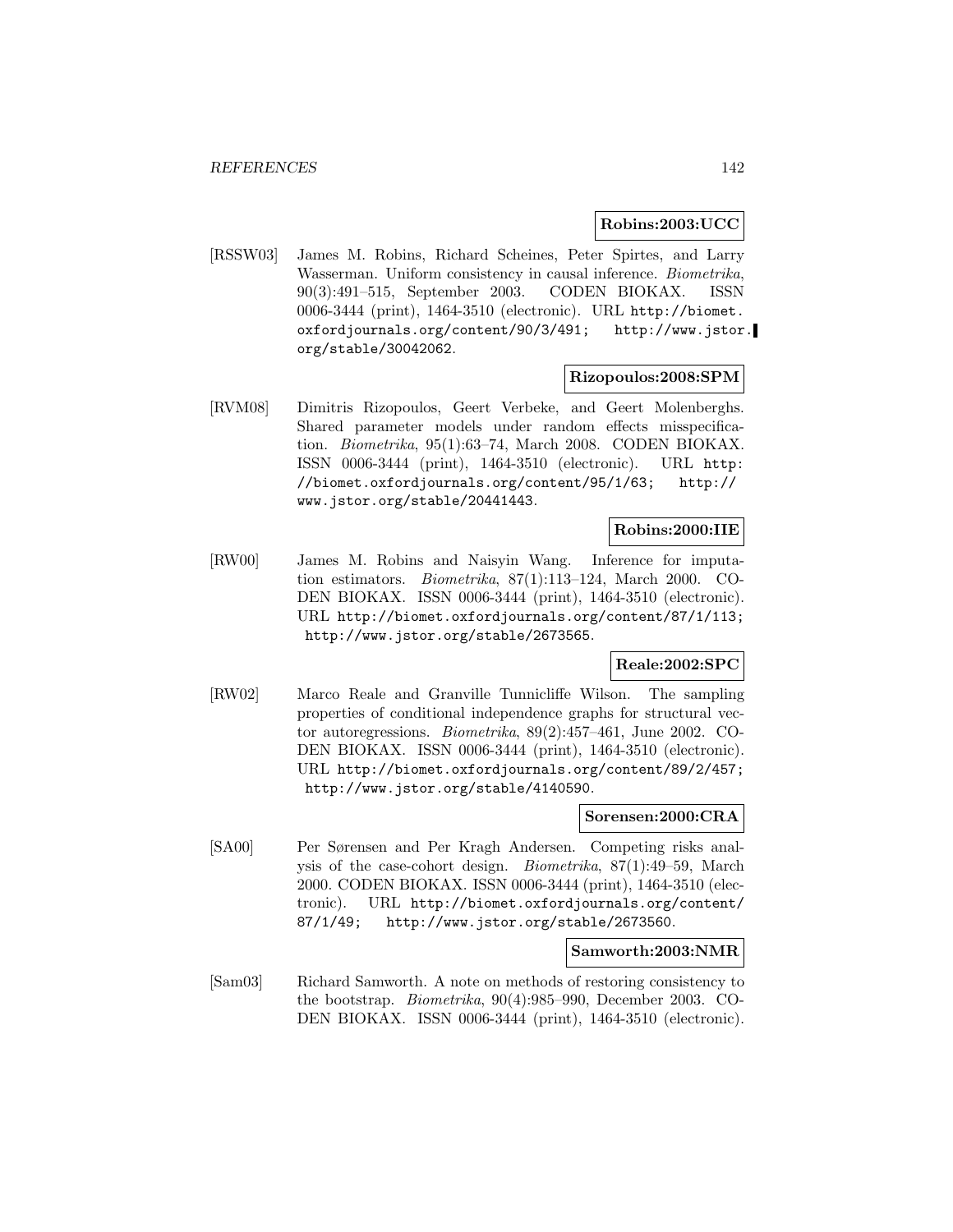**Robins:2003:UCC**

[RSSW03] James M. Robins, Richard Scheines, Peter Spirtes, and Larry Wasserman. Uniform consistency in causal inference. *Biometrika*, 90(3):491–515, September 2003. CODEN BIOKAX. ISSN 0006-3444 (print), 1464-3510 (electronic). URL http://biomet.oxfordjournals.org/content/90/3/491; http://www.jstor.org/stable/30042062.

**Rizopoulos:2008:SPM**

[RVM08] Dimitris Rizopoulos, Geert Verbeke, and Geert Molenberghs. Shared parameter models under random effects misspecification. *Biometrika*, 95(1):63–74, March 2008. CODEN BIOKAX. ISSN 0006-3444 (print), 1464-3510 (electronic). URL http://biomet.oxfordjournals.org/content/95/1/63; http://www.jstor.org/stable/20441443.

**Robins:2000:IIE**

[RW00] James M. Robins and Naisyin Wang. Inference for imputation estimators. *Biometrika*, 87(1):113–124, March 2000. CODEN BIOKAX. ISSN 0006-3444 (print), 1464-3510 (electronic). URL http://biomet.oxfordjournals.org/content/87/1/113; http://www.jstor.org/stable/2673565.

**Reale:2002:SPC**

[RW02] Marco Reale and Granville Tunnicliffe Wilson. The sampling properties of conditional independence graphs for structural vector autoregressions. *Biometrika*, 89(2):457–461, June 2002. CODEN BIOKAX. ISSN 0006-3444 (print), 1464-3510 (electronic). URL http://biomet.oxfordjournals.org/content/89/2/457; http://www.jstor.org/stable/4140590.

**Sorensen:2000:CRA**

[SA00] Per Sørensen and Per Kragh Andersen. Competing risks analysis of the case-cohort design. *Biometrika*, 87(1):49–59, March 2000. CODEN BIOKAX. ISSN 0006-3444 (print), 1464-3510 (electronic). URL http://biomet.oxfordjournals.org/content/87/1/49; http://www.jstor.org/stable/2673560.

**Samworth:2003:NMR**

[Sam03] Richard Samworth. A note on methods of restoring consistency to the bootstrap. *Biometrika*, 90(4):985–990, December 2003. CODEN BIOKAX. ISSN 0006-3444 (print), 1464-3510 (electronic).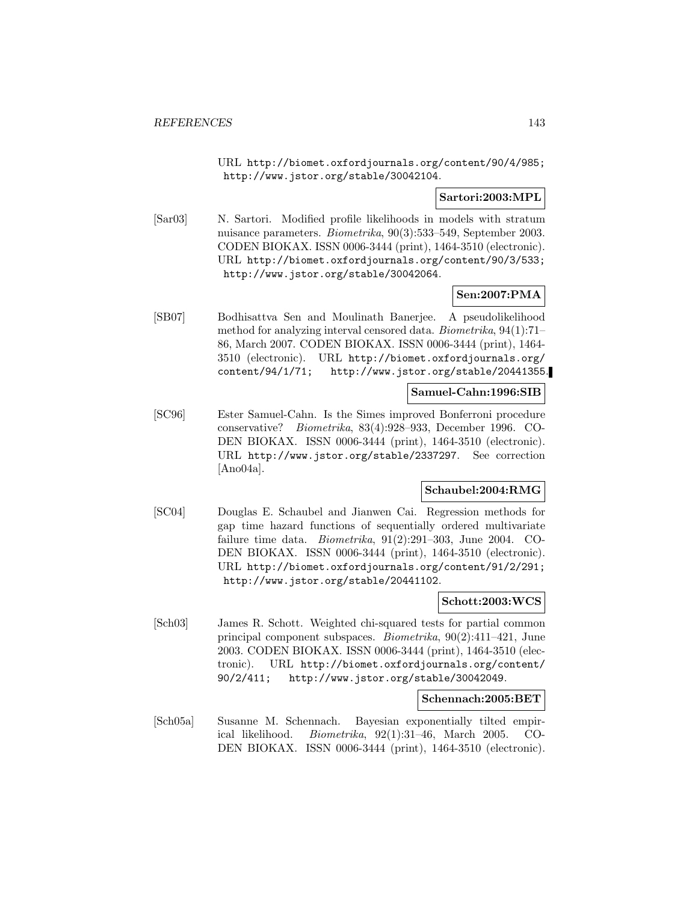URL http://biomet.oxfordjournals.org/content/90/4/985; http://www.jstor.org/stable/30042104.

**Sartori:2003:MPL**

[Sar03] N. Sartori. Modified profile likelihoods in models with stratum nuisance parameters. *Biometrika*, 90(3):533–549, September 2003. CODEN BIOKAX. ISSN 0006-3444 (print), 1464-3510 (electronic). URL http://biomet.oxfordjournals.org/content/90/3/533; http://www.jstor.org/stable/30042064.

**Sen:2007:PMA**

[SB07] Bodhisattva Sen and Moulinath Banerjee. A pseudolikelihood method for analyzing interval censored data. *Biometrika*, 94(1):71–86, March 2007. CODEN BIOKAX. ISSN 0006-3444 (print), 1464-3510 (electronic). URL http://biomet.oxfordjournals.org/content/94/1/71; http://www.jstor.org/stable/20441355.

**Samuel-Cahn:1996:SIB**

[SC96] Ester Samuel-Cahn. Is the Simes improved Bonferroni procedure conservative? *Biometrika*, 83(4):928–933, December 1996. CODEN BIOKAX. ISSN 0006-3444 (print), 1464-3510 (electronic). URL http://www.jstor.org/stable/2337297. See correction [Ano04a].

**Schaubel:2004:RMG**

[SC04] Douglas E. Schaubel and Jianwen Cai. Regression methods for gap time hazard functions of sequentially ordered multivariate failure time data. *Biometrika*, 91(2):291–303, June 2004. CODEN BIOKAX. ISSN 0006-3444 (print), 1464-3510 (electronic). URL http://biomet.oxfordjournals.org/content/91/2/291; http://www.jstor.org/stable/20441102.

**Schott:2003:WCS**

[Sch03] James R. Schott. Weighted chi-squared tests for partial common principal component subspaces. *Biometrika*, 90(2):411–421, June 2003. CODEN BIOKAX. ISSN 0006-3444 (print), 1464-3510 (electronic). URL http://biomet.oxfordjournals.org/content/90/2/411; http://www.jstor.org/stable/30042049.

**Schennach:2005:BET**

[Sch05a] Susanne M. Schennach. Bayesian exponentially tilted empirical likelihood. *Biometrika*, 92(1):31–46, March 2005. CODEN BIOKAX. ISSN 0006-3444 (print), 1464-3510 (electronic).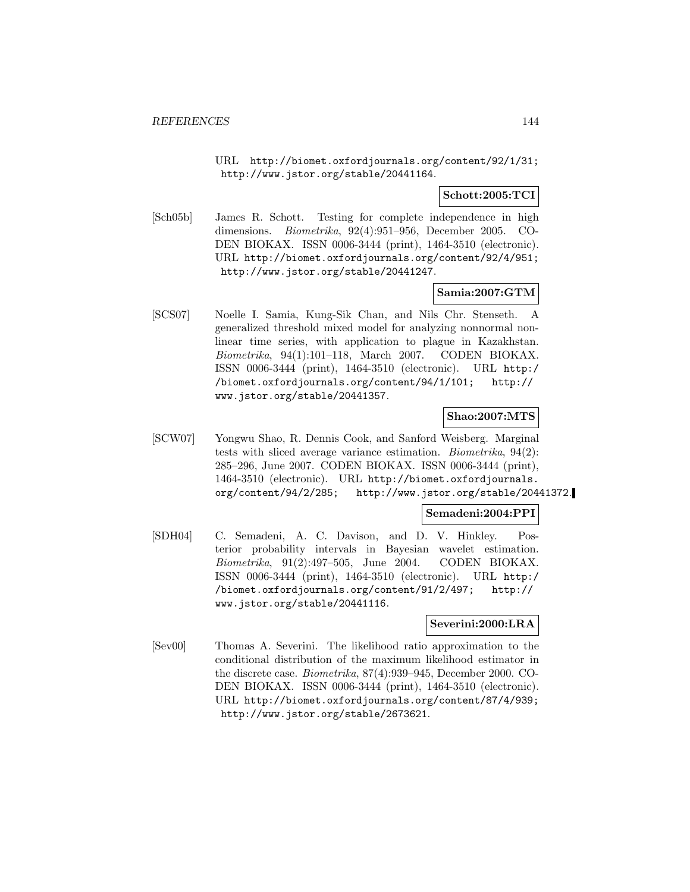URL http://biomet.oxfordjournals.org/content/92/1/31; http://www.jstor.org/stable/20441164.

**Schott:2005:TCI**

[Sch05b] James R. Schott. Testing for complete independence in high dimensions. *Biometrika*, 92(4):951–956, December 2005. CODEN BIOKAX. ISSN 0006-3444 (print), 1464-3510 (electronic). URL http://biomet.oxfordjournals.org/content/92/4/951; http://www.jstor.org/stable/20441247.

**Samia:2007:GTM**

[SCS07] Noelle I. Samia, Kung-Sik Chan, and Nils Chr. Stenseth. A generalized threshold mixed model for analyzing nonnormal nonlinear time series, with application to plague in Kazakhstan. *Biometrika*, 94(1):101–118, March 2007. CODEN BIOKAX. ISSN 0006-3444 (print), 1464-3510 (electronic). URL http://biomet.oxfordjournals.org/content/94/1/101; http://www.jstor.org/stable/20441357.

**Shao:2007:MTS**

[SCW07] Yongwu Shao, R. Dennis Cook, and Sanford Weisberg. Marginal tests with sliced average variance estimation. *Biometrika*, 94(2): 285–296, June 2007. CODEN BIOKAX. ISSN 0006-3444 (print), 1464-3510 (electronic). URL http://biomet.oxfordjournals.org/content/94/2/285; http://www.jstor.org/stable/20441372.

**Semadeni:2004:PPI**

[SDH04] C. Semadeni, A. C. Davison, and D. V. Hinkley. Posterior probability intervals in Bayesian wavelet estimation. *Biometrika*, 91(2):497–505, June 2004. CODEN BIOKAX. ISSN 0006-3444 (print), 1464-3510 (electronic). URL http://biomet.oxfordjournals.org/content/91/2/497; http://www.jstor.org/stable/20441116.

**Severini:2000:LRA**

[Sev00] Thomas A. Severini. The likelihood ratio approximation to the conditional distribution of the maximum likelihood estimator in the discrete case. *Biometrika*, 87(4):939–945, December 2000. CODEN BIOKAX. ISSN 0006-3444 (print), 1464-3510 (electronic). URL http://biomet.oxfordjournals.org/content/87/4/939; http://www.jstor.org/stable/2673621.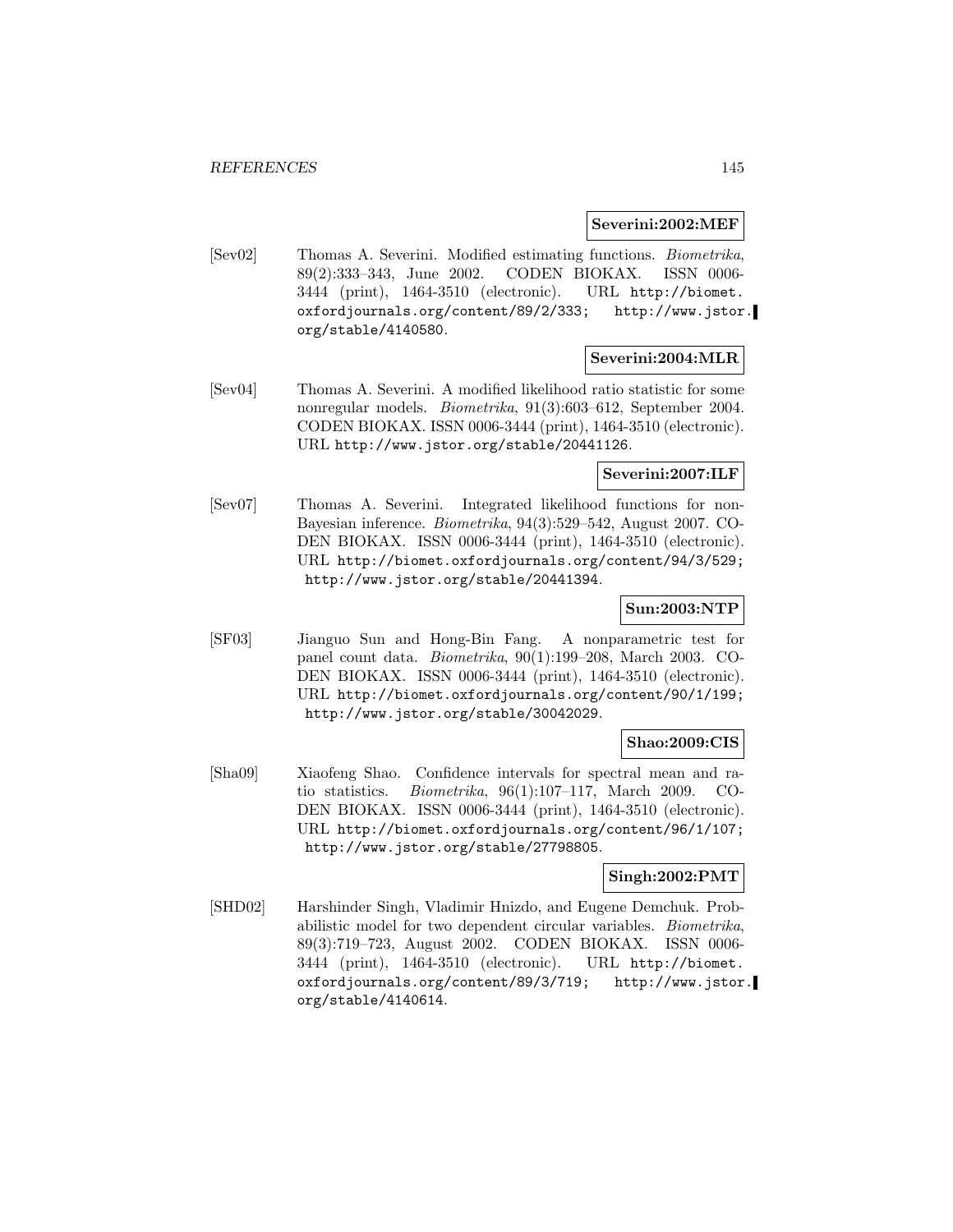**Severini:2002:MEF**

[Sev02] Thomas A. Severini. Modified estimating functions. *Biometrika*, 89(2):333–343, June 2002. CODEN BIOKAX. ISSN 0006-3444 (print), 1464-3510 (electronic). URL http://biomet.oxfordjournals.org/content/89/2/333; http://www.jstor.org/stable/4140580.

**Severini:2004:MLR**

[Sev04] Thomas A. Severini. A modified likelihood ratio statistic for some nonregular models. *Biometrika*, 91(3):603–612, September 2004. CODEN BIOKAX. ISSN 0006-3444 (print), 1464-3510 (electronic). URL http://www.jstor.org/stable/20441126.

**Severini:2007:ILF**

[Sev07] Thomas A. Severini. Integrated likelihood functions for non-Bayesian inference. *Biometrika*, 94(3):529–542, August 2007. CODEN BIOKAX. ISSN 0006-3444 (print), 1464-3510 (electronic). URL http://biomet.oxfordjournals.org/content/94/3/529; http://www.jstor.org/stable/20441394.

**Sun:2003:NTP**

[SF03] Jianguo Sun and Hong-Bin Fang. A nonparametric test for panel count data. *Biometrika*, 90(1):199–208, March 2003. CODEN BIOKAX. ISSN 0006-3444 (print), 1464-3510 (electronic). URL http://biomet.oxfordjournals.org/content/90/1/199; http://www.jstor.org/stable/30042029.

**Shao:2009:CIS**

[Sha09] Xiaofeng Shao. Confidence intervals for spectral mean and ratio statistics. *Biometrika*, 96(1):107–117, March 2009. CODEN BIOKAX. ISSN 0006-3444 (print), 1464-3510 (electronic). URL http://biomet.oxfordjournals.org/content/96/1/107; http://www.jstor.org/stable/27798805.

**Singh:2002:PMT**

[SHD02] Harshinder Singh, Vladimir Hnizdo, and Eugene Demchuk. Probabilistic model for two dependent circular variables. *Biometrika*, 89(3):719–723, August 2002. CODEN BIOKAX. ISSN 0006-3444 (print), 1464-3510 (electronic). URL http://biomet.oxfordjournals.org/content/89/3/719; http://www.jstor.org/stable/4140614.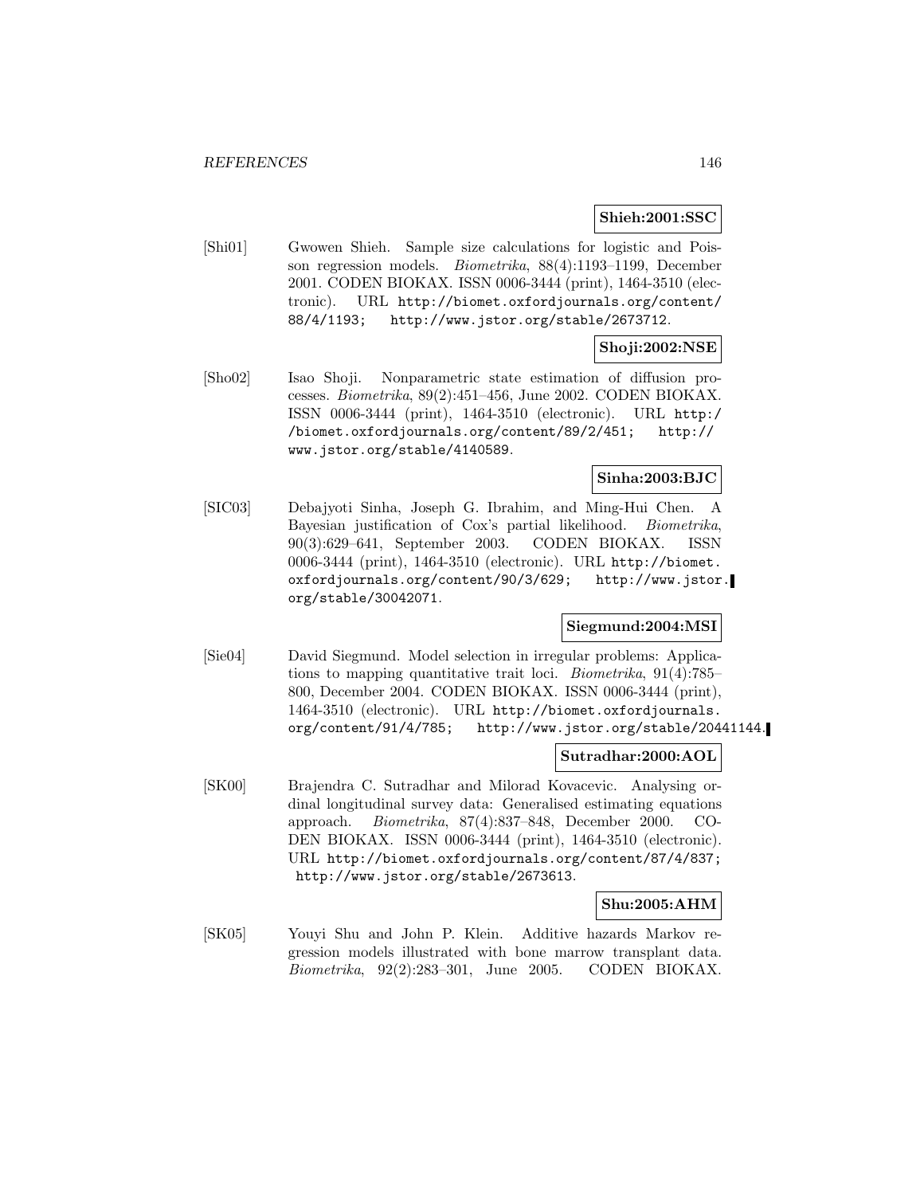**Shieh:2001:SSC**

[Shi01] Gwowen Shieh. Sample size calculations for logistic and Poisson regression models. *Biometrika*, 88(4):1193–1199, December 2001. CODEN BIOKAX. ISSN 0006-3444 (print), 1464-3510 (electronic). URL http://biomet.oxfordjournals.org/content/88/4/1193; http://www.jstor.org/stable/2673712.

**Shoji:2002:NSE**

[Sho02] Isao Shoji. Nonparametric state estimation of diffusion processes. *Biometrika*, 89(2):451–456, June 2002. CODEN BIOKAX. ISSN 0006-3444 (print), 1464-3510 (electronic). URL http://biomet.oxfordjournals.org/content/89/2/451; http://www.jstor.org/stable/4140589.

**Sinha:2003:BJC**

[SIC03] Debajyoti Sinha, Joseph G. Ibrahim, and Ming-Hui Chen. A Bayesian justification of Cox's partial likelihood. *Biometrika*, 90(3):629–641, September 2003. CODEN BIOKAX. ISSN 0006-3444 (print), 1464-3510 (electronic). URL http://biomet.oxfordjournals.org/content/90/3/629; http://www.jstor.org/stable/30042071.

**Siegmund:2004:MSI**

[Sie04] David Siegmund. Model selection in irregular problems: Applications to mapping quantitative trait loci. *Biometrika*, 91(4):785–800, December 2004. CODEN BIOKAX. ISSN 0006-3444 (print), 1464-3510 (electronic). URL http://biomet.oxfordjournals.org/content/91/4/785; http://www.jstor.org/stable/20441144.

**Sutradhar:2000:AOL**

[SK00] Brajendra C. Sutradhar and Milorad Kovacevic. Analysing ordinal longitudinal survey data: Generalised estimating equations approach. *Biometrika*, 87(4):837–848, December 2000. CODEN BIOKAX. ISSN 0006-3444 (print), 1464-3510 (electronic). URL http://biomet.oxfordjournals.org/content/87/4/837; http://www.jstor.org/stable/2673613.

**Shu:2005:AHM**

[SK05] Youyi Shu and John P. Klein. Additive hazards Markov regression models illustrated with bone marrow transplant data. *Biometrika*, 92(2):283–301, June 2005. CODEN BIOKAX.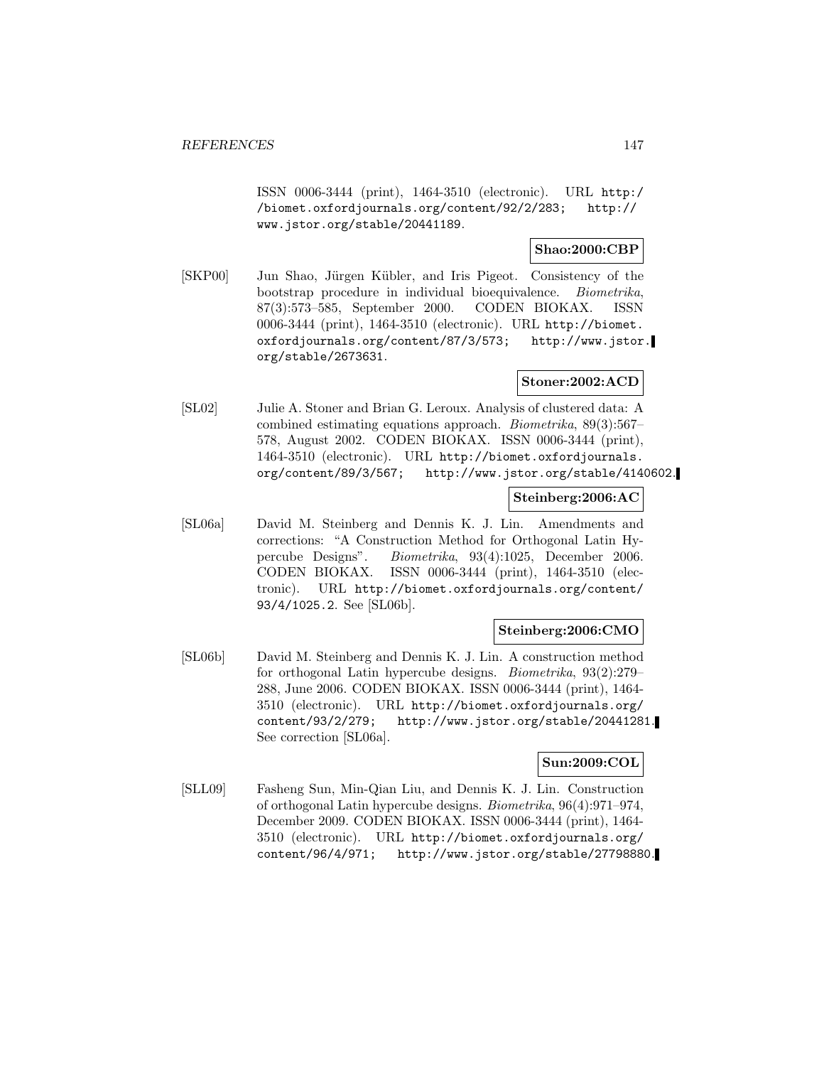ISSN 0006-3444 (print), 1464-3510 (electronic). URL http://biomet.oxfordjournals.org/content/92/2/283; http://www.jstor.org/stable/20441189.

**Shao:2000:CBP**

[SKP00] Jun Shao, Jürgen Kübler, and Iris Pigeot. Consistency of the bootstrap procedure in individual bioequivalence. *Biometrika*, 87(3):573–585, September 2000. CODEN BIOKAX. ISSN 0006-3444 (print), 1464-3510 (electronic). URL http://biomet.oxfordjournals.org/content/87/3/573; http://www.jstor.org/stable/2673631.

**Stoner:2002:ACD**

[SL02] Julie A. Stoner and Brian G. Leroux. Analysis of clustered data: A combined estimating equations approach. *Biometrika*, 89(3):567–578, August 2002. CODEN BIOKAX. ISSN 0006-3444 (print), 1464-3510 (electronic). URL http://biomet.oxfordjournals.org/content/89/3/567; http://www.jstor.org/stable/4140602.

**Steinberg:2006:AC**

[SL06a] David M. Steinberg and Dennis K. J. Lin. Amendments and corrections: "A Construction Method for Orthogonal Latin Hypercube Designs". *Biometrika*, 93(4):1025, December 2006. CODEN BIOKAX. ISSN 0006-3444 (print), 1464-3510 (electronic). URL http://biomet.oxfordjournals.org/content/93/4/1025.2. See [SL06b].

**Steinberg:2006:CMO**

[SL06b] David M. Steinberg and Dennis K. J. Lin. A construction method for orthogonal Latin hypercube designs. *Biometrika*, 93(2):279–288, June 2006. CODEN BIOKAX. ISSN 0006-3444 (print), 1464-3510 (electronic). URL http://biomet.oxfordjournals.org/content/93/2/279; http://www.jstor.org/stable/20441281. See correction [SL06a].

**Sun:2009:COL**

[SLL09] Fasheng Sun, Min-Qian Liu, and Dennis K. J. Lin. Construction of orthogonal Latin hypercube designs. *Biometrika*, 96(4):971–974, December 2009. CODEN BIOKAX. ISSN 0006-3444 (print), 1464-3510 (electronic). URL http://biomet.oxfordjournals.org/content/96/4/971; http://www.jstor.org/stable/27798880.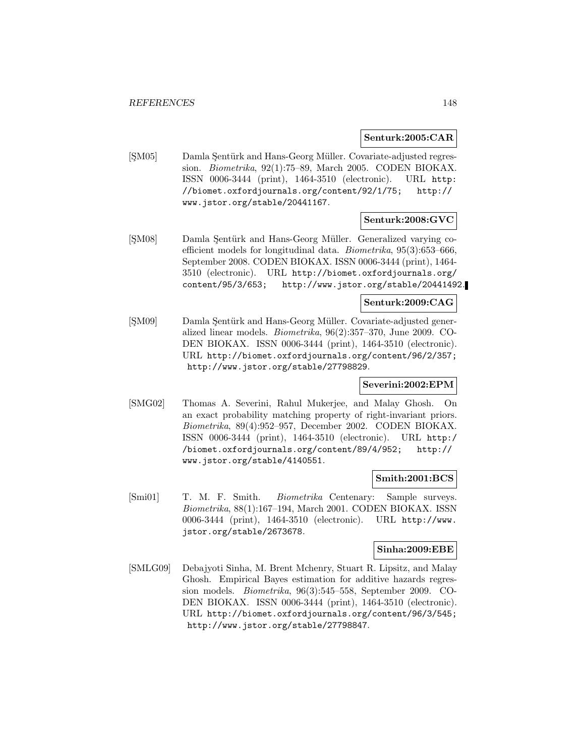**Senturk:2005:CAR**

[ŞM05] Damla Şentürk and Hans-Georg Müller. Covariate-adjusted regression. *Biometrika*, 92(1):75–89, March 2005. CODEN BIOKAX. ISSN 0006-3444 (print), 1464-3510 (electronic). URL http://biomet.oxfordjournals.org/content/92/1/75; http://www.jstor.org/stable/20441167.

**Senturk:2008:GVC**

[ŞM08] Damla Şentürk and Hans-Georg Müller. Generalized varying coefficient models for longitudinal data. *Biometrika*, 95(3):653–666, September 2008. CODEN BIOKAX. ISSN 0006-3444 (print), 1464-3510 (electronic). URL http://biomet.oxfordjournals.org/content/95/3/653; http://www.jstor.org/stable/20441492.

**Senturk:2009:CAG**

[ŞM09] Damla Şentürk and Hans-Georg Müller. Covariate-adjusted generalized linear models. *Biometrika*, 96(2):357–370, June 2009. CODEN BIOKAX. ISSN 0006-3444 (print), 1464-3510 (electronic). URL http://biomet.oxfordjournals.org/content/96/2/357; http://www.jstor.org/stable/27798829.

**Severini:2002:EPM**

[SMG02] Thomas A. Severini, Rahul Mukerjee, and Malay Ghosh. On an exact probability matching property of right-invariant priors. *Biometrika*, 89(4):952–957, December 2002. CODEN BIOKAX. ISSN 0006-3444 (print), 1464-3510 (electronic). URL http://biomet.oxfordjournals.org/content/89/4/952; http://www.jstor.org/stable/4140551.

**Smith:2001:BCS**

[Smi01] T. M. F. Smith. *Biometrika* Centenary: Sample surveys. *Biometrika*, 88(1):167–194, March 2001. CODEN BIOKAX. ISSN 0006-3444 (print), 1464-3510 (electronic). URL http://www.jstor.org/stable/2673678.

**Sinha:2009:EBE**

[SMLG09] Debajyoti Sinha, M. Brent Mchenry, Stuart R. Lipsitz, and Malay Ghosh. Empirical Bayes estimation for additive hazards regression models. *Biometrika*, 96(3):545–558, September 2009. CODEN BIOKAX. ISSN 0006-3444 (print), 1464-3510 (electronic). URL http://biomet.oxfordjournals.org/content/96/3/545; http://www.jstor.org/stable/27798847.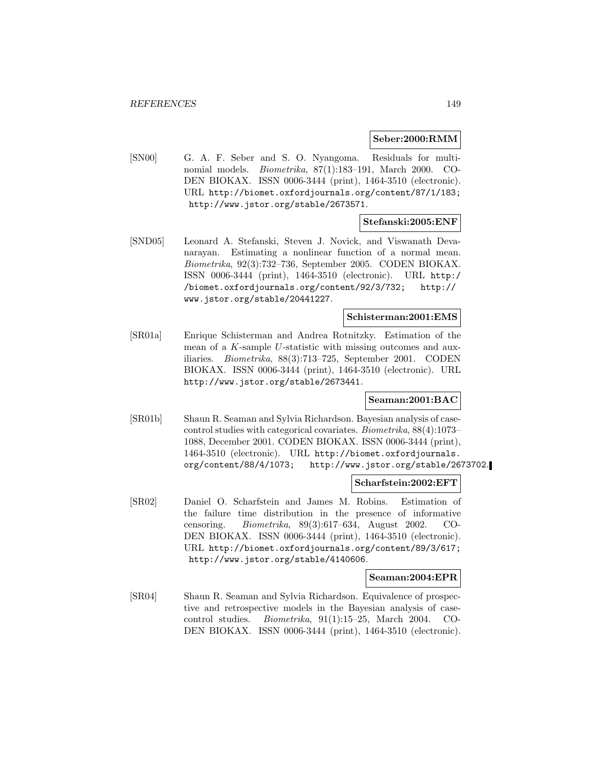**Seber:2000:RMM**

[SN00] G. A. F. Seber and S. O. Nyangoma. Residuals for multinomial models. *Biometrika*, 87(1):183–191, March 2000. CODEN BIOKAX. ISSN 0006-3444 (print), 1464-3510 (electronic). URL http://biomet.oxfordjournals.org/content/87/1/183; http://www.jstor.org/stable/2673571.

**Stefanski:2005:ENF**

[SND05] Leonard A. Stefanski, Steven J. Novick, and Viswanath Devanarayan. Estimating a nonlinear function of a normal mean. *Biometrika*, 92(3):732–736, September 2005. CODEN BIOKAX. ISSN 0006-3444 (print), 1464-3510 (electronic). URL http://biomet.oxfordjournals.org/content/92/3/732; http://www.jstor.org/stable/20441227.

**Schisterman:2001:EMS**

[SR01a] Enrique Schisterman and Andrea Rotnitzky. Estimation of the mean of a $K$-sample $U$-statistic with missing outcomes and auxiliaries. *Biometrika*, 88(3):713–725, September 2001. CODEN BIOKAX. ISSN 0006-3444 (print), 1464-3510 (electronic). URL http://www.jstor.org/stable/2673441.

**Seaman:2001:BAC**

[SR01b] Shaun R. Seaman and Sylvia Richardson. Bayesian analysis of case-control studies with categorical covariates. *Biometrika*, 88(4):1073–1088, December 2001. CODEN BIOKAX. ISSN 0006-3444 (print), 1464-3510 (electronic). URL http://biomet.oxfordjournals.org/content/88/4/1073; http://www.jstor.org/stable/2673702.

**Scharfstein:2002:EFT**

[SR02] Daniel O. Scharfstein and James M. Robins. Estimation of the failure time distribution in the presence of informative censoring. *Biometrika*, 89(3):617–634, August 2002. CODEN BIOKAX. ISSN 0006-3444 (print), 1464-3510 (electronic). URL http://biomet.oxfordjournals.org/content/89/3/617; http://www.jstor.org/stable/4140606.

**Seaman:2004:EPR**

[SR04] Shaun R. Seaman and Sylvia Richardson. Equivalence of prospective and retrospective models in the Bayesian analysis of case-control studies. *Biometrika*, 91(1):15–25, March 2004. CODEN BIOKAX. ISSN 0006-3444 (print), 1464-3510 (electronic).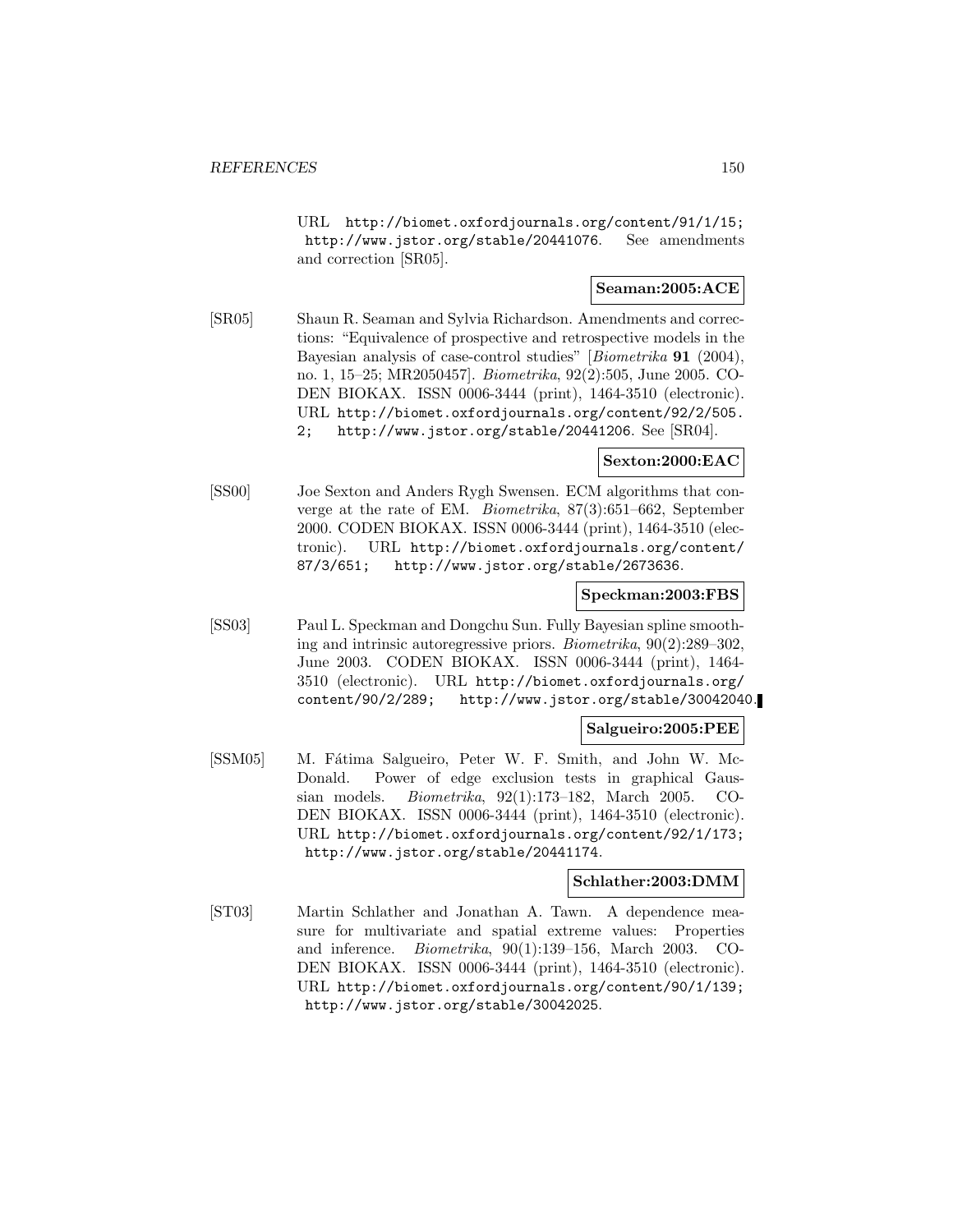URL http://biomet.oxfordjournals.org/content/91/1/15; http://www.jstor.org/stable/20441076. See amendments and correction [SR05].

**Seaman:2005:ACE**

[SR05] Shaun R. Seaman and Sylvia Richardson. Amendments and corrections: "Equivalence of prospective and retrospective models in the Bayesian analysis of case-control studies" [*Biometrika* **91** (2004), no. 1, 15–25; MR2050457]. *Biometrika*, 92(2):505, June 2005. CODEN BIOKAX. ISSN 0006-3444 (print), 1464-3510 (electronic). URL http://biomet.oxfordjournals.org/content/92/2/505.2; http://www.jstor.org/stable/20441206. See [SR04].

**Sexton:2000:EAC**

[SS00] Joe Sexton and Anders Rygh Swensen. ECM algorithms that converge at the rate of EM. *Biometrika*, 87(3):651–662, September 2000. CODEN BIOKAX. ISSN 0006-3444 (print), 1464-3510 (electronic). URL http://biomet.oxfordjournals.org/content/87/3/651; http://www.jstor.org/stable/2673636.

**Speckman:2003:FBS**

[SS03] Paul L. Speckman and Dongchu Sun. Fully Bayesian spline smoothing and intrinsic autoregressive priors. *Biometrika*, 90(2):289–302, June 2003. CODEN BIOKAX. ISSN 0006-3444 (print), 1464-3510 (electronic). URL http://biomet.oxfordjournals.org/content/90/2/289; http://www.jstor.org/stable/30042040.

**Salgueiro:2005:PEE**

[SSM05] M. Fátima Salgueiro, Peter W. F. Smith, and John W. McDonald. Power of edge exclusion tests in graphical Gaussian models. *Biometrika*, 92(1):173–182, March 2005. CODEN BIOKAX. ISSN 0006-3444 (print), 1464-3510 (electronic). URL http://biomet.oxfordjournals.org/content/92/1/173; http://www.jstor.org/stable/20441174.

**Schlather:2003:DMM**

[ST03] Martin Schlather and Jonathan A. Tawn. A dependence measure for multivariate and spatial extreme values: Properties and inference. *Biometrika*, 90(1):139–156, March 2003. CODEN BIOKAX. ISSN 0006-3444 (print), 1464-3510 (electronic). URL http://biomet.oxfordjournals.org/content/90/1/139; http://www.jstor.org/stable/30042025.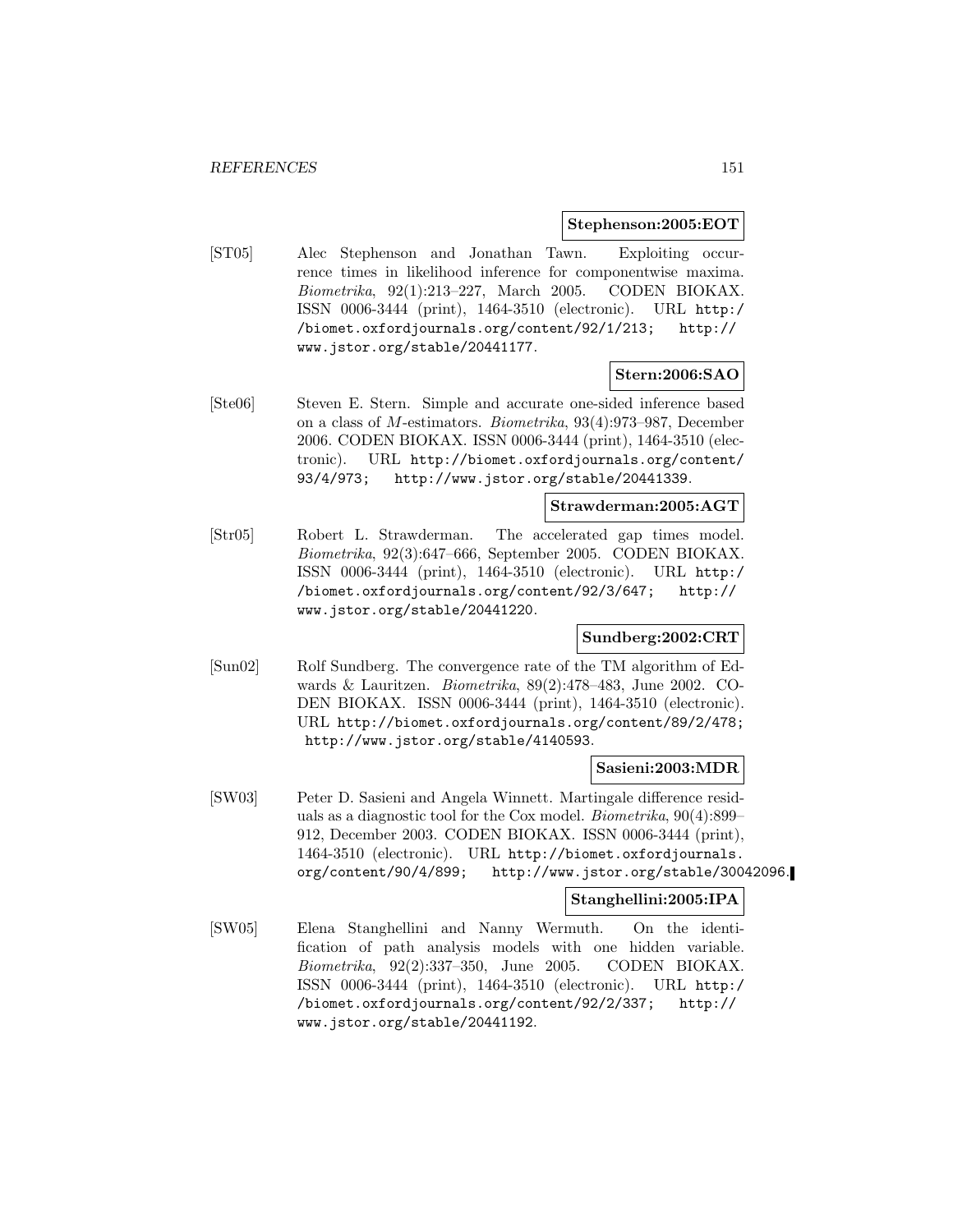**Stephenson:2005:EOT**

[ST05] Alec Stephenson and Jonathan Tawn. Exploiting occurrence times in likelihood inference for componentwise maxima. *Biometrika*, 92(1):213–227, March 2005. CODEN BIOKAX. ISSN 0006-3444 (print), 1464-3510 (electronic). URL http://biomet.oxfordjournals.org/content/92/1/213; http://www.jstor.org/stable/20441177.

**Stern:2006:SAO**

[Ste06] Steven E. Stern. Simple and accurate one-sided inference based on a class of $M$-estimators. *Biometrika*, 93(4):973–987, December 2006. CODEN BIOKAX. ISSN 0006-3444 (print), 1464-3510 (electronic). URL http://biomet.oxfordjournals.org/content/93/4/973; http://www.jstor.org/stable/20441339.

**Strawderman:2005:AGT**

[Str05] Robert L. Strawderman. The accelerated gap times model. *Biometrika*, 92(3):647–666, September 2005. CODEN BIOKAX. ISSN 0006-3444 (print), 1464-3510 (electronic). URL http://biomet.oxfordjournals.org/content/92/3/647; http://www.jstor.org/stable/20441220.

**Sundberg:2002:CRT**

[Sun02] Rolf Sundberg. The convergence rate of the TM algorithm of Edwards & Lauritzen. *Biometrika*, 89(2):478–483, June 2002. CODEN BIOKAX. ISSN 0006-3444 (print), 1464-3510 (electronic). URL http://biomet.oxfordjournals.org/content/89/2/478; http://www.jstor.org/stable/4140593.

**Sasieni:2003:MDR**

[SW03] Peter D. Sasieni and Angela Winnett. Martingale difference residuals as a diagnostic tool for the Cox model. *Biometrika*, 90(4):899–912, December 2003. CODEN BIOKAX. ISSN 0006-3444 (print), 1464-3510 (electronic). URL http://biomet.oxfordjournals.org/content/90/4/899; http://www.jstor.org/stable/30042096.

**Stanghellini:2005:IPA**

[SW05] Elena Stanghellini and Nanny Wermuth. On the identification of path analysis models with one hidden variable. *Biometrika*, 92(2):337–350, June 2005. CODEN BIOKAX. ISSN 0006-3444 (print), 1464-3510 (electronic). URL http://biomet.oxfordjournals.org/content/92/2/337; http://www.jstor.org/stable/20441192.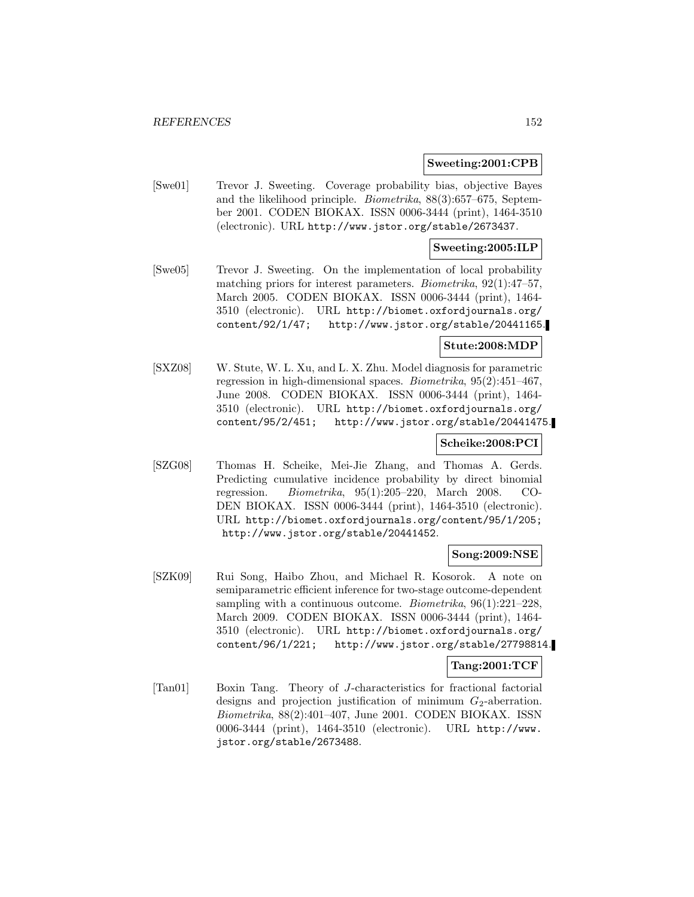**Sweeting:2001:CPB**

[Swe01] Trevor J. Sweeting. Coverage probability bias, objective Bayes and the likelihood principle. *Biometrika*, 88(3):657–675, September 2001. CODEN BIOKAX. ISSN 0006-3444 (print), 1464-3510 (electronic). URL http://www.jstor.org/stable/2673437.

**Sweeting:2005:ILP**

[Swe05] Trevor J. Sweeting. On the implementation of local probability matching priors for interest parameters. *Biometrika*, 92(1):47–57, March 2005. CODEN BIOKAX. ISSN 0006-3444 (print), 1464-3510 (electronic). URL http://biomet.oxfordjournals.org/content/92/1/47; http://www.jstor.org/stable/20441165.

**Stute:2008:MDP**

[SXZ08] W. Stute, W. L. Xu, and L. X. Zhu. Model diagnosis for parametric regression in high-dimensional spaces. *Biometrika*, 95(2):451–467, June 2008. CODEN BIOKAX. ISSN 0006-3444 (print), 1464-3510 (electronic). URL http://biomet.oxfordjournals.org/content/95/2/451; http://www.jstor.org/stable/20441475.

**Scheike:2008:PCI**

[SZG08] Thomas H. Scheike, Mei-Jie Zhang, and Thomas A. Gerds. Predicting cumulative incidence probability by direct binomial regression. *Biometrika*, 95(1):205–220, March 2008. CODEN BIOKAX. ISSN 0006-3444 (print), 1464-3510 (electronic). URL http://biomet.oxfordjournals.org/content/95/1/205; http://www.jstor.org/stable/20441452.

**Song:2009:NSE**

[SZK09] Rui Song, Haibo Zhou, and Michael R. Kosorok. A note on semiparametric efficient inference for two-stage outcome-dependent sampling with a continuous outcome. *Biometrika*, 96(1):221–228, March 2009. CODEN BIOKAX. ISSN 0006-3444 (print), 1464-3510 (electronic). URL http://biomet.oxfordjournals.org/content/96/1/221; http://www.jstor.org/stable/27798814.

**Tang:2001:TCF**

[Tan01] Boxin Tang. Theory of $J$-characteristics for fractional factorial designs and projection justification of minimum $G_2$-aberration. *Biometrika*, 88(2):401–407, June 2001. CODEN BIOKAX. ISSN 0006-3444 (print), 1464-3510 (electronic). URL http://www.jstor.org/stable/2673488.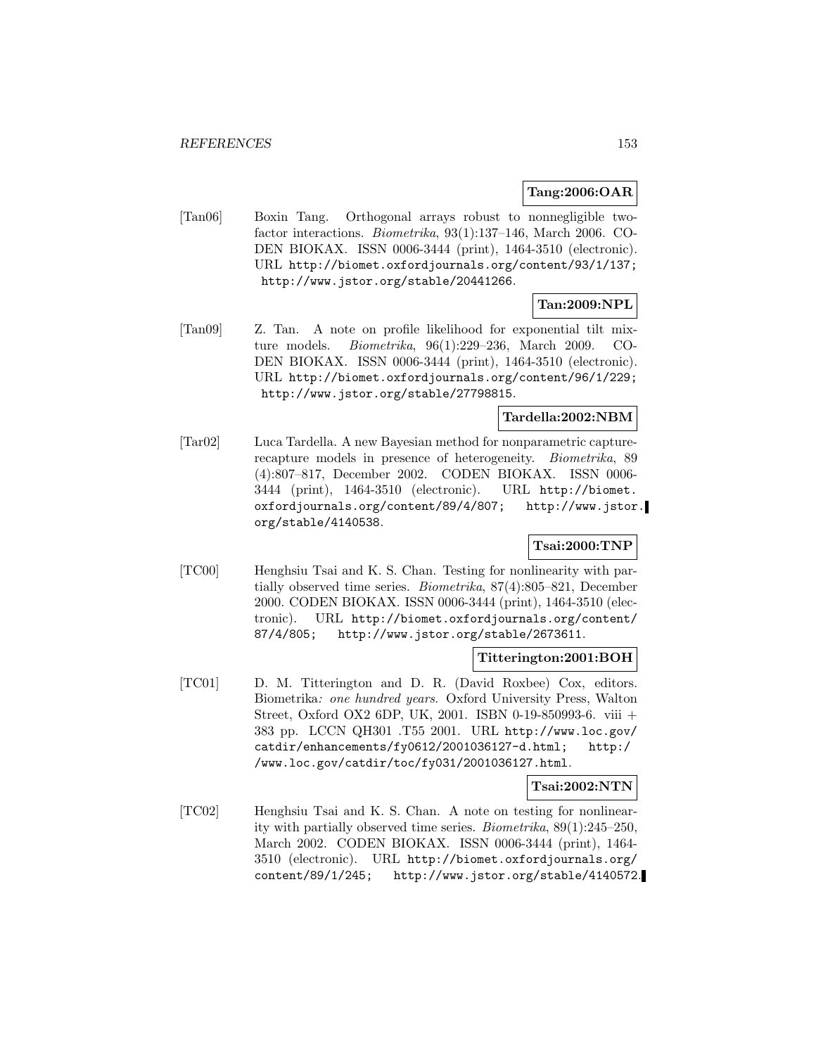**Tang:2006:OAR**

[Tan06] Boxin Tang. Orthogonal arrays robust to nonnegligible two-factor interactions. *Biometrika*, 93(1):137–146, March 2006. CODEN BIOKAX. ISSN 0006-3444 (print), 1464-3510 (electronic). URL http://biomet.oxfordjournals.org/content/93/1/137; http://www.jstor.org/stable/20441266.

**Tan:2009:NPL**

[Tan09] Z. Tan. A note on profile likelihood for exponential tilt mixture models. *Biometrika*, 96(1):229–236, March 2009. CODEN BIOKAX. ISSN 0006-3444 (print), 1464-3510 (electronic). URL http://biomet.oxfordjournals.org/content/96/1/229; http://www.jstor.org/stable/27798815.

**Tardella:2002:NBM**

[Tar02] Luca Tardella. A new Bayesian method for nonparametric capture-recapture models in presence of heterogeneity. *Biometrika*, 89 (4):807–817, December 2002. CODEN BIOKAX. ISSN 0006-3444 (print), 1464-3510 (electronic). URL http://biomet.oxfordjournals.org/content/89/4/807; http://www.jstor.org/stable/4140538.

**Tsai:2000:TNP**

[TC00] Henghsiu Tsai and K. S. Chan. Testing for nonlinearity with partially observed time series. *Biometrika*, 87(4):805–821, December 2000. CODEN BIOKAX. ISSN 0006-3444 (print), 1464-3510 (electronic). URL http://biomet.oxfordjournals.org/content/87/4/805; http://www.jstor.org/stable/2673611.

**Titterington:2001:BOH**

[TC01] D. M. Titterington and D. R. (David Roxbee) Cox, editors. Biometrika*: one hundred years*. Oxford University Press, Walton Street, Oxford OX2 6DP, UK, 2001. ISBN 0-19-850993-6. viii + 383 pp. LCCN QH301 .T55 2001. URL http://www.loc.gov/catdir/enhancements/fy0612/2001036127-d.html; http://www.loc.gov/catdir/toc/fy031/2001036127.html.

**Tsai:2002:NTN**

[TC02] Henghsiu Tsai and K. S. Chan. A note on testing for nonlinearity with partially observed time series. *Biometrika*, 89(1):245–250, March 2002. CODEN BIOKAX. ISSN 0006-3444 (print), 1464-3510 (electronic). URL http://biomet.oxfordjournals.org/content/89/1/245; http://www.jstor.org/stable/4140572.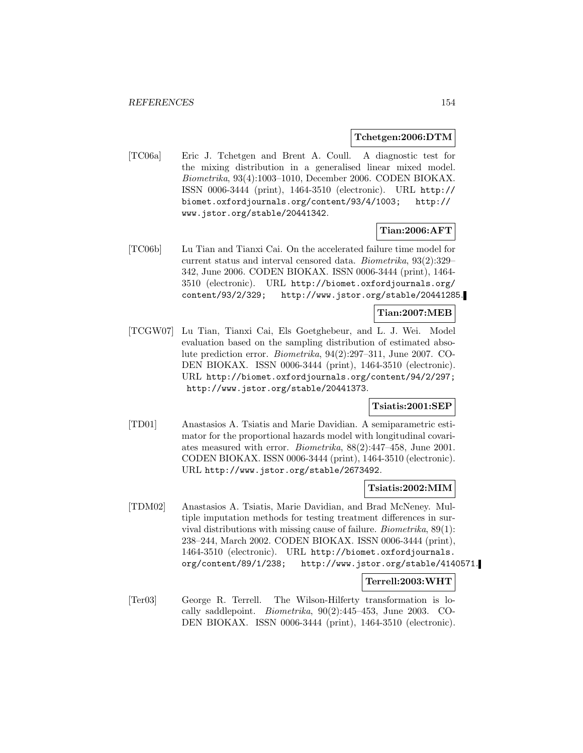**Tchetgen:2006:DTM**

[TC06a] Eric J. Tchetgen and Brent A. Coull. A diagnostic test for the mixing distribution in a generalised linear mixed model. *Biometrika*, 93(4):1003–1010, December 2006. CODEN BIOKAX. ISSN 0006-3444 (print), 1464-3510 (electronic). URL http://biomet.oxfordjournals.org/content/93/4/1003; http://www.jstor.org/stable/20441342.

**Tian:2006:AFT**

[TC06b] Lu Tian and Tianxi Cai. On the accelerated failure time model for current status and interval censored data. *Biometrika*, 93(2):329–342, June 2006. CODEN BIOKAX. ISSN 0006-3444 (print), 1464-3510 (electronic). URL http://biomet.oxfordjournals.org/content/93/2/329; http://www.jstor.org/stable/20441285.

**Tian:2007:MEB**

[TCGW07] Lu Tian, Tianxi Cai, Els Goetghebeur, and L. J. Wei. Model evaluation based on the sampling distribution of estimated absolute prediction error. *Biometrika*, 94(2):297–311, June 2007. CODEN BIOKAX. ISSN 0006-3444 (print), 1464-3510 (electronic). URL http://biomet.oxfordjournals.org/content/94/2/297; http://www.jstor.org/stable/20441373.

**Tsiatis:2001:SEP**

[TD01] Anastasios A. Tsiatis and Marie Davidian. A semiparametric estimator for the proportional hazards model with longitudinal covariates measured with error. *Biometrika*, 88(2):447–458, June 2001. CODEN BIOKAX. ISSN 0006-3444 (print), 1464-3510 (electronic). URL http://www.jstor.org/stable/2673492.

**Tsiatis:2002:MIM**

[TDM02] Anastasios A. Tsiatis, Marie Davidian, and Brad McNeney. Multiple imputation methods for testing treatment differences in survival distributions with missing cause of failure. *Biometrika*, 89(1):238–244, March 2002. CODEN BIOKAX. ISSN 0006-3444 (print), 1464-3510 (electronic). URL http://biomet.oxfordjournals.org/content/89/1/238; http://www.jstor.org/stable/4140571.

**Terrell:2003:WHT**

[Ter03] George R. Terrell. The Wilson-Hilferty transformation is locally saddlepoint. *Biometrika*, 90(2):445–453, June 2003. CODEN BIOKAX. ISSN 0006-3444 (print), 1464-3510 (electronic).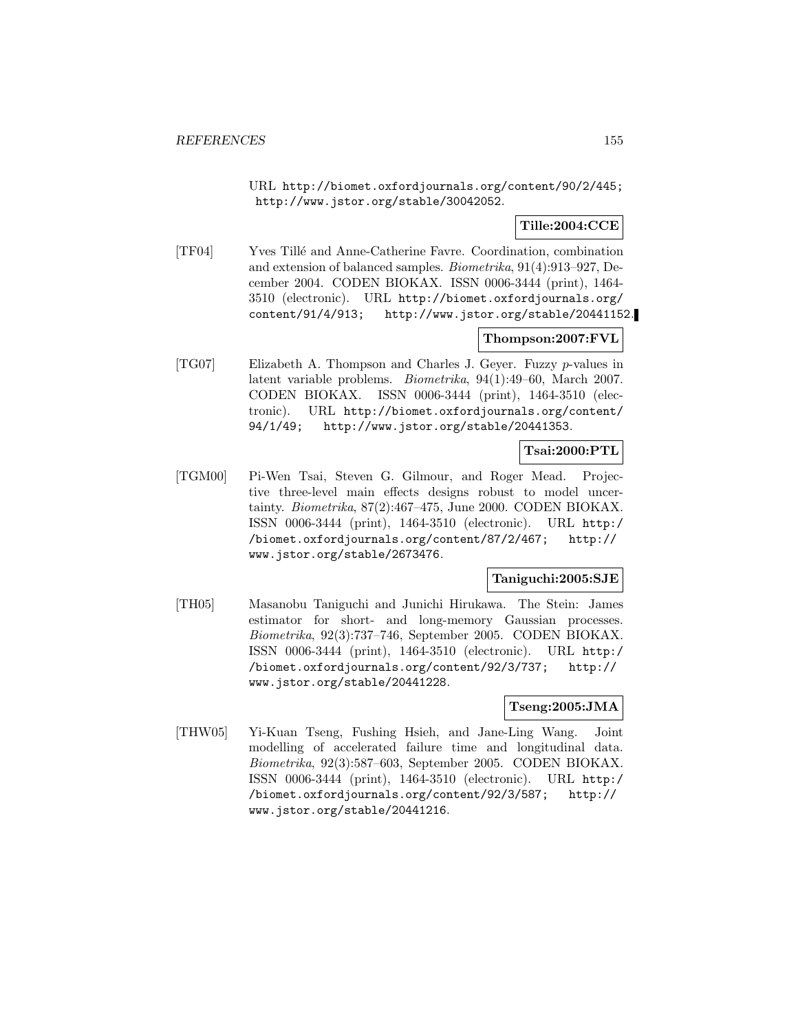URL http://biomet.oxfordjournals.org/content/90/2/445; http://www.jstor.org/stable/30042052.

**Tille:2004:CCE**

[TF04] Yves Tillé and Anne-Catherine Favre. Coordination, combination and extension of balanced samples. *Biometrika*, 91(4):913–927, December 2004. CODEN BIOKAX. ISSN 0006-3444 (print), 1464-3510 (electronic). URL http://biomet.oxfordjournals.org/content/91/4/913; http://www.jstor.org/stable/20441152.

**Thompson:2007:FVL**

[TG07] Elizabeth A. Thompson and Charles J. Geyer. Fuzzy $p$-values in latent variable problems. *Biometrika*, 94(1):49–60, March 2007. CODEN BIOKAX. ISSN 0006-3444 (print), 1464-3510 (electronic). URL http://biomet.oxfordjournals.org/content/94/1/49; http://www.jstor.org/stable/20441353.

**Tsai:2000:PTL**

[TGM00] Pi-Wen Tsai, Steven G. Gilmour, and Roger Mead. Projective three-level main effects designs robust to model uncertainty. *Biometrika*, 87(2):467–475, June 2000. CODEN BIOKAX. ISSN 0006-3444 (print), 1464-3510 (electronic). URL http://biomet.oxfordjournals.org/content/87/2/467; http://www.jstor.org/stable/2673476.

**Taniguchi:2005:SJE**

[TH05] Masanobu Taniguchi and Junichi Hirukawa. The Stein: James estimator for short- and long-memory Gaussian processes. *Biometrika*, 92(3):737–746, September 2005. CODEN BIOKAX. ISSN 0006-3444 (print), 1464-3510 (electronic). URL http://biomet.oxfordjournals.org/content/92/3/737; http://www.jstor.org/stable/20441228.

**Tseng:2005:JMA**

[THW05] Yi-Kuan Tseng, Fushing Hsieh, and Jane-Ling Wang. Joint modelling of accelerated failure time and longitudinal data. *Biometrika*, 92(3):587–603, September 2005. CODEN BIOKAX. ISSN 0006-3444 (print), 1464-3510 (electronic). URL http://biomet.oxfordjournals.org/content/92/3/587; http://www.jstor.org/stable/20441216.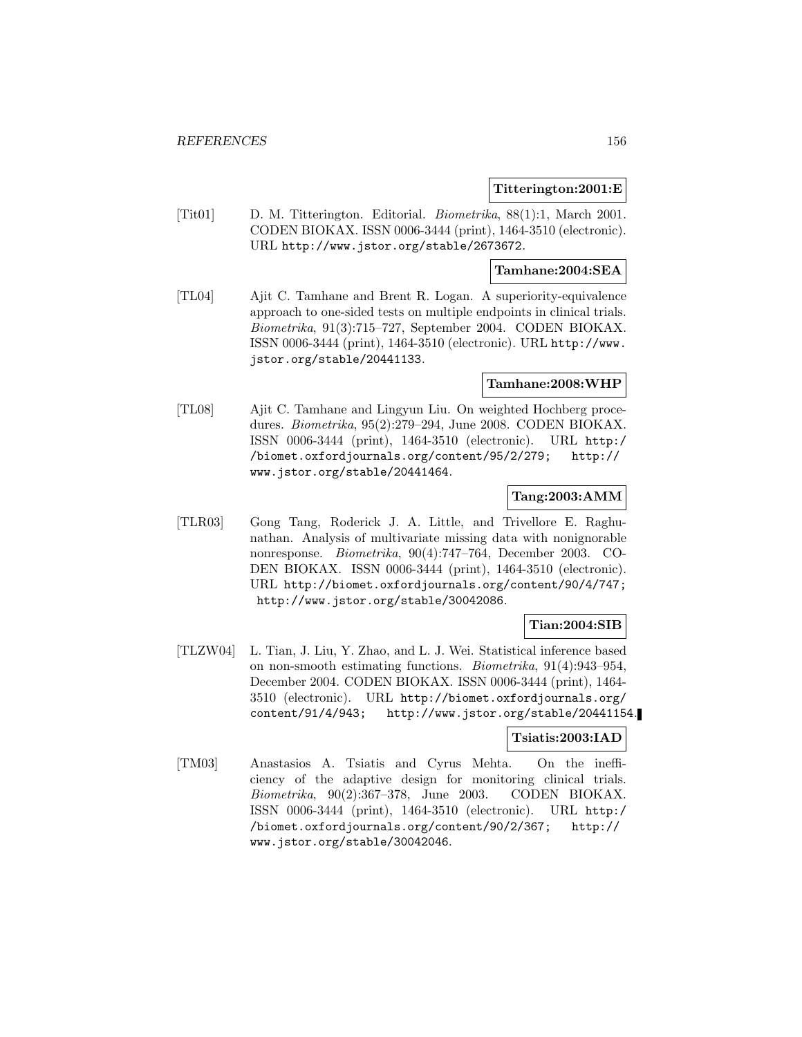**Titterington:2001:E**

[Tit01] D. M. Titterington. Editorial. *Biometrika*, 88(1):1, March 2001. CODEN BIOKAX. ISSN 0006-3444 (print), 1464-3510 (electronic). URL http://www.jstor.org/stable/2673672.

**Tamhane:2004:SEA**

[TL04] Ajit C. Tamhane and Brent R. Logan. A superiority-equivalence approach to one-sided tests on multiple endpoints in clinical trials. *Biometrika*, 91(3):715–727, September 2004. CODEN BIOKAX. ISSN 0006-3444 (print), 1464-3510 (electronic). URL http://www.jstor.org/stable/20441133.

**Tamhane:2008:WHP**

[TL08] Ajit C. Tamhane and Lingyun Liu. On weighted Hochberg procedures. *Biometrika*, 95(2):279–294, June 2008. CODEN BIOKAX. ISSN 0006-3444 (print), 1464-3510 (electronic). URL http://biomet.oxfordjournals.org/content/95/2/279; http://www.jstor.org/stable/20441464.

**Tang:2003:AMM**

[TLR03] Gong Tang, Roderick J. A. Little, and Trivellore E. Raghunathan. Analysis of multivariate missing data with nonignorable nonresponse. *Biometrika*, 90(4):747–764, December 2003. CODEN BIOKAX. ISSN 0006-3444 (print), 1464-3510 (electronic). URL http://biomet.oxfordjournals.org/content/90/4/747; http://www.jstor.org/stable/30042086.

**Tian:2004:SIB**

[TLZW04] L. Tian, J. Liu, Y. Zhao, and L. J. Wei. Statistical inference based on non-smooth estimating functions. *Biometrika*, 91(4):943–954, December 2004. CODEN BIOKAX. ISSN 0006-3444 (print), 1464-3510 (electronic). URL http://biomet.oxfordjournals.org/content/91/4/943; http://www.jstor.org/stable/20441154.

**Tsiatis:2003:IAD**

[TM03] Anastasios A. Tsiatis and Cyrus Mehta. On the inefficiency of the adaptive design for monitoring clinical trials. *Biometrika*, 90(2):367–378, June 2003. CODEN BIOKAX. ISSN 0006-3444 (print), 1464-3510 (electronic). URL http://biomet.oxfordjournals.org/content/90/2/367; http://www.jstor.org/stable/30042046.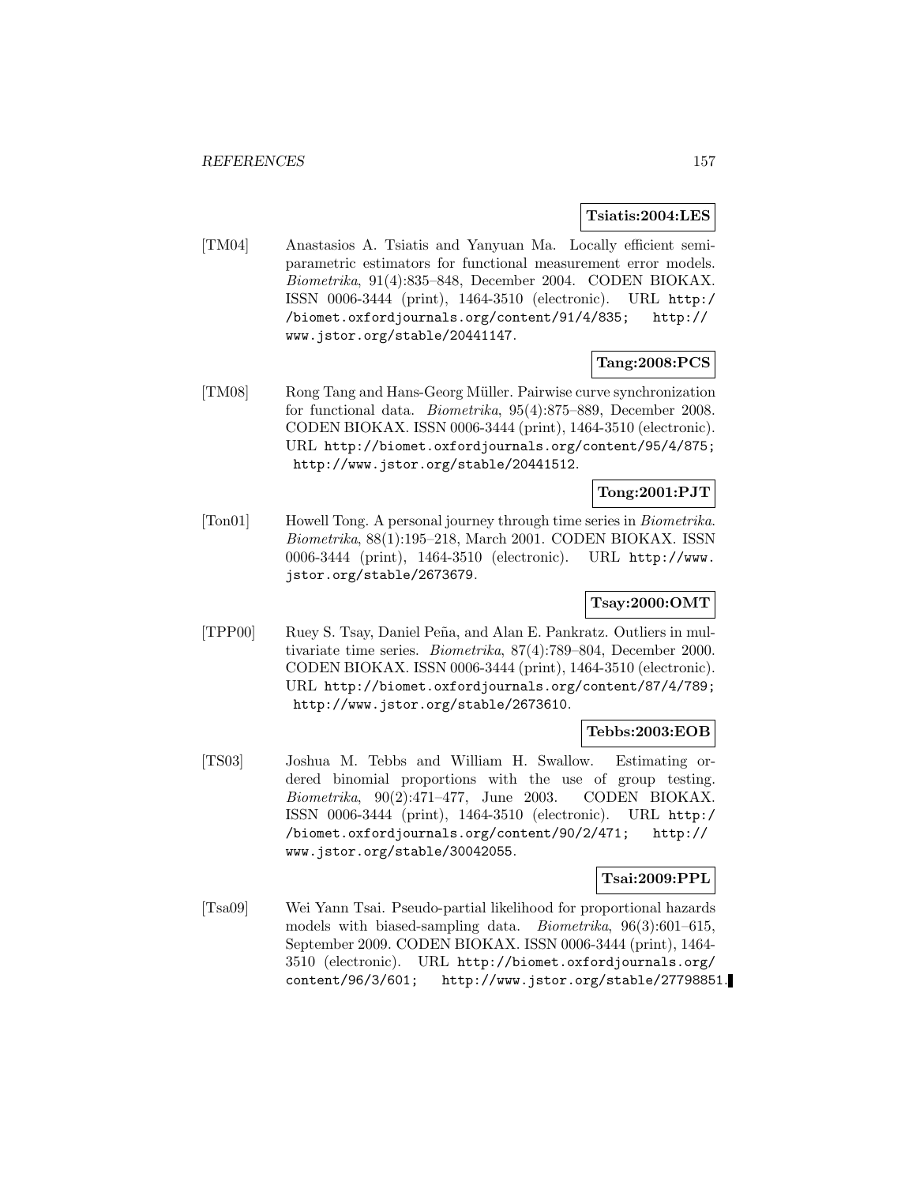**Tsiatis:2004:LES**

[TM04] Anastasios A. Tsiatis and Yanyuan Ma. Locally efficient semiparametric estimators for functional measurement error models. *Biometrika*, 91(4):835–848, December 2004. CODEN BIOKAX. ISSN 0006-3444 (print), 1464-3510 (electronic). URL http://biomet.oxfordjournals.org/content/91/4/835; http://www.jstor.org/stable/20441147.

**Tang:2008:PCS**

[TM08] Rong Tang and Hans-Georg Müller. Pairwise curve synchronization for functional data. *Biometrika*, 95(4):875–889, December 2008. CODEN BIOKAX. ISSN 0006-3444 (print), 1464-3510 (electronic). URL http://biomet.oxfordjournals.org/content/95/4/875; http://www.jstor.org/stable/20441512.

**Tong:2001:PJT**

[Ton01] Howell Tong. A personal journey through time series in *Biometrika*. *Biometrika*, 88(1):195–218, March 2001. CODEN BIOKAX. ISSN 0006-3444 (print), 1464-3510 (electronic). URL http://www.jstor.org/stable/2673679.

**Tsay:2000:OMT**

[TPP00] Ruey S. Tsay, Daniel Peña, and Alan E. Pankratz. Outliers in multivariate time series. *Biometrika*, 87(4):789–804, December 2000. CODEN BIOKAX. ISSN 0006-3444 (print), 1464-3510 (electronic). URL http://biomet.oxfordjournals.org/content/87/4/789; http://www.jstor.org/stable/2673610.

**Tebbs:2003:EOB**

[TS03] Joshua M. Tebbs and William H. Swallow. Estimating ordered binomial proportions with the use of group testing. *Biometrika*, 90(2):471–477, June 2003. CODEN BIOKAX. ISSN 0006-3444 (print), 1464-3510 (electronic). URL http://biomet.oxfordjournals.org/content/90/2/471; http://www.jstor.org/stable/30042055.

**Tsai:2009:PPL**

[Tsa09] Wei Yann Tsai. Pseudo-partial likelihood for proportional hazards models with biased-sampling data. *Biometrika*, 96(3):601–615, September 2009. CODEN BIOKAX. ISSN 0006-3444 (print), 1464-3510 (electronic). URL http://biomet.oxfordjournals.org/content/96/3/601; http://www.jstor.org/stable/27798851.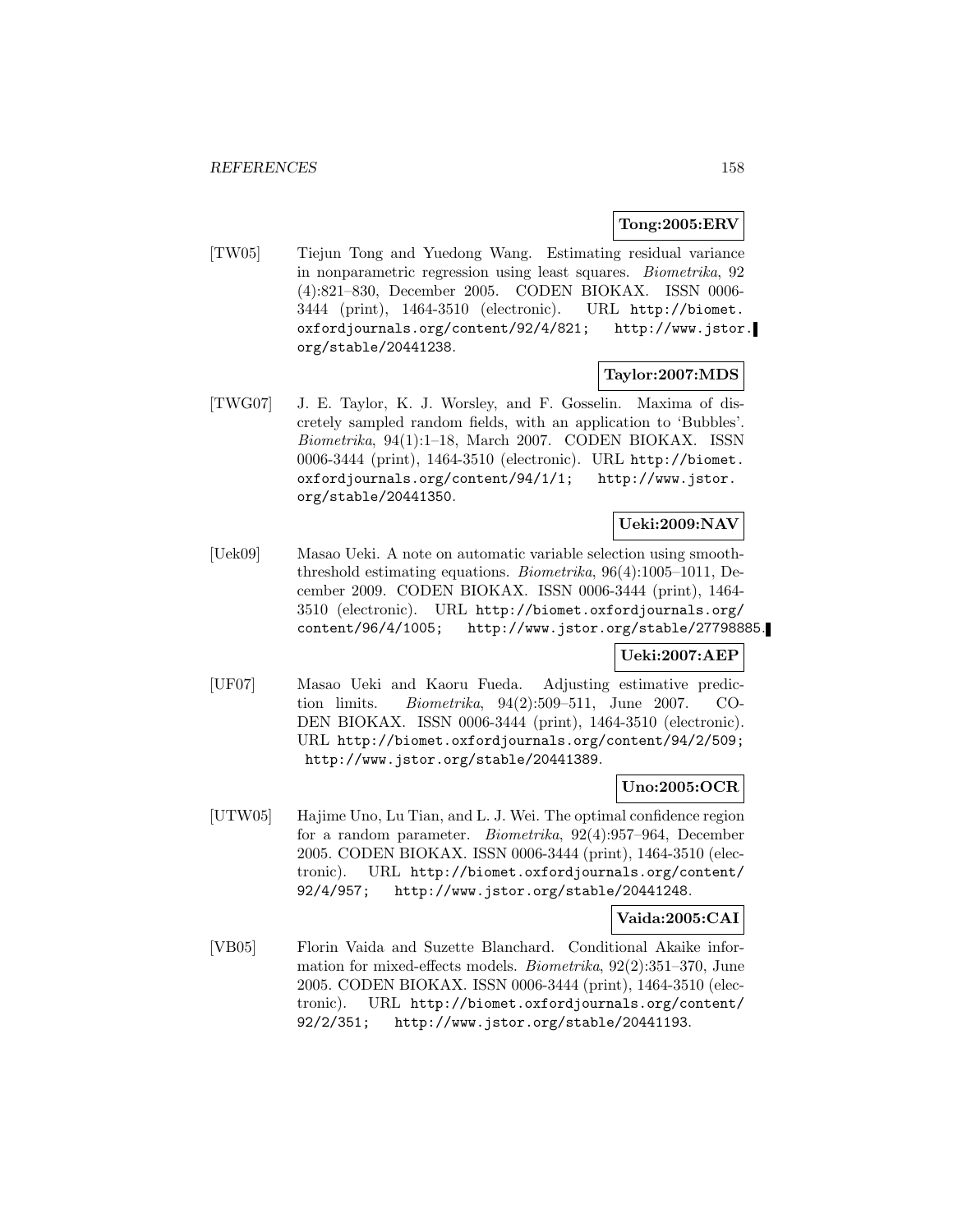**Tong:2005:ERV**

[TW05] Tiejun Tong and Yuedong Wang. Estimating residual variance in nonparametric regression using least squares. *Biometrika*, 92 (4):821–830, December 2005. CODEN BIOKAX. ISSN 0006-3444 (print), 1464-3510 (electronic). URL http://biomet.oxfordjournals.org/content/92/4/821; http://www.jstor.org/stable/20441238.

**Taylor:2007:MDS**

[TWG07] J. E. Taylor, K. J. Worsley, and F. Gosselin. Maxima of discretely sampled random fields, with an application to 'Bubbles'. *Biometrika*, 94(1):1–18, March 2007. CODEN BIOKAX. ISSN 0006-3444 (print), 1464-3510 (electronic). URL http://biomet.oxfordjournals.org/content/94/1/1; http://www.jstor.org/stable/20441350.

**Ueki:2009:NAV**

[Uek09] Masao Ueki. A note on automatic variable selection using smooth-threshold estimating equations. *Biometrika*, 96(4):1005–1011, December 2009. CODEN BIOKAX. ISSN 0006-3444 (print), 1464-3510 (electronic). URL http://biomet.oxfordjournals.org/content/96/4/1005; http://www.jstor.org/stable/27798885.

**Ueki:2007:AEP**

[UF07] Masao Ueki and Kaoru Fueda. Adjusting estimative prediction limits. *Biometrika*, 94(2):509–511, June 2007. CODEN BIOKAX. ISSN 0006-3444 (print), 1464-3510 (electronic). URL http://biomet.oxfordjournals.org/content/94/2/509; http://www.jstor.org/stable/20441389.

**Uno:2005:OCR**

[UTW05] Hajime Uno, Lu Tian, and L. J. Wei. The optimal confidence region for a random parameter. *Biometrika*, 92(4):957–964, December 2005. CODEN BIOKAX. ISSN 0006-3444 (print), 1464-3510 (electronic). URL http://biomet.oxfordjournals.org/content/92/4/957; http://www.jstor.org/stable/20441248.

**Vaida:2005:CAI**

[VB05] Florin Vaida and Suzette Blanchard. Conditional Akaike information for mixed-effects models. *Biometrika*, 92(2):351–370, June 2005. CODEN BIOKAX. ISSN 0006-3444 (print), 1464-3510 (electronic). URL http://biomet.oxfordjournals.org/content/92/2/351; http://www.jstor.org/stable/20441193.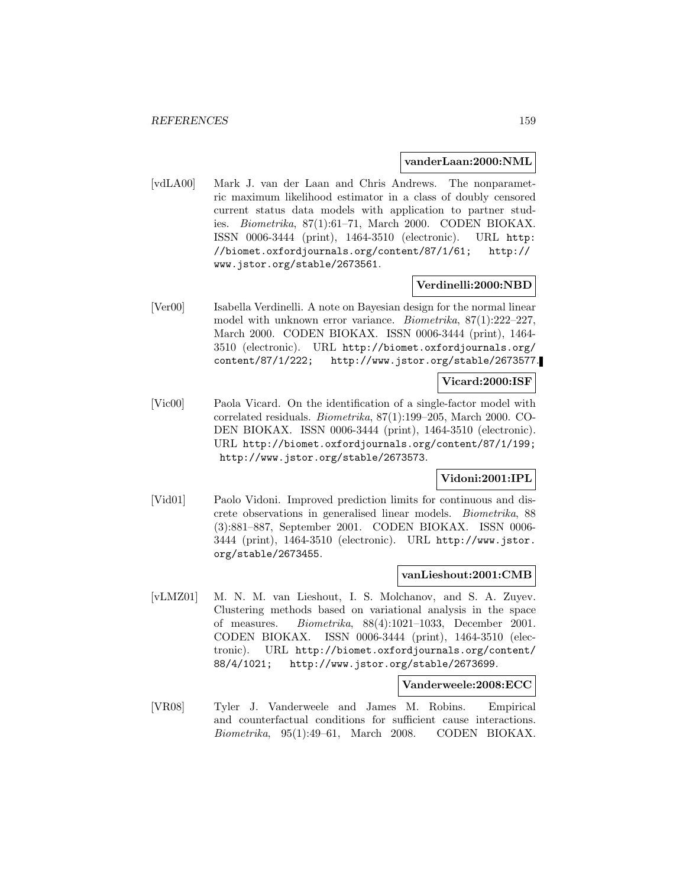**vanderLaan:2000:NML**

[vdLA00] Mark J. van der Laan and Chris Andrews. The nonparametric maximum likelihood estimator in a class of doubly censored current status data models with application to partner studies. *Biometrika*, 87(1):61–71, March 2000. CODEN BIOKAX. ISSN 0006-3444 (print), 1464-3510 (electronic). URL http://biomet.oxfordjournals.org/content/87/1/61; http://www.jstor.org/stable/2673561.

**Verdinelli:2000:NBD**

[Ver00] Isabella Verdinelli. A note on Bayesian design for the normal linear model with unknown error variance. *Biometrika*, 87(1):222–227, March 2000. CODEN BIOKAX. ISSN 0006-3444 (print), 1464-3510 (electronic). URL http://biomet.oxfordjournals.org/content/87/1/222; http://www.jstor.org/stable/2673577.

**Vicard:2000:ISF**

[Vic00] Paola Vicard. On the identification of a single-factor model with correlated residuals. *Biometrika*, 87(1):199–205, March 2000. CODEN BIOKAX. ISSN 0006-3444 (print), 1464-3510 (electronic). URL http://biomet.oxfordjournals.org/content/87/1/199; http://www.jstor.org/stable/2673573.

**Vidoni:2001:IPL**

[Vid01] Paolo Vidoni. Improved prediction limits for continuous and discrete observations in generalised linear models. *Biometrika*, 88(3):881–887, September 2001. CODEN BIOKAX. ISSN 0006-3444 (print), 1464-3510 (electronic). URL http://www.jstor.org/stable/2673455.

**vanLieshout:2001:CMB**

[vLMZ01] M. N. M. van Lieshout, I. S. Molchanov, and S. A. Zuyev. Clustering methods based on variational analysis in the space of measures. *Biometrika*, 88(4):1021–1033, December 2001. CODEN BIOKAX. ISSN 0006-3444 (print), 1464-3510 (electronic). URL http://biomet.oxfordjournals.org/content/88/4/1021; http://www.jstor.org/stable/2673699.

**Vanderweele:2008:ECC**

[VR08] Tyler J. Vanderweele and James M. Robins. Empirical and counterfactual conditions for sufficient cause interactions. *Biometrika*, 95(1):49–61, March 2008. CODEN BIOKAX.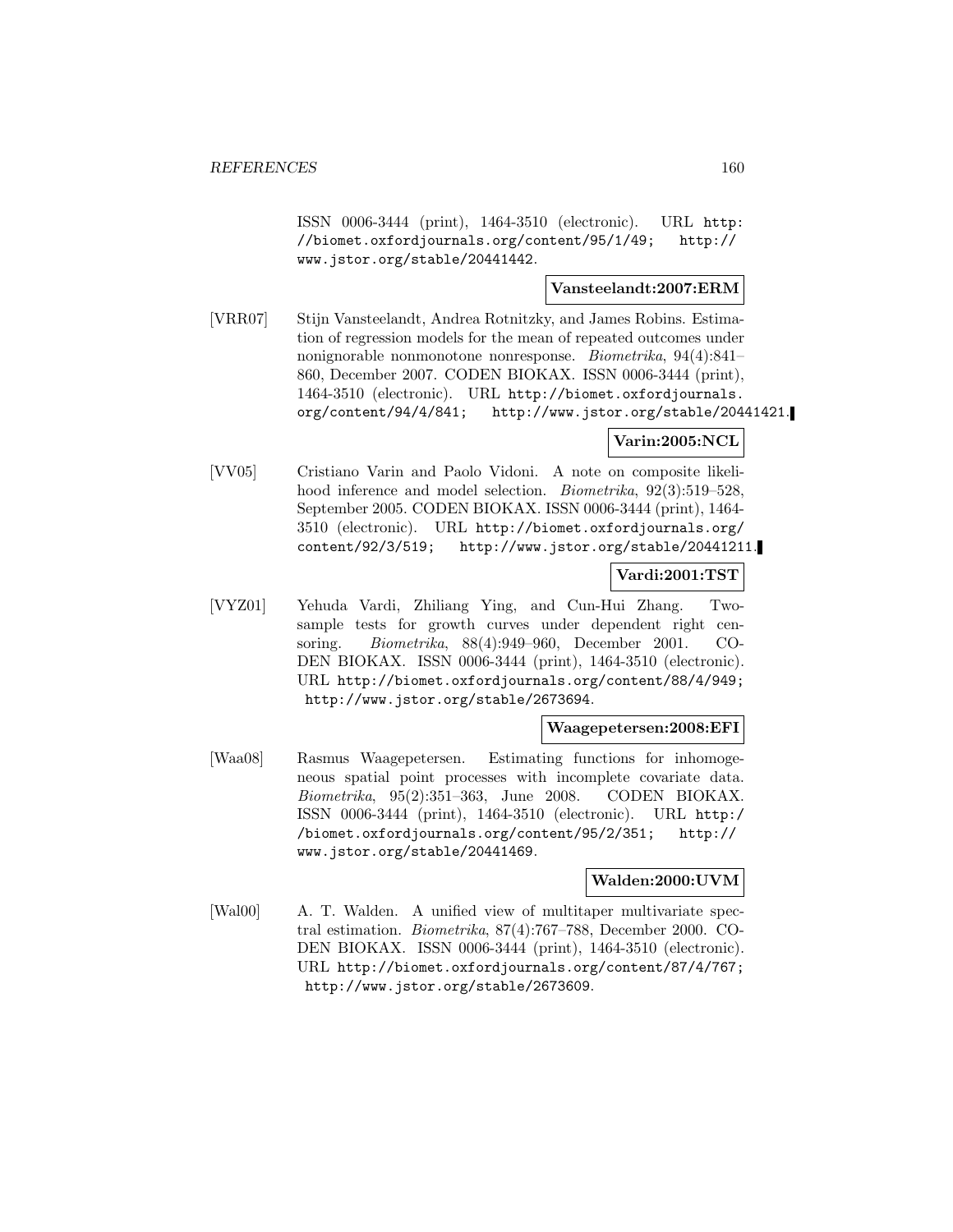ISSN 0006-3444 (print), 1464-3510 (electronic). URL http://biomet.oxfordjournals.org/content/95/1/49; http://www.jstor.org/stable/20441442.

**Vansteelandt:2007:ERM**

[VRR07] Stijn Vansteelandt, Andrea Rotnitzky, and James Robins. Estimation of regression models for the mean of repeated outcomes under nonignorable nonmonotone nonresponse. *Biometrika*, 94(4):841–860, December 2007. CODEN BIOKAX. ISSN 0006-3444 (print), 1464-3510 (electronic). URL http://biomet.oxfordjournals.org/content/94/4/841; http://www.jstor.org/stable/20441421.

**Varin:2005:NCL**

[VV05] Cristiano Varin and Paolo Vidoni. A note on composite likelihood inference and model selection. *Biometrika*, 92(3):519–528, September 2005. CODEN BIOKAX. ISSN 0006-3444 (print), 1464-3510 (electronic). URL http://biomet.oxfordjournals.org/content/92/3/519; http://www.jstor.org/stable/20441211.

**Vardi:2001:TST**

[VYZ01] Yehuda Vardi, Zhiliang Ying, and Cun-Hui Zhang. Two-sample tests for growth curves under dependent right censoring. *Biometrika*, 88(4):949–960, December 2001. CODEN BIOKAX. ISSN 0006-3444 (print), 1464-3510 (electronic). URL http://biomet.oxfordjournals.org/content/88/4/949; http://www.jstor.org/stable/2673694.

**Waagepetersen:2008:EFI**

[Waa08] Rasmus Waagepetersen. Estimating functions for inhomogeneous spatial point processes with incomplete covariate data. *Biometrika*, 95(2):351–363, June 2008. CODEN BIOKAX. ISSN 0006-3444 (print), 1464-3510 (electronic). URL http://biomet.oxfordjournals.org/content/95/2/351; http://www.jstor.org/stable/20441469.

**Walden:2000:UVM**

[Wal00] A. T. Walden. A unified view of multitaper multivariate spectral estimation. *Biometrika*, 87(4):767–788, December 2000. CODEN BIOKAX. ISSN 0006-3444 (print), 1464-3510 (electronic). URL http://biomet.oxfordjournals.org/content/87/4/767; http://www.jstor.org/stable/2673609.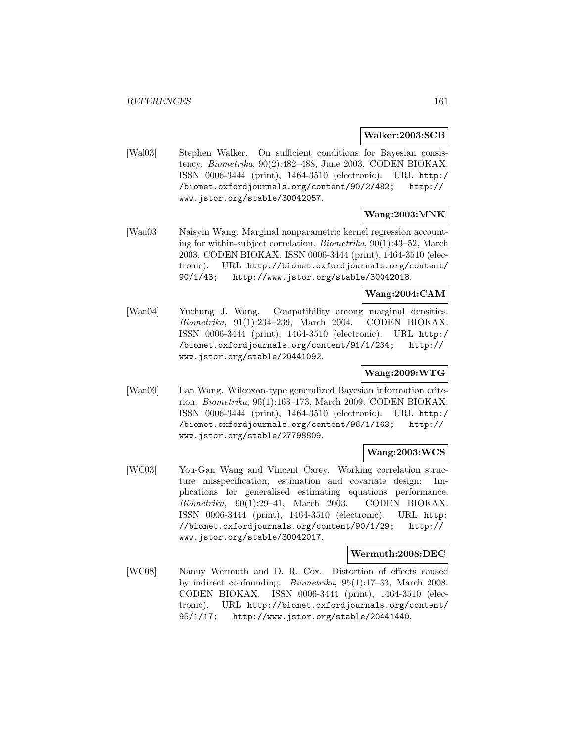**Walker:2003:SCB**

[Wal03] Stephen Walker. On sufficient conditions for Bayesian consistency. *Biometrika*, 90(2):482–488, June 2003. CODEN BIOKAX. ISSN 0006-3444 (print), 1464-3510 (electronic). URL http://biomet.oxfordjournals.org/content/90/2/482; http://www.jstor.org/stable/30042057.

**Wang:2003:MNK**

[Wan03] Naisyin Wang. Marginal nonparametric kernel regression accounting for within-subject correlation. *Biometrika*, 90(1):43–52, March 2003. CODEN BIOKAX. ISSN 0006-3444 (print), 1464-3510 (electronic). URL http://biomet.oxfordjournals.org/content/90/1/43; http://www.jstor.org/stable/30042018.

**Wang:2004:CAM**

[Wan04] Yuchung J. Wang. Compatibility among marginal densities. *Biometrika*, 91(1):234–239, March 2004. CODEN BIOKAX. ISSN 0006-3444 (print), 1464-3510 (electronic). URL http://biomet.oxfordjournals.org/content/91/1/234; http://www.jstor.org/stable/20441092.

**Wang:2009:WTG**

[Wan09] Lan Wang. Wilcoxon-type generalized Bayesian information criterion. *Biometrika*, 96(1):163–173, March 2009. CODEN BIOKAX. ISSN 0006-3444 (print), 1464-3510 (electronic). URL http://biomet.oxfordjournals.org/content/96/1/163; http://www.jstor.org/stable/27798809.

**Wang:2003:WCS**

[WC03] You-Gan Wang and Vincent Carey. Working correlation structure misspecification, estimation and covariate design: Implications for generalised estimating equations performance. *Biometrika*, 90(1):29–41, March 2003. CODEN BIOKAX. ISSN 0006-3444 (print), 1464-3510 (electronic). URL http://biomet.oxfordjournals.org/content/90/1/29; http://www.jstor.org/stable/30042017.

**Wermuth:2008:DEC**

[WC08] Nanny Wermuth and D. R. Cox. Distortion of effects caused by indirect confounding. *Biometrika*, 95(1):17–33, March 2008. CODEN BIOKAX. ISSN 0006-3444 (print), 1464-3510 (electronic). URL http://biomet.oxfordjournals.org/content/95/1/17; http://www.jstor.org/stable/20441440.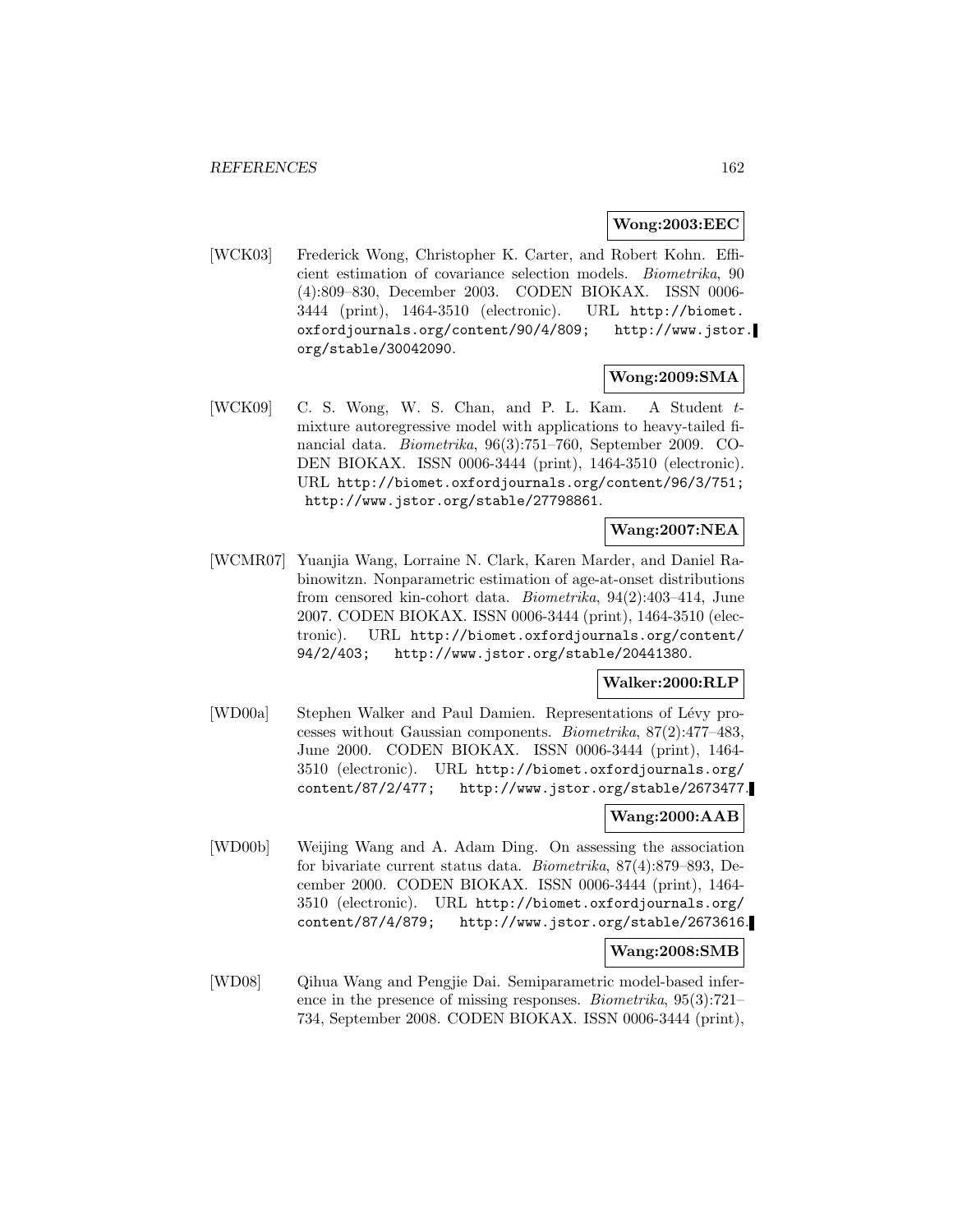**Wong:2003:EEC**

[WCK03] Frederick Wong, Christopher K. Carter, and Robert Kohn. Efficient estimation of covariance selection models. *Biometrika*, 90 (4):809–830, December 2003. CODEN BIOKAX. ISSN 0006-3444 (print), 1464-3510 (electronic). URL http://biomet.oxfordjournals.org/content/90/4/809; http://www.jstor.org/stable/30042090.

**Wong:2009:SMA**

[WCK09] C. S. Wong, W. S. Chan, and P. L. Kam. A Student $t$-mixture autoregressive model with applications to heavy-tailed financial data. *Biometrika*, 96(3):751–760, September 2009. CODEN BIOKAX. ISSN 0006-3444 (print), 1464-3510 (electronic). URL http://biomet.oxfordjournals.org/content/96/3/751; http://www.jstor.org/stable/27798861.

**Wang:2007:NEA**

[WCMR07] Yuanjia Wang, Lorraine N. Clark, Karen Marder, and Daniel Rabinowitzn. Nonparametric estimation of age-at-onset distributions from censored kin-cohort data. *Biometrika*, 94(2):403–414, June 2007. CODEN BIOKAX. ISSN 0006-3444 (print), 1464-3510 (electronic). URL http://biomet.oxfordjournals.org/content/94/2/403; http://www.jstor.org/stable/20441380.

**Walker:2000:RLP**

[WD00a] Stephen Walker and Paul Damien. Representations of Lévy processes without Gaussian components. *Biometrika*, 87(2):477–483, June 2000. CODEN BIOKAX. ISSN 0006-3444 (print), 1464-3510 (electronic). URL http://biomet.oxfordjournals.org/content/87/2/477; http://www.jstor.org/stable/2673477.

**Wang:2000:AAB**

[WD00b] Weijing Wang and A. Adam Ding. On assessing the association for bivariate current status data. *Biometrika*, 87(4):879–893, December 2000. CODEN BIOKAX. ISSN 0006-3444 (print), 1464-3510 (electronic). URL http://biomet.oxfordjournals.org/content/87/4/879; http://www.jstor.org/stable/2673616.

**Wang:2008:SMB**

[WD08] Qihua Wang and Pengjie Dai. Semiparametric model-based inference in the presence of missing responses. *Biometrika*, 95(3):721–734, September 2008. CODEN BIOKAX. ISSN 0006-3444 (print),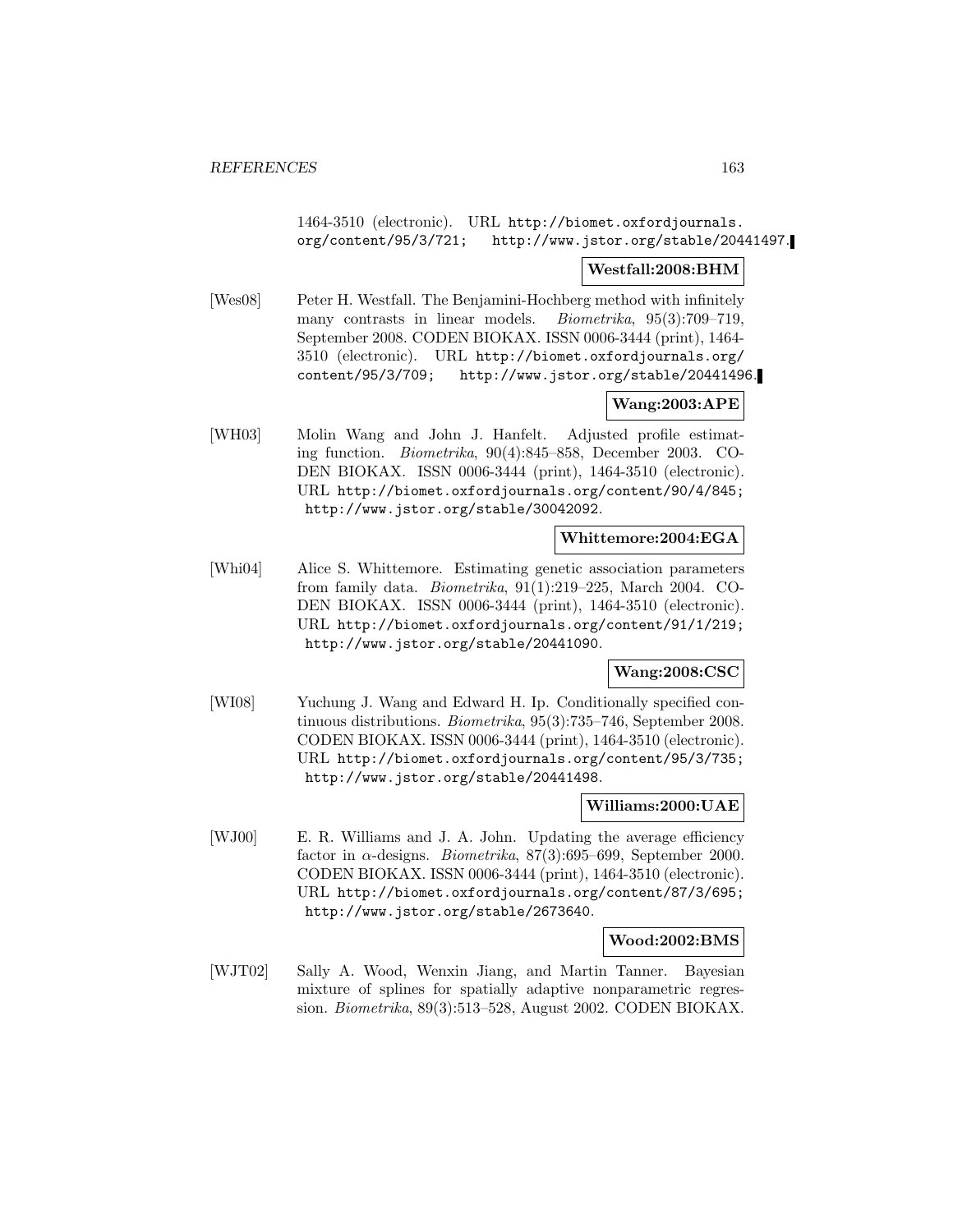1464-3510 (electronic). URL http://biomet.oxfordjournals.org/content/95/3/721; http://www.jstor.org/stable/20441497.

**Westfall:2008:BHM**

[Wes08] Peter H. Westfall. The Benjamini-Hochberg method with infinitely many contrasts in linear models. *Biometrika*, 95(3):709–719, September 2008. CODEN BIOKAX. ISSN 0006-3444 (print), 1464-3510 (electronic). URL http://biomet.oxfordjournals.org/content/95/3/709; http://www.jstor.org/stable/20441496.

**Wang:2003:APE**

[WH03] Molin Wang and John J. Hanfelt. Adjusted profile estimating function. *Biometrika*, 90(4):845–858, December 2003. CODEN BIOKAX. ISSN 0006-3444 (print), 1464-3510 (electronic). URL http://biomet.oxfordjournals.org/content/90/4/845; http://www.jstor.org/stable/30042092.

**Whittemore:2004:EGA**

[Whi04] Alice S. Whittemore. Estimating genetic association parameters from family data. *Biometrika*, 91(1):219–225, March 2004. CODEN BIOKAX. ISSN 0006-3444 (print), 1464-3510 (electronic). URL http://biomet.oxfordjournals.org/content/91/1/219; http://www.jstor.org/stable/20441090.

**Wang:2008:CSC**

[WI08] Yuchung J. Wang and Edward H. Ip. Conditionally specified continuous distributions. *Biometrika*, 95(3):735–746, September 2008. CODEN BIOKAX. ISSN 0006-3444 (print), 1464-3510 (electronic). URL http://biomet.oxfordjournals.org/content/95/3/735; http://www.jstor.org/stable/20441498.

**Williams:2000:UAE**

[WJ00] E. R. Williams and J. A. John. Updating the average efficiency factor in $\alpha$-designs. *Biometrika*, 87(3):695–699, September 2000. CODEN BIOKAX. ISSN 0006-3444 (print), 1464-3510 (electronic). URL http://biomet.oxfordjournals.org/content/87/3/695; http://www.jstor.org/stable/2673640.

**Wood:2002:BMS**

[WJT02] Sally A. Wood, Wenxin Jiang, and Martin Tanner. Bayesian mixture of splines for spatially adaptive nonparametric regression. *Biometrika*, 89(3):513–528, August 2002. CODEN BIOKAX.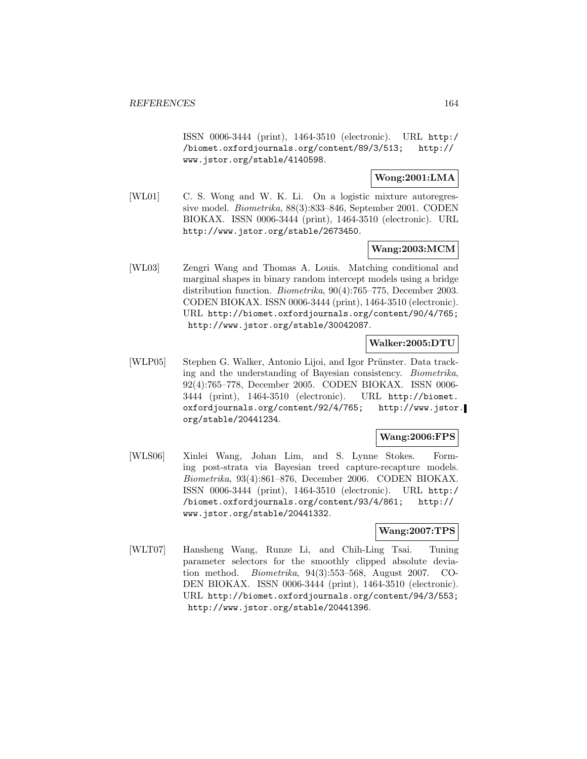ISSN 0006-3444 (print), 1464-3510 (electronic). URL http://biomet.oxfordjournals.org/content/89/3/513; http://www.jstor.org/stable/4140598.

**Wong:2001:LMA**

[WL01] C. S. Wong and W. K. Li. On a logistic mixture autoregressive model. *Biometrika*, 88(3):833–846, September 2001. CODEN BIOKAX. ISSN 0006-3444 (print), 1464-3510 (electronic). URL http://www.jstor.org/stable/2673450.

**Wang:2003:MCM**

[WL03] Zengri Wang and Thomas A. Louis. Matching conditional and marginal shapes in binary random intercept models using a bridge distribution function. *Biometrika*, 90(4):765–775, December 2003. CODEN BIOKAX. ISSN 0006-3444 (print), 1464-3510 (electronic). URL http://biomet.oxfordjournals.org/content/90/4/765; http://www.jstor.org/stable/30042087.

**Walker:2005:DTU**

[WLP05] Stephen G. Walker, Antonio Lijoi, and Igor Prünster. Data tracking and the understanding of Bayesian consistency. *Biometrika*, 92(4):765–778, December 2005. CODEN BIOKAX. ISSN 0006-3444 (print), 1464-3510 (electronic). URL http://biomet.oxfordjournals.org/content/92/4/765; http://www.jstor.org/stable/20441234.

**Wang:2006:FPS**

[WLS06] Xinlei Wang, Johan Lim, and S. Lynne Stokes. Forming post-strata via Bayesian treed capture-recapture models. *Biometrika*, 93(4):861–876, December 2006. CODEN BIOKAX. ISSN 0006-3444 (print), 1464-3510 (electronic). URL http://biomet.oxfordjournals.org/content/93/4/861; http://www.jstor.org/stable/20441332.

**Wang:2007:TPS**

[WLT07] Hansheng Wang, Runze Li, and Chih-Ling Tsai. Tuning parameter selectors for the smoothly clipped absolute deviation method. *Biometrika*, 94(3):553–568, August 2007. CODEN BIOKAX. ISSN 0006-3444 (print), 1464-3510 (electronic). URL http://biomet.oxfordjournals.org/content/94/3/553; http://www.jstor.org/stable/20441396.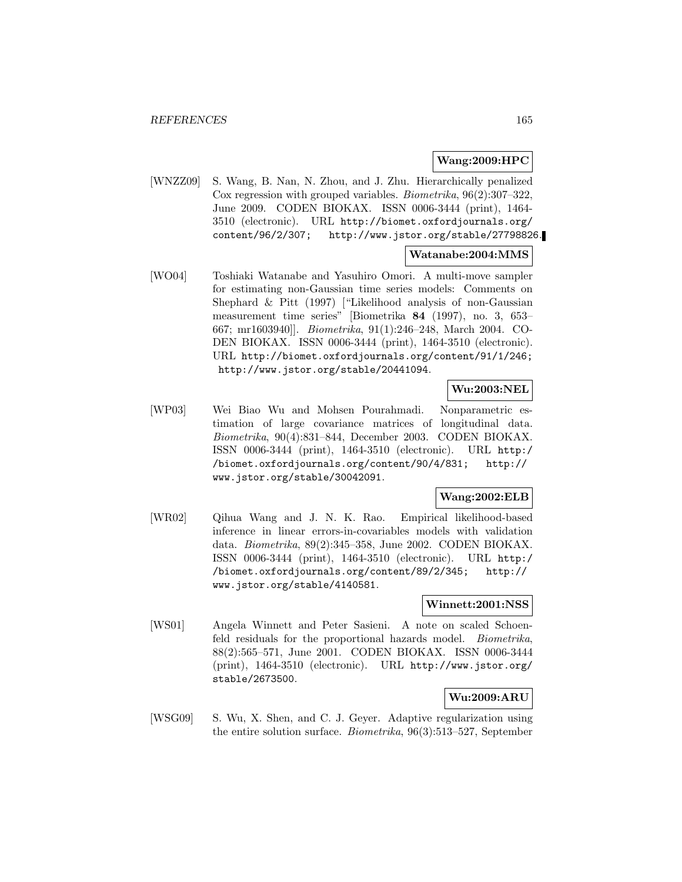**Wang:2009:HPC**

[WNZZ09] S. Wang, B. Nan, N. Zhou, and J. Zhu. Hierarchically penalized Cox regression with grouped variables. *Biometrika*, 96(2):307–322, June 2009. CODEN BIOKAX. ISSN 0006-3444 (print), 1464-3510 (electronic). URL `http://biomet.oxfordjournals.org/content/96/2/307; http://www.jstor.org/stable/27798826`.

**Watanabe:2004:MMS**

[WO04] Toshiaki Watanabe and Yasuhiro Omori. A multi-move sampler for estimating non-Gaussian time series models: Comments on Shephard & Pitt (1997) ["Likelihood analysis of non-Gaussian measurement time series" [Biometrika **84** (1997), no. 3, 653–667; mr1603940]]. *Biometrika*, 91(1):246–248, March 2004. CODEN BIOKAX. ISSN 0006-3444 (print), 1464-3510 (electronic). URL `http://biomet.oxfordjournals.org/content/91/1/246; http://www.jstor.org/stable/20441094`.

**Wu:2003:NEL**

[WP03] Wei Biao Wu and Mohsen Pourahmadi. Nonparametric estimation of large covariance matrices of longitudinal data. *Biometrika*, 90(4):831–844, December 2003. CODEN BIOKAX. ISSN 0006-3444 (print), 1464-3510 (electronic). URL `http://biomet.oxfordjournals.org/content/90/4/831; http://www.jstor.org/stable/30042091`.

**Wang:2002:ELB**

[WR02] Qihua Wang and J. N. K. Rao. Empirical likelihood-based inference in linear errors-in-covariables models with validation data. *Biometrika*, 89(2):345–358, June 2002. CODEN BIOKAX. ISSN 0006-3444 (print), 1464-3510 (electronic). URL `http://biomet.oxfordjournals.org/content/89/2/345; http://www.jstor.org/stable/4140581`.

**Winnett:2001:NSS**

[WS01] Angela Winnett and Peter Sasieni. A note on scaled Schoenfeld residuals for the proportional hazards model. *Biometrika*, 88(2):565–571, June 2001. CODEN BIOKAX. ISSN 0006-3444 (print), 1464-3510 (electronic). URL `http://www.jstor.org/stable/2673500`.

**Wu:2009:ARU**

[WSG09] S. Wu, X. Shen, and C. J. Geyer. Adaptive regularization using the entire solution surface. *Biometrika*, 96(3):513–527, September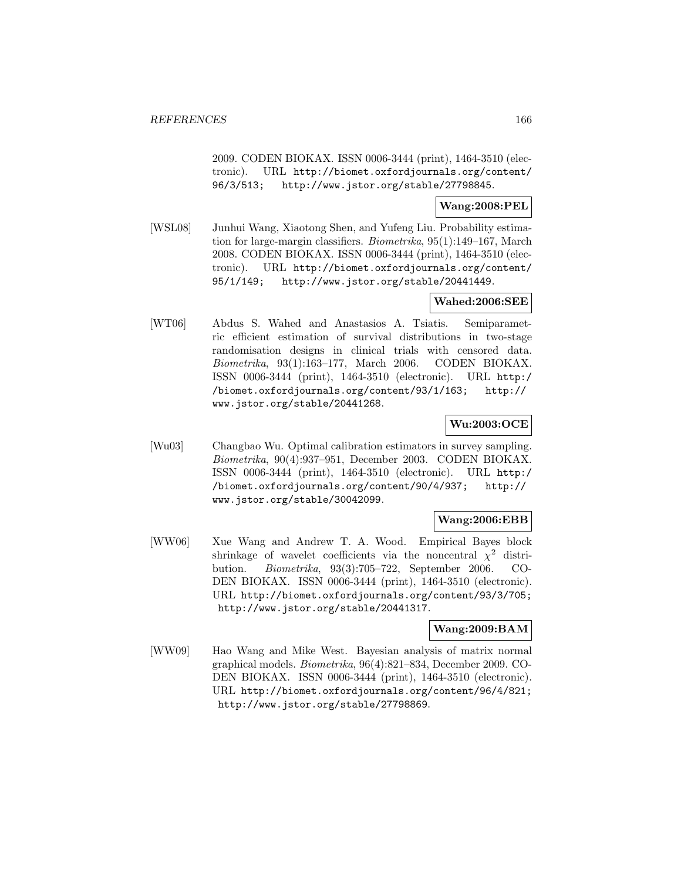2009. CODEN BIOKAX. ISSN 0006-3444 (print), 1464-3510 (electronic). URL http://biomet.oxfordjournals.org/content/96/3/513; http://www.jstor.org/stable/27798845.

**Wang:2008:PEL**

[WSL08] Junhui Wang, Xiaotong Shen, and Yufeng Liu. Probability estimation for large-margin classifiers. *Biometrika*, 95(1):149–167, March 2008. CODEN BIOKAX. ISSN 0006-3444 (print), 1464-3510 (electronic). URL http://biomet.oxfordjournals.org/content/95/1/149; http://www.jstor.org/stable/20441449.

**Wahed:2006:SEE**

[WT06] Abdus S. Wahed and Anastasios A. Tsiatis. Semiparametric efficient estimation of survival distributions in two-stage randomisation designs in clinical trials with censored data. *Biometrika*, 93(1):163–177, March 2006. CODEN BIOKAX. ISSN 0006-3444 (print), 1464-3510 (electronic). URL http://biomet.oxfordjournals.org/content/93/1/163; http://www.jstor.org/stable/20441268.

**Wu:2003:OCE**

[Wu03] Changbao Wu. Optimal calibration estimators in survey sampling. *Biometrika*, 90(4):937–951, December 2003. CODEN BIOKAX. ISSN 0006-3444 (print), 1464-3510 (electronic). URL http://biomet.oxfordjournals.org/content/90/4/937; http://www.jstor.org/stable/30042099.

**Wang:2006:EBB**

[WW06] Xue Wang and Andrew T. A. Wood. Empirical Bayes block shrinkage of wavelet coefficients via the noncentral $\chi^2$ distribution. *Biometrika*, 93(3):705–722, September 2006. CODEN BIOKAX. ISSN 0006-3444 (print), 1464-3510 (electronic). URL http://biomet.oxfordjournals.org/content/93/3/705; http://www.jstor.org/stable/20441317.

**Wang:2009:BAM**

[WW09] Hao Wang and Mike West. Bayesian analysis of matrix normal graphical models. *Biometrika*, 96(4):821–834, December 2009. CODEN BIOKAX. ISSN 0006-3444 (print), 1464-3510 (electronic). URL http://biomet.oxfordjournals.org/content/96/4/821; http://www.jstor.org/stable/27798869.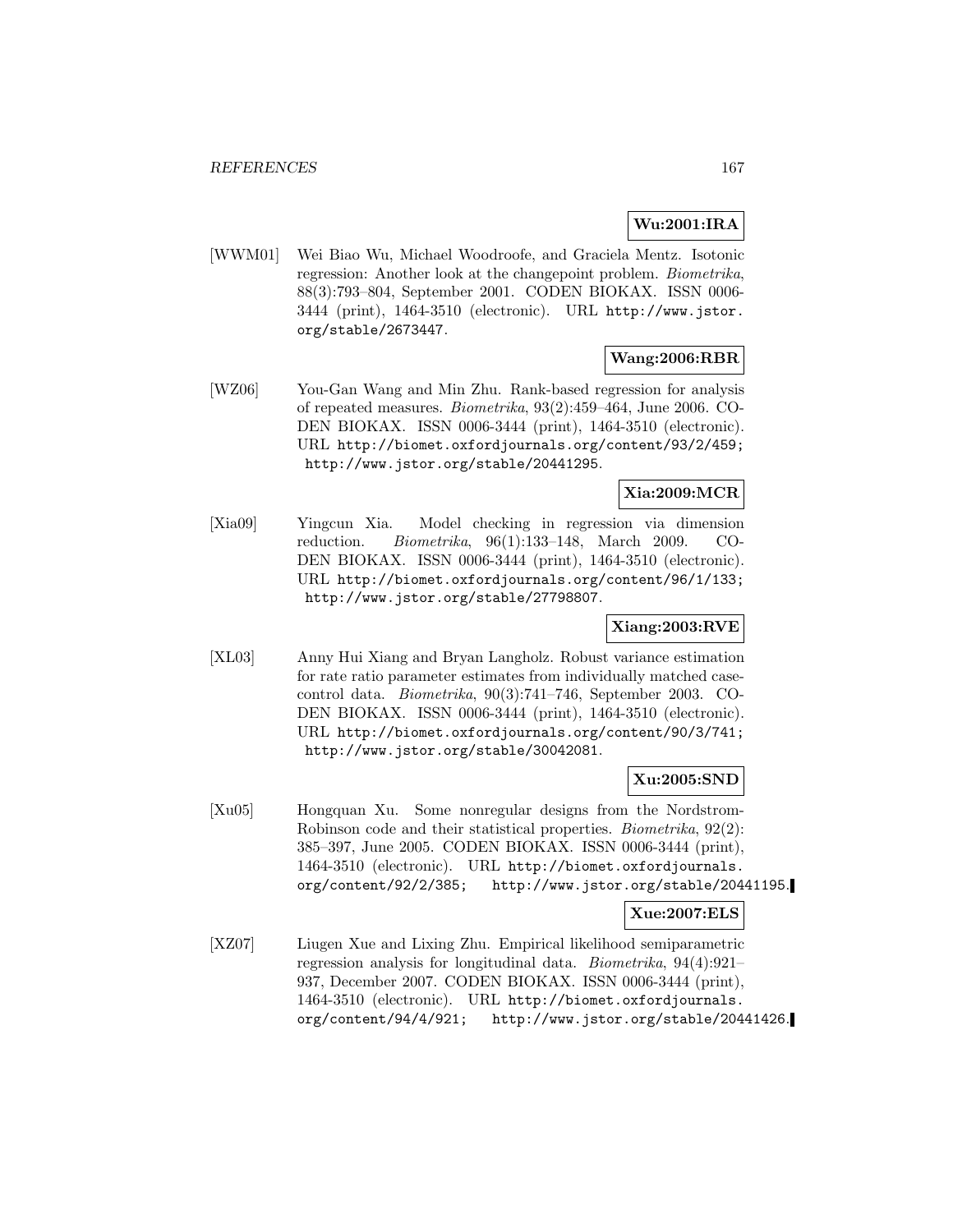**Wu:2001:IRA**

[WWM01] Wei Biao Wu, Michael Woodroofe, and Graciela Mentz. Isotonic regression: Another look at the changepoint problem. *Biometrika*, 88(3):793–804, September 2001. CODEN BIOKAX. ISSN 0006-3444 (print), 1464-3510 (electronic). URL http://www.jstor.org/stable/2673447.

**Wang:2006:RBR**

[WZ06] You-Gan Wang and Min Zhu. Rank-based regression for analysis of repeated measures. *Biometrika*, 93(2):459–464, June 2006. CODEN BIOKAX. ISSN 0006-3444 (print), 1464-3510 (electronic). URL http://biomet.oxfordjournals.org/content/93/2/459; http://www.jstor.org/stable/20441295.

**Xia:2009:MCR**

[Xia09] Yingcun Xia. Model checking in regression via dimension reduction. *Biometrika*, 96(1):133–148, March 2009. CODEN BIOKAX. ISSN 0006-3444 (print), 1464-3510 (electronic). URL http://biomet.oxfordjournals.org/content/96/1/133; http://www.jstor.org/stable/27798807.

**Xiang:2003:RVE**

[XL03] Anny Hui Xiang and Bryan Langholz. Robust variance estimation for rate ratio parameter estimates from individually matched case-control data. *Biometrika*, 90(3):741–746, September 2003. CODEN BIOKAX. ISSN 0006-3444 (print), 1464-3510 (electronic). URL http://biomet.oxfordjournals.org/content/90/3/741; http://www.jstor.org/stable/30042081.

**Xu:2005:SND**

[Xu05] Hongquan Xu. Some nonregular designs from the Nordstrom-Robinson code and their statistical properties. *Biometrika*, 92(2): 385–397, June 2005. CODEN BIOKAX. ISSN 0006-3444 (print), 1464-3510 (electronic). URL http://biomet.oxfordjournals.org/content/92/2/385; http://www.jstor.org/stable/20441195.

**Xue:2007:ELS**

[XZ07] Liugen Xue and Lixing Zhu. Empirical likelihood semiparametric regression analysis for longitudinal data. *Biometrika*, 94(4):921–937, December 2007. CODEN BIOKAX. ISSN 0006-3444 (print), 1464-3510 (electronic). URL http://biomet.oxfordjournals.org/content/94/4/921; http://www.jstor.org/stable/20441426.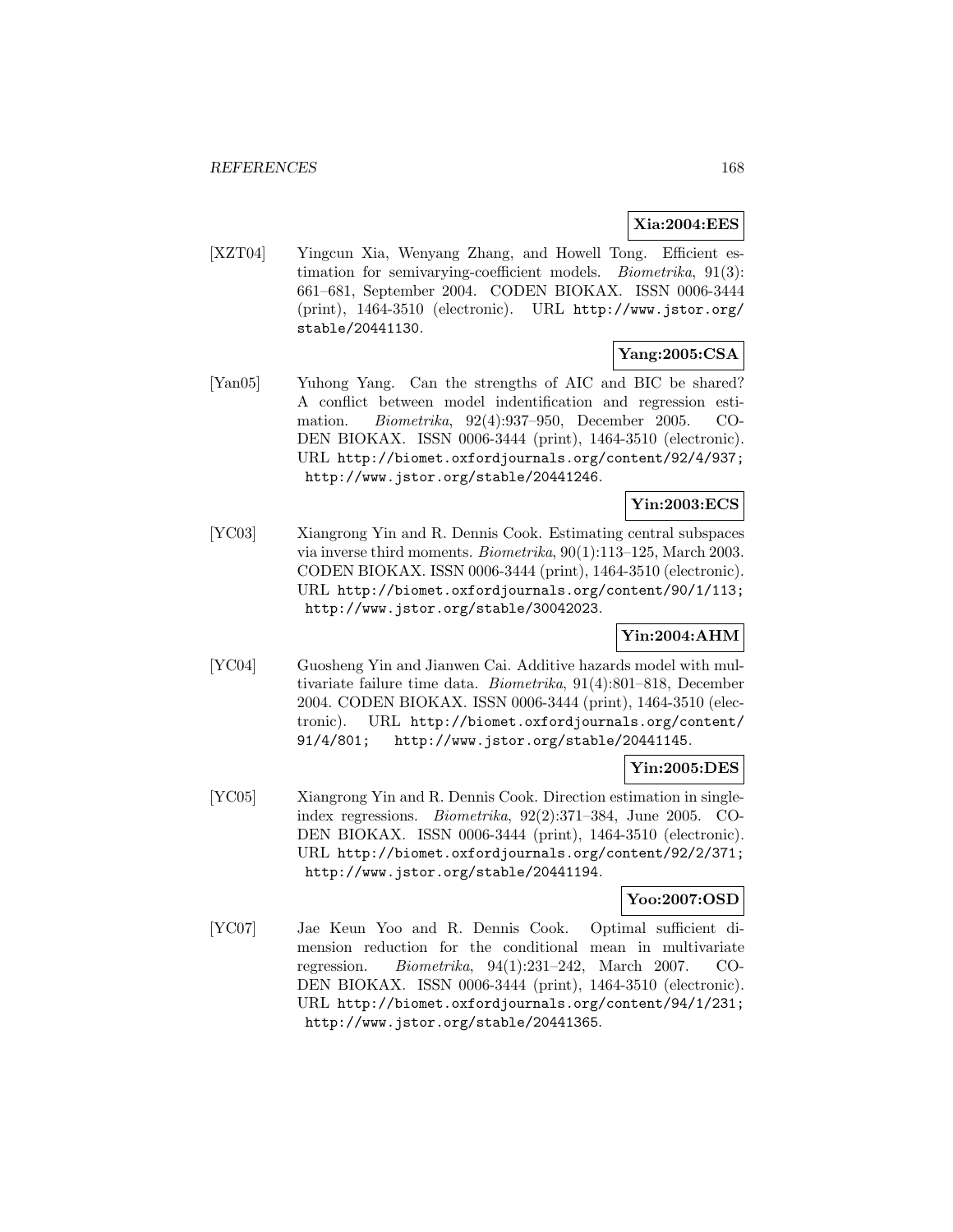**Xia:2004:EES**

[XZT04] Yingcun Xia, Wenyang Zhang, and Howell Tong. Efficient estimation for semivarying-coefficient models. *Biometrika*, 91(3): 661–681, September 2004. CODEN BIOKAX. ISSN 0006-3444 (print), 1464-3510 (electronic). URL http://www.jstor.org/stable/20441130.

**Yang:2005:CSA**

[Yan05] Yuhong Yang. Can the strengths of AIC and BIC be shared? A conflict between model indentification and regression estimation. *Biometrika*, 92(4):937–950, December 2005. CODEN BIOKAX. ISSN 0006-3444 (print), 1464-3510 (electronic). URL http://biomet.oxfordjournals.org/content/92/4/937; http://www.jstor.org/stable/20441246.

**Yin:2003:ECS**

[YC03] Xiangrong Yin and R. Dennis Cook. Estimating central subspaces via inverse third moments. *Biometrika*, 90(1):113–125, March 2003. CODEN BIOKAX. ISSN 0006-3444 (print), 1464-3510 (electronic). URL http://biomet.oxfordjournals.org/content/90/1/113; http://www.jstor.org/stable/30042023.

**Yin:2004:AHM**

[YC04] Guosheng Yin and Jianwen Cai. Additive hazards model with multivariate failure time data. *Biometrika*, 91(4):801–818, December 2004. CODEN BIOKAX. ISSN 0006-3444 (print), 1464-3510 (electronic). URL http://biomet.oxfordjournals.org/content/91/4/801; http://www.jstor.org/stable/20441145.

**Yin:2005:DES**

[YC05] Xiangrong Yin and R. Dennis Cook. Direction estimation in single-index regressions. *Biometrika*, 92(2):371–384, June 2005. CODEN BIOKAX. ISSN 0006-3444 (print), 1464-3510 (electronic). URL http://biomet.oxfordjournals.org/content/92/2/371; http://www.jstor.org/stable/20441194.

**Yoo:2007:OSD**

[YC07] Jae Keun Yoo and R. Dennis Cook. Optimal sufficient dimension reduction for the conditional mean in multivariate regression. *Biometrika*, 94(1):231–242, March 2007. CODEN BIOKAX. ISSN 0006-3444 (print), 1464-3510 (electronic). URL http://biomet.oxfordjournals.org/content/94/1/231; http://www.jstor.org/stable/20441365.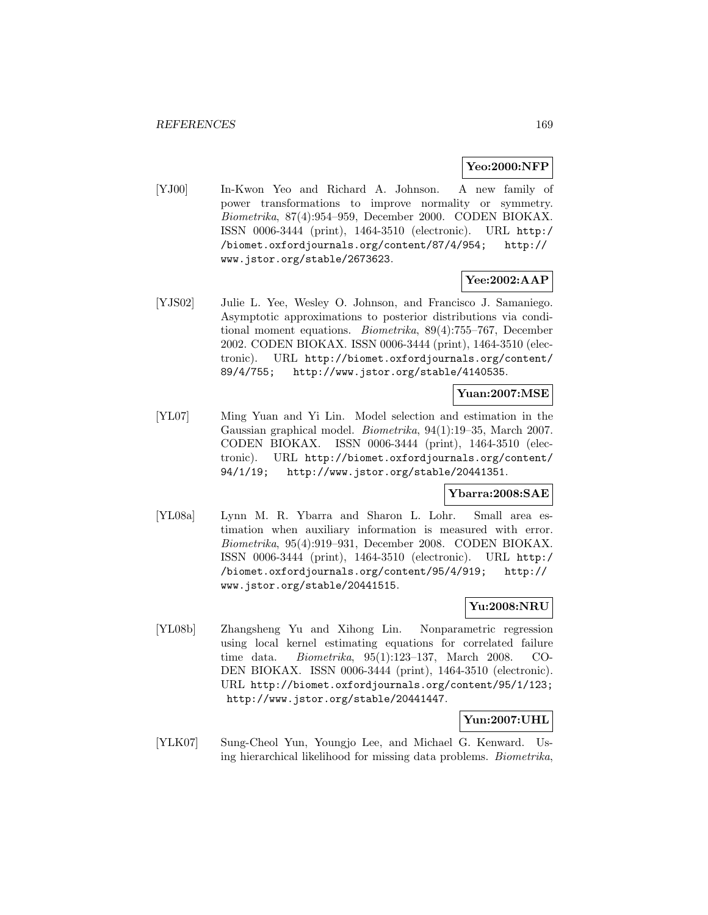**Yeo:2000:NFP**

[YJ00] In-Kwon Yeo and Richard A. Johnson. A new family of power transformations to improve normality or symmetry. *Biometrika*, 87(4):954–959, December 2000. CODEN BIOKAX. ISSN 0006-3444 (print), 1464-3510 (electronic). URL http://biomet.oxfordjournals.org/content/87/4/954; http://www.jstor.org/stable/2673623.

**Yee:2002:AAP**

[YJS02] Julie L. Yee, Wesley O. Johnson, and Francisco J. Samaniego. Asymptotic approximations to posterior distributions via conditional moment equations. *Biometrika*, 89(4):755–767, December 2002. CODEN BIOKAX. ISSN 0006-3444 (print), 1464-3510 (electronic). URL http://biomet.oxfordjournals.org/content/89/4/755; http://www.jstor.org/stable/4140535.

**Yuan:2007:MSE**

[YL07] Ming Yuan and Yi Lin. Model selection and estimation in the Gaussian graphical model. *Biometrika*, 94(1):19–35, March 2007. CODEN BIOKAX. ISSN 0006-3444 (print), 1464-3510 (electronic). URL http://biomet.oxfordjournals.org/content/94/1/19; http://www.jstor.org/stable/20441351.

**Ybarra:2008:SAE**

[YL08a] Lynn M. R. Ybarra and Sharon L. Lohr. Small area estimation when auxiliary information is measured with error. *Biometrika*, 95(4):919–931, December 2008. CODEN BIOKAX. ISSN 0006-3444 (print), 1464-3510 (electronic). URL http://biomet.oxfordjournals.org/content/95/4/919; http://www.jstor.org/stable/20441515.

**Yu:2008:NRU**

[YL08b] Zhangsheng Yu and Xihong Lin. Nonparametric regression using local kernel estimating equations for correlated failure time data. *Biometrika*, 95(1):123–137, March 2008. CODEN BIOKAX. ISSN 0006-3444 (print), 1464-3510 (electronic). URL http://biomet.oxfordjournals.org/content/95/1/123; http://www.jstor.org/stable/20441447.

**Yun:2007:UHL**

[YLK07] Sung-Cheol Yun, Youngjo Lee, and Michael G. Kenward. Using hierarchical likelihood for missing data problems. *Biometrika*,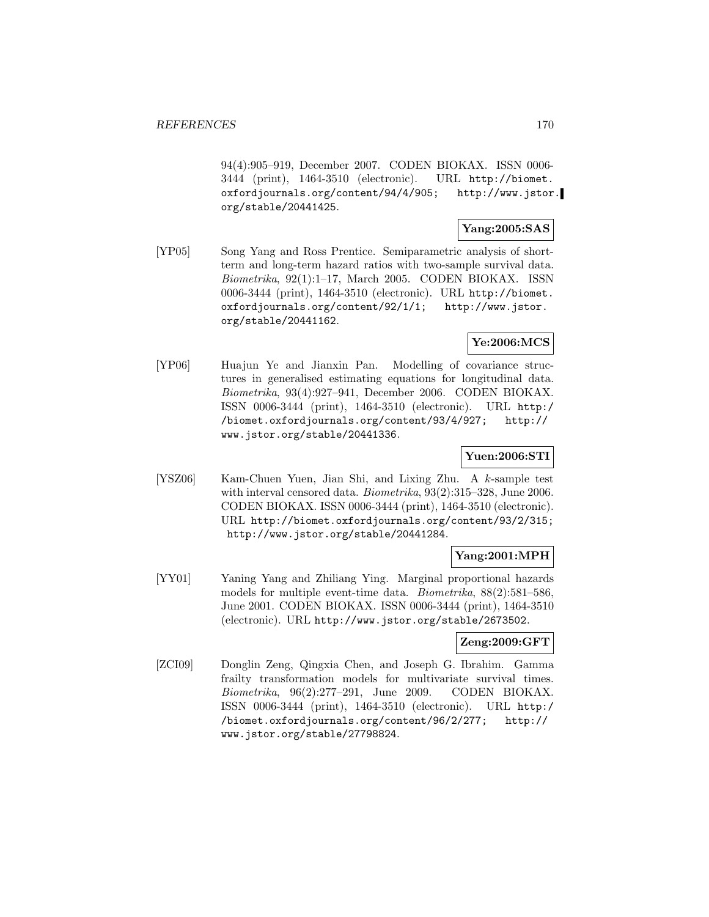94(4):905–919, December 2007. CODEN BIOKAX. ISSN 0006-3444 (print), 1464-3510 (electronic). URL http://biomet.oxfordjournals.org/content/94/4/905; http://www.jstor.org/stable/20441425.

**Yang:2005:SAS**

[YP05] Song Yang and Ross Prentice. Semiparametric analysis of short-term and long-term hazard ratios with two-sample survival data. *Biometrika*, 92(1):1–17, March 2005. CODEN BIOKAX. ISSN 0006-3444 (print), 1464-3510 (electronic). URL http://biomet.oxfordjournals.org/content/92/1/1; http://www.jstor.org/stable/20441162.

**Ye:2006:MCS**

[YP06] Huajun Ye and Jianxin Pan. Modelling of covariance structures in generalised estimating equations for longitudinal data. *Biometrika*, 93(4):927–941, December 2006. CODEN BIOKAX. ISSN 0006-3444 (print), 1464-3510 (electronic). URL http://biomet.oxfordjournals.org/content/93/4/927; http://www.jstor.org/stable/20441336.

**Yuen:2006:STI**

[YSZ06] Kam-Chuen Yuen, Jian Shi, and Lixing Zhu. A $k$-sample test with interval censored data. *Biometrika*, 93(2):315–328, June 2006. CODEN BIOKAX. ISSN 0006-3444 (print), 1464-3510 (electronic). URL http://biomet.oxfordjournals.org/content/93/2/315; http://www.jstor.org/stable/20441284.

**Yang:2001:MPH**

[YY01] Yaning Yang and Zhiliang Ying. Marginal proportional hazards models for multiple event-time data. *Biometrika*, 88(2):581–586, June 2001. CODEN BIOKAX. ISSN 0006-3444 (print), 1464-3510 (electronic). URL http://www.jstor.org/stable/2673502.

**Zeng:2009:GFT**

[ZCI09] Donglin Zeng, Qingxia Chen, and Joseph G. Ibrahim. Gamma frailty transformation models for multivariate survival times. *Biometrika*, 96(2):277–291, June 2009. CODEN BIOKAX. ISSN 0006-3444 (print), 1464-3510 (electronic). URL http://biomet.oxfordjournals.org/content/96/2/277; http://www.jstor.org/stable/27798824.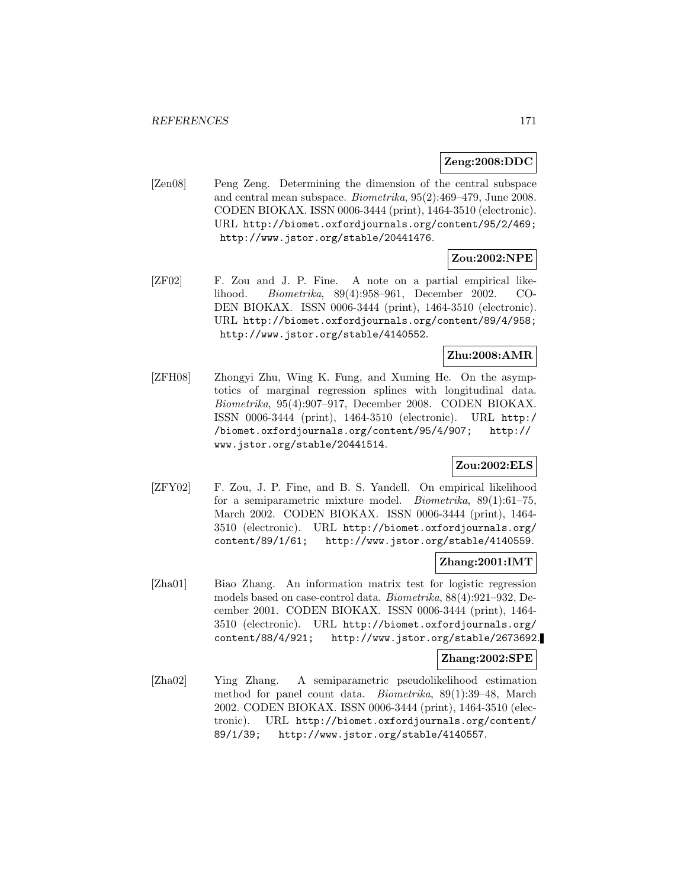**Zeng:2008:DDC**

[Zen08] Peng Zeng. Determining the dimension of the central subspace and central mean subspace. *Biometrika*, 95(2):469–479, June 2008. CODEN BIOKAX. ISSN 0006-3444 (print), 1464-3510 (electronic). URL http://biomet.oxfordjournals.org/content/95/2/469; http://www.jstor.org/stable/20441476.

**Zou:2002:NPE**

[ZF02] F. Zou and J. P. Fine. A note on a partial empirical likelihood. *Biometrika*, 89(4):958–961, December 2002. CODEN BIOKAX. ISSN 0006-3444 (print), 1464-3510 (electronic). URL http://biomet.oxfordjournals.org/content/89/4/958; http://www.jstor.org/stable/4140552.

**Zhu:2008:AMR**

[ZFH08] Zhongyi Zhu, Wing K. Fung, and Xuming He. On the asymptotics of marginal regression splines with longitudinal data. *Biometrika*, 95(4):907–917, December 2008. CODEN BIOKAX. ISSN 0006-3444 (print), 1464-3510 (electronic). URL http://biomet.oxfordjournals.org/content/95/4/907; http://www.jstor.org/stable/20441514.

**Zou:2002:ELS**

[ZFY02] F. Zou, J. P. Fine, and B. S. Yandell. On empirical likelihood for a semiparametric mixture model. *Biometrika*, 89(1):61–75, March 2002. CODEN BIOKAX. ISSN 0006-3444 (print), 1464-3510 (electronic). URL http://biomet.oxfordjournals.org/content/89/1/61; http://www.jstor.org/stable/4140559.

**Zhang:2001:IMT**

[Zha01] Biao Zhang. An information matrix test for logistic regression models based on case-control data. *Biometrika*, 88(4):921–932, December 2001. CODEN BIOKAX. ISSN 0006-3444 (print), 1464-3510 (electronic). URL http://biomet.oxfordjournals.org/content/88/4/921; http://www.jstor.org/stable/2673692.

**Zhang:2002:SPE**

[Zha02] Ying Zhang. A semiparametric pseudolikelihood estimation method for panel count data. *Biometrika*, 89(1):39–48, March 2002. CODEN BIOKAX. ISSN 0006-3444 (print), 1464-3510 (electronic). URL http://biomet.oxfordjournals.org/content/89/1/39; http://www.jstor.org/stable/4140557.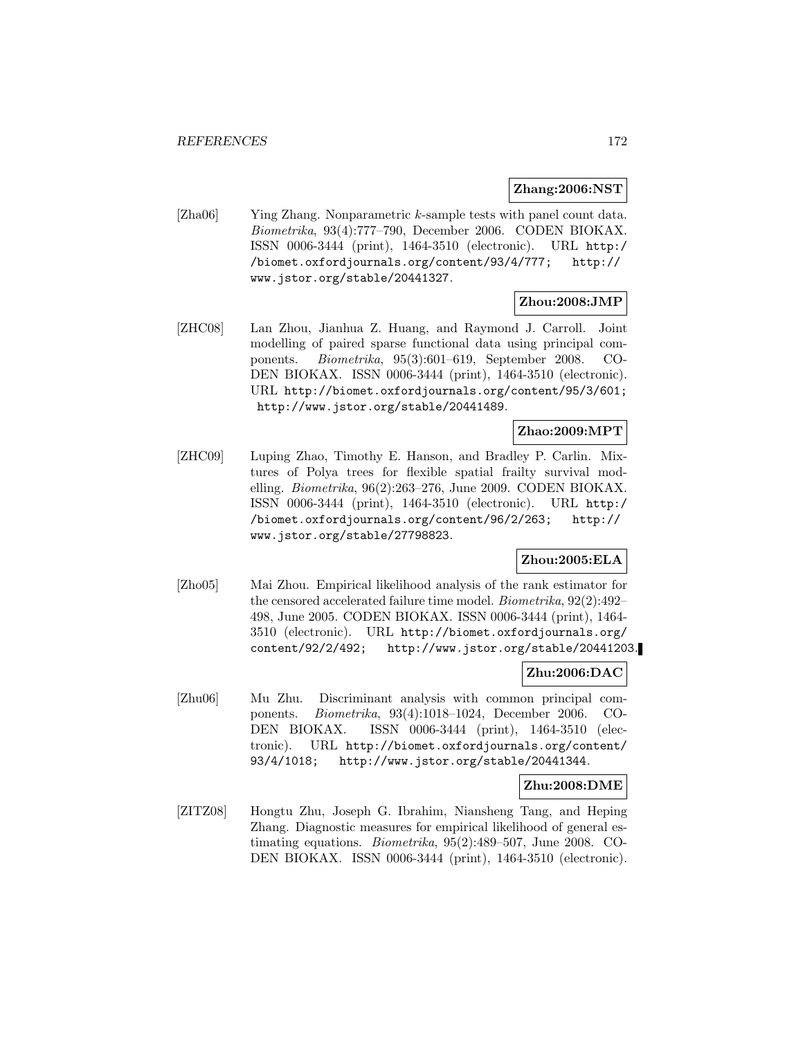**Zhang:2006:NST**

[Zha06] Ying Zhang. Nonparametric $k$-sample tests with panel count data. *Biometrika*, 93(4):777–790, December 2006. CODEN BIOKAX. ISSN 0006-3444 (print), 1464-3510 (electronic). URL `http://biomet.oxfordjournals.org/content/93/4/777`; `http://www.jstor.org/stable/20441327`.

**Zhou:2008:JMP**

[ZHC08] Lan Zhou, Jianhua Z. Huang, and Raymond J. Carroll. Joint modelling of paired sparse functional data using principal components. *Biometrika*, 95(3):601–619, September 2008. CODEN BIOKAX. ISSN 0006-3444 (print), 1464-3510 (electronic). URL `http://biomet.oxfordjournals.org/content/95/3/601`; `http://www.jstor.org/stable/20441489`.

**Zhao:2009:MPT**

[ZHC09] Luping Zhao, Timothy E. Hanson, and Bradley P. Carlin. Mixtures of Polya trees for flexible spatial frailty survival modelling. *Biometrika*, 96(2):263–276, June 2009. CODEN BIOKAX. ISSN 0006-3444 (print), 1464-3510 (electronic). URL `http://biomet.oxfordjournals.org/content/96/2/263`; `http://www.jstor.org/stable/27798823`.

**Zhou:2005:ELA**

[Zho05] Mai Zhou. Empirical likelihood analysis of the rank estimator for the censored accelerated failure time model. *Biometrika*, 92(2):492–498, June 2005. CODEN BIOKAX. ISSN 0006-3444 (print), 1464-3510 (electronic). URL `http://biomet.oxfordjournals.org/content/92/2/492`; `http://www.jstor.org/stable/20441203`.

**Zhu:2006:DAC**

[Zhu06] Mu Zhu. Discriminant analysis with common principal components. *Biometrika*, 93(4):1018–1024, December 2006. CODEN BIOKAX. ISSN 0006-3444 (print), 1464-3510 (electronic). URL `http://biomet.oxfordjournals.org/content/93/4/1018`; `http://www.jstor.org/stable/20441344`.

**Zhu:2008:DME**

[ZITZ08] Hongtu Zhu, Joseph G. Ibrahim, Niansheng Tang, and Heping Zhang. Diagnostic measures for empirical likelihood of general estimating equations. *Biometrika*, 95(2):489–507, June 2008. CODEN BIOKAX. ISSN 0006-3444 (print), 1464-3510 (electronic).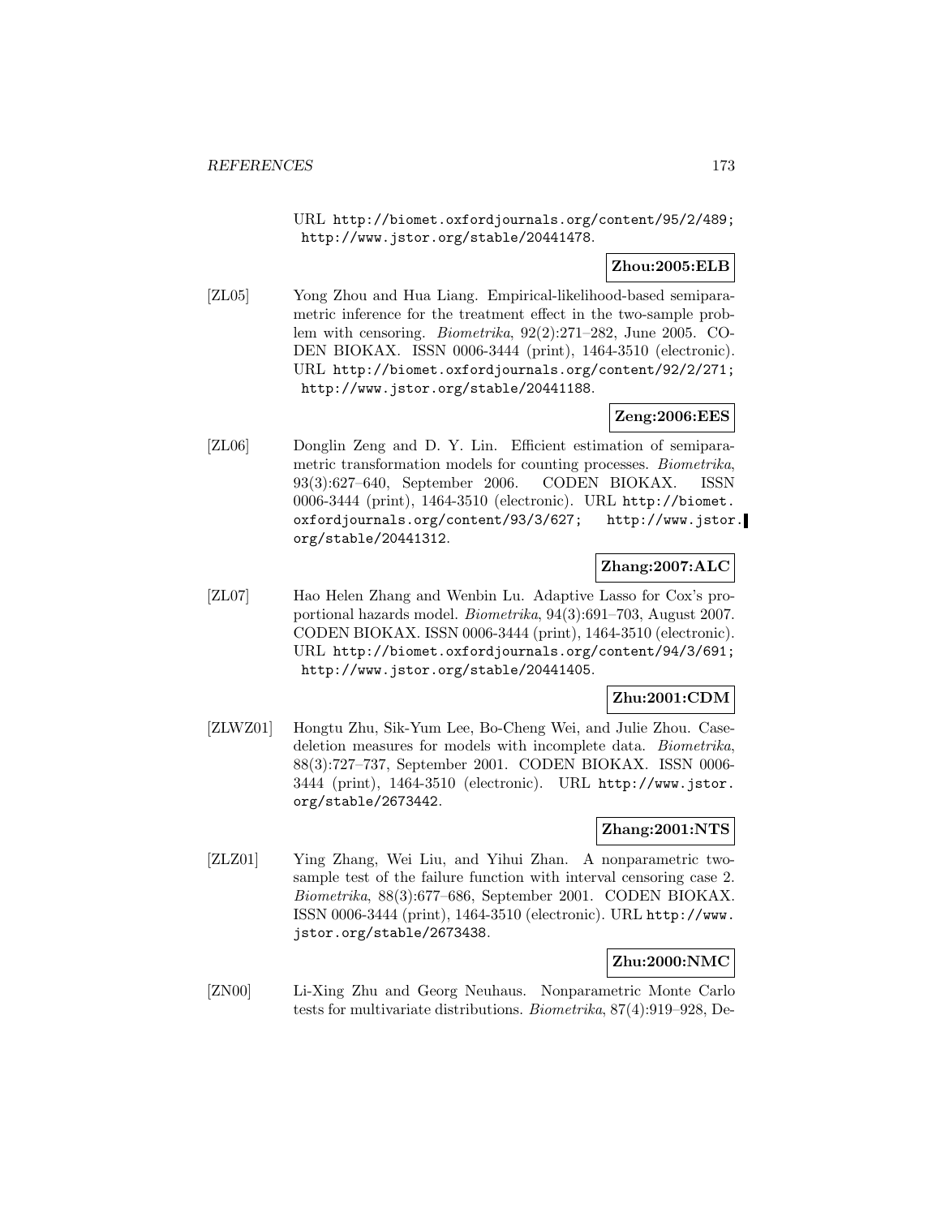URL http://biomet.oxfordjournals.org/content/95/2/489; http://www.jstor.org/stable/20441478.

**Zhou:2005:ELB**

[ZL05] Yong Zhou and Hua Liang. Empirical-likelihood-based semiparametric inference for the treatment effect in the two-sample problem with censoring. *Biometrika*, 92(2):271–282, June 2005. CODEN BIOKAX. ISSN 0006-3444 (print), 1464-3510 (electronic). URL http://biomet.oxfordjournals.org/content/92/2/271; http://www.jstor.org/stable/20441188.

**Zeng:2006:EES**

[ZL06] Donglin Zeng and D. Y. Lin. Efficient estimation of semiparametric transformation models for counting processes. *Biometrika*, 93(3):627–640, September 2006. CODEN BIOKAX. ISSN 0006-3444 (print), 1464-3510 (electronic). URL http://biomet.oxfordjournals.org/content/93/3/627; http://www.jstor.org/stable/20441312.

**Zhang:2007:ALC**

[ZL07] Hao Helen Zhang and Wenbin Lu. Adaptive Lasso for Cox's proportional hazards model. *Biometrika*, 94(3):691–703, August 2007. CODEN BIOKAX. ISSN 0006-3444 (print), 1464-3510 (electronic). URL http://biomet.oxfordjournals.org/content/94/3/691; http://www.jstor.org/stable/20441405.

**Zhu:2001:CDM**

[ZLWZ01] Hongtu Zhu, Sik-Yum Lee, Bo-Cheng Wei, and Julie Zhou. Case-deletion measures for models with incomplete data. *Biometrika*, 88(3):727–737, September 2001. CODEN BIOKAX. ISSN 0006-3444 (print), 1464-3510 (electronic). URL http://www.jstor.org/stable/2673442.

**Zhang:2001:NTS**

[ZLZ01] Ying Zhang, Wei Liu, and Yihui Zhan. A nonparametric two-sample test of the failure function with interval censoring case 2. *Biometrika*, 88(3):677–686, September 2001. CODEN BIOKAX. ISSN 0006-3444 (print), 1464-3510 (electronic). URL http://www.jstor.org/stable/2673438.

**Zhu:2000:NMC**

[ZN00] Li-Xing Zhu and Georg Neuhaus. Nonparametric Monte Carlo tests for multivariate distributions. *Biometrika*, 87(4):919–928, De-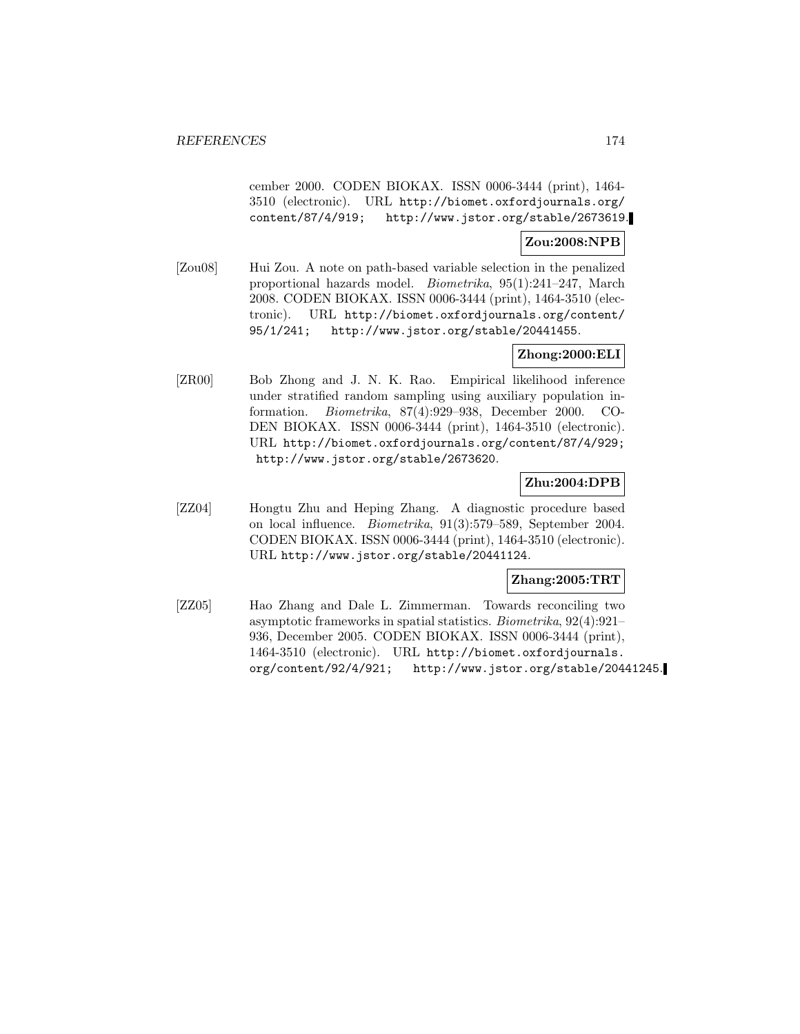cember 2000. CODEN BIOKAX. ISSN 0006-3444 (print), 1464-3510 (electronic). URL http://biomet.oxfordjournals.org/content/87/4/919; http://www.jstor.org/stable/2673619.

**Zou:2008:NPB**

[Zou08] Hui Zou. A note on path-based variable selection in the penalized proportional hazards model. *Biometrika*, 95(1):241–247, March 2008. CODEN BIOKAX. ISSN 0006-3444 (print), 1464-3510 (electronic). URL http://biomet.oxfordjournals.org/content/95/1/241; http://www.jstor.org/stable/20441455.

**Zhong:2000:ELI**

[ZR00] Bob Zhong and J. N. K. Rao. Empirical likelihood inference under stratified random sampling using auxiliary population information. *Biometrika*, 87(4):929–938, December 2000. CODEN BIOKAX. ISSN 0006-3444 (print), 1464-3510 (electronic). URL http://biomet.oxfordjournals.org/content/87/4/929; http://www.jstor.org/stable/2673620.

**Zhu:2004:DPB**

[ZZ04] Hongtu Zhu and Heping Zhang. A diagnostic procedure based on local influence. *Biometrika*, 91(3):579–589, September 2004. CODEN BIOKAX. ISSN 0006-3444 (print), 1464-3510 (electronic). URL http://www.jstor.org/stable/20441124.

**Zhang:2005:TRT**

[ZZ05] Hao Zhang and Dale L. Zimmerman. Towards reconciling two asymptotic frameworks in spatial statistics. *Biometrika*, 92(4):921–936, December 2005. CODEN BIOKAX. ISSN 0006-3444 (print), 1464-3510 (electronic). URL http://biomet.oxfordjournals.org/content/92/4/921; http://www.jstor.org/stable/20441245.